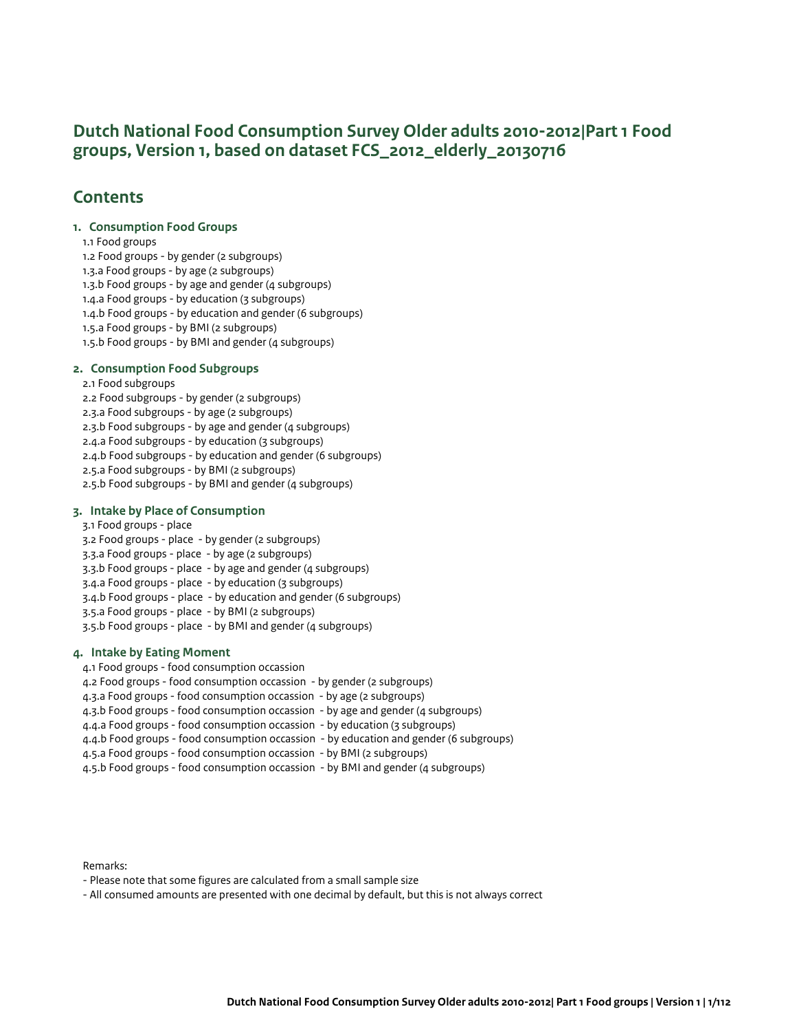# Dutch National Food Consumption Survey Older adults 2010-2012|Part 1 Food groups, Version 1, based on dataset FCS_2012_elderly_20130716

## Contents

### 1. Consumption Food Groups

1.1 Food groups
1.2 Food groups - by gender (2 subgroups)
1.3.a Food groups - by age (2 subgroups)
1.3.b Food groups - by age and gender (4 subgroups)
1.4.a Food groups - by education (3 subgroups)
1.4.b Food groups - by education and gender (6 subgroups)
1.5.a Food groups - by BMI (2 subgroups)
1.5.b Food groups - by BMI and gender (4 subgroups)

### 2. Consumption Food Subgroups

2.1 Food subgroups
2.2 Food subgroups - by gender (2 subgroups)
2.3.a Food subgroups - by age (2 subgroups)
2.3.b Food subgroups - by age and gender (4 subgroups)
2.4.a Food subgroups - by education (3 subgroups)
2.4.b Food subgroups - by education and gender (6 subgroups)
2.5.a Food subgroups - by BMI (2 subgroups)
2.5.b Food subgroups - by BMI and gender (4 subgroups)

### 3. Intake by Place of Consumption

3.1 Food groups - place
3.2 Food groups - place - by gender (2 subgroups)
3.3.a Food groups - place - by age (2 subgroups)
3.3.b Food groups - place - by age and gender (4 subgroups)
3.4.a Food groups - place - by education (3 subgroups)
3.4.b Food groups - place - by education and gender (6 subgroups)
3.5.a Food groups - place - by BMI (2 subgroups)
3.5.b Food groups - place - by BMI and gender (4 subgroups)

### 4. Intake by Eating Moment

4.1 Food groups - food consumption occassion
4.2 Food groups - food consumption occassion - by gender (2 subgroups)
4.3.a Food groups - food consumption occassion - by age (2 subgroups)
4.3.b Food groups - food consumption occassion - by age and gender (4 subgroups)
4.4.a Food groups - food consumption occassion - by education (3 subgroups)
4.4.b Food groups - food consumption occassion - by education and gender (6 subgroups)
4.5.a Food groups - food consumption occassion - by BMI (2 subgroups)
4.5.b Food groups - food consumption occassion - by BMI and gender (4 subgroups)

Remarks:

- Please note that some figures are calculated from a small sample size
- All consumed amounts are presented with one decimal by default, but this is not always correct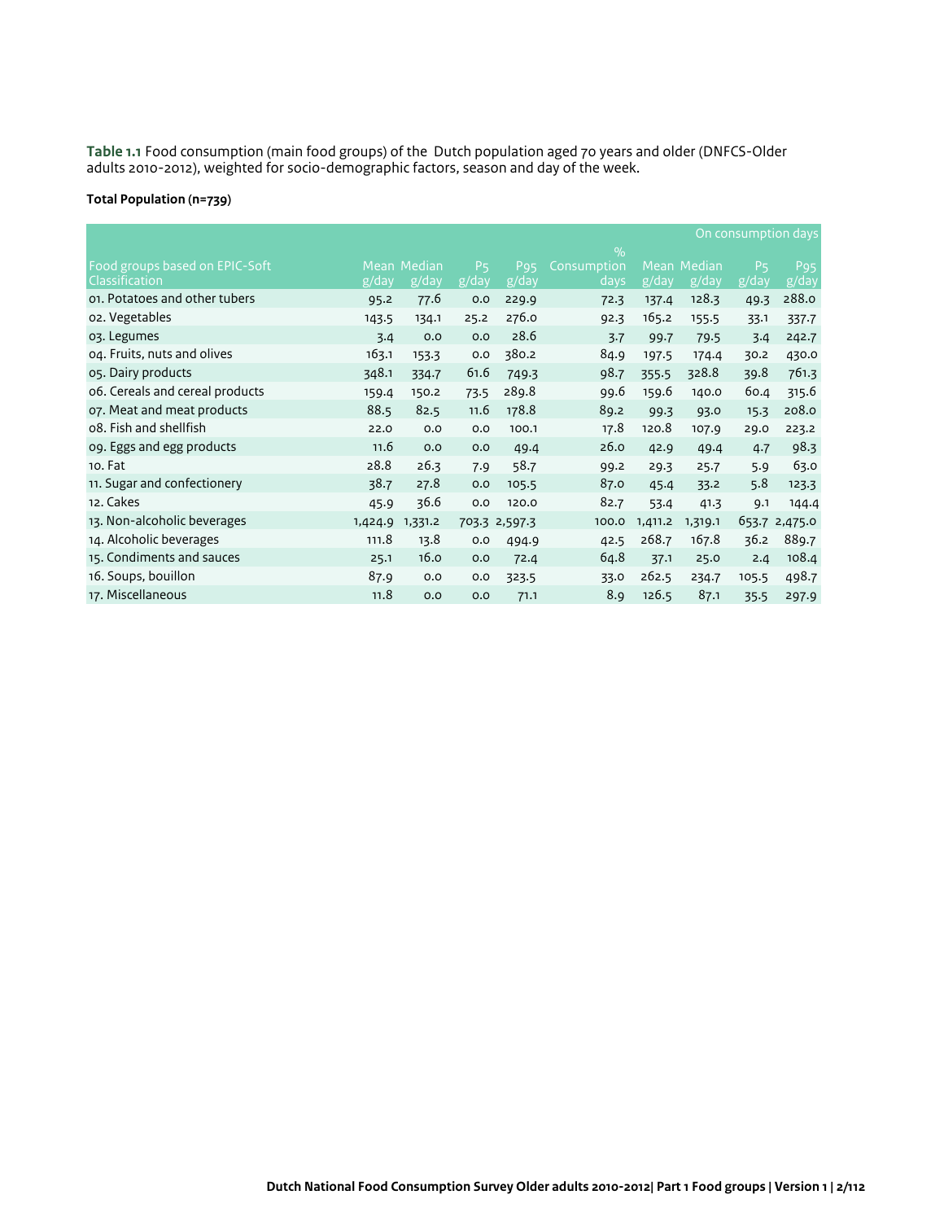**Table 1.1** Food consumption (main food groups) of the Dutch population aged 70 years and older (DNFCS-Older adults 2010-2012), weighted for socio-demographic factors, season and day of the week.

**Total Population (n=739)**

| | | | | | | On consumption days | | | |
|---|---|---|---|---|---|---|---|---|---|
| Food groups based on EPIC-Soft Classification | Mean g/day | Median g/day | P5 g/day | P95 g/day | % Consumption days | Mean g/day | Median g/day | P5 g/day | P95 g/day |
| 01. Potatoes and other tubers | 95.2 | 77.6 | 0.0 | 229.9 | 72.3 | 137.4 | 128.3 | 49.3 | 288.0 |
| 02. Vegetables | 143.5 | 134.1 | 25.2 | 276.0 | 92.3 | 165.2 | 155.5 | 33.1 | 337.7 |
| 03. Legumes | 3.4 | 0.0 | 0.0 | 28.6 | 3.7 | 99.7 | 79.5 | 3.4 | 242.7 |
| 04. Fruits, nuts and olives | 163.1 | 153.3 | 0.0 | 380.2 | 84.9 | 197.5 | 174.4 | 30.2 | 430.0 |
| 05. Dairy products | 348.1 | 334.7 | 61.6 | 749.3 | 98.7 | 355.5 | 328.8 | 39.8 | 761.3 |
| 06. Cereals and cereal products | 159.4 | 150.2 | 73.5 | 289.8 | 99.6 | 159.6 | 140.0 | 60.4 | 315.6 |
| 07. Meat and meat products | 88.5 | 82.5 | 11.6 | 178.8 | 89.2 | 99.3 | 93.0 | 15.3 | 208.0 |
| 08. Fish and shellfish | 22.0 | 0.0 | 0.0 | 100.1 | 17.8 | 120.8 | 107.9 | 29.0 | 223.2 |
| 09. Eggs and egg products | 11.6 | 0.0 | 0.0 | 49.4 | 26.0 | 42.9 | 49.4 | 4.7 | 98.3 |
| 10. Fat | 28.8 | 26.3 | 7.9 | 58.7 | 99.2 | 29.3 | 25.7 | 5.9 | 63.0 |
| 11. Sugar and confectionery | 38.7 | 27.8 | 0.0 | 105.5 | 87.0 | 45.4 | 33.2 | 5.8 | 123.3 |
| 12. Cakes | 45.9 | 36.6 | 0.0 | 120.0 | 82.7 | 53.4 | 41.3 | 9.1 | 144.4 |
| 13. Non-alcoholic beverages | 1,424.9 | 1,331.2 | 703.3 | 2,597.3 | 100.0 | 1,411.2 | 1,319.1 | 653.7 | 2,475.0 |
| 14. Alcoholic beverages | 111.8 | 13.8 | 0.0 | 494.9 | 42.5 | 268.7 | 167.8 | 36.2 | 889.7 |
| 15. Condiments and sauces | 25.1 | 16.0 | 0.0 | 72.4 | 64.8 | 37.1 | 25.0 | 2.4 | 108.4 |
| 16. Soups, bouillon | 87.9 | 0.0 | 0.0 | 323.5 | 33.0 | 262.5 | 234.7 | 105.5 | 498.7 |
| 17. Miscellaneous | 11.8 | 0.0 | 0.0 | 71.1 | 8.9 | 126.5 | 87.1 | 35.5 | 297.9 |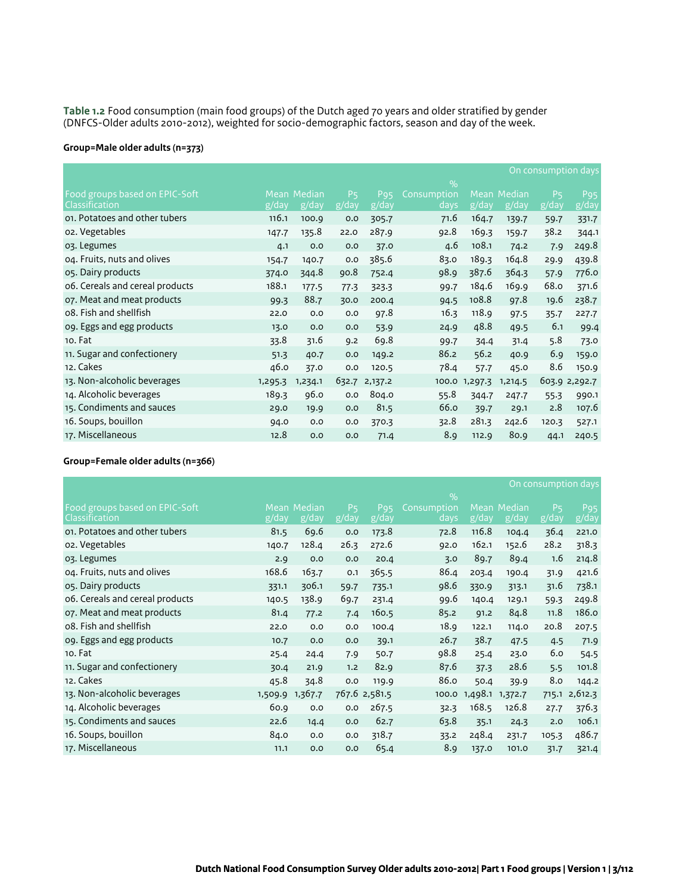**Table 1.2** Food consumption (main food groups) of the Dutch aged 70 years and older stratified by gender (DNFCS-Older adults 2010-2012), weighted for socio-demographic factors, season and day of the week.

**Group=Male older adults (n=373)**

| Food groups based on EPIC-Soft Classification | Mean g/day | Median g/day | P5 g/day | P95 g/day | % Consumption days | On consumption days Mean g/day | Median g/day | P5 g/day | P95 g/day |
|---|---|---|---|---|---|---|---|---|---|
| 01. Potatoes and other tubers | 116.1 | 100.9 | 0.0 | 305.7 | 71.6 | 164.7 | 139.7 | 59.7 | 331.7 |
| 02. Vegetables | 147.7 | 135.8 | 22.0 | 287.9 | 92.8 | 169.3 | 159.7 | 38.2 | 344.1 |
| 03. Legumes | 4.1 | 0.0 | 0.0 | 37.0 | 4.6 | 108.1 | 74.2 | 7.9 | 249.8 |
| 04. Fruits, nuts and olives | 154.7 | 140.7 | 0.0 | 385.6 | 83.0 | 189.3 | 164.8 | 29.9 | 439.8 |
| 05. Dairy products | 374.0 | 344.8 | 90.8 | 752.4 | 98.9 | 387.6 | 364.3 | 57.9 | 776.0 |
| 06. Cereals and cereal products | 188.1 | 177.5 | 77.3 | 323.3 | 99.7 | 184.6 | 169.9 | 68.0 | 371.6 |
| 07. Meat and meat products | 99.3 | 88.7 | 30.0 | 200.4 | 94.5 | 108.8 | 97.8 | 19.6 | 238.7 |
| 08. Fish and shellfish | 22.0 | 0.0 | 0.0 | 97.8 | 16.3 | 118.9 | 97.5 | 35.7 | 227.7 |
| 09. Eggs and egg products | 13.0 | 0.0 | 0.0 | 53.9 | 24.9 | 48.8 | 49.5 | 6.1 | 99.4 |
| 10. Fat | 33.8 | 31.6 | 9.2 | 69.8 | 99.7 | 34.4 | 31.4 | 5.8 | 73.0 |
| 11. Sugar and confectionery | 51.3 | 40.7 | 0.0 | 149.2 | 86.2 | 56.2 | 40.9 | 6.9 | 159.0 |
| 12. Cakes | 46.0 | 37.0 | 0.0 | 120.5 | 78.4 | 57.7 | 45.0 | 8.6 | 150.9 |
| 13. Non-alcoholic beverages | 1,295.3 | 1,234.1 | 632.7 | 2,137.2 | 100.0 | 1,297.3 | 1,214.5 | 603.9 | 2,292.7 |
| 14. Alcoholic beverages | 189.3 | 96.0 | 0.0 | 804.0 | 55.8 | 344.7 | 247.7 | 55.3 | 990.1 |
| 15. Condiments and sauces | 29.0 | 19.9 | 0.0 | 81.5 | 66.0 | 39.7 | 29.1 | 2.8 | 107.6 |
| 16. Soups, bouillon | 94.0 | 0.0 | 0.0 | 370.3 | 32.8 | 281.3 | 242.6 | 120.3 | 527.1 |
| 17. Miscellaneous | 12.8 | 0.0 | 0.0 | 71.4 | 8.9 | 112.9 | 80.9 | 44.1 | 240.5 |

**Group=Female older adults (n=366)**

| Food groups based on EPIC-Soft Classification | Mean g/day | Median g/day | P5 g/day | P95 g/day | % Consumption days | On consumption days Mean g/day | Median g/day | P5 g/day | P95 g/day |
|---|---|---|---|---|---|---|---|---|---|
| 01. Potatoes and other tubers | 81.5 | 69.6 | 0.0 | 173.8 | 72.8 | 116.8 | 104.4 | 36.4 | 221.0 |
| 02. Vegetables | 140.7 | 128.4 | 26.3 | 272.6 | 92.0 | 162.1 | 152.6 | 28.2 | 318.3 |
| 03. Legumes | 2.9 | 0.0 | 0.0 | 20.4 | 3.0 | 89.7 | 89.4 | 1.6 | 214.8 |
| 04. Fruits, nuts and olives | 168.6 | 163.7 | 0.1 | 365.5 | 86.4 | 203.4 | 190.4 | 31.9 | 421.6 |
| 05. Dairy products | 331.1 | 306.1 | 59.7 | 735.1 | 98.6 | 330.9 | 313.1 | 31.6 | 738.1 |
| 06. Cereals and cereal products | 140.5 | 138.9 | 69.7 | 231.4 | 99.6 | 140.4 | 129.1 | 59.3 | 249.8 |
| 07. Meat and meat products | 81.4 | 77.2 | 7.4 | 160.5 | 85.2 | 91.2 | 84.8 | 11.8 | 186.0 |
| 08. Fish and shellfish | 22.0 | 0.0 | 0.0 | 100.4 | 18.9 | 122.1 | 114.0 | 20.8 | 207.5 |
| 09. Eggs and egg products | 10.7 | 0.0 | 0.0 | 39.1 | 26.7 | 38.7 | 47.5 | 4.5 | 71.9 |
| 10. Fat | 25.4 | 24.4 | 7.9 | 50.7 | 98.8 | 25.4 | 23.0 | 6.0 | 54.5 |
| 11. Sugar and confectionery | 30.4 | 21.9 | 1.2 | 82.9 | 87.6 | 37.3 | 28.6 | 5.5 | 101.8 |
| 12. Cakes | 45.8 | 34.8 | 0.0 | 119.9 | 86.0 | 50.4 | 39.9 | 8.0 | 144.2 |
| 13. Non-alcoholic beverages | 1,509.9 | 1,367.7 | 767.6 | 2,581.5 | 100.0 | 1,498.1 | 1,372.7 | 715.1 | 2,612.3 |
| 14. Alcoholic beverages | 60.9 | 0.0 | 0.0 | 267.5 | 32.3 | 168.5 | 126.8 | 27.7 | 376.3 |
| 15. Condiments and sauces | 22.6 | 14.4 | 0.0 | 62.7 | 63.8 | 35.1 | 24.3 | 2.0 | 106.1 |
| 16. Soups, bouillon | 84.0 | 0.0 | 0.0 | 318.7 | 33.2 | 248.4 | 231.7 | 105.3 | 486.7 |
| 17. Miscellaneous | 11.1 | 0.0 | 0.0 | 65.4 | 8.9 | 137.0 | 101.0 | 31.7 | 321.4 |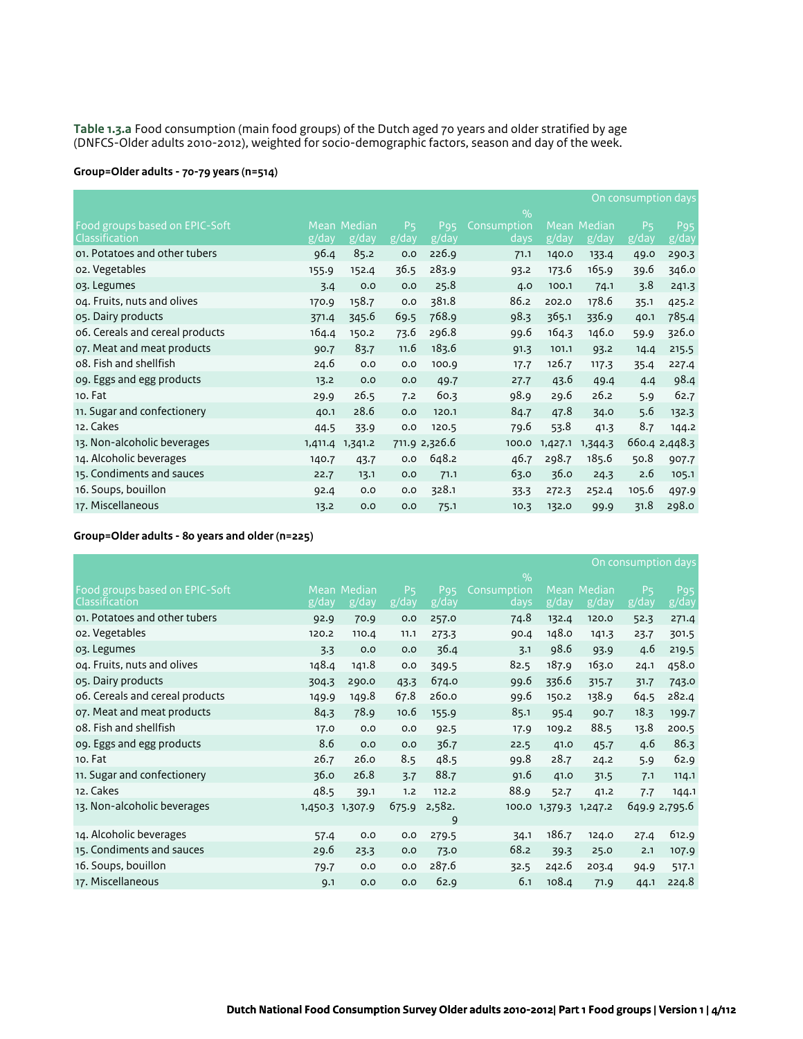**Table 1.3.a** Food consumption (main food groups) of the Dutch aged 70 years and older stratified by age (DNFCS-Older adults 2010-2012), weighted for socio-demographic factors, season and day of the week.

**Group=Older adults - 70-79 years (n=514)**

| | | | | | | On consumption days | | | |
|---|---|---|---|---|---|---|---|---|---|
| Food groups based on EPIC-Soft Classification | Mean g/day | Median g/day | P5 g/day | P95 g/day | % Consumption days | Mean g/day | Median g/day | P5 g/day | P95 g/day |
| 01. Potatoes and other tubers | 96.4 | 85.2 | 0.0 | 226.9 | 71.1 | 140.0 | 133.4 | 49.0 | 290.3 |
| 02. Vegetables | 155.9 | 152.4 | 36.5 | 283.9 | 93.2 | 173.6 | 165.9 | 39.6 | 346.0 |
| 03. Legumes | 3.4 | 0.0 | 0.0 | 25.8 | 4.0 | 100.1 | 74.1 | 3.8 | 241.3 |
| 04. Fruits, nuts and olives | 170.9 | 158.7 | 0.0 | 381.8 | 86.2 | 202.0 | 178.6 | 35.1 | 425.2 |
| 05. Dairy products | 371.4 | 345.6 | 69.5 | 768.9 | 98.3 | 365.1 | 336.9 | 40.1 | 785.4 |
| 06. Cereals and cereal products | 164.4 | 150.2 | 73.6 | 296.8 | 99.6 | 164.3 | 146.0 | 59.9 | 326.0 |
| 07. Meat and meat products | 90.7 | 83.7 | 11.6 | 183.6 | 91.3 | 101.1 | 93.2 | 14.4 | 215.5 |
| 08. Fish and shellfish | 24.6 | 0.0 | 0.0 | 100.9 | 17.7 | 126.7 | 117.3 | 35.4 | 227.4 |
| 09. Eggs and egg products | 13.2 | 0.0 | 0.0 | 49.7 | 27.7 | 43.6 | 49.4 | 4.4 | 98.4 |
| 10. Fat | 29.9 | 26.5 | 7.2 | 60.3 | 98.9 | 29.6 | 26.2 | 5.9 | 62.7 |
| 11. Sugar and confectionery | 40.1 | 28.6 | 0.0 | 120.1 | 84.7 | 47.8 | 34.0 | 5.6 | 132.3 |
| 12. Cakes | 44.5 | 33.9 | 0.0 | 120.5 | 79.6 | 53.8 | 41.3 | 8.7 | 144.2 |
| 13. Non-alcoholic beverages | 1,411.4 | 1,341.2 | 711.9 | 2,326.6 | 100.0 | 1,427.1 | 1,344.3 | 660.4 | 2,448.3 |
| 14. Alcoholic beverages | 140.7 | 43.7 | 0.0 | 648.2 | 46.7 | 298.7 | 185.6 | 50.8 | 907.7 |
| 15. Condiments and sauces | 22.7 | 13.1 | 0.0 | 71.1 | 63.0 | 36.0 | 24.3 | 2.6 | 105.1 |
| 16. Soups, bouillon | 92.4 | 0.0 | 0.0 | 328.1 | 33.3 | 272.3 | 252.4 | 105.6 | 497.9 |
| 17. Miscellaneous | 13.2 | 0.0 | 0.0 | 75.1 | 10.3 | 132.0 | 99.9 | 31.8 | 298.0 |

**Group=Older adults - 80 years and older (n=225)**

| | | | | | | On consumption days | | | |
|---|---|---|---|---|---|---|---|---|---|
| Food groups based on EPIC-Soft Classification | Mean g/day | Median g/day | P5 g/day | P95 g/day | % Consumption days | Mean g/day | Median g/day | P5 g/day | P95 g/day |
| 01. Potatoes and other tubers | 92.9 | 70.9 | 0.0 | 257.0 | 74.8 | 132.4 | 120.0 | 52.3 | 271.4 |
| 02. Vegetables | 120.2 | 110.4 | 11.1 | 273.3 | 90.4 | 148.0 | 141.3 | 23.7 | 301.5 |
| 03. Legumes | 3.3 | 0.0 | 0.0 | 36.4 | 3.1 | 98.6 | 93.9 | 4.6 | 219.5 |
| 04. Fruits, nuts and olives | 148.4 | 141.8 | 0.0 | 349.5 | 82.5 | 187.9 | 163.0 | 24.1 | 458.0 |
| 05. Dairy products | 304.3 | 290.0 | 43.3 | 674.0 | 99.6 | 336.6 | 315.7 | 31.7 | 743.0 |
| 06. Cereals and cereal products | 149.9 | 149.8 | 67.8 | 260.0 | 99.6 | 150.2 | 138.9 | 64.5 | 282.4 |
| 07. Meat and meat products | 84.3 | 78.9 | 10.6 | 155.9 | 85.1 | 95.4 | 90.7 | 18.3 | 199.7 |
| 08. Fish and shellfish | 17.0 | 0.0 | 0.0 | 92.5 | 17.9 | 109.2 | 88.5 | 13.8 | 200.5 |
| 09. Eggs and egg products | 8.6 | 0.0 | 0.0 | 36.7 | 22.5 | 41.0 | 45.7 | 4.6 | 86.3 |
| 10. Fat | 26.7 | 26.0 | 8.5 | 48.5 | 99.8 | 28.7 | 24.2 | 5.9 | 62.9 |
| 11. Sugar and confectionery | 36.0 | 26.8 | 3.7 | 88.7 | 91.6 | 41.0 | 31.5 | 7.1 | 114.1 |
| 12. Cakes | 48.5 | 39.1 | 1.2 | 112.2 | 88.9 | 52.7 | 41.2 | 7.7 | 144.1 |
| 13. Non-alcoholic beverages | 1,450.3 | 1,307.9 | 675.9 | 2,582.9 | 100.0 | 1,379.3 | 1,247.2 | 649.9 | 2,795.6 |
| 14. Alcoholic beverages | 57.4 | 0.0 | 0.0 | 279.5 | 34.1 | 186.7 | 124.0 | 27.4 | 612.9 |
| 15. Condiments and sauces | 29.6 | 23.3 | 0.0 | 73.0 | 68.2 | 39.3 | 25.0 | 2.1 | 107.9 |
| 16. Soups, bouillon | 79.7 | 0.0 | 0.0 | 287.6 | 32.5 | 242.6 | 203.4 | 94.9 | 517.1 |
| 17. Miscellaneous | 9.1 | 0.0 | 0.0 | 62.9 | 6.1 | 108.4 | 71.9 | 44.1 | 224.8 |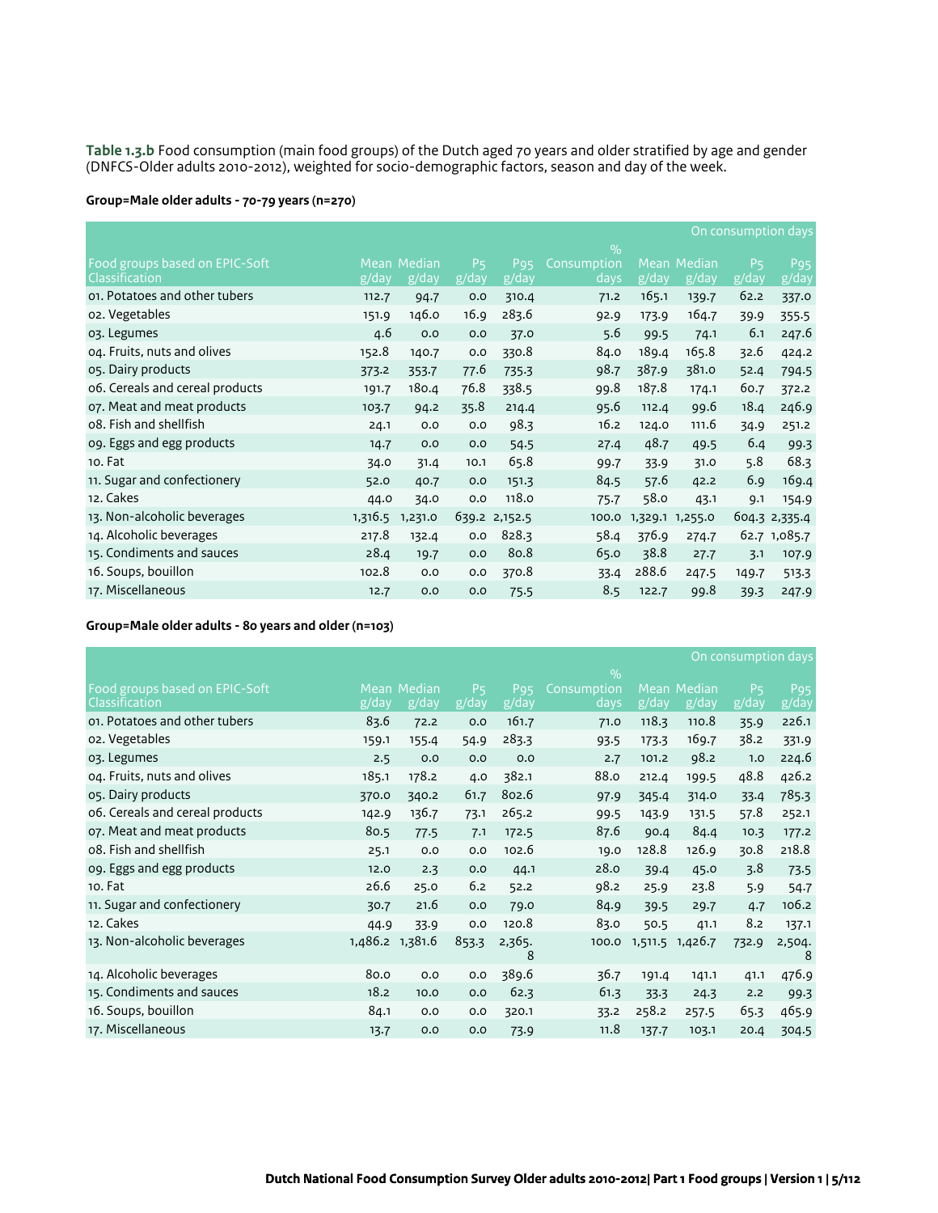**Table 1.3.b** Food consumption (main food groups) of the Dutch aged 70 years and older stratified by age and gender (DNFCS-Older adults 2010-2012), weighted for socio-demographic factors, season and day of the week.

**Group=Male older adults - 70-79 years (n=270)**

| | | | | | | On consumption days | | | |
|---|---|---|---|---|---|---|---|---|---|
| Food groups based on EPIC-Soft Classification | Mean g/day | Median g/day | P5 g/day | P95 g/day | % Consumption days | Mean g/day | Median g/day | P5 g/day | P95 g/day |
| 01. Potatoes and other tubers | 112.7 | 94.7 | 0.0 | 310.4 | 71.2 | 165.1 | 139.7 | 62.2 | 337.0 |
| 02. Vegetables | 151.9 | 146.0 | 16.9 | 283.6 | 92.9 | 173.9 | 164.7 | 39.9 | 355.5 |
| 03. Legumes | 4.6 | 0.0 | 0.0 | 37.0 | 5.6 | 99.5 | 74.1 | 6.1 | 247.6 |
| 04. Fruits, nuts and olives | 152.8 | 140.7 | 0.0 | 330.8 | 84.0 | 189.4 | 165.8 | 32.6 | 424.2 |
| 05. Dairy products | 373.2 | 353.7 | 77.6 | 735.3 | 98.7 | 387.9 | 381.0 | 52.4 | 794.5 |
| 06. Cereals and cereal products | 191.7 | 180.4 | 76.8 | 338.5 | 99.8 | 187.8 | 174.1 | 60.7 | 372.2 |
| 07. Meat and meat products | 103.7 | 94.2 | 35.8 | 214.4 | 95.6 | 112.4 | 99.6 | 18.4 | 246.9 |
| 08. Fish and shellfish | 24.1 | 0.0 | 0.0 | 98.3 | 16.2 | 124.0 | 111.6 | 34.9 | 251.2 |
| 09. Eggs and egg products | 14.7 | 0.0 | 0.0 | 54.5 | 27.4 | 48.7 | 49.5 | 6.4 | 99.3 |
| 10. Fat | 34.0 | 31.4 | 10.1 | 65.8 | 99.7 | 33.9 | 31.0 | 5.8 | 68.3 |
| 11. Sugar and confectionery | 52.0 | 40.7 | 0.0 | 151.3 | 84.5 | 57.6 | 42.2 | 6.9 | 169.4 |
| 12. Cakes | 44.0 | 34.0 | 0.0 | 118.0 | 75.7 | 58.0 | 43.1 | 9.1 | 154.9 |
| 13. Non-alcoholic beverages | 1,316.5 | 1,231.0 | 639.2 | 2,152.5 | 100.0 | 1,329.1 | 1,255.0 | 604.3 | 2,335.4 |
| 14. Alcoholic beverages | 217.8 | 132.4 | 0.0 | 828.3 | 58.4 | 376.9 | 274.7 | 62.7 | 1,085.7 |
| 15. Condiments and sauces | 28.4 | 19.7 | 0.0 | 80.8 | 65.0 | 38.8 | 27.7 | 3.1 | 107.9 |
| 16. Soups, bouillon | 102.8 | 0.0 | 0.0 | 370.8 | 33.4 | 288.6 | 247.5 | 149.7 | 513.3 |
| 17. Miscellaneous | 12.7 | 0.0 | 0.0 | 75.5 | 8.5 | 122.7 | 99.8 | 39.3 | 247.9 |

**Group=Male older adults - 80 years and older (n=103)**

| | | | | | | On consumption days | | | |
|---|---|---|---|---|---|---|---|---|---|
| Food groups based on EPIC-Soft Classification | Mean g/day | Median g/day | P5 g/day | P95 g/day | % Consumption days | Mean g/day | Median g/day | P5 g/day | P95 g/day |
| 01. Potatoes and other tubers | 83.6 | 72.2 | 0.0 | 161.7 | 71.0 | 118.3 | 110.8 | 35.9 | 226.1 |
| 02. Vegetables | 159.1 | 155.4 | 54.9 | 283.3 | 93.5 | 173.3 | 169.7 | 38.2 | 331.9 |
| 03. Legumes | 2.5 | 0.0 | 0.0 | 0.0 | 2.7 | 101.2 | 98.2 | 1.0 | 224.6 |
| 04. Fruits, nuts and olives | 185.1 | 178.2 | 4.0 | 382.1 | 88.0 | 212.4 | 199.5 | 48.8 | 426.2 |
| 05. Dairy products | 370.0 | 340.2 | 61.7 | 802.6 | 97.9 | 345.4 | 314.0 | 33.4 | 785.3 |
| 06. Cereals and cereal products | 142.9 | 136.7 | 73.1 | 265.2 | 99.5 | 143.9 | 131.5 | 57.8 | 252.1 |
| 07. Meat and meat products | 80.5 | 77.5 | 7.1 | 172.5 | 87.6 | 90.4 | 84.4 | 10.3 | 177.2 |
| 08. Fish and shellfish | 25.1 | 0.0 | 0.0 | 102.6 | 19.0 | 128.8 | 126.9 | 30.8 | 218.8 |
| 09. Eggs and egg products | 12.0 | 2.3 | 0.0 | 44.1 | 28.0 | 39.4 | 45.0 | 3.8 | 73.5 |
| 10. Fat | 26.6 | 25.0 | 6.2 | 52.2 | 98.2 | 25.9 | 23.8 | 5.9 | 54.7 |
| 11. Sugar and confectionery | 30.7 | 21.6 | 0.0 | 79.0 | 84.9 | 39.5 | 29.7 | 4.7 | 106.2 |
| 12. Cakes | 44.9 | 33.9 | 0.0 | 120.8 | 83.0 | 50.5 | 41.1 | 8.2 | 137.1 |
| 13. Non-alcoholic beverages | 1,486.2 | 1,381.6 | 853.3 | 2,365.8 | 100.0 | 1,511.5 | 1,426.7 | 732.9 | 2,504.8 |
| 14. Alcoholic beverages | 80.0 | 0.0 | 0.0 | 389.6 | 36.7 | 191.4 | 141.1 | 41.1 | 476.9 |
| 15. Condiments and sauces | 18.2 | 10.0 | 0.0 | 62.3 | 61.3 | 33.3 | 24.3 | 2.2 | 99.3 |
| 16. Soups, bouillon | 84.1 | 0.0 | 0.0 | 320.1 | 33.2 | 258.2 | 257.5 | 65.3 | 465.9 |
| 17. Miscellaneous | 13.7 | 0.0 | 0.0 | 73.9 | 11.8 | 137.7 | 103.1 | 20.4 | 304.5 |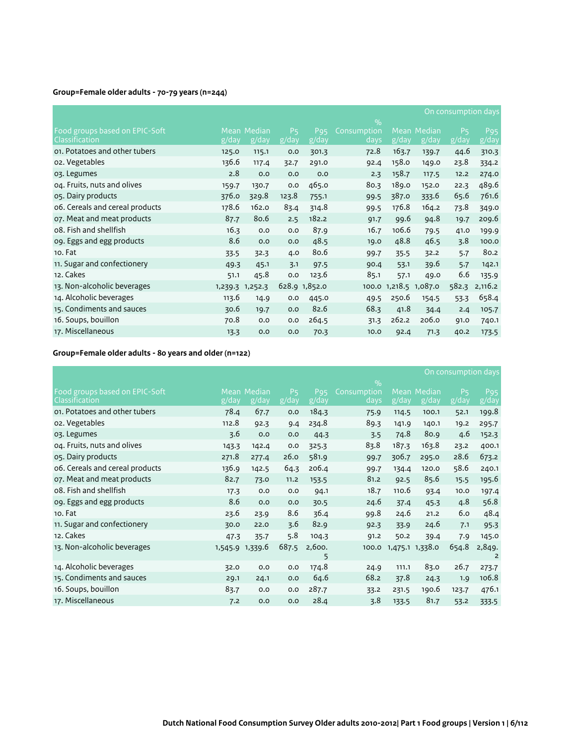**Group=Female older adults - 70-79 years (n=244)**

| Food groups based on EPIC-Soft Classification | Mean g/day | Median g/day | P5 g/day | P95 g/day | % Consumption days | On consumption days Mean g/day | Median g/day | P5 g/day | P95 g/day |
|---|---|---|---|---|---|---|---|---|---|
| 01. Potatoes and other tubers | 125.0 | 115.1 | 0.0 | 301.3 | 72.8 | 163.7 | 139.7 | 44.6 | 310.3 |
| 02. Vegetables | 136.6 | 117.4 | 32.7 | 291.0 | 92.4 | 158.0 | 149.0 | 23.8 | 334.2 |
| 03. Legumes | 2.8 | 0.0 | 0.0 | 0.0 | 2.3 | 158.7 | 117.5 | 12.2 | 274.0 |
| 04. Fruits, nuts and olives | 159.7 | 130.7 | 0.0 | 465.0 | 80.3 | 189.0 | 152.0 | 22.3 | 489.6 |
| 05. Dairy products | 376.0 | 329.8 | 123.8 | 755.1 | 99.5 | 387.0 | 333.6 | 65.6 | 761.6 |
| 06. Cereals and cereal products | 178.6 | 162.0 | 83.4 | 314.8 | 99.5 | 176.8 | 164.2 | 73.8 | 349.0 |
| 07. Meat and meat products | 87.7 | 80.6 | 2.5 | 182.2 | 91.7 | 99.6 | 94.8 | 19.7 | 209.6 |
| 08. Fish and shellfish | 16.3 | 0.0 | 0.0 | 87.9 | 16.7 | 106.6 | 79.5 | 41.0 | 199.9 |
| 09. Eggs and egg products | 8.6 | 0.0 | 0.0 | 48.5 | 19.0 | 48.8 | 46.5 | 3.8 | 100.0 |
| 10. Fat | 33.5 | 32.3 | 4.0 | 80.6 | 99.7 | 35.5 | 32.2 | 5.7 | 80.2 |
| 11. Sugar and confectionery | 49.3 | 45.1 | 3.1 | 97.5 | 90.4 | 53.1 | 39.6 | 5.7 | 142.1 |
| 12. Cakes | 51.1 | 45.8 | 0.0 | 123.6 | 85.1 | 57.1 | 49.0 | 6.6 | 135.9 |
| 13. Non-alcoholic beverages | 1,239.3 | 1,252.3 | 628.9 | 1,852.0 | 100.0 | 1,218.5 | 1,087.0 | 582.3 | 2,116.2 |
| 14. Alcoholic beverages | 113.6 | 14.9 | 0.0 | 445.0 | 49.5 | 250.6 | 154.5 | 53.3 | 658.4 |
| 15. Condiments and sauces | 30.6 | 19.7 | 0.0 | 82.6 | 68.3 | 41.8 | 34.4 | 2.4 | 105.7 |
| 16. Soups, bouillon | 70.8 | 0.0 | 0.0 | 264.5 | 31.3 | 262.2 | 206.0 | 91.0 | 740.1 |
| 17. Miscellaneous | 13.3 | 0.0 | 0.0 | 70.3 | 10.0 | 92.4 | 71.3 | 40.2 | 173.5 |

**Group=Female older adults - 80 years and older (n=122)**

| Food groups based on EPIC-Soft Classification | Mean g/day | Median g/day | P5 g/day | P95 g/day | % Consumption days | On consumption days Mean g/day | Median g/day | P5 g/day | P95 g/day |
|---|---|---|---|---|---|---|---|---|---|
| 01. Potatoes and other tubers | 78.4 | 67.7 | 0.0 | 184.3 | 75.9 | 114.5 | 100.1 | 52.1 | 199.8 |
| 02. Vegetables | 112.8 | 92.3 | 9.4 | 234.8 | 89.3 | 141.9 | 140.1 | 19.2 | 295.7 |
| 03. Legumes | 3.6 | 0.0 | 0.0 | 44.3 | 3.5 | 74.8 | 80.9 | 4.6 | 152.3 |
| 04. Fruits, nuts and olives | 143.3 | 142.4 | 0.0 | 325.3 | 83.8 | 187.3 | 163.8 | 23.2 | 400.1 |
| 05. Dairy products | 271.8 | 277.4 | 26.0 | 581.9 | 99.7 | 306.7 | 295.0 | 28.6 | 673.2 |
| 06. Cereals and cereal products | 136.9 | 142.5 | 64.3 | 206.4 | 99.7 | 134.4 | 120.0 | 58.6 | 240.1 |
| 07. Meat and meat products | 82.7 | 73.0 | 11.2 | 153.5 | 81.2 | 92.5 | 85.6 | 15.5 | 195.6 |
| 08. Fish and shellfish | 17.3 | 0.0 | 0.0 | 94.1 | 18.7 | 110.6 | 93.4 | 10.0 | 197.4 |
| 09. Eggs and egg products | 8.6 | 0.0 | 0.0 | 30.5 | 24.6 | 37.4 | 45.3 | 4.8 | 56.8 |
| 10. Fat | 23.6 | 23.9 | 8.6 | 36.4 | 99.8 | 24.6 | 21.2 | 6.0 | 48.4 |
| 11. Sugar and confectionery | 30.0 | 22.0 | 3.6 | 82.9 | 92.3 | 33.9 | 24.6 | 7.1 | 95.3 |
| 12. Cakes | 47.3 | 35.7 | 5.8 | 104.3 | 91.2 | 50.2 | 39.4 | 7.9 | 145.0 |
| 13. Non-alcoholic beverages | 1,545.9 | 1,339.6 | 687.5 | 2,600.5 | 100.0 | 1,475.1 | 1,338.0 | 654.8 | 2,849.2 |
| 14. Alcoholic beverages | 32.0 | 0.0 | 0.0 | 174.8 | 24.9 | 111.1 | 83.0 | 26.7 | 273.7 |
| 15. Condiments and sauces | 29.1 | 24.1 | 0.0 | 64.6 | 68.2 | 37.8 | 24.3 | 1.9 | 106.8 |
| 16. Soups, bouillon | 83.7 | 0.0 | 0.0 | 287.7 | 33.2 | 231.5 | 190.6 | 123.7 | 476.1 |
| 17. Miscellaneous | 7.2 | 0.0 | 0.0 | 28.4 | 3.8 | 133.5 | 81.7 | 53.2 | 333.5 |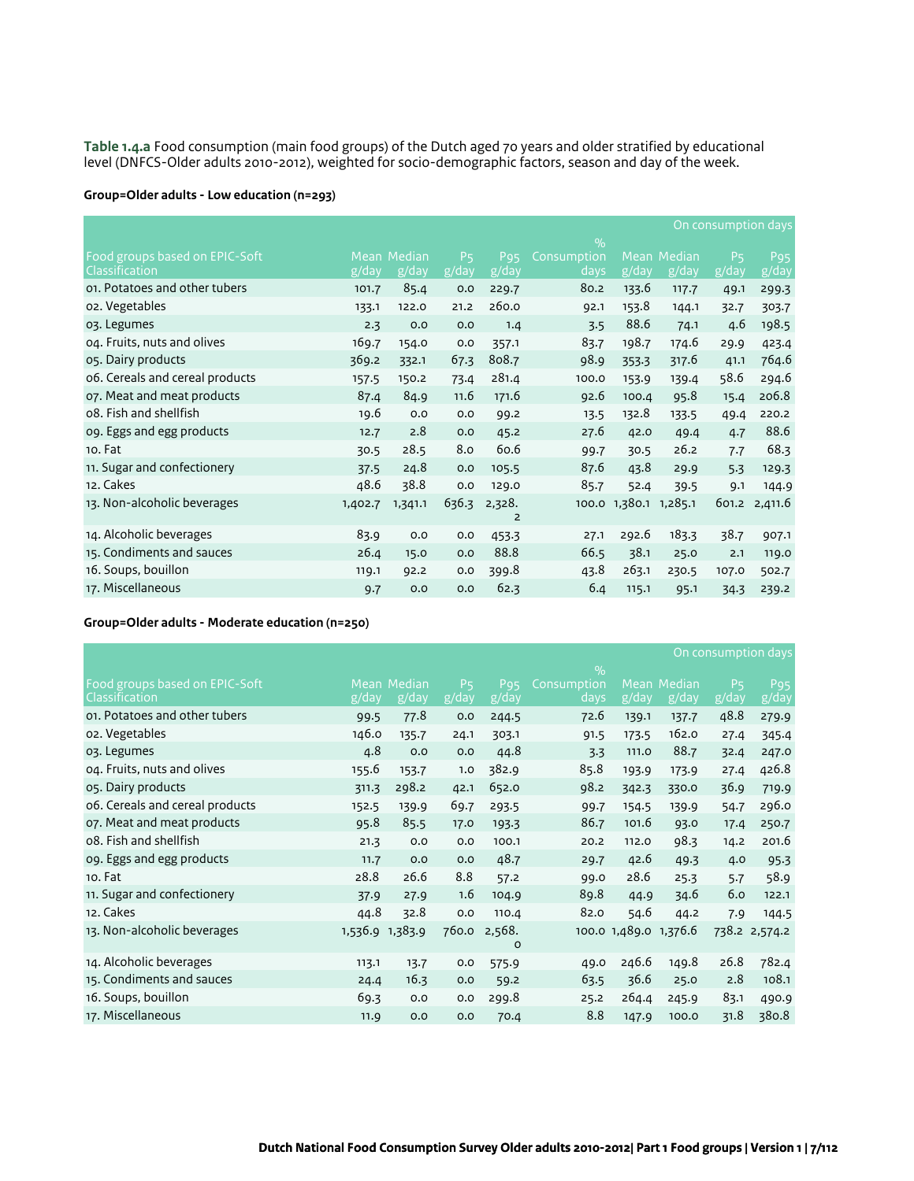**Table 1.4.a** Food consumption (main food groups) of the Dutch aged 70 years and older stratified by educational level (DNFCS-Older adults 2010-2012), weighted for socio-demographic factors, season and day of the week.

**Group=Older adults - Low education (n=293)**

| | | | | | | On consumption days | | | |
|---|---|---|---|---|---|---|---|---|---|
| Food groups based on EPIC-Soft Classification | Mean g/day | Median g/day | P5 g/day | P95 g/day | % Consumption days | Mean g/day | Median g/day | P5 g/day | P95 g/day |
| 01. Potatoes and other tubers | 101.7 | 85.4 | 0.0 | 229.7 | 80.2 | 133.6 | 117.7 | 49.1 | 299.3 |
| 02. Vegetables | 133.1 | 122.0 | 21.2 | 260.0 | 92.1 | 153.8 | 144.1 | 32.7 | 303.7 |
| 03. Legumes | 2.3 | 0.0 | 0.0 | 1.4 | 3.5 | 88.6 | 74.1 | 4.6 | 198.5 |
| 04. Fruits, nuts and olives | 169.7 | 154.0 | 0.0 | 357.1 | 83.7 | 198.7 | 174.6 | 29.9 | 423.4 |
| 05. Dairy products | 369.2 | 332.1 | 67.3 | 808.7 | 98.9 | 353.3 | 317.6 | 41.1 | 764.6 |
| 06. Cereals and cereal products | 157.5 | 150.2 | 73.4 | 281.4 | 100.0 | 153.9 | 139.4 | 58.6 | 294.6 |
| 07. Meat and meat products | 87.4 | 84.9 | 11.6 | 171.6 | 92.6 | 100.4 | 95.8 | 15.4 | 206.8 |
| 08. Fish and shellfish | 19.6 | 0.0 | 0.0 | 99.2 | 13.5 | 132.8 | 133.5 | 49.4 | 220.2 |
| 09. Eggs and egg products | 12.7 | 2.8 | 0.0 | 45.2 | 27.6 | 42.0 | 49.4 | 4.7 | 88.6 |
| 10. Fat | 30.5 | 28.5 | 8.0 | 60.6 | 99.7 | 30.5 | 26.2 | 7.7 | 68.3 |
| 11. Sugar and confectionery | 37.5 | 24.8 | 0.0 | 105.5 | 87.6 | 43.8 | 29.9 | 5.3 | 129.3 |
| 12. Cakes | 48.6 | 38.8 | 0.0 | 129.0 | 85.7 | 52.4 | 39.5 | 9.1 | 144.9 |
| 13. Non-alcoholic beverages | 1,402.7 | 1,341.1 | 636.3 | 2,328.2 | 100.0 | 1,380.1 | 1,285.1 | 601.2 | 2,411.6 |
| 14. Alcoholic beverages | 83.9 | 0.0 | 0.0 | 453.3 | 27.1 | 292.6 | 183.3 | 38.7 | 907.1 |
| 15. Condiments and sauces | 26.4 | 15.0 | 0.0 | 88.8 | 66.5 | 38.1 | 25.0 | 2.1 | 119.0 |
| 16. Soups, bouillon | 119.1 | 92.2 | 0.0 | 399.8 | 43.8 | 263.1 | 230.5 | 107.0 | 502.7 |
| 17. Miscellaneous | 9.7 | 0.0 | 0.0 | 62.3 | 6.4 | 115.1 | 95.1 | 34.3 | 239.2 |

**Group=Older adults - Moderate education (n=250)**

| | | | | | | On consumption days | | | |
|---|---|---|---|---|---|---|---|---|---|
| Food groups based on EPIC-Soft Classification | Mean g/day | Median g/day | P5 g/day | P95 g/day | % Consumption days | Mean g/day | Median g/day | P5 g/day | P95 g/day |
| 01. Potatoes and other tubers | 99.5 | 77.8 | 0.0 | 244.5 | 72.6 | 139.1 | 137.7 | 48.8 | 279.9 |
| 02. Vegetables | 146.0 | 135.7 | 24.1 | 303.1 | 91.5 | 173.5 | 162.0 | 27.4 | 345.4 |
| 03. Legumes | 4.8 | 0.0 | 0.0 | 44.8 | 3.3 | 111.0 | 88.7 | 32.4 | 247.0 |
| 04. Fruits, nuts and olives | 155.6 | 153.7 | 1.0 | 382.9 | 85.8 | 193.9 | 173.9 | 27.4 | 426.8 |
| 05. Dairy products | 311.3 | 298.2 | 42.1 | 652.0 | 98.2 | 342.3 | 330.0 | 36.9 | 719.9 |
| 06. Cereals and cereal products | 152.5 | 139.9 | 69.7 | 293.5 | 99.7 | 154.5 | 139.9 | 54.7 | 296.0 |
| 07. Meat and meat products | 95.8 | 85.5 | 17.0 | 193.3 | 86.7 | 101.6 | 93.0 | 17.4 | 250.7 |
| 08. Fish and shellfish | 21.3 | 0.0 | 0.0 | 100.1 | 20.2 | 112.0 | 98.3 | 14.2 | 201.6 |
| 09. Eggs and egg products | 11.7 | 0.0 | 0.0 | 48.7 | 29.7 | 42.6 | 49.3 | 4.0 | 95.3 |
| 10. Fat | 28.8 | 26.6 | 8.8 | 57.2 | 99.0 | 28.6 | 25.3 | 5.7 | 58.9 |
| 11. Sugar and confectionery | 37.9 | 27.9 | 1.6 | 104.9 | 89.8 | 44.9 | 34.6 | 6.0 | 122.1 |
| 12. Cakes | 44.8 | 32.8 | 0.0 | 110.4 | 82.0 | 54.6 | 44.2 | 7.9 | 144.5 |
| 13. Non-alcoholic beverages | 1,536.9 | 1,383.9 | 760.0 | 2,568.0 | 100.0 | 1,489.0 | 1,376.6 | 738.2 | 2,574.2 |
| 14. Alcoholic beverages | 113.1 | 13.7 | 0.0 | 575.9 | 49.0 | 246.6 | 149.8 | 26.8 | 782.4 |
| 15. Condiments and sauces | 24.4 | 16.3 | 0.0 | 59.2 | 63.5 | 36.6 | 25.0 | 2.8 | 108.1 |
| 16. Soups, bouillon | 69.3 | 0.0 | 0.0 | 299.8 | 25.2 | 264.4 | 245.9 | 83.1 | 490.9 |
| 17. Miscellaneous | 11.9 | 0.0 | 0.0 | 70.4 | 8.8 | 147.9 | 100.0 | 31.8 | 380.8 |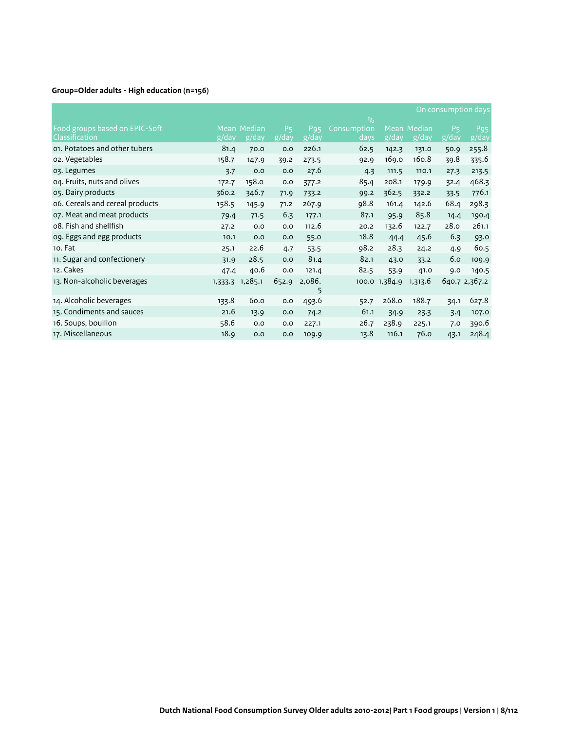**Group=Older adults - High education (n=156)**

| | | | | | | On consumption days | | | |
|---|---|---|---|---|---|---|---|---|---|
| Food groups based on EPIC-Soft Classification | Mean g/day | Median g/day | P5 g/day | P95 g/day | % Consumption days | Mean g/day | Median g/day | P5 g/day | P95 g/day |
| 01. Potatoes and other tubers | 81.4 | 70.0 | 0.0 | 226.1 | 62.5 | 142.3 | 131.0 | 50.9 | 255.8 |
| 02. Vegetables | 158.7 | 147.9 | 39.2 | 273.5 | 92.9 | 169.0 | 160.8 | 39.8 | 335.6 |
| 03. Legumes | 3.7 | 0.0 | 0.0 | 27.6 | 4.3 | 111.5 | 110.1 | 27.3 | 213.5 |
| 04. Fruits, nuts and olives | 172.7 | 158.0 | 0.0 | 377.2 | 85.4 | 208.1 | 179.9 | 32.4 | 468.3 |
| 05. Dairy products | 360.2 | 346.7 | 71.9 | 733.2 | 99.2 | 362.5 | 332.2 | 33.5 | 776.1 |
| 06. Cereals and cereal products | 158.5 | 145.9 | 71.2 | 267.9 | 98.8 | 161.4 | 142.6 | 68.4 | 298.3 |
| 07. Meat and meat products | 79.4 | 71.5 | 6.3 | 177.1 | 87.1 | 95.9 | 85.8 | 14.4 | 190.4 |
| 08. Fish and shellfish | 27.2 | 0.0 | 0.0 | 112.6 | 20.2 | 132.6 | 122.7 | 28.0 | 261.1 |
| 09. Eggs and egg products | 10.1 | 0.0 | 0.0 | 55.0 | 18.8 | 44.4 | 45.6 | 6.3 | 93.0 |
| 10. Fat | 25.1 | 22.6 | 4.7 | 53.5 | 98.2 | 28.3 | 24.2 | 4.9 | 60.5 |
| 11. Sugar and confectionery | 31.9 | 28.5 | 0.0 | 81.4 | 82.1 | 43.0 | 33.2 | 6.0 | 109.9 |
| 12. Cakes | 47.4 | 40.6 | 0.0 | 121.4 | 82.5 | 53.9 | 41.0 | 9.0 | 140.5 |
| 13. Non-alcoholic beverages | 1,333.3 | 1,285.1 | 652.9 | 2,086.5 | 100.0 | 1,384.9 | 1,313.6 | 640.7 | 2,367.2 |
| 14. Alcoholic beverages | 133.8 | 60.0 | 0.0 | 493.6 | 52.7 | 268.0 | 188.7 | 34.1 | 627.8 |
| 15. Condiments and sauces | 21.6 | 13.9 | 0.0 | 74.2 | 61.1 | 34.9 | 23.3 | 3.4 | 107.0 |
| 16. Soups, bouillon | 58.6 | 0.0 | 0.0 | 227.1 | 26.7 | 238.9 | 225.1 | 7.0 | 390.6 |
| 17. Miscellaneous | 18.9 | 0.0 | 0.0 | 109.9 | 13.8 | 116.1 | 76.0 | 43.1 | 248.4 |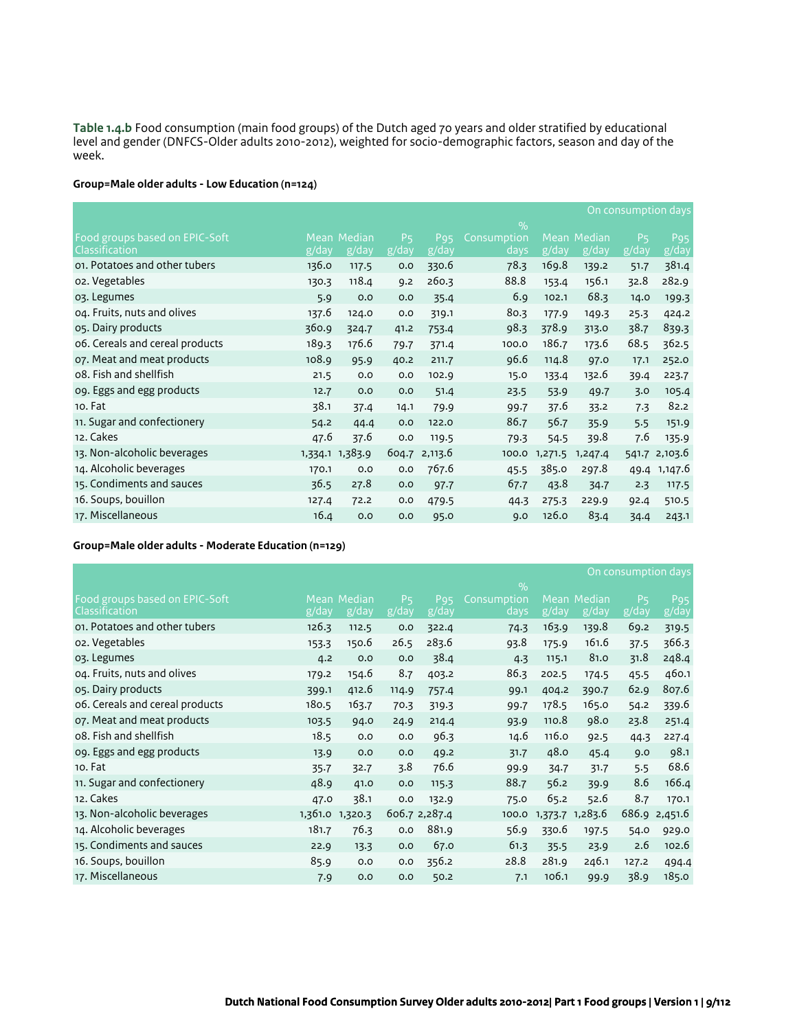**Table 1.4.b** Food consumption (main food groups) of the Dutch aged 70 years and older stratified by educational level and gender (DNFCS-Older adults 2010-2012), weighted for socio-demographic factors, season and day of the week.

**Group=Male older adults - Low Education (n=124)**

| | | | | | | On consumption days | | | |
|---|---|---|---|---|---|---|---|---|---|
| Food groups based on EPIC-Soft Classification | Mean g/day | Median g/day | P5 g/day | P95 g/day | % Consumption days | Mean g/day | Median g/day | P5 g/day | P95 g/day |
| 01. Potatoes and other tubers | 136.0 | 117.5 | 0.0 | 330.6 | 78.3 | 169.8 | 139.2 | 51.7 | 381.4 |
| 02. Vegetables | 130.3 | 118.4 | 9.2 | 260.3 | 88.8 | 153.4 | 156.1 | 32.8 | 282.9 |
| 03. Legumes | 5.9 | 0.0 | 0.0 | 35.4 | 6.9 | 102.1 | 68.3 | 14.0 | 199.3 |
| 04. Fruits, nuts and olives | 137.6 | 124.0 | 0.0 | 319.1 | 80.3 | 177.9 | 149.3 | 25.3 | 424.2 |
| 05. Dairy products | 360.9 | 324.7 | 41.2 | 753.4 | 98.3 | 378.9 | 313.0 | 38.7 | 839.3 |
| 06. Cereals and cereal products | 189.3 | 176.6 | 79.7 | 371.4 | 100.0 | 186.7 | 173.6 | 68.5 | 362.5 |
| 07. Meat and meat products | 108.9 | 95.9 | 40.2 | 211.7 | 96.6 | 114.8 | 97.0 | 17.1 | 252.0 |
| 08. Fish and shellfish | 21.5 | 0.0 | 0.0 | 102.9 | 15.0 | 133.4 | 132.6 | 39.4 | 223.7 |
| 09. Eggs and egg products | 12.7 | 0.0 | 0.0 | 51.4 | 23.5 | 53.9 | 49.7 | 3.0 | 105.4 |
| 10. Fat | 38.1 | 37.4 | 14.1 | 79.9 | 99.7 | 37.6 | 33.2 | 7.3 | 82.2 |
| 11. Sugar and confectionery | 54.2 | 44.4 | 0.0 | 122.0 | 86.7 | 56.7 | 35.9 | 5.5 | 151.9 |
| 12. Cakes | 47.6 | 37.6 | 0.0 | 119.5 | 79.3 | 54.5 | 39.8 | 7.6 | 135.9 |
| 13. Non-alcoholic beverages | 1,334.1 | 1,383.9 | 604.7 | 2,113.6 | 100.0 | 1,271.5 | 1,247.4 | 541.7 | 2,103.6 |
| 14. Alcoholic beverages | 170.1 | 0.0 | 0.0 | 767.6 | 45.5 | 385.0 | 297.8 | 49.4 | 1,147.6 |
| 15. Condiments and sauces | 36.5 | 27.8 | 0.0 | 97.7 | 67.7 | 43.8 | 34.7 | 2.3 | 117.5 |
| 16. Soups, bouillon | 127.4 | 72.2 | 0.0 | 479.5 | 44.3 | 275.3 | 229.9 | 92.4 | 510.5 |
| 17. Miscellaneous | 16.4 | 0.0 | 0.0 | 95.0 | 9.0 | 126.0 | 83.4 | 34.4 | 243.1 |

**Group=Male older adults - Moderate Education (n=129)**

| | | | | | | On consumption days | | | |
|---|---|---|---|---|---|---|---|---|---|
| Food groups based on EPIC-Soft Classification | Mean g/day | Median g/day | P5 g/day | P95 g/day | % Consumption days | Mean g/day | Median g/day | P5 g/day | P95 g/day |
| 01. Potatoes and other tubers | 126.3 | 112.5 | 0.0 | 322.4 | 74.3 | 163.9 | 139.8 | 69.2 | 319.5 |
| 02. Vegetables | 153.3 | 150.6 | 26.5 | 283.6 | 93.8 | 175.9 | 161.6 | 37.5 | 366.3 |
| 03. Legumes | 4.2 | 0.0 | 0.0 | 38.4 | 4.3 | 115.1 | 81.0 | 31.8 | 248.4 |
| 04. Fruits, nuts and olives | 179.2 | 154.6 | 8.7 | 403.2 | 86.3 | 202.5 | 174.5 | 45.5 | 460.1 |
| 05. Dairy products | 399.1 | 412.6 | 114.9 | 757.4 | 99.1 | 404.2 | 390.7 | 62.9 | 807.6 |
| 06. Cereals and cereal products | 180.5 | 163.7 | 70.3 | 319.3 | 99.7 | 178.5 | 165.0 | 54.2 | 339.6 |
| 07. Meat and meat products | 103.5 | 94.0 | 24.9 | 214.4 | 93.9 | 110.8 | 98.0 | 23.8 | 251.4 |
| 08. Fish and shellfish | 18.5 | 0.0 | 0.0 | 96.3 | 14.6 | 116.0 | 92.5 | 44.3 | 227.4 |
| 09. Eggs and egg products | 13.9 | 0.0 | 0.0 | 49.2 | 31.7 | 48.0 | 45.4 | 9.0 | 98.1 |
| 10. Fat | 35.7 | 32.7 | 3.8 | 76.6 | 99.9 | 34.7 | 31.7 | 5.5 | 68.6 |
| 11. Sugar and confectionery | 48.9 | 41.0 | 0.0 | 115.3 | 88.7 | 56.2 | 39.9 | 8.6 | 166.4 |
| 12. Cakes | 47.0 | 38.1 | 0.0 | 132.9 | 75.0 | 65.2 | 52.6 | 8.7 | 170.1 |
| 13. Non-alcoholic beverages | 1,361.0 | 1,320.3 | 606.7 | 2,287.4 | 100.0 | 1,373.7 | 1,283.6 | 686.9 | 2,451.6 |
| 14. Alcoholic beverages | 181.7 | 76.3 | 0.0 | 881.9 | 56.9 | 330.6 | 197.5 | 54.0 | 929.0 |
| 15. Condiments and sauces | 22.9 | 13.3 | 0.0 | 67.0 | 61.3 | 35.5 | 23.9 | 2.6 | 102.6 |
| 16. Soups, bouillon | 85.9 | 0.0 | 0.0 | 356.2 | 28.8 | 281.9 | 246.1 | 127.2 | 494.4 |
| 17. Miscellaneous | 7.9 | 0.0 | 0.0 | 50.2 | 7.1 | 106.1 | 99.9 | 38.9 | 185.0 |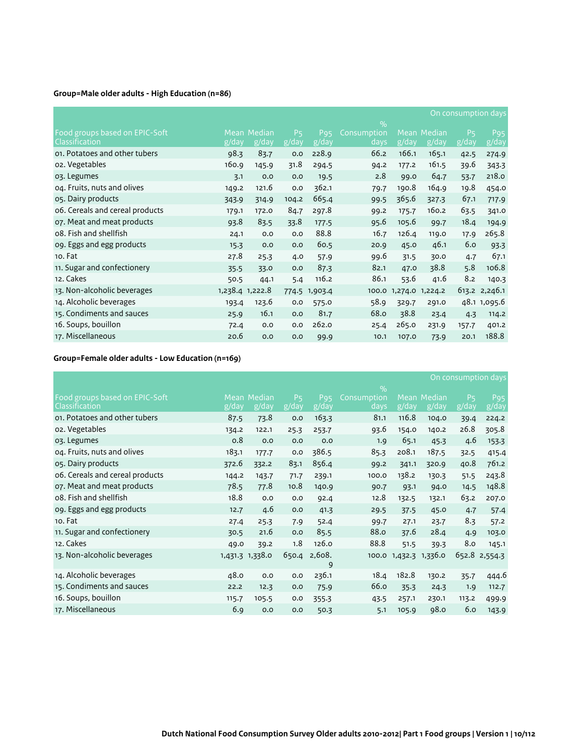**Group=Male older adults - High Education (n=86)**

| Food groups based on EPIC-Soft Classification | Mean g/day | Median g/day | P5 g/day | P95 g/day | % Consumption days | On consumption days Mean g/day | Median g/day | P5 g/day | P95 g/day |
|---|---|---|---|---|---|---|---|---|---|
| 01. Potatoes and other tubers | 98.3 | 83.7 | 0.0 | 228.9 | 66.2 | 166.1 | 165.1 | 42.5 | 274.9 |
| 02. Vegetables | 160.9 | 145.9 | 31.8 | 294.5 | 94.2 | 177.2 | 161.5 | 39.6 | 343.3 |
| 03. Legumes | 3.1 | 0.0 | 0.0 | 19.5 | 2.8 | 99.0 | 64.7 | 53.7 | 218.0 |
| 04. Fruits, nuts and olives | 149.2 | 121.6 | 0.0 | 362.1 | 79.7 | 190.8 | 164.9 | 19.8 | 454.0 |
| 05. Dairy products | 343.9 | 314.9 | 104.2 | 665.4 | 99.5 | 365.6 | 327.3 | 67.1 | 717.9 |
| 06. Cereals and cereal products | 179.1 | 172.0 | 84.7 | 297.8 | 99.2 | 175.7 | 160.2 | 63.5 | 341.0 |
| 07. Meat and meat products | 93.8 | 83.5 | 33.8 | 177.5 | 95.6 | 105.6 | 99.7 | 18.4 | 194.9 |
| 08. Fish and shellfish | 24.1 | 0.0 | 0.0 | 88.8 | 16.7 | 126.4 | 119.0 | 17.9 | 265.8 |
| 09. Eggs and egg products | 15.3 | 0.0 | 0.0 | 60.5 | 20.9 | 45.0 | 46.1 | 6.0 | 93.3 |
| 10. Fat | 27.8 | 25.3 | 4.0 | 57.9 | 99.6 | 31.5 | 30.0 | 4.7 | 67.1 |
| 11. Sugar and confectionery | 35.5 | 33.0 | 0.0 | 87.3 | 82.1 | 47.0 | 38.8 | 5.8 | 106.8 |
| 12. Cakes | 50.5 | 44.1 | 5.4 | 116.2 | 86.1 | 53.6 | 41.6 | 8.2 | 140.3 |
| 13. Non-alcoholic beverages | 1,238.4 | 1,222.8 | 774.5 | 1,903.4 | 100.0 | 1,274.0 | 1,224.2 | 613.2 | 2,246.1 |
| 14. Alcoholic beverages | 193.4 | 123.6 | 0.0 | 575.0 | 58.9 | 329.7 | 291.0 | 48.1 | 1,095.6 |
| 15. Condiments and sauces | 25.9 | 16.1 | 0.0 | 81.7 | 68.0 | 38.8 | 23.4 | 4.3 | 114.2 |
| 16. Soups, bouillon | 72.4 | 0.0 | 0.0 | 262.0 | 25.4 | 265.0 | 231.9 | 157.7 | 401.2 |
| 17. Miscellaneous | 20.6 | 0.0 | 0.0 | 99.9 | 10.1 | 107.0 | 73.9 | 20.1 | 188.8 |

**Group=Female older adults - Low Education (n=169)**

| Food groups based on EPIC-Soft Classification | Mean g/day | Median g/day | P5 g/day | P95 g/day | % Consumption days | On consumption days Mean g/day | Median g/day | P5 g/day | P95 g/day |
|---|---|---|---|---|---|---|---|---|---|
| 01. Potatoes and other tubers | 87.5 | 73.8 | 0.0 | 163.3 | 81.1 | 116.8 | 104.0 | 39.4 | 224.2 |
| 02. Vegetables | 134.2 | 122.1 | 25.3 | 253.7 | 93.6 | 154.0 | 140.2 | 26.8 | 305.8 |
| 03. Legumes | 0.8 | 0.0 | 0.0 | 0.0 | 1.9 | 65.1 | 45.3 | 4.6 | 153.3 |
| 04. Fruits, nuts and olives | 183.1 | 177.7 | 0.0 | 386.5 | 85.3 | 208.1 | 187.5 | 32.5 | 415.4 |
| 05. Dairy products | 372.6 | 332.2 | 83.1 | 856.4 | 99.2 | 341.1 | 320.9 | 40.8 | 761.2 |
| 06. Cereals and cereal products | 144.2 | 143.7 | 71.7 | 239.1 | 100.0 | 138.2 | 130.3 | 51.5 | 243.8 |
| 07. Meat and meat products | 78.5 | 77.8 | 10.8 | 140.9 | 90.7 | 93.1 | 94.0 | 14.5 | 148.8 |
| 08. Fish and shellfish | 18.8 | 0.0 | 0.0 | 92.4 | 12.8 | 132.5 | 132.1 | 63.2 | 207.0 |
| 09. Eggs and egg products | 12.7 | 4.6 | 0.0 | 41.3 | 29.5 | 37.5 | 45.0 | 4.7 | 57.4 |
| 10. Fat | 27.4 | 25.3 | 7.9 | 52.4 | 99.7 | 27.1 | 23.7 | 8.3 | 57.2 |
| 11. Sugar and confectionery | 30.5 | 21.6 | 0.0 | 85.5 | 88.0 | 37.6 | 28.4 | 4.9 | 103.0 |
| 12. Cakes | 49.0 | 39.2 | 1.8 | 126.0 | 88.8 | 51.5 | 39.3 | 8.0 | 145.1 |
| 13. Non-alcoholic beverages | 1,431.3 | 1,338.0 | 650.4 | 2,608.9 | 100.0 | 1,432.3 | 1,336.0 | 652.8 | 2,554.3 |
| 14. Alcoholic beverages | 48.0 | 0.0 | 0.0 | 236.1 | 18.4 | 182.8 | 130.2 | 35.7 | 444.6 |
| 15. Condiments and sauces | 22.2 | 12.3 | 0.0 | 75.9 | 66.0 | 35.3 | 24.3 | 1.9 | 112.7 |
| 16. Soups, bouillon | 115.7 | 105.5 | 0.0 | 355.3 | 43.5 | 257.1 | 230.1 | 113.2 | 499.9 |
| 17. Miscellaneous | 6.9 | 0.0 | 0.0 | 50.3 | 5.1 | 105.9 | 98.0 | 6.0 | 143.9 |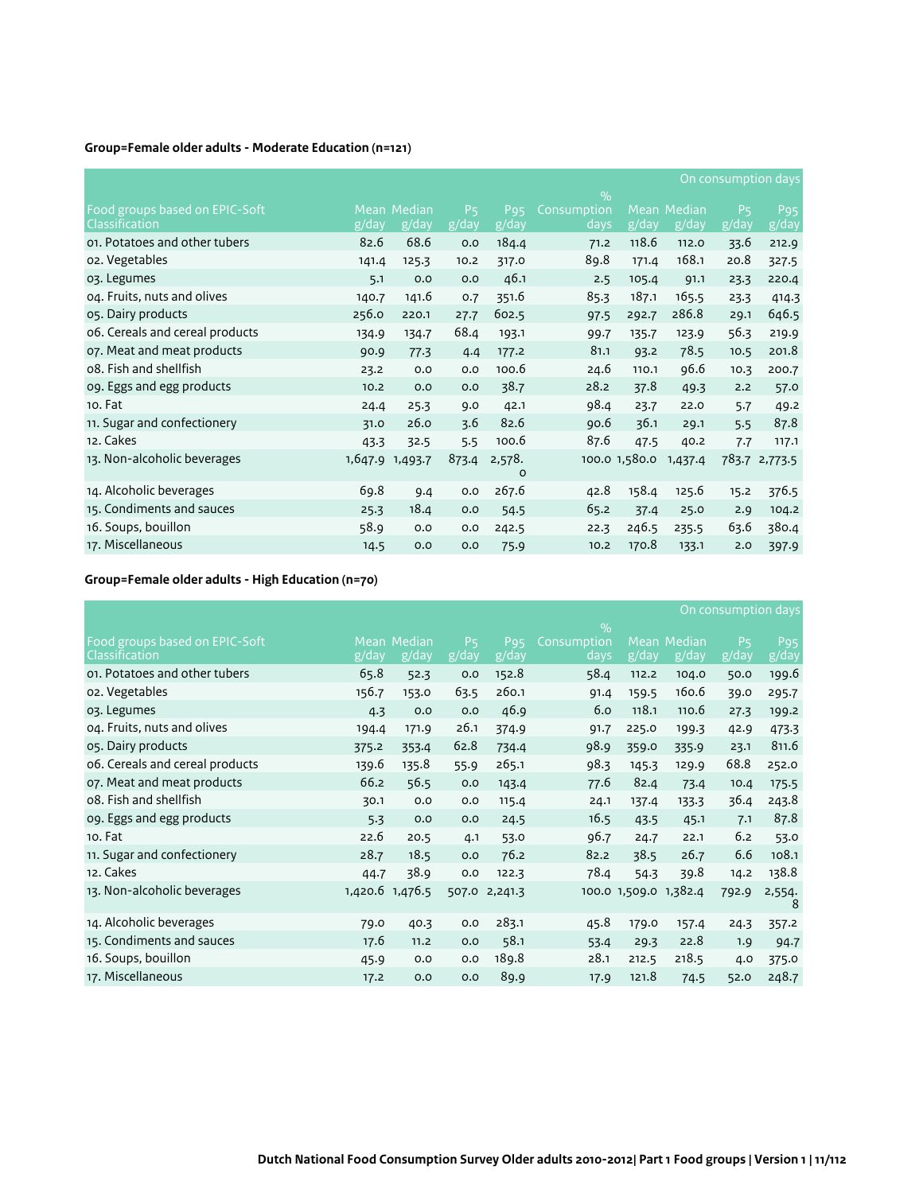**Group=Female older adults - Moderate Education (n=121)**

| | | | | | | On consumption days | | | |
|---|---|---|---|---|---|---|---|---|---|
| Food groups based on EPIC-Soft Classification | Mean g/day | Median g/day | P5 g/day | P95 g/day | % Consumption days | Mean g/day | Median g/day | P5 g/day | P95 g/day |
| 01. Potatoes and other tubers | 82.6 | 68.6 | 0.0 | 184.4 | 71.2 | 118.6 | 112.0 | 33.6 | 212.9 |
| 02. Vegetables | 141.4 | 125.3 | 10.2 | 317.0 | 89.8 | 171.4 | 168.1 | 20.8 | 327.5 |
| 03. Legumes | 5.1 | 0.0 | 0.0 | 46.1 | 2.5 | 105.4 | 91.1 | 23.3 | 220.4 |
| 04. Fruits, nuts and olives | 140.7 | 141.6 | 0.7 | 351.6 | 85.3 | 187.1 | 165.5 | 23.3 | 414.3 |
| 05. Dairy products | 256.0 | 220.1 | 27.7 | 602.5 | 97.5 | 292.7 | 286.8 | 29.1 | 646.5 |
| 06. Cereals and cereal products | 134.9 | 134.7 | 68.4 | 193.1 | 99.7 | 135.7 | 123.9 | 56.3 | 219.9 |
| 07. Meat and meat products | 90.9 | 77.3 | 4.4 | 177.2 | 81.1 | 93.2 | 78.5 | 10.5 | 201.8 |
| 08. Fish and shellfish | 23.2 | 0.0 | 0.0 | 100.6 | 24.6 | 110.1 | 96.6 | 10.3 | 200.7 |
| 09. Eggs and egg products | 10.2 | 0.0 | 0.0 | 38.7 | 28.2 | 37.8 | 49.3 | 2.2 | 57.0 |
| 10. Fat | 24.4 | 25.3 | 9.0 | 42.1 | 98.4 | 23.7 | 22.0 | 5.7 | 49.2 |
| 11. Sugar and confectionery | 31.0 | 26.0 | 3.6 | 82.6 | 90.6 | 36.1 | 29.1 | 5.5 | 87.8 |
| 12. Cakes | 43.3 | 32.5 | 5.5 | 100.6 | 87.6 | 47.5 | 40.2 | 7.7 | 117.1 |
| 13. Non-alcoholic beverages | 1,647.9 | 1,493.7 | 873.4 | 2,578.0 | 100.0 | 1,580.0 | 1,437.4 | 783.7 | 2,773.5 |
| 14. Alcoholic beverages | 69.8 | 9.4 | 0.0 | 267.6 | 42.8 | 158.4 | 125.6 | 15.2 | 376.5 |
| 15. Condiments and sauces | 25.3 | 18.4 | 0.0 | 54.5 | 65.2 | 37.4 | 25.0 | 2.9 | 104.2 |
| 16. Soups, bouillon | 58.9 | 0.0 | 0.0 | 242.5 | 22.3 | 246.5 | 235.5 | 63.6 | 380.4 |
| 17. Miscellaneous | 14.5 | 0.0 | 0.0 | 75.9 | 10.2 | 170.8 | 133.1 | 2.0 | 397.9 |

**Group=Female older adults - High Education (n=70)**

| | | | | | | On consumption days | | | |
|---|---|---|---|---|---|---|---|---|---|
| Food groups based on EPIC-Soft Classification | Mean g/day | Median g/day | P5 g/day | P95 g/day | % Consumption days | Mean g/day | Median g/day | P5 g/day | P95 g/day |
| 01. Potatoes and other tubers | 65.8 | 52.3 | 0.0 | 152.8 | 58.4 | 112.2 | 104.0 | 50.0 | 199.6 |
| 02. Vegetables | 156.7 | 153.0 | 63.5 | 260.1 | 91.4 | 159.5 | 160.6 | 39.0 | 295.7 |
| 03. Legumes | 4.3 | 0.0 | 0.0 | 46.9 | 6.0 | 118.1 | 110.6 | 27.3 | 199.2 |
| 04. Fruits, nuts and olives | 194.4 | 171.9 | 26.1 | 374.9 | 91.7 | 225.0 | 199.3 | 42.9 | 473.3 |
| 05. Dairy products | 375.2 | 353.4 | 62.8 | 734.4 | 98.9 | 359.0 | 335.9 | 23.1 | 811.6 |
| 06. Cereals and cereal products | 139.6 | 135.8 | 55.9 | 265.1 | 98.3 | 145.3 | 129.9 | 68.8 | 252.0 |
| 07. Meat and meat products | 66.2 | 56.5 | 0.0 | 143.4 | 77.6 | 82.4 | 73.4 | 10.4 | 175.5 |
| 08. Fish and shellfish | 30.1 | 0.0 | 0.0 | 115.4 | 24.1 | 137.4 | 133.3 | 36.4 | 243.8 |
| 09. Eggs and egg products | 5.3 | 0.0 | 0.0 | 24.5 | 16.5 | 43.5 | 45.1 | 7.1 | 87.8 |
| 10. Fat | 22.6 | 20.5 | 4.1 | 53.0 | 96.7 | 24.7 | 22.1 | 6.2 | 53.0 |
| 11. Sugar and confectionery | 28.7 | 18.5 | 0.0 | 76.2 | 82.2 | 38.5 | 26.7 | 6.6 | 108.1 |
| 12. Cakes | 44.7 | 38.9 | 0.0 | 122.3 | 78.4 | 54.3 | 39.8 | 14.2 | 138.8 |
| 13. Non-alcoholic beverages | 1,420.6 | 1,476.5 | 507.0 | 2,241.3 | 100.0 | 1,509.0 | 1,382.4 | 792.9 | 2,554.8 |
| 14. Alcoholic beverages | 79.0 | 40.3 | 0.0 | 283.1 | 45.8 | 179.0 | 157.4 | 24.3 | 357.2 |
| 15. Condiments and sauces | 17.6 | 11.2 | 0.0 | 58.1 | 53.4 | 29.3 | 22.8 | 1.9 | 94.7 |
| 16. Soups, bouillon | 45.9 | 0.0 | 0.0 | 189.8 | 28.1 | 212.5 | 218.5 | 4.0 | 375.0 |
| 17. Miscellaneous | 17.2 | 0.0 | 0.0 | 89.9 | 17.9 | 121.8 | 74.5 | 52.0 | 248.7 |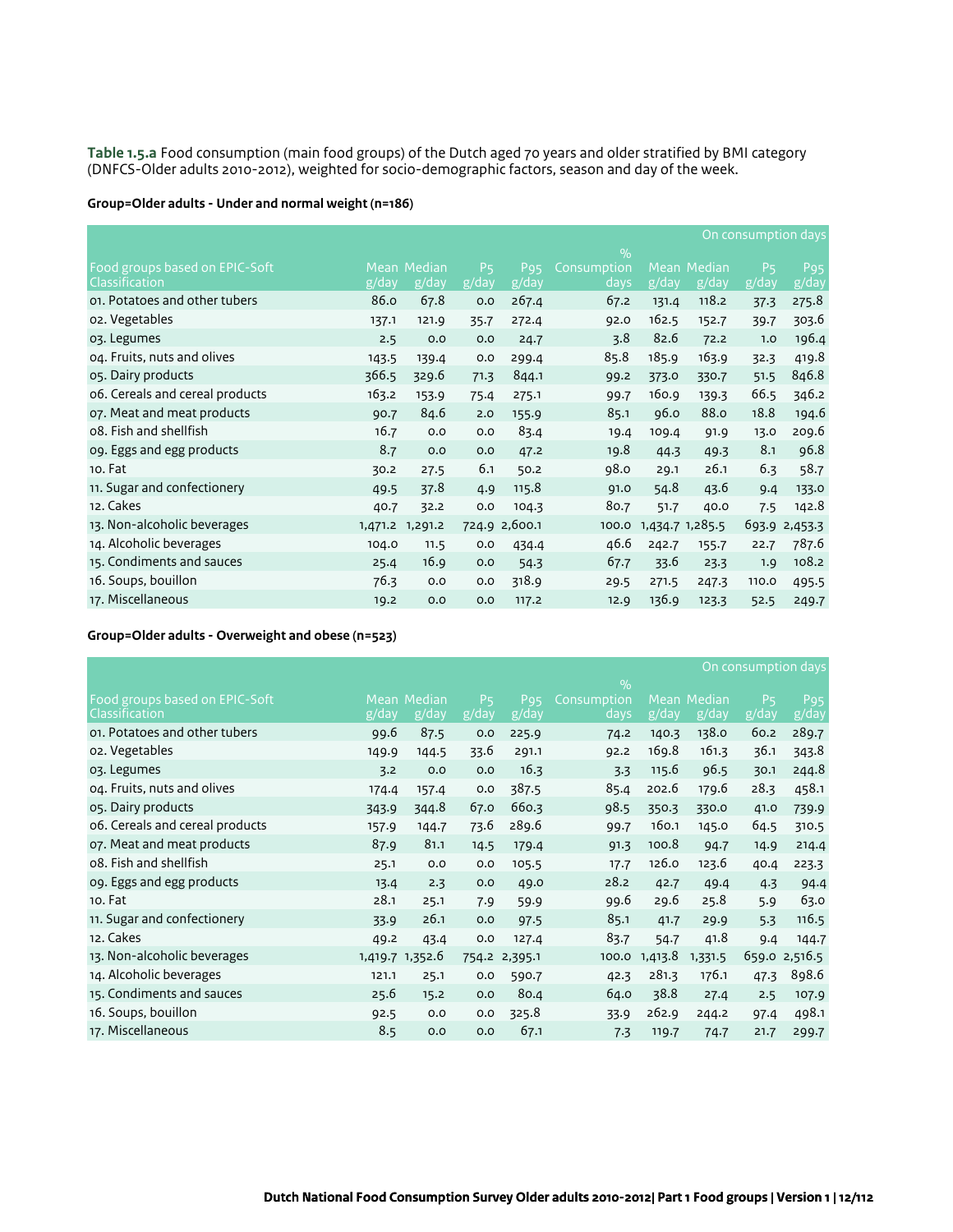**Table 1.5.a** Food consumption (main food groups) of the Dutch aged 70 years and older stratified by BMI category (DNFCS-Older adults 2010-2012), weighted for socio-demographic factors, season and day of the week.

**Group=Older adults - Under and normal weight (n=186)**

| | | | | | | On consumption days | | | |
|---|---|---|---|---|---|---|---|---|---|
| Food groups based on EPIC-Soft Classification | Mean g/day | Median g/day | P5 g/day | P95 g/day | % Consumption days | Mean g/day | Median g/day | P5 g/day | P95 g/day |
| 01. Potatoes and other tubers | 86.0 | 67.8 | 0.0 | 267.4 | 67.2 | 131.4 | 118.2 | 37.3 | 275.8 |
| 02. Vegetables | 137.1 | 121.9 | 35.7 | 272.4 | 92.0 | 162.5 | 152.7 | 39.7 | 303.6 |
| 03. Legumes | 2.5 | 0.0 | 0.0 | 24.7 | 3.8 | 82.6 | 72.2 | 1.0 | 196.4 |
| 04. Fruits, nuts and olives | 143.5 | 139.4 | 0.0 | 299.4 | 85.8 | 185.9 | 163.9 | 32.3 | 419.8 |
| 05. Dairy products | 366.5 | 329.6 | 71.3 | 844.1 | 99.2 | 373.0 | 330.7 | 51.5 | 846.8 |
| 06. Cereals and cereal products | 163.2 | 153.9 | 75.4 | 275.1 | 99.7 | 160.9 | 139.3 | 66.5 | 346.2 |
| 07. Meat and meat products | 90.7 | 84.6 | 2.0 | 155.9 | 85.1 | 96.0 | 88.0 | 18.8 | 194.6 |
| 08. Fish and shellfish | 16.7 | 0.0 | 0.0 | 83.4 | 19.4 | 109.4 | 91.9 | 13.0 | 209.6 |
| 09. Eggs and egg products | 8.7 | 0.0 | 0.0 | 47.2 | 19.8 | 44.3 | 49.3 | 8.1 | 96.8 |
| 10. Fat | 30.2 | 27.5 | 6.1 | 50.2 | 98.0 | 29.1 | 26.1 | 6.3 | 58.7 |
| 11. Sugar and confectionery | 49.5 | 37.8 | 4.9 | 115.8 | 91.0 | 54.8 | 43.6 | 9.4 | 133.0 |
| 12. Cakes | 40.7 | 32.2 | 0.0 | 104.3 | 80.7 | 51.7 | 40.0 | 7.5 | 142.8 |
| 13. Non-alcoholic beverages | 1,471.2 | 1,291.2 | 724.9 | 2,600.1 | 100.0 | 1,434.7 | 1,285.5 | 693.9 | 2,453.3 |
| 14. Alcoholic beverages | 104.0 | 11.5 | 0.0 | 434.4 | 46.6 | 242.7 | 155.7 | 22.7 | 787.6 |
| 15. Condiments and sauces | 25.4 | 16.9 | 0.0 | 54.3 | 67.7 | 33.6 | 23.3 | 1.9 | 108.2 |
| 16. Soups, bouillon | 76.3 | 0.0 | 0.0 | 318.9 | 29.5 | 271.5 | 247.3 | 110.0 | 495.5 |
| 17. Miscellaneous | 19.2 | 0.0 | 0.0 | 117.2 | 12.9 | 136.9 | 123.3 | 52.5 | 249.7 |

**Group=Older adults - Overweight and obese (n=523)**

| | | | | | | On consumption days | | | |
|---|---|---|---|---|---|---|---|---|---|
| Food groups based on EPIC-Soft Classification | Mean g/day | Median g/day | P5 g/day | P95 g/day | % Consumption days | Mean g/day | Median g/day | P5 g/day | P95 g/day |
| 01. Potatoes and other tubers | 99.6 | 87.5 | 0.0 | 225.9 | 74.2 | 140.3 | 138.0 | 60.2 | 289.7 |
| 02. Vegetables | 149.9 | 144.5 | 33.6 | 291.1 | 92.2 | 169.8 | 161.3 | 36.1 | 343.8 |
| 03. Legumes | 3.2 | 0.0 | 0.0 | 16.3 | 3.3 | 115.6 | 96.5 | 30.1 | 244.8 |
| 04. Fruits, nuts and olives | 174.4 | 157.4 | 0.0 | 387.5 | 85.4 | 202.6 | 179.6 | 28.3 | 458.1 |
| 05. Dairy products | 343.9 | 344.8 | 67.0 | 660.3 | 98.5 | 350.3 | 330.0 | 41.0 | 739.9 |
| 06. Cereals and cereal products | 157.9 | 144.7 | 73.6 | 289.6 | 99.7 | 160.1 | 145.0 | 64.5 | 310.5 |
| 07. Meat and meat products | 87.9 | 81.1 | 14.5 | 179.4 | 91.3 | 100.8 | 94.7 | 14.9 | 214.4 |
| 08. Fish and shellfish | 25.1 | 0.0 | 0.0 | 105.5 | 17.7 | 126.0 | 123.6 | 40.4 | 223.3 |
| 09. Eggs and egg products | 13.4 | 2.3 | 0.0 | 49.0 | 28.2 | 42.7 | 49.4 | 4.3 | 94.4 |
| 10. Fat | 28.1 | 25.1 | 7.9 | 59.9 | 99.6 | 29.6 | 25.8 | 5.9 | 63.0 |
| 11. Sugar and confectionery | 33.9 | 26.1 | 0.0 | 97.5 | 85.1 | 41.7 | 29.9 | 5.3 | 116.5 |
| 12. Cakes | 49.2 | 43.4 | 0.0 | 127.4 | 83.7 | 54.7 | 41.8 | 9.4 | 144.7 |
| 13. Non-alcoholic beverages | 1,419.7 | 1,352.6 | 754.2 | 2,395.1 | 100.0 | 1,413.8 | 1,331.5 | 659.0 | 2,516.5 |
| 14. Alcoholic beverages | 121.1 | 25.1 | 0.0 | 590.7 | 42.3 | 281.3 | 176.1 | 47.3 | 898.6 |
| 15. Condiments and sauces | 25.6 | 15.2 | 0.0 | 80.4 | 64.0 | 38.8 | 27.4 | 2.5 | 107.9 |
| 16. Soups, bouillon | 92.5 | 0.0 | 0.0 | 325.8 | 33.9 | 262.9 | 244.2 | 97.4 | 498.1 |
| 17. Miscellaneous | 8.5 | 0.0 | 0.0 | 67.1 | 7.3 | 119.7 | 74.7 | 21.7 | 299.7 |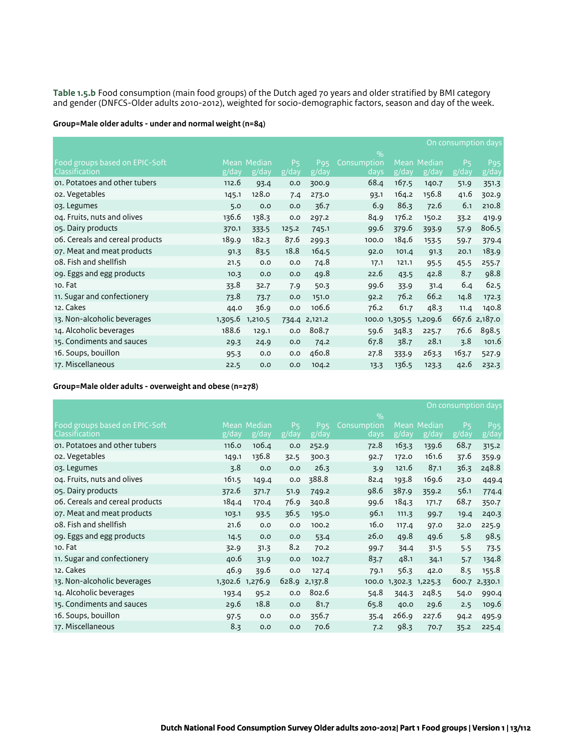**Table 1.5.b** Food consumption (main food groups) of the Dutch aged 70 years and older stratified by BMI category and gender (DNFCS-Older adults 2010-2012), weighted for socio-demographic factors, season and day of the week.

**Group=Male older adults - under and normal weight (n=84)**

| | | | | | | On consumption days | | | |
|---|---|---|---|---|---|---|---|---|---|
| Food groups based on EPIC-Soft Classification | Mean g/day | Median g/day | P5 g/day | P95 g/day | % Consumption days | Mean g/day | Median g/day | P5 g/day | P95 g/day |
| 01. Potatoes and other tubers | 112.6 | 93.4 | 0.0 | 300.9 | 68.4 | 167.5 | 140.7 | 51.9 | 351.3 |
| 02. Vegetables | 145.1 | 128.0 | 7.4 | 273.0 | 93.1 | 164.2 | 156.8 | 41.6 | 302.9 |
| 03. Legumes | 5.0 | 0.0 | 0.0 | 36.7 | 6.9 | 86.3 | 72.6 | 6.1 | 210.8 |
| 04. Fruits, nuts and olives | 136.6 | 138.3 | 0.0 | 297.2 | 84.9 | 176.2 | 150.2 | 33.2 | 419.9 |
| 05. Dairy products | 370.1 | 333.5 | 125.2 | 745.1 | 99.6 | 379.6 | 393.9 | 57.9 | 806.5 |
| 06. Cereals and cereal products | 189.9 | 182.3 | 87.6 | 299.3 | 100.0 | 184.6 | 153.5 | 59.7 | 379.4 |
| 07. Meat and meat products | 91.3 | 83.5 | 18.8 | 164.5 | 92.0 | 101.4 | 91.3 | 20.1 | 183.9 |
| 08. Fish and shellfish | 21.5 | 0.0 | 0.0 | 74.8 | 17.1 | 121.1 | 95.5 | 45.5 | 255.7 |
| 09. Eggs and egg products | 10.3 | 0.0 | 0.0 | 49.8 | 22.6 | 43.5 | 42.8 | 8.7 | 98.8 |
| 10. Fat | 33.8 | 32.7 | 7.9 | 50.3 | 99.6 | 33.9 | 31.4 | 6.4 | 62.5 |
| 11. Sugar and confectionery | 73.8 | 73.7 | 0.0 | 151.0 | 92.2 | 76.2 | 66.2 | 14.8 | 172.3 |
| 12. Cakes | 44.0 | 36.9 | 0.0 | 106.6 | 76.2 | 61.7 | 48.3 | 11.4 | 140.8 |
| 13. Non-alcoholic beverages | 1,305.6 | 1,210.5 | 734.4 | 2,121.2 | 100.0 | 1,305.5 | 1,209.6 | 667.6 | 2,187.0 |
| 14. Alcoholic beverages | 188.6 | 129.1 | 0.0 | 808.7 | 59.6 | 348.3 | 225.7 | 76.6 | 898.5 |
| 15. Condiments and sauces | 29.3 | 24.9 | 0.0 | 74.2 | 67.8 | 38.7 | 28.1 | 3.8 | 101.6 |
| 16. Soups, bouillon | 95.3 | 0.0 | 0.0 | 460.8 | 27.8 | 333.9 | 263.3 | 163.7 | 527.9 |
| 17. Miscellaneous | 22.5 | 0.0 | 0.0 | 104.2 | 13.3 | 136.5 | 123.3 | 42.6 | 232.3 |

**Group=Male older adults - overweight and obese (n=278)**

| | | | | | | On consumption days | | | |
|---|---|---|---|---|---|---|---|---|---|
| Food groups based on EPIC-Soft Classification | Mean g/day | Median g/day | P5 g/day | P95 g/day | % Consumption days | Mean g/day | Median g/day | P5 g/day | P95 g/day |
| 01. Potatoes and other tubers | 116.0 | 106.4 | 0.0 | 252.9 | 72.8 | 163.3 | 139.6 | 68.7 | 315.2 |
| 02. Vegetables | 149.1 | 136.8 | 32.5 | 300.3 | 92.7 | 172.0 | 161.6 | 37.6 | 359.9 |
| 03. Legumes | 3.8 | 0.0 | 0.0 | 26.3 | 3.9 | 121.6 | 87.1 | 36.3 | 248.8 |
| 04. Fruits, nuts and olives | 161.5 | 149.4 | 0.0 | 388.8 | 82.4 | 193.8 | 169.6 | 23.0 | 449.4 |
| 05. Dairy products | 372.6 | 371.7 | 51.9 | 749.2 | 98.6 | 387.9 | 359.2 | 56.1 | 774.4 |
| 06. Cereals and cereal products | 184.4 | 170.4 | 76.9 | 340.8 | 99.6 | 184.3 | 171.7 | 68.7 | 350.7 |
| 07. Meat and meat products | 103.1 | 93.5 | 36.5 | 195.0 | 96.1 | 111.3 | 99.7 | 19.4 | 240.3 |
| 08. Fish and shellfish | 21.6 | 0.0 | 0.0 | 100.2 | 16.0 | 117.4 | 97.0 | 32.0 | 225.9 |
| 09. Eggs and egg products | 14.5 | 0.0 | 0.0 | 53.4 | 26.0 | 49.8 | 49.6 | 5.8 | 98.5 |
| 10. Fat | 32.9 | 31.3 | 8.2 | 70.2 | 99.7 | 34.4 | 31.5 | 5.5 | 73.5 |
| 11. Sugar and confectionery | 40.6 | 31.9 | 0.0 | 102.7 | 83.7 | 48.1 | 34.1 | 5.7 | 134.8 |
| 12. Cakes | 46.9 | 39.6 | 0.0 | 127.4 | 79.1 | 56.3 | 42.0 | 8.5 | 155.8 |
| 13. Non-alcoholic beverages | 1,302.6 | 1,276.9 | 628.9 | 2,137.8 | 100.0 | 1,302.3 | 1,225.3 | 600.7 | 2,330.1 |
| 14. Alcoholic beverages | 193.4 | 95.2 | 0.0 | 802.6 | 54.8 | 344.3 | 248.5 | 54.0 | 990.4 |
| 15. Condiments and sauces | 29.6 | 18.8 | 0.0 | 81.7 | 65.8 | 40.0 | 29.6 | 2.5 | 109.6 |
| 16. Soups, bouillon | 97.5 | 0.0 | 0.0 | 356.7 | 35.4 | 266.9 | 227.6 | 94.2 | 495.9 |
| 17. Miscellaneous | 8.3 | 0.0 | 0.0 | 70.6 | 7.2 | 98.3 | 70.7 | 35.2 | 225.4 |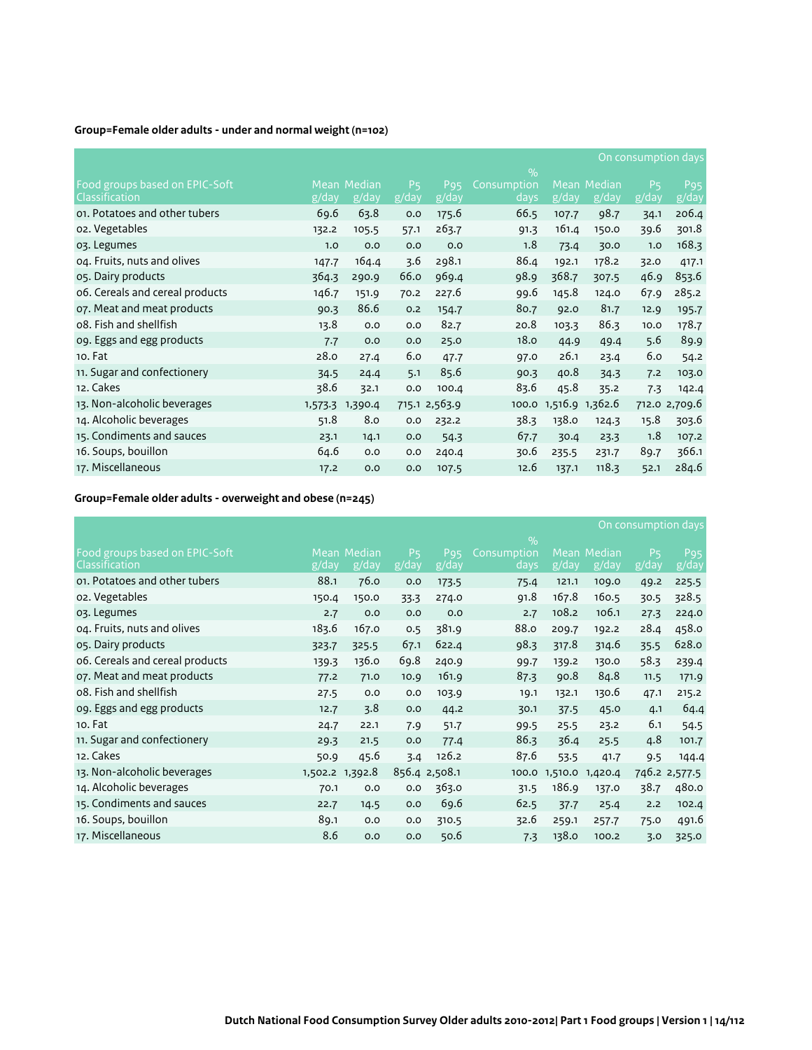**Group=Female older adults - under and normal weight (n=102)**

| Food groups based on EPIC-Soft Classification | Mean g/day | Median g/day | P5 g/day | P95 g/day | % Consumption days | On consumption days Mean g/day | Median g/day | P5 g/day | P95 g/day |
|---|---|---|---|---|---|---|---|---|---|
| 01. Potatoes and other tubers | 69.6 | 63.8 | 0.0 | 175.6 | 66.5 | 107.7 | 98.7 | 34.1 | 206.4 |
| 02. Vegetables | 132.2 | 105.5 | 57.1 | 263.7 | 91.3 | 161.4 | 150.0 | 39.6 | 301.8 |
| 03. Legumes | 1.0 | 0.0 | 0.0 | 0.0 | 1.8 | 73.4 | 30.0 | 1.0 | 168.3 |
| 04. Fruits, nuts and olives | 147.7 | 164.4 | 3.6 | 298.1 | 86.4 | 192.1 | 178.2 | 32.0 | 417.1 |
| 05. Dairy products | 364.3 | 290.9 | 66.0 | 969.4 | 98.9 | 368.7 | 307.5 | 46.9 | 853.6 |
| 06. Cereals and cereal products | 146.7 | 151.9 | 70.2 | 227.6 | 99.6 | 145.8 | 124.0 | 67.9 | 285.2 |
| 07. Meat and meat products | 90.3 | 86.6 | 0.2 | 154.7 | 80.7 | 92.0 | 81.7 | 12.9 | 195.7 |
| 08. Fish and shellfish | 13.8 | 0.0 | 0.0 | 82.7 | 20.8 | 103.3 | 86.3 | 10.0 | 178.7 |
| 09. Eggs and egg products | 7.7 | 0.0 | 0.0 | 25.0 | 18.0 | 44.9 | 49.4 | 5.6 | 89.9 |
| 10. Fat | 28.0 | 27.4 | 6.0 | 47.7 | 97.0 | 26.1 | 23.4 | 6.0 | 54.2 |
| 11. Sugar and confectionery | 34.5 | 24.4 | 5.1 | 85.6 | 90.3 | 40.8 | 34.3 | 7.2 | 103.0 |
| 12. Cakes | 38.6 | 32.1 | 0.0 | 100.4 | 83.6 | 45.8 | 35.2 | 7.3 | 142.4 |
| 13. Non-alcoholic beverages | 1,573.3 | 1,390.4 | 715.1 | 2,563.9 | 100.0 | 1,516.9 | 1,362.6 | 712.0 | 2,709.6 |
| 14. Alcoholic beverages | 51.8 | 8.0 | 0.0 | 232.2 | 38.3 | 138.0 | 124.3 | 15.8 | 303.6 |
| 15. Condiments and sauces | 23.1 | 14.1 | 0.0 | 54.3 | 67.7 | 30.4 | 23.3 | 1.8 | 107.2 |
| 16. Soups, bouillon | 64.6 | 0.0 | 0.0 | 240.4 | 30.6 | 235.5 | 231.7 | 89.7 | 366.1 |
| 17. Miscellaneous | 17.2 | 0.0 | 0.0 | 107.5 | 12.6 | 137.1 | 118.3 | 52.1 | 284.6 |

**Group=Female older adults - overweight and obese (n=245)**

| Food groups based on EPIC-Soft Classification | Mean g/day | Median g/day | P5 g/day | P95 g/day | % Consumption days | On consumption days Mean g/day | Median g/day | P5 g/day | P95 g/day |
|---|---|---|---|---|---|---|---|---|---|
| 01. Potatoes and other tubers | 88.1 | 76.0 | 0.0 | 173.5 | 75.4 | 121.1 | 109.0 | 49.2 | 225.5 |
| 02. Vegetables | 150.4 | 150.0 | 33.3 | 274.0 | 91.8 | 167.8 | 160.5 | 30.5 | 328.5 |
| 03. Legumes | 2.7 | 0.0 | 0.0 | 0.0 | 2.7 | 108.2 | 106.1 | 27.3 | 224.0 |
| 04. Fruits, nuts and olives | 183.6 | 167.0 | 0.5 | 381.9 | 88.0 | 209.7 | 192.2 | 28.4 | 458.0 |
| 05. Dairy products | 323.7 | 325.5 | 67.1 | 622.4 | 98.3 | 317.8 | 314.6 | 35.5 | 628.0 |
| 06. Cereals and cereal products | 139.3 | 136.0 | 69.8 | 240.9 | 99.7 | 139.2 | 130.0 | 58.3 | 239.4 |
| 07. Meat and meat products | 77.2 | 71.0 | 10.9 | 161.9 | 87.3 | 90.8 | 84.8 | 11.5 | 171.9 |
| 08. Fish and shellfish | 27.5 | 0.0 | 0.0 | 103.9 | 19.1 | 132.1 | 130.6 | 47.1 | 215.2 |
| 09. Eggs and egg products | 12.7 | 3.8 | 0.0 | 44.2 | 30.1 | 37.5 | 45.0 | 4.1 | 64.4 |
| 10. Fat | 24.7 | 22.1 | 7.9 | 51.7 | 99.5 | 25.5 | 23.2 | 6.1 | 54.5 |
| 11. Sugar and confectionery | 29.3 | 21.5 | 0.0 | 77.4 | 86.3 | 36.4 | 25.5 | 4.8 | 101.7 |
| 12. Cakes | 50.9 | 45.6 | 3.4 | 126.2 | 87.6 | 53.5 | 41.7 | 9.5 | 144.4 |
| 13. Non-alcoholic beverages | 1,502.2 | 1,392.8 | 856.4 | 2,508.1 | 100.0 | 1,510.0 | 1,420.4 | 746.2 | 2,577.5 |
| 14. Alcoholic beverages | 70.1 | 0.0 | 0.0 | 363.0 | 31.5 | 186.9 | 137.0 | 38.7 | 480.0 |
| 15. Condiments and sauces | 22.7 | 14.5 | 0.0 | 69.6 | 62.5 | 37.7 | 25.4 | 2.2 | 102.4 |
| 16. Soups, bouillon | 89.1 | 0.0 | 0.0 | 310.5 | 32.6 | 259.1 | 257.7 | 75.0 | 491.6 |
| 17. Miscellaneous | 8.6 | 0.0 | 0.0 | 50.6 | 7.3 | 138.0 | 100.2 | 3.0 | 325.0 |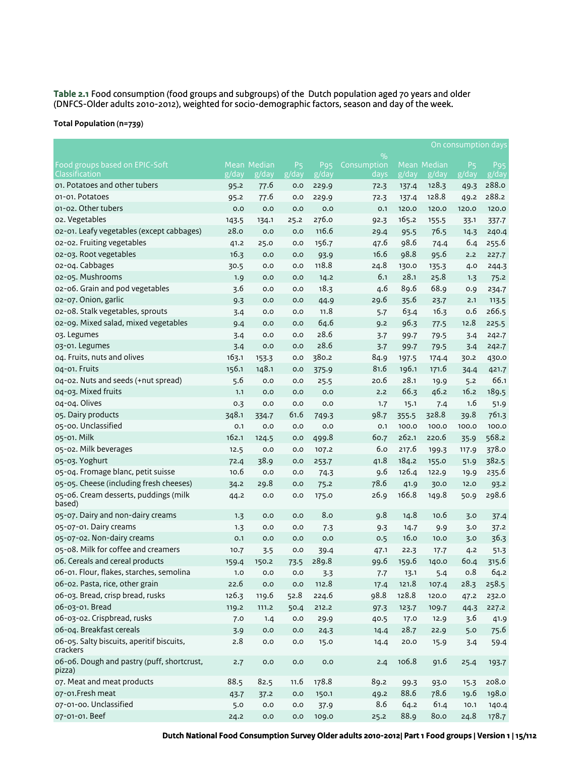**Table 2.1** Food consumption (food groups and subgroups) of the Dutch population aged 70 years and older (DNFCS-Older adults 2010-2012), weighted for socio-demographic factors, season and day of the week.

**Total Population (n=739)**

| | | | | | | On consumption days | | | |
|---|---|---|---|---|---|---|---|---|---|
| Food groups based on EPIC-Soft Classification | Mean g/day | Median g/day | P5 g/day | P95 g/day | % Consumption days | Mean g/day | Median g/day | P5 g/day | P95 g/day |
| 01. Potatoes and other tubers | 95.2 | 77.6 | 0.0 | 229.9 | 72.3 | 137.4 | 128.3 | 49.3 | 288.0 |
| 01-01. Potatoes | 95.2 | 77.6 | 0.0 | 229.9 | 72.3 | 137.4 | 128.8 | 49.2 | 288.2 |
| 01-02. Other tubers | 0.0 | 0.0 | 0.0 | 0.0 | 0.1 | 120.0 | 120.0 | 120.0 | 120.0 |
| 02. Vegetables | 143.5 | 134.1 | 25.2 | 276.0 | 92.3 | 165.2 | 155.5 | 33.1 | 337.7 |
| 02-01. Leafy vegetables (except cabbages) | 28.0 | 0.0 | 0.0 | 116.6 | 29.4 | 95.5 | 76.5 | 14.3 | 240.4 |
| 02-02. Fruiting vegetables | 41.2 | 25.0 | 0.0 | 156.7 | 47.6 | 98.6 | 74.4 | 6.4 | 255.6 |
| 02-03. Root vegetables | 16.3 | 0.0 | 0.0 | 93.9 | 16.6 | 98.8 | 95.6 | 2.2 | 227.7 |
| 02-04. Cabbages | 30.5 | 0.0 | 0.0 | 118.8 | 24.8 | 130.0 | 135.3 | 4.0 | 244.3 |
| 02-05. Mushrooms | 1.9 | 0.0 | 0.0 | 14.2 | 6.1 | 28.1 | 25.8 | 1.3 | 75.2 |
| 02-06. Grain and pod vegetables | 3.6 | 0.0 | 0.0 | 18.3 | 4.6 | 89.6 | 68.9 | 0.9 | 234.7 |
| 02-07. Onion, garlic | 9.3 | 0.0 | 0.0 | 44.9 | 29.6 | 35.6 | 23.7 | 2.1 | 113.5 |
| 02-08. Stalk vegetables, sprouts | 3.4 | 0.0 | 0.0 | 11.8 | 5.7 | 63.4 | 16.3 | 0.6 | 266.5 |
| 02-09. Mixed salad, mixed vegetables | 9.4 | 0.0 | 0.0 | 64.6 | 9.2 | 96.3 | 77.5 | 12.8 | 225.5 |
| 03. Legumes | 3.4 | 0.0 | 0.0 | 28.6 | 3.7 | 99.7 | 79.5 | 3.4 | 242.7 |
| 03-01. Legumes | 3.4 | 0.0 | 0.0 | 28.6 | 3.7 | 99.7 | 79.5 | 3.4 | 242.7 |
| 04. Fruits, nuts and olives | 163.1 | 153.3 | 0.0 | 380.2 | 84.9 | 197.5 | 174.4 | 30.2 | 430.0 |
| 04-01. Fruits | 156.1 | 148.1 | 0.0 | 375.9 | 81.6 | 196.1 | 171.6 | 34.4 | 421.7 |
| 04-02. Nuts and seeds (+nut spread) | 5.6 | 0.0 | 0.0 | 25.5 | 20.6 | 28.1 | 19.9 | 5.2 | 66.1 |
| 04-03. Mixed fruits | 1.1 | 0.0 | 0.0 | 0.0 | 2.2 | 66.3 | 46.2 | 16.2 | 189.5 |
| 04-04. Olives | 0.3 | 0.0 | 0.0 | 0.0 | 1.7 | 15.1 | 7.4 | 1.6 | 51.9 |
| 05. Dairy products | 348.1 | 334.7 | 61.6 | 749.3 | 98.7 | 355.5 | 328.8 | 39.8 | 761.3 |
| 05-00. Unclassified | 0.1 | 0.0 | 0.0 | 0.0 | 0.1 | 100.0 | 100.0 | 100.0 | 100.0 |
| 05-01. Milk | 162.1 | 124.5 | 0.0 | 499.8 | 60.7 | 262.1 | 220.6 | 35.9 | 568.2 |
| 05-02. Milk beverages | 12.5 | 0.0 | 0.0 | 107.2 | 6.0 | 217.6 | 199.3 | 117.9 | 378.0 |
| 05-03. Yoghurt | 72.4 | 38.9 | 0.0 | 253.7 | 41.8 | 184.2 | 155.0 | 51.9 | 382.5 |
| 05-04. Fromage blanc, petit suisse | 10.6 | 0.0 | 0.0 | 74.3 | 9.6 | 126.4 | 122.9 | 19.9 | 235.6 |
| 05-05. Cheese (including fresh cheeses) | 34.2 | 29.8 | 0.0 | 75.2 | 78.6 | 41.9 | 30.0 | 12.0 | 93.2 |
| 05-06. Cream desserts, puddings (milk based) | 44.2 | 0.0 | 0.0 | 175.0 | 26.9 | 166.8 | 149.8 | 50.9 | 298.6 |
| 05-07. Dairy and non-dairy creams | 1.3 | 0.0 | 0.0 | 8.0 | 9.8 | 14.8 | 10.6 | 3.0 | 37.4 |
| 05-07-01. Dairy creams | 1.3 | 0.0 | 0.0 | 7.3 | 9.3 | 14.7 | 9.9 | 3.0 | 37.2 |
| 05-07-02. Non-dairy creams | 0.1 | 0.0 | 0.0 | 0.0 | 0.5 | 16.0 | 10.0 | 3.0 | 36.3 |
| 05-08. Milk for coffee and creamers | 10.7 | 3.5 | 0.0 | 39.4 | 47.1 | 22.3 | 17.7 | 4.2 | 51.3 |
| 06. Cereals and cereal products | 159.4 | 150.2 | 73.5 | 289.8 | 99.6 | 159.6 | 140.0 | 60.4 | 315.6 |
| 06-01. Flour, flakes, starches, semolina | 1.0 | 0.0 | 0.0 | 3.3 | 7.7 | 13.1 | 5.4 | 0.8 | 64.2 |
| 06-02. Pasta, rice, other grain | 22.6 | 0.0 | 0.0 | 112.8 | 17.4 | 121.8 | 107.4 | 28.3 | 258.5 |
| 06-03. Bread, crisp bread, rusks | 126.3 | 119.6 | 52.8 | 224.6 | 98.8 | 128.8 | 120.0 | 47.2 | 232.0 |
| 06-03-01. Bread | 119.2 | 111.2 | 50.4 | 212.2 | 97.3 | 123.7 | 109.7 | 44.3 | 227.2 |
| 06-03-02. Crispbread, rusks | 7.0 | 1.4 | 0.0 | 29.9 | 40.5 | 17.0 | 12.9 | 3.6 | 41.9 |
| 06-04. Breakfast cereals | 3.9 | 0.0 | 0.0 | 24.3 | 14.4 | 28.7 | 22.9 | 5.0 | 75.6 |
| 06-05. Salty biscuits, aperitif biscuits, crackers | 2.8 | 0.0 | 0.0 | 15.0 | 14.4 | 20.0 | 15.9 | 3.4 | 59.4 |
| 06-06. Dough and pastry (puff, shortcrust, pizza) | 2.7 | 0.0 | 0.0 | 0.0 | 2.4 | 106.8 | 91.6 | 25.4 | 193.7 |
| 07. Meat and meat products | 88.5 | 82.5 | 11.6 | 178.8 | 89.2 | 99.3 | 93.0 | 15.3 | 208.0 |
| 07-01.Fresh meat | 43.7 | 37.2 | 0.0 | 150.1 | 49.2 | 88.6 | 78.6 | 19.6 | 198.0 |
| 07-01-00. Unclassified | 5.0 | 0.0 | 0.0 | 37.9 | 8.6 | 64.2 | 61.4 | 10.1 | 140.4 |
| 07-01-01. Beef | 24.2 | 0.0 | 0.0 | 109.0 | 25.2 | 88.9 | 80.0 | 24.8 | 178.7 |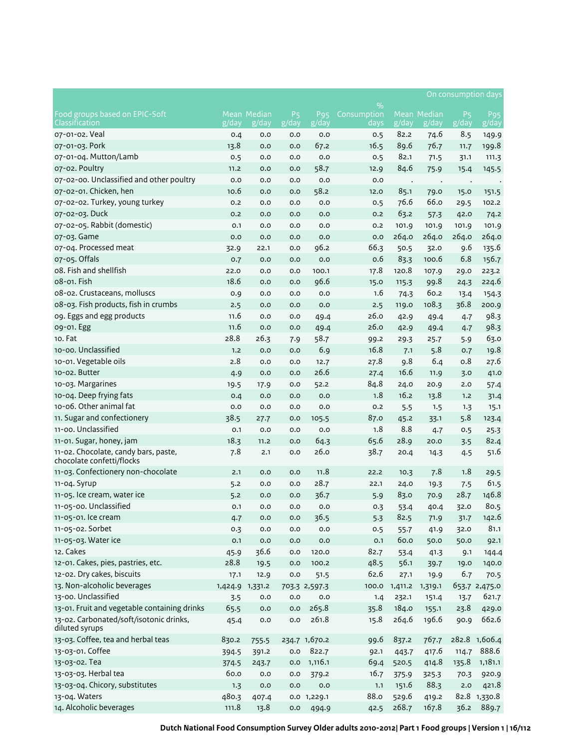| Food groups based on EPIC-Soft Classification | Mean g/day | Median g/day | P5 g/day | P95 g/day | % Consumption days | On consumption days Mean g/day | Median g/day | P5 g/day | P95 g/day |
|---|---|---|---|---|---|---|---|---|---|
| 07-01-02. Veal | 0.4 | 0.0 | 0.0 | 0.0 | 0.5 | 82.2 | 74.6 | 8.5 | 149.9 |
| 07-01-03. Pork | 13.8 | 0.0 | 0.0 | 67.2 | 16.5 | 89.6 | 76.7 | 11.7 | 199.8 |
| 07-01-04. Mutton/Lamb | 0.5 | 0.0 | 0.0 | 0.0 | 0.5 | 82.1 | 71.5 | 31.1 | 111.3 |
| 07-02. Poultry | 11.2 | 0.0 | 0.0 | 58.7 | 12.9 | 84.6 | 75.9 | 15.4 | 145.5 |
| 07-02-00. Unclassified and other poultry | 0.0 | 0.0 | 0.0 | 0.0 | 0.0 | . | . | . | . |
| 07-02-01. Chicken, hen | 10.6 | 0.0 | 0.0 | 58.2 | 12.0 | 85.1 | 79.0 | 15.0 | 151.5 |
| 07-02-02. Turkey, young turkey | 0.2 | 0.0 | 0.0 | 0.0 | 0.5 | 76.6 | 66.0 | 29.5 | 102.2 |
| 07-02-03. Duck | 0.2 | 0.0 | 0.0 | 0.0 | 0.2 | 63.2 | 57.3 | 42.0 | 74.2 |
| 07-02-05. Rabbit (domestic) | 0.1 | 0.0 | 0.0 | 0.0 | 0.2 | 101.9 | 101.9 | 101.9 | 101.9 |
| 07-03. Game | 0.0 | 0.0 | 0.0 | 0.0 | 0.0 | 264.0 | 264.0 | 264.0 | 264.0 |
| 07-04. Processed meat | 32.9 | 22.1 | 0.0 | 96.2 | 66.3 | 50.5 | 32.0 | 9.6 | 135.6 |
| 07-05. Offals | 0.7 | 0.0 | 0.0 | 0.0 | 0.6 | 83.3 | 100.6 | 6.8 | 156.7 |
| 08. Fish and shellfish | 22.0 | 0.0 | 0.0 | 100.1 | 17.8 | 120.8 | 107.9 | 29.0 | 223.2 |
| 08-01. Fish | 18.6 | 0.0 | 0.0 | 96.6 | 15.0 | 115.3 | 99.8 | 24.3 | 224.6 |
| 08-02. Crustaceans, molluscs | 0.9 | 0.0 | 0.0 | 0.0 | 1.6 | 74.3 | 60.2 | 13.4 | 154.3 |
| 08-03. Fish products, fish in crumbs | 2.5 | 0.0 | 0.0 | 0.0 | 2.5 | 119.0 | 108.3 | 36.8 | 200.9 |
| 09. Eggs and egg products | 11.6 | 0.0 | 0.0 | 49.4 | 26.0 | 42.9 | 49.4 | 4.7 | 98.3 |
| 09-01. Egg | 11.6 | 0.0 | 0.0 | 49.4 | 26.0 | 42.9 | 49.4 | 4.7 | 98.3 |
| 10. Fat | 28.8 | 26.3 | 7.9 | 58.7 | 99.2 | 29.3 | 25.7 | 5.9 | 63.0 |
| 10-00. Unclassified | 1.2 | 0.0 | 0.0 | 6.9 | 16.8 | 7.1 | 5.8 | 0.7 | 19.8 |
| 10-01. Vegetable oils | 2.8 | 0.0 | 0.0 | 12.7 | 27.8 | 9.8 | 6.4 | 0.8 | 27.6 |
| 10-02. Butter | 4.9 | 0.0 | 0.0 | 26.6 | 27.4 | 16.6 | 11.9 | 3.0 | 41.0 |
| 10-03. Margarines | 19.5 | 17.9 | 0.0 | 52.2 | 84.8 | 24.0 | 20.9 | 2.0 | 57.4 |
| 10-04. Deep frying fats | 0.4 | 0.0 | 0.0 | 0.0 | 1.8 | 16.2 | 13.8 | 1.2 | 31.4 |
| 10-06. Other animal fat | 0.0 | 0.0 | 0.0 | 0.0 | 0.2 | 5.5 | 1.5 | 1.3 | 15.1 |
| 11. Sugar and confectionery | 38.5 | 27.7 | 0.0 | 105.5 | 87.0 | 45.2 | 33.1 | 5.8 | 123.4 |
| 11-00. Unclassified | 0.1 | 0.0 | 0.0 | 0.0 | 1.8 | 8.8 | 4.7 | 0.5 | 25.3 |
| 11-01. Sugar, honey, jam | 18.3 | 11.2 | 0.0 | 64.3 | 65.6 | 28.9 | 20.0 | 3.5 | 82.4 |
| 11-02. Chocolate, candy bars, paste, chocolate confetti/flocks | 7.8 | 2.1 | 0.0 | 26.0 | 38.7 | 20.4 | 14.3 | 4.5 | 51.6 |
| 11-03. Confectionery non-chocolate | 2.1 | 0.0 | 0.0 | 11.8 | 22.2 | 10.3 | 7.8 | 1.8 | 29.5 |
| 11-04. Syrup | 5.2 | 0.0 | 0.0 | 28.7 | 22.1 | 24.0 | 19.3 | 7.5 | 61.5 |
| 11-05. Ice cream, water ice | 5.2 | 0.0 | 0.0 | 36.7 | 5.9 | 83.0 | 70.9 | 28.7 | 146.8 |
| 11-05-00. Unclassified | 0.1 | 0.0 | 0.0 | 0.0 | 0.3 | 53.4 | 40.4 | 32.0 | 80.5 |
| 11-05-01. Ice cream | 4.7 | 0.0 | 0.0 | 36.5 | 5.3 | 82.5 | 71.9 | 31.7 | 142.6 |
| 11-05-02. Sorbet | 0.3 | 0.0 | 0.0 | 0.0 | 0.5 | 55.7 | 41.9 | 32.0 | 81.1 |
| 11-05-03. Water ice | 0.1 | 0.0 | 0.0 | 0.0 | 0.1 | 60.0 | 50.0 | 50.0 | 92.1 |
| 12. Cakes | 45.9 | 36.6 | 0.0 | 120.0 | 82.7 | 53.4 | 41.3 | 9.1 | 144.4 |
| 12-01. Cakes, pies, pastries, etc. | 28.8 | 19.5 | 0.0 | 100.2 | 48.5 | 56.1 | 39.7 | 19.0 | 140.0 |
| 12-02. Dry cakes, biscuits | 17.1 | 12.9 | 0.0 | 51.5 | 62.6 | 27.1 | 19.9 | 6.7 | 70.5 |
| 13. Non-alcoholic beverages | 1,424.9 | 1,331.2 | 703.3 | 2,597.3 | 100.0 | 1,411.2 | 1,319.1 | 653.7 | 2,475.0 |
| 13-00. Unclassified | 3.5 | 0.0 | 0.0 | 0.0 | 1.4 | 232.1 | 151.4 | 13.7 | 621.7 |
| 13-01. Fruit and vegetable containing drinks | 65.5 | 0.0 | 0.0 | 265.8 | 35.8 | 184.0 | 155.1 | 23.8 | 429.0 |
| 13-02. Carbonated/soft/isotonic drinks, diluted syrups | 45.4 | 0.0 | 0.0 | 261.8 | 15.8 | 264.6 | 196.6 | 90.9 | 662.6 |
| 13-03. Coffee, tea and herbal teas | 830.2 | 755.5 | 234.7 | 1,670.2 | 99.6 | 837.2 | 767.7 | 282.8 | 1,606.4 |
| 13-03-01. Coffee | 394.5 | 391.2 | 0.0 | 822.7 | 92.1 | 443.7 | 417.6 | 114.7 | 888.6 |
| 13-03-02. Tea | 374.5 | 243.7 | 0.0 | 1,116.1 | 69.4 | 520.5 | 414.8 | 135.8 | 1,181.1 |
| 13-03-03. Herbal tea | 60.0 | 0.0 | 0.0 | 379.2 | 16.7 | 375.9 | 325.3 | 70.3 | 920.9 |
| 13-03-04. Chicory, substitutes | 1.3 | 0.0 | 0.0 | 0.0 | 1.1 | 151.6 | 88.3 | 2.0 | 421.8 |
| 13-04. Waters | 480.3 | 407.4 | 0.0 | 1,229.1 | 88.0 | 529.6 | 419.2 | 82.8 | 1,330.8 |
| 14. Alcoholic beverages | 111.8 | 13.8 | 0.0 | 494.9 | 42.5 | 268.7 | 167.8 | 36.2 | 889.7 |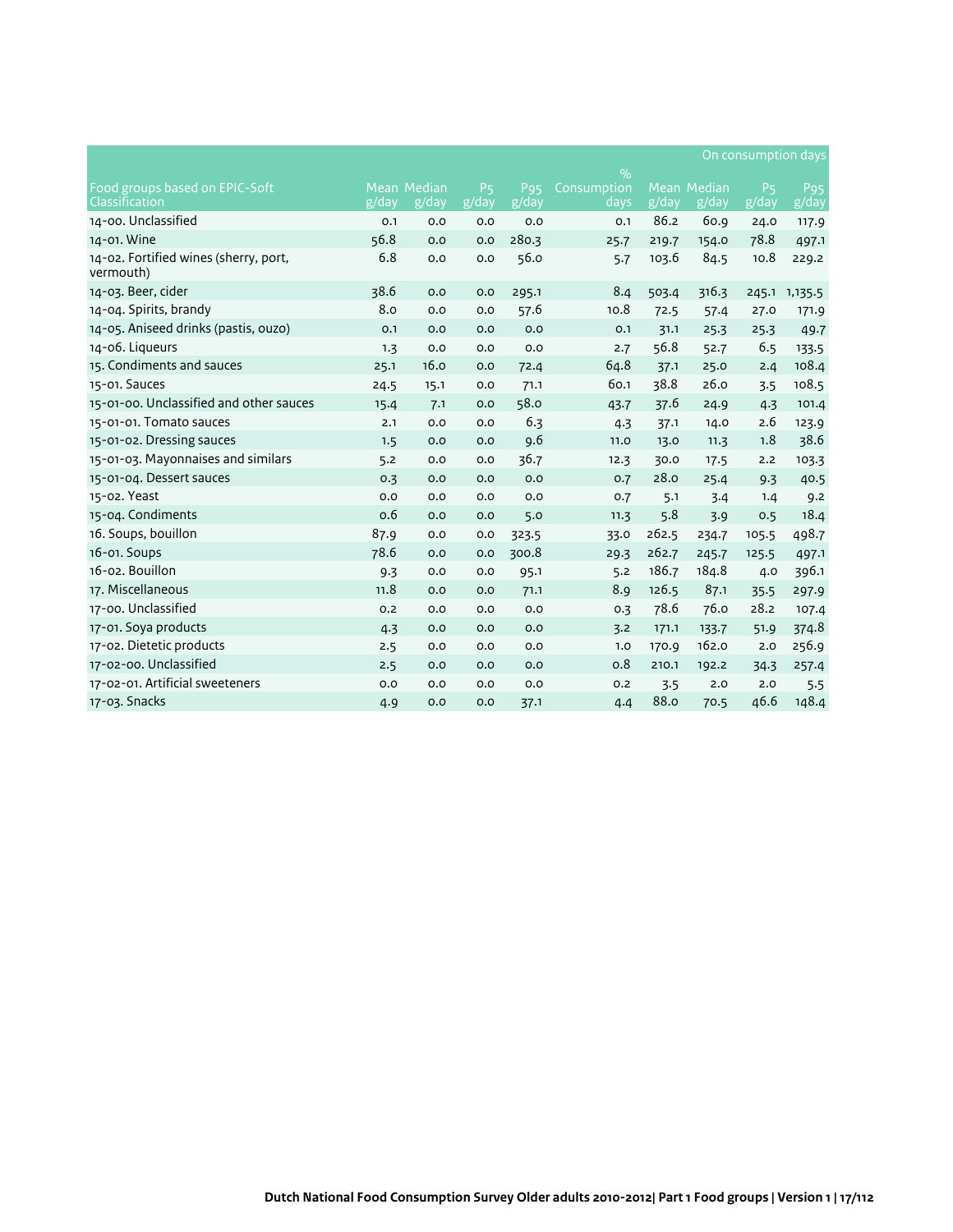| Food groups based on EPIC-Soft Classification | Mean g/day | Median g/day | P5 g/day | P95 g/day | % Consumption days | On consumption days Mean g/day | Median g/day | P5 g/day | P95 g/day |
|---|---|---|---|---|---|---|---|---|---|
| 14-00. Unclassified | 0.1 | 0.0 | 0.0 | 0.0 | 0.1 | 86.2 | 60.9 | 24.0 | 117.9 |
| 14-01. Wine | 56.8 | 0.0 | 0.0 | 280.3 | 25.7 | 219.7 | 154.0 | 78.8 | 497.1 |
| 14-02. Fortified wines (sherry, port, vermouth) | 6.8 | 0.0 | 0.0 | 56.0 | 5.7 | 103.6 | 84.5 | 10.8 | 229.2 |
| 14-03. Beer, cider | 38.6 | 0.0 | 0.0 | 295.1 | 8.4 | 503.4 | 316.3 | 245.1 | 1,135.5 |
| 14-04. Spirits, brandy | 8.0 | 0.0 | 0.0 | 57.6 | 10.8 | 72.5 | 57.4 | 27.0 | 171.9 |
| 14-05. Aniseed drinks (pastis, ouzo) | 0.1 | 0.0 | 0.0 | 0.0 | 0.1 | 31.1 | 25.3 | 25.3 | 49.7 |
| 14-06. Liqueurs | 1.3 | 0.0 | 0.0 | 0.0 | 2.7 | 56.8 | 52.7 | 6.5 | 133.5 |
| 15. Condiments and sauces | 25.1 | 16.0 | 0.0 | 72.4 | 64.8 | 37.1 | 25.0 | 2.4 | 108.4 |
| 15-01. Sauces | 24.5 | 15.1 | 0.0 | 71.1 | 60.1 | 38.8 | 26.0 | 3.5 | 108.5 |
| 15-01-00. Unclassified and other sauces | 15.4 | 7.1 | 0.0 | 58.0 | 43.7 | 37.6 | 24.9 | 4.3 | 101.4 |
| 15-01-01. Tomato sauces | 2.1 | 0.0 | 0.0 | 6.3 | 4.3 | 37.1 | 14.0 | 2.6 | 123.9 |
| 15-01-02. Dressing sauces | 1.5 | 0.0 | 0.0 | 9.6 | 11.0 | 13.0 | 11.3 | 1.8 | 38.6 |
| 15-01-03. Mayonnaises and similars | 5.2 | 0.0 | 0.0 | 36.7 | 12.3 | 30.0 | 17.5 | 2.2 | 103.3 |
| 15-01-04. Dessert sauces | 0.3 | 0.0 | 0.0 | 0.0 | 0.7 | 28.0 | 25.4 | 9.3 | 40.5 |
| 15-02. Yeast | 0.0 | 0.0 | 0.0 | 0.0 | 0.7 | 5.1 | 3.4 | 1.4 | 9.2 |
| 15-04. Condiments | 0.6 | 0.0 | 0.0 | 5.0 | 11.3 | 5.8 | 3.9 | 0.5 | 18.4 |
| 16. Soups, bouillon | 87.9 | 0.0 | 0.0 | 323.5 | 33.0 | 262.5 | 234.7 | 105.5 | 498.7 |
| 16-01. Soups | 78.6 | 0.0 | 0.0 | 300.8 | 29.3 | 262.7 | 245.7 | 125.5 | 497.1 |
| 16-02. Bouillon | 9.3 | 0.0 | 0.0 | 95.1 | 5.2 | 186.7 | 184.8 | 4.0 | 396.1 |
| 17. Miscellaneous | 11.8 | 0.0 | 0.0 | 71.1 | 8.9 | 126.5 | 87.1 | 35.5 | 297.9 |
| 17-00. Unclassified | 0.2 | 0.0 | 0.0 | 0.0 | 0.3 | 78.6 | 76.0 | 28.2 | 107.4 |
| 17-01. Soya products | 4.3 | 0.0 | 0.0 | 0.0 | 3.2 | 171.1 | 133.7 | 51.9 | 374.8 |
| 17-02. Dietetic products | 2.5 | 0.0 | 0.0 | 0.0 | 1.0 | 170.9 | 162.0 | 2.0 | 256.9 |
| 17-02-00. Unclassified | 2.5 | 0.0 | 0.0 | 0.0 | 0.8 | 210.1 | 192.2 | 34.3 | 257.4 |
| 17-02-01. Artificial sweeteners | 0.0 | 0.0 | 0.0 | 0.0 | 0.2 | 3.5 | 2.0 | 2.0 | 5.5 |
| 17-03. Snacks | 4.9 | 0.0 | 0.0 | 37.1 | 4.4 | 88.0 | 70.5 | 46.6 | 148.4 |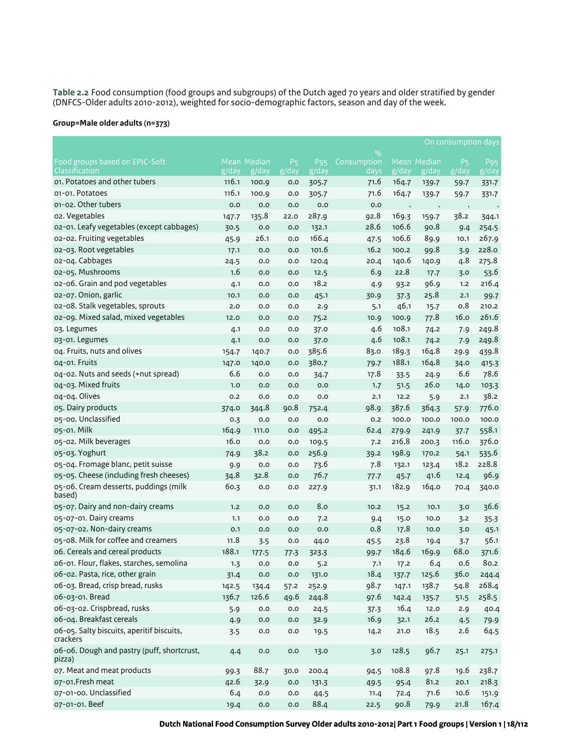**Table 2.2** Food consumption (food groups and subgroups) of the Dutch aged 70 years and older stratified by gender (DNFCS-Older adults 2010-2012), weighted for socio-demographic factors, season and day of the week.

**Group=Male older adults (n=373)**

| | | | | | | On consumption days | | | |
|---|---|---|---|---|---|---|---|---|---|
| Food groups based on EPIC-Soft Classification | Mean g/day | Median g/day | P5 g/day | P95 g/day | % Consumption days | Mean g/day | Median g/day | P5 g/day | P95 g/day |
| 01. Potatoes and other tubers | 116.1 | 100.9 | 0.0 | 305.7 | 71.6 | 164.7 | 139.7 | 59.7 | 331.7 |
| 01-01. Potatoes | 116.1 | 100.9 | 0.0 | 305.7 | 71.6 | 164.7 | 139.7 | 59.7 | 331.7 |
| 01-02. Other tubers | 0.0 | 0.0 | 0.0 | 0.0 | 0.0 | . | . | . | . |
| 02. Vegetables | 147.7 | 135.8 | 22.0 | 287.9 | 92.8 | 169.3 | 159.7 | 38.2 | 344.1 |
| 02-01. Leafy vegetables (except cabbages) | 30.5 | 0.0 | 0.0 | 132.1 | 28.6 | 106.6 | 90.8 | 9.4 | 254.5 |
| 02-02. Fruiting vegetables | 45.9 | 26.1 | 0.0 | 166.4 | 47.5 | 106.6 | 89.9 | 10.1 | 267.9 |
| 02-03. Root vegetables | 17.1 | 0.0 | 0.0 | 101.6 | 16.2 | 100.2 | 99.8 | 3.9 | 228.0 |
| 02-04. Cabbages | 24.5 | 0.0 | 0.0 | 120.4 | 20.4 | 140.6 | 140.9 | 4.8 | 275.8 |
| 02-05. Mushrooms | 1.6 | 0.0 | 0.0 | 12.5 | 6.9 | 22.8 | 17.7 | 3.0 | 53.6 |
| 02-06. Grain and pod vegetables | 4.1 | 0.0 | 0.0 | 18.2 | 4.9 | 93.2 | 96.9 | 1.2 | 216.4 |
| 02-07. Onion, garlic | 10.1 | 0.0 | 0.0 | 45.1 | 30.9 | 37.3 | 25.8 | 2.1 | 99.7 |
| 02-08. Stalk vegetables, sprouts | 2.0 | 0.0 | 0.0 | 2.9 | 5.1 | 46.1 | 15.7 | 0.8 | 210.2 |
| 02-09. Mixed salad, mixed vegetables | 12.0 | 0.0 | 0.0 | 75.2 | 10.9 | 100.9 | 77.8 | 16.0 | 261.6 |
| 03. Legumes | 4.1 | 0.0 | 0.0 | 37.0 | 4.6 | 108.1 | 74.2 | 7.9 | 249.8 |
| 03-01. Legumes | 4.1 | 0.0 | 0.0 | 37.0 | 4.6 | 108.1 | 74.2 | 7.9 | 249.8 |
| 04. Fruits, nuts and olives | 154.7 | 140.7 | 0.0 | 385.6 | 83.0 | 189.3 | 164.8 | 29.9 | 439.8 |
| 04-01. Fruits | 147.0 | 140.0 | 0.0 | 380.7 | 79.7 | 188.1 | 164.8 | 34.0 | 415.3 |
| 04-02. Nuts and seeds (+nut spread) | 6.6 | 0.0 | 0.0 | 34.7 | 17.8 | 33.5 | 24.9 | 6.6 | 78.6 |
| 04-03. Mixed fruits | 1.0 | 0.0 | 0.0 | 0.0 | 1.7 | 51.5 | 26.0 | 14.0 | 103.3 |
| 04-04. Olives | 0.2 | 0.0 | 0.0 | 0.0 | 2.1 | 12.2 | 5.9 | 2.1 | 38.2 |
| 05. Dairy products | 374.0 | 344.8 | 90.8 | 752.4 | 98.9 | 387.6 | 364.3 | 57.9 | 776.0 |
| 05-00. Unclassified | 0.3 | 0.0 | 0.0 | 0.0 | 0.2 | 100.0 | 100.0 | 100.0 | 100.0 |
| 05-01. Milk | 164.9 | 111.0 | 0.0 | 495.2 | 62.4 | 279.9 | 241.9 | 37.7 | 558.1 |
| 05-02. Milk beverages | 16.0 | 0.0 | 0.0 | 109.5 | 7.2 | 216.8 | 200.3 | 116.0 | 376.0 |
| 05-03. Yoghurt | 74.9 | 38.2 | 0.0 | 256.9 | 39.2 | 198.9 | 170.2 | 54.1 | 535.6 |
| 05-04. Fromage blanc, petit suisse | 9.9 | 0.0 | 0.0 | 73.6 | 7.8 | 132.1 | 123.4 | 18.2 | 228.8 |
| 05-05. Cheese (including fresh cheeses) | 34.8 | 32.8 | 0.0 | 76.7 | 77.7 | 45.7 | 41.6 | 12.4 | 96.9 |
| 05-06. Cream desserts, puddings (milk based) | 60.3 | 0.0 | 0.0 | 227.9 | 31.1 | 182.9 | 164.0 | 70.4 | 340.0 |
| 05-07. Dairy and non-dairy creams | 1.2 | 0.0 | 0.0 | 8.0 | 10.2 | 15.2 | 10.1 | 3.0 | 36.6 |
| 05-07-01. Dairy creams | 1.1 | 0.0 | 0.0 | 7.2 | 9.4 | 15.0 | 10.0 | 3.2 | 35.3 |
| 05-07-02. Non-dairy creams | 0.1 | 0.0 | 0.0 | 0.0 | 0.8 | 17.8 | 10.0 | 3.0 | 45.1 |
| 05-08. Milk for coffee and creamers | 11.8 | 3.5 | 0.0 | 44.0 | 45.5 | 23.8 | 19.4 | 3.7 | 56.1 |
| 06. Cereals and cereal products | 188.1 | 177.5 | 77.3 | 323.3 | 99.7 | 184.6 | 169.9 | 68.0 | 371.6 |
| 06-01. Flour, flakes, starches, semolina | 1.3 | 0.0 | 0.0 | 5.2 | 7.1 | 17.2 | 6.4 | 0.6 | 80.2 |
| 06-02. Pasta, rice, other grain | 31.4 | 0.0 | 0.0 | 131.0 | 18.4 | 137.7 | 125.6 | 36.0 | 244.4 |
| 06-03. Bread, crisp bread, rusks | 142.5 | 134.4 | 57.2 | 252.9 | 98.7 | 147.1 | 138.7 | 54.8 | 268.4 |
| 06-03-01. Bread | 136.7 | 126.6 | 49.6 | 244.8 | 97.6 | 142.4 | 135.7 | 51.5 | 258.5 |
| 06-03-02. Crispbread, rusks | 5.9 | 0.0 | 0.0 | 24.5 | 37.3 | 16.4 | 12.0 | 2.9 | 40.4 |
| 06-04. Breakfast cereals | 4.9 | 0.0 | 0.0 | 32.9 | 16.9 | 32.1 | 26.2 | 4.5 | 79.9 |
| 06-05. Salty biscuits, aperitif biscuits, crackers | 3.5 | 0.0 | 0.0 | 19.5 | 14.2 | 21.0 | 18.5 | 2.6 | 64.5 |
| 06-06. Dough and pastry (puff, shortcrust, pizza) | 4.4 | 0.0 | 0.0 | 13.0 | 3.0 | 128.5 | 96.7 | 25.1 | 275.1 |
| 07. Meat and meat products | 99.3 | 88.7 | 30.0 | 200.4 | 94.5 | 108.8 | 97.8 | 19.6 | 238.7 |
| 07-01.Fresh meat | 42.6 | 32.9 | 0.0 | 131.3 | 49.5 | 95.4 | 81.2 | 20.1 | 218.3 |
| 07-01-00. Unclassified | 6.4 | 0.0 | 0.0 | 44.5 | 11.4 | 72.4 | 71.6 | 10.6 | 151.9 |
| 07-01-01. Beef | 19.4 | 0.0 | 0.0 | 88.4 | 22.5 | 90.8 | 79.9 | 21.8 | 167.4 |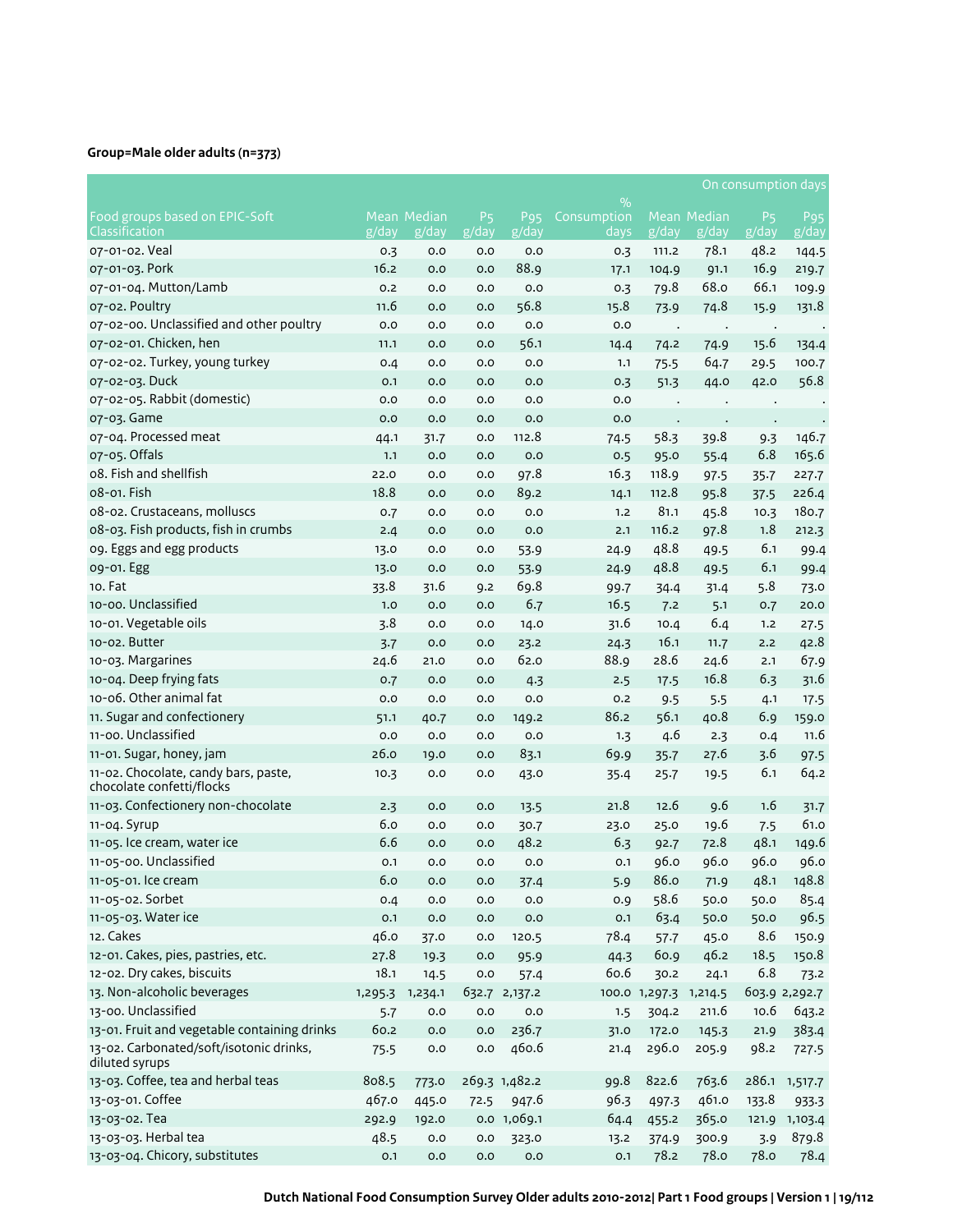**Group=Male older adults (n=373)**

| Food groups based on EPIC-Soft Classification | Mean g/day | Median g/day | P5 g/day | P95 g/day | % Consumption days | On consumption days Mean g/day | Median g/day | P5 g/day | P95 g/day |
|---|---|---|---|---|---|---|---|---|---|
| 07-01-02. Veal | 0.3 | 0.0 | 0.0 | 0.0 | 0.3 | 111.2 | 78.1 | 48.2 | 144.5 |
| 07-01-03. Pork | 16.2 | 0.0 | 0.0 | 88.9 | 17.1 | 104.9 | 91.1 | 16.9 | 219.7 |
| 07-01-04. Mutton/Lamb | 0.2 | 0.0 | 0.0 | 0.0 | 0.3 | 79.8 | 68.0 | 66.1 | 109.9 |
| 07-02. Poultry | 11.6 | 0.0 | 0.0 | 56.8 | 15.8 | 73.9 | 74.8 | 15.9 | 131.8 |
| 07-02-00. Unclassified and other poultry | 0.0 | 0.0 | 0.0 | 0.0 | 0.0 | . | . | . | . |
| 07-02-01. Chicken, hen | 11.1 | 0.0 | 0.0 | 56.1 | 14.4 | 74.2 | 74.9 | 15.6 | 134.4 |
| 07-02-02. Turkey, young turkey | 0.4 | 0.0 | 0.0 | 0.0 | 1.1 | 75.5 | 64.7 | 29.5 | 100.7 |
| 07-02-03. Duck | 0.1 | 0.0 | 0.0 | 0.0 | 0.3 | 51.3 | 44.0 | 42.0 | 56.8 |
| 07-02-05. Rabbit (domestic) | 0.0 | 0.0 | 0.0 | 0.0 | 0.0 | . | . | . | . |
| 07-03. Game | 0.0 | 0.0 | 0.0 | 0.0 | 0.0 | . | . | . | . |
| 07-04. Processed meat | 44.1 | 31.7 | 0.0 | 112.8 | 74.5 | 58.3 | 39.8 | 9.3 | 146.7 |
| 07-05. Offals | 1.1 | 0.0 | 0.0 | 0.0 | 0.5 | 95.0 | 55.4 | 6.8 | 165.6 |
| 08. Fish and shellfish | 22.0 | 0.0 | 0.0 | 97.8 | 16.3 | 118.9 | 97.5 | 35.7 | 227.7 |
| 08-01. Fish | 18.8 | 0.0 | 0.0 | 89.2 | 14.1 | 112.8 | 95.8 | 37.5 | 226.4 |
| 08-02. Crustaceans, molluscs | 0.7 | 0.0 | 0.0 | 0.0 | 1.2 | 81.1 | 45.8 | 10.3 | 180.7 |
| 08-03. Fish products, fish in crumbs | 2.4 | 0.0 | 0.0 | 0.0 | 2.1 | 116.2 | 97.8 | 1.8 | 212.3 |
| 09. Eggs and egg products | 13.0 | 0.0 | 0.0 | 53.9 | 24.9 | 48.8 | 49.5 | 6.1 | 99.4 |
| 09-01. Egg | 13.0 | 0.0 | 0.0 | 53.9 | 24.9 | 48.8 | 49.5 | 6.1 | 99.4 |
| 10. Fat | 33.8 | 31.6 | 9.2 | 69.8 | 99.7 | 34.4 | 31.4 | 5.8 | 73.0 |
| 10-00. Unclassified | 1.0 | 0.0 | 0.0 | 6.7 | 16.5 | 7.2 | 5.1 | 0.7 | 20.0 |
| 10-01. Vegetable oils | 3.8 | 0.0 | 0.0 | 14.0 | 31.6 | 10.4 | 6.4 | 1.2 | 27.5 |
| 10-02. Butter | 3.7 | 0.0 | 0.0 | 23.2 | 24.3 | 16.1 | 11.7 | 2.2 | 42.8 |
| 10-03. Margarines | 24.6 | 21.0 | 0.0 | 62.0 | 88.9 | 28.6 | 24.6 | 2.1 | 67.9 |
| 10-04. Deep frying fats | 0.7 | 0.0 | 0.0 | 4.3 | 2.5 | 17.5 | 16.8 | 6.3 | 31.6 |
| 10-06. Other animal fat | 0.0 | 0.0 | 0.0 | 0.0 | 0.2 | 9.5 | 5.5 | 4.1 | 17.5 |
| 11. Sugar and confectionery | 51.1 | 40.7 | 0.0 | 149.2 | 86.2 | 56.1 | 40.8 | 6.9 | 159.0 |
| 11-00. Unclassified | 0.0 | 0.0 | 0.0 | 0.0 | 1.3 | 4.6 | 2.3 | 0.4 | 11.6 |
| 11-01. Sugar, honey, jam | 26.0 | 19.0 | 0.0 | 83.1 | 69.9 | 35.7 | 27.6 | 3.6 | 97.5 |
| 11-02. Chocolate, candy bars, paste, chocolate confetti/flocks | 10.3 | 0.0 | 0.0 | 43.0 | 35.4 | 25.7 | 19.5 | 6.1 | 64.2 |
| 11-03. Confectionery non-chocolate | 2.3 | 0.0 | 0.0 | 13.5 | 21.8 | 12.6 | 9.6 | 1.6 | 31.7 |
| 11-04. Syrup | 6.0 | 0.0 | 0.0 | 30.7 | 23.0 | 25.0 | 19.6 | 7.5 | 61.0 |
| 11-05. Ice cream, water ice | 6.6 | 0.0 | 0.0 | 48.2 | 6.3 | 92.7 | 72.8 | 48.1 | 149.6 |
| 11-05-00. Unclassified | 0.1 | 0.0 | 0.0 | 0.0 | 0.1 | 96.0 | 96.0 | 96.0 | 96.0 |
| 11-05-01. Ice cream | 6.0 | 0.0 | 0.0 | 37.4 | 5.9 | 86.0 | 71.9 | 48.1 | 148.8 |
| 11-05-02. Sorbet | 0.4 | 0.0 | 0.0 | 0.0 | 0.9 | 58.6 | 50.0 | 50.0 | 85.4 |
| 11-05-03. Water ice | 0.1 | 0.0 | 0.0 | 0.0 | 0.1 | 63.4 | 50.0 | 50.0 | 96.5 |
| 12. Cakes | 46.0 | 37.0 | 0.0 | 120.5 | 78.4 | 57.7 | 45.0 | 8.6 | 150.9 |
| 12-01. Cakes, pies, pastries, etc. | 27.8 | 19.3 | 0.0 | 95.9 | 44.3 | 60.9 | 46.2 | 18.5 | 150.8 |
| 12-02. Dry cakes, biscuits | 18.1 | 14.5 | 0.0 | 57.4 | 60.6 | 30.2 | 24.1 | 6.8 | 73.2 |
| 13. Non-alcoholic beverages | 1,295.3 | 1,234.1 | 632.7 | 2,137.2 | 100.0 | 1,297.3 | 1,214.5 | 603.9 | 2,292.7 |
| 13-00. Unclassified | 5.7 | 0.0 | 0.0 | 0.0 | 1.5 | 304.2 | 211.6 | 10.6 | 643.2 |
| 13-01. Fruit and vegetable containing drinks | 60.2 | 0.0 | 0.0 | 236.7 | 31.0 | 172.0 | 145.3 | 21.9 | 383.4 |
| 13-02. Carbonated/soft/isotonic drinks, diluted syrups | 75.5 | 0.0 | 0.0 | 460.6 | 21.4 | 296.0 | 205.9 | 98.2 | 727.5 |
| 13-03. Coffee, tea and herbal teas | 808.5 | 773.0 | 269.3 | 1,482.2 | 99.8 | 822.6 | 763.6 | 286.1 | 1,517.7 |
| 13-03-01. Coffee | 467.0 | 445.0 | 72.5 | 947.6 | 96.3 | 497.3 | 461.0 | 133.8 | 933.3 |
| 13-03-02. Tea | 292.9 | 192.0 | 0.0 | 1,069.1 | 64.4 | 455.2 | 365.0 | 121.9 | 1,103.4 |
| 13-03-03. Herbal tea | 48.5 | 0.0 | 0.0 | 323.0 | 13.2 | 374.9 | 300.9 | 3.9 | 879.8 |
| 13-03-04. Chicory, substitutes | 0.1 | 0.0 | 0.0 | 0.0 | 0.1 | 78.2 | 78.0 | 78.0 | 78.4 |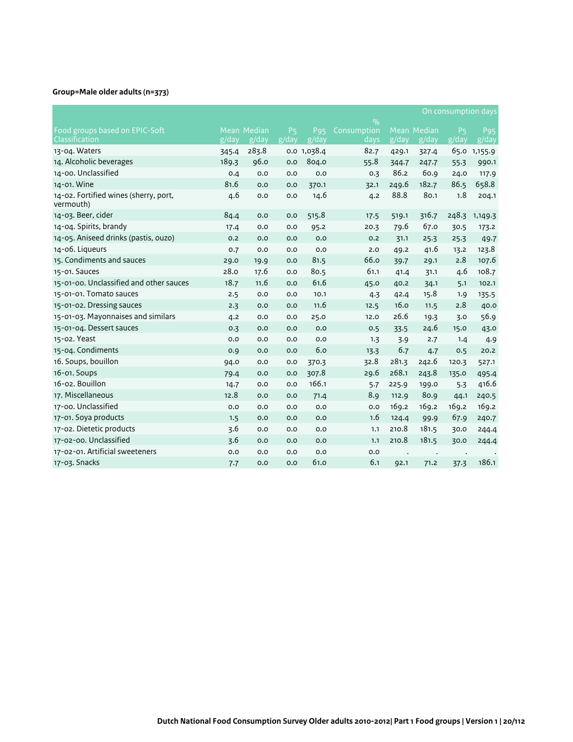**Group=Male older adults (n=373)**

| Food groups based on EPIC-Soft Classification | Mean g/day | Median g/day | P5 g/day | P95 g/day | % Consumption days | On consumption days Mean g/day | Median g/day | P5 g/day | P95 g/day |
|---|---|---|---|---|---|---|---|---|---|
| 13-04. Waters | 345.4 | 283.8 | 0.0 | 1,038.4 | 82.7 | 429.1 | 327.4 | 65.0 | 1,155.9 |
| 14. Alcoholic beverages | 189.3 | 96.0 | 0.0 | 804.0 | 55.8 | 344.7 | 247.7 | 55.3 | 990.1 |
| 14-00. Unclassified | 0.4 | 0.0 | 0.0 | 0.0 | 0.3 | 86.2 | 60.9 | 24.0 | 117.9 |
| 14-01. Wine | 81.6 | 0.0 | 0.0 | 370.1 | 32.1 | 249.6 | 182.7 | 86.5 | 658.8 |
| 14-02. Fortified wines (sherry, port, vermouth) | 4.6 | 0.0 | 0.0 | 14.6 | 4.2 | 88.8 | 80.1 | 1.8 | 204.1 |
| 14-03. Beer, cider | 84.4 | 0.0 | 0.0 | 515.8 | 17.5 | 519.1 | 316.7 | 248.3 | 1,149.3 |
| 14-04. Spirits, brandy | 17.4 | 0.0 | 0.0 | 95.2 | 20.3 | 79.6 | 67.0 | 30.5 | 173.2 |
| 14-05. Aniseed drinks (pastis, ouzo) | 0.2 | 0.0 | 0.0 | 0.0 | 0.2 | 31.1 | 25.3 | 25.3 | 49.7 |
| 14-06. Liqueurs | 0.7 | 0.0 | 0.0 | 0.0 | 2.0 | 49.2 | 41.6 | 13.2 | 123.8 |
| 15. Condiments and sauces | 29.0 | 19.9 | 0.0 | 81.5 | 66.0 | 39.7 | 29.1 | 2.8 | 107.6 |
| 15-01. Sauces | 28.0 | 17.6 | 0.0 | 80.5 | 61.1 | 41.4 | 31.1 | 4.6 | 108.7 |
| 15-01-00. Unclassified and other sauces | 18.7 | 11.6 | 0.0 | 61.6 | 45.0 | 40.2 | 34.1 | 5.1 | 102.1 |
| 15-01-01. Tomato sauces | 2.5 | 0.0 | 0.0 | 10.1 | 4.3 | 42.4 | 15.8 | 1.9 | 135.5 |
| 15-01-02. Dressing sauces | 2.3 | 0.0 | 0.0 | 11.6 | 12.5 | 16.0 | 11.5 | 2.8 | 40.0 |
| 15-01-03. Mayonnaises and similars | 4.2 | 0.0 | 0.0 | 25.0 | 12.0 | 26.6 | 19.3 | 3.0 | 56.9 |
| 15-01-04. Dessert sauces | 0.3 | 0.0 | 0.0 | 0.0 | 0.5 | 33.5 | 24.6 | 15.0 | 43.0 |
| 15-02. Yeast | 0.0 | 0.0 | 0.0 | 0.0 | 1.3 | 3.9 | 2.7 | 1.4 | 4.9 |
| 15-04. Condiments | 0.9 | 0.0 | 0.0 | 6.0 | 13.3 | 6.7 | 4.7 | 0.5 | 20.2 |
| 16. Soups, bouillon | 94.0 | 0.0 | 0.0 | 370.3 | 32.8 | 281.3 | 242.6 | 120.3 | 527.1 |
| 16-01. Soups | 79.4 | 0.0 | 0.0 | 307.8 | 29.6 | 268.1 | 243.8 | 135.0 | 495.4 |
| 16-02. Bouillon | 14.7 | 0.0 | 0.0 | 166.1 | 5.7 | 225.9 | 199.0 | 5.3 | 416.6 |
| 17. Miscellaneous | 12.8 | 0.0 | 0.0 | 71.4 | 8.9 | 112.9 | 80.9 | 44.1 | 240.5 |
| 17-00. Unclassified | 0.0 | 0.0 | 0.0 | 0.0 | 0.0 | 169.2 | 169.2 | 169.2 | 169.2 |
| 17-01. Soya products | 1.5 | 0.0 | 0.0 | 0.0 | 1.6 | 124.4 | 99.9 | 67.9 | 240.7 |
| 17-02. Dietetic products | 3.6 | 0.0 | 0.0 | 0.0 | 1.1 | 210.8 | 181.5 | 30.0 | 244.4 |
| 17-02-00. Unclassified | 3.6 | 0.0 | 0.0 | 0.0 | 1.1 | 210.8 | 181.5 | 30.0 | 244.4 |
| 17-02-01. Artificial sweeteners | 0.0 | 0.0 | 0.0 | 0.0 | 0.0 | . | . | . | . |
| 17-03. Snacks | 7.7 | 0.0 | 0.0 | 61.0 | 6.1 | 92.1 | 71.2 | 37.3 | 186.1 |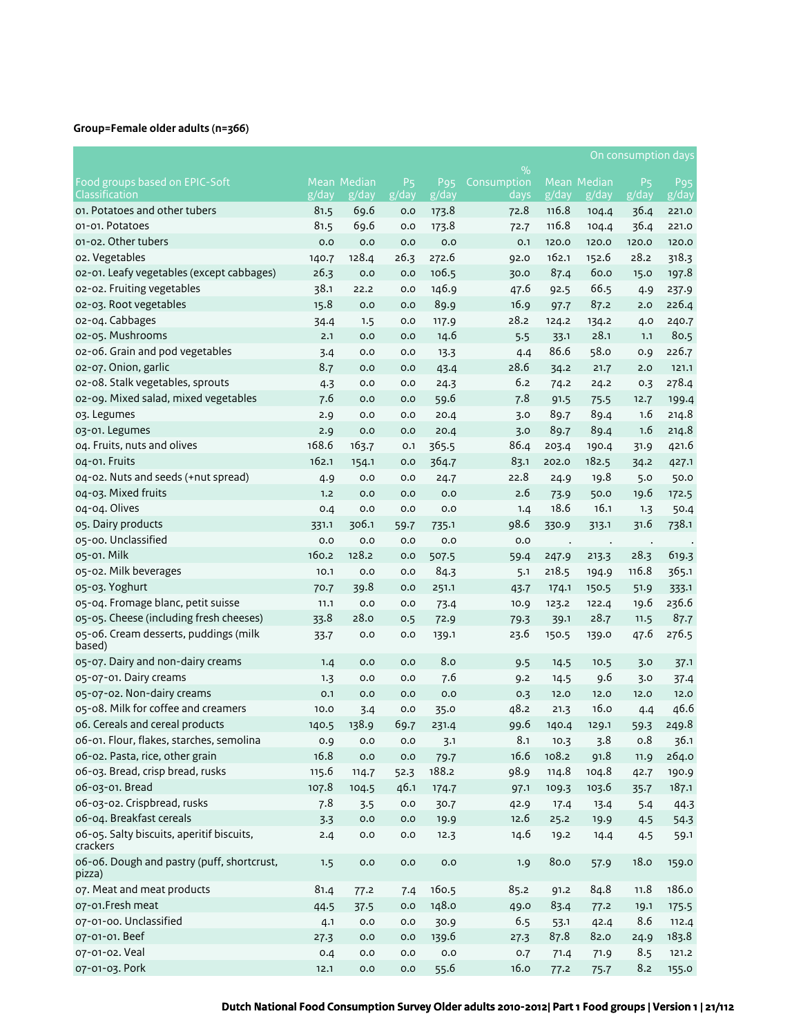**Group=Female older adults (n=366)**

| Food groups based on EPIC-Soft Classification | Mean g/day | Median g/day | P5 g/day | P95 g/day | % Consumption days | On consumption days Mean g/day | Median g/day | P5 g/day | P95 g/day |
|---|---|---|---|---|---|---|---|---|---|
| 01. Potatoes and other tubers | 81.5 | 69.6 | 0.0 | 173.8 | 72.8 | 116.8 | 104.4 | 36.4 | 221.0 |
| 01-01. Potatoes | 81.5 | 69.6 | 0.0 | 173.8 | 72.7 | 116.8 | 104.4 | 36.4 | 221.0 |
| 01-02. Other tubers | 0.0 | 0.0 | 0.0 | 0.0 | 0.1 | 120.0 | 120.0 | 120.0 | 120.0 |
| 02. Vegetables | 140.7 | 128.4 | 26.3 | 272.6 | 92.0 | 162.1 | 152.6 | 28.2 | 318.3 |
| 02-01. Leafy vegetables (except cabbages) | 26.3 | 0.0 | 0.0 | 106.5 | 30.0 | 87.4 | 60.0 | 15.0 | 197.8 |
| 02-02. Fruiting vegetables | 38.1 | 22.2 | 0.0 | 146.9 | 47.6 | 92.5 | 66.5 | 4.9 | 237.9 |
| 02-03. Root vegetables | 15.8 | 0.0 | 0.0 | 89.9 | 16.9 | 97.7 | 87.2 | 2.0 | 226.4 |
| 02-04. Cabbages | 34.4 | 1.5 | 0.0 | 117.9 | 28.2 | 124.2 | 134.2 | 4.0 | 240.7 |
| 02-05. Mushrooms | 2.1 | 0.0 | 0.0 | 14.6 | 5.5 | 33.1 | 28.1 | 1.1 | 80.5 |
| 02-06. Grain and pod vegetables | 3.4 | 0.0 | 0.0 | 13.3 | 4.4 | 86.6 | 58.0 | 0.9 | 226.7 |
| 02-07. Onion, garlic | 8.7 | 0.0 | 0.0 | 43.4 | 28.6 | 34.2 | 21.7 | 2.0 | 121.1 |
| 02-08. Stalk vegetables, sprouts | 4.3 | 0.0 | 0.0 | 24.3 | 6.2 | 74.2 | 24.2 | 0.3 | 278.4 |
| 02-09. Mixed salad, mixed vegetables | 7.6 | 0.0 | 0.0 | 59.6 | 7.8 | 91.5 | 75.5 | 12.7 | 199.4 |
| 03. Legumes | 2.9 | 0.0 | 0.0 | 20.4 | 3.0 | 89.7 | 89.4 | 1.6 | 214.8 |
| 03-01. Legumes | 2.9 | 0.0 | 0.0 | 20.4 | 3.0 | 89.7 | 89.4 | 1.6 | 214.8 |
| 04. Fruits, nuts and olives | 168.6 | 163.7 | 0.1 | 365.5 | 86.4 | 203.4 | 190.4 | 31.9 | 421.6 |
| 04-01. Fruits | 162.1 | 154.1 | 0.0 | 364.7 | 83.1 | 202.0 | 182.5 | 34.2 | 427.1 |
| 04-02. Nuts and seeds (+nut spread) | 4.9 | 0.0 | 0.0 | 24.7 | 22.8 | 24.9 | 19.8 | 5.0 | 50.0 |
| 04-03. Mixed fruits | 1.2 | 0.0 | 0.0 | 0.0 | 2.6 | 73.9 | 50.0 | 19.6 | 172.5 |
| 04-04. Olives | 0.4 | 0.0 | 0.0 | 0.0 | 1.4 | 18.6 | 16.1 | 1.3 | 50.4 |
| 05. Dairy products | 331.1 | 306.1 | 59.7 | 735.1 | 98.6 | 330.9 | 313.1 | 31.6 | 738.1 |
| 05-00. Unclassified | 0.0 | 0.0 | 0.0 | 0.0 | 0.0 | . | . | . | . |
| 05-01. Milk | 160.2 | 128.2 | 0.0 | 507.5 | 59.4 | 247.9 | 213.3 | 28.3 | 619.3 |
| 05-02. Milk beverages | 10.1 | 0.0 | 0.0 | 84.3 | 5.1 | 218.5 | 194.9 | 116.8 | 365.1 |
| 05-03. Yoghurt | 70.7 | 39.8 | 0.0 | 251.1 | 43.7 | 174.1 | 150.5 | 51.9 | 333.1 |
| 05-04. Fromage blanc, petit suisse | 11.1 | 0.0 | 0.0 | 73.4 | 10.9 | 123.2 | 122.4 | 19.6 | 236.6 |
| 05-05. Cheese (including fresh cheeses) | 33.8 | 28.0 | 0.5 | 72.9 | 79.3 | 39.1 | 28.7 | 11.5 | 87.7 |
| 05-06. Cream desserts, puddings (milk based) | 33.7 | 0.0 | 0.0 | 139.1 | 23.6 | 150.5 | 139.0 | 47.6 | 276.5 |
| 05-07. Dairy and non-dairy creams | 1.4 | 0.0 | 0.0 | 8.0 | 9.5 | 14.5 | 10.5 | 3.0 | 37.1 |
| 05-07-01. Dairy creams | 1.3 | 0.0 | 0.0 | 7.6 | 9.2 | 14.5 | 9.6 | 3.0 | 37.4 |
| 05-07-02. Non-dairy creams | 0.1 | 0.0 | 0.0 | 0.0 | 0.3 | 12.0 | 12.0 | 12.0 | 12.0 |
| 05-08. Milk for coffee and creamers | 10.0 | 3.4 | 0.0 | 35.0 | 48.2 | 21.3 | 16.0 | 4.4 | 46.6 |
| 06. Cereals and cereal products | 140.5 | 138.9 | 69.7 | 231.4 | 99.6 | 140.4 | 129.1 | 59.3 | 249.8 |
| 06-01. Flour, flakes, starches, semolina | 0.9 | 0.0 | 0.0 | 3.1 | 8.1 | 10.3 | 3.8 | 0.8 | 36.1 |
| 06-02. Pasta, rice, other grain | 16.8 | 0.0 | 0.0 | 79.7 | 16.6 | 108.2 | 91.8 | 11.9 | 264.0 |
| 06-03. Bread, crisp bread, rusks | 115.6 | 114.7 | 52.3 | 188.2 | 98.9 | 114.8 | 104.8 | 42.7 | 190.9 |
| 06-03-01. Bread | 107.8 | 104.5 | 46.1 | 174.7 | 97.1 | 109.3 | 103.6 | 35.7 | 187.1 |
| 06-03-02. Crispbread, rusks | 7.8 | 3.5 | 0.0 | 30.7 | 42.9 | 17.4 | 13.4 | 5.4 | 44.3 |
| 06-04. Breakfast cereals | 3.3 | 0.0 | 0.0 | 19.9 | 12.6 | 25.2 | 19.9 | 4.5 | 54.3 |
| 06-05. Salty biscuits, aperitif biscuits, crackers | 2.4 | 0.0 | 0.0 | 12.3 | 14.6 | 19.2 | 14.4 | 4.5 | 59.1 |
| 06-06. Dough and pastry (puff, shortcrust, pizza) | 1.5 | 0.0 | 0.0 | 0.0 | 1.9 | 80.0 | 57.9 | 18.0 | 159.0 |
| 07. Meat and meat products | 81.4 | 77.2 | 7.4 | 160.5 | 85.2 | 91.2 | 84.8 | 11.8 | 186.0 |
| 07-01.Fresh meat | 44.5 | 37.5 | 0.0 | 148.0 | 49.0 | 83.4 | 77.2 | 19.1 | 175.5 |
| 07-01-00. Unclassified | 4.1 | 0.0 | 0.0 | 30.9 | 6.5 | 53.1 | 42.4 | 8.6 | 112.4 |
| 07-01-01. Beef | 27.3 | 0.0 | 0.0 | 139.6 | 27.3 | 87.8 | 82.0 | 24.9 | 183.8 |
| 07-01-02. Veal | 0.4 | 0.0 | 0.0 | 0.0 | 0.7 | 71.4 | 71.9 | 8.5 | 121.2 |
| 07-01-03. Pork | 12.1 | 0.0 | 0.0 | 55.6 | 16.0 | 77.2 | 75.7 | 8.2 | 155.0 |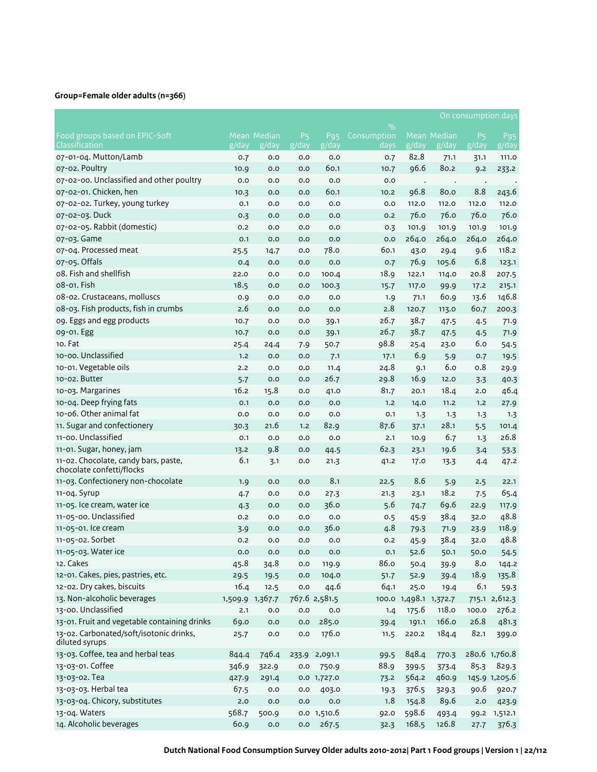**Group=Female older adults (n=366)**

| Food groups based on EPIC-Soft Classification | Mean g/day | Median g/day | P5 g/day | P95 g/day | % Consumption days | On consumption days Mean g/day | On consumption days Median g/day | On consumption days P5 g/day | On consumption days P95 g/day |
|---|---|---|---|---|---|---|---|---|---|
| 07-01-04. Mutton/Lamb | 0.7 | 0.0 | 0.0 | 0.0 | 0.7 | 82.8 | 71.1 | 31.1 | 111.0 |
| 07-02. Poultry | 10.9 | 0.0 | 0.0 | 60.1 | 10.7 | 96.6 | 80.2 | 9.2 | 233.2 |
| 07-02-00. Unclassified and other poultry | 0.0 | 0.0 | 0.0 | 0.0 | 0.0 | . | . | . | . |
| 07-02-01. Chicken, hen | 10.3 | 0.0 | 0.0 | 60.1 | 10.2 | 96.8 | 80.0 | 8.8 | 243.6 |
| 07-02-02. Turkey, young turkey | 0.1 | 0.0 | 0.0 | 0.0 | 0.0 | 112.0 | 112.0 | 112.0 | 112.0 |
| 07-02-03. Duck | 0.3 | 0.0 | 0.0 | 0.0 | 0.2 | 76.0 | 76.0 | 76.0 | 76.0 |
| 07-02-05. Rabbit (domestic) | 0.2 | 0.0 | 0.0 | 0.0 | 0.3 | 101.9 | 101.9 | 101.9 | 101.9 |
| 07-03. Game | 0.1 | 0.0 | 0.0 | 0.0 | 0.0 | 264.0 | 264.0 | 264.0 | 264.0 |
| 07-04. Processed meat | 25.5 | 14.7 | 0.0 | 78.0 | 60.1 | 43.0 | 29.4 | 9.6 | 118.2 |
| 07-05. Offals | 0.4 | 0.0 | 0.0 | 0.0 | 0.7 | 76.9 | 105.6 | 6.8 | 123.1 |
| 08. Fish and shellfish | 22.0 | 0.0 | 0.0 | 100.4 | 18.9 | 122.1 | 114.0 | 20.8 | 207.5 |
| 08-01. Fish | 18.5 | 0.0 | 0.0 | 100.3 | 15.7 | 117.0 | 99.9 | 17.2 | 215.1 |
| 08-02. Crustaceans, molluscs | 0.9 | 0.0 | 0.0 | 0.0 | 1.9 | 71.1 | 60.9 | 13.6 | 146.8 |
| 08-03. Fish products, fish in crumbs | 2.6 | 0.0 | 0.0 | 0.0 | 2.8 | 120.7 | 113.0 | 60.7 | 200.3 |
| 09. Eggs and egg products | 10.7 | 0.0 | 0.0 | 39.1 | 26.7 | 38.7 | 47.5 | 4.5 | 71.9 |
| 09-01. Egg | 10.7 | 0.0 | 0.0 | 39.1 | 26.7 | 38.7 | 47.5 | 4.5 | 71.9 |
| 10. Fat | 25.4 | 24.4 | 7.9 | 50.7 | 98.8 | 25.4 | 23.0 | 6.0 | 54.5 |
| 10-00. Unclassified | 1.2 | 0.0 | 0.0 | 7.1 | 17.1 | 6.9 | 5.9 | 0.7 | 19.5 |
| 10-01. Vegetable oils | 2.2 | 0.0 | 0.0 | 11.4 | 24.8 | 9.1 | 6.0 | 0.8 | 29.9 |
| 10-02. Butter | 5.7 | 0.0 | 0.0 | 26.7 | 29.8 | 16.9 | 12.0 | 3.3 | 40.3 |
| 10-03. Margarines | 16.2 | 15.8 | 0.0 | 41.0 | 81.7 | 20.1 | 18.4 | 2.0 | 46.4 |
| 10-04. Deep frying fats | 0.1 | 0.0 | 0.0 | 0.0 | 1.2 | 14.0 | 11.2 | 1.2 | 27.9 |
| 10-06. Other animal fat | 0.0 | 0.0 | 0.0 | 0.0 | 0.1 | 1.3 | 1.3 | 1.3 | 1.3 |
| 11. Sugar and confectionery | 30.3 | 21.6 | 1.2 | 82.9 | 87.6 | 37.1 | 28.1 | 5.5 | 101.4 |
| 11-00. Unclassified | 0.1 | 0.0 | 0.0 | 0.0 | 2.1 | 10.9 | 6.7 | 1.3 | 26.8 |
| 11-01. Sugar, honey, jam | 13.2 | 9.8 | 0.0 | 44.5 | 62.3 | 23.1 | 19.6 | 3.4 | 53.3 |
| 11-02. Chocolate, candy bars, paste, chocolate confetti/flocks | 6.1 | 3.1 | 0.0 | 21.3 | 41.2 | 17.0 | 13.3 | 4.4 | 47.2 |
| 11-03. Confectionery non-chocolate | 1.9 | 0.0 | 0.0 | 8.1 | 22.5 | 8.6 | 5.9 | 2.5 | 22.1 |
| 11-04. Syrup | 4.7 | 0.0 | 0.0 | 27.3 | 21.3 | 23.1 | 18.2 | 7.5 | 65.4 |
| 11-05. Ice cream, water ice | 4.3 | 0.0 | 0.0 | 36.0 | 5.6 | 74.7 | 69.6 | 22.9 | 117.9 |
| 11-05-00. Unclassified | 0.2 | 0.0 | 0.0 | 0.0 | 0.5 | 45.9 | 38.4 | 32.0 | 48.8 |
| 11-05-01. Ice cream | 3.9 | 0.0 | 0.0 | 36.0 | 4.8 | 79.3 | 71.9 | 23.9 | 118.9 |
| 11-05-02. Sorbet | 0.2 | 0.0 | 0.0 | 0.0 | 0.2 | 45.9 | 38.4 | 32.0 | 48.8 |
| 11-05-03. Water ice | 0.0 | 0.0 | 0.0 | 0.0 | 0.1 | 52.6 | 50.1 | 50.0 | 54.5 |
| 12. Cakes | 45.8 | 34.8 | 0.0 | 119.9 | 86.0 | 50.4 | 39.9 | 8.0 | 144.2 |
| 12-01. Cakes, pies, pastries, etc. | 29.5 | 19.5 | 0.0 | 104.0 | 51.7 | 52.9 | 39.4 | 18.9 | 135.8 |
| 12-02. Dry cakes, biscuits | 16.4 | 12.5 | 0.0 | 44.6 | 64.1 | 25.0 | 19.4 | 6.1 | 59.3 |
| 13. Non-alcoholic beverages | 1,509.9 | 1,367.7 | 767.6 | 2,581.5 | 100.0 | 1,498.1 | 1,372.7 | 715.1 | 2,612.3 |
| 13-00. Unclassified | 2.1 | 0.0 | 0.0 | 0.0 | 1.4 | 175.6 | 118.0 | 100.0 | 276.2 |
| 13-01. Fruit and vegetable containing drinks | 69.0 | 0.0 | 0.0 | 285.0 | 39.4 | 191.1 | 166.0 | 26.8 | 481.3 |
| 13-02. Carbonated/soft/isotonic drinks, diluted syrups | 25.7 | 0.0 | 0.0 | 176.0 | 11.5 | 220.2 | 184.4 | 82.1 | 399.0 |
| 13-03. Coffee, tea and herbal teas | 844.4 | 746.4 | 233.9 | 2,091.1 | 99.5 | 848.4 | 770.3 | 280.6 | 1,760.8 |
| 13-03-01. Coffee | 346.9 | 322.9 | 0.0 | 750.9 | 88.9 | 399.5 | 373.4 | 85.3 | 829.3 |
| 13-03-02. Tea | 427.9 | 291.4 | 0.0 | 1,727.0 | 73.2 | 564.2 | 460.9 | 145.9 | 1,205.6 |
| 13-03-03. Herbal tea | 67.5 | 0.0 | 0.0 | 403.0 | 19.3 | 376.5 | 329.3 | 90.6 | 920.7 |
| 13-03-04. Chicory, substitutes | 2.0 | 0.0 | 0.0 | 0.0 | 1.8 | 154.8 | 89.6 | 2.0 | 423.9 |
| 13-04. Waters | 568.7 | 500.9 | 0.0 | 1,510.6 | 92.0 | 598.6 | 493.4 | 99.2 | 1,512.1 |
| 14. Alcoholic beverages | 60.9 | 0.0 | 0.0 | 267.5 | 32.3 | 168.5 | 126.8 | 27.7 | 376.3 |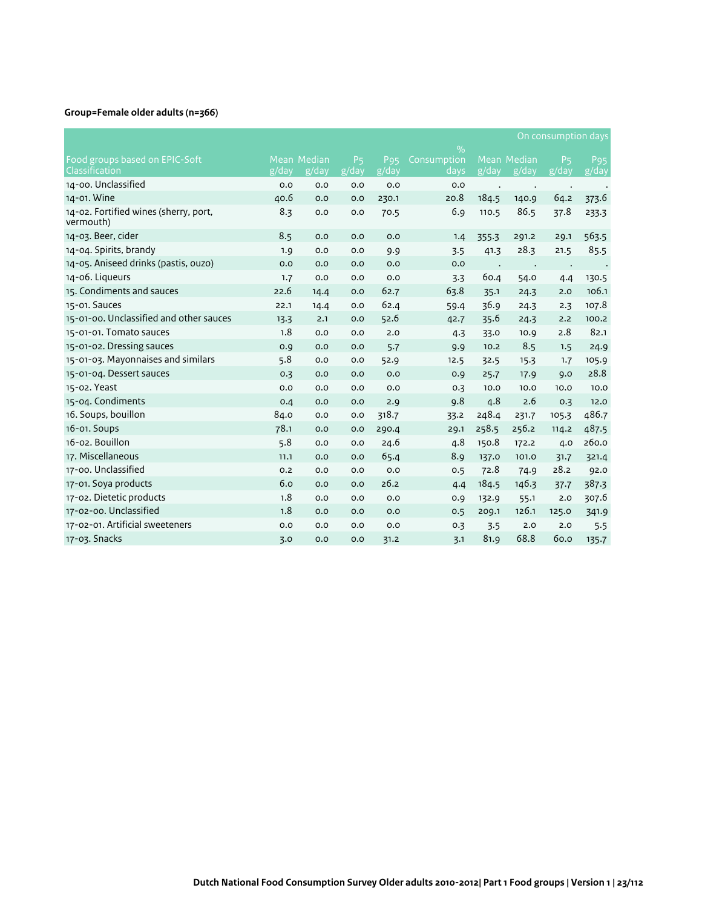**Group=Female older adults (n=366)**

| Food groups based on EPIC-Soft Classification | Mean g/day | Median g/day | P5 g/day | P95 g/day | % Consumption days | On consumption days Mean g/day | Median g/day | P5 g/day | P95 g/day |
|---|---|---|---|---|---|---|---|---|---|
| 14-00. Unclassified | 0.0 | 0.0 | 0.0 | 0.0 | 0.0 | . | . | . | . |
| 14-01. Wine | 40.6 | 0.0 | 0.0 | 230.1 | 20.8 | 184.5 | 140.9 | 64.2 | 373.6 |
| 14-02. Fortified wines (sherry, port, vermouth) | 8.3 | 0.0 | 0.0 | 70.5 | 6.9 | 110.5 | 86.5 | 37.8 | 233.3 |
| 14-03. Beer, cider | 8.5 | 0.0 | 0.0 | 0.0 | 1.4 | 355.3 | 291.2 | 29.1 | 563.5 |
| 14-04. Spirits, brandy | 1.9 | 0.0 | 0.0 | 9.9 | 3.5 | 41.3 | 28.3 | 21.5 | 85.5 |
| 14-05. Aniseed drinks (pastis, ouzo) | 0.0 | 0.0 | 0.0 | 0.0 | 0.0 | . | . | . | . |
| 14-06. Liqueurs | 1.7 | 0.0 | 0.0 | 0.0 | 3.3 | 60.4 | 54.0 | 4.4 | 130.5 |
| 15. Condiments and sauces | 22.6 | 14.4 | 0.0 | 62.7 | 63.8 | 35.1 | 24.3 | 2.0 | 106.1 |
| 15-01. Sauces | 22.1 | 14.4 | 0.0 | 62.4 | 59.4 | 36.9 | 24.3 | 2.3 | 107.8 |
| 15-01-00. Unclassified and other sauces | 13.3 | 2.1 | 0.0 | 52.6 | 42.7 | 35.6 | 24.3 | 2.2 | 100.2 |
| 15-01-01. Tomato sauces | 1.8 | 0.0 | 0.0 | 2.0 | 4.3 | 33.0 | 10.9 | 2.8 | 82.1 |
| 15-01-02. Dressing sauces | 0.9 | 0.0 | 0.0 | 5.7 | 9.9 | 10.2 | 8.5 | 1.5 | 24.9 |
| 15-01-03. Mayonnaises and similars | 5.8 | 0.0 | 0.0 | 52.9 | 12.5 | 32.5 | 15.3 | 1.7 | 105.9 |
| 15-01-04. Dessert sauces | 0.3 | 0.0 | 0.0 | 0.0 | 0.9 | 25.7 | 17.9 | 9.0 | 28.8 |
| 15-02. Yeast | 0.0 | 0.0 | 0.0 | 0.0 | 0.3 | 10.0 | 10.0 | 10.0 | 10.0 |
| 15-04. Condiments | 0.4 | 0.0 | 0.0 | 2.9 | 9.8 | 4.8 | 2.6 | 0.3 | 12.0 |
| 16. Soups, bouillon | 84.0 | 0.0 | 0.0 | 318.7 | 33.2 | 248.4 | 231.7 | 105.3 | 486.7 |
| 16-01. Soups | 78.1 | 0.0 | 0.0 | 290.4 | 29.1 | 258.5 | 256.2 | 114.2 | 487.5 |
| 16-02. Bouillon | 5.8 | 0.0 | 0.0 | 24.6 | 4.8 | 150.8 | 172.2 | 4.0 | 260.0 |
| 17. Miscellaneous | 11.1 | 0.0 | 0.0 | 65.4 | 8.9 | 137.0 | 101.0 | 31.7 | 321.4 |
| 17-00. Unclassified | 0.2 | 0.0 | 0.0 | 0.0 | 0.5 | 72.8 | 74.9 | 28.2 | 92.0 |
| 17-01. Soya products | 6.0 | 0.0 | 0.0 | 26.2 | 4.4 | 184.5 | 146.3 | 37.7 | 387.3 |
| 17-02. Dietetic products | 1.8 | 0.0 | 0.0 | 0.0 | 0.9 | 132.9 | 55.1 | 2.0 | 307.6 |
| 17-02-00. Unclassified | 1.8 | 0.0 | 0.0 | 0.0 | 0.5 | 209.1 | 126.1 | 125.0 | 341.9 |
| 17-02-01. Artificial sweeteners | 0.0 | 0.0 | 0.0 | 0.0 | 0.3 | 3.5 | 2.0 | 2.0 | 5.5 |
| 17-03. Snacks | 3.0 | 0.0 | 0.0 | 31.2 | 3.1 | 81.9 | 68.8 | 60.0 | 135.7 |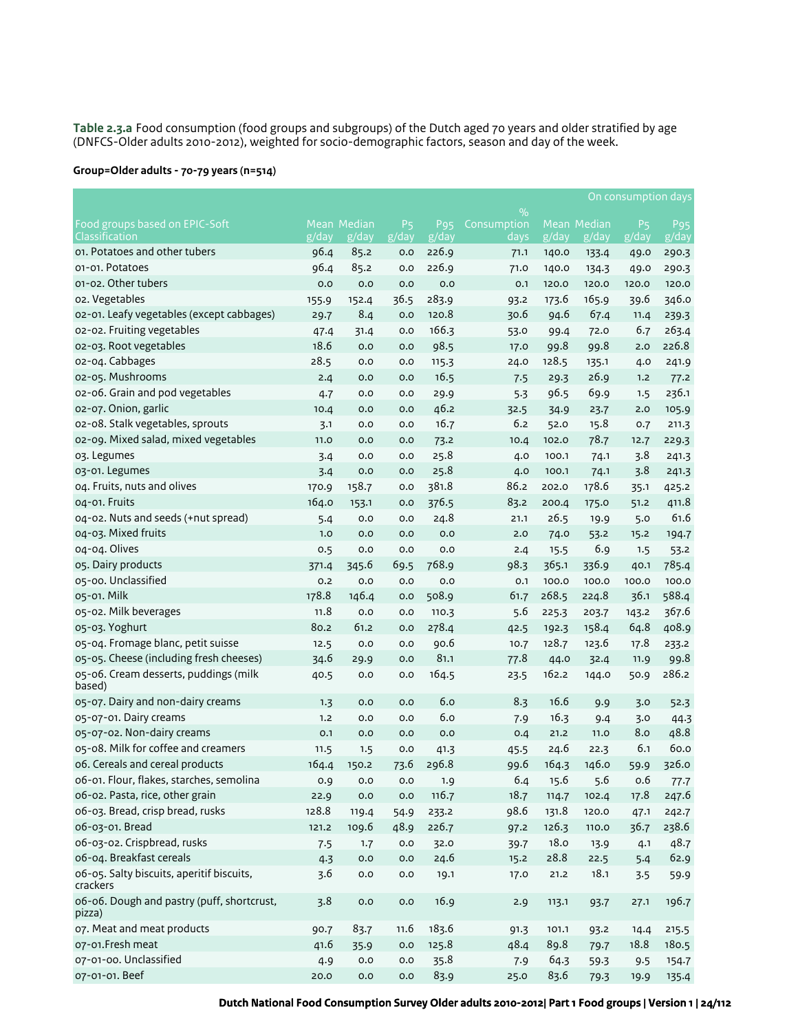**Table 2.3.a** Food consumption (food groups and subgroups) of the Dutch aged 70 years and older stratified by age (DNFCS-Older adults 2010-2012), weighted for socio-demographic factors, season and day of the week.

**Group=Older adults - 70-79 years (n=514)**

| | | | | | On consumption days | | | | |
|---|---|---|---|---|---|---|---|---|---|
| Food groups based on EPIC-Soft Classification | Mean g/day | Median g/day | P5 g/day | P95 g/day | % Consumption days | Mean g/day | Median g/day | P5 g/day | P95 g/day |
| 01. Potatoes and other tubers | 96.4 | 85.2 | 0.0 | 226.9 | 71.1 | 140.0 | 133.4 | 49.0 | 290.3 |
| 01-01. Potatoes | 96.4 | 85.2 | 0.0 | 226.9 | 71.0 | 140.0 | 134.3 | 49.0 | 290.3 |
| 01-02. Other tubers | 0.0 | 0.0 | 0.0 | 0.0 | 0.1 | 120.0 | 120.0 | 120.0 | 120.0 |
| 02. Vegetables | 155.9 | 152.4 | 36.5 | 283.9 | 93.2 | 173.6 | 165.9 | 39.6 | 346.0 |
| 02-01. Leafy vegetables (except cabbages) | 29.7 | 8.4 | 0.0 | 120.8 | 30.6 | 94.6 | 67.4 | 11.4 | 239.3 |
| 02-02. Fruiting vegetables | 47.4 | 31.4 | 0.0 | 166.3 | 53.0 | 99.4 | 72.0 | 6.7 | 263.4 |
| 02-03. Root vegetables | 18.6 | 0.0 | 0.0 | 98.5 | 17.0 | 99.8 | 99.8 | 2.0 | 226.8 |
| 02-04. Cabbages | 28.5 | 0.0 | 0.0 | 115.3 | 24.0 | 128.5 | 135.1 | 4.0 | 241.9 |
| 02-05. Mushrooms | 2.4 | 0.0 | 0.0 | 16.5 | 7.5 | 29.3 | 26.9 | 1.2 | 77.2 |
| 02-06. Grain and pod vegetables | 4.7 | 0.0 | 0.0 | 29.9 | 5.3 | 96.5 | 69.9 | 1.5 | 236.1 |
| 02-07. Onion, garlic | 10.4 | 0.0 | 0.0 | 46.2 | 32.5 | 34.9 | 23.7 | 2.0 | 105.9 |
| 02-08. Stalk vegetables, sprouts | 3.1 | 0.0 | 0.0 | 16.7 | 6.2 | 52.0 | 15.8 | 0.7 | 211.3 |
| 02-09. Mixed salad, mixed vegetables | 11.0 | 0.0 | 0.0 | 73.2 | 10.4 | 102.0 | 78.7 | 12.7 | 229.3 |
| 03. Legumes | 3.4 | 0.0 | 0.0 | 25.8 | 4.0 | 100.1 | 74.1 | 3.8 | 241.3 |
| 03-01. Legumes | 3.4 | 0.0 | 0.0 | 25.8 | 4.0 | 100.1 | 74.1 | 3.8 | 241.3 |
| 04. Fruits, nuts and olives | 170.9 | 158.7 | 0.0 | 381.8 | 86.2 | 202.0 | 178.6 | 35.1 | 425.2 |
| 04-01. Fruits | 164.0 | 153.1 | 0.0 | 376.5 | 83.2 | 200.4 | 175.0 | 51.2 | 411.8 |
| 04-02. Nuts and seeds (+nut spread) | 5.4 | 0.0 | 0.0 | 24.8 | 21.1 | 26.5 | 19.9 | 5.0 | 61.6 |
| 04-03. Mixed fruits | 1.0 | 0.0 | 0.0 | 0.0 | 2.0 | 74.0 | 53.2 | 15.2 | 194.7 |
| 04-04. Olives | 0.5 | 0.0 | 0.0 | 0.0 | 2.4 | 15.5 | 6.9 | 1.5 | 53.2 |
| 05. Dairy products | 371.4 | 345.6 | 69.5 | 768.9 | 98.3 | 365.1 | 336.9 | 40.1 | 785.4 |
| 05-00. Unclassified | 0.2 | 0.0 | 0.0 | 0.0 | 0.1 | 100.0 | 100.0 | 100.0 | 100.0 |
| 05-01. Milk | 178.8 | 146.4 | 0.0 | 508.9 | 61.7 | 268.5 | 224.8 | 36.1 | 588.4 |
| 05-02. Milk beverages | 11.8 | 0.0 | 0.0 | 110.3 | 5.6 | 225.3 | 203.7 | 143.2 | 367.6 |
| 05-03. Yoghurt | 80.2 | 61.2 | 0.0 | 278.4 | 42.5 | 192.3 | 158.4 | 64.8 | 408.9 |
| 05-04. Fromage blanc, petit suisse | 12.5 | 0.0 | 0.0 | 90.6 | 10.7 | 128.7 | 123.6 | 17.8 | 233.2 |
| 05-05. Cheese (including fresh cheeses) | 34.6 | 29.9 | 0.0 | 81.1 | 77.8 | 44.0 | 32.4 | 11.9 | 99.8 |
| 05-06. Cream desserts, puddings (milk based) | 40.5 | 0.0 | 0.0 | 164.5 | 23.5 | 162.2 | 144.0 | 50.9 | 286.2 |
| 05-07. Dairy and non-dairy creams | 1.3 | 0.0 | 0.0 | 6.0 | 8.3 | 16.6 | 9.9 | 3.0 | 52.3 |
| 05-07-01. Dairy creams | 1.2 | 0.0 | 0.0 | 6.0 | 7.9 | 16.3 | 9.4 | 3.0 | 44.3 |
| 05-07-02. Non-dairy creams | 0.1 | 0.0 | 0.0 | 0.0 | 0.4 | 21.2 | 11.0 | 8.0 | 48.8 |
| 05-08. Milk for coffee and creamers | 11.5 | 1.5 | 0.0 | 41.3 | 45.5 | 24.6 | 22.3 | 6.1 | 60.0 |
| 06. Cereals and cereal products | 164.4 | 150.2 | 73.6 | 296.8 | 99.6 | 164.3 | 146.0 | 59.9 | 326.0 |
| 06-01. Flour, flakes, starches, semolina | 0.9 | 0.0 | 0.0 | 1.9 | 6.4 | 15.6 | 5.6 | 0.6 | 77.7 |
| 06-02. Pasta, rice, other grain | 22.9 | 0.0 | 0.0 | 116.7 | 18.7 | 114.7 | 102.4 | 17.8 | 247.6 |
| 06-03. Bread, crisp bread, rusks | 128.8 | 119.4 | 54.9 | 233.2 | 98.6 | 131.8 | 120.0 | 47.1 | 242.7 |
| 06-03-01. Bread | 121.2 | 109.6 | 48.9 | 226.7 | 97.2 | 126.3 | 110.0 | 36.7 | 238.6 |
| 06-03-02. Crispbread, rusks | 7.5 | 1.7 | 0.0 | 32.0 | 39.7 | 18.0 | 13.9 | 4.1 | 48.7 |
| 06-04. Breakfast cereals | 4.3 | 0.0 | 0.0 | 24.6 | 15.2 | 28.8 | 22.5 | 5.4 | 62.9 |
| 06-05. Salty biscuits, aperitif biscuits, crackers | 3.6 | 0.0 | 0.0 | 19.1 | 17.0 | 21.2 | 18.1 | 3.5 | 59.9 |
| 06-06. Dough and pastry (puff, shortcrust, pizza) | 3.8 | 0.0 | 0.0 | 16.9 | 2.9 | 113.1 | 93.7 | 27.1 | 196.7 |
| 07. Meat and meat products | 90.7 | 83.7 | 11.6 | 183.6 | 91.3 | 101.1 | 93.2 | 14.4 | 215.5 |
| 07-01.Fresh meat | 41.6 | 35.9 | 0.0 | 125.8 | 48.4 | 89.8 | 79.7 | 18.8 | 180.5 |
| 07-01-00. Unclassified | 4.9 | 0.0 | 0.0 | 35.8 | 7.9 | 64.3 | 59.3 | 9.5 | 154.7 |
| 07-01-01. Beef | 20.0 | 0.0 | 0.0 | 83.9 | 25.0 | 83.6 | 79.3 | 19.9 | 135.4 |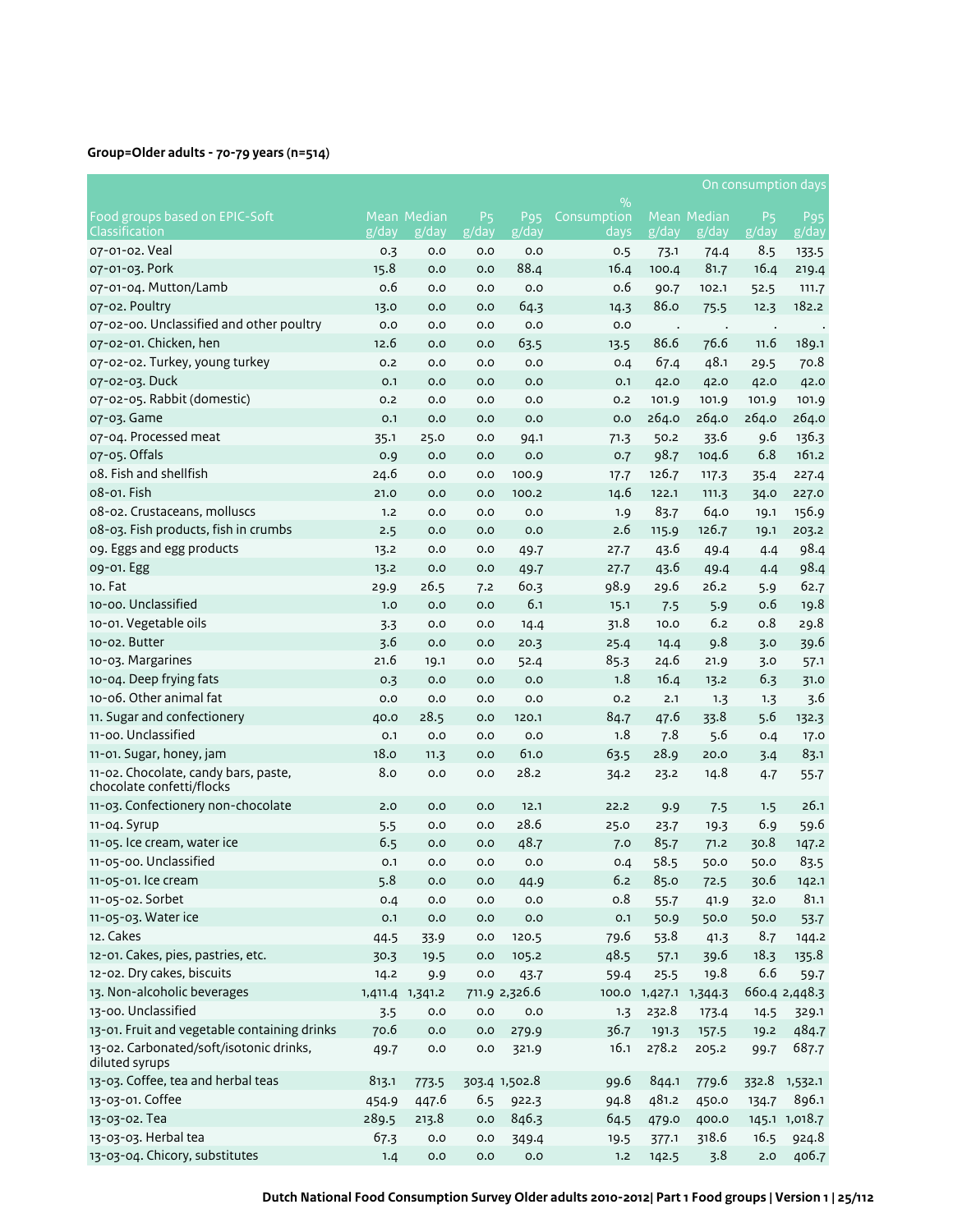**Group=Older adults - 70-79 years (n=514)**

| Food groups based on EPIC-Soft Classification | Mean g/day | Median g/day | P5 g/day | P95 g/day | % Consumption days | On consumption days Mean g/day | Median g/day | P5 g/day | P95 g/day |
|---|---|---|---|---|---|---|---|---|---|
| 07-01-02. Veal | 0.3 | 0.0 | 0.0 | 0.0 | 0.5 | 73.1 | 74.4 | 8.5 | 133.5 |
| 07-01-03. Pork | 15.8 | 0.0 | 0.0 | 88.4 | 16.4 | 100.4 | 81.7 | 16.4 | 219.4 |
| 07-01-04. Mutton/Lamb | 0.6 | 0.0 | 0.0 | 0.0 | 0.6 | 90.7 | 102.1 | 52.5 | 111.7 |
| 07-02. Poultry | 13.0 | 0.0 | 0.0 | 64.3 | 14.3 | 86.0 | 75.5 | 12.3 | 182.2 |
| 07-02-00. Unclassified and other poultry | 0.0 | 0.0 | 0.0 | 0.0 | 0.0 | . | . | . | . |
| 07-02-01. Chicken, hen | 12.6 | 0.0 | 0.0 | 63.5 | 13.5 | 86.6 | 76.6 | 11.6 | 189.1 |
| 07-02-02. Turkey, young turkey | 0.2 | 0.0 | 0.0 | 0.0 | 0.4 | 67.4 | 48.1 | 29.5 | 70.8 |
| 07-02-03. Duck | 0.1 | 0.0 | 0.0 | 0.0 | 0.1 | 42.0 | 42.0 | 42.0 | 42.0 |
| 07-02-05. Rabbit (domestic) | 0.2 | 0.0 | 0.0 | 0.0 | 0.2 | 101.9 | 101.9 | 101.9 | 101.9 |
| 07-03. Game | 0.1 | 0.0 | 0.0 | 0.0 | 0.0 | 264.0 | 264.0 | 264.0 | 264.0 |
| 07-04. Processed meat | 35.1 | 25.0 | 0.0 | 94.1 | 71.3 | 50.2 | 33.6 | 9.6 | 136.3 |
| 07-05. Offals | 0.9 | 0.0 | 0.0 | 0.0 | 0.7 | 98.7 | 104.6 | 6.8 | 161.2 |
| 08. Fish and shellfish | 24.6 | 0.0 | 0.0 | 100.9 | 17.7 | 126.7 | 117.3 | 35.4 | 227.4 |
| 08-01. Fish | 21.0 | 0.0 | 0.0 | 100.2 | 14.6 | 122.1 | 111.3 | 34.0 | 227.0 |
| 08-02. Crustaceans, molluscs | 1.2 | 0.0 | 0.0 | 0.0 | 1.9 | 83.7 | 64.0 | 19.1 | 156.9 |
| 08-03. Fish products, fish in crumbs | 2.5 | 0.0 | 0.0 | 0.0 | 2.6 | 115.9 | 126.7 | 19.1 | 203.2 |
| 09. Eggs and egg products | 13.2 | 0.0 | 0.0 | 49.7 | 27.7 | 43.6 | 49.4 | 4.4 | 98.4 |
| 09-01. Egg | 13.2 | 0.0 | 0.0 | 49.7 | 27.7 | 43.6 | 49.4 | 4.4 | 98.4 |
| 10. Fat | 29.9 | 26.5 | 7.2 | 60.3 | 98.9 | 29.6 | 26.2 | 5.9 | 62.7 |
| 10-00. Unclassified | 1.0 | 0.0 | 0.0 | 6.1 | 15.1 | 7.5 | 5.9 | 0.6 | 19.8 |
| 10-01. Vegetable oils | 3.3 | 0.0 | 0.0 | 14.4 | 31.8 | 10.0 | 6.2 | 0.8 | 29.8 |
| 10-02. Butter | 3.6 | 0.0 | 0.0 | 20.3 | 25.4 | 14.4 | 9.8 | 3.0 | 39.6 |
| 10-03. Margarines | 21.6 | 19.1 | 0.0 | 52.4 | 85.3 | 24.6 | 21.9 | 3.0 | 57.1 |
| 10-04. Deep frying fats | 0.3 | 0.0 | 0.0 | 0.0 | 1.8 | 16.4 | 13.2 | 6.3 | 31.0 |
| 10-06. Other animal fat | 0.0 | 0.0 | 0.0 | 0.0 | 0.2 | 2.1 | 1.3 | 1.3 | 3.6 |
| 11. Sugar and confectionery | 40.0 | 28.5 | 0.0 | 120.1 | 84.7 | 47.6 | 33.8 | 5.6 | 132.3 |
| 11-00. Unclassified | 0.1 | 0.0 | 0.0 | 0.0 | 1.8 | 7.8 | 5.6 | 0.4 | 17.0 |
| 11-01. Sugar, honey, jam | 18.0 | 11.3 | 0.0 | 61.0 | 63.5 | 28.9 | 20.0 | 3.4 | 83.1 |
| 11-02. Chocolate, candy bars, paste, chocolate confetti/flocks | 8.0 | 0.0 | 0.0 | 28.2 | 34.2 | 23.2 | 14.8 | 4.7 | 55.7 |
| 11-03. Confectionery non-chocolate | 2.0 | 0.0 | 0.0 | 12.1 | 22.2 | 9.9 | 7.5 | 1.5 | 26.1 |
| 11-04. Syrup | 5.5 | 0.0 | 0.0 | 28.6 | 25.0 | 23.7 | 19.3 | 6.9 | 59.6 |
| 11-05. Ice cream, water ice | 6.5 | 0.0 | 0.0 | 48.7 | 7.0 | 85.7 | 71.2 | 30.8 | 147.2 |
| 11-05-00. Unclassified | 0.1 | 0.0 | 0.0 | 0.0 | 0.4 | 58.5 | 50.0 | 50.0 | 83.5 |
| 11-05-01. Ice cream | 5.8 | 0.0 | 0.0 | 44.9 | 6.2 | 85.0 | 72.5 | 30.6 | 142.1 |
| 11-05-02. Sorbet | 0.4 | 0.0 | 0.0 | 0.0 | 0.8 | 55.7 | 41.9 | 32.0 | 81.1 |
| 11-05-03. Water ice | 0.1 | 0.0 | 0.0 | 0.0 | 0.1 | 50.9 | 50.0 | 50.0 | 53.7 |
| 12. Cakes | 44.5 | 33.9 | 0.0 | 120.5 | 79.6 | 53.8 | 41.3 | 8.7 | 144.2 |
| 12-01. Cakes, pies, pastries, etc. | 30.3 | 19.5 | 0.0 | 105.2 | 48.5 | 57.1 | 39.6 | 18.3 | 135.8 |
| 12-02. Dry cakes, biscuits | 14.2 | 9.9 | 0.0 | 43.7 | 59.4 | 25.5 | 19.8 | 6.6 | 59.7 |
| 13. Non-alcoholic beverages | 1,411.4 | 1,341.2 | 711.9 | 2,326.6 | 100.0 | 1,427.1 | 1,344.3 | 660.4 | 2,448.3 |
| 13-00. Unclassified | 3.5 | 0.0 | 0.0 | 0.0 | 1.3 | 232.8 | 173.4 | 14.5 | 329.1 |
| 13-01. Fruit and vegetable containing drinks | 70.6 | 0.0 | 0.0 | 279.9 | 36.7 | 191.3 | 157.5 | 19.2 | 484.7 |
| 13-02. Carbonated/soft/isotonic drinks, diluted syrups | 49.7 | 0.0 | 0.0 | 321.9 | 16.1 | 278.2 | 205.2 | 99.7 | 687.7 |
| 13-03. Coffee, tea and herbal teas | 813.1 | 773.5 | 303.4 | 1,502.8 | 99.6 | 844.1 | 779.6 | 332.8 | 1,532.1 |
| 13-03-01. Coffee | 454.9 | 447.6 | 6.5 | 922.3 | 94.8 | 481.2 | 450.0 | 134.7 | 896.1 |
| 13-03-02. Tea | 289.5 | 213.8 | 0.0 | 846.3 | 64.5 | 479.0 | 400.0 | 145.1 | 1,018.7 |
| 13-03-03. Herbal tea | 67.3 | 0.0 | 0.0 | 349.4 | 19.5 | 377.1 | 318.6 | 16.5 | 924.8 |
| 13-03-04. Chicory, substitutes | 1.4 | 0.0 | 0.0 | 0.0 | 1.2 | 142.5 | 3.8 | 2.0 | 406.7 |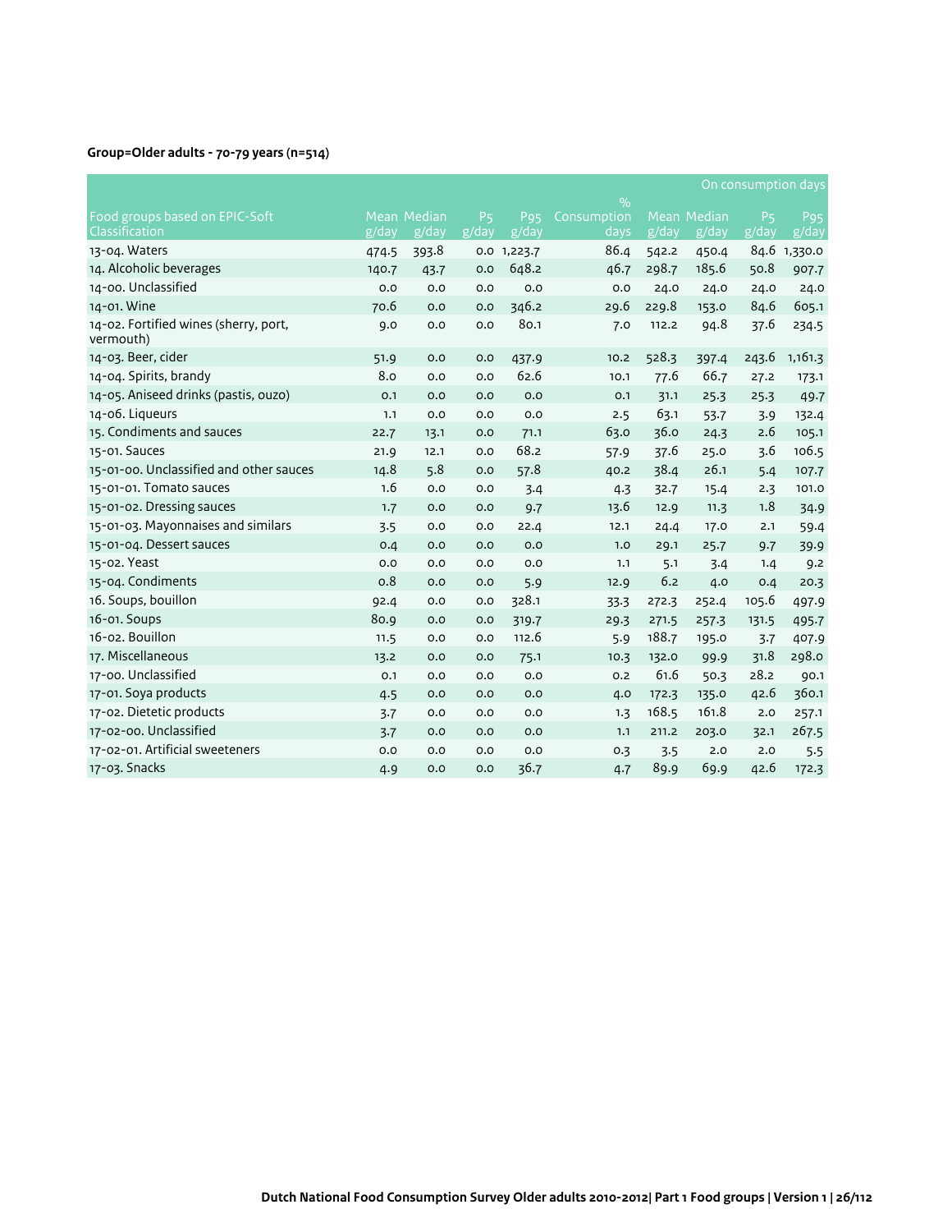**Group=Older adults - 70-79 years (n=514)**

| Food groups based on EPIC-Soft Classification | Mean g/day | Median g/day | P5 g/day | P95 g/day | % Consumption days | On consumption days Mean g/day | Median g/day | P5 g/day | P95 g/day |
|---|---|---|---|---|---|---|---|---|---|
| 13-04. Waters | 474.5 | 393.8 | 0.0 | 1,223.7 | 86.4 | 542.2 | 450.4 | 84.6 | 1,330.0 |
| 14. Alcoholic beverages | 140.7 | 43.7 | 0.0 | 648.2 | 46.7 | 298.7 | 185.6 | 50.8 | 907.7 |
| 14-00. Unclassified | 0.0 | 0.0 | 0.0 | 0.0 | 0.0 | 24.0 | 24.0 | 24.0 | 24.0 |
| 14-01. Wine | 70.6 | 0.0 | 0.0 | 346.2 | 29.6 | 229.8 | 153.0 | 84.6 | 605.1 |
| 14-02. Fortified wines (sherry, port, vermouth) | 9.0 | 0.0 | 0.0 | 80.1 | 7.0 | 112.2 | 94.8 | 37.6 | 234.5 |
| 14-03. Beer, cider | 51.9 | 0.0 | 0.0 | 437.9 | 10.2 | 528.3 | 397.4 | 243.6 | 1,161.3 |
| 14-04. Spirits, brandy | 8.0 | 0.0 | 0.0 | 62.6 | 10.1 | 77.6 | 66.7 | 27.2 | 173.1 |
| 14-05. Aniseed drinks (pastis, ouzo) | 0.1 | 0.0 | 0.0 | 0.0 | 0.1 | 31.1 | 25.3 | 25.3 | 49.7 |
| 14-06. Liqueurs | 1.1 | 0.0 | 0.0 | 0.0 | 2.5 | 63.1 | 53.7 | 3.9 | 132.4 |
| 15. Condiments and sauces | 22.7 | 13.1 | 0.0 | 71.1 | 63.0 | 36.0 | 24.3 | 2.6 | 105.1 |
| 15-01. Sauces | 21.9 | 12.1 | 0.0 | 68.2 | 57.9 | 37.6 | 25.0 | 3.6 | 106.5 |
| 15-01-00. Unclassified and other sauces | 14.8 | 5.8 | 0.0 | 57.8 | 40.2 | 38.4 | 26.1 | 5.4 | 107.7 |
| 15-01-01. Tomato sauces | 1.6 | 0.0 | 0.0 | 3.4 | 4.3 | 32.7 | 15.4 | 2.3 | 101.0 |
| 15-01-02. Dressing sauces | 1.7 | 0.0 | 0.0 | 9.7 | 13.6 | 12.9 | 11.3 | 1.8 | 34.9 |
| 15-01-03. Mayonnaises and similars | 3.5 | 0.0 | 0.0 | 22.4 | 12.1 | 24.4 | 17.0 | 2.1 | 59.4 |
| 15-01-04. Dessert sauces | 0.4 | 0.0 | 0.0 | 0.0 | 1.0 | 29.1 | 25.7 | 9.7 | 39.9 |
| 15-02. Yeast | 0.0 | 0.0 | 0.0 | 0.0 | 1.1 | 5.1 | 3.4 | 1.4 | 9.2 |
| 15-04. Condiments | 0.8 | 0.0 | 0.0 | 5.9 | 12.9 | 6.2 | 4.0 | 0.4 | 20.3 |
| 16. Soups, bouillon | 92.4 | 0.0 | 0.0 | 328.1 | 33.3 | 272.3 | 252.4 | 105.6 | 497.9 |
| 16-01. Soups | 80.9 | 0.0 | 0.0 | 319.7 | 29.3 | 271.5 | 257.3 | 131.5 | 495.7 |
| 16-02. Bouillon | 11.5 | 0.0 | 0.0 | 112.6 | 5.9 | 188.7 | 195.0 | 3.7 | 407.9 |
| 17. Miscellaneous | 13.2 | 0.0 | 0.0 | 75.1 | 10.3 | 132.0 | 99.9 | 31.8 | 298.0 |
| 17-00. Unclassified | 0.1 | 0.0 | 0.0 | 0.0 | 0.2 | 61.6 | 50.3 | 28.2 | 90.1 |
| 17-01. Soya products | 4.5 | 0.0 | 0.0 | 0.0 | 4.0 | 172.3 | 135.0 | 42.6 | 360.1 |
| 17-02. Dietetic products | 3.7 | 0.0 | 0.0 | 0.0 | 1.3 | 168.5 | 161.8 | 2.0 | 257.1 |
| 17-02-00. Unclassified | 3.7 | 0.0 | 0.0 | 0.0 | 1.1 | 211.2 | 203.0 | 32.1 | 267.5 |
| 17-02-01. Artificial sweeteners | 0.0 | 0.0 | 0.0 | 0.0 | 0.3 | 3.5 | 2.0 | 2.0 | 5.5 |
| 17-03. Snacks | 4.9 | 0.0 | 0.0 | 36.7 | 4.7 | 89.9 | 69.9 | 42.6 | 172.3 |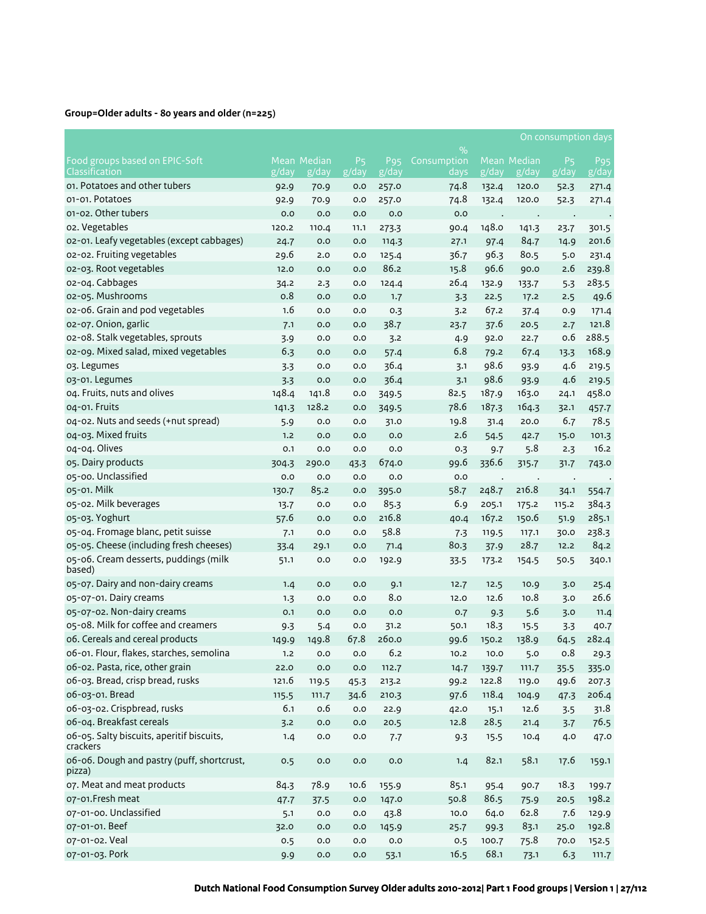**Group=Older adults - 80 years and older (n=225)**

| Food groups based on EPIC-Soft Classification | Mean g/day | Median g/day | P5 g/day | P95 g/day | % Consumption days | On consumption days Mean g/day | On consumption days Median g/day | On consumption days P5 g/day | On consumption days P95 g/day |
|---|---|---|---|---|---|---|---|---|---|
| 01. Potatoes and other tubers | 92.9 | 70.9 | 0.0 | 257.0 | 74.8 | 132.4 | 120.0 | 52.3 | 271.4 |
| 01-01. Potatoes | 92.9 | 70.9 | 0.0 | 257.0 | 74.8 | 132.4 | 120.0 | 52.3 | 271.4 |
| 01-02. Other tubers | 0.0 | 0.0 | 0.0 | 0.0 | 0.0 | . | . | . | . |
| 02. Vegetables | 120.2 | 110.4 | 11.1 | 273.3 | 90.4 | 148.0 | 141.3 | 23.7 | 301.5 |
| 02-01. Leafy vegetables (except cabbages) | 24.7 | 0.0 | 0.0 | 114.3 | 27.1 | 97.4 | 84.7 | 14.9 | 201.6 |
| 02-02. Fruiting vegetables | 29.6 | 2.0 | 0.0 | 125.4 | 36.7 | 96.3 | 80.5 | 5.0 | 231.4 |
| 02-03. Root vegetables | 12.0 | 0.0 | 0.0 | 86.2 | 15.8 | 96.6 | 90.0 | 2.6 | 239.8 |
| 02-04. Cabbages | 34.2 | 2.3 | 0.0 | 124.4 | 26.4 | 132.9 | 133.7 | 5.3 | 283.5 |
| 02-05. Mushrooms | 0.8 | 0.0 | 0.0 | 1.7 | 3.3 | 22.5 | 17.2 | 2.5 | 49.6 |
| 02-06. Grain and pod vegetables | 1.6 | 0.0 | 0.0 | 0.3 | 3.2 | 67.2 | 37.4 | 0.9 | 171.4 |
| 02-07. Onion, garlic | 7.1 | 0.0 | 0.0 | 38.7 | 23.7 | 37.6 | 20.5 | 2.7 | 121.8 |
| 02-08. Stalk vegetables, sprouts | 3.9 | 0.0 | 0.0 | 3.2 | 4.9 | 92.0 | 22.7 | 0.6 | 288.5 |
| 02-09. Mixed salad, mixed vegetables | 6.3 | 0.0 | 0.0 | 57.4 | 6.8 | 79.2 | 67.4 | 13.3 | 168.9 |
| 03. Legumes | 3.3 | 0.0 | 0.0 | 36.4 | 3.1 | 98.6 | 93.9 | 4.6 | 219.5 |
| 03-01. Legumes | 3.3 | 0.0 | 0.0 | 36.4 | 3.1 | 98.6 | 93.9 | 4.6 | 219.5 |
| 04. Fruits, nuts and olives | 148.4 | 141.8 | 0.0 | 349.5 | 82.5 | 187.9 | 163.0 | 24.1 | 458.0 |
| 04-01. Fruits | 141.3 | 128.2 | 0.0 | 349.5 | 78.6 | 187.3 | 164.3 | 32.1 | 457.7 |
| 04-02. Nuts and seeds (+nut spread) | 5.9 | 0.0 | 0.0 | 31.0 | 19.8 | 31.4 | 20.0 | 6.7 | 78.5 |
| 04-03. Mixed fruits | 1.2 | 0.0 | 0.0 | 0.0 | 2.6 | 54.5 | 42.7 | 15.0 | 101.3 |
| 04-04. Olives | 0.1 | 0.0 | 0.0 | 0.0 | 0.3 | 9.7 | 5.8 | 2.3 | 16.2 |
| 05. Dairy products | 304.3 | 290.0 | 43.3 | 674.0 | 99.6 | 336.6 | 315.7 | 31.7 | 743.0 |
| 05-00. Unclassified | 0.0 | 0.0 | 0.0 | 0.0 | 0.0 | . | . | . | . |
| 05-01. Milk | 130.7 | 85.2 | 0.0 | 395.0 | 58.7 | 248.7 | 216.8 | 34.1 | 554.7 |
| 05-02. Milk beverages | 13.7 | 0.0 | 0.0 | 85.3 | 6.9 | 205.1 | 175.2 | 115.2 | 384.3 |
| 05-03. Yoghurt | 57.6 | 0.0 | 0.0 | 216.8 | 40.4 | 167.2 | 150.6 | 51.9 | 285.1 |
| 05-04. Fromage blanc, petit suisse | 7.1 | 0.0 | 0.0 | 58.8 | 7.3 | 119.5 | 117.1 | 30.0 | 238.3 |
| 05-05. Cheese (including fresh cheeses) | 33.4 | 29.1 | 0.0 | 71.4 | 80.3 | 37.9 | 28.7 | 12.2 | 84.2 |
| 05-06. Cream desserts, puddings (milk based) | 51.1 | 0.0 | 0.0 | 192.9 | 33.5 | 173.2 | 154.5 | 50.5 | 340.1 |
| 05-07. Dairy and non-dairy creams | 1.4 | 0.0 | 0.0 | 9.1 | 12.7 | 12.5 | 10.9 | 3.0 | 25.4 |
| 05-07-01. Dairy creams | 1.3 | 0.0 | 0.0 | 8.0 | 12.0 | 12.6 | 10.8 | 3.0 | 26.6 |
| 05-07-02. Non-dairy creams | 0.1 | 0.0 | 0.0 | 0.0 | 0.7 | 9.3 | 5.6 | 3.0 | 11.4 |
| 05-08. Milk for coffee and creamers | 9.3 | 5.4 | 0.0 | 31.2 | 50.1 | 18.3 | 15.5 | 3.3 | 40.7 |
| 06. Cereals and cereal products | 149.9 | 149.8 | 67.8 | 260.0 | 99.6 | 150.2 | 138.9 | 64.5 | 282.4 |
| 06-01. Flour, flakes, starches, semolina | 1.2 | 0.0 | 0.0 | 6.2 | 10.2 | 10.0 | 5.0 | 0.8 | 29.3 |
| 06-02. Pasta, rice, other grain | 22.0 | 0.0 | 0.0 | 112.7 | 14.7 | 139.7 | 111.7 | 35.5 | 335.0 |
| 06-03. Bread, crisp bread, rusks | 121.6 | 119.5 | 45.3 | 213.2 | 99.2 | 122.8 | 119.0 | 49.6 | 207.3 |
| 06-03-01. Bread | 115.5 | 111.7 | 34.6 | 210.3 | 97.6 | 118.4 | 104.9 | 47.3 | 206.4 |
| 06-03-02. Crispbread, rusks | 6.1 | 0.6 | 0.0 | 22.9 | 42.0 | 15.1 | 12.6 | 3.5 | 31.8 |
| 06-04. Breakfast cereals | 3.2 | 0.0 | 0.0 | 20.5 | 12.8 | 28.5 | 21.4 | 3.7 | 76.5 |
| 06-05. Salty biscuits, aperitif biscuits, crackers | 1.4 | 0.0 | 0.0 | 7.7 | 9.3 | 15.5 | 10.4 | 4.0 | 47.0 |
| 06-06. Dough and pastry (puff, shortcrust, pizza) | 0.5 | 0.0 | 0.0 | 0.0 | 1.4 | 82.1 | 58.1 | 17.6 | 159.1 |
| 07. Meat and meat products | 84.3 | 78.9 | 10.6 | 155.9 | 85.1 | 95.4 | 90.7 | 18.3 | 199.7 |
| 07-01.Fresh meat | 47.7 | 37.5 | 0.0 | 147.0 | 50.8 | 86.5 | 75.9 | 20.5 | 198.2 |
| 07-01-00. Unclassified | 5.1 | 0.0 | 0.0 | 43.8 | 10.0 | 64.0 | 62.8 | 7.6 | 129.9 |
| 07-01-01. Beef | 32.0 | 0.0 | 0.0 | 145.9 | 25.7 | 99.3 | 83.1 | 25.0 | 192.8 |
| 07-01-02. Veal | 0.5 | 0.0 | 0.0 | 0.0 | 0.5 | 100.7 | 75.8 | 70.0 | 152.5 |
| 07-01-03. Pork | 9.9 | 0.0 | 0.0 | 53.1 | 16.5 | 68.1 | 73.1 | 6.3 | 111.7 |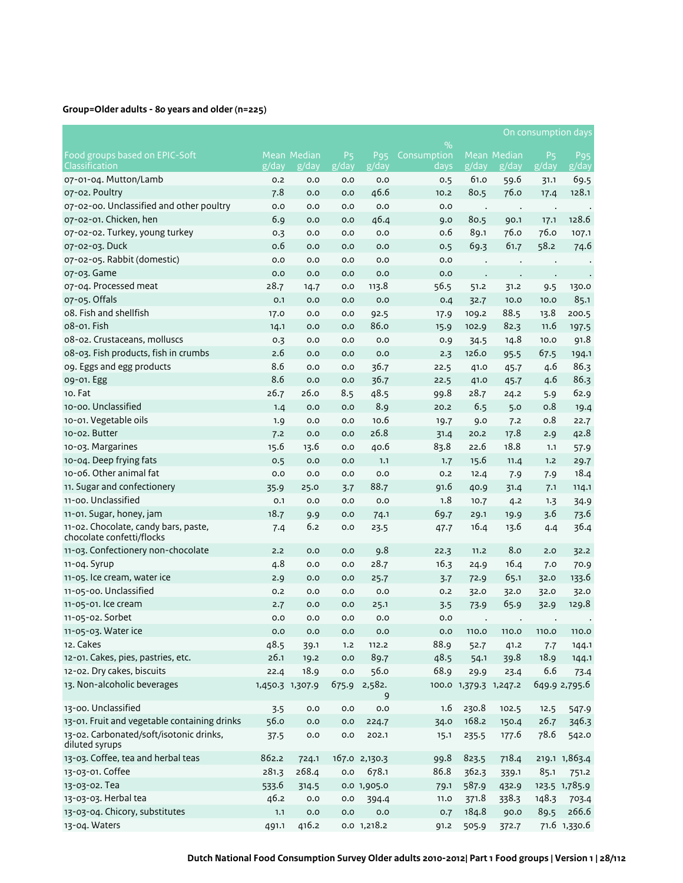**Group=Older adults - 80 years and older (n=225)**

| Food groups based on EPIC-Soft Classification | Mean g/day | Median g/day | P5 g/day | P95 g/day | % Consumption days | On consumption days Mean g/day | Median g/day | P5 g/day | P95 g/day |
|---|---|---|---|---|---|---|---|---|---|
| 07-01-04. Mutton/Lamb | 0.2 | 0.0 | 0.0 | 0.0 | 0.5 | 61.0 | 59.6 | 31.1 | 69.5 |
| 07-02. Poultry | 7.8 | 0.0 | 0.0 | 46.6 | 10.2 | 80.5 | 76.0 | 17.4 | 128.1 |
| 07-02-00. Unclassified and other poultry | 0.0 | 0.0 | 0.0 | 0.0 | 0.0 | . | . | . | . |
| 07-02-01. Chicken, hen | 6.9 | 0.0 | 0.0 | 46.4 | 9.0 | 80.5 | 90.1 | 17.1 | 128.6 |
| 07-02-02. Turkey, young turkey | 0.3 | 0.0 | 0.0 | 0.0 | 0.6 | 89.1 | 76.0 | 76.0 | 107.1 |
| 07-02-03. Duck | 0.6 | 0.0 | 0.0 | 0.0 | 0.5 | 69.3 | 61.7 | 58.2 | 74.6 |
| 07-02-05. Rabbit (domestic) | 0.0 | 0.0 | 0.0 | 0.0 | 0.0 | . | . | . | . |
| 07-03. Game | 0.0 | 0.0 | 0.0 | 0.0 | 0.0 | . | . | . | . |
| 07-04. Processed meat | 28.7 | 14.7 | 0.0 | 113.8 | 56.5 | 51.2 | 31.2 | 9.5 | 130.0 |
| 07-05. Offals | 0.1 | 0.0 | 0.0 | 0.0 | 0.4 | 32.7 | 10.0 | 10.0 | 85.1 |
| 08. Fish and shellfish | 17.0 | 0.0 | 0.0 | 92.5 | 17.9 | 109.2 | 88.5 | 13.8 | 200.5 |
| 08-01. Fish | 14.1 | 0.0 | 0.0 | 86.0 | 15.9 | 102.9 | 82.3 | 11.6 | 197.5 |
| 08-02. Crustaceans, molluscs | 0.3 | 0.0 | 0.0 | 0.0 | 0.9 | 34.5 | 14.8 | 10.0 | 91.8 |
| 08-03. Fish products, fish in crumbs | 2.6 | 0.0 | 0.0 | 0.0 | 2.3 | 126.0 | 95.5 | 67.5 | 194.1 |
| 09. Eggs and egg products | 8.6 | 0.0 | 0.0 | 36.7 | 22.5 | 41.0 | 45.7 | 4.6 | 86.3 |
| 09-01. Egg | 8.6 | 0.0 | 0.0 | 36.7 | 22.5 | 41.0 | 45.7 | 4.6 | 86.3 |
| 10. Fat | 26.7 | 26.0 | 8.5 | 48.5 | 99.8 | 28.7 | 24.2 | 5.9 | 62.9 |
| 10-00. Unclassified | 1.4 | 0.0 | 0.0 | 8.9 | 20.2 | 6.5 | 5.0 | 0.8 | 19.4 |
| 10-01. Vegetable oils | 1.9 | 0.0 | 0.0 | 10.6 | 19.7 | 9.0 | 7.2 | 0.8 | 22.7 |
| 10-02. Butter | 7.2 | 0.0 | 0.0 | 26.8 | 31.4 | 20.2 | 17.8 | 2.9 | 42.8 |
| 10-03. Margarines | 15.6 | 13.6 | 0.0 | 40.6 | 83.8 | 22.6 | 18.8 | 1.1 | 57.9 |
| 10-04. Deep frying fats | 0.5 | 0.0 | 0.0 | 1.1 | 1.7 | 15.6 | 11.4 | 1.2 | 29.7 |
| 10-06. Other animal fat | 0.0 | 0.0 | 0.0 | 0.0 | 0.2 | 12.4 | 7.9 | 7.9 | 18.4 |
| 11. Sugar and confectionery | 35.9 | 25.0 | 3.7 | 88.7 | 91.6 | 40.9 | 31.4 | 7.1 | 114.1 |
| 11-00. Unclassified | 0.1 | 0.0 | 0.0 | 0.0 | 1.8 | 10.7 | 4.2 | 1.3 | 34.9 |
| 11-01. Sugar, honey, jam | 18.7 | 9.9 | 0.0 | 74.1 | 69.7 | 29.1 | 19.9 | 3.6 | 73.6 |
| 11-02. Chocolate, candy bars, paste, chocolate confetti/flocks | 7.4 | 6.2 | 0.0 | 23.5 | 47.7 | 16.4 | 13.6 | 4.4 | 36.4 |
| 11-03. Confectionery non-chocolate | 2.2 | 0.0 | 0.0 | 9.8 | 22.3 | 11.2 | 8.0 | 2.0 | 32.2 |
| 11-04. Syrup | 4.8 | 0.0 | 0.0 | 28.7 | 16.3 | 24.9 | 16.4 | 7.0 | 70.9 |
| 11-05. Ice cream, water ice | 2.9 | 0.0 | 0.0 | 25.7 | 3.7 | 72.9 | 65.1 | 32.0 | 133.6 |
| 11-05-00. Unclassified | 0.2 | 0.0 | 0.0 | 0.0 | 0.2 | 32.0 | 32.0 | 32.0 | 32.0 |
| 11-05-01. Ice cream | 2.7 | 0.0 | 0.0 | 25.1 | 3.5 | 73.9 | 65.9 | 32.9 | 129.8 |
| 11-05-02. Sorbet | 0.0 | 0.0 | 0.0 | 0.0 | 0.0 | . | . | . | . |
| 11-05-03. Water ice | 0.0 | 0.0 | 0.0 | 0.0 | 0.0 | 110.0 | 110.0 | 110.0 | 110.0 |
| 12. Cakes | 48.5 | 39.1 | 1.2 | 112.2 | 88.9 | 52.7 | 41.2 | 7.7 | 144.1 |
| 12-01. Cakes, pies, pastries, etc. | 26.1 | 19.2 | 0.0 | 89.7 | 48.5 | 54.1 | 39.8 | 18.9 | 144.1 |
| 12-02. Dry cakes, biscuits | 22.4 | 18.9 | 0.0 | 56.0 | 68.9 | 29.9 | 23.4 | 6.6 | 73.4 |
| 13. Non-alcoholic beverages | 1,450.3 | 1,307.9 | 675.9 | 2,582.9 | 100.0 | 1,379.3 | 1,247.2 | 649.9 | 2,795.6 |
| 13-00. Unclassified | 3.5 | 0.0 | 0.0 | 0.0 | 1.6 | 230.8 | 102.5 | 12.5 | 547.9 |
| 13-01. Fruit and vegetable containing drinks | 56.0 | 0.0 | 0.0 | 224.7 | 34.0 | 168.2 | 150.4 | 26.7 | 346.3 |
| 13-02. Carbonated/soft/isotonic drinks, diluted syrups | 37.5 | 0.0 | 0.0 | 202.1 | 15.1 | 235.5 | 177.6 | 78.6 | 542.0 |
| 13-03. Coffee, tea and herbal teas | 862.2 | 724.1 | 167.0 | 2,130.3 | 99.8 | 823.5 | 718.4 | 219.1 | 1,863.4 |
| 13-03-01. Coffee | 281.3 | 268.4 | 0.0 | 678.1 | 86.8 | 362.3 | 339.1 | 85.1 | 751.2 |
| 13-03-02. Tea | 533.6 | 314.5 | 0.0 | 1,905.0 | 79.1 | 587.9 | 432.9 | 123.5 | 1,785.9 |
| 13-03-03. Herbal tea | 46.2 | 0.0 | 0.0 | 394.4 | 11.0 | 371.8 | 338.3 | 148.3 | 703.4 |
| 13-03-04. Chicory, substitutes | 1.1 | 0.0 | 0.0 | 0.0 | 0.7 | 184.8 | 90.0 | 89.5 | 266.6 |
| 13-04. Waters | 491.1 | 416.2 | 0.0 | 1,218.2 | 91.2 | 505.9 | 372.7 | 71.6 | 1,330.6 |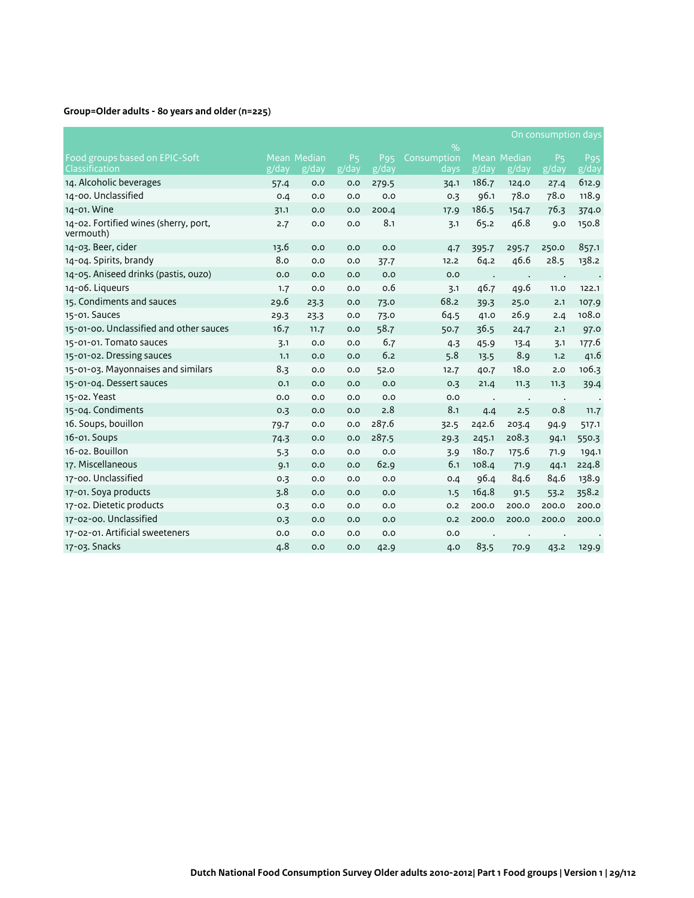**Group=Older adults - 80 years and older (n=225)**

| Food groups based on EPIC-Soft Classification | Mean g/day | Median g/day | P5 g/day | P95 g/day | % Consumption days | On consumption days Mean g/day | Median g/day | P5 g/day | P95 g/day |
|---|---|---|---|---|---|---|---|---|---|
| 14. Alcoholic beverages | 57.4 | 0.0 | 0.0 | 279.5 | 34.1 | 186.7 | 124.0 | 27.4 | 612.9 |
| 14-00. Unclassified | 0.4 | 0.0 | 0.0 | 0.0 | 0.3 | 96.1 | 78.0 | 78.0 | 118.9 |
| 14-01. Wine | 31.1 | 0.0 | 0.0 | 200.4 | 17.9 | 186.5 | 154.7 | 76.3 | 374.0 |
| 14-02. Fortified wines (sherry, port, vermouth) | 2.7 | 0.0 | 0.0 | 8.1 | 3.1 | 65.2 | 46.8 | 9.0 | 150.8 |
| 14-03. Beer, cider | 13.6 | 0.0 | 0.0 | 0.0 | 4.7 | 395.7 | 295.7 | 250.0 | 857.1 |
| 14-04. Spirits, brandy | 8.0 | 0.0 | 0.0 | 37.7 | 12.2 | 64.2 | 46.6 | 28.5 | 138.2 |
| 14-05. Aniseed drinks (pastis, ouzo) | 0.0 | 0.0 | 0.0 | 0.0 | 0.0 | . | . | . | . |
| 14-06. Liqueurs | 1.7 | 0.0 | 0.0 | 0.6 | 3.1 | 46.7 | 49.6 | 11.0 | 122.1 |
| 15. Condiments and sauces | 29.6 | 23.3 | 0.0 | 73.0 | 68.2 | 39.3 | 25.0 | 2.1 | 107.9 |
| 15-01. Sauces | 29.3 | 23.3 | 0.0 | 73.0 | 64.5 | 41.0 | 26.9 | 2.4 | 108.0 |
| 15-01-00. Unclassified and other sauces | 16.7 | 11.7 | 0.0 | 58.7 | 50.7 | 36.5 | 24.7 | 2.1 | 97.0 |
| 15-01-01. Tomato sauces | 3.1 | 0.0 | 0.0 | 6.7 | 4.3 | 45.9 | 13.4 | 3.1 | 177.6 |
| 15-01-02. Dressing sauces | 1.1 | 0.0 | 0.0 | 6.2 | 5.8 | 13.5 | 8.9 | 1.2 | 41.6 |
| 15-01-03. Mayonnaises and similars | 8.3 | 0.0 | 0.0 | 52.0 | 12.7 | 40.7 | 18.0 | 2.0 | 106.3 |
| 15-01-04. Dessert sauces | 0.1 | 0.0 | 0.0 | 0.0 | 0.3 | 21.4 | 11.3 | 11.3 | 39.4 |
| 15-02. Yeast | 0.0 | 0.0 | 0.0 | 0.0 | 0.0 | . | . | . | . |
| 15-04. Condiments | 0.3 | 0.0 | 0.0 | 2.8 | 8.1 | 4.4 | 2.5 | 0.8 | 11.7 |
| 16. Soups, bouillon | 79.7 | 0.0 | 0.0 | 287.6 | 32.5 | 242.6 | 203.4 | 94.9 | 517.1 |
| 16-01. Soups | 74.3 | 0.0 | 0.0 | 287.5 | 29.3 | 245.1 | 208.3 | 94.1 | 550.3 |
| 16-02. Bouillon | 5.3 | 0.0 | 0.0 | 0.0 | 3.9 | 180.7 | 175.6 | 71.9 | 194.1 |
| 17. Miscellaneous | 9.1 | 0.0 | 0.0 | 62.9 | 6.1 | 108.4 | 71.9 | 44.1 | 224.8 |
| 17-00. Unclassified | 0.3 | 0.0 | 0.0 | 0.0 | 0.4 | 96.4 | 84.6 | 84.6 | 138.9 |
| 17-01. Soya products | 3.8 | 0.0 | 0.0 | 0.0 | 1.5 | 164.8 | 91.5 | 53.2 | 358.2 |
| 17-02. Dietetic products | 0.3 | 0.0 | 0.0 | 0.0 | 0.2 | 200.0 | 200.0 | 200.0 | 200.0 |
| 17-02-00. Unclassified | 0.3 | 0.0 | 0.0 | 0.0 | 0.2 | 200.0 | 200.0 | 200.0 | 200.0 |
| 17-02-01. Artificial sweeteners | 0.0 | 0.0 | 0.0 | 0.0 | 0.0 | . | . | . | . |
| 17-03. Snacks | 4.8 | 0.0 | 0.0 | 42.9 | 4.0 | 83.5 | 70.9 | 43.2 | 129.9 |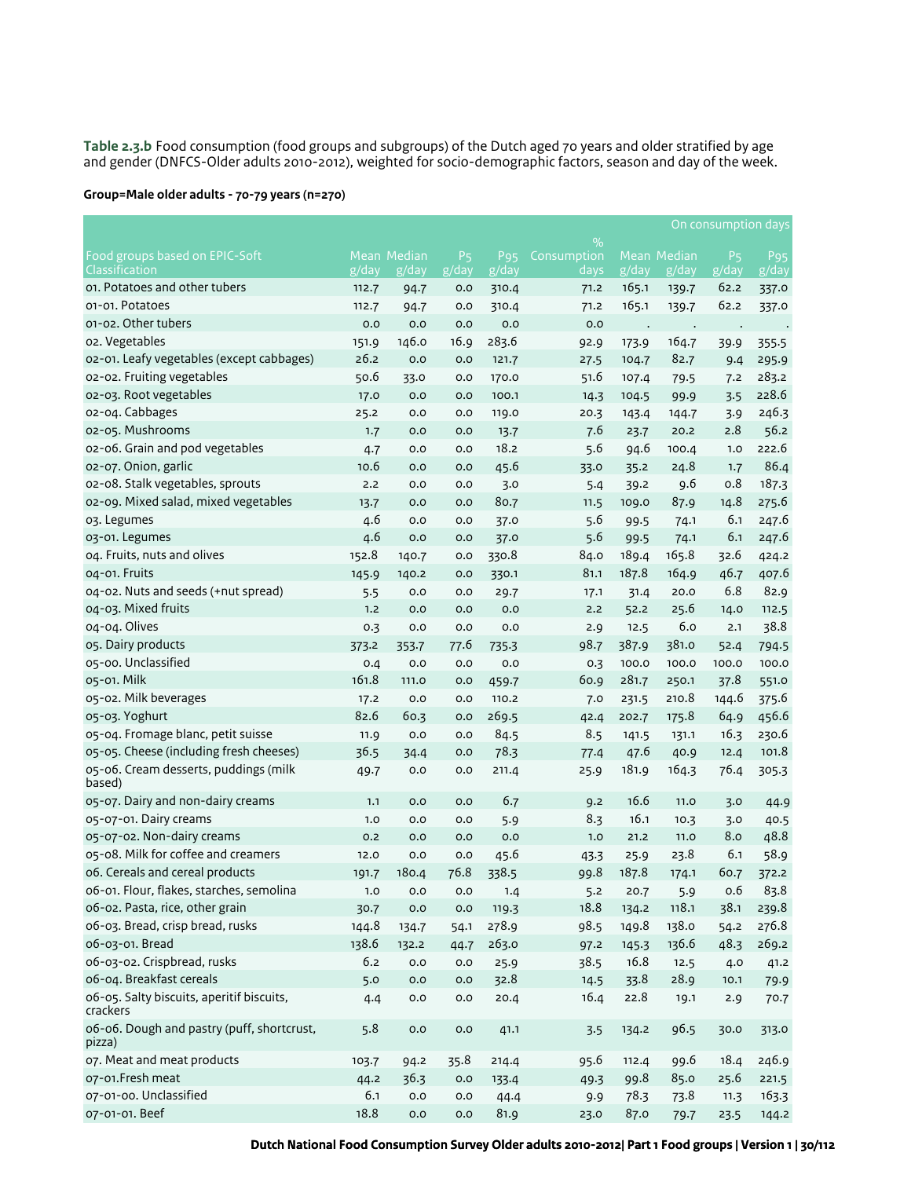**Table 2.3.b** Food consumption (food groups and subgroups) of the Dutch aged 70 years and older stratified by age and gender (DNFCS-Older adults 2010-2012), weighted for socio-demographic factors, season and day of the week.

**Group=Male older adults - 70-79 years (n=270)**

| | | | | | | On consumption days | | | |
|---|---|---|---|---|---|---|---|---|---|
| Food groups based on EPIC-Soft Classification | Mean g/day | Median g/day | P5 g/day | P95 g/day | % Consumption days | Mean g/day | Median g/day | P5 g/day | P95 g/day |
| 01. Potatoes and other tubers | 112.7 | 94.7 | 0.0 | 310.4 | 71.2 | 165.1 | 139.7 | 62.2 | 337.0 |
| 01-01. Potatoes | 112.7 | 94.7 | 0.0 | 310.4 | 71.2 | 165.1 | 139.7 | 62.2 | 337.0 |
| 01-02. Other tubers | 0.0 | 0.0 | 0.0 | 0.0 | 0.0 | . | . | . | . |
| 02. Vegetables | 151.9 | 146.0 | 16.9 | 283.6 | 92.9 | 173.9 | 164.7 | 39.9 | 355.5 |
| 02-01. Leafy vegetables (except cabbages) | 26.2 | 0.0 | 0.0 | 121.7 | 27.5 | 104.7 | 82.7 | 9.4 | 295.9 |
| 02-02. Fruiting vegetables | 50.6 | 33.0 | 0.0 | 170.0 | 51.6 | 107.4 | 79.5 | 7.2 | 283.2 |
| 02-03. Root vegetables | 17.0 | 0.0 | 0.0 | 100.1 | 14.3 | 104.5 | 99.9 | 3.5 | 228.6 |
| 02-04. Cabbages | 25.2 | 0.0 | 0.0 | 119.0 | 20.3 | 143.4 | 144.7 | 3.9 | 246.3 |
| 02-05. Mushrooms | 1.7 | 0.0 | 0.0 | 13.7 | 7.6 | 23.7 | 20.2 | 2.8 | 56.2 |
| 02-06. Grain and pod vegetables | 4.7 | 0.0 | 0.0 | 18.2 | 5.6 | 94.6 | 100.4 | 1.0 | 222.6 |
| 02-07. Onion, garlic | 10.6 | 0.0 | 0.0 | 45.6 | 33.0 | 35.2 | 24.8 | 1.7 | 86.4 |
| 02-08. Stalk vegetables, sprouts | 2.2 | 0.0 | 0.0 | 3.0 | 5.4 | 39.2 | 9.6 | 0.8 | 187.3 |
| 02-09. Mixed salad, mixed vegetables | 13.7 | 0.0 | 0.0 | 80.7 | 11.5 | 109.0 | 87.9 | 14.8 | 275.6 |
| 03. Legumes | 4.6 | 0.0 | 0.0 | 37.0 | 5.6 | 99.5 | 74.1 | 6.1 | 247.6 |
| 03-01. Legumes | 4.6 | 0.0 | 0.0 | 37.0 | 5.6 | 99.5 | 74.1 | 6.1 | 247.6 |
| 04. Fruits, nuts and olives | 152.8 | 140.7 | 0.0 | 330.8 | 84.0 | 189.4 | 165.8 | 32.6 | 424.2 |
| 04-01. Fruits | 145.9 | 140.2 | 0.0 | 330.1 | 81.1 | 187.8 | 164.9 | 46.7 | 407.6 |
| 04-02. Nuts and seeds (+nut spread) | 5.5 | 0.0 | 0.0 | 29.7 | 17.1 | 31.4 | 20.0 | 6.8 | 82.9 |
| 04-03. Mixed fruits | 1.2 | 0.0 | 0.0 | 0.0 | 2.2 | 52.2 | 25.6 | 14.0 | 112.5 |
| 04-04. Olives | 0.3 | 0.0 | 0.0 | 0.0 | 2.9 | 12.5 | 6.0 | 2.1 | 38.8 |
| 05. Dairy products | 373.2 | 353.7 | 77.6 | 735.3 | 98.7 | 387.9 | 381.0 | 52.4 | 794.5 |
| 05-00. Unclassified | 0.4 | 0.0 | 0.0 | 0.0 | 0.3 | 100.0 | 100.0 | 100.0 | 100.0 |
| 05-01. Milk | 161.8 | 111.0 | 0.0 | 459.7 | 60.9 | 281.7 | 250.1 | 37.8 | 551.0 |
| 05-02. Milk beverages | 17.2 | 0.0 | 0.0 | 110.2 | 7.0 | 231.5 | 210.8 | 144.6 | 375.6 |
| 05-03. Yoghurt | 82.6 | 60.3 | 0.0 | 269.5 | 42.4 | 202.7 | 175.8 | 64.9 | 456.6 |
| 05-04. Fromage blanc, petit suisse | 11.9 | 0.0 | 0.0 | 84.5 | 8.5 | 141.5 | 131.1 | 16.3 | 230.6 |
| 05-05. Cheese (including fresh cheeses) | 36.5 | 34.4 | 0.0 | 78.3 | 77.4 | 47.6 | 40.9 | 12.4 | 101.8 |
| 05-06. Cream desserts, puddings (milk based) | 49.7 | 0.0 | 0.0 | 211.4 | 25.9 | 181.9 | 164.3 | 76.4 | 305.3 |
| 05-07. Dairy and non-dairy creams | 1.1 | 0.0 | 0.0 | 6.7 | 9.2 | 16.6 | 11.0 | 3.0 | 44.9 |
| 05-07-01. Dairy creams | 1.0 | 0.0 | 0.0 | 5.9 | 8.3 | 16.1 | 10.3 | 3.0 | 40.5 |
| 05-07-02. Non-dairy creams | 0.2 | 0.0 | 0.0 | 0.0 | 1.0 | 21.2 | 11.0 | 8.0 | 48.8 |
| 05-08. Milk for coffee and creamers | 12.0 | 0.0 | 0.0 | 45.6 | 43.3 | 25.9 | 23.8 | 6.1 | 58.9 |
| 06. Cereals and cereal products | 191.7 | 180.4 | 76.8 | 338.5 | 99.8 | 187.8 | 174.1 | 60.7 | 372.2 |
| 06-01. Flour, flakes, starches, semolina | 1.0 | 0.0 | 0.0 | 1.4 | 5.2 | 20.7 | 5.9 | 0.6 | 83.8 |
| 06-02. Pasta, rice, other grain | 30.7 | 0.0 | 0.0 | 119.3 | 18.8 | 134.2 | 118.1 | 38.1 | 239.8 |
| 06-03. Bread, crisp bread, rusks | 144.8 | 134.7 | 54.1 | 278.9 | 98.5 | 149.8 | 138.0 | 54.2 | 276.8 |
| 06-03-01. Bread | 138.6 | 132.2 | 44.7 | 263.0 | 97.2 | 145.3 | 136.6 | 48.3 | 269.2 |
| 06-03-02. Crispbread, rusks | 6.2 | 0.0 | 0.0 | 25.9 | 38.5 | 16.8 | 12.5 | 4.0 | 41.2 |
| 06-04. Breakfast cereals | 5.0 | 0.0 | 0.0 | 32.8 | 14.5 | 33.8 | 28.9 | 10.1 | 79.9 |
| 06-05. Salty biscuits, aperitif biscuits, crackers | 4.4 | 0.0 | 0.0 | 20.4 | 16.4 | 22.8 | 19.1 | 2.9 | 70.7 |
| 06-06. Dough and pastry (puff, shortcrust, pizza) | 5.8 | 0.0 | 0.0 | 41.1 | 3.5 | 134.2 | 96.5 | 30.0 | 313.0 |
| 07. Meat and meat products | 103.7 | 94.2 | 35.8 | 214.4 | 95.6 | 112.4 | 99.6 | 18.4 | 246.9 |
| 07-01.Fresh meat | 44.2 | 36.3 | 0.0 | 133.4 | 49.3 | 99.8 | 85.0 | 25.6 | 221.5 |
| 07-01-00. Unclassified | 6.1 | 0.0 | 0.0 | 44.4 | 9.9 | 78.3 | 73.8 | 11.3 | 163.3 |
| 07-01-01. Beef | 18.8 | 0.0 | 0.0 | 81.9 | 23.0 | 87.0 | 79.7 | 23.5 | 144.2 |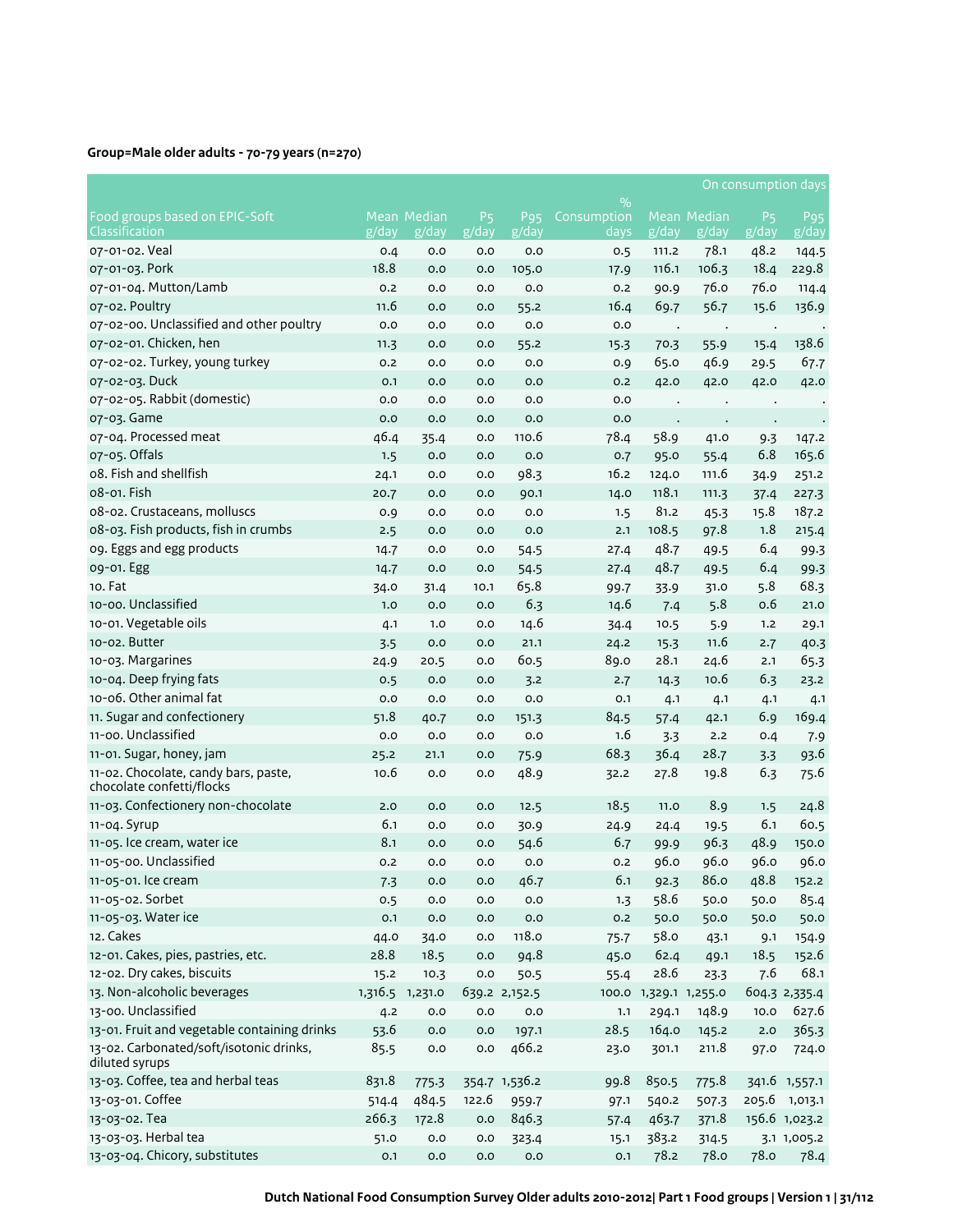**Group=Male older adults - 70-79 years (n=270)**

| Food groups based on EPIC-Soft Classification | Mean g/day | Median g/day | P5 g/day | P95 g/day | % Consumption days | On consumption days Mean g/day | Median g/day | P5 g/day | P95 g/day |
|---|---|---|---|---|---|---|---|---|---|
| 07-01-02. Veal | 0.4 | 0.0 | 0.0 | 0.0 | 0.5 | 111.2 | 78.1 | 48.2 | 144.5 |
| 07-01-03. Pork | 18.8 | 0.0 | 0.0 | 105.0 | 17.9 | 116.1 | 106.3 | 18.4 | 229.8 |
| 07-01-04. Mutton/Lamb | 0.2 | 0.0 | 0.0 | 0.0 | 0.2 | 90.9 | 76.0 | 76.0 | 114.4 |
| 07-02. Poultry | 11.6 | 0.0 | 0.0 | 55.2 | 16.4 | 69.7 | 56.7 | 15.6 | 136.9 |
| 07-02-00. Unclassified and other poultry | 0.0 | 0.0 | 0.0 | 0.0 | 0.0 | . | . | . | . |
| 07-02-01. Chicken, hen | 11.3 | 0.0 | 0.0 | 55.2 | 15.3 | 70.3 | 55.9 | 15.4 | 138.6 |
| 07-02-02. Turkey, young turkey | 0.2 | 0.0 | 0.0 | 0.0 | 0.9 | 65.0 | 46.9 | 29.5 | 67.7 |
| 07-02-03. Duck | 0.1 | 0.0 | 0.0 | 0.0 | 0.2 | 42.0 | 42.0 | 42.0 | 42.0 |
| 07-02-05. Rabbit (domestic) | 0.0 | 0.0 | 0.0 | 0.0 | 0.0 | . | . | . | . |
| 07-03. Game | 0.0 | 0.0 | 0.0 | 0.0 | 0.0 | . | . | . | . |
| 07-04. Processed meat | 46.4 | 35.4 | 0.0 | 110.6 | 78.4 | 58.9 | 41.0 | 9.3 | 147.2 |
| 07-05. Offals | 1.5 | 0.0 | 0.0 | 0.0 | 0.7 | 95.0 | 55.4 | 6.8 | 165.6 |
| 08. Fish and shellfish | 24.1 | 0.0 | 0.0 | 98.3 | 16.2 | 124.0 | 111.6 | 34.9 | 251.2 |
| 08-01. Fish | 20.7 | 0.0 | 0.0 | 90.1 | 14.0 | 118.1 | 111.3 | 37.4 | 227.3 |
| 08-02. Crustaceans, molluscs | 0.9 | 0.0 | 0.0 | 0.0 | 1.5 | 81.2 | 45.3 | 15.8 | 187.2 |
| 08-03. Fish products, fish in crumbs | 2.5 | 0.0 | 0.0 | 0.0 | 2.1 | 108.5 | 97.8 | 1.8 | 215.4 |
| 09. Eggs and egg products | 14.7 | 0.0 | 0.0 | 54.5 | 27.4 | 48.7 | 49.5 | 6.4 | 99.3 |
| 09-01. Egg | 14.7 | 0.0 | 0.0 | 54.5 | 27.4 | 48.7 | 49.5 | 6.4 | 99.3 |
| 10. Fat | 34.0 | 31.4 | 10.1 | 65.8 | 99.7 | 33.9 | 31.0 | 5.8 | 68.3 |
| 10-00. Unclassified | 1.0 | 0.0 | 0.0 | 6.3 | 14.6 | 7.4 | 5.8 | 0.6 | 21.0 |
| 10-01. Vegetable oils | 4.1 | 1.0 | 0.0 | 14.6 | 34.4 | 10.5 | 5.9 | 1.2 | 29.1 |
| 10-02. Butter | 3.5 | 0.0 | 0.0 | 21.1 | 24.2 | 15.3 | 11.6 | 2.7 | 40.3 |
| 10-03. Margarines | 24.9 | 20.5 | 0.0 | 60.5 | 89.0 | 28.1 | 24.6 | 2.1 | 65.3 |
| 10-04. Deep frying fats | 0.5 | 0.0 | 0.0 | 3.2 | 2.7 | 14.3 | 10.6 | 6.3 | 23.2 |
| 10-06. Other animal fat | 0.0 | 0.0 | 0.0 | 0.0 | 0.1 | 4.1 | 4.1 | 4.1 | 4.1 |
| 11. Sugar and confectionery | 51.8 | 40.7 | 0.0 | 151.3 | 84.5 | 57.4 | 42.1 | 6.9 | 169.4 |
| 11-00. Unclassified | 0.0 | 0.0 | 0.0 | 0.0 | 1.6 | 3.3 | 2.2 | 0.4 | 7.9 |
| 11-01. Sugar, honey, jam | 25.2 | 21.1 | 0.0 | 75.9 | 68.3 | 36.4 | 28.7 | 3.3 | 93.6 |
| 11-02. Chocolate, candy bars, paste, chocolate confetti/flocks | 10.6 | 0.0 | 0.0 | 48.9 | 32.2 | 27.8 | 19.8 | 6.3 | 75.6 |
| 11-03. Confectionery non-chocolate | 2.0 | 0.0 | 0.0 | 12.5 | 18.5 | 11.0 | 8.9 | 1.5 | 24.8 |
| 11-04. Syrup | 6.1 | 0.0 | 0.0 | 30.9 | 24.9 | 24.4 | 19.5 | 6.1 | 60.5 |
| 11-05. Ice cream, water ice | 8.1 | 0.0 | 0.0 | 54.6 | 6.7 | 99.9 | 96.3 | 48.9 | 150.0 |
| 11-05-00. Unclassified | 0.2 | 0.0 | 0.0 | 0.0 | 0.2 | 96.0 | 96.0 | 96.0 | 96.0 |
| 11-05-01. Ice cream | 7.3 | 0.0 | 0.0 | 46.7 | 6.1 | 92.3 | 86.0 | 48.8 | 152.2 |
| 11-05-02. Sorbet | 0.5 | 0.0 | 0.0 | 0.0 | 1.3 | 58.6 | 50.0 | 50.0 | 85.4 |
| 11-05-03. Water ice | 0.1 | 0.0 | 0.0 | 0.0 | 0.2 | 50.0 | 50.0 | 50.0 | 50.0 |
| 12. Cakes | 44.0 | 34.0 | 0.0 | 118.0 | 75.7 | 58.0 | 43.1 | 9.1 | 154.9 |
| 12-01. Cakes, pies, pastries, etc. | 28.8 | 18.5 | 0.0 | 94.8 | 45.0 | 62.4 | 49.1 | 18.5 | 152.6 |
| 12-02. Dry cakes, biscuits | 15.2 | 10.3 | 0.0 | 50.5 | 55.4 | 28.6 | 23.3 | 7.6 | 68.1 |
| 13. Non-alcoholic beverages | 1,316.5 | 1,231.0 | 639.2 | 2,152.5 | 100.0 | 1,329.1 | 1,255.0 | 604.3 | 2,335.4 |
| 13-00. Unclassified | 4.2 | 0.0 | 0.0 | 0.0 | 1.1 | 294.1 | 148.9 | 10.0 | 627.6 |
| 13-01. Fruit and vegetable containing drinks | 53.6 | 0.0 | 0.0 | 197.1 | 28.5 | 164.0 | 145.2 | 2.0 | 365.3 |
| 13-02. Carbonated/soft/isotonic drinks, diluted syrups | 85.5 | 0.0 | 0.0 | 466.2 | 23.0 | 301.1 | 211.8 | 97.0 | 724.0 |
| 13-03. Coffee, tea and herbal teas | 831.8 | 775.3 | 354.7 | 1,536.2 | 99.8 | 850.5 | 775.8 | 341.6 | 1,557.1 |
| 13-03-01. Coffee | 514.4 | 484.5 | 122.6 | 959.7 | 97.1 | 540.2 | 507.3 | 205.6 | 1,013.1 |
| 13-03-02. Tea | 266.3 | 172.8 | 0.0 | 846.3 | 57.4 | 463.7 | 371.8 | 156.6 | 1,023.2 |
| 13-03-03. Herbal tea | 51.0 | 0.0 | 0.0 | 323.4 | 15.1 | 383.2 | 314.5 | 3.1 | 1,005.2 |
| 13-03-04. Chicory, substitutes | 0.1 | 0.0 | 0.0 | 0.0 | 0.1 | 78.2 | 78.0 | 78.0 | 78.4 |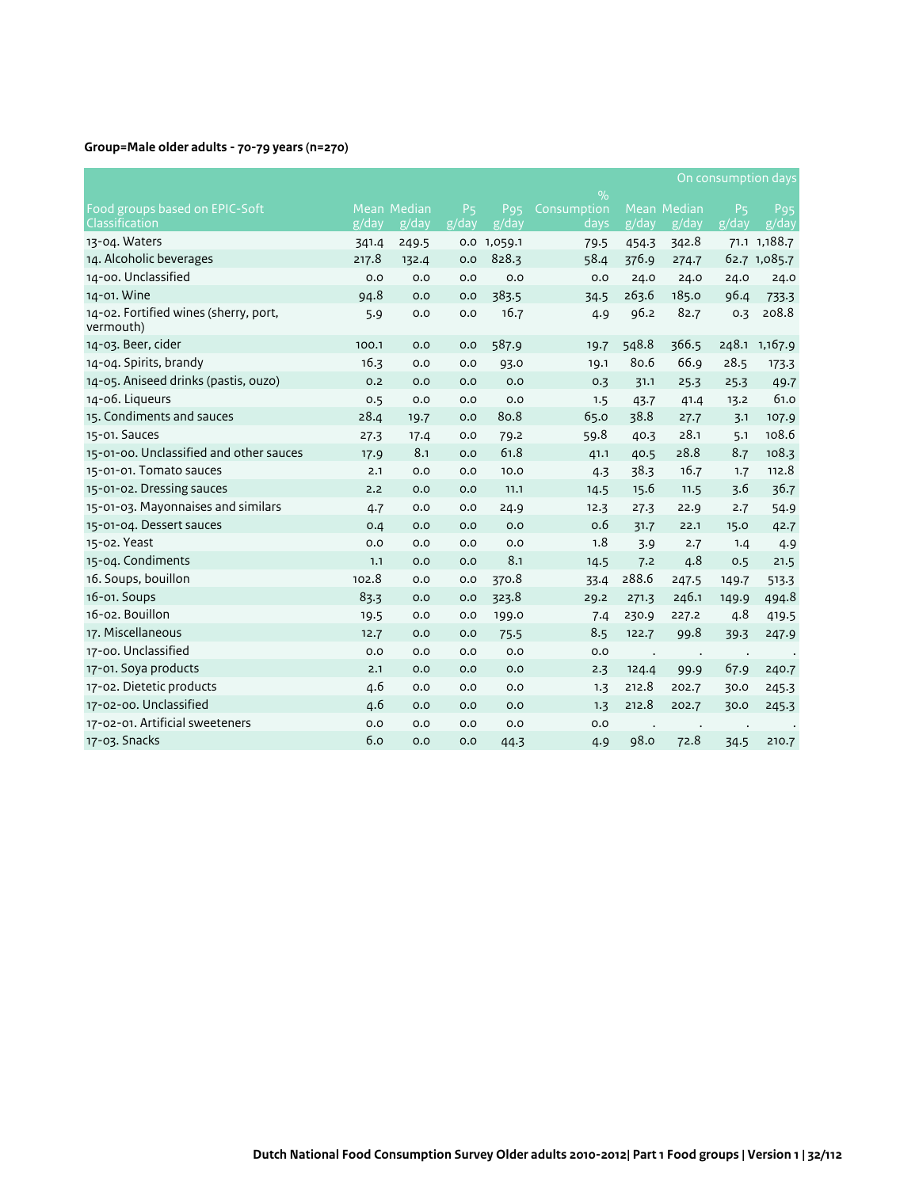**Group=Male older adults - 70-79 years (n=270)**

| Food groups based on EPIC-Soft Classification | Mean g/day | Median g/day | P5 g/day | P95 g/day | % Consumption days | On consumption days Mean g/day | Median g/day | P5 g/day | P95 g/day |
|---|---|---|---|---|---|---|---|---|---|
| 13-04. Waters | 341.4 | 249.5 | 0.0 | 1,059.1 | 79.5 | 454.3 | 342.8 | 71.1 | 1,188.7 |
| 14. Alcoholic beverages | 217.8 | 132.4 | 0.0 | 828.3 | 58.4 | 376.9 | 274.7 | 62.7 | 1,085.7 |
| 14-00. Unclassified | 0.0 | 0.0 | 0.0 | 0.0 | 0.0 | 24.0 | 24.0 | 24.0 | 24.0 |
| 14-01. Wine | 94.8 | 0.0 | 0.0 | 383.5 | 34.5 | 263.6 | 185.0 | 96.4 | 733.3 |
| 14-02. Fortified wines (sherry, port, vermouth) | 5.9 | 0.0 | 0.0 | 16.7 | 4.9 | 96.2 | 82.7 | 0.3 | 208.8 |
| 14-03. Beer, cider | 100.1 | 0.0 | 0.0 | 587.9 | 19.7 | 548.8 | 366.5 | 248.1 | 1,167.9 |
| 14-04. Spirits, brandy | 16.3 | 0.0 | 0.0 | 93.0 | 19.1 | 80.6 | 66.9 | 28.5 | 173.3 |
| 14-05. Aniseed drinks (pastis, ouzo) | 0.2 | 0.0 | 0.0 | 0.0 | 0.3 | 31.1 | 25.3 | 25.3 | 49.7 |
| 14-06. Liqueurs | 0.5 | 0.0 | 0.0 | 0.0 | 1.5 | 43.7 | 41.4 | 13.2 | 61.0 |
| 15. Condiments and sauces | 28.4 | 19.7 | 0.0 | 80.8 | 65.0 | 38.8 | 27.7 | 3.1 | 107.9 |
| 15-01. Sauces | 27.3 | 17.4 | 0.0 | 79.2 | 59.8 | 40.3 | 28.1 | 5.1 | 108.6 |
| 15-01-00. Unclassified and other sauces | 17.9 | 8.1 | 0.0 | 61.8 | 41.1 | 40.5 | 28.8 | 8.7 | 108.3 |
| 15-01-01. Tomato sauces | 2.1 | 0.0 | 0.0 | 10.0 | 4.3 | 38.3 | 16.7 | 1.7 | 112.8 |
| 15-01-02. Dressing sauces | 2.2 | 0.0 | 0.0 | 11.1 | 14.5 | 15.6 | 11.5 | 3.6 | 36.7 |
| 15-01-03. Mayonnaises and similars | 4.7 | 0.0 | 0.0 | 24.9 | 12.3 | 27.3 | 22.9 | 2.7 | 54.9 |
| 15-01-04. Dessert sauces | 0.4 | 0.0 | 0.0 | 0.0 | 0.6 | 31.7 | 22.1 | 15.0 | 42.7 |
| 15-02. Yeast | 0.0 | 0.0 | 0.0 | 0.0 | 1.8 | 3.9 | 2.7 | 1.4 | 4.9 |
| 15-04. Condiments | 1.1 | 0.0 | 0.0 | 8.1 | 14.5 | 7.2 | 4.8 | 0.5 | 21.5 |
| 16. Soups, bouillon | 102.8 | 0.0 | 0.0 | 370.8 | 33.4 | 288.6 | 247.5 | 149.7 | 513.3 |
| 16-01. Soups | 83.3 | 0.0 | 0.0 | 323.8 | 29.2 | 271.3 | 246.1 | 149.9 | 494.8 |
| 16-02. Bouillon | 19.5 | 0.0 | 0.0 | 199.0 | 7.4 | 230.9 | 227.2 | 4.8 | 419.5 |
| 17. Miscellaneous | 12.7 | 0.0 | 0.0 | 75.5 | 8.5 | 122.7 | 99.8 | 39.3 | 247.9 |
| 17-00. Unclassified | 0.0 | 0.0 | 0.0 | 0.0 | 0.0 | . | . | . | . |
| 17-01. Soya products | 2.1 | 0.0 | 0.0 | 0.0 | 2.3 | 124.4 | 99.9 | 67.9 | 240.7 |
| 17-02. Dietetic products | 4.6 | 0.0 | 0.0 | 0.0 | 1.3 | 212.8 | 202.7 | 30.0 | 245.3 |
| 17-02-00. Unclassified | 4.6 | 0.0 | 0.0 | 0.0 | 1.3 | 212.8 | 202.7 | 30.0 | 245.3 |
| 17-02-01. Artificial sweeteners | 0.0 | 0.0 | 0.0 | 0.0 | 0.0 | . | . | . | . |
| 17-03. Snacks | 6.0 | 0.0 | 0.0 | 44.3 | 4.9 | 98.0 | 72.8 | 34.5 | 210.7 |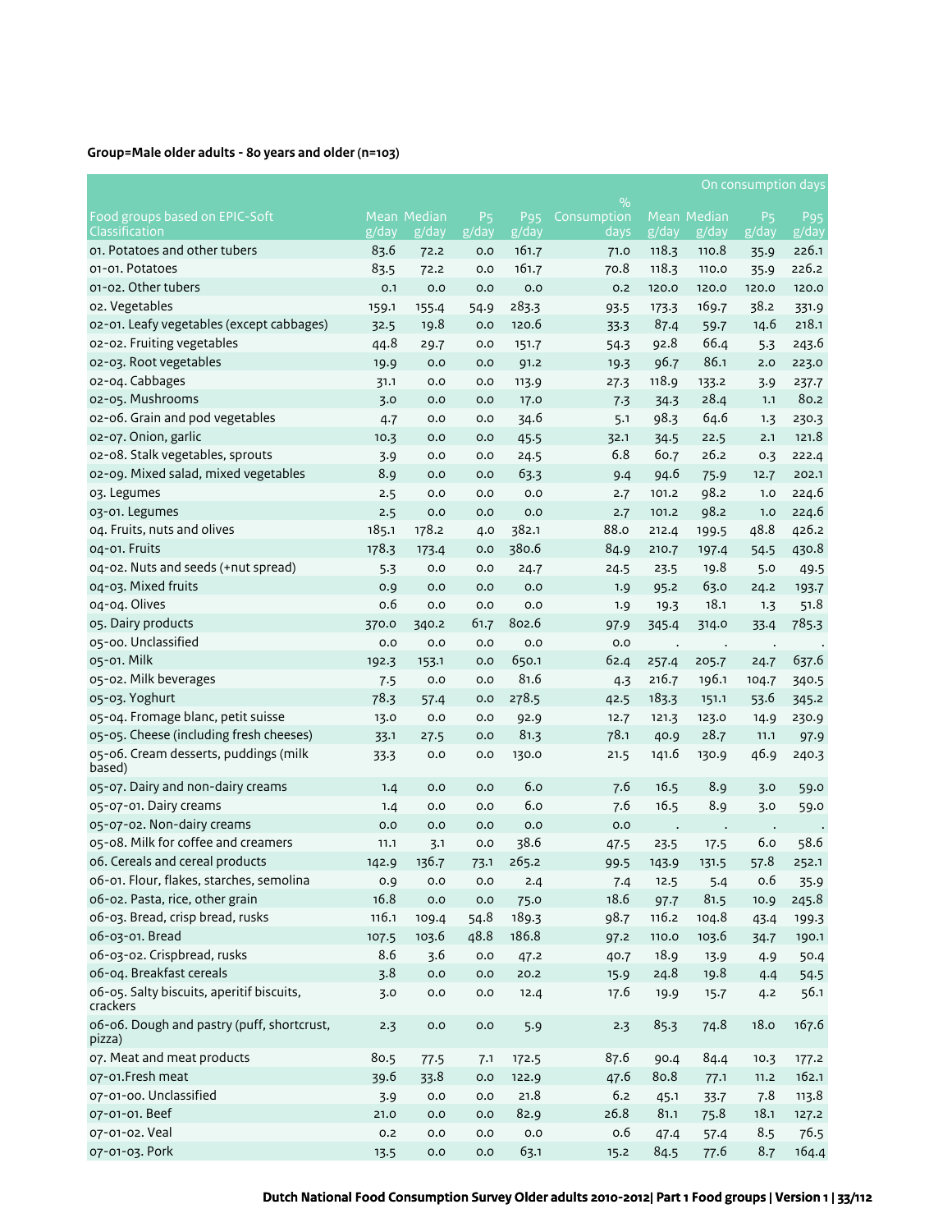**Group=Male older adults - 80 years and older (n=103)**

| Food groups based on EPIC-Soft Classification | Mean g/day | Median g/day | P5 g/day | P95 g/day | % Consumption days | On consumption days Mean g/day | Median g/day | P5 g/day | P95 g/day |
|---|---|---|---|---|---|---|---|---|---|
| 01. Potatoes and other tubers | 83.6 | 72.2 | 0.0 | 161.7 | 71.0 | 118.3 | 110.8 | 35.9 | 226.1 |
| 01-01. Potatoes | 83.5 | 72.2 | 0.0 | 161.7 | 70.8 | 118.3 | 110.0 | 35.9 | 226.2 |
| 01-02. Other tubers | 0.1 | 0.0 | 0.0 | 0.0 | 0.2 | 120.0 | 120.0 | 120.0 | 120.0 |
| 02. Vegetables | 159.1 | 155.4 | 54.9 | 283.3 | 93.5 | 173.3 | 169.7 | 38.2 | 331.9 |
| 02-01. Leafy vegetables (except cabbages) | 32.5 | 19.8 | 0.0 | 120.6 | 33.3 | 87.4 | 59.7 | 14.6 | 218.1 |
| 02-02. Fruiting vegetables | 44.8 | 29.7 | 0.0 | 151.7 | 54.3 | 92.8 | 66.4 | 5.3 | 243.6 |
| 02-03. Root vegetables | 19.9 | 0.0 | 0.0 | 91.2 | 19.3 | 96.7 | 86.1 | 2.0 | 223.0 |
| 02-04. Cabbages | 31.1 | 0.0 | 0.0 | 113.9 | 27.3 | 118.9 | 133.2 | 3.9 | 237.7 |
| 02-05. Mushrooms | 3.0 | 0.0 | 0.0 | 17.0 | 7.3 | 34.3 | 28.4 | 1.1 | 80.2 |
| 02-06. Grain and pod vegetables | 4.7 | 0.0 | 0.0 | 34.6 | 5.1 | 98.3 | 64.6 | 1.3 | 230.3 |
| 02-07. Onion, garlic | 10.3 | 0.0 | 0.0 | 45.5 | 32.1 | 34.5 | 22.5 | 2.1 | 121.8 |
| 02-08. Stalk vegetables, sprouts | 3.9 | 0.0 | 0.0 | 24.5 | 6.8 | 60.7 | 26.2 | 0.3 | 222.4 |
| 02-09. Mixed salad, mixed vegetables | 8.9 | 0.0 | 0.0 | 63.3 | 9.4 | 94.6 | 75.9 | 12.7 | 202.1 |
| 03. Legumes | 2.5 | 0.0 | 0.0 | 0.0 | 2.7 | 101.2 | 98.2 | 1.0 | 224.6 |
| 03-01. Legumes | 2.5 | 0.0 | 0.0 | 0.0 | 2.7 | 101.2 | 98.2 | 1.0 | 224.6 |
| 04. Fruits, nuts and olives | 185.1 | 178.2 | 4.0 | 382.1 | 88.0 | 212.4 | 199.5 | 48.8 | 426.2 |
| 04-01. Fruits | 178.3 | 173.4 | 0.0 | 380.6 | 84.9 | 210.7 | 197.4 | 54.5 | 430.8 |
| 04-02. Nuts and seeds (+nut spread) | 5.3 | 0.0 | 0.0 | 24.7 | 24.5 | 23.5 | 19.8 | 5.0 | 49.5 |
| 04-03. Mixed fruits | 0.9 | 0.0 | 0.0 | 0.0 | 1.9 | 95.2 | 63.0 | 24.2 | 193.7 |
| 04-04. Olives | 0.6 | 0.0 | 0.0 | 0.0 | 1.9 | 19.3 | 18.1 | 1.3 | 51.8 |
| 05. Dairy products | 370.0 | 340.2 | 61.7 | 802.6 | 97.9 | 345.4 | 314.0 | 33.4 | 785.3 |
| 05-00. Unclassified | 0.0 | 0.0 | 0.0 | 0.0 | 0.0 | . | . | . | . |
| 05-01. Milk | 192.3 | 153.1 | 0.0 | 650.1 | 62.4 | 257.4 | 205.7 | 24.7 | 637.6 |
| 05-02. Milk beverages | 7.5 | 0.0 | 0.0 | 81.6 | 4.3 | 216.7 | 196.1 | 104.7 | 340.5 |
| 05-03. Yoghurt | 78.3 | 57.4 | 0.0 | 278.5 | 42.5 | 183.3 | 151.1 | 53.6 | 345.2 |
| 05-04. Fromage blanc, petit suisse | 13.0 | 0.0 | 0.0 | 92.9 | 12.7 | 121.3 | 123.0 | 14.9 | 230.9 |
| 05-05. Cheese (including fresh cheeses) | 33.1 | 27.5 | 0.0 | 81.3 | 78.1 | 40.9 | 28.7 | 11.1 | 97.9 |
| 05-06. Cream desserts, puddings (milk based) | 33.3 | 0.0 | 0.0 | 130.0 | 21.5 | 141.6 | 130.9 | 46.9 | 240.3 |
| 05-07. Dairy and non-dairy creams | 1.4 | 0.0 | 0.0 | 6.0 | 7.6 | 16.5 | 8.9 | 3.0 | 59.0 |
| 05-07-01. Dairy creams | 1.4 | 0.0 | 0.0 | 6.0 | 7.6 | 16.5 | 8.9 | 3.0 | 59.0 |
| 05-07-02. Non-dairy creams | 0.0 | 0.0 | 0.0 | 0.0 | 0.0 | . | . | . | . |
| 05-08. Milk for coffee and creamers | 11.1 | 3.1 | 0.0 | 38.6 | 47.5 | 23.5 | 17.5 | 6.0 | 58.6 |
| 06. Cereals and cereal products | 142.9 | 136.7 | 73.1 | 265.2 | 99.5 | 143.9 | 131.5 | 57.8 | 252.1 |
| 06-01. Flour, flakes, starches, semolina | 0.9 | 0.0 | 0.0 | 2.4 | 7.4 | 12.5 | 5.4 | 0.6 | 35.9 |
| 06-02. Pasta, rice, other grain | 16.8 | 0.0 | 0.0 | 75.0 | 18.6 | 97.7 | 81.5 | 10.9 | 245.8 |
| 06-03. Bread, crisp bread, rusks | 116.1 | 109.4 | 54.8 | 189.3 | 98.7 | 116.2 | 104.8 | 43.4 | 199.3 |
| 06-03-01. Bread | 107.5 | 103.6 | 48.8 | 186.8 | 97.2 | 110.0 | 103.6 | 34.7 | 190.1 |
| 06-03-02. Crispbread, rusks | 8.6 | 3.6 | 0.0 | 47.2 | 40.7 | 18.9 | 13.9 | 4.9 | 50.4 |
| 06-04. Breakfast cereals | 3.8 | 0.0 | 0.0 | 20.2 | 15.9 | 24.8 | 19.8 | 4.4 | 54.5 |
| 06-05. Salty biscuits, aperitif biscuits, crackers | 3.0 | 0.0 | 0.0 | 12.4 | 17.6 | 19.9 | 15.7 | 4.2 | 56.1 |
| 06-06. Dough and pastry (puff, shortcrust, pizza) | 2.3 | 0.0 | 0.0 | 5.9 | 2.3 | 85.3 | 74.8 | 18.0 | 167.6 |
| 07. Meat and meat products | 80.5 | 77.5 | 7.1 | 172.5 | 87.6 | 90.4 | 84.4 | 10.3 | 177.2 |
| 07-01.Fresh meat | 39.6 | 33.8 | 0.0 | 122.9 | 47.6 | 80.8 | 77.1 | 11.2 | 162.1 |
| 07-01-00. Unclassified | 3.9 | 0.0 | 0.0 | 21.8 | 6.2 | 45.1 | 33.7 | 7.8 | 113.8 |
| 07-01-01. Beef | 21.0 | 0.0 | 0.0 | 82.9 | 26.8 | 81.1 | 75.8 | 18.1 | 127.2 |
| 07-01-02. Veal | 0.2 | 0.0 | 0.0 | 0.0 | 0.6 | 47.4 | 57.4 | 8.5 | 76.5 |
| 07-01-03. Pork | 13.5 | 0.0 | 0.0 | 63.1 | 15.2 | 84.5 | 77.6 | 8.7 | 164.4 |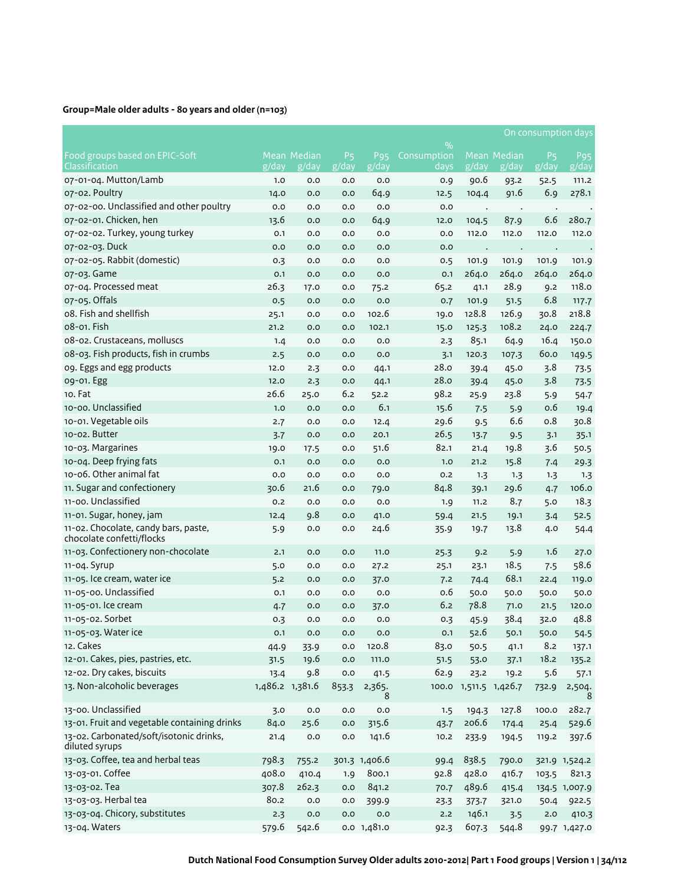**Group=Male older adults - 80 years and older (n=103)**

| Food groups based on EPIC-Soft Classification | Mean g/day | Median g/day | P5 g/day | P95 g/day | % Consumption days | On consumption days Mean g/day | Median g/day | P5 g/day | P95 g/day |
|---|---|---|---|---|---|---|---|---|---|
| 07-01-04. Mutton/Lamb | 1.0 | 0.0 | 0.0 | 0.0 | 0.9 | 90.6 | 93.2 | 52.5 | 111.2 |
| 07-02. Poultry | 14.0 | 0.0 | 0.0 | 64.9 | 12.5 | 104.4 | 91.6 | 6.9 | 278.1 |
| 07-02-00. Unclassified and other poultry | 0.0 | 0.0 | 0.0 | 0.0 | 0.0 | . | . | . | . |
| 07-02-01. Chicken, hen | 13.6 | 0.0 | 0.0 | 64.9 | 12.0 | 104.5 | 87.9 | 6.6 | 280.7 |
| 07-02-02. Turkey, young turkey | 0.1 | 0.0 | 0.0 | 0.0 | 0.0 | 112.0 | 112.0 | 112.0 | 112.0 |
| 07-02-03. Duck | 0.0 | 0.0 | 0.0 | 0.0 | 0.0 | . | . | . | . |
| 07-02-05. Rabbit (domestic) | 0.3 | 0.0 | 0.0 | 0.0 | 0.5 | 101.9 | 101.9 | 101.9 | 101.9 |
| 07-03. Game | 0.1 | 0.0 | 0.0 | 0.0 | 0.1 | 264.0 | 264.0 | 264.0 | 264.0 |
| 07-04. Processed meat | 26.3 | 17.0 | 0.0 | 75.2 | 65.2 | 41.1 | 28.9 | 9.2 | 118.0 |
| 07-05. Offals | 0.5 | 0.0 | 0.0 | 0.0 | 0.7 | 101.9 | 51.5 | 6.8 | 117.7 |
| 08. Fish and shellfish | 25.1 | 0.0 | 0.0 | 102.6 | 19.0 | 128.8 | 126.9 | 30.8 | 218.8 |
| 08-01. Fish | 21.2 | 0.0 | 0.0 | 102.1 | 15.0 | 125.3 | 108.2 | 24.0 | 224.7 |
| 08-02. Crustaceans, molluscs | 1.4 | 0.0 | 0.0 | 0.0 | 2.3 | 85.1 | 64.9 | 16.4 | 150.0 |
| 08-03. Fish products, fish in crumbs | 2.5 | 0.0 | 0.0 | 0.0 | 3.1 | 120.3 | 107.3 | 60.0 | 149.5 |
| 09. Eggs and egg products | 12.0 | 2.3 | 0.0 | 44.1 | 28.0 | 39.4 | 45.0 | 3.8 | 73.5 |
| 09-01. Egg | 12.0 | 2.3 | 0.0 | 44.1 | 28.0 | 39.4 | 45.0 | 3.8 | 73.5 |
| 10. Fat | 26.6 | 25.0 | 6.2 | 52.2 | 98.2 | 25.9 | 23.8 | 5.9 | 54.7 |
| 10-00. Unclassified | 1.0 | 0.0 | 0.0 | 6.1 | 15.6 | 7.5 | 5.9 | 0.6 | 19.4 |
| 10-01. Vegetable oils | 2.7 | 0.0 | 0.0 | 12.4 | 29.6 | 9.5 | 6.6 | 0.8 | 30.8 |
| 10-02. Butter | 3.7 | 0.0 | 0.0 | 20.1 | 26.5 | 13.7 | 9.5 | 3.1 | 35.1 |
| 10-03. Margarines | 19.0 | 17.5 | 0.0 | 51.6 | 82.1 | 21.4 | 19.8 | 3.6 | 50.5 |
| 10-04. Deep frying fats | 0.1 | 0.0 | 0.0 | 0.0 | 1.0 | 21.2 | 15.8 | 7.4 | 29.3 |
| 10-06. Other animal fat | 0.0 | 0.0 | 0.0 | 0.0 | 0.2 | 1.3 | 1.3 | 1.3 | 1.3 |
| 11. Sugar and confectionery | 30.6 | 21.6 | 0.0 | 79.0 | 84.8 | 39.1 | 29.6 | 4.7 | 106.0 |
| 11-00. Unclassified | 0.2 | 0.0 | 0.0 | 0.0 | 1.9 | 11.2 | 8.7 | 5.0 | 18.3 |
| 11-01. Sugar, honey, jam | 12.4 | 9.8 | 0.0 | 41.0 | 59.4 | 21.5 | 19.1 | 3.4 | 52.5 |
| 11-02. Chocolate, candy bars, paste, chocolate confetti/flocks | 5.9 | 0.0 | 0.0 | 24.6 | 35.9 | 19.7 | 13.8 | 4.0 | 54.4 |
| 11-03. Confectionery non-chocolate | 2.1 | 0.0 | 0.0 | 11.0 | 25.3 | 9.2 | 5.9 | 1.6 | 27.0 |
| 11-04. Syrup | 5.0 | 0.0 | 0.0 | 27.2 | 25.1 | 23.1 | 18.5 | 7.5 | 58.6 |
| 11-05. Ice cream, water ice | 5.2 | 0.0 | 0.0 | 37.0 | 7.2 | 74.4 | 68.1 | 22.4 | 119.0 |
| 11-05-00. Unclassified | 0.1 | 0.0 | 0.0 | 0.0 | 0.6 | 50.0 | 50.0 | 50.0 | 50.0 |
| 11-05-01. Ice cream | 4.7 | 0.0 | 0.0 | 37.0 | 6.2 | 78.8 | 71.0 | 21.5 | 120.0 |
| 11-05-02. Sorbet | 0.3 | 0.0 | 0.0 | 0.0 | 0.3 | 45.9 | 38.4 | 32.0 | 48.8 |
| 11-05-03. Water ice | 0.1 | 0.0 | 0.0 | 0.0 | 0.1 | 52.6 | 50.1 | 50.0 | 54.5 |
| 12. Cakes | 44.9 | 33.9 | 0.0 | 120.8 | 83.0 | 50.5 | 41.1 | 8.2 | 137.1 |
| 12-01. Cakes, pies, pastries, etc. | 31.5 | 19.6 | 0.0 | 111.0 | 51.5 | 53.0 | 37.1 | 18.2 | 135.2 |
| 12-02. Dry cakes, biscuits | 13.4 | 9.8 | 0.0 | 41.5 | 62.9 | 23.2 | 19.2 | 5.6 | 57.1 |
| 13. Non-alcoholic beverages | 1,486.2 | 1,381.6 | 853.3 | 2,365.8 | 100.0 | 1,511.5 | 1,426.7 | 732.9 | 2,504.8 |
| 13-00. Unclassified | 3.0 | 0.0 | 0.0 | 0.0 | 1.5 | 194.3 | 127.8 | 100.0 | 282.7 |
| 13-01. Fruit and vegetable containing drinks | 84.0 | 25.6 | 0.0 | 315.6 | 43.7 | 206.6 | 174.4 | 25.4 | 529.6 |
| 13-02. Carbonated/soft/isotonic drinks, diluted syrups | 21.4 | 0.0 | 0.0 | 141.6 | 10.2 | 233.9 | 194.5 | 119.2 | 397.6 |
| 13-03. Coffee, tea and herbal teas | 798.3 | 755.2 | 301.3 | 1,406.6 | 99.4 | 838.5 | 790.0 | 321.9 | 1,524.2 |
| 13-03-01. Coffee | 408.0 | 410.4 | 1.9 | 800.1 | 92.8 | 428.0 | 416.7 | 103.5 | 821.3 |
| 13-03-02. Tea | 307.8 | 262.3 | 0.0 | 841.2 | 70.7 | 489.6 | 415.4 | 134.5 | 1,007.9 |
| 13-03-03. Herbal tea | 80.2 | 0.0 | 0.0 | 399.9 | 23.3 | 373.7 | 321.0 | 50.4 | 922.5 |
| 13-03-04. Chicory, substitutes | 2.3 | 0.0 | 0.0 | 0.0 | 2.2 | 146.1 | 3.5 | 2.0 | 410.3 |
| 13-04. Waters | 579.6 | 542.6 | 0.0 | 1,481.0 | 92.3 | 607.3 | 544.8 | 99.7 | 1,427.0 |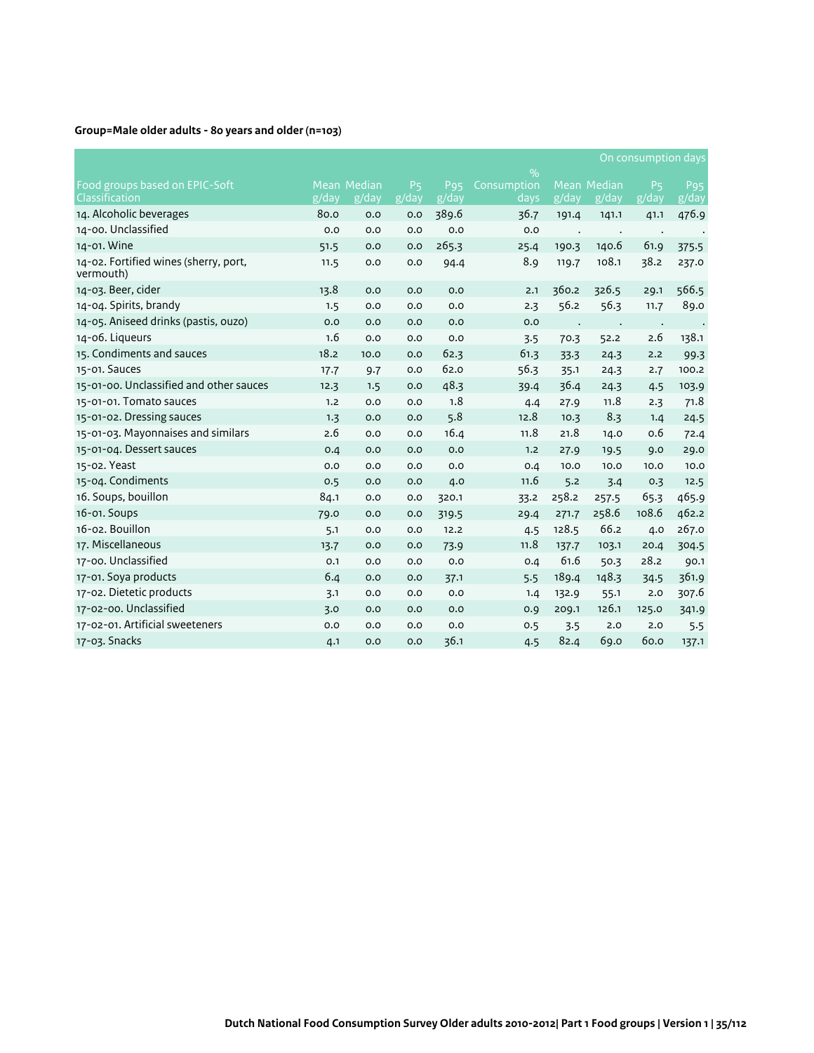**Group=Male older adults - 80 years and older (n=103)**

| Food groups based on EPIC-Soft Classification | Mean g/day | Median g/day | P5 g/day | P95 g/day | % Consumption days | On consumption days Mean g/day | Median g/day | P5 g/day | P95 g/day |
|---|---|---|---|---|---|---|---|---|---|
| 14. Alcoholic beverages | 80.0 | 0.0 | 0.0 | 389.6 | 36.7 | 191.4 | 141.1 | 41.1 | 476.9 |
| 14-00. Unclassified | 0.0 | 0.0 | 0.0 | 0.0 | 0.0 | . | . | . | . |
| 14-01. Wine | 51.5 | 0.0 | 0.0 | 265.3 | 25.4 | 190.3 | 140.6 | 61.9 | 375.5 |
| 14-02. Fortified wines (sherry, port, vermouth) | 11.5 | 0.0 | 0.0 | 94.4 | 8.9 | 119.7 | 108.1 | 38.2 | 237.0 |
| 14-03. Beer, cider | 13.8 | 0.0 | 0.0 | 0.0 | 2.1 | 360.2 | 326.5 | 29.1 | 566.5 |
| 14-04. Spirits, brandy | 1.5 | 0.0 | 0.0 | 0.0 | 2.3 | 56.2 | 56.3 | 11.7 | 89.0 |
| 14-05. Aniseed drinks (pastis, ouzo) | 0.0 | 0.0 | 0.0 | 0.0 | 0.0 | . | . | . | . |
| 14-06. Liqueurs | 1.6 | 0.0 | 0.0 | 0.0 | 3.5 | 70.3 | 52.2 | 2.6 | 138.1 |
| 15. Condiments and sauces | 18.2 | 10.0 | 0.0 | 62.3 | 61.3 | 33.3 | 24.3 | 2.2 | 99.3 |
| 15-01. Sauces | 17.7 | 9.7 | 0.0 | 62.0 | 56.3 | 35.1 | 24.3 | 2.7 | 100.2 |
| 15-01-00. Unclassified and other sauces | 12.3 | 1.5 | 0.0 | 48.3 | 39.4 | 36.4 | 24.3 | 4.5 | 103.9 |
| 15-01-01. Tomato sauces | 1.2 | 0.0 | 0.0 | 1.8 | 4.4 | 27.9 | 11.8 | 2.3 | 71.8 |
| 15-01-02. Dressing sauces | 1.3 | 0.0 | 0.0 | 5.8 | 12.8 | 10.3 | 8.3 | 1.4 | 24.5 |
| 15-01-03. Mayonnaises and similars | 2.6 | 0.0 | 0.0 | 16.4 | 11.8 | 21.8 | 14.0 | 0.6 | 72.4 |
| 15-01-04. Dessert sauces | 0.4 | 0.0 | 0.0 | 0.0 | 1.2 | 27.9 | 19.5 | 9.0 | 29.0 |
| 15-02. Yeast | 0.0 | 0.0 | 0.0 | 0.0 | 0.4 | 10.0 | 10.0 | 10.0 | 10.0 |
| 15-04. Condiments | 0.5 | 0.0 | 0.0 | 4.0 | 11.6 | 5.2 | 3.4 | 0.3 | 12.5 |
| 16. Soups, bouillon | 84.1 | 0.0 | 0.0 | 320.1 | 33.2 | 258.2 | 257.5 | 65.3 | 465.9 |
| 16-01. Soups | 79.0 | 0.0 | 0.0 | 319.5 | 29.4 | 271.7 | 258.6 | 108.6 | 462.2 |
| 16-02. Bouillon | 5.1 | 0.0 | 0.0 | 12.2 | 4.5 | 128.5 | 66.2 | 4.0 | 267.0 |
| 17. Miscellaneous | 13.7 | 0.0 | 0.0 | 73.9 | 11.8 | 137.7 | 103.1 | 20.4 | 304.5 |
| 17-00. Unclassified | 0.1 | 0.0 | 0.0 | 0.0 | 0.4 | 61.6 | 50.3 | 28.2 | 90.1 |
| 17-01. Soya products | 6.4 | 0.0 | 0.0 | 37.1 | 5.5 | 189.4 | 148.3 | 34.5 | 361.9 |
| 17-02. Dietetic products | 3.1 | 0.0 | 0.0 | 0.0 | 1.4 | 132.9 | 55.1 | 2.0 | 307.6 |
| 17-02-00. Unclassified | 3.0 | 0.0 | 0.0 | 0.0 | 0.9 | 209.1 | 126.1 | 125.0 | 341.9 |
| 17-02-01. Artificial sweeteners | 0.0 | 0.0 | 0.0 | 0.0 | 0.5 | 3.5 | 2.0 | 2.0 | 5.5 |
| 17-03. Snacks | 4.1 | 0.0 | 0.0 | 36.1 | 4.5 | 82.4 | 69.0 | 60.0 | 137.1 |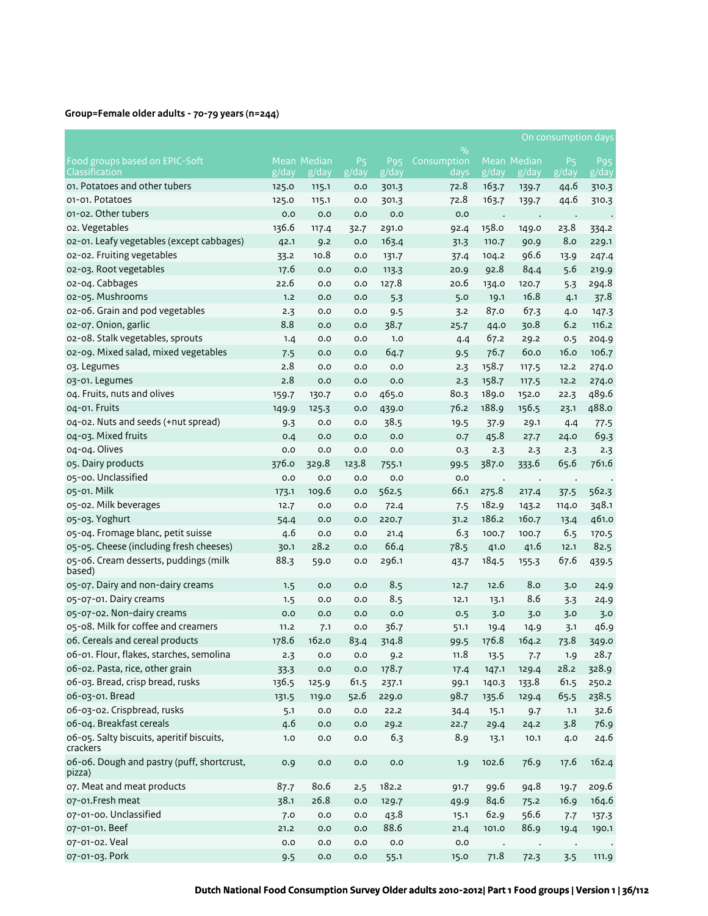**Group=Female older adults - 70-79 years (n=244)**

| Food groups based on EPIC-Soft Classification | Mean g/day | Median g/day | P5 g/day | P95 g/day | % Consumption days | On consumption days Mean g/day | Median g/day | P5 g/day | P95 g/day |
|---|---|---|---|---|---|---|---|---|---|
| 01. Potatoes and other tubers | 125.0 | 115.1 | 0.0 | 301.3 | 72.8 | 163.7 | 139.7 | 44.6 | 310.3 |
| 01-01. Potatoes | 125.0 | 115.1 | 0.0 | 301.3 | 72.8 | 163.7 | 139.7 | 44.6 | 310.3 |
| 01-02. Other tubers | 0.0 | 0.0 | 0.0 | 0.0 | 0.0 | . | . | . | . |
| 02. Vegetables | 136.6 | 117.4 | 32.7 | 291.0 | 92.4 | 158.0 | 149.0 | 23.8 | 334.2 |
| 02-01. Leafy vegetables (except cabbages) | 42.1 | 9.2 | 0.0 | 163.4 | 31.3 | 110.7 | 90.9 | 8.0 | 229.1 |
| 02-02. Fruiting vegetables | 33.2 | 10.8 | 0.0 | 131.7 | 37.4 | 104.2 | 96.6 | 13.9 | 247.4 |
| 02-03. Root vegetables | 17.6 | 0.0 | 0.0 | 113.3 | 20.9 | 92.8 | 84.4 | 5.6 | 219.9 |
| 02-04. Cabbages | 22.6 | 0.0 | 0.0 | 127.8 | 20.6 | 134.0 | 120.7 | 5.3 | 294.8 |
| 02-05. Mushrooms | 1.2 | 0.0 | 0.0 | 5.3 | 5.0 | 19.1 | 16.8 | 4.1 | 37.8 |
| 02-06. Grain and pod vegetables | 2.3 | 0.0 | 0.0 | 9.5 | 3.2 | 87.0 | 67.3 | 4.0 | 147.3 |
| 02-07. Onion, garlic | 8.8 | 0.0 | 0.0 | 38.7 | 25.7 | 44.0 | 30.8 | 6.2 | 116.2 |
| 02-08. Stalk vegetables, sprouts | 1.4 | 0.0 | 0.0 | 1.0 | 4.4 | 67.2 | 29.2 | 0.5 | 204.9 |
| 02-09. Mixed salad, mixed vegetables | 7.5 | 0.0 | 0.0 | 64.7 | 9.5 | 76.7 | 60.0 | 16.0 | 106.7 |
| 03. Legumes | 2.8 | 0.0 | 0.0 | 0.0 | 2.3 | 158.7 | 117.5 | 12.2 | 274.0 |
| 03-01. Legumes | 2.8 | 0.0 | 0.0 | 0.0 | 2.3 | 158.7 | 117.5 | 12.2 | 274.0 |
| 04. Fruits, nuts and olives | 159.7 | 130.7 | 0.0 | 465.0 | 80.3 | 189.0 | 152.0 | 22.3 | 489.6 |
| 04-01. Fruits | 149.9 | 125.3 | 0.0 | 439.0 | 76.2 | 188.9 | 156.5 | 23.1 | 488.0 |
| 04-02. Nuts and seeds (+nut spread) | 9.3 | 0.0 | 0.0 | 38.5 | 19.5 | 37.9 | 29.1 | 4.4 | 77.5 |
| 04-03. Mixed fruits | 0.4 | 0.0 | 0.0 | 0.0 | 0.7 | 45.8 | 27.7 | 24.0 | 69.3 |
| 04-04. Olives | 0.0 | 0.0 | 0.0 | 0.0 | 0.3 | 2.3 | 2.3 | 2.3 | 2.3 |
| 05. Dairy products | 376.0 | 329.8 | 123.8 | 755.1 | 99.5 | 387.0 | 333.6 | 65.6 | 761.6 |
| 05-00. Unclassified | 0.0 | 0.0 | 0.0 | 0.0 | 0.0 | . | . | . | . |
| 05-01. Milk | 173.1 | 109.6 | 0.0 | 562.5 | 66.1 | 275.8 | 217.4 | 37.5 | 562.3 |
| 05-02. Milk beverages | 12.7 | 0.0 | 0.0 | 72.4 | 7.5 | 182.9 | 143.2 | 114.0 | 348.1 |
| 05-03. Yoghurt | 54.4 | 0.0 | 0.0 | 220.7 | 31.2 | 186.2 | 160.7 | 13.4 | 461.0 |
| 05-04. Fromage blanc, petit suisse | 4.6 | 0.0 | 0.0 | 21.4 | 6.3 | 100.7 | 100.7 | 6.5 | 170.5 |
| 05-05. Cheese (including fresh cheeses) | 30.1 | 28.2 | 0.0 | 66.4 | 78.5 | 41.0 | 41.6 | 12.1 | 82.5 |
| 05-06. Cream desserts, puddings (milk based) | 88.3 | 59.0 | 0.0 | 296.1 | 43.7 | 184.5 | 155.3 | 67.6 | 439.5 |
| 05-07. Dairy and non-dairy creams | 1.5 | 0.0 | 0.0 | 8.5 | 12.7 | 12.6 | 8.0 | 3.0 | 24.9 |
| 05-07-01. Dairy creams | 1.5 | 0.0 | 0.0 | 8.5 | 12.1 | 13.1 | 8.6 | 3.3 | 24.9 |
| 05-07-02. Non-dairy creams | 0.0 | 0.0 | 0.0 | 0.0 | 0.5 | 3.0 | 3.0 | 3.0 | 3.0 |
| 05-08. Milk for coffee and creamers | 11.2 | 7.1 | 0.0 | 36.7 | 51.1 | 19.4 | 14.9 | 3.1 | 46.9 |
| 06. Cereals and cereal products | 178.6 | 162.0 | 83.4 | 314.8 | 99.5 | 176.8 | 164.2 | 73.8 | 349.0 |
| 06-01. Flour, flakes, starches, semolina | 2.3 | 0.0 | 0.0 | 9.2 | 11.8 | 13.5 | 7.7 | 1.9 | 28.7 |
| 06-02. Pasta, rice, other grain | 33.3 | 0.0 | 0.0 | 178.7 | 17.4 | 147.1 | 129.4 | 28.2 | 328.9 |
| 06-03. Bread, crisp bread, rusks | 136.5 | 125.9 | 61.5 | 237.1 | 99.1 | 140.3 | 133.8 | 61.5 | 250.2 |
| 06-03-01. Bread | 131.5 | 119.0 | 52.6 | 229.0 | 98.7 | 135.6 | 129.4 | 65.5 | 238.5 |
| 06-03-02. Crispbread, rusks | 5.1 | 0.0 | 0.0 | 22.2 | 34.4 | 15.1 | 9.7 | 1.1 | 32.6 |
| 06-04. Breakfast cereals | 4.6 | 0.0 | 0.0 | 29.2 | 22.7 | 29.4 | 24.2 | 3.8 | 76.9 |
| 06-05. Salty biscuits, aperitif biscuits, crackers | 1.0 | 0.0 | 0.0 | 6.3 | 8.9 | 13.1 | 10.1 | 4.0 | 24.6 |
| 06-06. Dough and pastry (puff, shortcrust, pizza) | 0.9 | 0.0 | 0.0 | 0.0 | 1.9 | 102.6 | 76.9 | 17.6 | 162.4 |
| 07. Meat and meat products | 87.7 | 80.6 | 2.5 | 182.2 | 91.7 | 99.6 | 94.8 | 19.7 | 209.6 |
| 07-01.Fresh meat | 38.1 | 26.8 | 0.0 | 129.7 | 49.9 | 84.6 | 75.2 | 16.9 | 164.6 |
| 07-01-00. Unclassified | 7.0 | 0.0 | 0.0 | 43.8 | 15.1 | 62.9 | 56.6 | 7.7 | 137.3 |
| 07-01-01. Beef | 21.2 | 0.0 | 0.0 | 88.6 | 21.4 | 101.0 | 86.9 | 19.4 | 190.1 |
| 07-01-02. Veal | 0.0 | 0.0 | 0.0 | 0.0 | 0.0 | . | . | . | . |
| 07-01-03. Pork | 9.5 | 0.0 | 0.0 | 55.1 | 15.0 | 71.8 | 72.3 | 3.5 | 111.9 |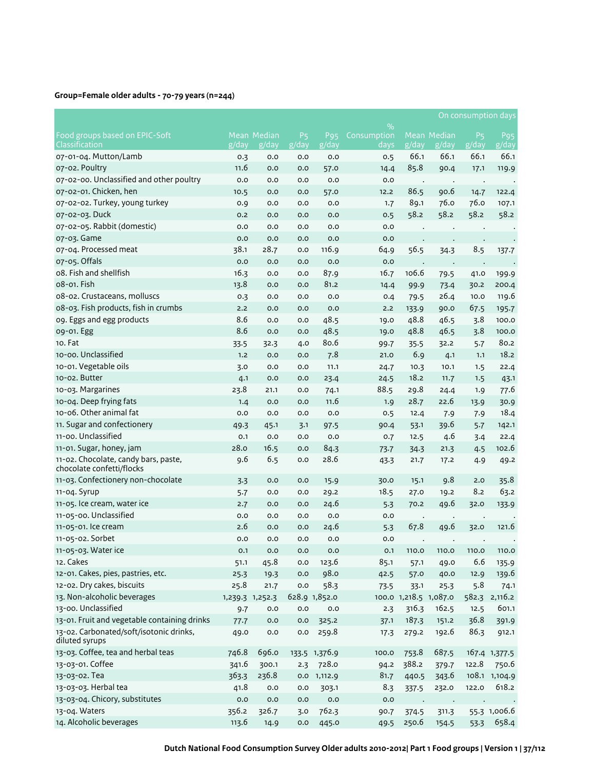**Group=Female older adults - 70-79 years (n=244)**

| Food groups based on EPIC-Soft Classification | Mean g/day | Median g/day | P5 g/day | P95 g/day | % Consumption days | On consumption days Mean g/day | Median g/day | P5 g/day | P95 g/day |
|---|---|---|---|---|---|---|---|---|---|
| 07-01-04. Mutton/Lamb | 0.3 | 0.0 | 0.0 | 0.0 | 0.5 | 66.1 | 66.1 | 66.1 | 66.1 |
| 07-02. Poultry | 11.6 | 0.0 | 0.0 | 57.0 | 14.4 | 85.8 | 90.4 | 17.1 | 119.9 |
| 07-02-00. Unclassified and other poultry | 0.0 | 0.0 | 0.0 | 0.0 | 0.0 | . | . | . | . |
| 07-02-01. Chicken, hen | 10.5 | 0.0 | 0.0 | 57.0 | 12.2 | 86.5 | 90.6 | 14.7 | 122.4 |
| 07-02-02. Turkey, young turkey | 0.9 | 0.0 | 0.0 | 0.0 | 1.7 | 89.1 | 76.0 | 76.0 | 107.1 |
| 07-02-03. Duck | 0.2 | 0.0 | 0.0 | 0.0 | 0.5 | 58.2 | 58.2 | 58.2 | 58.2 |
| 07-02-05. Rabbit (domestic) | 0.0 | 0.0 | 0.0 | 0.0 | 0.0 | . | . | . | . |
| 07-03. Game | 0.0 | 0.0 | 0.0 | 0.0 | 0.0 | . | . | . | . |
| 07-04. Processed meat | 38.1 | 28.7 | 0.0 | 116.9 | 64.9 | 56.5 | 34.3 | 8.5 | 137.7 |
| 07-05. Offals | 0.0 | 0.0 | 0.0 | 0.0 | 0.0 | . | . | . | . |
| 08. Fish and shellfish | 16.3 | 0.0 | 0.0 | 87.9 | 16.7 | 106.6 | 79.5 | 41.0 | 199.9 |
| 08-01. Fish | 13.8 | 0.0 | 0.0 | 81.2 | 14.4 | 99.9 | 73.4 | 30.2 | 200.4 |
| 08-02. Crustaceans, molluscs | 0.3 | 0.0 | 0.0 | 0.0 | 0.4 | 79.5 | 26.4 | 10.0 | 119.6 |
| 08-03. Fish products, fish in crumbs | 2.2 | 0.0 | 0.0 | 0.0 | 2.2 | 133.9 | 90.0 | 67.5 | 195.7 |
| 09. Eggs and egg products | 8.6 | 0.0 | 0.0 | 48.5 | 19.0 | 48.8 | 46.5 | 3.8 | 100.0 |
| 09-01. Egg | 8.6 | 0.0 | 0.0 | 48.5 | 19.0 | 48.8 | 46.5 | 3.8 | 100.0 |
| 10. Fat | 33.5 | 32.3 | 4.0 | 80.6 | 99.7 | 35.5 | 32.2 | 5.7 | 80.2 |
| 10-00. Unclassified | 1.2 | 0.0 | 0.0 | 7.8 | 21.0 | 6.9 | 4.1 | 1.1 | 18.2 |
| 10-01. Vegetable oils | 3.0 | 0.0 | 0.0 | 11.1 | 24.7 | 10.3 | 10.1 | 1.5 | 22.4 |
| 10-02. Butter | 4.1 | 0.0 | 0.0 | 23.4 | 24.5 | 18.2 | 11.7 | 1.5 | 43.1 |
| 10-03. Margarines | 23.8 | 21.1 | 0.0 | 74.1 | 88.5 | 29.8 | 24.4 | 1.9 | 77.6 |
| 10-04. Deep frying fats | 1.4 | 0.0 | 0.0 | 11.6 | 1.9 | 28.7 | 22.6 | 13.9 | 30.9 |
| 10-06. Other animal fat | 0.0 | 0.0 | 0.0 | 0.0 | 0.5 | 12.4 | 7.9 | 7.9 | 18.4 |
| 11. Sugar and confectionery | 49.3 | 45.1 | 3.1 | 97.5 | 90.4 | 53.1 | 39.6 | 5.7 | 142.1 |
| 11-00. Unclassified | 0.1 | 0.0 | 0.0 | 0.0 | 0.7 | 12.5 | 4.6 | 3.4 | 22.4 |
| 11-01. Sugar, honey, jam | 28.0 | 16.5 | 0.0 | 84.3 | 73.7 | 34.3 | 21.3 | 4.5 | 102.6 |
| 11-02. Chocolate, candy bars, paste, chocolate confetti/flocks | 9.6 | 6.5 | 0.0 | 28.6 | 43.3 | 21.7 | 17.2 | 4.9 | 49.2 |
| 11-03. Confectionery non-chocolate | 3.3 | 0.0 | 0.0 | 15.9 | 30.0 | 15.1 | 9.8 | 2.0 | 35.8 |
| 11-04. Syrup | 5.7 | 0.0 | 0.0 | 29.2 | 18.5 | 27.0 | 19.2 | 8.2 | 63.2 |
| 11-05. Ice cream, water ice | 2.7 | 0.0 | 0.0 | 24.6 | 5.3 | 70.2 | 49.6 | 32.0 | 133.9 |
| 11-05-00. Unclassified | 0.0 | 0.0 | 0.0 | 0.0 | 0.0 | . | . | . | . |
| 11-05-01. Ice cream | 2.6 | 0.0 | 0.0 | 24.6 | 5.3 | 67.8 | 49.6 | 32.0 | 121.6 |
| 11-05-02. Sorbet | 0.0 | 0.0 | 0.0 | 0.0 | 0.0 | . | . | . | . |
| 11-05-03. Water ice | 0.1 | 0.0 | 0.0 | 0.0 | 0.1 | 110.0 | 110.0 | 110.0 | 110.0 |
| 12. Cakes | 51.1 | 45.8 | 0.0 | 123.6 | 85.1 | 57.1 | 49.0 | 6.6 | 135.9 |
| 12-01. Cakes, pies, pastries, etc. | 25.3 | 19.3 | 0.0 | 98.0 | 42.5 | 57.0 | 40.0 | 12.9 | 139.6 |
| 12-02. Dry cakes, biscuits | 25.8 | 21.7 | 0.0 | 58.3 | 73.5 | 33.1 | 25.3 | 5.8 | 74.1 |
| 13. Non-alcoholic beverages | 1,239.3 | 1,252.3 | 628.9 | 1,852.0 | 100.0 | 1,218.5 | 1,087.0 | 582.3 | 2,116.2 |
| 13-00. Unclassified | 9.7 | 0.0 | 0.0 | 0.0 | 2.3 | 316.3 | 162.5 | 12.5 | 601.1 |
| 13-01. Fruit and vegetable containing drinks | 77.7 | 0.0 | 0.0 | 325.2 | 37.1 | 187.3 | 151.2 | 36.8 | 391.9 |
| 13-02. Carbonated/soft/isotonic drinks, diluted syrups | 49.0 | 0.0 | 0.0 | 259.8 | 17.3 | 279.2 | 192.6 | 86.3 | 912.1 |
| 13-03. Coffee, tea and herbal teas | 746.8 | 696.0 | 133.5 | 1,376.9 | 100.0 | 753.8 | 687.5 | 167.4 | 1,377.5 |
| 13-03-01. Coffee | 341.6 | 300.1 | 2.3 | 728.0 | 94.2 | 388.2 | 379.7 | 122.8 | 750.6 |
| 13-03-02. Tea | 363.3 | 236.8 | 0.0 | 1,112.9 | 81.7 | 440.5 | 343.6 | 108.1 | 1,104.9 |
| 13-03-03. Herbal tea | 41.8 | 0.0 | 0.0 | 303.1 | 8.3 | 337.5 | 232.0 | 122.0 | 618.2 |
| 13-03-04. Chicory, substitutes | 0.0 | 0.0 | 0.0 | 0.0 | 0.0 | . | . | . | . |
| 13-04. Waters | 356.2 | 326.7 | 3.0 | 762.3 | 90.7 | 374.5 | 311.3 | 55.3 | 1,006.6 |
| 14. Alcoholic beverages | 113.6 | 14.9 | 0.0 | 445.0 | 49.5 | 250.6 | 154.5 | 53.3 | 658.4 |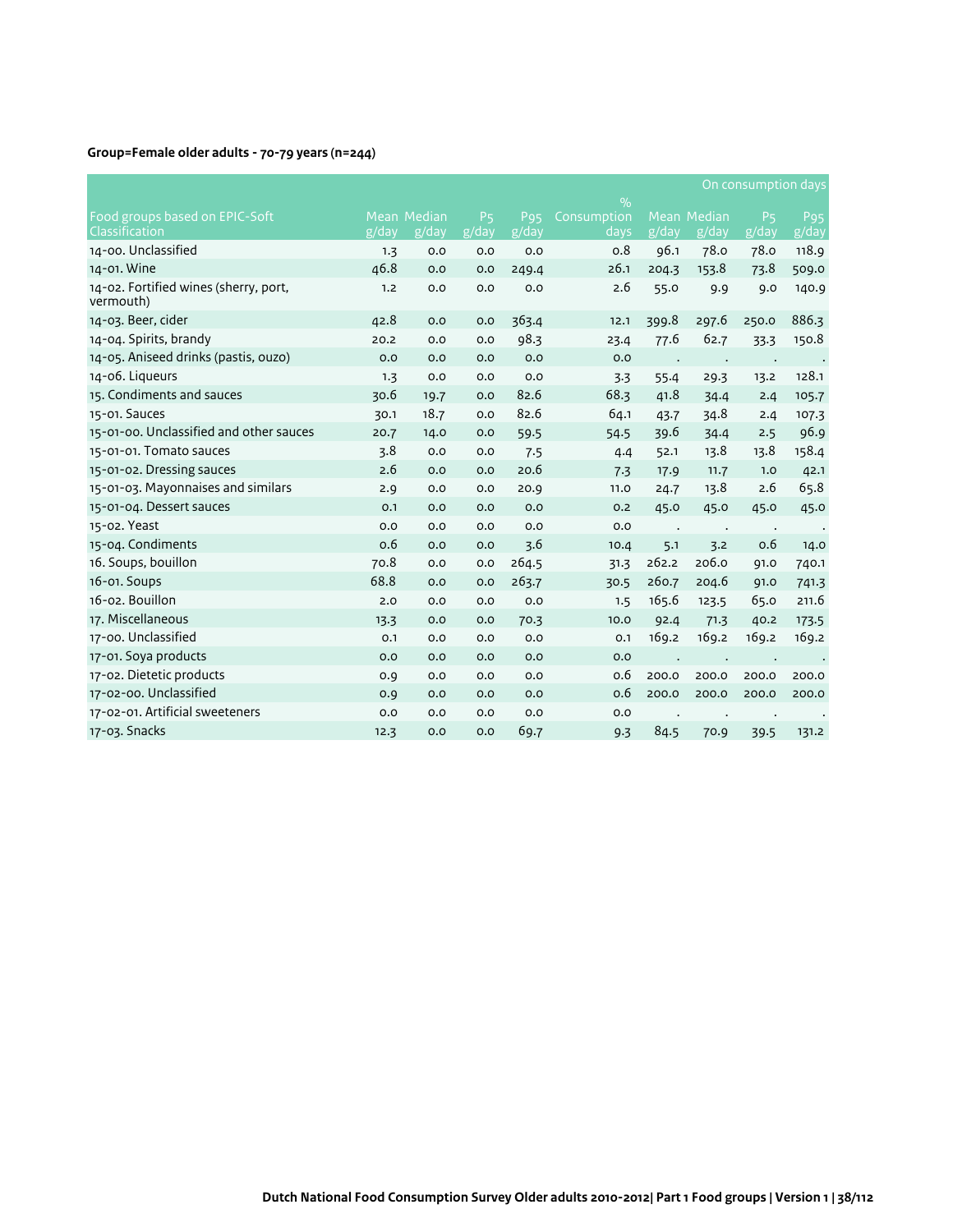**Group=Female older adults - 70-79 years (n=244)**

| Food groups based on EPIC-Soft Classification | Mean g/day | Median g/day | P5 g/day | P95 g/day | % Consumption days | On consumption days Mean g/day | Median g/day | P5 g/day | P95 g/day |
|---|---|---|---|---|---|---|---|---|---|
| 14-00. Unclassified | 1.3 | 0.0 | 0.0 | 0.0 | 0.8 | 96.1 | 78.0 | 78.0 | 118.9 |
| 14-01. Wine | 46.8 | 0.0 | 0.0 | 249.4 | 26.1 | 204.3 | 153.8 | 73.8 | 509.0 |
| 14-02. Fortified wines (sherry, port, vermouth) | 1.2 | 0.0 | 0.0 | 0.0 | 2.6 | 55.0 | 9.9 | 9.0 | 140.9 |
| 14-03. Beer, cider | 42.8 | 0.0 | 0.0 | 363.4 | 12.1 | 399.8 | 297.6 | 250.0 | 886.3 |
| 14-04. Spirits, brandy | 20.2 | 0.0 | 0.0 | 98.3 | 23.4 | 77.6 | 62.7 | 33.3 | 150.8 |
| 14-05. Aniseed drinks (pastis, ouzo) | 0.0 | 0.0 | 0.0 | 0.0 | 0.0 | . | . | . | . |
| 14-06. Liqueurs | 1.3 | 0.0 | 0.0 | 0.0 | 3.3 | 55.4 | 29.3 | 13.2 | 128.1 |
| 15. Condiments and sauces | 30.6 | 19.7 | 0.0 | 82.6 | 68.3 | 41.8 | 34.4 | 2.4 | 105.7 |
| 15-01. Sauces | 30.1 | 18.7 | 0.0 | 82.6 | 64.1 | 43.7 | 34.8 | 2.4 | 107.3 |
| 15-01-00. Unclassified and other sauces | 20.7 | 14.0 | 0.0 | 59.5 | 54.5 | 39.6 | 34.4 | 2.5 | 96.9 |
| 15-01-01. Tomato sauces | 3.8 | 0.0 | 0.0 | 7.5 | 4.4 | 52.1 | 13.8 | 13.8 | 158.4 |
| 15-01-02. Dressing sauces | 2.6 | 0.0 | 0.0 | 20.6 | 7.3 | 17.9 | 11.7 | 1.0 | 42.1 |
| 15-01-03. Mayonnaises and similars | 2.9 | 0.0 | 0.0 | 20.9 | 11.0 | 24.7 | 13.8 | 2.6 | 65.8 |
| 15-01-04. Dessert sauces | 0.1 | 0.0 | 0.0 | 0.0 | 0.2 | 45.0 | 45.0 | 45.0 | 45.0 |
| 15-02. Yeast | 0.0 | 0.0 | 0.0 | 0.0 | 0.0 | . | . | . | . |
| 15-04. Condiments | 0.6 | 0.0 | 0.0 | 3.6 | 10.4 | 5.1 | 3.2 | 0.6 | 14.0 |
| 16. Soups, bouillon | 70.8 | 0.0 | 0.0 | 264.5 | 31.3 | 262.2 | 206.0 | 91.0 | 740.1 |
| 16-01. Soups | 68.8 | 0.0 | 0.0 | 263.7 | 30.5 | 260.7 | 204.6 | 91.0 | 741.3 |
| 16-02. Bouillon | 2.0 | 0.0 | 0.0 | 0.0 | 1.5 | 165.6 | 123.5 | 65.0 | 211.6 |
| 17. Miscellaneous | 13.3 | 0.0 | 0.0 | 70.3 | 10.0 | 92.4 | 71.3 | 40.2 | 173.5 |
| 17-00. Unclassified | 0.1 | 0.0 | 0.0 | 0.0 | 0.1 | 169.2 | 169.2 | 169.2 | 169.2 |
| 17-01. Soya products | 0.0 | 0.0 | 0.0 | 0.0 | 0.0 | . | . | . | . |
| 17-02. Dietetic products | 0.9 | 0.0 | 0.0 | 0.0 | 0.6 | 200.0 | 200.0 | 200.0 | 200.0 |
| 17-02-00. Unclassified | 0.9 | 0.0 | 0.0 | 0.0 | 0.6 | 200.0 | 200.0 | 200.0 | 200.0 |
| 17-02-01. Artificial sweeteners | 0.0 | 0.0 | 0.0 | 0.0 | 0.0 | . | . | . | . |
| 17-03. Snacks | 12.3 | 0.0 | 0.0 | 69.7 | 9.3 | 84.5 | 70.9 | 39.5 | 131.2 |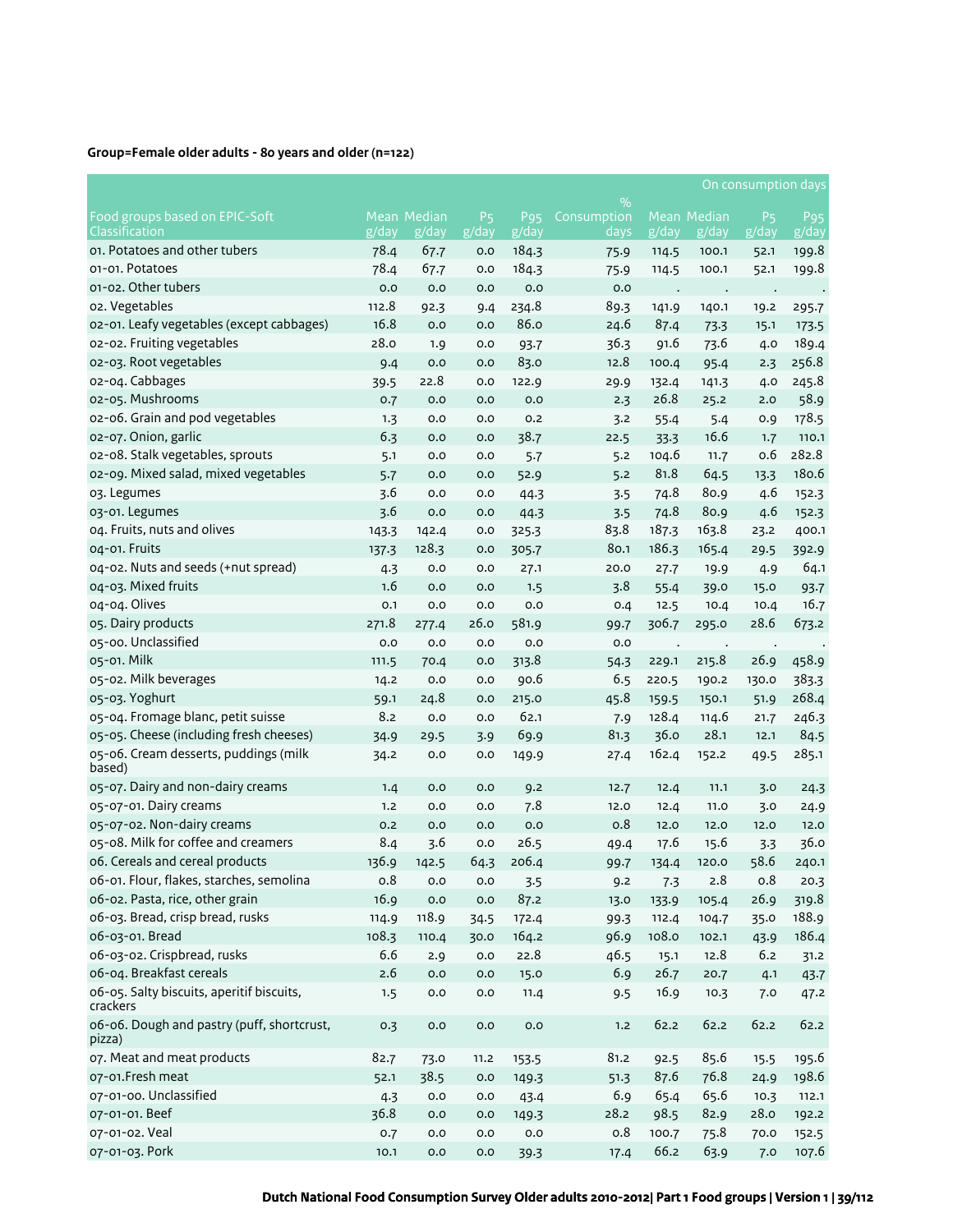**Group=Female older adults - 80 years and older (n=122)**

| Food groups based on EPIC-Soft Classification | Mean g/day | Median g/day | P5 g/day | P95 g/day | % Consumption days | On consumption days Mean g/day | Median g/day | P5 g/day | P95 g/day |
|---|---|---|---|---|---|---|---|---|---|
| 01. Potatoes and other tubers | 78.4 | 67.7 | 0.0 | 184.3 | 75.9 | 114.5 | 100.1 | 52.1 | 199.8 |
| 01-01. Potatoes | 78.4 | 67.7 | 0.0 | 184.3 | 75.9 | 114.5 | 100.1 | 52.1 | 199.8 |
| 01-02. Other tubers | 0.0 | 0.0 | 0.0 | 0.0 | 0.0 | . | . | . | . |
| 02. Vegetables | 112.8 | 92.3 | 9.4 | 234.8 | 89.3 | 141.9 | 140.1 | 19.2 | 295.7 |
| 02-01. Leafy vegetables (except cabbages) | 16.8 | 0.0 | 0.0 | 86.0 | 24.6 | 87.4 | 73.3 | 15.1 | 173.5 |
| 02-02. Fruiting vegetables | 28.0 | 1.9 | 0.0 | 93.7 | 36.3 | 91.6 | 73.6 | 4.0 | 189.4 |
| 02-03. Root vegetables | 9.4 | 0.0 | 0.0 | 83.0 | 12.8 | 100.4 | 95.4 | 2.3 | 256.8 |
| 02-04. Cabbages | 39.5 | 22.8 | 0.0 | 122.9 | 29.9 | 132.4 | 141.3 | 4.0 | 245.8 |
| 02-05. Mushrooms | 0.7 | 0.0 | 0.0 | 0.0 | 2.3 | 26.8 | 25.2 | 2.0 | 58.9 |
| 02-06. Grain and pod vegetables | 1.3 | 0.0 | 0.0 | 0.2 | 3.2 | 55.4 | 5.4 | 0.9 | 178.5 |
| 02-07. Onion, garlic | 6.3 | 0.0 | 0.0 | 38.7 | 22.5 | 33.3 | 16.6 | 1.7 | 110.1 |
| 02-08. Stalk vegetables, sprouts | 5.1 | 0.0 | 0.0 | 5.7 | 5.2 | 104.6 | 11.7 | 0.6 | 282.8 |
| 02-09. Mixed salad, mixed vegetables | 5.7 | 0.0 | 0.0 | 52.9 | 5.2 | 81.8 | 64.5 | 13.3 | 180.6 |
| 03. Legumes | 3.6 | 0.0 | 0.0 | 44.3 | 3.5 | 74.8 | 80.9 | 4.6 | 152.3 |
| 03-01. Legumes | 3.6 | 0.0 | 0.0 | 44.3 | 3.5 | 74.8 | 80.9 | 4.6 | 152.3 |
| 04. Fruits, nuts and olives | 143.3 | 142.4 | 0.0 | 325.3 | 83.8 | 187.3 | 163.8 | 23.2 | 400.1 |
| 04-01. Fruits | 137.3 | 128.3 | 0.0 | 305.7 | 80.1 | 186.3 | 165.4 | 29.5 | 392.9 |
| 04-02. Nuts and seeds (+nut spread) | 4.3 | 0.0 | 0.0 | 27.1 | 20.0 | 27.7 | 19.9 | 4.9 | 64.1 |
| 04-03. Mixed fruits | 1.6 | 0.0 | 0.0 | 1.5 | 3.8 | 55.4 | 39.0 | 15.0 | 93.7 |
| 04-04. Olives | 0.1 | 0.0 | 0.0 | 0.0 | 0.4 | 12.5 | 10.4 | 10.4 | 16.7 |
| 05. Dairy products | 271.8 | 277.4 | 26.0 | 581.9 | 99.7 | 306.7 | 295.0 | 28.6 | 673.2 |
| 05-00. Unclassified | 0.0 | 0.0 | 0.0 | 0.0 | 0.0 | . | . | . | . |
| 05-01. Milk | 111.5 | 70.4 | 0.0 | 313.8 | 54.3 | 229.1 | 215.8 | 26.9 | 458.9 |
| 05-02. Milk beverages | 14.2 | 0.0 | 0.0 | 90.6 | 6.5 | 220.5 | 190.2 | 130.0 | 383.3 |
| 05-03. Yoghurt | 59.1 | 24.8 | 0.0 | 215.0 | 45.8 | 159.5 | 150.1 | 51.9 | 268.4 |
| 05-04. Fromage blanc, petit suisse | 8.2 | 0.0 | 0.0 | 62.1 | 7.9 | 128.4 | 114.6 | 21.7 | 246.3 |
| 05-05. Cheese (including fresh cheeses) | 34.9 | 29.5 | 3.9 | 69.9 | 81.3 | 36.0 | 28.1 | 12.1 | 84.5 |
| 05-06. Cream desserts, puddings (milk based) | 34.2 | 0.0 | 0.0 | 149.9 | 27.4 | 162.4 | 152.2 | 49.5 | 285.1 |
| 05-07. Dairy and non-dairy creams | 1.4 | 0.0 | 0.0 | 9.2 | 12.7 | 12.4 | 11.1 | 3.0 | 24.3 |
| 05-07-01. Dairy creams | 1.2 | 0.0 | 0.0 | 7.8 | 12.0 | 12.4 | 11.0 | 3.0 | 24.9 |
| 05-07-02. Non-dairy creams | 0.2 | 0.0 | 0.0 | 0.0 | 0.8 | 12.0 | 12.0 | 12.0 | 12.0 |
| 05-08. Milk for coffee and creamers | 8.4 | 3.6 | 0.0 | 26.5 | 49.4 | 17.6 | 15.6 | 3.3 | 36.0 |
| 06. Cereals and cereal products | 136.9 | 142.5 | 64.3 | 206.4 | 99.7 | 134.4 | 120.0 | 58.6 | 240.1 |
| 06-01. Flour, flakes, starches, semolina | 0.8 | 0.0 | 0.0 | 3.5 | 9.2 | 7.3 | 2.8 | 0.8 | 20.3 |
| 06-02. Pasta, rice, other grain | 16.9 | 0.0 | 0.0 | 87.2 | 13.0 | 133.9 | 105.4 | 26.9 | 319.8 |
| 06-03. Bread, crisp bread, rusks | 114.9 | 118.9 | 34.5 | 172.4 | 99.3 | 112.4 | 104.7 | 35.0 | 188.9 |
| 06-03-01. Bread | 108.3 | 110.4 | 30.0 | 164.2 | 96.9 | 108.0 | 102.1 | 43.9 | 186.4 |
| 06-03-02. Crispbread, rusks | 6.6 | 2.9 | 0.0 | 22.8 | 46.5 | 15.1 | 12.8 | 6.2 | 31.2 |
| 06-04. Breakfast cereals | 2.6 | 0.0 | 0.0 | 15.0 | 6.9 | 26.7 | 20.7 | 4.1 | 43.7 |
| 06-05. Salty biscuits, aperitif biscuits, crackers | 1.5 | 0.0 | 0.0 | 11.4 | 9.5 | 16.9 | 10.3 | 7.0 | 47.2 |
| 06-06. Dough and pastry (puff, shortcrust, pizza) | 0.3 | 0.0 | 0.0 | 0.0 | 1.2 | 62.2 | 62.2 | 62.2 | 62.2 |
| 07. Meat and meat products | 82.7 | 73.0 | 11.2 | 153.5 | 81.2 | 92.5 | 85.6 | 15.5 | 195.6 |
| 07-01.Fresh meat | 52.1 | 38.5 | 0.0 | 149.3 | 51.3 | 87.6 | 76.8 | 24.9 | 198.6 |
| 07-01-00. Unclassified | 4.3 | 0.0 | 0.0 | 43.4 | 6.9 | 65.4 | 65.6 | 10.3 | 112.1 |
| 07-01-01. Beef | 36.8 | 0.0 | 0.0 | 149.3 | 28.2 | 98.5 | 82.9 | 28.0 | 192.2 |
| 07-01-02. Veal | 0.7 | 0.0 | 0.0 | 0.0 | 0.8 | 100.7 | 75.8 | 70.0 | 152.5 |
| 07-01-03. Pork | 10.1 | 0.0 | 0.0 | 39.3 | 17.4 | 66.2 | 63.9 | 7.0 | 107.6 |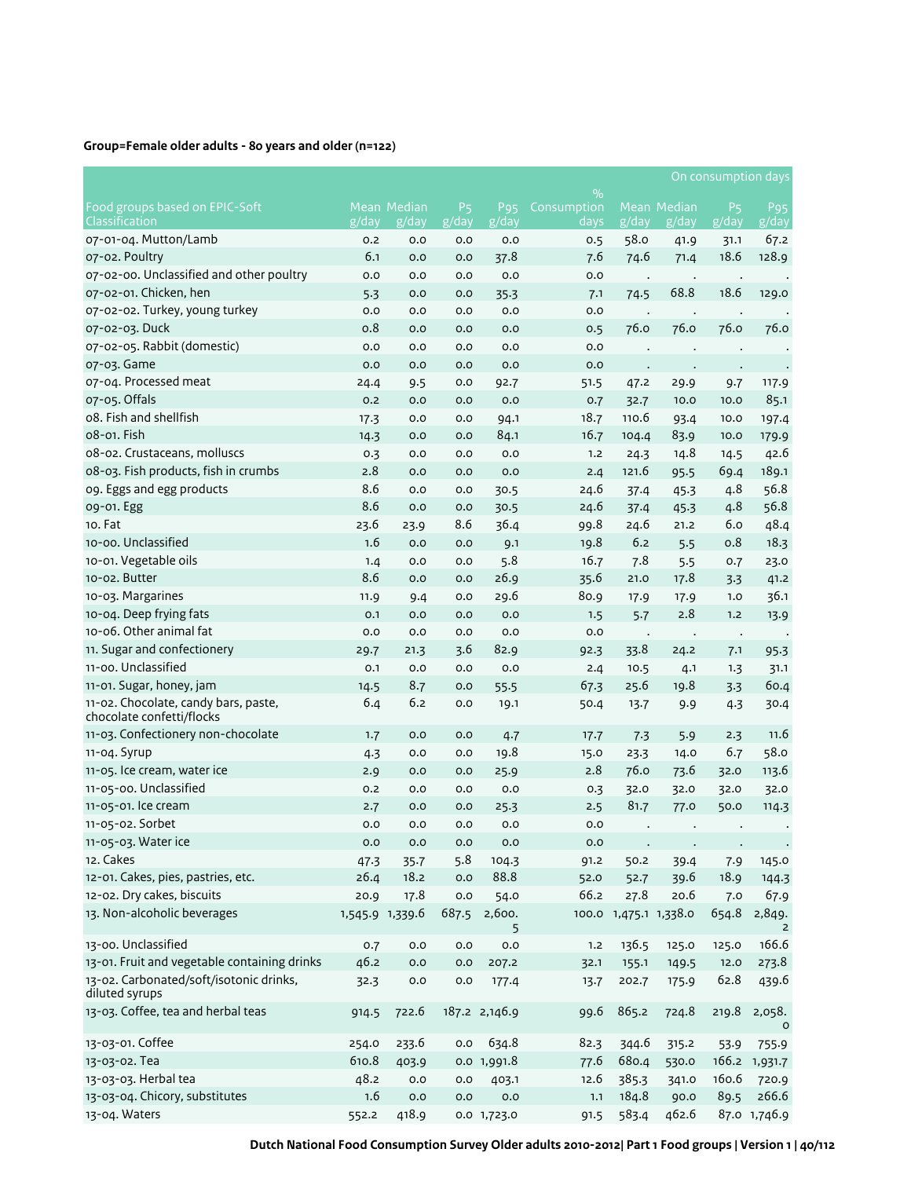**Group=Female older adults - 80 years and older (n=122)**

| Food groups based on EPIC-Soft Classification | Mean g/day | Median g/day | P5 g/day | P95 g/day | % Consumption days | On consumption days Mean g/day | Median g/day | P5 g/day | P95 g/day |
|---|---|---|---|---|---|---|---|---|---|
| 07-01-04. Mutton/Lamb | 0.2 | 0.0 | 0.0 | 0.0 | 0.5 | 58.0 | 41.9 | 31.1 | 67.2 |
| 07-02. Poultry | 6.1 | 0.0 | 0.0 | 37.8 | 7.6 | 74.6 | 71.4 | 18.6 | 128.9 |
| 07-02-00. Unclassified and other poultry | 0.0 | 0.0 | 0.0 | 0.0 | 0.0 | . | . | . | . |
| 07-02-01. Chicken, hen | 5.3 | 0.0 | 0.0 | 35.3 | 7.1 | 74.5 | 68.8 | 18.6 | 129.0 |
| 07-02-02. Turkey, young turkey | 0.0 | 0.0 | 0.0 | 0.0 | 0.0 | . | . | . | . |
| 07-02-03. Duck | 0.8 | 0.0 | 0.0 | 0.0 | 0.5 | 76.0 | 76.0 | 76.0 | 76.0 |
| 07-02-05. Rabbit (domestic) | 0.0 | 0.0 | 0.0 | 0.0 | 0.0 | . | . | . | . |
| 07-03. Game | 0.0 | 0.0 | 0.0 | 0.0 | 0.0 | . | . | . | . |
| 07-04. Processed meat | 24.4 | 9.5 | 0.0 | 92.7 | 51.5 | 47.2 | 29.9 | 9.7 | 117.9 |
| 07-05. Offals | 0.2 | 0.0 | 0.0 | 0.0 | 0.7 | 32.7 | 10.0 | 10.0 | 85.1 |
| 08. Fish and shellfish | 17.3 | 0.0 | 0.0 | 94.1 | 18.7 | 110.6 | 93.4 | 10.0 | 197.4 |
| 08-01. Fish | 14.3 | 0.0 | 0.0 | 84.1 | 16.7 | 104.4 | 83.9 | 10.0 | 179.9 |
| 08-02. Crustaceans, molluscs | 0.3 | 0.0 | 0.0 | 0.0 | 1.2 | 24.3 | 14.8 | 14.5 | 42.6 |
| 08-03. Fish products, fish in crumbs | 2.8 | 0.0 | 0.0 | 0.0 | 2.4 | 121.6 | 95.5 | 69.4 | 189.1 |
| 09. Eggs and egg products | 8.6 | 0.0 | 0.0 | 30.5 | 24.6 | 37.4 | 45.3 | 4.8 | 56.8 |
| 09-01. Egg | 8.6 | 0.0 | 0.0 | 30.5 | 24.6 | 37.4 | 45.3 | 4.8 | 56.8 |
| 10. Fat | 23.6 | 23.9 | 8.6 | 36.4 | 99.8 | 24.6 | 21.2 | 6.0 | 48.4 |
| 10-00. Unclassified | 1.6 | 0.0 | 0.0 | 9.1 | 19.8 | 6.2 | 5.5 | 0.8 | 18.3 |
| 10-01. Vegetable oils | 1.4 | 0.0 | 0.0 | 5.8 | 16.7 | 7.8 | 5.5 | 0.7 | 23.0 |
| 10-02. Butter | 8.6 | 0.0 | 0.0 | 26.9 | 35.6 | 21.0 | 17.8 | 3.3 | 41.2 |
| 10-03. Margarines | 11.9 | 9.4 | 0.0 | 29.6 | 80.9 | 17.9 | 17.9 | 1.0 | 36.1 |
| 10-04. Deep frying fats | 0.1 | 0.0 | 0.0 | 0.0 | 1.5 | 5.7 | 2.8 | 1.2 | 13.9 |
| 10-06. Other animal fat | 0.0 | 0.0 | 0.0 | 0.0 | 0.0 | . | . | . | . |
| 11. Sugar and confectionery | 29.7 | 21.3 | 3.6 | 82.9 | 92.3 | 33.8 | 24.2 | 7.1 | 95.3 |
| 11-00. Unclassified | 0.1 | 0.0 | 0.0 | 0.0 | 2.4 | 10.5 | 4.1 | 1.3 | 31.1 |
| 11-01. Sugar, honey, jam | 14.5 | 8.7 | 0.0 | 55.5 | 67.3 | 25.6 | 19.8 | 3.3 | 60.4 |
| 11-02. Chocolate, candy bars, paste, chocolate confetti/flocks | 6.4 | 6.2 | 0.0 | 19.1 | 50.4 | 13.7 | 9.9 | 4.3 | 30.4 |
| 11-03. Confectionery non-chocolate | 1.7 | 0.0 | 0.0 | 4.7 | 17.7 | 7.3 | 5.9 | 2.3 | 11.6 |
| 11-04. Syrup | 4.3 | 0.0 | 0.0 | 19.8 | 15.0 | 23.3 | 14.0 | 6.7 | 58.0 |
| 11-05. Ice cream, water ice | 2.9 | 0.0 | 0.0 | 25.9 | 2.8 | 76.0 | 73.6 | 32.0 | 113.6 |
| 11-05-00. Unclassified | 0.2 | 0.0 | 0.0 | 0.0 | 0.3 | 32.0 | 32.0 | 32.0 | 32.0 |
| 11-05-01. Ice cream | 2.7 | 0.0 | 0.0 | 25.3 | 2.5 | 81.7 | 77.0 | 50.0 | 114.3 |
| 11-05-02. Sorbet | 0.0 | 0.0 | 0.0 | 0.0 | 0.0 | . | . | . | . |
| 11-05-03. Water ice | 0.0 | 0.0 | 0.0 | 0.0 | 0.0 | . | . | . | . |
| 12. Cakes | 47.3 | 35.7 | 5.8 | 104.3 | 91.2 | 50.2 | 39.4 | 7.9 | 145.0 |
| 12-01. Cakes, pies, pastries, etc. | 26.4 | 18.2 | 0.0 | 88.8 | 52.0 | 52.7 | 39.6 | 18.9 | 144.3 |
| 12-02. Dry cakes, biscuits | 20.9 | 17.8 | 0.0 | 54.0 | 66.2 | 27.8 | 20.6 | 7.0 | 67.9 |
| 13. Non-alcoholic beverages | 1,545.9 | 1,339.6 | 687.5 | 2,600.5 | 100.0 | 1,475.1 | 1,338.0 | 654.8 | 2,849.2 |
| 13-00. Unclassified | 0.7 | 0.0 | 0.0 | 0.0 | 1.2 | 136.5 | 125.0 | 125.0 | 166.6 |
| 13-01. Fruit and vegetable containing drinks | 46.2 | 0.0 | 0.0 | 207.2 | 32.1 | 155.1 | 149.5 | 12.0 | 273.8 |
| 13-02. Carbonated/soft/isotonic drinks, diluted syrups | 32.3 | 0.0 | 0.0 | 177.4 | 13.7 | 202.7 | 175.9 | 62.8 | 439.6 |
| 13-03. Coffee, tea and herbal teas | 914.5 | 722.6 | 187.2 | 2,146.9 | 99.6 | 865.2 | 724.8 | 219.8 | 2,058.0 |
| 13-03-01. Coffee | 254.0 | 233.6 | 0.0 | 634.8 | 82.3 | 344.6 | 315.2 | 53.9 | 755.9 |
| 13-03-02. Tea | 610.8 | 403.9 | 0.0 | 1,991.8 | 77.6 | 680.4 | 530.0 | 166.2 | 1,931.7 |
| 13-03-03. Herbal tea | 48.2 | 0.0 | 0.0 | 403.1 | 12.6 | 385.3 | 341.0 | 160.6 | 720.9 |
| 13-03-04. Chicory, substitutes | 1.6 | 0.0 | 0.0 | 0.0 | 1.1 | 184.8 | 90.0 | 89.5 | 266.6 |
| 13-04. Waters | 552.2 | 418.9 | 0.0 | 1,723.0 | 91.5 | 583.4 | 462.6 | 87.0 | 1,746.9 |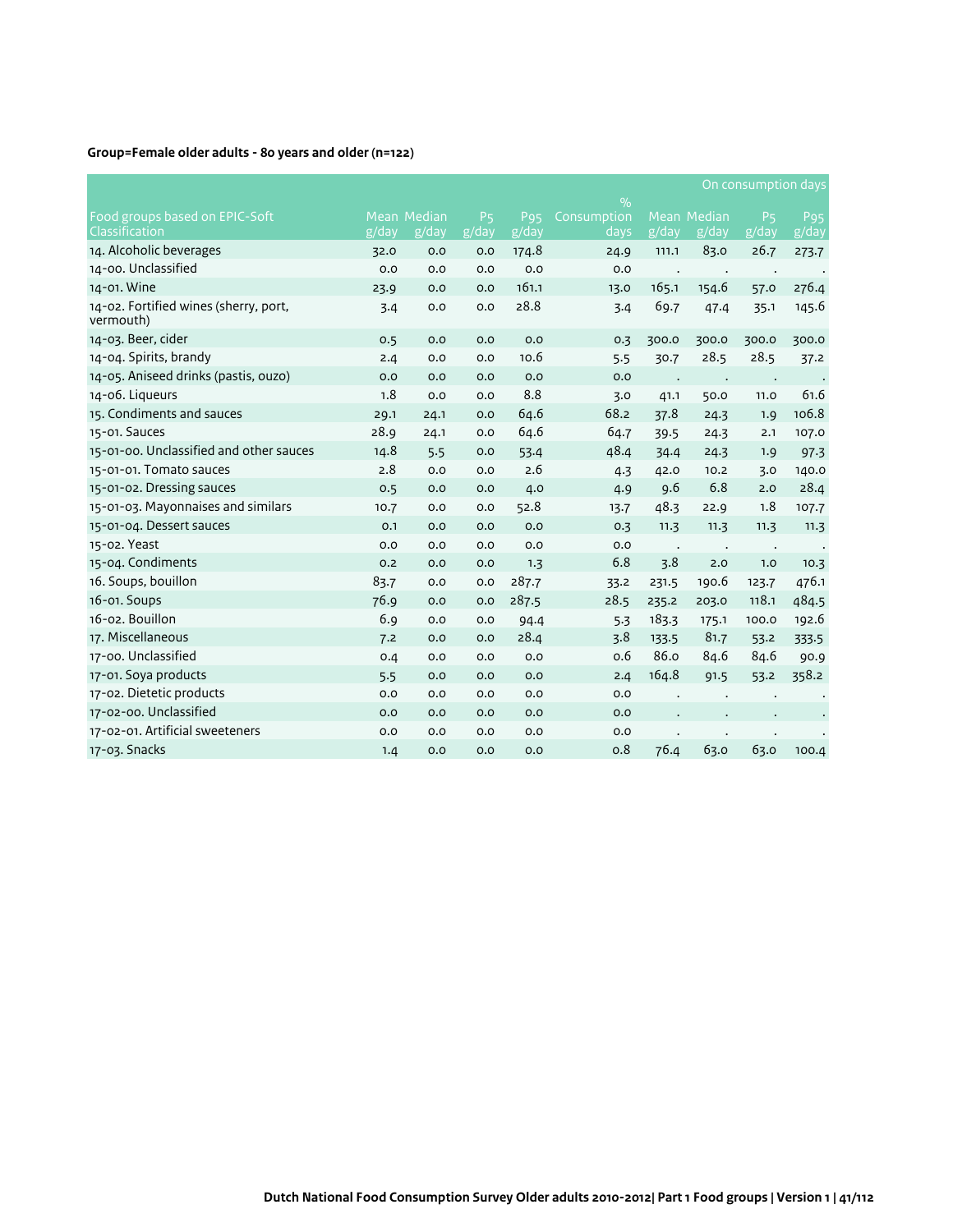**Group=Female older adults - 80 years and older (n=122)**

| | | | | | | On consumption days | | | |
|---|---|---|---|---|---|---|---|---|---|
| Food groups based on EPIC-Soft Classification | Mean g/day | Median g/day | P5 g/day | P95 g/day | % Consumption days | Mean g/day | Median g/day | P5 g/day | P95 g/day |
| 14. Alcoholic beverages | 32.0 | 0.0 | 0.0 | 174.8 | 24.9 | 111.1 | 83.0 | 26.7 | 273.7 |
| 14-00. Unclassified | 0.0 | 0.0 | 0.0 | 0.0 | 0.0 | . | . | . | . |
| 14-01. Wine | 23.9 | 0.0 | 0.0 | 161.1 | 13.0 | 165.1 | 154.6 | 57.0 | 276.4 |
| 14-02. Fortified wines (sherry, port, vermouth) | 3.4 | 0.0 | 0.0 | 28.8 | 3.4 | 69.7 | 47.4 | 35.1 | 145.6 |
| 14-03. Beer, cider | 0.5 | 0.0 | 0.0 | 0.0 | 0.3 | 300.0 | 300.0 | 300.0 | 300.0 |
| 14-04. Spirits, brandy | 2.4 | 0.0 | 0.0 | 10.6 | 5.5 | 30.7 | 28.5 | 28.5 | 37.2 |
| 14-05. Aniseed drinks (pastis, ouzo) | 0.0 | 0.0 | 0.0 | 0.0 | 0.0 | . | . | . | . |
| 14-06. Liqueurs | 1.8 | 0.0 | 0.0 | 8.8 | 3.0 | 41.1 | 50.0 | 11.0 | 61.6 |
| 15. Condiments and sauces | 29.1 | 24.1 | 0.0 | 64.6 | 68.2 | 37.8 | 24.3 | 1.9 | 106.8 |
| 15-01. Sauces | 28.9 | 24.1 | 0.0 | 64.6 | 64.7 | 39.5 | 24.3 | 2.1 | 107.0 |
| 15-01-00. Unclassified and other sauces | 14.8 | 5.5 | 0.0 | 53.4 | 48.4 | 34.4 | 24.3 | 1.9 | 97.3 |
| 15-01-01. Tomato sauces | 2.8 | 0.0 | 0.0 | 2.6 | 4.3 | 42.0 | 10.2 | 3.0 | 140.0 |
| 15-01-02. Dressing sauces | 0.5 | 0.0 | 0.0 | 4.0 | 4.9 | 9.6 | 6.8 | 2.0 | 28.4 |
| 15-01-03. Mayonnaises and similars | 10.7 | 0.0 | 0.0 | 52.8 | 13.7 | 48.3 | 22.9 | 1.8 | 107.7 |
| 15-01-04. Dessert sauces | 0.1 | 0.0 | 0.0 | 0.0 | 0.3 | 11.3 | 11.3 | 11.3 | 11.3 |
| 15-02. Yeast | 0.0 | 0.0 | 0.0 | 0.0 | 0.0 | . | . | . | . |
| 15-04. Condiments | 0.2 | 0.0 | 0.0 | 1.3 | 6.8 | 3.8 | 2.0 | 1.0 | 10.3 |
| 16. Soups, bouillon | 83.7 | 0.0 | 0.0 | 287.7 | 33.2 | 231.5 | 190.6 | 123.7 | 476.1 |
| 16-01. Soups | 76.9 | 0.0 | 0.0 | 287.5 | 28.5 | 235.2 | 203.0 | 118.1 | 484.5 |
| 16-02. Bouillon | 6.9 | 0.0 | 0.0 | 94.4 | 5.3 | 183.3 | 175.1 | 100.0 | 192.6 |
| 17. Miscellaneous | 7.2 | 0.0 | 0.0 | 28.4 | 3.8 | 133.5 | 81.7 | 53.2 | 333.5 |
| 17-00. Unclassified | 0.4 | 0.0 | 0.0 | 0.0 | 0.6 | 86.0 | 84.6 | 84.6 | 90.9 |
| 17-01. Soya products | 5.5 | 0.0 | 0.0 | 0.0 | 2.4 | 164.8 | 91.5 | 53.2 | 358.2 |
| 17-02. Dietetic products | 0.0 | 0.0 | 0.0 | 0.0 | 0.0 | . | . | . | . |
| 17-02-00. Unclassified | 0.0 | 0.0 | 0.0 | 0.0 | 0.0 | . | . | . | . |
| 17-02-01. Artificial sweeteners | 0.0 | 0.0 | 0.0 | 0.0 | 0.0 | . | . | . | . |
| 17-03. Snacks | 1.4 | 0.0 | 0.0 | 0.0 | 0.8 | 76.4 | 63.0 | 63.0 | 100.4 |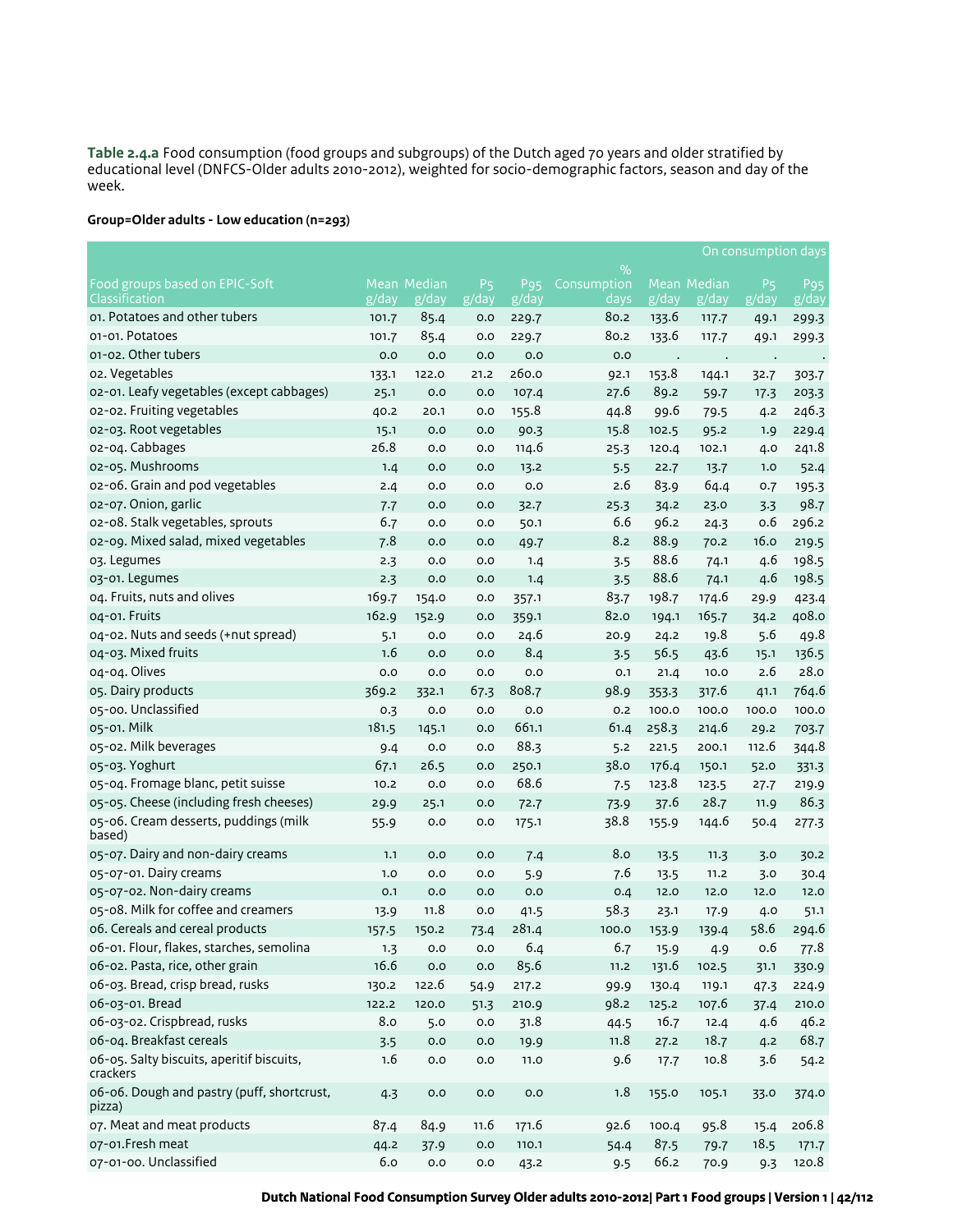**Table 2.4.a** Food consumption (food groups and subgroups) of the Dutch aged 70 years and older stratified by educational level (DNFCS-Older adults 2010-2012), weighted for socio-demographic factors, season and day of the week.

**Group=Older adults - Low education (n=293)**

| | | | | | | On consumption days | | | |
|---|---|---|---|---|---|---|---|---|---|
| Food groups based on EPIC-Soft Classification | Mean g/day | Median g/day | P5 g/day | P95 g/day | % Consumption days | Mean g/day | Median g/day | P5 g/day | P95 g/day |
| 01. Potatoes and other tubers | 101.7 | 85.4 | 0.0 | 229.7 | 80.2 | 133.6 | 117.7 | 49.1 | 299.3 |
| 01-01. Potatoes | 101.7 | 85.4 | 0.0 | 229.7 | 80.2 | 133.6 | 117.7 | 49.1 | 299.3 |
| 01-02. Other tubers | 0.0 | 0.0 | 0.0 | 0.0 | 0.0 | . | . | . | . |
| 02. Vegetables | 133.1 | 122.0 | 21.2 | 260.0 | 92.1 | 153.8 | 144.1 | 32.7 | 303.7 |
| 02-01. Leafy vegetables (except cabbages) | 25.1 | 0.0 | 0.0 | 107.4 | 27.6 | 89.2 | 59.7 | 17.3 | 203.3 |
| 02-02. Fruiting vegetables | 40.2 | 20.1 | 0.0 | 155.8 | 44.8 | 99.6 | 79.5 | 4.2 | 246.3 |
| 02-03. Root vegetables | 15.1 | 0.0 | 0.0 | 90.3 | 15.8 | 102.5 | 95.2 | 1.9 | 229.4 |
| 02-04. Cabbages | 26.8 | 0.0 | 0.0 | 114.6 | 25.3 | 120.4 | 102.1 | 4.0 | 241.8 |
| 02-05. Mushrooms | 1.4 | 0.0 | 0.0 | 13.2 | 5.5 | 22.7 | 13.7 | 1.0 | 52.4 |
| 02-06. Grain and pod vegetables | 2.4 | 0.0 | 0.0 | 0.0 | 2.6 | 83.9 | 64.4 | 0.7 | 195.3 |
| 02-07. Onion, garlic | 7.7 | 0.0 | 0.0 | 32.7 | 25.3 | 34.2 | 23.0 | 3.3 | 98.7 |
| 02-08. Stalk vegetables, sprouts | 6.7 | 0.0 | 0.0 | 50.1 | 6.6 | 96.2 | 24.3 | 0.6 | 296.2 |
| 02-09. Mixed salad, mixed vegetables | 7.8 | 0.0 | 0.0 | 49.7 | 8.2 | 88.9 | 70.2 | 16.0 | 219.5 |
| 03. Legumes | 2.3 | 0.0 | 0.0 | 1.4 | 3.5 | 88.6 | 74.1 | 4.6 | 198.5 |
| 03-01. Legumes | 2.3 | 0.0 | 0.0 | 1.4 | 3.5 | 88.6 | 74.1 | 4.6 | 198.5 |
| 04. Fruits, nuts and olives | 169.7 | 154.0 | 0.0 | 357.1 | 83.7 | 198.7 | 174.6 | 29.9 | 423.4 |
| 04-01. Fruits | 162.9 | 152.9 | 0.0 | 359.1 | 82.0 | 194.1 | 165.7 | 34.2 | 408.0 |
| 04-02. Nuts and seeds (+nut spread) | 5.1 | 0.0 | 0.0 | 24.6 | 20.9 | 24.2 | 19.8 | 5.6 | 49.8 |
| 04-03. Mixed fruits | 1.6 | 0.0 | 0.0 | 8.4 | 3.5 | 56.5 | 43.6 | 15.1 | 136.5 |
| 04-04. Olives | 0.0 | 0.0 | 0.0 | 0.0 | 0.1 | 21.4 | 10.0 | 2.6 | 28.0 |
| 05. Dairy products | 369.2 | 332.1 | 67.3 | 808.7 | 98.9 | 353.3 | 317.6 | 41.1 | 764.6 |
| 05-00. Unclassified | 0.3 | 0.0 | 0.0 | 0.0 | 0.2 | 100.0 | 100.0 | 100.0 | 100.0 |
| 05-01. Milk | 181.5 | 145.1 | 0.0 | 661.1 | 61.4 | 258.3 | 214.6 | 29.2 | 703.7 |
| 05-02. Milk beverages | 9.4 | 0.0 | 0.0 | 88.3 | 5.2 | 221.5 | 200.1 | 112.6 | 344.8 |
| 05-03. Yoghurt | 67.1 | 26.5 | 0.0 | 250.1 | 38.0 | 176.4 | 150.1 | 52.0 | 331.3 |
| 05-04. Fromage blanc, petit suisse | 10.2 | 0.0 | 0.0 | 68.6 | 7.5 | 123.8 | 123.5 | 27.7 | 219.9 |
| 05-05. Cheese (including fresh cheeses) | 29.9 | 25.1 | 0.0 | 72.7 | 73.9 | 37.6 | 28.7 | 11.9 | 86.3 |
| 05-06. Cream desserts, puddings (milk based) | 55.9 | 0.0 | 0.0 | 175.1 | 38.8 | 155.9 | 144.6 | 50.4 | 277.3 |
| 05-07. Dairy and non-dairy creams | 1.1 | 0.0 | 0.0 | 7.4 | 8.0 | 13.5 | 11.3 | 3.0 | 30.2 |
| 05-07-01. Dairy creams | 1.0 | 0.0 | 0.0 | 5.9 | 7.6 | 13.5 | 11.2 | 3.0 | 30.4 |
| 05-07-02. Non-dairy creams | 0.1 | 0.0 | 0.0 | 0.0 | 0.4 | 12.0 | 12.0 | 12.0 | 12.0 |
| 05-08. Milk for coffee and creamers | 13.9 | 11.8 | 0.0 | 41.5 | 58.3 | 23.1 | 17.9 | 4.0 | 51.1 |
| 06. Cereals and cereal products | 157.5 | 150.2 | 73.4 | 281.4 | 100.0 | 153.9 | 139.4 | 58.6 | 294.6 |
| 06-01. Flour, flakes, starches, semolina | 1.3 | 0.0 | 0.0 | 6.4 | 6.7 | 15.9 | 4.9 | 0.6 | 77.8 |
| 06-02. Pasta, rice, other grain | 16.6 | 0.0 | 0.0 | 85.6 | 11.2 | 131.6 | 102.5 | 31.1 | 330.9 |
| 06-03. Bread, crisp bread, rusks | 130.2 | 122.6 | 54.9 | 217.2 | 99.9 | 130.4 | 119.1 | 47.3 | 224.9 |
| 06-03-01. Bread | 122.2 | 120.0 | 51.3 | 210.9 | 98.2 | 125.2 | 107.6 | 37.4 | 210.0 |
| 06-03-02. Crispbread, rusks | 8.0 | 5.0 | 0.0 | 31.8 | 44.5 | 16.7 | 12.4 | 4.6 | 46.2 |
| 06-04. Breakfast cereals | 3.5 | 0.0 | 0.0 | 19.9 | 11.8 | 27.2 | 18.7 | 4.2 | 68.7 |
| 06-05. Salty biscuits, aperitif biscuits, crackers | 1.6 | 0.0 | 0.0 | 11.0 | 9.6 | 17.7 | 10.8 | 3.6 | 54.2 |
| 06-06. Dough and pastry (puff, shortcrust, pizza) | 4.3 | 0.0 | 0.0 | 0.0 | 1.8 | 155.0 | 105.1 | 33.0 | 374.0 |
| 07. Meat and meat products | 87.4 | 84.9 | 11.6 | 171.6 | 92.6 | 100.4 | 95.8 | 15.4 | 206.8 |
| 07-01.Fresh meat | 44.2 | 37.9 | 0.0 | 110.1 | 54.4 | 87.5 | 79.7 | 18.5 | 171.7 |
| 07-01-00. Unclassified | 6.0 | 0.0 | 0.0 | 43.2 | 9.5 | 66.2 | 70.9 | 9.3 | 120.8 |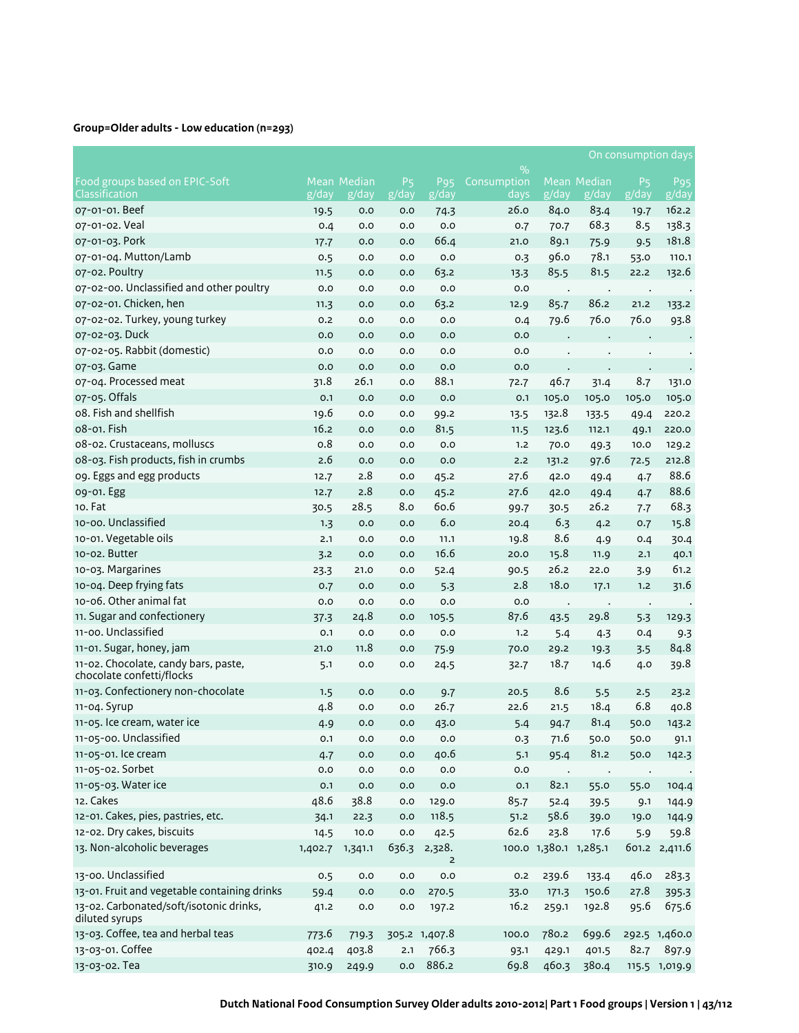**Group=Older adults - Low education (n=293)**

| Food groups based on EPIC-Soft Classification | Mean g/day | Median g/day | P5 g/day | P95 g/day | % Consumption days | On consumption days Mean g/day | Median g/day | P5 g/day | P95 g/day |
|---|---|---|---|---|---|---|---|---|---|
| 07-01-01. Beef | 19.5 | 0.0 | 0.0 | 74.3 | 26.0 | 84.0 | 83.4 | 19.7 | 162.2 |
| 07-01-02. Veal | 0.4 | 0.0 | 0.0 | 0.0 | 0.7 | 70.7 | 68.3 | 8.5 | 138.3 |
| 07-01-03. Pork | 17.7 | 0.0 | 0.0 | 66.4 | 21.0 | 89.1 | 75.9 | 9.5 | 181.8 |
| 07-01-04. Mutton/Lamb | 0.5 | 0.0 | 0.0 | 0.0 | 0.3 | 96.0 | 78.1 | 53.0 | 110.1 |
| 07-02. Poultry | 11.5 | 0.0 | 0.0 | 63.2 | 13.3 | 85.5 | 81.5 | 22.2 | 132.6 |
| 07-02-00. Unclassified and other poultry | 0.0 | 0.0 | 0.0 | 0.0 | 0.0 | . | . | . | . |
| 07-02-01. Chicken, hen | 11.3 | 0.0 | 0.0 | 63.2 | 12.9 | 85.7 | 86.2 | 21.2 | 133.2 |
| 07-02-02. Turkey, young turkey | 0.2 | 0.0 | 0.0 | 0.0 | 0.4 | 79.6 | 76.0 | 76.0 | 93.8 |
| 07-02-03. Duck | 0.0 | 0.0 | 0.0 | 0.0 | 0.0 | . | . | . | . |
| 07-02-05. Rabbit (domestic) | 0.0 | 0.0 | 0.0 | 0.0 | 0.0 | . | . | . | . |
| 07-03. Game | 0.0 | 0.0 | 0.0 | 0.0 | 0.0 | . | . | . | . |
| 07-04. Processed meat | 31.8 | 26.1 | 0.0 | 88.1 | 72.7 | 46.7 | 31.4 | 8.7 | 131.0 |
| 07-05. Offals | 0.1 | 0.0 | 0.0 | 0.0 | 0.1 | 105.0 | 105.0 | 105.0 | 105.0 |
| 08. Fish and shellfish | 19.6 | 0.0 | 0.0 | 99.2 | 13.5 | 132.8 | 133.5 | 49.4 | 220.2 |
| 08-01. Fish | 16.2 | 0.0 | 0.0 | 81.5 | 11.5 | 123.6 | 112.1 | 49.1 | 220.0 |
| 08-02. Crustaceans, molluscs | 0.8 | 0.0 | 0.0 | 0.0 | 1.2 | 70.0 | 49.3 | 10.0 | 129.2 |
| 08-03. Fish products, fish in crumbs | 2.6 | 0.0 | 0.0 | 0.0 | 2.2 | 131.2 | 97.6 | 72.5 | 212.8 |
| 09. Eggs and egg products | 12.7 | 2.8 | 0.0 | 45.2 | 27.6 | 42.0 | 49.4 | 4.7 | 88.6 |
| 09-01. Egg | 12.7 | 2.8 | 0.0 | 45.2 | 27.6 | 42.0 | 49.4 | 4.7 | 88.6 |
| 10. Fat | 30.5 | 28.5 | 8.0 | 60.6 | 99.7 | 30.5 | 26.2 | 7.7 | 68.3 |
| 10-00. Unclassified | 1.3 | 0.0 | 0.0 | 6.0 | 20.4 | 6.3 | 4.2 | 0.7 | 15.8 |
| 10-01. Vegetable oils | 2.1 | 0.0 | 0.0 | 11.1 | 19.8 | 8.6 | 4.9 | 0.4 | 30.4 |
| 10-02. Butter | 3.2 | 0.0 | 0.0 | 16.6 | 20.0 | 15.8 | 11.9 | 2.1 | 40.1 |
| 10-03. Margarines | 23.3 | 21.0 | 0.0 | 52.4 | 90.5 | 26.2 | 22.0 | 3.9 | 61.2 |
| 10-04. Deep frying fats | 0.7 | 0.0 | 0.0 | 5.3 | 2.8 | 18.0 | 17.1 | 1.2 | 31.6 |
| 10-06. Other animal fat | 0.0 | 0.0 | 0.0 | 0.0 | 0.0 | . | . | . | . |
| 11. Sugar and confectionery | 37.3 | 24.8 | 0.0 | 105.5 | 87.6 | 43.5 | 29.8 | 5.3 | 129.3 |
| 11-00. Unclassified | 0.1 | 0.0 | 0.0 | 0.0 | 1.2 | 5.4 | 4.3 | 0.4 | 9.3 |
| 11-01. Sugar, honey, jam | 21.0 | 11.8 | 0.0 | 75.9 | 70.0 | 29.2 | 19.3 | 3.5 | 84.8 |
| 11-02. Chocolate, candy bars, paste, chocolate confetti/flocks | 5.1 | 0.0 | 0.0 | 24.5 | 32.7 | 18.7 | 14.6 | 4.0 | 39.8 |
| 11-03. Confectionery non-chocolate | 1.5 | 0.0 | 0.0 | 9.7 | 20.5 | 8.6 | 5.5 | 2.5 | 23.2 |
| 11-04. Syrup | 4.8 | 0.0 | 0.0 | 26.7 | 22.6 | 21.5 | 18.4 | 6.8 | 40.8 |
| 11-05. Ice cream, water ice | 4.9 | 0.0 | 0.0 | 43.0 | 5.4 | 94.7 | 81.4 | 50.0 | 143.2 |
| 11-05-00. Unclassified | 0.1 | 0.0 | 0.0 | 0.0 | 0.3 | 71.6 | 50.0 | 50.0 | 91.1 |
| 11-05-01. Ice cream | 4.7 | 0.0 | 0.0 | 40.6 | 5.1 | 95.4 | 81.2 | 50.0 | 142.3 |
| 11-05-02. Sorbet | 0.0 | 0.0 | 0.0 | 0.0 | 0.0 | . | . | . | . |
| 11-05-03. Water ice | 0.1 | 0.0 | 0.0 | 0.0 | 0.1 | 82.1 | 55.0 | 55.0 | 104.4 |
| 12. Cakes | 48.6 | 38.8 | 0.0 | 129.0 | 85.7 | 52.4 | 39.5 | 9.1 | 144.9 |
| 12-01. Cakes, pies, pastries, etc. | 34.1 | 22.3 | 0.0 | 118.5 | 51.2 | 58.6 | 39.0 | 19.0 | 144.9 |
| 12-02. Dry cakes, biscuits | 14.5 | 10.0 | 0.0 | 42.5 | 62.6 | 23.8 | 17.6 | 5.9 | 59.8 |
| 13. Non-alcoholic beverages | 1,402.7 | 1,341.1 | 636.3 | 2,328.2 | 100.0 | 1,380.1 | 1,285.1 | 601.2 | 2,411.6 |
| 13-00. Unclassified | 0.5 | 0.0 | 0.0 | 0.0 | 0.2 | 239.6 | 133.4 | 46.0 | 283.3 |
| 13-01. Fruit and vegetable containing drinks | 59.4 | 0.0 | 0.0 | 270.5 | 33.0 | 171.3 | 150.6 | 27.8 | 395.3 |
| 13-02. Carbonated/soft/isotonic drinks, diluted syrups | 41.2 | 0.0 | 0.0 | 197.2 | 16.2 | 259.1 | 192.8 | 95.6 | 675.6 |
| 13-03. Coffee, tea and herbal teas | 773.6 | 719.3 | 305.2 | 1,407.8 | 100.0 | 780.2 | 699.6 | 292.5 | 1,460.0 |
| 13-03-01. Coffee | 402.4 | 403.8 | 2.1 | 766.3 | 93.1 | 429.1 | 401.5 | 82.7 | 897.9 |
| 13-03-02. Tea | 310.9 | 249.9 | 0.0 | 886.2 | 69.8 | 460.3 | 380.4 | 115.5 | 1,019.9 |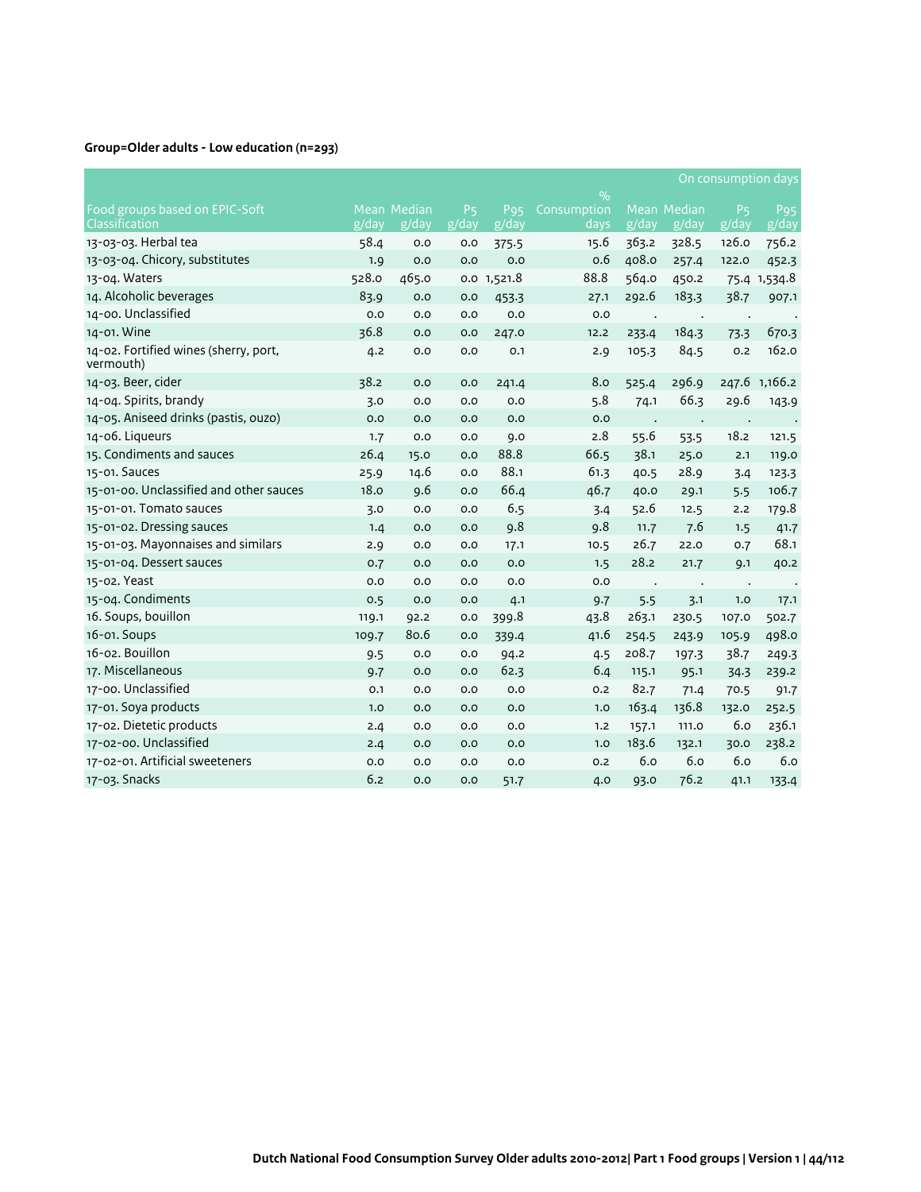**Group=Older adults - Low education (n=293)**

| Food groups based on EPIC-Soft Classification | Mean g/day | Median g/day | P5 g/day | P95 g/day | % Consumption days | On consumption days Mean g/day | Median g/day | P5 g/day | P95 g/day |
|---|---|---|---|---|---|---|---|---|---|
| 13-03-03. Herbal tea | 58.4 | 0.0 | 0.0 | 375.5 | 15.6 | 363.2 | 328.5 | 126.0 | 756.2 |
| 13-03-04. Chicory, substitutes | 1.9 | 0.0 | 0.0 | 0.0 | 0.6 | 408.0 | 257.4 | 122.0 | 452.3 |
| 13-04. Waters | 528.0 | 465.0 | 0.0 | 1,521.8 | 88.8 | 564.0 | 450.2 | 75.4 | 1,534.8 |
| 14. Alcoholic beverages | 83.9 | 0.0 | 0.0 | 453.3 | 27.1 | 292.6 | 183.3 | 38.7 | 907.1 |
| 14-00. Unclassified | 0.0 | 0.0 | 0.0 | 0.0 | 0.0 | . | . | . | . |
| 14-01. Wine | 36.8 | 0.0 | 0.0 | 247.0 | 12.2 | 233.4 | 184.3 | 73.3 | 670.3 |
| 14-02. Fortified wines (sherry, port, vermouth) | 4.2 | 0.0 | 0.0 | 0.1 | 2.9 | 105.3 | 84.5 | 0.2 | 162.0 |
| 14-03. Beer, cider | 38.2 | 0.0 | 0.0 | 241.4 | 8.0 | 525.4 | 296.9 | 247.6 | 1,166.2 |
| 14-04. Spirits, brandy | 3.0 | 0.0 | 0.0 | 0.0 | 5.8 | 74.1 | 66.3 | 29.6 | 143.9 |
| 14-05. Aniseed drinks (pastis, ouzo) | 0.0 | 0.0 | 0.0 | 0.0 | 0.0 | . | . | . | . |
| 14-06. Liqueurs | 1.7 | 0.0 | 0.0 | 9.0 | 2.8 | 55.6 | 53.5 | 18.2 | 121.5 |
| 15. Condiments and sauces | 26.4 | 15.0 | 0.0 | 88.8 | 66.5 | 38.1 | 25.0 | 2.1 | 119.0 |
| 15-01. Sauces | 25.9 | 14.6 | 0.0 | 88.1 | 61.3 | 40.5 | 28.9 | 3.4 | 123.3 |
| 15-01-00. Unclassified and other sauces | 18.0 | 9.6 | 0.0 | 66.4 | 46.7 | 40.0 | 29.1 | 5.5 | 106.7 |
| 15-01-01. Tomato sauces | 3.0 | 0.0 | 0.0 | 6.5 | 3.4 | 52.6 | 12.5 | 2.2 | 179.8 |
| 15-01-02. Dressing sauces | 1.4 | 0.0 | 0.0 | 9.8 | 9.8 | 11.7 | 7.6 | 1.5 | 41.7 |
| 15-01-03. Mayonnaises and similars | 2.9 | 0.0 | 0.0 | 17.1 | 10.5 | 26.7 | 22.0 | 0.7 | 68.1 |
| 15-01-04. Dessert sauces | 0.7 | 0.0 | 0.0 | 0.0 | 1.5 | 28.2 | 21.7 | 9.1 | 40.2 |
| 15-02. Yeast | 0.0 | 0.0 | 0.0 | 0.0 | 0.0 | . | . | . | . |
| 15-04. Condiments | 0.5 | 0.0 | 0.0 | 4.1 | 9.7 | 5.5 | 3.1 | 1.0 | 17.1 |
| 16. Soups, bouillon | 119.1 | 92.2 | 0.0 | 399.8 | 43.8 | 263.1 | 230.5 | 107.0 | 502.7 |
| 16-01. Soups | 109.7 | 80.6 | 0.0 | 339.4 | 41.6 | 254.5 | 243.9 | 105.9 | 498.0 |
| 16-02. Bouillon | 9.5 | 0.0 | 0.0 | 94.2 | 4.5 | 208.7 | 197.3 | 38.7 | 249.3 |
| 17. Miscellaneous | 9.7 | 0.0 | 0.0 | 62.3 | 6.4 | 115.1 | 95.1 | 34.3 | 239.2 |
| 17-00. Unclassified | 0.1 | 0.0 | 0.0 | 0.0 | 0.2 | 82.7 | 71.4 | 70.5 | 91.7 |
| 17-01. Soya products | 1.0 | 0.0 | 0.0 | 0.0 | 1.0 | 163.4 | 136.8 | 132.0 | 252.5 |
| 17-02. Dietetic products | 2.4 | 0.0 | 0.0 | 0.0 | 1.2 | 157.1 | 111.0 | 6.0 | 236.1 |
| 17-02-00. Unclassified | 2.4 | 0.0 | 0.0 | 0.0 | 1.0 | 183.6 | 132.1 | 30.0 | 238.2 |
| 17-02-01. Artificial sweeteners | 0.0 | 0.0 | 0.0 | 0.0 | 0.2 | 6.0 | 6.0 | 6.0 | 6.0 |
| 17-03. Snacks | 6.2 | 0.0 | 0.0 | 51.7 | 4.0 | 93.0 | 76.2 | 41.1 | 133.4 |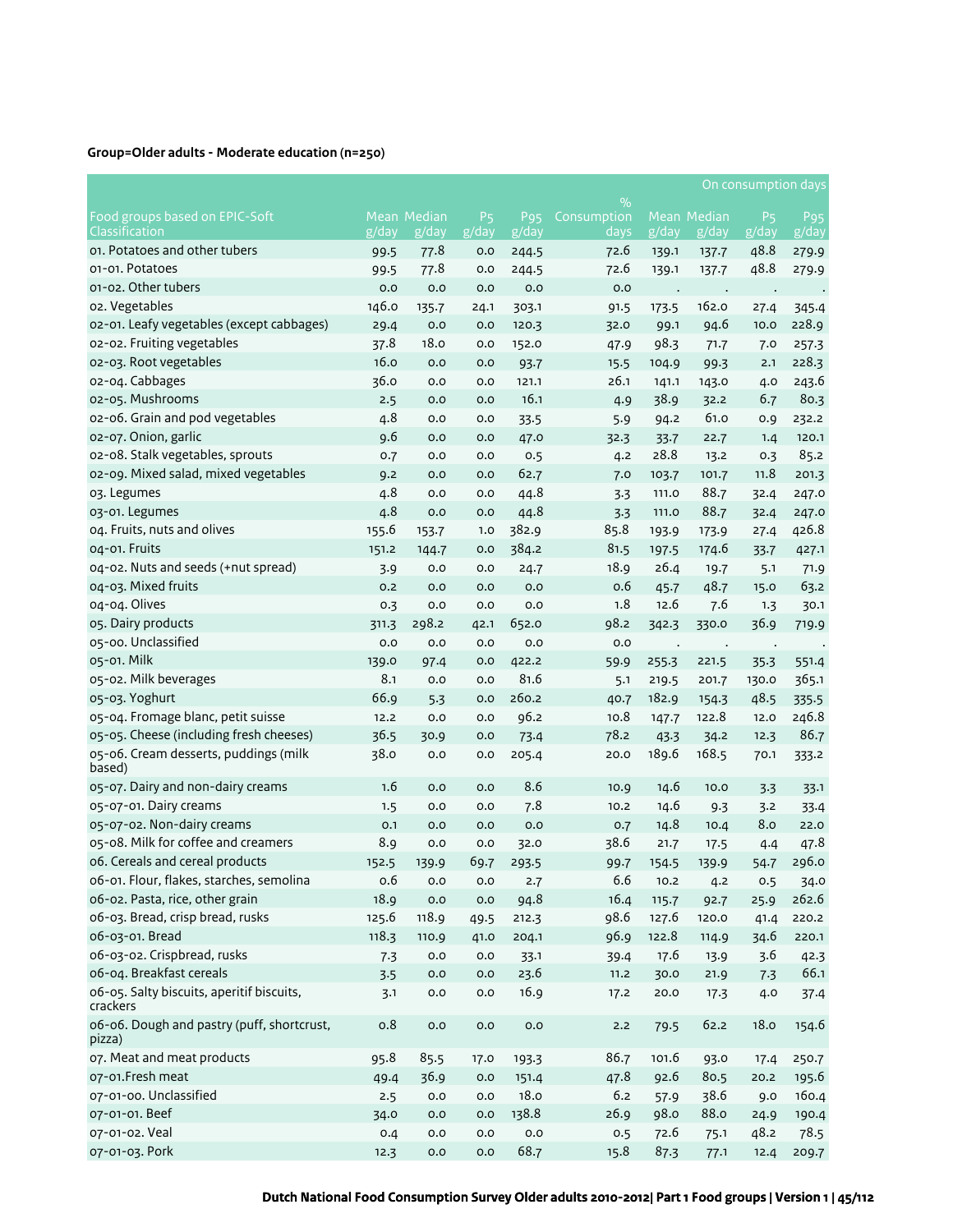**Group=Older adults - Moderate education (n=250)**

| Food groups based on EPIC-Soft Classification | Mean g/day | Median g/day | P5 g/day | P95 g/day | % Consumption days | On consumption days Mean g/day | Median g/day | P5 g/day | P95 g/day |
|---|---|---|---|---|---|---|---|---|---|
| 01. Potatoes and other tubers | 99.5 | 77.8 | 0.0 | 244.5 | 72.6 | 139.1 | 137.7 | 48.8 | 279.9 |
| 01-01. Potatoes | 99.5 | 77.8 | 0.0 | 244.5 | 72.6 | 139.1 | 137.7 | 48.8 | 279.9 |
| 01-02. Other tubers | 0.0 | 0.0 | 0.0 | 0.0 | 0.0 | . | . | . | . |
| 02. Vegetables | 146.0 | 135.7 | 24.1 | 303.1 | 91.5 | 173.5 | 162.0 | 27.4 | 345.4 |
| 02-01. Leafy vegetables (except cabbages) | 29.4 | 0.0 | 0.0 | 120.3 | 32.0 | 99.1 | 94.6 | 10.0 | 228.9 |
| 02-02. Fruiting vegetables | 37.8 | 18.0 | 0.0 | 152.0 | 47.9 | 98.3 | 71.7 | 7.0 | 257.3 |
| 02-03. Root vegetables | 16.0 | 0.0 | 0.0 | 93.7 | 15.5 | 104.9 | 99.3 | 2.1 | 228.3 |
| 02-04. Cabbages | 36.0 | 0.0 | 0.0 | 121.1 | 26.1 | 141.1 | 143.0 | 4.0 | 243.6 |
| 02-05. Mushrooms | 2.5 | 0.0 | 0.0 | 16.1 | 4.9 | 38.9 | 32.2 | 6.7 | 80.3 |
| 02-06. Grain and pod vegetables | 4.8 | 0.0 | 0.0 | 33.5 | 5.9 | 94.2 | 61.0 | 0.9 | 232.2 |
| 02-07. Onion, garlic | 9.6 | 0.0 | 0.0 | 47.0 | 32.3 | 33.7 | 22.7 | 1.4 | 120.1 |
| 02-08. Stalk vegetables, sprouts | 0.7 | 0.0 | 0.0 | 0.5 | 4.2 | 28.8 | 13.2 | 0.3 | 85.2 |
| 02-09. Mixed salad, mixed vegetables | 9.2 | 0.0 | 0.0 | 62.7 | 7.0 | 103.7 | 101.7 | 11.8 | 201.3 |
| 03. Legumes | 4.8 | 0.0 | 0.0 | 44.8 | 3.3 | 111.0 | 88.7 | 32.4 | 247.0 |
| 03-01. Legumes | 4.8 | 0.0 | 0.0 | 44.8 | 3.3 | 111.0 | 88.7 | 32.4 | 247.0 |
| 04. Fruits, nuts and olives | 155.6 | 153.7 | 1.0 | 382.9 | 85.8 | 193.9 | 173.9 | 27.4 | 426.8 |
| 04-01. Fruits | 151.2 | 144.7 | 0.0 | 384.2 | 81.5 | 197.5 | 174.6 | 33.7 | 427.1 |
| 04-02. Nuts and seeds (+nut spread) | 3.9 | 0.0 | 0.0 | 24.7 | 18.9 | 26.4 | 19.7 | 5.1 | 71.9 |
| 04-03. Mixed fruits | 0.2 | 0.0 | 0.0 | 0.0 | 0.6 | 45.7 | 48.7 | 15.0 | 63.2 |
| 04-04. Olives | 0.3 | 0.0 | 0.0 | 0.0 | 1.8 | 12.6 | 7.6 | 1.3 | 30.1 |
| 05. Dairy products | 311.3 | 298.2 | 42.1 | 652.0 | 98.2 | 342.3 | 330.0 | 36.9 | 719.9 |
| 05-00. Unclassified | 0.0 | 0.0 | 0.0 | 0.0 | 0.0 | . | . | . | . |
| 05-01. Milk | 139.0 | 97.4 | 0.0 | 422.2 | 59.9 | 255.3 | 221.5 | 35.3 | 551.4 |
| 05-02. Milk beverages | 8.1 | 0.0 | 0.0 | 81.6 | 5.1 | 219.5 | 201.7 | 130.0 | 365.1 |
| 05-03. Yoghurt | 66.9 | 5.3 | 0.0 | 260.2 | 40.7 | 182.9 | 154.3 | 48.5 | 335.5 |
| 05-04. Fromage blanc, petit suisse | 12.2 | 0.0 | 0.0 | 96.2 | 10.8 | 147.7 | 122.8 | 12.0 | 246.8 |
| 05-05. Cheese (including fresh cheeses) | 36.5 | 30.9 | 0.0 | 73.4 | 78.2 | 43.3 | 34.2 | 12.3 | 86.7 |
| 05-06. Cream desserts, puddings (milk based) | 38.0 | 0.0 | 0.0 | 205.4 | 20.0 | 189.6 | 168.5 | 70.1 | 333.2 |
| 05-07. Dairy and non-dairy creams | 1.6 | 0.0 | 0.0 | 8.6 | 10.9 | 14.6 | 10.0 | 3.3 | 33.1 |
| 05-07-01. Dairy creams | 1.5 | 0.0 | 0.0 | 7.8 | 10.2 | 14.6 | 9.3 | 3.2 | 33.4 |
| 05-07-02. Non-dairy creams | 0.1 | 0.0 | 0.0 | 0.0 | 0.7 | 14.8 | 10.4 | 8.0 | 22.0 |
| 05-08. Milk for coffee and creamers | 8.9 | 0.0 | 0.0 | 32.0 | 38.6 | 21.7 | 17.5 | 4.4 | 47.8 |
| 06. Cereals and cereal products | 152.5 | 139.9 | 69.7 | 293.5 | 99.7 | 154.5 | 139.9 | 54.7 | 296.0 |
| 06-01. Flour, flakes, starches, semolina | 0.6 | 0.0 | 0.0 | 2.7 | 6.6 | 10.2 | 4.2 | 0.5 | 34.0 |
| 06-02. Pasta, rice, other grain | 18.9 | 0.0 | 0.0 | 94.8 | 16.4 | 115.7 | 92.7 | 25.9 | 262.6 |
| 06-03. Bread, crisp bread, rusks | 125.6 | 118.9 | 49.5 | 212.3 | 98.6 | 127.6 | 120.0 | 41.4 | 220.2 |
| 06-03-01. Bread | 118.3 | 110.9 | 41.0 | 204.1 | 96.9 | 122.8 | 114.9 | 34.6 | 220.1 |
| 06-03-02. Crispbread, rusks | 7.3 | 0.0 | 0.0 | 33.1 | 39.4 | 17.6 | 13.9 | 3.6 | 42.3 |
| 06-04. Breakfast cereals | 3.5 | 0.0 | 0.0 | 23.6 | 11.2 | 30.0 | 21.9 | 7.3 | 66.1 |
| 06-05. Salty biscuits, aperitif biscuits, crackers | 3.1 | 0.0 | 0.0 | 16.9 | 17.2 | 20.0 | 17.3 | 4.0 | 37.4 |
| 06-06. Dough and pastry (puff, shortcrust, pizza) | 0.8 | 0.0 | 0.0 | 0.0 | 2.2 | 79.5 | 62.2 | 18.0 | 154.6 |
| 07. Meat and meat products | 95.8 | 85.5 | 17.0 | 193.3 | 86.7 | 101.6 | 93.0 | 17.4 | 250.7 |
| 07-01.Fresh meat | 49.4 | 36.9 | 0.0 | 151.4 | 47.8 | 92.6 | 80.5 | 20.2 | 195.6 |
| 07-01-00. Unclassified | 2.5 | 0.0 | 0.0 | 18.0 | 6.2 | 57.9 | 38.6 | 9.0 | 160.4 |
| 07-01-01. Beef | 34.0 | 0.0 | 0.0 | 138.8 | 26.9 | 98.0 | 88.0 | 24.9 | 190.4 |
| 07-01-02. Veal | 0.4 | 0.0 | 0.0 | 0.0 | 0.5 | 72.6 | 75.1 | 48.2 | 78.5 |
| 07-01-03. Pork | 12.3 | 0.0 | 0.0 | 68.7 | 15.8 | 87.3 | 77.1 | 12.4 | 209.7 |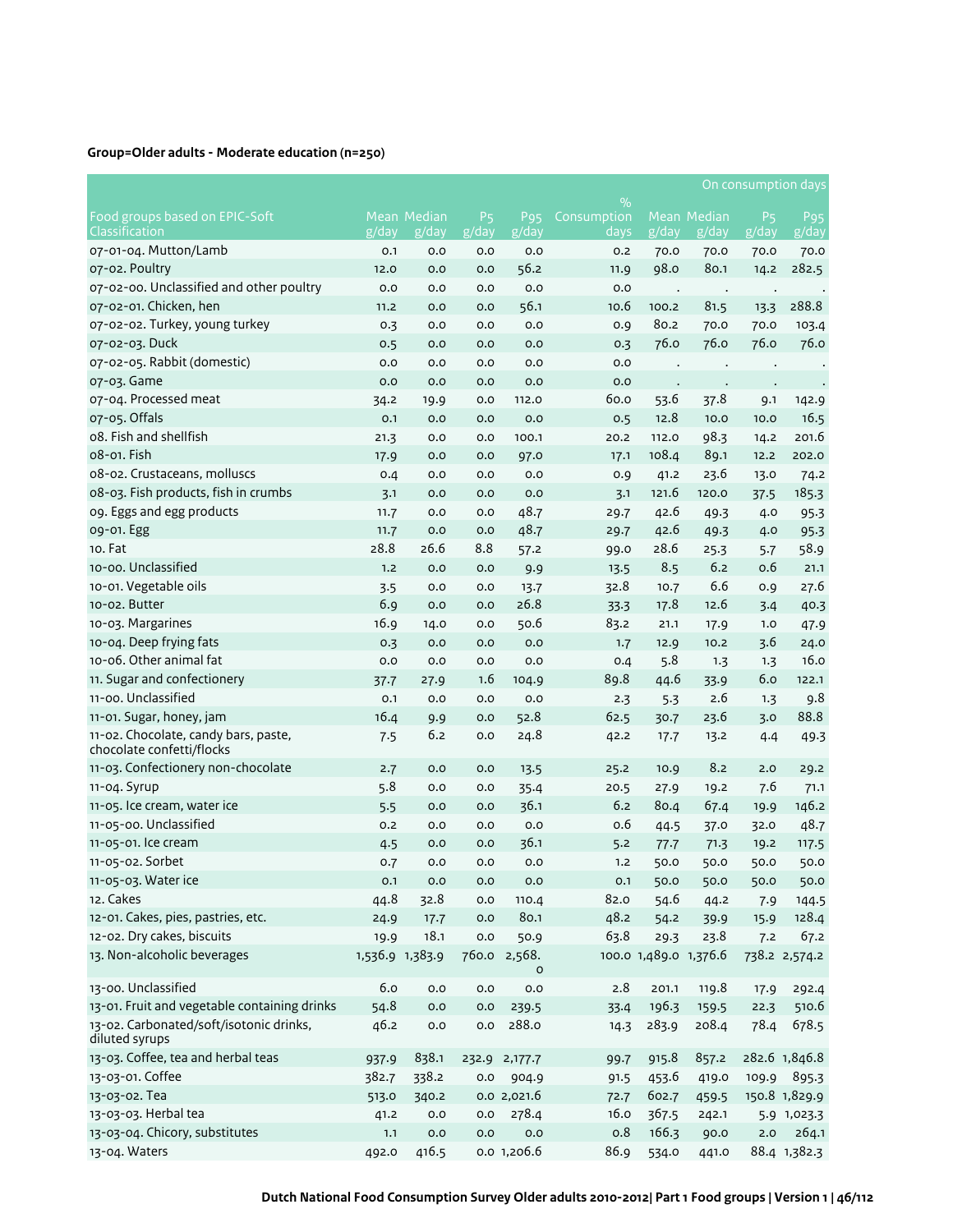**Group=Older adults - Moderate education (n=250)**

| Food groups based on EPIC-Soft Classification | Mean g/day | Median g/day | P5 g/day | P95 g/day | % Consumption days | On consumption days Mean g/day | Median g/day | P5 g/day | P95 g/day |
|---|---|---|---|---|---|---|---|---|---|
| 07-01-04. Mutton/Lamb | 0.1 | 0.0 | 0.0 | 0.0 | 0.2 | 70.0 | 70.0 | 70.0 | 70.0 |
| 07-02. Poultry | 12.0 | 0.0 | 0.0 | 56.2 | 11.9 | 98.0 | 80.1 | 14.2 | 282.5 |
| 07-02-00. Unclassified and other poultry | 0.0 | 0.0 | 0.0 | 0.0 | 0.0 | . | . | . | . |
| 07-02-01. Chicken, hen | 11.2 | 0.0 | 0.0 | 56.1 | 10.6 | 100.2 | 81.5 | 13.3 | 288.8 |
| 07-02-02. Turkey, young turkey | 0.3 | 0.0 | 0.0 | 0.0 | 0.9 | 80.2 | 70.0 | 70.0 | 103.4 |
| 07-02-03. Duck | 0.5 | 0.0 | 0.0 | 0.0 | 0.3 | 76.0 | 76.0 | 76.0 | 76.0 |
| 07-02-05. Rabbit (domestic) | 0.0 | 0.0 | 0.0 | 0.0 | 0.0 | . | . | . | . |
| 07-03. Game | 0.0 | 0.0 | 0.0 | 0.0 | 0.0 | . | . | . | . |
| 07-04. Processed meat | 34.2 | 19.9 | 0.0 | 112.0 | 60.0 | 53.6 | 37.8 | 9.1 | 142.9 |
| 07-05. Offals | 0.1 | 0.0 | 0.0 | 0.0 | 0.5 | 12.8 | 10.0 | 10.0 | 16.5 |
| 08. Fish and shellfish | 21.3 | 0.0 | 0.0 | 100.1 | 20.2 | 112.0 | 98.3 | 14.2 | 201.6 |
| 08-01. Fish | 17.9 | 0.0 | 0.0 | 97.0 | 17.1 | 108.4 | 89.1 | 12.2 | 202.0 |
| 08-02. Crustaceans, molluscs | 0.4 | 0.0 | 0.0 | 0.0 | 0.9 | 41.2 | 23.6 | 13.0 | 74.2 |
| 08-03. Fish products, fish in crumbs | 3.1 | 0.0 | 0.0 | 0.0 | 3.1 | 121.6 | 120.0 | 37.5 | 185.3 |
| 09. Eggs and egg products | 11.7 | 0.0 | 0.0 | 48.7 | 29.7 | 42.6 | 49.3 | 4.0 | 95.3 |
| 09-01. Egg | 11.7 | 0.0 | 0.0 | 48.7 | 29.7 | 42.6 | 49.3 | 4.0 | 95.3 |
| 10. Fat | 28.8 | 26.6 | 8.8 | 57.2 | 99.0 | 28.6 | 25.3 | 5.7 | 58.9 |
| 10-00. Unclassified | 1.2 | 0.0 | 0.0 | 9.9 | 13.5 | 8.5 | 6.2 | 0.6 | 21.1 |
| 10-01. Vegetable oils | 3.5 | 0.0 | 0.0 | 13.7 | 32.8 | 10.7 | 6.6 | 0.9 | 27.6 |
| 10-02. Butter | 6.9 | 0.0 | 0.0 | 26.8 | 33.3 | 17.8 | 12.6 | 3.4 | 40.3 |
| 10-03. Margarines | 16.9 | 14.0 | 0.0 | 50.6 | 83.2 | 21.1 | 17.9 | 1.0 | 47.9 |
| 10-04. Deep frying fats | 0.3 | 0.0 | 0.0 | 0.0 | 1.7 | 12.9 | 10.2 | 3.6 | 24.0 |
| 10-06. Other animal fat | 0.0 | 0.0 | 0.0 | 0.0 | 0.4 | 5.8 | 1.3 | 1.3 | 16.0 |
| 11. Sugar and confectionery | 37.7 | 27.9 | 1.6 | 104.9 | 89.8 | 44.6 | 33.9 | 6.0 | 122.1 |
| 11-00. Unclassified | 0.1 | 0.0 | 0.0 | 0.0 | 2.3 | 5.3 | 2.6 | 1.3 | 9.8 |
| 11-01. Sugar, honey, jam | 16.4 | 9.9 | 0.0 | 52.8 | 62.5 | 30.7 | 23.6 | 3.0 | 88.8 |
| 11-02. Chocolate, candy bars, paste, chocolate confetti/flocks | 7.5 | 6.2 | 0.0 | 24.8 | 42.2 | 17.7 | 13.2 | 4.4 | 49.3 |
| 11-03. Confectionery non-chocolate | 2.7 | 0.0 | 0.0 | 13.5 | 25.2 | 10.9 | 8.2 | 2.0 | 29.2 |
| 11-04. Syrup | 5.8 | 0.0 | 0.0 | 35.4 | 20.5 | 27.9 | 19.2 | 7.6 | 71.1 |
| 11-05. Ice cream, water ice | 5.5 | 0.0 | 0.0 | 36.1 | 6.2 | 80.4 | 67.4 | 19.9 | 146.2 |
| 11-05-00. Unclassified | 0.2 | 0.0 | 0.0 | 0.0 | 0.6 | 44.5 | 37.0 | 32.0 | 48.7 |
| 11-05-01. Ice cream | 4.5 | 0.0 | 0.0 | 36.1 | 5.2 | 77.7 | 71.3 | 19.2 | 117.5 |
| 11-05-02. Sorbet | 0.7 | 0.0 | 0.0 | 0.0 | 1.2 | 50.0 | 50.0 | 50.0 | 50.0 |
| 11-05-03. Water ice | 0.1 | 0.0 | 0.0 | 0.0 | 0.1 | 50.0 | 50.0 | 50.0 | 50.0 |
| 12. Cakes | 44.8 | 32.8 | 0.0 | 110.4 | 82.0 | 54.6 | 44.2 | 7.9 | 144.5 |
| 12-01. Cakes, pies, pastries, etc. | 24.9 | 17.7 | 0.0 | 80.1 | 48.2 | 54.2 | 39.9 | 15.9 | 128.4 |
| 12-02. Dry cakes, biscuits | 19.9 | 18.1 | 0.0 | 50.9 | 63.8 | 29.3 | 23.8 | 7.2 | 67.2 |
| 13. Non-alcoholic beverages | 1,536.9 | 1,383.9 | 760.0 | 2,568.0 | 100.0 | 1,489.0 | 1,376.6 | 738.2 | 2,574.2 |
| 13-00. Unclassified | 6.0 | 0.0 | 0.0 | 0.0 | 2.8 | 201.1 | 119.8 | 17.9 | 292.4 |
| 13-01. Fruit and vegetable containing drinks | 54.8 | 0.0 | 0.0 | 239.5 | 33.4 | 196.3 | 159.5 | 22.3 | 510.6 |
| 13-02. Carbonated/soft/isotonic drinks, diluted syrups | 46.2 | 0.0 | 0.0 | 288.0 | 14.3 | 283.9 | 208.4 | 78.4 | 678.5 |
| 13-03. Coffee, tea and herbal teas | 937.9 | 838.1 | 232.9 | 2,177.7 | 99.7 | 915.8 | 857.2 | 282.6 | 1,846.8 |
| 13-03-01. Coffee | 382.7 | 338.2 | 0.0 | 904.9 | 91.5 | 453.6 | 419.0 | 109.9 | 895.3 |
| 13-03-02. Tea | 513.0 | 340.2 | 0.0 | 2,021.6 | 72.7 | 602.7 | 459.5 | 150.8 | 1,829.9 |
| 13-03-03. Herbal tea | 41.2 | 0.0 | 0.0 | 278.4 | 16.0 | 367.5 | 242.1 | 5.9 | 1,023.3 |
| 13-03-04. Chicory, substitutes | 1.1 | 0.0 | 0.0 | 0.0 | 0.8 | 166.3 | 90.0 | 2.0 | 264.1 |
| 13-04. Waters | 492.0 | 416.5 | 0.0 | 1,206.6 | 86.9 | 534.0 | 441.0 | 88.4 | 1,382.3 |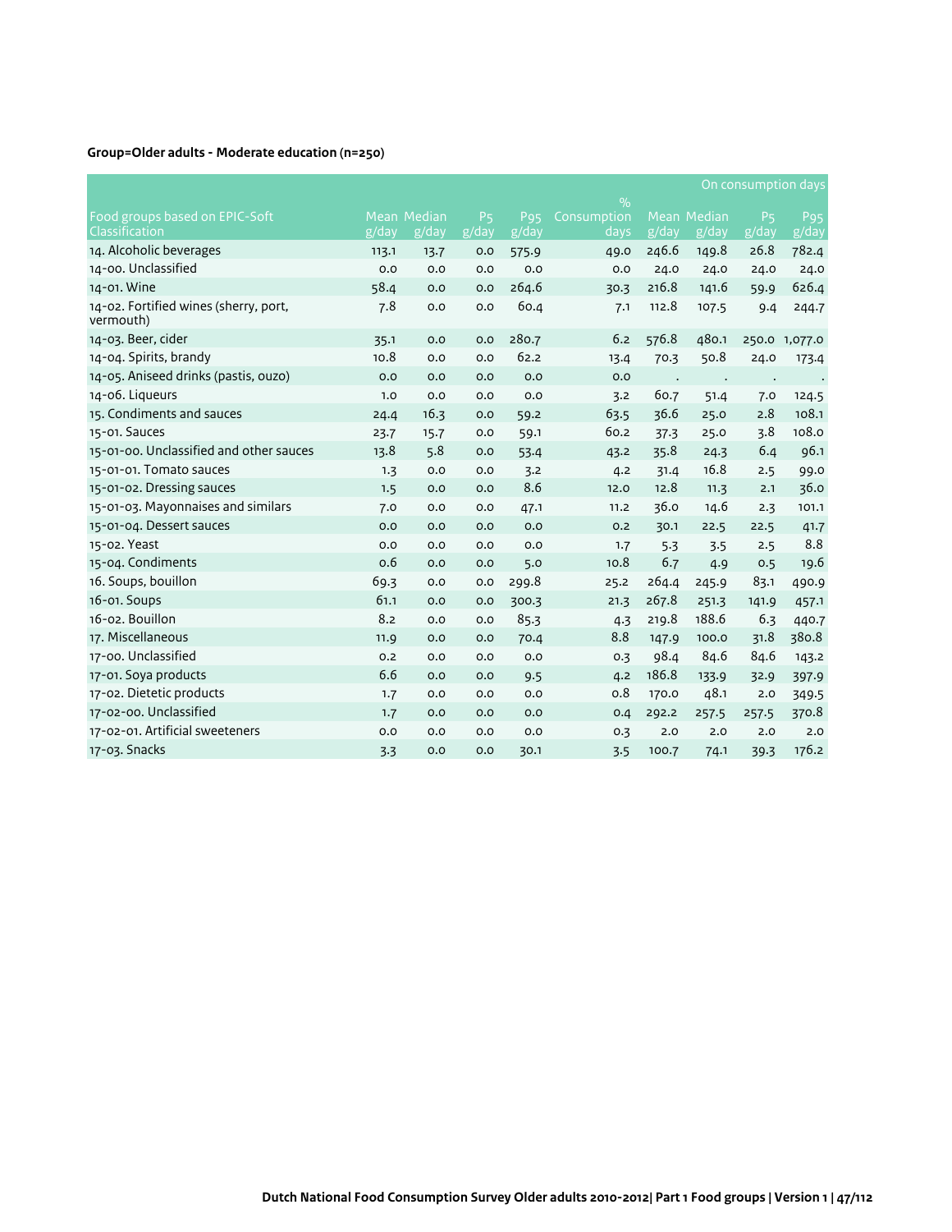**Group=Older adults - Moderate education (n=250)**

| Food groups based on EPIC-Soft Classification | Mean g/day | Median g/day | P5 g/day | P95 g/day | % Consumption days | On consumption days Mean g/day | Median g/day | P5 g/day | P95 g/day |
|---|---|---|---|---|---|---|---|---|---|
| 14. Alcoholic beverages | 113.1 | 13.7 | 0.0 | 575.9 | 49.0 | 246.6 | 149.8 | 26.8 | 782.4 |
| 14-00. Unclassified | 0.0 | 0.0 | 0.0 | 0.0 | 0.0 | 24.0 | 24.0 | 24.0 | 24.0 |
| 14-01. Wine | 58.4 | 0.0 | 0.0 | 264.6 | 30.3 | 216.8 | 141.6 | 59.9 | 626.4 |
| 14-02. Fortified wines (sherry, port, vermouth) | 7.8 | 0.0 | 0.0 | 60.4 | 7.1 | 112.8 | 107.5 | 9.4 | 244.7 |
| 14-03. Beer, cider | 35.1 | 0.0 | 0.0 | 280.7 | 6.2 | 576.8 | 480.1 | 250.0 | 1,077.0 |
| 14-04. Spirits, brandy | 10.8 | 0.0 | 0.0 | 62.2 | 13.4 | 70.3 | 50.8 | 24.0 | 173.4 |
| 14-05. Aniseed drinks (pastis, ouzo) | 0.0 | 0.0 | 0.0 | 0.0 | 0.0 | . | . | . | . |
| 14-06. Liqueurs | 1.0 | 0.0 | 0.0 | 0.0 | 3.2 | 60.7 | 51.4 | 7.0 | 124.5 |
| 15. Condiments and sauces | 24.4 | 16.3 | 0.0 | 59.2 | 63.5 | 36.6 | 25.0 | 2.8 | 108.1 |
| 15-01. Sauces | 23.7 | 15.7 | 0.0 | 59.1 | 60.2 | 37.3 | 25.0 | 3.8 | 108.0 |
| 15-01-00. Unclassified and other sauces | 13.8 | 5.8 | 0.0 | 53.4 | 43.2 | 35.8 | 24.3 | 6.4 | 96.1 |
| 15-01-01. Tomato sauces | 1.3 | 0.0 | 0.0 | 3.2 | 4.2 | 31.4 | 16.8 | 2.5 | 99.0 |
| 15-01-02. Dressing sauces | 1.5 | 0.0 | 0.0 | 8.6 | 12.0 | 12.8 | 11.3 | 2.1 | 36.0 |
| 15-01-03. Mayonnaises and similars | 7.0 | 0.0 | 0.0 | 47.1 | 11.2 | 36.0 | 14.6 | 2.3 | 101.1 |
| 15-01-04. Dessert sauces | 0.0 | 0.0 | 0.0 | 0.0 | 0.2 | 30.1 | 22.5 | 22.5 | 41.7 |
| 15-02. Yeast | 0.0 | 0.0 | 0.0 | 0.0 | 1.7 | 5.3 | 3.5 | 2.5 | 8.8 |
| 15-04. Condiments | 0.6 | 0.0 | 0.0 | 5.0 | 10.8 | 6.7 | 4.9 | 0.5 | 19.6 |
| 16. Soups, bouillon | 69.3 | 0.0 | 0.0 | 299.8 | 25.2 | 264.4 | 245.9 | 83.1 | 490.9 |
| 16-01. Soups | 61.1 | 0.0 | 0.0 | 300.3 | 21.3 | 267.8 | 251.3 | 141.9 | 457.1 |
| 16-02. Bouillon | 8.2 | 0.0 | 0.0 | 85.3 | 4.3 | 219.8 | 188.6 | 6.3 | 440.7 |
| 17. Miscellaneous | 11.9 | 0.0 | 0.0 | 70.4 | 8.8 | 147.9 | 100.0 | 31.8 | 380.8 |
| 17-00. Unclassified | 0.2 | 0.0 | 0.0 | 0.0 | 0.3 | 98.4 | 84.6 | 84.6 | 143.2 |
| 17-01. Soya products | 6.6 | 0.0 | 0.0 | 9.5 | 4.2 | 186.8 | 133.9 | 32.9 | 397.9 |
| 17-02. Dietetic products | 1.7 | 0.0 | 0.0 | 0.0 | 0.8 | 170.0 | 48.1 | 2.0 | 349.5 |
| 17-02-00. Unclassified | 1.7 | 0.0 | 0.0 | 0.0 | 0.4 | 292.2 | 257.5 | 257.5 | 370.8 |
| 17-02-01. Artificial sweeteners | 0.0 | 0.0 | 0.0 | 0.0 | 0.3 | 2.0 | 2.0 | 2.0 | 2.0 |
| 17-03. Snacks | 3.3 | 0.0 | 0.0 | 30.1 | 3.5 | 100.7 | 74.1 | 39.3 | 176.2 |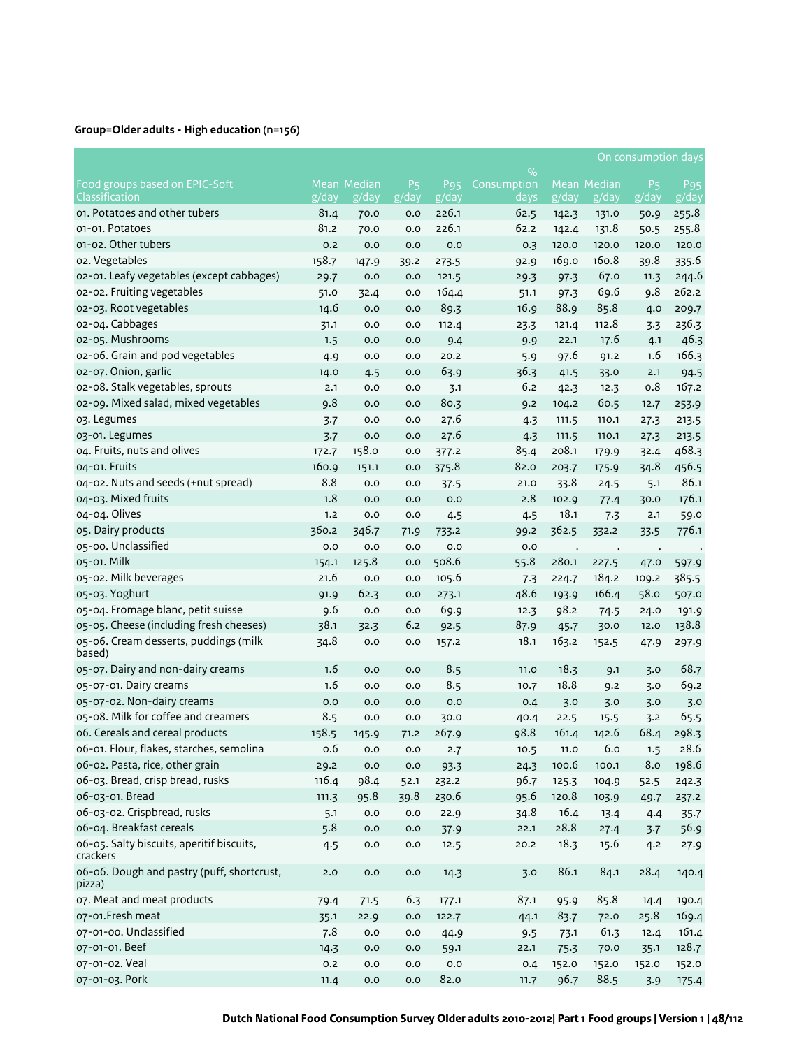**Group=Older adults - High education (n=156)**

| Food groups based on EPIC-Soft Classification | Mean g/day | Median g/day | P5 g/day | P95 g/day | % Consumption days | On consumption days Mean g/day | Median g/day | P5 g/day | P95 g/day |
|---|---|---|---|---|---|---|---|---|---|
| 01. Potatoes and other tubers | 81.4 | 70.0 | 0.0 | 226.1 | 62.5 | 142.3 | 131.0 | 50.9 | 255.8 |
| 01-01. Potatoes | 81.2 | 70.0 | 0.0 | 226.1 | 62.2 | 142.4 | 131.8 | 50.5 | 255.8 |
| 01-02. Other tubers | 0.2 | 0.0 | 0.0 | 0.0 | 0.3 | 120.0 | 120.0 | 120.0 | 120.0 |
| 02. Vegetables | 158.7 | 147.9 | 39.2 | 273.5 | 92.9 | 169.0 | 160.8 | 39.8 | 335.6 |
| 02-01. Leafy vegetables (except cabbages) | 29.7 | 0.0 | 0.0 | 121.5 | 29.3 | 97.3 | 67.0 | 11.3 | 244.6 |
| 02-02. Fruiting vegetables | 51.0 | 32.4 | 0.0 | 164.4 | 51.1 | 97.3 | 69.6 | 9.8 | 262.2 |
| 02-03. Root vegetables | 14.6 | 0.0 | 0.0 | 89.3 | 16.9 | 88.9 | 85.8 | 4.0 | 209.7 |
| 02-04. Cabbages | 31.1 | 0.0 | 0.0 | 112.4 | 23.3 | 121.4 | 112.8 | 3.3 | 236.3 |
| 02-05. Mushrooms | 1.5 | 0.0 | 0.0 | 9.4 | 9.9 | 22.1 | 17.6 | 4.1 | 46.3 |
| 02-06. Grain and pod vegetables | 4.9 | 0.0 | 0.0 | 20.2 | 5.9 | 97.6 | 91.2 | 1.6 | 166.3 |
| 02-07. Onion, garlic | 14.0 | 4.5 | 0.0 | 63.9 | 36.3 | 41.5 | 33.0 | 2.1 | 94.5 |
| 02-08. Stalk vegetables, sprouts | 2.1 | 0.0 | 0.0 | 3.1 | 6.2 | 42.3 | 12.3 | 0.8 | 167.2 |
| 02-09. Mixed salad, mixed vegetables | 9.8 | 0.0 | 0.0 | 80.3 | 9.2 | 104.2 | 60.5 | 12.7 | 253.9 |
| 03. Legumes | 3.7 | 0.0 | 0.0 | 27.6 | 4.3 | 111.5 | 110.1 | 27.3 | 213.5 |
| 03-01. Legumes | 3.7 | 0.0 | 0.0 | 27.6 | 4.3 | 111.5 | 110.1 | 27.3 | 213.5 |
| 04. Fruits, nuts and olives | 172.7 | 158.0 | 0.0 | 377.2 | 85.4 | 208.1 | 179.9 | 32.4 | 468.3 |
| 04-01. Fruits | 160.9 | 151.1 | 0.0 | 375.8 | 82.0 | 203.7 | 175.9 | 34.8 | 456.5 |
| 04-02. Nuts and seeds (+nut spread) | 8.8 | 0.0 | 0.0 | 37.5 | 21.0 | 33.8 | 24.5 | 5.1 | 86.1 |
| 04-03. Mixed fruits | 1.8 | 0.0 | 0.0 | 0.0 | 2.8 | 102.9 | 77.4 | 30.0 | 176.1 |
| 04-04. Olives | 1.2 | 0.0 | 0.0 | 4.5 | 4.5 | 18.1 | 7.3 | 2.1 | 59.0 |
| 05. Dairy products | 360.2 | 346.7 | 71.9 | 733.2 | 99.2 | 362.5 | 332.2 | 33.5 | 776.1 |
| 05-00. Unclassified | 0.0 | 0.0 | 0.0 | 0.0 | 0.0 | . | . | . | . |
| 05-01. Milk | 154.1 | 125.8 | 0.0 | 508.6 | 55.8 | 280.1 | 227.5 | 47.0 | 597.9 |
| 05-02. Milk beverages | 21.6 | 0.0 | 0.0 | 105.6 | 7.3 | 224.7 | 184.2 | 109.2 | 385.5 |
| 05-03. Yoghurt | 91.9 | 62.3 | 0.0 | 273.1 | 48.6 | 193.9 | 166.4 | 58.0 | 507.0 |
| 05-04. Fromage blanc, petit suisse | 9.6 | 0.0 | 0.0 | 69.9 | 12.3 | 98.2 | 74.5 | 24.0 | 191.9 |
| 05-05. Cheese (including fresh cheeses) | 38.1 | 32.3 | 6.2 | 92.5 | 87.9 | 45.7 | 30.0 | 12.0 | 138.8 |
| 05-06. Cream desserts, puddings (milk based) | 34.8 | 0.0 | 0.0 | 157.2 | 18.1 | 163.2 | 152.5 | 47.9 | 297.9 |
| 05-07. Dairy and non-dairy creams | 1.6 | 0.0 | 0.0 | 8.5 | 11.0 | 18.3 | 9.1 | 3.0 | 68.7 |
| 05-07-01. Dairy creams | 1.6 | 0.0 | 0.0 | 8.5 | 10.7 | 18.8 | 9.2 | 3.0 | 69.2 |
| 05-07-02. Non-dairy creams | 0.0 | 0.0 | 0.0 | 0.0 | 0.4 | 3.0 | 3.0 | 3.0 | 3.0 |
| 05-08. Milk for coffee and creamers | 8.5 | 0.0 | 0.0 | 30.0 | 40.4 | 22.5 | 15.5 | 3.2 | 65.5 |
| 06. Cereals and cereal products | 158.5 | 145.9 | 71.2 | 267.9 | 98.8 | 161.4 | 142.6 | 68.4 | 298.3 |
| 06-01. Flour, flakes, starches, semolina | 0.6 | 0.0 | 0.0 | 2.7 | 10.5 | 11.0 | 6.0 | 1.5 | 28.6 |
| 06-02. Pasta, rice, other grain | 29.2 | 0.0 | 0.0 | 93.3 | 24.3 | 100.6 | 100.1 | 8.0 | 198.6 |
| 06-03. Bread, crisp bread, rusks | 116.4 | 98.4 | 52.1 | 232.2 | 96.7 | 125.3 | 104.9 | 52.5 | 242.3 |
| 06-03-01. Bread | 111.3 | 95.8 | 39.8 | 230.6 | 95.6 | 120.8 | 103.9 | 49.7 | 237.2 |
| 06-03-02. Crispbread, rusks | 5.1 | 0.0 | 0.0 | 22.9 | 34.8 | 16.4 | 13.4 | 4.4 | 35.7 |
| 06-04. Breakfast cereals | 5.8 | 0.0 | 0.0 | 37.9 | 22.1 | 28.8 | 27.4 | 3.7 | 56.9 |
| 06-05. Salty biscuits, aperitif biscuits, crackers | 4.5 | 0.0 | 0.0 | 12.5 | 20.2 | 18.3 | 15.6 | 4.2 | 27.9 |
| 06-06. Dough and pastry (puff, shortcrust, pizza) | 2.0 | 0.0 | 0.0 | 14.3 | 3.0 | 86.1 | 84.1 | 28.4 | 140.4 |
| 07. Meat and meat products | 79.4 | 71.5 | 6.3 | 177.1 | 87.1 | 95.9 | 85.8 | 14.4 | 190.4 |
| 07-01.Fresh meat | 35.1 | 22.9 | 0.0 | 122.7 | 44.1 | 83.7 | 72.0 | 25.8 | 169.4 |
| 07-01-00. Unclassified | 7.8 | 0.0 | 0.0 | 44.9 | 9.5 | 73.1 | 61.3 | 12.4 | 161.4 |
| 07-01-01. Beef | 14.3 | 0.0 | 0.0 | 59.1 | 22.1 | 75.3 | 70.0 | 35.1 | 128.7 |
| 07-01-02. Veal | 0.2 | 0.0 | 0.0 | 0.0 | 0.4 | 152.0 | 152.0 | 152.0 | 152.0 |
| 07-01-03. Pork | 11.4 | 0.0 | 0.0 | 82.0 | 11.7 | 96.7 | 88.5 | 3.9 | 175.4 |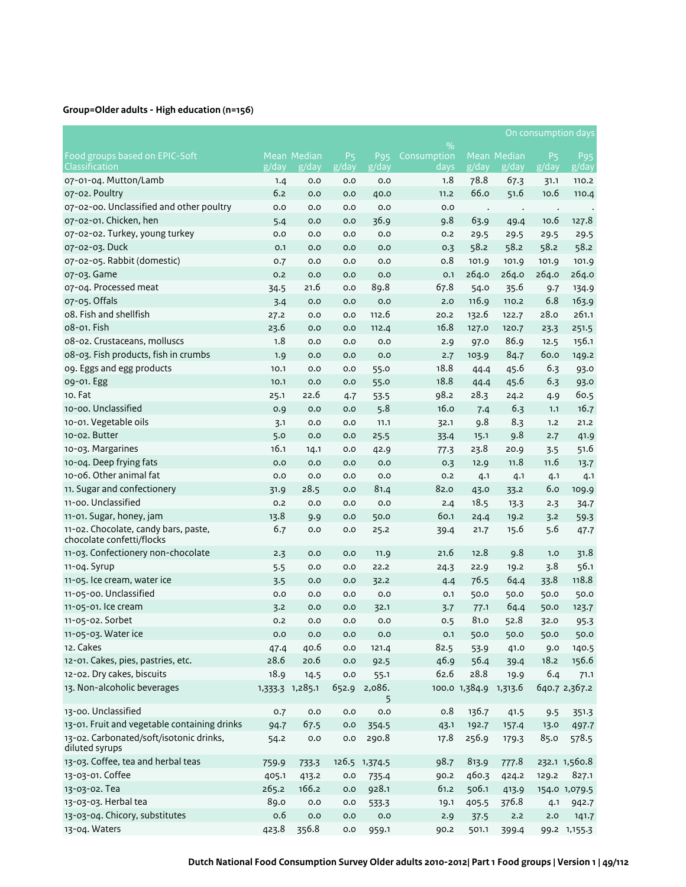**Group=Older adults - High education (n=156)**

| | | | | | | On consumption days | | | |
|---|---|---|---|---|---|---|---|---|---|
| Food groups based on EPIC-Soft Classification | Mean g/day | Median g/day | P5 g/day | P95 g/day | % Consumption days | Mean g/day | Median g/day | P5 g/day | P95 g/day |
| 07-01-04. Mutton/Lamb | 1.4 | 0.0 | 0.0 | 0.0 | 1.8 | 78.8 | 67.3 | 31.1 | 110.2 |
| 07-02. Poultry | 6.2 | 0.0 | 0.0 | 40.0 | 11.2 | 66.0 | 51.6 | 10.6 | 110.4 |
| 07-02-00. Unclassified and other poultry | 0.0 | 0.0 | 0.0 | 0.0 | 0.0 | . | . | . | . |
| 07-02-01. Chicken, hen | 5.4 | 0.0 | 0.0 | 36.9 | 9.8 | 63.9 | 49.4 | 10.6 | 127.8 |
| 07-02-02. Turkey, young turkey | 0.0 | 0.0 | 0.0 | 0.0 | 0.2 | 29.5 | 29.5 | 29.5 | 29.5 |
| 07-02-03. Duck | 0.1 | 0.0 | 0.0 | 0.0 | 0.3 | 58.2 | 58.2 | 58.2 | 58.2 |
| 07-02-05. Rabbit (domestic) | 0.7 | 0.0 | 0.0 | 0.0 | 0.8 | 101.9 | 101.9 | 101.9 | 101.9 |
| 07-03. Game | 0.2 | 0.0 | 0.0 | 0.0 | 0.1 | 264.0 | 264.0 | 264.0 | 264.0 |
| 07-04. Processed meat | 34.5 | 21.6 | 0.0 | 89.8 | 67.8 | 54.0 | 35.6 | 9.7 | 134.9 |
| 07-05. Offals | 3.4 | 0.0 | 0.0 | 0.0 | 2.0 | 116.9 | 110.2 | 6.8 | 163.9 |
| 08. Fish and shellfish | 27.2 | 0.0 | 0.0 | 112.6 | 20.2 | 132.6 | 122.7 | 28.0 | 261.1 |
| 08-01. Fish | 23.6 | 0.0 | 0.0 | 112.4 | 16.8 | 127.0 | 120.7 | 23.3 | 251.5 |
| 08-02. Crustaceans, molluscs | 1.8 | 0.0 | 0.0 | 0.0 | 2.9 | 97.0 | 86.9 | 12.5 | 156.1 |
| 08-03. Fish products, fish in crumbs | 1.9 | 0.0 | 0.0 | 0.0 | 2.7 | 103.9 | 84.7 | 60.0 | 149.2 |
| 09. Eggs and egg products | 10.1 | 0.0 | 0.0 | 55.0 | 18.8 | 44.4 | 45.6 | 6.3 | 93.0 |
| 09-01. Egg | 10.1 | 0.0 | 0.0 | 55.0 | 18.8 | 44.4 | 45.6 | 6.3 | 93.0 |
| 10. Fat | 25.1 | 22.6 | 4.7 | 53.5 | 98.2 | 28.3 | 24.2 | 4.9 | 60.5 |
| 10-00. Unclassified | 0.9 | 0.0 | 0.0 | 5.8 | 16.0 | 7.4 | 6.3 | 1.1 | 16.7 |
| 10-01. Vegetable oils | 3.1 | 0.0 | 0.0 | 11.1 | 32.1 | 9.8 | 8.3 | 1.2 | 21.2 |
| 10-02. Butter | 5.0 | 0.0 | 0.0 | 25.5 | 33.4 | 15.1 | 9.8 | 2.7 | 41.9 |
| 10-03. Margarines | 16.1 | 14.1 | 0.0 | 42.9 | 77.3 | 23.8 | 20.9 | 3.5 | 51.6 |
| 10-04. Deep frying fats | 0.0 | 0.0 | 0.0 | 0.0 | 0.3 | 12.9 | 11.8 | 11.6 | 13.7 |
| 10-06. Other animal fat | 0.0 | 0.0 | 0.0 | 0.0 | 0.2 | 4.1 | 4.1 | 4.1 | 4.1 |
| 11. Sugar and confectionery | 31.9 | 28.5 | 0.0 | 81.4 | 82.0 | 43.0 | 33.2 | 6.0 | 109.9 |
| 11-00. Unclassified | 0.2 | 0.0 | 0.0 | 0.0 | 2.4 | 18.5 | 13.3 | 2.3 | 34.7 |
| 11-01. Sugar, honey, jam | 13.8 | 9.9 | 0.0 | 50.0 | 60.1 | 24.4 | 19.2 | 3.2 | 59.3 |
| 11-02. Chocolate, candy bars, paste, chocolate confetti/flocks | 6.7 | 0.0 | 0.0 | 25.2 | 39.4 | 21.7 | 15.6 | 5.6 | 47.7 |
| 11-03. Confectionery non-chocolate | 2.3 | 0.0 | 0.0 | 11.9 | 21.6 | 12.8 | 9.8 | 1.0 | 31.8 |
| 11-04. Syrup | 5.5 | 0.0 | 0.0 | 22.2 | 24.3 | 22.9 | 19.2 | 3.8 | 56.1 |
| 11-05. Ice cream, water ice | 3.5 | 0.0 | 0.0 | 32.2 | 4.4 | 76.5 | 64.4 | 33.8 | 118.8 |
| 11-05-00. Unclassified | 0.0 | 0.0 | 0.0 | 0.0 | 0.1 | 50.0 | 50.0 | 50.0 | 50.0 |
| 11-05-01. Ice cream | 3.2 | 0.0 | 0.0 | 32.1 | 3.7 | 77.1 | 64.4 | 50.0 | 123.7 |
| 11-05-02. Sorbet | 0.2 | 0.0 | 0.0 | 0.0 | 0.5 | 81.0 | 52.8 | 32.0 | 95.3 |
| 11-05-03. Water ice | 0.0 | 0.0 | 0.0 | 0.0 | 0.1 | 50.0 | 50.0 | 50.0 | 50.0 |
| 12. Cakes | 47.4 | 40.6 | 0.0 | 121.4 | 82.5 | 53.9 | 41.0 | 9.0 | 140.5 |
| 12-01. Cakes, pies, pastries, etc. | 28.6 | 20.6 | 0.0 | 92.5 | 46.9 | 56.4 | 39.4 | 18.2 | 156.6 |
| 12-02. Dry cakes, biscuits | 18.9 | 14.5 | 0.0 | 55.1 | 62.6 | 28.8 | 19.9 | 6.4 | 71.1 |
| 13. Non-alcoholic beverages | 1,333.3 | 1,285.1 | 652.9 | 2,086.5 | 100.0 | 1,384.9 | 1,313.6 | 640.7 | 2,367.2 |
| 13-00. Unclassified | 0.7 | 0.0 | 0.0 | 0.0 | 0.8 | 136.7 | 41.5 | 9.5 | 351.3 |
| 13-01. Fruit and vegetable containing drinks | 94.7 | 67.5 | 0.0 | 354.5 | 43.1 | 192.7 | 157.4 | 13.0 | 497.7 |
| 13-02. Carbonated/soft/isotonic drinks, diluted syrups | 54.2 | 0.0 | 0.0 | 290.8 | 17.8 | 256.9 | 179.3 | 85.0 | 578.5 |
| 13-03. Coffee, tea and herbal teas | 759.9 | 733.3 | 126.5 | 1,374.5 | 98.7 | 813.9 | 777.8 | 232.1 | 1,560.8 |
| 13-03-01. Coffee | 405.1 | 413.2 | 0.0 | 735.4 | 90.2 | 460.3 | 424.2 | 129.2 | 827.1 |
| 13-03-02. Tea | 265.2 | 166.2 | 0.0 | 928.1 | 61.2 | 506.1 | 413.9 | 154.0 | 1,079.5 |
| 13-03-03. Herbal tea | 89.0 | 0.0 | 0.0 | 533.3 | 19.1 | 405.5 | 376.8 | 4.1 | 942.7 |
| 13-03-04. Chicory, substitutes | 0.6 | 0.0 | 0.0 | 0.0 | 2.9 | 37.5 | 2.2 | 2.0 | 141.7 |
| 13-04. Waters | 423.8 | 356.8 | 0.0 | 959.1 | 90.2 | 501.1 | 399.4 | 99.2 | 1,155.3 |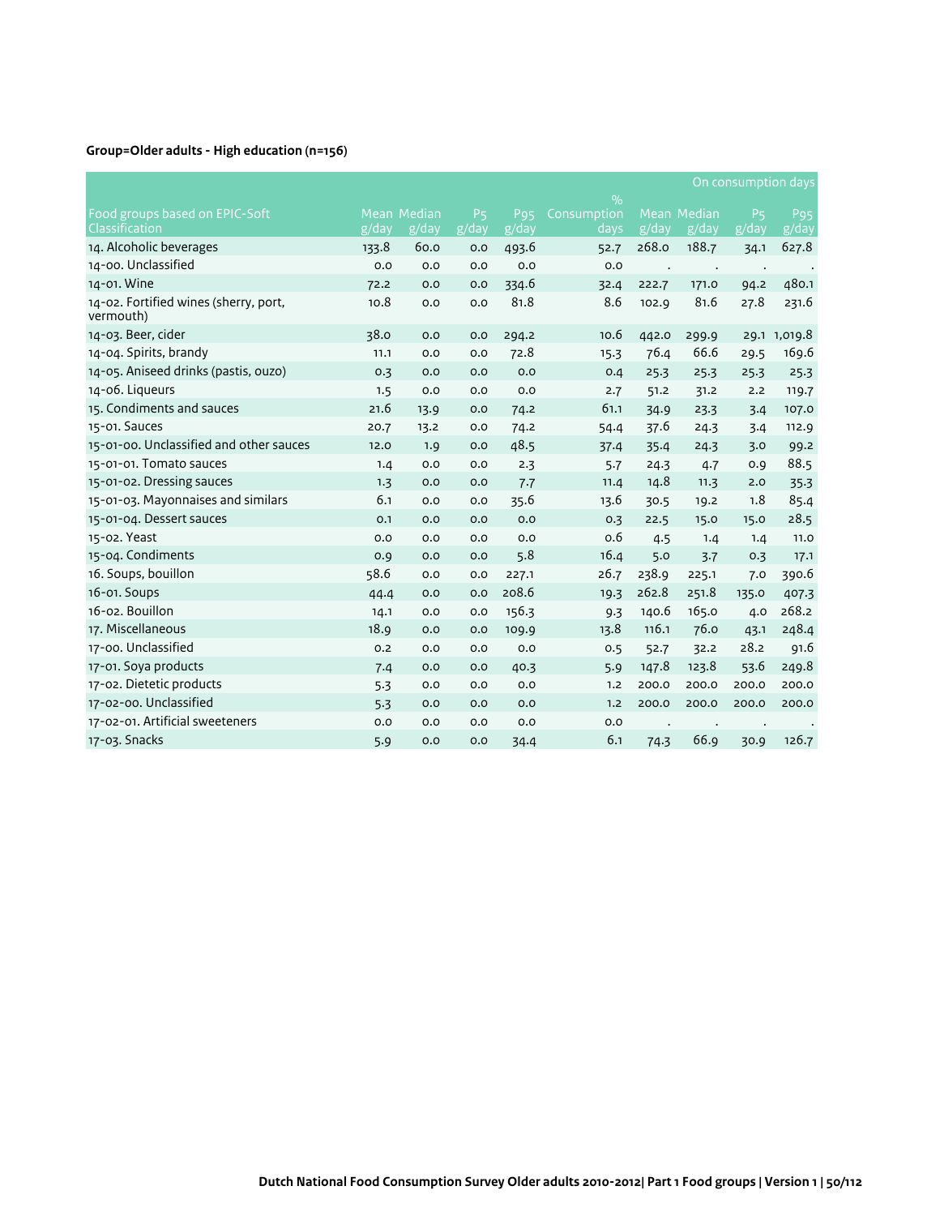**Group=Older adults - High education (n=156)**

| | | | | | | On consumption days | | | |
|---|---|---|---|---|---|---|---|---|---|
| Food groups based on EPIC-Soft Classification | Mean g/day | Median g/day | P5 g/day | P95 g/day | % Consumption days | Mean g/day | Median g/day | P5 g/day | P95 g/day |
| 14. Alcoholic beverages | 133.8 | 60.0 | 0.0 | 493.6 | 52.7 | 268.0 | 188.7 | 34.1 | 627.8 |
| 14-00. Unclassified | 0.0 | 0.0 | 0.0 | 0.0 | 0.0 | . | . | . | . |
| 14-01. Wine | 72.2 | 0.0 | 0.0 | 334.6 | 32.4 | 222.7 | 171.0 | 94.2 | 480.1 |
| 14-02. Fortified wines (sherry, port, vermouth) | 10.8 | 0.0 | 0.0 | 81.8 | 8.6 | 102.9 | 81.6 | 27.8 | 231.6 |
| 14-03. Beer, cider | 38.0 | 0.0 | 0.0 | 294.2 | 10.6 | 442.0 | 299.9 | 29.1 | 1,019.8 |
| 14-04. Spirits, brandy | 11.1 | 0.0 | 0.0 | 72.8 | 15.3 | 76.4 | 66.6 | 29.5 | 169.6 |
| 14-05. Aniseed drinks (pastis, ouzo) | 0.3 | 0.0 | 0.0 | 0.0 | 0.4 | 25.3 | 25.3 | 25.3 | 25.3 |
| 14-06. Liqueurs | 1.5 | 0.0 | 0.0 | 0.0 | 2.7 | 51.2 | 31.2 | 2.2 | 119.7 |
| 15. Condiments and sauces | 21.6 | 13.9 | 0.0 | 74.2 | 61.1 | 34.9 | 23.3 | 3.4 | 107.0 |
| 15-01. Sauces | 20.7 | 13.2 | 0.0 | 74.2 | 54.4 | 37.6 | 24.3 | 3.4 | 112.9 |
| 15-01-00. Unclassified and other sauces | 12.0 | 1.9 | 0.0 | 48.5 | 37.4 | 35.4 | 24.3 | 3.0 | 99.2 |
| 15-01-01. Tomato sauces | 1.4 | 0.0 | 0.0 | 2.3 | 5.7 | 24.3 | 4.7 | 0.9 | 88.5 |
| 15-01-02. Dressing sauces | 1.3 | 0.0 | 0.0 | 7.7 | 11.4 | 14.8 | 11.3 | 2.0 | 35.3 |
| 15-01-03. Mayonnaises and similars | 6.1 | 0.0 | 0.0 | 35.6 | 13.6 | 30.5 | 19.2 | 1.8 | 85.4 |
| 15-01-04. Dessert sauces | 0.1 | 0.0 | 0.0 | 0.0 | 0.3 | 22.5 | 15.0 | 15.0 | 28.5 |
| 15-02. Yeast | 0.0 | 0.0 | 0.0 | 0.0 | 0.6 | 4.5 | 1.4 | 1.4 | 11.0 |
| 15-04. Condiments | 0.9 | 0.0 | 0.0 | 5.8 | 16.4 | 5.0 | 3.7 | 0.3 | 17.1 |
| 16. Soups, bouillon | 58.6 | 0.0 | 0.0 | 227.1 | 26.7 | 238.9 | 225.1 | 7.0 | 390.6 |
| 16-01. Soups | 44.4 | 0.0 | 0.0 | 208.6 | 19.3 | 262.8 | 251.8 | 135.0 | 407.3 |
| 16-02. Bouillon | 14.1 | 0.0 | 0.0 | 156.3 | 9.3 | 140.6 | 165.0 | 4.0 | 268.2 |
| 17. Miscellaneous | 18.9 | 0.0 | 0.0 | 109.9 | 13.8 | 116.1 | 76.0 | 43.1 | 248.4 |
| 17-00. Unclassified | 0.2 | 0.0 | 0.0 | 0.0 | 0.5 | 52.7 | 32.2 | 28.2 | 91.6 |
| 17-01. Soya products | 7.4 | 0.0 | 0.0 | 40.3 | 5.9 | 147.8 | 123.8 | 53.6 | 249.8 |
| 17-02. Dietetic products | 5.3 | 0.0 | 0.0 | 0.0 | 1.2 | 200.0 | 200.0 | 200.0 | 200.0 |
| 17-02-00. Unclassified | 5.3 | 0.0 | 0.0 | 0.0 | 1.2 | 200.0 | 200.0 | 200.0 | 200.0 |
| 17-02-01. Artificial sweeteners | 0.0 | 0.0 | 0.0 | 0.0 | 0.0 | . | . | . | . |
| 17-03. Snacks | 5.9 | 0.0 | 0.0 | 34.4 | 6.1 | 74.3 | 66.9 | 30.9 | 126.7 |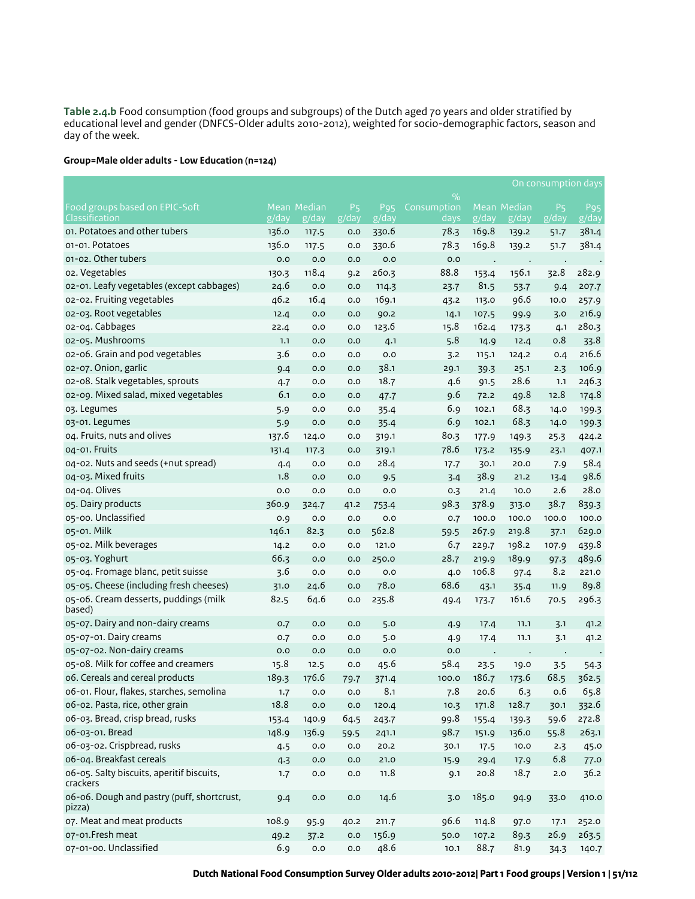**Table 2.4.b** Food consumption (food groups and subgroups) of the Dutch aged 70 years and older stratified by educational level and gender (DNFCS-Older adults 2010-2012), weighted for socio-demographic factors, season and day of the week.

**Group=Male older adults - Low Education (n=124)**

| | | | | | | On consumption days | | | |
|---|---|---|---|---|---|---|---|---|---|
| Food groups based on EPIC-Soft Classification | Mean g/day | Median g/day | P5 g/day | P95 g/day | % Consumption days | Mean g/day | Median g/day | P5 g/day | P95 g/day |
| 01. Potatoes and other tubers | 136.0 | 117.5 | 0.0 | 330.6 | 78.3 | 169.8 | 139.2 | 51.7 | 381.4 |
| 01-01. Potatoes | 136.0 | 117.5 | 0.0 | 330.6 | 78.3 | 169.8 | 139.2 | 51.7 | 381.4 |
| 01-02. Other tubers | 0.0 | 0.0 | 0.0 | 0.0 | 0.0 | . | . | . | . |
| 02. Vegetables | 130.3 | 118.4 | 9.2 | 260.3 | 88.8 | 153.4 | 156.1 | 32.8 | 282.9 |
| 02-01. Leafy vegetables (except cabbages) | 24.6 | 0.0 | 0.0 | 114.3 | 23.7 | 81.5 | 53.7 | 9.4 | 207.7 |
| 02-02. Fruiting vegetables | 46.2 | 16.4 | 0.0 | 169.1 | 43.2 | 113.0 | 96.6 | 10.0 | 257.9 |
| 02-03. Root vegetables | 12.4 | 0.0 | 0.0 | 90.2 | 14.1 | 107.5 | 99.9 | 3.0 | 216.9 |
| 02-04. Cabbages | 22.4 | 0.0 | 0.0 | 123.6 | 15.8 | 162.4 | 173.3 | 4.1 | 280.3 |
| 02-05. Mushrooms | 1.1 | 0.0 | 0.0 | 4.1 | 5.8 | 14.9 | 12.4 | 0.8 | 33.8 |
| 02-06. Grain and pod vegetables | 3.6 | 0.0 | 0.0 | 0.0 | 3.2 | 115.1 | 124.2 | 0.4 | 216.6 |
| 02-07. Onion, garlic | 9.4 | 0.0 | 0.0 | 38.1 | 29.1 | 39.3 | 25.1 | 2.3 | 106.9 |
| 02-08. Stalk vegetables, sprouts | 4.7 | 0.0 | 0.0 | 18.7 | 4.6 | 91.5 | 28.6 | 1.1 | 246.3 |
| 02-09. Mixed salad, mixed vegetables | 6.1 | 0.0 | 0.0 | 47.7 | 9.6 | 72.2 | 49.8 | 12.8 | 174.8 |
| 03. Legumes | 5.9 | 0.0 | 0.0 | 35.4 | 6.9 | 102.1 | 68.3 | 14.0 | 199.3 |
| 03-01. Legumes | 5.9 | 0.0 | 0.0 | 35.4 | 6.9 | 102.1 | 68.3 | 14.0 | 199.3 |
| 04. Fruits, nuts and olives | 137.6 | 124.0 | 0.0 | 319.1 | 80.3 | 177.9 | 149.3 | 25.3 | 424.2 |
| 04-01. Fruits | 131.4 | 117.3 | 0.0 | 319.1 | 78.6 | 173.2 | 135.9 | 23.1 | 407.1 |
| 04-02. Nuts and seeds (+nut spread) | 4.4 | 0.0 | 0.0 | 28.4 | 17.7 | 30.1 | 20.0 | 7.9 | 58.4 |
| 04-03. Mixed fruits | 1.8 | 0.0 | 0.0 | 9.5 | 3.4 | 38.9 | 21.2 | 13.4 | 98.6 |
| 04-04. Olives | 0.0 | 0.0 | 0.0 | 0.0 | 0.3 | 21.4 | 10.0 | 2.6 | 28.0 |
| 05. Dairy products | 360.9 | 324.7 | 41.2 | 753.4 | 98.3 | 378.9 | 313.0 | 38.7 | 839.3 |
| 05-00. Unclassified | 0.9 | 0.0 | 0.0 | 0.0 | 0.7 | 100.0 | 100.0 | 100.0 | 100.0 |
| 05-01. Milk | 146.1 | 82.3 | 0.0 | 562.8 | 59.5 | 267.9 | 219.8 | 37.1 | 629.0 |
| 05-02. Milk beverages | 14.2 | 0.0 | 0.0 | 121.0 | 6.7 | 229.7 | 198.2 | 107.9 | 439.8 |
| 05-03. Yoghurt | 66.3 | 0.0 | 0.0 | 250.0 | 28.7 | 219.9 | 189.9 | 97.3 | 489.6 |
| 05-04. Fromage blanc, petit suisse | 3.6 | 0.0 | 0.0 | 0.0 | 4.0 | 106.8 | 97.4 | 8.2 | 221.0 |
| 05-05. Cheese (including fresh cheeses) | 31.0 | 24.6 | 0.0 | 78.0 | 68.6 | 43.1 | 35.4 | 11.9 | 89.8 |
| 05-06. Cream desserts, puddings (milk based) | 82.5 | 64.6 | 0.0 | 235.8 | 49.4 | 173.7 | 161.6 | 70.5 | 296.3 |
| 05-07. Dairy and non-dairy creams | 0.7 | 0.0 | 0.0 | 5.0 | 4.9 | 17.4 | 11.1 | 3.1 | 41.2 |
| 05-07-01. Dairy creams | 0.7 | 0.0 | 0.0 | 5.0 | 4.9 | 17.4 | 11.1 | 3.1 | 41.2 |
| 05-07-02. Non-dairy creams | 0.0 | 0.0 | 0.0 | 0.0 | 0.0 | . | . | . | . |
| 05-08. Milk for coffee and creamers | 15.8 | 12.5 | 0.0 | 45.6 | 58.4 | 23.5 | 19.0 | 3.5 | 54.3 |
| 06. Cereals and cereal products | 189.3 | 176.6 | 79.7 | 371.4 | 100.0 | 186.7 | 173.6 | 68.5 | 362.5 |
| 06-01. Flour, flakes, starches, semolina | 1.7 | 0.0 | 0.0 | 8.1 | 7.8 | 20.6 | 6.3 | 0.6 | 65.8 |
| 06-02. Pasta, rice, other grain | 18.8 | 0.0 | 0.0 | 120.4 | 10.3 | 171.8 | 128.7 | 30.1 | 332.6 |
| 06-03. Bread, crisp bread, rusks | 153.4 | 140.9 | 64.5 | 243.7 | 99.8 | 155.4 | 139.3 | 59.6 | 272.8 |
| 06-03-01. Bread | 148.9 | 136.9 | 59.5 | 241.1 | 98.7 | 151.9 | 136.0 | 55.8 | 263.1 |
| 06-03-02. Crispbread, rusks | 4.5 | 0.0 | 0.0 | 20.2 | 30.1 | 17.5 | 10.0 | 2.3 | 45.0 |
| 06-04. Breakfast cereals | 4.3 | 0.0 | 0.0 | 21.0 | 15.9 | 29.4 | 17.9 | 6.8 | 77.0 |
| 06-05. Salty biscuits, aperitif biscuits, crackers | 1.7 | 0.0 | 0.0 | 11.8 | 9.1 | 20.8 | 18.7 | 2.0 | 36.2 |
| 06-06. Dough and pastry (puff, shortcrust, pizza) | 9.4 | 0.0 | 0.0 | 14.6 | 3.0 | 185.0 | 94.9 | 33.0 | 410.0 |
| 07. Meat and meat products | 108.9 | 95.9 | 40.2 | 211.7 | 96.6 | 114.8 | 97.0 | 17.1 | 252.0 |
| 07-01.Fresh meat | 49.2 | 37.2 | 0.0 | 156.9 | 50.0 | 107.2 | 89.3 | 26.9 | 263.5 |
| 07-01-00. Unclassified | 6.9 | 0.0 | 0.0 | 48.6 | 10.1 | 88.7 | 81.9 | 34.3 | 140.7 |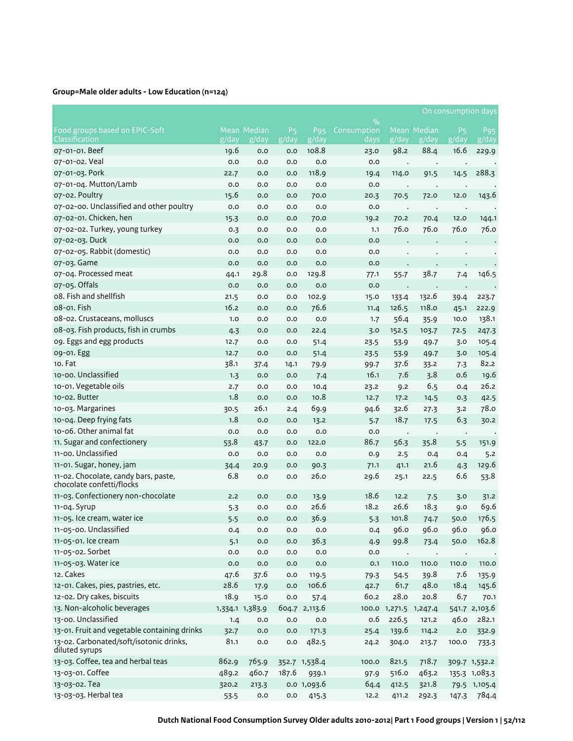**Group=Male older adults - Low Education (n=124)**

| Food groups based on EPIC-Soft Classification | Mean g/day | Median g/day | P5 g/day | P95 g/day | % Consumption days | On consumption days Mean g/day | Median g/day | P5 g/day | P95 g/day |
|---|---|---|---|---|---|---|---|---|---|
| 07-01-01. Beef | 19.6 | 0.0 | 0.0 | 108.8 | 23.0 | 98.2 | 88.4 | 16.6 | 229.9 |
| 07-01-02. Veal | 0.0 | 0.0 | 0.0 | 0.0 | 0.0 | . | . | . | . |
| 07-01-03. Pork | 22.7 | 0.0 | 0.0 | 118.9 | 19.4 | 114.0 | 91.5 | 14.5 | 288.3 |
| 07-01-04. Mutton/Lamb | 0.0 | 0.0 | 0.0 | 0.0 | 0.0 | . | . | . | . |
| 07-02. Poultry | 15.6 | 0.0 | 0.0 | 70.0 | 20.3 | 70.5 | 72.0 | 12.0 | 143.6 |
| 07-02-00. Unclassified and other poultry | 0.0 | 0.0 | 0.0 | 0.0 | 0.0 | . | . | . | . |
| 07-02-01. Chicken, hen | 15.3 | 0.0 | 0.0 | 70.0 | 19.2 | 70.2 | 70.4 | 12.0 | 144.1 |
| 07-02-02. Turkey, young turkey | 0.3 | 0.0 | 0.0 | 0.0 | 1.1 | 76.0 | 76.0 | 76.0 | 76.0 |
| 07-02-03. Duck | 0.0 | 0.0 | 0.0 | 0.0 | 0.0 | . | . | . | . |
| 07-02-05. Rabbit (domestic) | 0.0 | 0.0 | 0.0 | 0.0 | 0.0 | . | . | . | . |
| 07-03. Game | 0.0 | 0.0 | 0.0 | 0.0 | 0.0 | . | . | . | . |
| 07-04. Processed meat | 44.1 | 29.8 | 0.0 | 129.8 | 77.1 | 55.7 | 38.7 | 7.4 | 146.5 |
| 07-05. Offals | 0.0 | 0.0 | 0.0 | 0.0 | 0.0 | . | . | . | . |
| 08. Fish and shellfish | 21.5 | 0.0 | 0.0 | 102.9 | 15.0 | 133.4 | 132.6 | 39.4 | 223.7 |
| 08-01. Fish | 16.2 | 0.0 | 0.0 | 76.6 | 11.4 | 126.5 | 118.0 | 45.1 | 222.9 |
| 08-02. Crustaceans, molluscs | 1.0 | 0.0 | 0.0 | 0.0 | 1.7 | 56.4 | 35.9 | 10.0 | 138.1 |
| 08-03. Fish products, fish in crumbs | 4.3 | 0.0 | 0.0 | 22.4 | 3.0 | 152.5 | 103.7 | 72.5 | 247.3 |
| 09. Eggs and egg products | 12.7 | 0.0 | 0.0 | 51.4 | 23.5 | 53.9 | 49.7 | 3.0 | 105.4 |
| 09-01. Egg | 12.7 | 0.0 | 0.0 | 51.4 | 23.5 | 53.9 | 49.7 | 3.0 | 105.4 |
| 10. Fat | 38.1 | 37.4 | 14.1 | 79.9 | 99.7 | 37.6 | 33.2 | 7.3 | 82.2 |
| 10-00. Unclassified | 1.3 | 0.0 | 0.0 | 7.4 | 16.1 | 7.6 | 3.8 | 0.6 | 19.6 |
| 10-01. Vegetable oils | 2.7 | 0.0 | 0.0 | 10.4 | 23.2 | 9.2 | 6.5 | 0.4 | 26.2 |
| 10-02. Butter | 1.8 | 0.0 | 0.0 | 10.8 | 12.7 | 17.2 | 14.5 | 0.3 | 42.5 |
| 10-03. Margarines | 30.5 | 26.1 | 2.4 | 69.9 | 94.6 | 32.6 | 27.3 | 3.2 | 78.0 |
| 10-04. Deep frying fats | 1.8 | 0.0 | 0.0 | 13.2 | 5.7 | 18.7 | 17.5 | 6.3 | 30.2 |
| 10-06. Other animal fat | 0.0 | 0.0 | 0.0 | 0.0 | 0.0 | . | . | . | . |
| 11. Sugar and confectionery | 53.8 | 43.7 | 0.0 | 122.0 | 86.7 | 56.3 | 35.8 | 5.5 | 151.9 |
| 11-00. Unclassified | 0.0 | 0.0 | 0.0 | 0.0 | 0.9 | 2.5 | 0.4 | 0.4 | 5.2 |
| 11-01. Sugar, honey, jam | 34.4 | 20.9 | 0.0 | 90.3 | 71.1 | 41.1 | 21.6 | 4.3 | 129.6 |
| 11-02. Chocolate, candy bars, paste, chocolate confetti/flocks | 6.8 | 0.0 | 0.0 | 26.0 | 29.6 | 25.1 | 22.5 | 6.6 | 53.8 |
| 11-03. Confectionery non-chocolate | 2.2 | 0.0 | 0.0 | 13.9 | 18.6 | 12.2 | 7.5 | 3.0 | 31.2 |
| 11-04. Syrup | 5.3 | 0.0 | 0.0 | 26.6 | 18.2 | 26.6 | 18.3 | 9.0 | 69.6 |
| 11-05. Ice cream, water ice | 5.5 | 0.0 | 0.0 | 36.9 | 5.3 | 101.8 | 74.7 | 50.0 | 176.5 |
| 11-05-00. Unclassified | 0.4 | 0.0 | 0.0 | 0.0 | 0.4 | 96.0 | 96.0 | 96.0 | 96.0 |
| 11-05-01. Ice cream | 5.1 | 0.0 | 0.0 | 36.3 | 4.9 | 99.8 | 73.4 | 50.0 | 162.8 |
| 11-05-02. Sorbet | 0.0 | 0.0 | 0.0 | 0.0 | 0.0 | . | . | . | . |
| 11-05-03. Water ice | 0.0 | 0.0 | 0.0 | 0.0 | 0.1 | 110.0 | 110.0 | 110.0 | 110.0 |
| 12. Cakes | 47.6 | 37.6 | 0.0 | 119.5 | 79.3 | 54.5 | 39.8 | 7.6 | 135.9 |
| 12-01. Cakes, pies, pastries, etc. | 28.6 | 17.9 | 0.0 | 106.6 | 42.7 | 61.7 | 48.0 | 18.4 | 145.6 |
| 12-02. Dry cakes, biscuits | 18.9 | 15.0 | 0.0 | 57.4 | 60.2 | 28.0 | 20.8 | 6.7 | 70.1 |
| 13. Non-alcoholic beverages | 1,334.1 | 1,383.9 | 604.7 | 2,113.6 | 100.0 | 1,271.5 | 1,247.4 | 541.7 | 2,103.6 |
| 13-00. Unclassified | 1.4 | 0.0 | 0.0 | 0.0 | 0.6 | 226.5 | 121.2 | 46.0 | 282.1 |
| 13-01. Fruit and vegetable containing drinks | 32.7 | 0.0 | 0.0 | 171.3 | 25.4 | 139.6 | 114.2 | 2.0 | 332.9 |
| 13-02. Carbonated/soft/isotonic drinks, diluted syrups | 81.1 | 0.0 | 0.0 | 482.5 | 24.2 | 304.0 | 213.7 | 100.0 | 733.3 |
| 13-03. Coffee, tea and herbal teas | 862.9 | 765.9 | 352.7 | 1,538.4 | 100.0 | 821.5 | 718.7 | 309.7 | 1,532.2 |
| 13-03-01. Coffee | 489.2 | 460.7 | 187.6 | 939.1 | 97.9 | 516.0 | 463.2 | 135.3 | 1,083.3 |
| 13-03-02. Tea | 320.2 | 213.3 | 0.0 | 1,093.6 | 64.4 | 412.5 | 321.8 | 79.5 | 1,105.4 |
| 13-03-03. Herbal tea | 53.5 | 0.0 | 0.0 | 415.3 | 12.2 | 411.2 | 292.3 | 147.3 | 784.4 |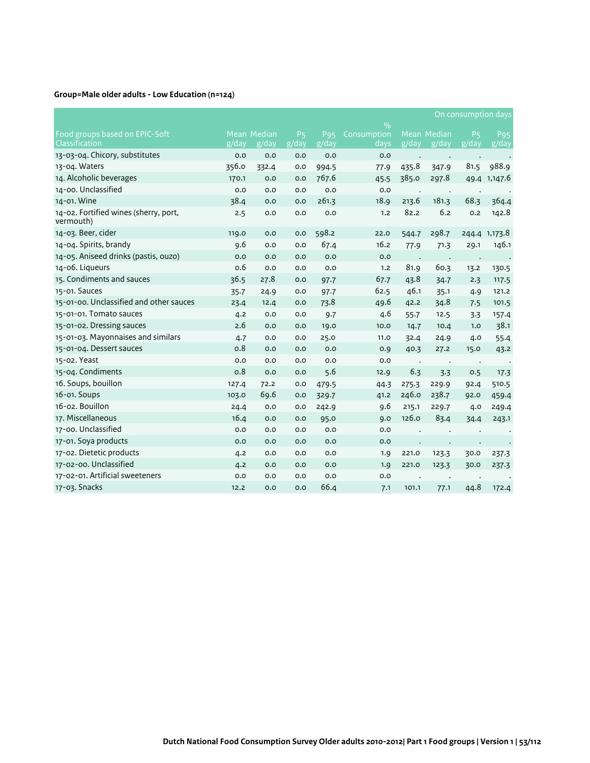**Group=Male older adults - Low Education (n=124)**

| Food groups based on EPIC-Soft Classification | Mean g/day | Median g/day | P5 g/day | P95 g/day | % Consumption days | On consumption days Mean g/day | Median g/day | P5 g/day | P95 g/day |
|---|---|---|---|---|---|---|---|---|---|
| 13-03-04. Chicory, substitutes | 0.0 | 0.0 | 0.0 | 0.0 | 0.0 | . | . | . | . |
| 13-04. Waters | 356.0 | 332.4 | 0.0 | 994.5 | 77.9 | 435.8 | 347.9 | 81.5 | 988.9 |
| 14. Alcoholic beverages | 170.1 | 0.0 | 0.0 | 767.6 | 45.5 | 385.0 | 297.8 | 49.4 | 1,147.6 |
| 14-00. Unclassified | 0.0 | 0.0 | 0.0 | 0.0 | 0.0 | . | . | . | . |
| 14-01. Wine | 38.4 | 0.0 | 0.0 | 261.3 | 18.9 | 213.6 | 181.3 | 68.3 | 364.4 |
| 14-02. Fortified wines (sherry, port, vermouth) | 2.5 | 0.0 | 0.0 | 0.0 | 1.2 | 82.2 | 6.2 | 0.2 | 142.8 |
| 14-03. Beer, cider | 119.0 | 0.0 | 0.0 | 598.2 | 22.0 | 544.7 | 298.7 | 244.4 | 1,173.8 |
| 14-04. Spirits, brandy | 9.6 | 0.0 | 0.0 | 67.4 | 16.2 | 77.9 | 71.3 | 29.1 | 146.1 |
| 14-05. Aniseed drinks (pastis, ouzo) | 0.0 | 0.0 | 0.0 | 0.0 | 0.0 | . | . | . | . |
| 14-06. Liqueurs | 0.6 | 0.0 | 0.0 | 0.0 | 1.2 | 81.9 | 60.3 | 13.2 | 130.5 |
| 15. Condiments and sauces | 36.5 | 27.8 | 0.0 | 97.7 | 67.7 | 43.8 | 34.7 | 2.3 | 117.5 |
| 15-01. Sauces | 35.7 | 24.9 | 0.0 | 97.7 | 62.5 | 46.1 | 35.1 | 4.9 | 121.2 |
| 15-01-00. Unclassified and other sauces | 23.4 | 12.4 | 0.0 | 73.8 | 49.6 | 42.2 | 34.8 | 7.5 | 101.5 |
| 15-01-01. Tomato sauces | 4.2 | 0.0 | 0.0 | 9.7 | 4.6 | 55.7 | 12.5 | 3.3 | 157.4 |
| 15-01-02. Dressing sauces | 2.6 | 0.0 | 0.0 | 19.0 | 10.0 | 14.7 | 10.4 | 1.0 | 38.1 |
| 15-01-03. Mayonnaises and similars | 4.7 | 0.0 | 0.0 | 25.0 | 11.0 | 32.4 | 24.9 | 4.0 | 55.4 |
| 15-01-04. Dessert sauces | 0.8 | 0.0 | 0.0 | 0.0 | 0.9 | 40.3 | 27.2 | 15.0 | 43.2 |
| 15-02. Yeast | 0.0 | 0.0 | 0.0 | 0.0 | 0.0 | . | . | . | . |
| 15-04. Condiments | 0.8 | 0.0 | 0.0 | 5.6 | 12.9 | 6.3 | 3.3 | 0.5 | 17.3 |
| 16. Soups, bouillon | 127.4 | 72.2 | 0.0 | 479.5 | 44.3 | 275.3 | 229.9 | 92.4 | 510.5 |
| 16-01. Soups | 103.0 | 69.6 | 0.0 | 329.7 | 41.2 | 246.0 | 238.7 | 92.0 | 459.4 |
| 16-02. Bouillon | 24.4 | 0.0 | 0.0 | 242.9 | 9.6 | 215.1 | 229.7 | 4.0 | 249.4 |
| 17. Miscellaneous | 16.4 | 0.0 | 0.0 | 95.0 | 9.0 | 126.0 | 83.4 | 34.4 | 243.1 |
| 17-00. Unclassified | 0.0 | 0.0 | 0.0 | 0.0 | 0.0 | . | . | . | . |
| 17-01. Soya products | 0.0 | 0.0 | 0.0 | 0.0 | 0.0 | . | . | . | . |
| 17-02. Dietetic products | 4.2 | 0.0 | 0.0 | 0.0 | 1.9 | 221.0 | 123.3 | 30.0 | 237.3 |
| 17-02-00. Unclassified | 4.2 | 0.0 | 0.0 | 0.0 | 1.9 | 221.0 | 123.3 | 30.0 | 237.3 |
| 17-02-01. Artificial sweeteners | 0.0 | 0.0 | 0.0 | 0.0 | 0.0 | . | . | . | . |
| 17-03. Snacks | 12.2 | 0.0 | 0.0 | 66.4 | 7.1 | 101.1 | 77.1 | 44.8 | 172.4 |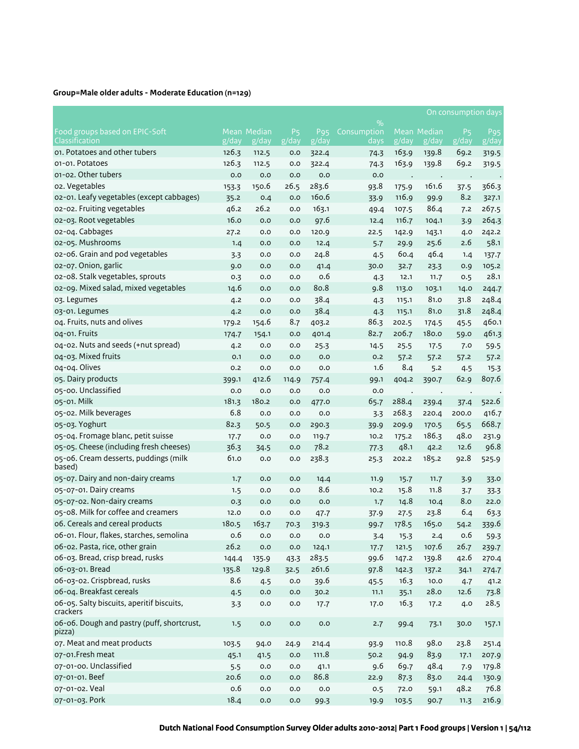**Group=Male older adults - Moderate Education (n=129)**

| Food groups based on EPIC-Soft Classification | Mean g/day | Median g/day | P5 g/day | P95 g/day | % Consumption days | On consumption days Mean g/day | Median g/day | P5 g/day | P95 g/day |
|---|---|---|---|---|---|---|---|---|---|
| 01. Potatoes and other tubers | 126.3 | 112.5 | 0.0 | 322.4 | 74.3 | 163.9 | 139.8 | 69.2 | 319.5 |
| 01-01. Potatoes | 126.3 | 112.5 | 0.0 | 322.4 | 74.3 | 163.9 | 139.8 | 69.2 | 319.5 |
| 01-02. Other tubers | 0.0 | 0.0 | 0.0 | 0.0 | 0.0 | . | . | . | . |
| 02. Vegetables | 153.3 | 150.6 | 26.5 | 283.6 | 93.8 | 175.9 | 161.6 | 37.5 | 366.3 |
| 02-01. Leafy vegetables (except cabbages) | 35.2 | 0.4 | 0.0 | 160.6 | 33.9 | 116.9 | 99.9 | 8.2 | 327.1 |
| 02-02. Fruiting vegetables | 46.2 | 26.2 | 0.0 | 163.1 | 49.4 | 107.5 | 86.4 | 7.2 | 267.5 |
| 02-03. Root vegetables | 16.0 | 0.0 | 0.0 | 97.6 | 12.4 | 116.7 | 104.1 | 3.9 | 264.3 |
| 02-04. Cabbages | 27.2 | 0.0 | 0.0 | 120.9 | 22.5 | 142.9 | 143.1 | 4.0 | 242.2 |
| 02-05. Mushrooms | 1.4 | 0.0 | 0.0 | 12.4 | 5.7 | 29.9 | 25.6 | 2.6 | 58.1 |
| 02-06. Grain and pod vegetables | 3.3 | 0.0 | 0.0 | 24.8 | 4.5 | 60.4 | 46.4 | 1.4 | 137.7 |
| 02-07. Onion, garlic | 9.0 | 0.0 | 0.0 | 41.4 | 30.0 | 32.7 | 23.3 | 0.9 | 105.2 |
| 02-08. Stalk vegetables, sprouts | 0.3 | 0.0 | 0.0 | 0.6 | 4.3 | 12.1 | 11.7 | 0.5 | 28.1 |
| 02-09. Mixed salad, mixed vegetables | 14.6 | 0.0 | 0.0 | 80.8 | 9.8 | 113.0 | 103.1 | 14.0 | 244.7 |
| 03. Legumes | 4.2 | 0.0 | 0.0 | 38.4 | 4.3 | 115.1 | 81.0 | 31.8 | 248.4 |
| 03-01. Legumes | 4.2 | 0.0 | 0.0 | 38.4 | 4.3 | 115.1 | 81.0 | 31.8 | 248.4 |
| 04. Fruits, nuts and olives | 179.2 | 154.6 | 8.7 | 403.2 | 86.3 | 202.5 | 174.5 | 45.5 | 460.1 |
| 04-01. Fruits | 174.7 | 154.1 | 0.0 | 401.4 | 82.7 | 206.7 | 180.0 | 59.0 | 461.3 |
| 04-02. Nuts and seeds (+nut spread) | 4.2 | 0.0 | 0.0 | 25.3 | 14.5 | 25.5 | 17.5 | 7.0 | 59.5 |
| 04-03. Mixed fruits | 0.1 | 0.0 | 0.0 | 0.0 | 0.2 | 57.2 | 57.2 | 57.2 | 57.2 |
| 04-04. Olives | 0.2 | 0.0 | 0.0 | 0.0 | 1.6 | 8.4 | 5.2 | 4.5 | 15.3 |
| 05. Dairy products | 399.1 | 412.6 | 114.9 | 757.4 | 99.1 | 404.2 | 390.7 | 62.9 | 807.6 |
| 05-00. Unclassified | 0.0 | 0.0 | 0.0 | 0.0 | 0.0 | . | . | . | . |
| 05-01. Milk | 181.3 | 180.2 | 0.0 | 477.0 | 65.7 | 288.4 | 239.4 | 37.4 | 522.6 |
| 05-02. Milk beverages | 6.8 | 0.0 | 0.0 | 0.0 | 3.3 | 268.3 | 220.4 | 200.0 | 416.7 |
| 05-03. Yoghurt | 82.3 | 50.5 | 0.0 | 290.3 | 39.9 | 209.9 | 170.5 | 65.5 | 668.7 |
| 05-04. Fromage blanc, petit suisse | 17.7 | 0.0 | 0.0 | 119.7 | 10.2 | 175.2 | 186.3 | 48.0 | 231.9 |
| 05-05. Cheese (including fresh cheeses) | 36.3 | 34.5 | 0.0 | 78.2 | 77.3 | 48.1 | 42.2 | 12.6 | 96.8 |
| 05-06. Cream desserts, puddings (milk based) | 61.0 | 0.0 | 0.0 | 238.3 | 25.3 | 202.2 | 185.2 | 92.8 | 525.9 |
| 05-07. Dairy and non-dairy creams | 1.7 | 0.0 | 0.0 | 14.4 | 11.9 | 15.7 | 11.7 | 3.9 | 33.0 |
| 05-07-01. Dairy creams | 1.5 | 0.0 | 0.0 | 8.6 | 10.2 | 15.8 | 11.8 | 3.7 | 33.3 |
| 05-07-02. Non-dairy creams | 0.3 | 0.0 | 0.0 | 0.0 | 1.7 | 14.8 | 10.4 | 8.0 | 22.0 |
| 05-08. Milk for coffee and creamers | 12.0 | 0.0 | 0.0 | 47.7 | 37.9 | 27.5 | 23.8 | 6.4 | 63.3 |
| 06. Cereals and cereal products | 180.5 | 163.7 | 70.3 | 319.3 | 99.7 | 178.5 | 165.0 | 54.2 | 339.6 |
| 06-01. Flour, flakes, starches, semolina | 0.6 | 0.0 | 0.0 | 0.0 | 3.4 | 15.3 | 2.4 | 0.6 | 59.3 |
| 06-02. Pasta, rice, other grain | 26.2 | 0.0 | 0.0 | 124.1 | 17.7 | 121.5 | 107.6 | 26.7 | 239.7 |
| 06-03. Bread, crisp bread, rusks | 144.4 | 135.9 | 43.3 | 283.5 | 99.6 | 147.2 | 139.8 | 42.6 | 270.4 |
| 06-03-01. Bread | 135.8 | 129.8 | 32.5 | 261.6 | 97.8 | 142.3 | 137.2 | 34.1 | 274.7 |
| 06-03-02. Crispbread, rusks | 8.6 | 4.5 | 0.0 | 39.6 | 45.5 | 16.3 | 10.0 | 4.7 | 41.2 |
| 06-04. Breakfast cereals | 4.5 | 0.0 | 0.0 | 30.2 | 11.1 | 35.1 | 28.0 | 12.6 | 73.8 |
| 06-05. Salty biscuits, aperitif biscuits, crackers | 3.3 | 0.0 | 0.0 | 17.7 | 17.0 | 16.3 | 17.2 | 4.0 | 28.5 |
| 06-06. Dough and pastry (puff, shortcrust, pizza) | 1.5 | 0.0 | 0.0 | 0.0 | 2.7 | 99.4 | 73.1 | 30.0 | 157.1 |
| 07. Meat and meat products | 103.5 | 94.0 | 24.9 | 214.4 | 93.9 | 110.8 | 98.0 | 23.8 | 251.4 |
| 07-01.Fresh meat | 45.1 | 41.5 | 0.0 | 111.8 | 50.2 | 94.9 | 83.9 | 17.1 | 207.9 |
| 07-01-00. Unclassified | 5.5 | 0.0 | 0.0 | 41.1 | 9.6 | 69.7 | 48.4 | 7.9 | 179.8 |
| 07-01-01. Beef | 20.6 | 0.0 | 0.0 | 86.8 | 22.9 | 87.3 | 83.0 | 24.4 | 130.9 |
| 07-01-02. Veal | 0.6 | 0.0 | 0.0 | 0.0 | 0.5 | 72.0 | 59.1 | 48.2 | 76.8 |
| 07-01-03. Pork | 18.4 | 0.0 | 0.0 | 99.3 | 19.9 | 103.5 | 90.7 | 11.3 | 216.9 |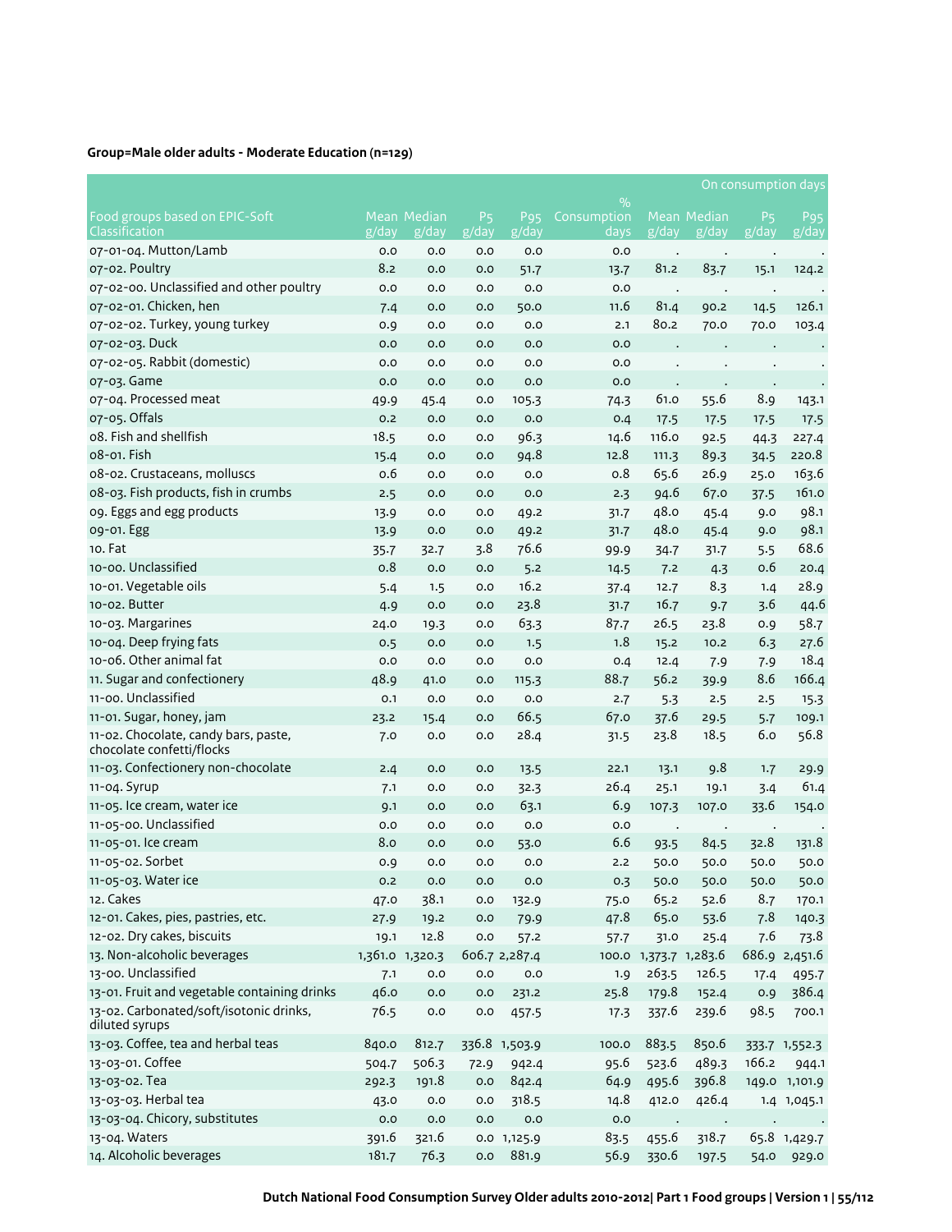**Group=Male older adults - Moderate Education (n=129)**

| Food groups based on EPIC-Soft Classification | Mean g/day | Median g/day | P5 g/day | P95 g/day | % Consumption days | On consumption days Mean g/day | Median g/day | P5 g/day | P95 g/day |
|---|---|---|---|---|---|---|---|---|---|
| 07-01-04. Mutton/Lamb | 0.0 | 0.0 | 0.0 | 0.0 | 0.0 | . | . | . | . |
| 07-02. Poultry | 8.2 | 0.0 | 0.0 | 51.7 | 13.7 | 81.2 | 83.7 | 15.1 | 124.2 |
| 07-02-00. Unclassified and other poultry | 0.0 | 0.0 | 0.0 | 0.0 | 0.0 | . | . | . | . |
| 07-02-01. Chicken, hen | 7.4 | 0.0 | 0.0 | 50.0 | 11.6 | 81.4 | 90.2 | 14.5 | 126.1 |
| 07-02-02. Turkey, young turkey | 0.9 | 0.0 | 0.0 | 0.0 | 2.1 | 80.2 | 70.0 | 70.0 | 103.4 |
| 07-02-03. Duck | 0.0 | 0.0 | 0.0 | 0.0 | 0.0 | . | . | . | . |
| 07-02-05. Rabbit (domestic) | 0.0 | 0.0 | 0.0 | 0.0 | 0.0 | . | . | . | . |
| 07-03. Game | 0.0 | 0.0 | 0.0 | 0.0 | 0.0 | . | . | . | . |
| 07-04. Processed meat | 49.9 | 45.4 | 0.0 | 105.3 | 74.3 | 61.0 | 55.6 | 8.9 | 143.1 |
| 07-05. Offals | 0.2 | 0.0 | 0.0 | 0.0 | 0.4 | 17.5 | 17.5 | 17.5 | 17.5 |
| 08. Fish and shellfish | 18.5 | 0.0 | 0.0 | 96.3 | 14.6 | 116.0 | 92.5 | 44.3 | 227.4 |
| 08-01. Fish | 15.4 | 0.0 | 0.0 | 94.8 | 12.8 | 111.3 | 89.3 | 34.5 | 220.8 |
| 08-02. Crustaceans, molluscs | 0.6 | 0.0 | 0.0 | 0.0 | 0.8 | 65.6 | 26.9 | 25.0 | 163.6 |
| 08-03. Fish products, fish in crumbs | 2.5 | 0.0 | 0.0 | 0.0 | 2.3 | 94.6 | 67.0 | 37.5 | 161.0 |
| 09. Eggs and egg products | 13.9 | 0.0 | 0.0 | 49.2 | 31.7 | 48.0 | 45.4 | 9.0 | 98.1 |
| 09-01. Egg | 13.9 | 0.0 | 0.0 | 49.2 | 31.7 | 48.0 | 45.4 | 9.0 | 98.1 |
| 10. Fat | 35.7 | 32.7 | 3.8 | 76.6 | 99.9 | 34.7 | 31.7 | 5.5 | 68.6 |
| 10-00. Unclassified | 0.8 | 0.0 | 0.0 | 5.2 | 14.5 | 7.2 | 4.3 | 0.6 | 20.4 |
| 10-01. Vegetable oils | 5.4 | 1.5 | 0.0 | 16.2 | 37.4 | 12.7 | 8.3 | 1.4 | 28.9 |
| 10-02. Butter | 4.9 | 0.0 | 0.0 | 23.8 | 31.7 | 16.7 | 9.7 | 3.6 | 44.6 |
| 10-03. Margarines | 24.0 | 19.3 | 0.0 | 63.3 | 87.7 | 26.5 | 23.8 | 0.9 | 58.7 |
| 10-04. Deep frying fats | 0.5 | 0.0 | 0.0 | 1.5 | 1.8 | 15.2 | 10.2 | 6.3 | 27.6 |
| 10-06. Other animal fat | 0.0 | 0.0 | 0.0 | 0.0 | 0.4 | 12.4 | 7.9 | 7.9 | 18.4 |
| 11. Sugar and confectionery | 48.9 | 41.0 | 0.0 | 115.3 | 88.7 | 56.2 | 39.9 | 8.6 | 166.4 |
| 11-00. Unclassified | 0.1 | 0.0 | 0.0 | 0.0 | 2.7 | 5.3 | 2.5 | 2.5 | 15.3 |
| 11-01. Sugar, honey, jam | 23.2 | 15.4 | 0.0 | 66.5 | 67.0 | 37.6 | 29.5 | 5.7 | 109.1 |
| 11-02. Chocolate, candy bars, paste, chocolate confetti/flocks | 7.0 | 0.0 | 0.0 | 28.4 | 31.5 | 23.8 | 18.5 | 6.0 | 56.8 |
| 11-03. Confectionery non-chocolate | 2.4 | 0.0 | 0.0 | 13.5 | 22.1 | 13.1 | 9.8 | 1.7 | 29.9 |
| 11-04. Syrup | 7.1 | 0.0 | 0.0 | 32.3 | 26.4 | 25.1 | 19.1 | 3.4 | 61.4 |
| 11-05. Ice cream, water ice | 9.1 | 0.0 | 0.0 | 63.1 | 6.9 | 107.3 | 107.0 | 33.6 | 154.0 |
| 11-05-00. Unclassified | 0.0 | 0.0 | 0.0 | 0.0 | 0.0 | . | . | . | . |
| 11-05-01. Ice cream | 8.0 | 0.0 | 0.0 | 53.0 | 6.6 | 93.5 | 84.5 | 32.8 | 131.8 |
| 11-05-02. Sorbet | 0.9 | 0.0 | 0.0 | 0.0 | 2.2 | 50.0 | 50.0 | 50.0 | 50.0 |
| 11-05-03. Water ice | 0.2 | 0.0 | 0.0 | 0.0 | 0.3 | 50.0 | 50.0 | 50.0 | 50.0 |
| 12. Cakes | 47.0 | 38.1 | 0.0 | 132.9 | 75.0 | 65.2 | 52.6 | 8.7 | 170.1 |
| 12-01. Cakes, pies, pastries, etc. | 27.9 | 19.2 | 0.0 | 79.9 | 47.8 | 65.0 | 53.6 | 7.8 | 140.3 |
| 12-02. Dry cakes, biscuits | 19.1 | 12.8 | 0.0 | 57.2 | 57.7 | 31.0 | 25.4 | 7.6 | 73.8 |
| 13. Non-alcoholic beverages | 1,361.0 | 1,320.3 | 606.7 | 2,287.4 | 100.0 | 1,373.7 | 1,283.6 | 686.9 | 2,451.6 |
| 13-00. Unclassified | 7.1 | 0.0 | 0.0 | 0.0 | 1.9 | 263.5 | 126.5 | 17.4 | 495.7 |
| 13-01. Fruit and vegetable containing drinks | 46.0 | 0.0 | 0.0 | 231.2 | 25.8 | 179.8 | 152.4 | 0.9 | 386.4 |
| 13-02. Carbonated/soft/isotonic drinks, diluted syrups | 76.5 | 0.0 | 0.0 | 457.5 | 17.3 | 337.6 | 239.6 | 98.5 | 700.1 |
| 13-03. Coffee, tea and herbal teas | 840.0 | 812.7 | 336.8 | 1,503.9 | 100.0 | 883.5 | 850.6 | 333.7 | 1,552.3 |
| 13-03-01. Coffee | 504.7 | 506.3 | 72.9 | 942.4 | 95.6 | 523.6 | 489.3 | 166.2 | 944.1 |
| 13-03-02. Tea | 292.3 | 191.8 | 0.0 | 842.4 | 64.9 | 495.6 | 396.8 | 149.0 | 1,101.9 |
| 13-03-03. Herbal tea | 43.0 | 0.0 | 0.0 | 318.5 | 14.8 | 412.0 | 426.4 | 1.4 | 1,045.1 |
| 13-03-04. Chicory, substitutes | 0.0 | 0.0 | 0.0 | 0.0 | 0.0 | . | . | . | . |
| 13-04. Waters | 391.6 | 321.6 | 0.0 | 1,125.9 | 83.5 | 455.6 | 318.7 | 65.8 | 1,429.7 |
| 14. Alcoholic beverages | 181.7 | 76.3 | 0.0 | 881.9 | 56.9 | 330.6 | 197.5 | 54.0 | 929.0 |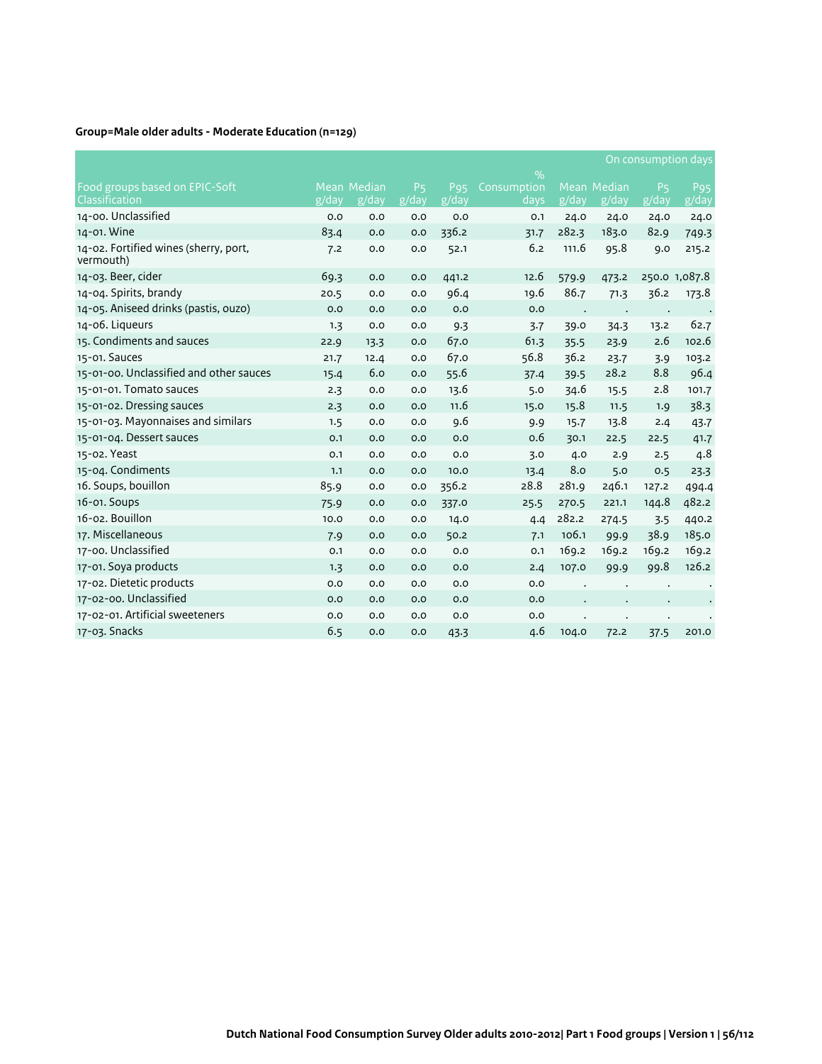**Group=Male older adults - Moderate Education (n=129)**

| Food groups based on EPIC-Soft Classification | Mean g/day | Median g/day | P5 g/day | P95 g/day | % Consumption days | On consumption days Mean g/day | On consumption days Median g/day | On consumption days P5 g/day | On consumption days P95 g/day |
|---|---|---|---|---|---|---|---|---|---|
| 14-00. Unclassified | 0.0 | 0.0 | 0.0 | 0.0 | 0.1 | 24.0 | 24.0 | 24.0 | 24.0 |
| 14-01. Wine | 83.4 | 0.0 | 0.0 | 336.2 | 31.7 | 282.3 | 183.0 | 82.9 | 749.3 |
| 14-02. Fortified wines (sherry, port, vermouth) | 7.2 | 0.0 | 0.0 | 52.1 | 6.2 | 111.6 | 95.8 | 9.0 | 215.2 |
| 14-03. Beer, cider | 69.3 | 0.0 | 0.0 | 441.2 | 12.6 | 579.9 | 473.2 | 250.0 | 1,087.8 |
| 14-04. Spirits, brandy | 20.5 | 0.0 | 0.0 | 96.4 | 19.6 | 86.7 | 71.3 | 36.2 | 173.8 |
| 14-05. Aniseed drinks (pastis, ouzo) | 0.0 | 0.0 | 0.0 | 0.0 | 0.0 | . | . | . | . |
| 14-06. Liqueurs | 1.3 | 0.0 | 0.0 | 9.3 | 3.7 | 39.0 | 34.3 | 13.2 | 62.7 |
| 15. Condiments and sauces | 22.9 | 13.3 | 0.0 | 67.0 | 61.3 | 35.5 | 23.9 | 2.6 | 102.6 |
| 15-01. Sauces | 21.7 | 12.4 | 0.0 | 67.0 | 56.8 | 36.2 | 23.7 | 3.9 | 103.2 |
| 15-01-00. Unclassified and other sauces | 15.4 | 6.0 | 0.0 | 55.6 | 37.4 | 39.5 | 28.2 | 8.8 | 96.4 |
| 15-01-01. Tomato sauces | 2.3 | 0.0 | 0.0 | 13.6 | 5.0 | 34.6 | 15.5 | 2.8 | 101.7 |
| 15-01-02. Dressing sauces | 2.3 | 0.0 | 0.0 | 11.6 | 15.0 | 15.8 | 11.5 | 1.9 | 38.3 |
| 15-01-03. Mayonnaises and similars | 1.5 | 0.0 | 0.0 | 9.6 | 9.9 | 15.7 | 13.8 | 2.4 | 43.7 |
| 15-01-04. Dessert sauces | 0.1 | 0.0 | 0.0 | 0.0 | 0.6 | 30.1 | 22.5 | 22.5 | 41.7 |
| 15-02. Yeast | 0.1 | 0.0 | 0.0 | 0.0 | 3.0 | 4.0 | 2.9 | 2.5 | 4.8 |
| 15-04. Condiments | 1.1 | 0.0 | 0.0 | 10.0 | 13.4 | 8.0 | 5.0 | 0.5 | 23.3 |
| 16. Soups, bouillon | 85.9 | 0.0 | 0.0 | 356.2 | 28.8 | 281.9 | 246.1 | 127.2 | 494.4 |
| 16-01. Soups | 75.9 | 0.0 | 0.0 | 337.0 | 25.5 | 270.5 | 221.1 | 144.8 | 482.2 |
| 16-02. Bouillon | 10.0 | 0.0 | 0.0 | 14.0 | 4.4 | 282.2 | 274.5 | 3.5 | 440.2 |
| 17. Miscellaneous | 7.9 | 0.0 | 0.0 | 50.2 | 7.1 | 106.1 | 99.9 | 38.9 | 185.0 |
| 17-00. Unclassified | 0.1 | 0.0 | 0.0 | 0.0 | 0.1 | 169.2 | 169.2 | 169.2 | 169.2 |
| 17-01. Soya products | 1.3 | 0.0 | 0.0 | 0.0 | 2.4 | 107.0 | 99.9 | 99.8 | 126.2 |
| 17-02. Dietetic products | 0.0 | 0.0 | 0.0 | 0.0 | 0.0 | . | . | . | . |
| 17-02-00. Unclassified | 0.0 | 0.0 | 0.0 | 0.0 | 0.0 | . | . | . | . |
| 17-02-01. Artificial sweeteners | 0.0 | 0.0 | 0.0 | 0.0 | 0.0 | . | . | . | . |
| 17-03. Snacks | 6.5 | 0.0 | 0.0 | 43.3 | 4.6 | 104.0 | 72.2 | 37.5 | 201.0 |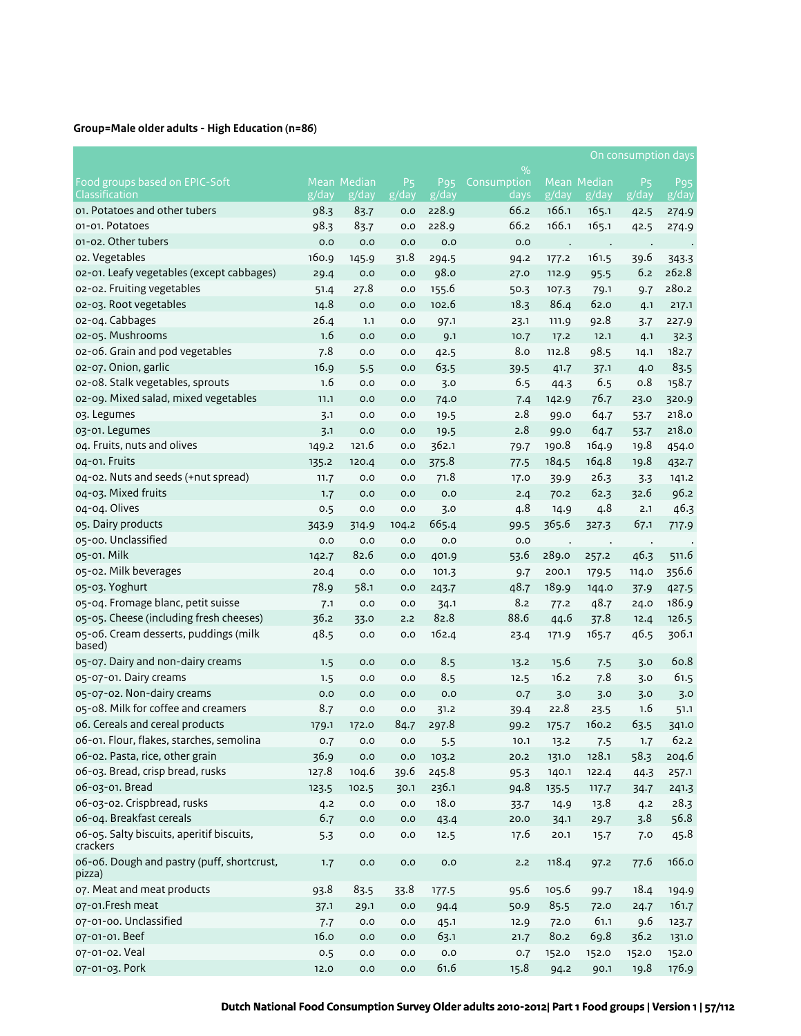**Group=Male older adults - High Education (n=86)**

| | | | | | | On consumption days | | | |
|---|---|---|---|---|---|---|---|---|---|
| Food groups based on EPIC-Soft Classification | Mean g/day | Median g/day | P5 g/day | P95 g/day | % Consumption days | Mean g/day | Median g/day | P5 g/day | P95 g/day |
| 01. Potatoes and other tubers | 98.3 | 83.7 | 0.0 | 228.9 | 66.2 | 166.1 | 165.1 | 42.5 | 274.9 |
| 01-01. Potatoes | 98.3 | 83.7 | 0.0 | 228.9 | 66.2 | 166.1 | 165.1 | 42.5 | 274.9 |
| 01-02. Other tubers | 0.0 | 0.0 | 0.0 | 0.0 | 0.0 | . | . | . | . |
| 02. Vegetables | 160.9 | 145.9 | 31.8 | 294.5 | 94.2 | 177.2 | 161.5 | 39.6 | 343.3 |
| 02-01. Leafy vegetables (except cabbages) | 29.4 | 0.0 | 0.0 | 98.0 | 27.0 | 112.9 | 95.5 | 6.2 | 262.8 |
| 02-02. Fruiting vegetables | 51.4 | 27.8 | 0.0 | 155.6 | 50.3 | 107.3 | 79.1 | 9.7 | 280.2 |
| 02-03. Root vegetables | 14.8 | 0.0 | 0.0 | 102.6 | 18.3 | 86.4 | 62.0 | 4.1 | 217.1 |
| 02-04. Cabbages | 26.4 | 1.1 | 0.0 | 97.1 | 23.1 | 111.9 | 92.8 | 3.7 | 227.9 |
| 02-05. Mushrooms | 1.6 | 0.0 | 0.0 | 9.1 | 10.7 | 17.2 | 12.1 | 4.1 | 32.3 |
| 02-06. Grain and pod vegetables | 7.8 | 0.0 | 0.0 | 42.5 | 8.0 | 112.8 | 98.5 | 14.1 | 182.7 |
| 02-07. Onion, garlic | 16.9 | 5.5 | 0.0 | 63.5 | 39.5 | 41.7 | 37.1 | 4.0 | 83.5 |
| 02-08. Stalk vegetables, sprouts | 1.6 | 0.0 | 0.0 | 3.0 | 6.5 | 44.3 | 6.5 | 0.8 | 158.7 |
| 02-09. Mixed salad, mixed vegetables | 11.1 | 0.0 | 0.0 | 74.0 | 7.4 | 142.9 | 76.7 | 23.0 | 320.9 |
| 03. Legumes | 3.1 | 0.0 | 0.0 | 19.5 | 2.8 | 99.0 | 64.7 | 53.7 | 218.0 |
| 03-01. Legumes | 3.1 | 0.0 | 0.0 | 19.5 | 2.8 | 99.0 | 64.7 | 53.7 | 218.0 |
| 04. Fruits, nuts and olives | 149.2 | 121.6 | 0.0 | 362.1 | 79.7 | 190.8 | 164.9 | 19.8 | 454.0 |
| 04-01. Fruits | 135.2 | 120.4 | 0.0 | 375.8 | 77.5 | 184.5 | 164.8 | 19.8 | 432.7 |
| 04-02. Nuts and seeds (+nut spread) | 11.7 | 0.0 | 0.0 | 71.8 | 17.0 | 39.9 | 26.3 | 3.3 | 141.2 |
| 04-03. Mixed fruits | 1.7 | 0.0 | 0.0 | 0.0 | 2.4 | 70.2 | 62.3 | 32.6 | 96.2 |
| 04-04. Olives | 0.5 | 0.0 | 0.0 | 3.0 | 4.8 | 14.9 | 4.8 | 2.1 | 46.3 |
| 05. Dairy products | 343.9 | 314.9 | 104.2 | 665.4 | 99.5 | 365.6 | 327.3 | 67.1 | 717.9 |
| 05-00. Unclassified | 0.0 | 0.0 | 0.0 | 0.0 | 0.0 | . | . | . | . |
| 05-01. Milk | 142.7 | 82.6 | 0.0 | 401.9 | 53.6 | 289.0 | 257.2 | 46.3 | 511.6 |
| 05-02. Milk beverages | 20.4 | 0.0 | 0.0 | 101.3 | 9.7 | 200.1 | 179.5 | 114.0 | 356.6 |
| 05-03. Yoghurt | 78.9 | 58.1 | 0.0 | 243.7 | 48.7 | 189.9 | 144.0 | 37.9 | 427.5 |
| 05-04. Fromage blanc, petit suisse | 7.1 | 0.0 | 0.0 | 34.1 | 8.2 | 77.2 | 48.7 | 24.0 | 186.9 |
| 05-05. Cheese (including fresh cheeses) | 36.2 | 33.0 | 2.2 | 82.8 | 88.6 | 44.6 | 37.8 | 12.4 | 126.5 |
| 05-06. Cream desserts, puddings (milk based) | 48.5 | 0.0 | 0.0 | 162.4 | 23.4 | 171.9 | 165.7 | 46.5 | 306.1 |
| 05-07. Dairy and non-dairy creams | 1.5 | 0.0 | 0.0 | 8.5 | 13.2 | 15.6 | 7.5 | 3.0 | 60.8 |
| 05-07-01. Dairy creams | 1.5 | 0.0 | 0.0 | 8.5 | 12.5 | 16.2 | 7.8 | 3.0 | 61.5 |
| 05-07-02. Non-dairy creams | 0.0 | 0.0 | 0.0 | 0.0 | 0.7 | 3.0 | 3.0 | 3.0 | 3.0 |
| 05-08. Milk for coffee and creamers | 8.7 | 0.0 | 0.0 | 31.2 | 39.4 | 22.8 | 23.5 | 1.6 | 51.1 |
| 06. Cereals and cereal products | 179.1 | 172.0 | 84.7 | 297.8 | 99.2 | 175.7 | 160.2 | 63.5 | 341.0 |
| 06-01. Flour, flakes, starches, semolina | 0.7 | 0.0 | 0.0 | 5.5 | 10.1 | 13.2 | 7.5 | 1.7 | 62.2 |
| 06-02. Pasta, rice, other grain | 36.9 | 0.0 | 0.0 | 103.2 | 20.2 | 131.0 | 128.1 | 58.3 | 204.6 |
| 06-03. Bread, crisp bread, rusks | 127.8 | 104.6 | 39.6 | 245.8 | 95.3 | 140.1 | 122.4 | 44.3 | 257.1 |
| 06-03-01. Bread | 123.5 | 102.5 | 30.1 | 236.1 | 94.8 | 135.5 | 117.7 | 34.7 | 241.3 |
| 06-03-02. Crispbread, rusks | 4.2 | 0.0 | 0.0 | 18.0 | 33.7 | 14.9 | 13.8 | 4.2 | 28.3 |
| 06-04. Breakfast cereals | 6.7 | 0.0 | 0.0 | 43.4 | 20.0 | 34.1 | 29.7 | 3.8 | 56.8 |
| 06-05. Salty biscuits, aperitif biscuits, crackers | 5.3 | 0.0 | 0.0 | 12.5 | 17.6 | 20.1 | 15.7 | 7.0 | 45.8 |
| 06-06. Dough and pastry (puff, shortcrust, pizza) | 1.7 | 0.0 | 0.0 | 0.0 | 2.2 | 118.4 | 97.2 | 77.6 | 166.0 |
| 07. Meat and meat products | 93.8 | 83.5 | 33.8 | 177.5 | 95.6 | 105.6 | 99.7 | 18.4 | 194.9 |
| 07-01.Fresh meat | 37.1 | 29.1 | 0.0 | 94.4 | 50.9 | 85.5 | 72.0 | 24.7 | 161.7 |
| 07-01-00. Unclassified | 7.7 | 0.0 | 0.0 | 45.1 | 12.9 | 72.0 | 61.1 | 9.6 | 123.7 |
| 07-01-01. Beef | 16.0 | 0.0 | 0.0 | 63.1 | 21.7 | 80.2 | 69.8 | 36.2 | 131.0 |
| 07-01-02. Veal | 0.5 | 0.0 | 0.0 | 0.0 | 0.7 | 152.0 | 152.0 | 152.0 | 152.0 |
| 07-01-03. Pork | 12.0 | 0.0 | 0.0 | 61.6 | 15.8 | 94.2 | 90.1 | 19.8 | 176.9 |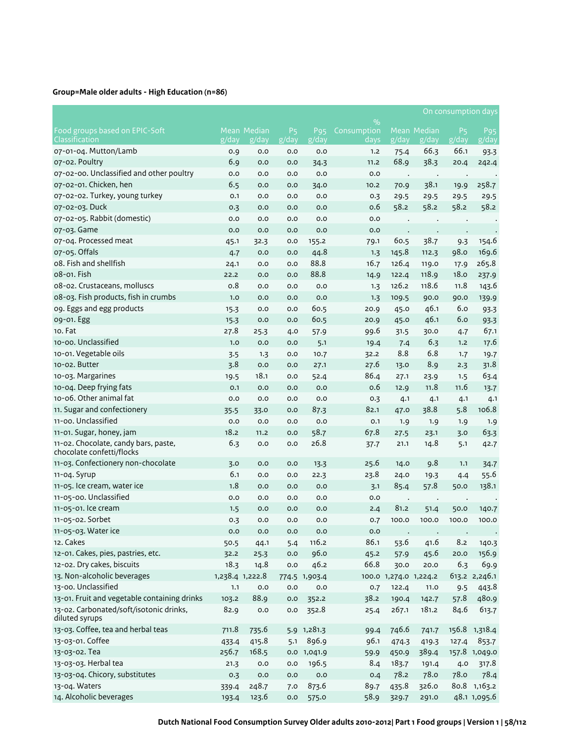**Group=Male older adults - High Education (n=86)**

| Food groups based on EPIC-Soft Classification | Mean g/day | Median g/day | P5 g/day | P95 g/day | % Consumption days | On consumption days Mean g/day | Median g/day | P5 g/day | P95 g/day |
|---|---|---|---|---|---|---|---|---|---|
| 07-01-04. Mutton/Lamb | 0.9 | 0.0 | 0.0 | 0.0 | 1.2 | 75.4 | 66.3 | 66.1 | 93.3 |
| 07-02. Poultry | 6.9 | 0.0 | 0.0 | 34.3 | 11.2 | 68.9 | 38.3 | 20.4 | 242.4 |
| 07-02-00. Unclassified and other poultry | 0.0 | 0.0 | 0.0 | 0.0 | 0.0 | . | . | . | . |
| 07-02-01. Chicken, hen | 6.5 | 0.0 | 0.0 | 34.0 | 10.2 | 70.9 | 38.1 | 19.9 | 258.7 |
| 07-02-02. Turkey, young turkey | 0.1 | 0.0 | 0.0 | 0.0 | 0.3 | 29.5 | 29.5 | 29.5 | 29.5 |
| 07-02-03. Duck | 0.3 | 0.0 | 0.0 | 0.0 | 0.6 | 58.2 | 58.2 | 58.2 | 58.2 |
| 07-02-05. Rabbit (domestic) | 0.0 | 0.0 | 0.0 | 0.0 | 0.0 | . | . | . | . |
| 07-03. Game | 0.0 | 0.0 | 0.0 | 0.0 | 0.0 | . | . | . | . |
| 07-04. Processed meat | 45.1 | 32.3 | 0.0 | 155.2 | 79.1 | 60.5 | 38.7 | 9.3 | 154.6 |
| 07-05. Offals | 4.7 | 0.0 | 0.0 | 44.8 | 1.3 | 145.8 | 112.3 | 98.0 | 169.6 |
| 08. Fish and shellfish | 24.1 | 0.0 | 0.0 | 88.8 | 16.7 | 126.4 | 119.0 | 17.9 | 265.8 |
| 08-01. Fish | 22.2 | 0.0 | 0.0 | 88.8 | 14.9 | 122.4 | 118.9 | 18.0 | 237.9 |
| 08-02. Crustaceans, molluscs | 0.8 | 0.0 | 0.0 | 0.0 | 1.3 | 126.2 | 118.6 | 11.8 | 143.6 |
| 08-03. Fish products, fish in crumbs | 1.0 | 0.0 | 0.0 | 0.0 | 1.3 | 109.5 | 90.0 | 90.0 | 139.9 |
| 09. Eggs and egg products | 15.3 | 0.0 | 0.0 | 60.5 | 20.9 | 45.0 | 46.1 | 6.0 | 93.3 |
| 09-01. Egg | 15.3 | 0.0 | 0.0 | 60.5 | 20.9 | 45.0 | 46.1 | 6.0 | 93.3 |
| 10. Fat | 27.8 | 25.3 | 4.0 | 57.9 | 99.6 | 31.5 | 30.0 | 4.7 | 67.1 |
| 10-00. Unclassified | 1.0 | 0.0 | 0.0 | 5.1 | 19.4 | 7.4 | 6.3 | 1.2 | 17.6 |
| 10-01. Vegetable oils | 3.5 | 1.3 | 0.0 | 10.7 | 32.2 | 8.8 | 6.8 | 1.7 | 19.7 |
| 10-02. Butter | 3.8 | 0.0 | 0.0 | 27.1 | 27.6 | 13.0 | 8.9 | 2.3 | 31.8 |
| 10-03. Margarines | 19.5 | 18.1 | 0.0 | 52.4 | 86.4 | 27.1 | 23.9 | 1.5 | 63.4 |
| 10-04. Deep frying fats | 0.1 | 0.0 | 0.0 | 0.0 | 0.6 | 12.9 | 11.8 | 11.6 | 13.7 |
| 10-06. Other animal fat | 0.0 | 0.0 | 0.0 | 0.0 | 0.3 | 4.1 | 4.1 | 4.1 | 4.1 |
| 11. Sugar and confectionery | 35.5 | 33.0 | 0.0 | 87.3 | 82.1 | 47.0 | 38.8 | 5.8 | 106.8 |
| 11-00. Unclassified | 0.0 | 0.0 | 0.0 | 0.0 | 0.1 | 1.9 | 1.9 | 1.9 | 1.9 |
| 11-01. Sugar, honey, jam | 18.2 | 11.2 | 0.0 | 58.7 | 67.8 | 27.5 | 23.1 | 3.0 | 63.3 |
| 11-02. Chocolate, candy bars, paste, chocolate confetti/flocks | 6.3 | 0.0 | 0.0 | 26.8 | 37.7 | 21.1 | 14.8 | 5.1 | 42.7 |
| 11-03. Confectionery non-chocolate | 3.0 | 0.0 | 0.0 | 13.3 | 25.6 | 14.0 | 9.8 | 1.1 | 34.7 |
| 11-04. Syrup | 6.1 | 0.0 | 0.0 | 22.3 | 23.8 | 24.0 | 19.3 | 4.4 | 55.6 |
| 11-05. Ice cream, water ice | 1.8 | 0.0 | 0.0 | 0.0 | 3.1 | 85.4 | 57.8 | 50.0 | 138.1 |
| 11-05-00. Unclassified | 0.0 | 0.0 | 0.0 | 0.0 | 0.0 | . | . | . | . |
| 11-05-01. Ice cream | 1.5 | 0.0 | 0.0 | 0.0 | 2.4 | 81.2 | 51.4 | 50.0 | 140.7 |
| 11-05-02. Sorbet | 0.3 | 0.0 | 0.0 | 0.0 | 0.7 | 100.0 | 100.0 | 100.0 | 100.0 |
| 11-05-03. Water ice | 0.0 | 0.0 | 0.0 | 0.0 | 0.0 | . | . | . | . |
| 12. Cakes | 50.5 | 44.1 | 5.4 | 116.2 | 86.1 | 53.6 | 41.6 | 8.2 | 140.3 |
| 12-01. Cakes, pies, pastries, etc. | 32.2 | 25.3 | 0.0 | 96.0 | 45.2 | 57.9 | 45.6 | 20.0 | 156.9 |
| 12-02. Dry cakes, biscuits | 18.3 | 14.8 | 0.0 | 46.2 | 66.8 | 30.0 | 20.0 | 6.3 | 69.9 |
| 13. Non-alcoholic beverages | 1,238.4 | 1,222.8 | 774.5 | 1,903.4 | 100.0 | 1,274.0 | 1,224.2 | 613.2 | 2,246.1 |
| 13-00. Unclassified | 1.1 | 0.0 | 0.0 | 0.0 | 0.7 | 122.4 | 11.0 | 9.5 | 443.8 |
| 13-01. Fruit and vegetable containing drinks | 103.2 | 88.9 | 0.0 | 352.2 | 38.2 | 190.4 | 142.7 | 57.8 | 480.9 |
| 13-02. Carbonated/soft/isotonic drinks, diluted syrups | 82.9 | 0.0 | 0.0 | 352.8 | 25.4 | 267.1 | 181.2 | 84.6 | 613.7 |
| 13-03. Coffee, tea and herbal teas | 711.8 | 735.6 | 5.9 | 1,281.3 | 99.4 | 746.6 | 741.7 | 156.8 | 1,318.4 |
| 13-03-01. Coffee | 433.4 | 415.8 | 5.1 | 896.9 | 96.1 | 474.3 | 419.3 | 127.4 | 853.7 |
| 13-03-02. Tea | 256.7 | 168.5 | 0.0 | 1,041.9 | 59.9 | 450.9 | 389.4 | 157.8 | 1,049.0 |
| 13-03-03. Herbal tea | 21.3 | 0.0 | 0.0 | 196.5 | 8.4 | 183.7 | 191.4 | 4.0 | 317.8 |
| 13-03-04. Chicory, substitutes | 0.3 | 0.0 | 0.0 | 0.0 | 0.4 | 78.2 | 78.0 | 78.0 | 78.4 |
| 13-04. Waters | 339.4 | 248.7 | 7.0 | 873.6 | 89.7 | 435.8 | 326.0 | 80.8 | 1,163.2 |
| 14. Alcoholic beverages | 193.4 | 123.6 | 0.0 | 575.0 | 58.9 | 329.7 | 291.0 | 48.1 | 1,095.6 |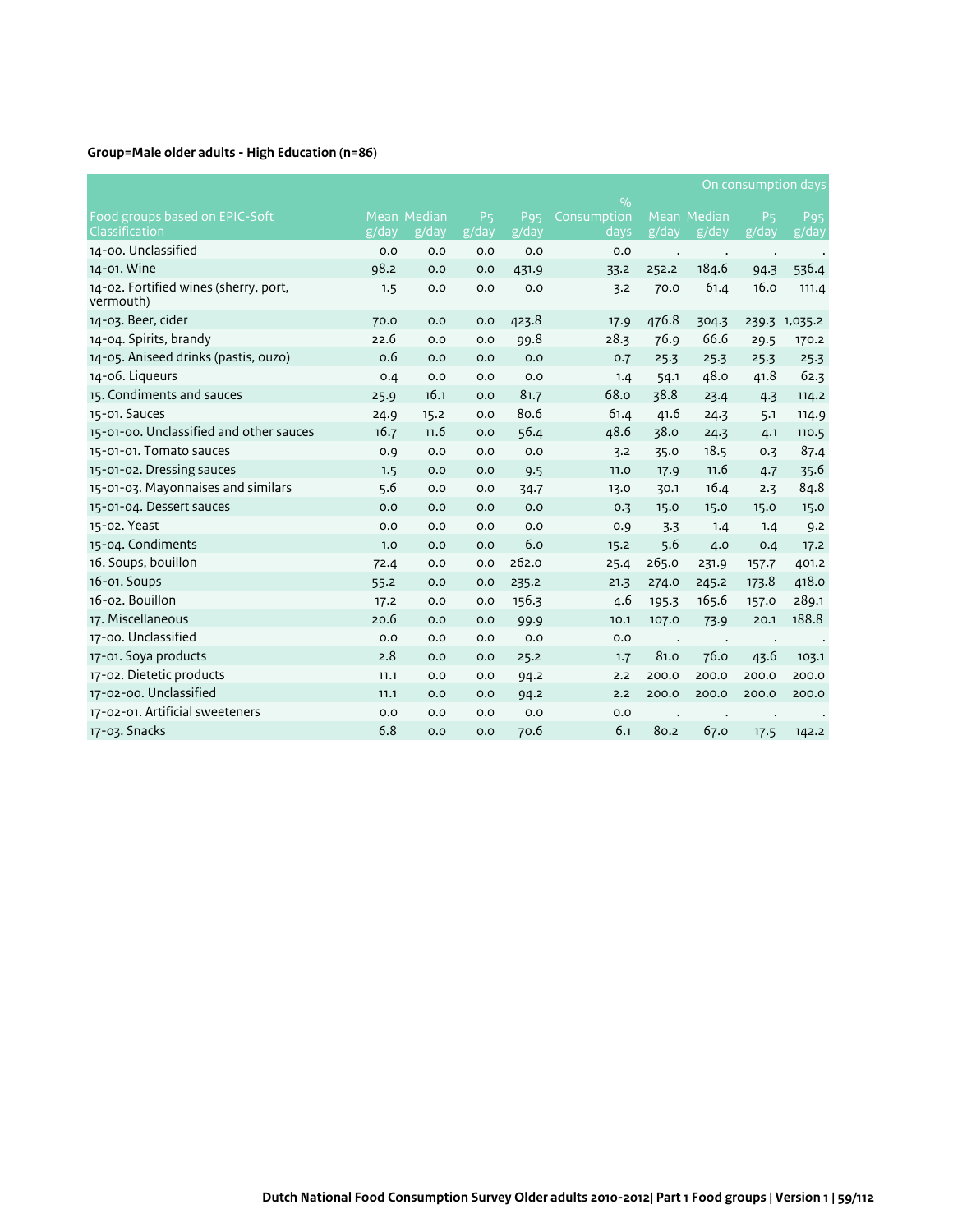**Group=Male older adults - High Education (n=86)**

| | | | | | | On consumption days | | | |
|---|---|---|---|---|---|---|---|---|---|
| Food groups based on EPIC-Soft Classification | Mean g/day | Median g/day | P5 g/day | P95 g/day | % Consumption days | Mean g/day | Median g/day | P5 g/day | P95 g/day |
| 14-00. Unclassified | 0.0 | 0.0 | 0.0 | 0.0 | 0.0 | . | . | . | . |
| 14-01. Wine | 98.2 | 0.0 | 0.0 | 431.9 | 33.2 | 252.2 | 184.6 | 94.3 | 536.4 |
| 14-02. Fortified wines (sherry, port, vermouth) | 1.5 | 0.0 | 0.0 | 0.0 | 3.2 | 70.0 | 61.4 | 16.0 | 111.4 |
| 14-03. Beer, cider | 70.0 | 0.0 | 0.0 | 423.8 | 17.9 | 476.8 | 304.3 | 239.3 | 1,035.2 |
| 14-04. Spirits, brandy | 22.6 | 0.0 | 0.0 | 99.8 | 28.3 | 76.9 | 66.6 | 29.5 | 170.2 |
| 14-05. Aniseed drinks (pastis, ouzo) | 0.6 | 0.0 | 0.0 | 0.0 | 0.7 | 25.3 | 25.3 | 25.3 | 25.3 |
| 14-06. Liqueurs | 0.4 | 0.0 | 0.0 | 0.0 | 1.4 | 54.1 | 48.0 | 41.8 | 62.3 |
| 15. Condiments and sauces | 25.9 | 16.1 | 0.0 | 81.7 | 68.0 | 38.8 | 23.4 | 4.3 | 114.2 |
| 15-01. Sauces | 24.9 | 15.2 | 0.0 | 80.6 | 61.4 | 41.6 | 24.3 | 5.1 | 114.9 |
| 15-01-00. Unclassified and other sauces | 16.7 | 11.6 | 0.0 | 56.4 | 48.6 | 38.0 | 24.3 | 4.1 | 110.5 |
| 15-01-01. Tomato sauces | 0.9 | 0.0 | 0.0 | 0.0 | 3.2 | 35.0 | 18.5 | 0.3 | 87.4 |
| 15-01-02. Dressing sauces | 1.5 | 0.0 | 0.0 | 9.5 | 11.0 | 17.9 | 11.6 | 4.7 | 35.6 |
| 15-01-03. Mayonnaises and similars | 5.6 | 0.0 | 0.0 | 34.7 | 13.0 | 30.1 | 16.4 | 2.3 | 84.8 |
| 15-01-04. Dessert sauces | 0.0 | 0.0 | 0.0 | 0.0 | 0.3 | 15.0 | 15.0 | 15.0 | 15.0 |
| 15-02. Yeast | 0.0 | 0.0 | 0.0 | 0.0 | 0.9 | 3.3 | 1.4 | 1.4 | 9.2 |
| 15-04. Condiments | 1.0 | 0.0 | 0.0 | 6.0 | 15.2 | 5.6 | 4.0 | 0.4 | 17.2 |
| 16. Soups, bouillon | 72.4 | 0.0 | 0.0 | 262.0 | 25.4 | 265.0 | 231.9 | 157.7 | 401.2 |
| 16-01. Soups | 55.2 | 0.0 | 0.0 | 235.2 | 21.3 | 274.0 | 245.2 | 173.8 | 418.0 |
| 16-02. Bouillon | 17.2 | 0.0 | 0.0 | 156.3 | 4.6 | 195.3 | 165.6 | 157.0 | 289.1 |
| 17. Miscellaneous | 20.6 | 0.0 | 0.0 | 99.9 | 10.1 | 107.0 | 73.9 | 20.1 | 188.8 |
| 17-00. Unclassified | 0.0 | 0.0 | 0.0 | 0.0 | 0.0 | . | . | . | . |
| 17-01. Soya products | 2.8 | 0.0 | 0.0 | 25.2 | 1.7 | 81.0 | 76.0 | 43.6 | 103.1 |
| 17-02. Dietetic products | 11.1 | 0.0 | 0.0 | 94.2 | 2.2 | 200.0 | 200.0 | 200.0 | 200.0 |
| 17-02-00. Unclassified | 11.1 | 0.0 | 0.0 | 94.2 | 2.2 | 200.0 | 200.0 | 200.0 | 200.0 |
| 17-02-01. Artificial sweeteners | 0.0 | 0.0 | 0.0 | 0.0 | 0.0 | . | . | . | . |
| 17-03. Snacks | 6.8 | 0.0 | 0.0 | 70.6 | 6.1 | 80.2 | 67.0 | 17.5 | 142.2 |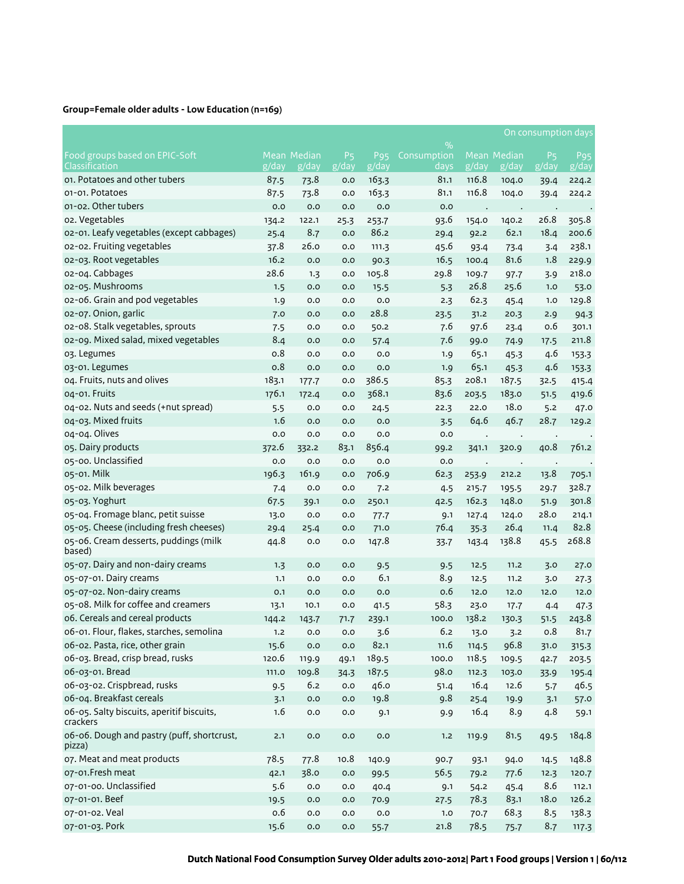**Group=Female older adults - Low Education (n=169)**

| Food groups based on EPIC-Soft Classification | Mean g/day | Median g/day | P5 g/day | P95 g/day | % Consumption days | On consumption days Mean g/day | Median g/day | P5 g/day | P95 g/day |
|---|---|---|---|---|---|---|---|---|---|
| 01. Potatoes and other tubers | 87.5 | 73.8 | 0.0 | 163.3 | 81.1 | 116.8 | 104.0 | 39.4 | 224.2 |
| 01-01. Potatoes | 87.5 | 73.8 | 0.0 | 163.3 | 81.1 | 116.8 | 104.0 | 39.4 | 224.2 |
| 01-02. Other tubers | 0.0 | 0.0 | 0.0 | 0.0 | 0.0 | . | . | . | . |
| 02. Vegetables | 134.2 | 122.1 | 25.3 | 253.7 | 93.6 | 154.0 | 140.2 | 26.8 | 305.8 |
| 02-01. Leafy vegetables (except cabbages) | 25.4 | 8.7 | 0.0 | 86.2 | 29.4 | 92.2 | 62.1 | 18.4 | 200.6 |
| 02-02. Fruiting vegetables | 37.8 | 26.0 | 0.0 | 111.3 | 45.6 | 93.4 | 73.4 | 3.4 | 238.1 |
| 02-03. Root vegetables | 16.2 | 0.0 | 0.0 | 90.3 | 16.5 | 100.4 | 81.6 | 1.8 | 229.9 |
| 02-04. Cabbages | 28.6 | 1.3 | 0.0 | 105.8 | 29.8 | 109.7 | 97.7 | 3.9 | 218.0 |
| 02-05. Mushrooms | 1.5 | 0.0 | 0.0 | 15.5 | 5.3 | 26.8 | 25.6 | 1.0 | 53.0 |
| 02-06. Grain and pod vegetables | 1.9 | 0.0 | 0.0 | 0.0 | 2.3 | 62.3 | 45.4 | 1.0 | 129.8 |
| 02-07. Onion, garlic | 7.0 | 0.0 | 0.0 | 28.8 | 23.5 | 31.2 | 20.3 | 2.9 | 94.3 |
| 02-08. Stalk vegetables, sprouts | 7.5 | 0.0 | 0.0 | 50.2 | 7.6 | 97.6 | 23.4 | 0.6 | 301.1 |
| 02-09. Mixed salad, mixed vegetables | 8.4 | 0.0 | 0.0 | 57.4 | 7.6 | 99.0 | 74.9 | 17.5 | 211.8 |
| 03. Legumes | 0.8 | 0.0 | 0.0 | 0.0 | 1.9 | 65.1 | 45.3 | 4.6 | 153.3 |
| 03-01. Legumes | 0.8 | 0.0 | 0.0 | 0.0 | 1.9 | 65.1 | 45.3 | 4.6 | 153.3 |
| 04. Fruits, nuts and olives | 183.1 | 177.7 | 0.0 | 386.5 | 85.3 | 208.1 | 187.5 | 32.5 | 415.4 |
| 04-01. Fruits | 176.1 | 172.4 | 0.0 | 368.1 | 83.6 | 203.5 | 183.0 | 51.5 | 419.6 |
| 04-02. Nuts and seeds (+nut spread) | 5.5 | 0.0 | 0.0 | 24.5 | 22.3 | 22.0 | 18.0 | 5.2 | 47.0 |
| 04-03. Mixed fruits | 1.6 | 0.0 | 0.0 | 0.0 | 3.5 | 64.6 | 46.7 | 28.7 | 129.2 |
| 04-04. Olives | 0.0 | 0.0 | 0.0 | 0.0 | 0.0 | . | . | . | . |
| 05. Dairy products | 372.6 | 332.2 | 83.1 | 856.4 | 99.2 | 341.1 | 320.9 | 40.8 | 761.2 |
| 05-00. Unclassified | 0.0 | 0.0 | 0.0 | 0.0 | 0.0 | . | . | . | . |
| 05-01. Milk | 196.3 | 161.9 | 0.0 | 706.9 | 62.3 | 253.9 | 212.2 | 13.8 | 705.1 |
| 05-02. Milk beverages | 7.4 | 0.0 | 0.0 | 7.2 | 4.5 | 215.7 | 195.5 | 29.7 | 328.7 |
| 05-03. Yoghurt | 67.5 | 39.1 | 0.0 | 250.1 | 42.5 | 162.3 | 148.0 | 51.9 | 301.8 |
| 05-04. Fromage blanc, petit suisse | 13.0 | 0.0 | 0.0 | 77.7 | 9.1 | 127.4 | 124.0 | 28.0 | 214.1 |
| 05-05. Cheese (including fresh cheeses) | 29.4 | 25.4 | 0.0 | 71.0 | 76.4 | 35.3 | 26.4 | 11.4 | 82.8 |
| 05-06. Cream desserts, puddings (milk based) | 44.8 | 0.0 | 0.0 | 147.8 | 33.7 | 143.4 | 138.8 | 45.5 | 268.8 |
| 05-07. Dairy and non-dairy creams | 1.3 | 0.0 | 0.0 | 9.5 | 9.5 | 12.5 | 11.2 | 3.0 | 27.0 |
| 05-07-01. Dairy creams | 1.1 | 0.0 | 0.0 | 6.1 | 8.9 | 12.5 | 11.2 | 3.0 | 27.3 |
| 05-07-02. Non-dairy creams | 0.1 | 0.0 | 0.0 | 0.0 | 0.6 | 12.0 | 12.0 | 12.0 | 12.0 |
| 05-08. Milk for coffee and creamers | 13.1 | 10.1 | 0.0 | 41.5 | 58.3 | 23.0 | 17.7 | 4.4 | 47.3 |
| 06. Cereals and cereal products | 144.2 | 143.7 | 71.7 | 239.1 | 100.0 | 138.2 | 130.3 | 51.5 | 243.8 |
| 06-01. Flour, flakes, starches, semolina | 1.2 | 0.0 | 0.0 | 3.6 | 6.2 | 13.0 | 3.2 | 0.8 | 81.7 |
| 06-02. Pasta, rice, other grain | 15.6 | 0.0 | 0.0 | 82.1 | 11.6 | 114.5 | 96.8 | 31.0 | 315.3 |
| 06-03. Bread, crisp bread, rusks | 120.6 | 119.9 | 49.1 | 189.5 | 100.0 | 118.5 | 109.5 | 42.7 | 203.5 |
| 06-03-01. Bread | 111.0 | 109.8 | 34.3 | 187.5 | 98.0 | 112.3 | 103.0 | 33.9 | 195.4 |
| 06-03-02. Crispbread, rusks | 9.5 | 6.2 | 0.0 | 46.0 | 51.4 | 16.4 | 12.6 | 5.7 | 46.5 |
| 06-04. Breakfast cereals | 3.1 | 0.0 | 0.0 | 19.8 | 9.8 | 25.4 | 19.9 | 3.1 | 57.0 |
| 06-05. Salty biscuits, aperitif biscuits, crackers | 1.6 | 0.0 | 0.0 | 9.1 | 9.9 | 16.4 | 8.9 | 4.8 | 59.1 |
| 06-06. Dough and pastry (puff, shortcrust, pizza) | 2.1 | 0.0 | 0.0 | 0.0 | 1.2 | 119.9 | 81.5 | 49.5 | 184.8 |
| 07. Meat and meat products | 78.5 | 77.8 | 10.8 | 140.9 | 90.7 | 93.1 | 94.0 | 14.5 | 148.8 |
| 07-01.Fresh meat | 42.1 | 38.0 | 0.0 | 99.5 | 56.5 | 79.2 | 77.6 | 12.3 | 120.7 |
| 07-01-00. Unclassified | 5.6 | 0.0 | 0.0 | 40.4 | 9.1 | 54.2 | 45.4 | 8.6 | 112.1 |
| 07-01-01. Beef | 19.5 | 0.0 | 0.0 | 70.9 | 27.5 | 78.3 | 83.1 | 18.0 | 126.2 |
| 07-01-02. Veal | 0.6 | 0.0 | 0.0 | 0.0 | 1.0 | 70.7 | 68.3 | 8.5 | 138.3 |
| 07-01-03. Pork | 15.6 | 0.0 | 0.0 | 55.7 | 21.8 | 78.5 | 75.7 | 8.7 | 117.3 |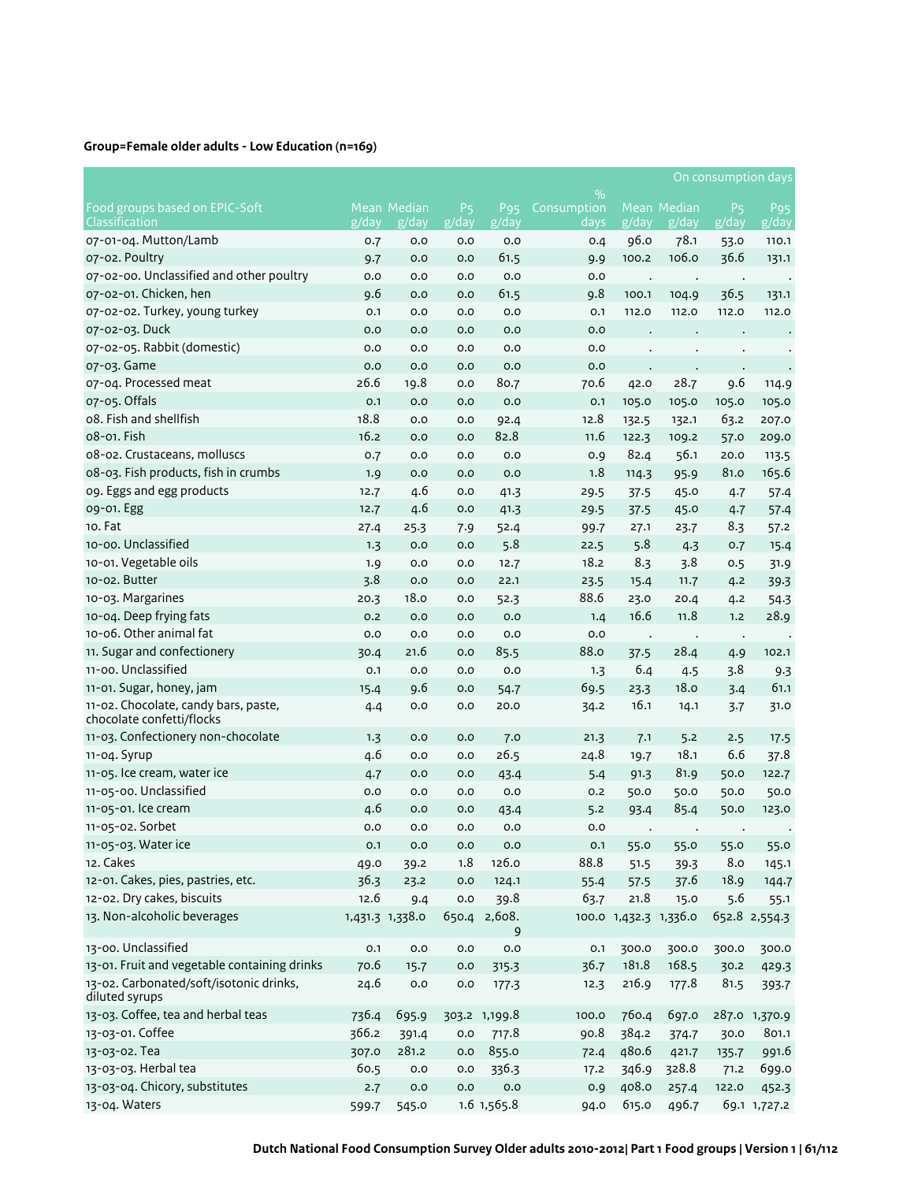**Group=Female older adults - Low Education (n=169)**

| Food groups based on EPIC-Soft Classification | Mean g/day | Median g/day | P5 g/day | P95 g/day | % Consumption days | On consumption days Mean g/day | On consumption days Median g/day | On consumption days P5 g/day | On consumption days P95 g/day |
|---|---|---|---|---|---|---|---|---|---|
| 07-01-04. Mutton/Lamb | 0.7 | 0.0 | 0.0 | 0.0 | 0.4 | 96.0 | 78.1 | 53.0 | 110.1 |
| 07-02. Poultry | 9.7 | 0.0 | 0.0 | 61.5 | 9.9 | 100.2 | 106.0 | 36.6 | 131.1 |
| 07-02-00. Unclassified and other poultry | 0.0 | 0.0 | 0.0 | 0.0 | 0.0 | . | . | . | . |
| 07-02-01. Chicken, hen | 9.6 | 0.0 | 0.0 | 61.5 | 9.8 | 100.1 | 104.9 | 36.5 | 131.1 |
| 07-02-02. Turkey, young turkey | 0.1 | 0.0 | 0.0 | 0.0 | 0.1 | 112.0 | 112.0 | 112.0 | 112.0 |
| 07-02-03. Duck | 0.0 | 0.0 | 0.0 | 0.0 | 0.0 | . | . | . | . |
| 07-02-05. Rabbit (domestic) | 0.0 | 0.0 | 0.0 | 0.0 | 0.0 | . | . | . | . |
| 07-03. Game | 0.0 | 0.0 | 0.0 | 0.0 | 0.0 | . | . | . | . |
| 07-04. Processed meat | 26.6 | 19.8 | 0.0 | 80.7 | 70.6 | 42.0 | 28.7 | 9.6 | 114.9 |
| 07-05. Offals | 0.1 | 0.0 | 0.0 | 0.0 | 0.1 | 105.0 | 105.0 | 105.0 | 105.0 |
| 08. Fish and shellfish | 18.8 | 0.0 | 0.0 | 92.4 | 12.8 | 132.5 | 132.1 | 63.2 | 207.0 |
| 08-01. Fish | 16.2 | 0.0 | 0.0 | 82.8 | 11.6 | 122.3 | 109.2 | 57.0 | 209.0 |
| 08-02. Crustaceans, molluscs | 0.7 | 0.0 | 0.0 | 0.0 | 0.9 | 82.4 | 56.1 | 20.0 | 113.5 |
| 08-03. Fish products, fish in crumbs | 1.9 | 0.0 | 0.0 | 0.0 | 1.8 | 114.3 | 95.9 | 81.0 | 165.6 |
| 09. Eggs and egg products | 12.7 | 4.6 | 0.0 | 41.3 | 29.5 | 37.5 | 45.0 | 4.7 | 57.4 |
| 09-01. Egg | 12.7 | 4.6 | 0.0 | 41.3 | 29.5 | 37.5 | 45.0 | 4.7 | 57.4 |
| 10. Fat | 27.4 | 25.3 | 7.9 | 52.4 | 99.7 | 27.1 | 23.7 | 8.3 | 57.2 |
| 10-00. Unclassified | 1.3 | 0.0 | 0.0 | 5.8 | 22.5 | 5.8 | 4.3 | 0.7 | 15.4 |
| 10-01. Vegetable oils | 1.9 | 0.0 | 0.0 | 12.7 | 18.2 | 8.3 | 3.8 | 0.5 | 31.9 |
| 10-02. Butter | 3.8 | 0.0 | 0.0 | 22.1 | 23.5 | 15.4 | 11.7 | 4.2 | 39.3 |
| 10-03. Margarines | 20.3 | 18.0 | 0.0 | 52.3 | 88.6 | 23.0 | 20.4 | 4.2 | 54.3 |
| 10-04. Deep frying fats | 0.2 | 0.0 | 0.0 | 0.0 | 1.4 | 16.6 | 11.8 | 1.2 | 28.9 |
| 10-06. Other animal fat | 0.0 | 0.0 | 0.0 | 0.0 | 0.0 | . | . | . | . |
| 11. Sugar and confectionery | 30.4 | 21.6 | 0.0 | 85.5 | 88.0 | 37.5 | 28.4 | 4.9 | 102.1 |
| 11-00. Unclassified | 0.1 | 0.0 | 0.0 | 0.0 | 1.3 | 6.4 | 4.5 | 3.8 | 9.3 |
| 11-01. Sugar, honey, jam | 15.4 | 9.6 | 0.0 | 54.7 | 69.5 | 23.3 | 18.0 | 3.4 | 61.1 |
| 11-02. Chocolate, candy bars, paste, chocolate confetti/flocks | 4.4 | 0.0 | 0.0 | 20.0 | 34.2 | 16.1 | 14.1 | 3.7 | 31.0 |
| 11-03. Confectionery non-chocolate | 1.3 | 0.0 | 0.0 | 7.0 | 21.3 | 7.1 | 5.2 | 2.5 | 17.5 |
| 11-04. Syrup | 4.6 | 0.0 | 0.0 | 26.5 | 24.8 | 19.7 | 18.1 | 6.6 | 37.8 |
| 11-05. Ice cream, water ice | 4.7 | 0.0 | 0.0 | 43.4 | 5.4 | 91.3 | 81.9 | 50.0 | 122.7 |
| 11-05-00. Unclassified | 0.0 | 0.0 | 0.0 | 0.0 | 0.2 | 50.0 | 50.0 | 50.0 | 50.0 |
| 11-05-01. Ice cream | 4.6 | 0.0 | 0.0 | 43.4 | 5.2 | 93.4 | 85.4 | 50.0 | 123.0 |
| 11-05-02. Sorbet | 0.0 | 0.0 | 0.0 | 0.0 | 0.0 | . | . | . | . |
| 11-05-03. Water ice | 0.1 | 0.0 | 0.0 | 0.0 | 0.1 | 55.0 | 55.0 | 55.0 | 55.0 |
| 12. Cakes | 49.0 | 39.2 | 1.8 | 126.0 | 88.8 | 51.5 | 39.3 | 8.0 | 145.1 |
| 12-01. Cakes, pies, pastries, etc. | 36.3 | 23.2 | 0.0 | 124.1 | 55.4 | 57.5 | 37.6 | 18.9 | 144.7 |
| 12-02. Dry cakes, biscuits | 12.6 | 9.4 | 0.0 | 39.8 | 63.7 | 21.8 | 15.0 | 5.6 | 55.1 |
| 13. Non-alcoholic beverages | 1,431.3 | 1,338.0 | 650.4 | 2,608.9 | 100.0 | 1,432.3 | 1,336.0 | 652.8 | 2,554.3 |
| 13-00. Unclassified | 0.1 | 0.0 | 0.0 | 0.0 | 0.1 | 300.0 | 300.0 | 300.0 | 300.0 |
| 13-01. Fruit and vegetable containing drinks | 70.6 | 15.7 | 0.0 | 315.3 | 36.7 | 181.8 | 168.5 | 30.2 | 429.3 |
| 13-02. Carbonated/soft/isotonic drinks, diluted syrups | 24.6 | 0.0 | 0.0 | 177.3 | 12.3 | 216.9 | 177.8 | 81.5 | 393.7 |
| 13-03. Coffee, tea and herbal teas | 736.4 | 695.9 | 303.2 | 1,199.8 | 100.0 | 760.4 | 697.0 | 287.0 | 1,370.9 |
| 13-03-01. Coffee | 366.2 | 391.4 | 0.0 | 717.8 | 90.8 | 384.2 | 374.7 | 30.0 | 801.1 |
| 13-03-02. Tea | 307.0 | 281.2 | 0.0 | 855.0 | 72.4 | 480.6 | 421.7 | 135.7 | 991.6 |
| 13-03-03. Herbal tea | 60.5 | 0.0 | 0.0 | 336.3 | 17.2 | 346.9 | 328.8 | 71.2 | 699.0 |
| 13-03-04. Chicory, substitutes | 2.7 | 0.0 | 0.0 | 0.0 | 0.9 | 408.0 | 257.4 | 122.0 | 452.3 |
| 13-04. Waters | 599.7 | 545.0 | 1.6 | 1,565.8 | 94.0 | 615.0 | 496.7 | 69.1 | 1,727.2 |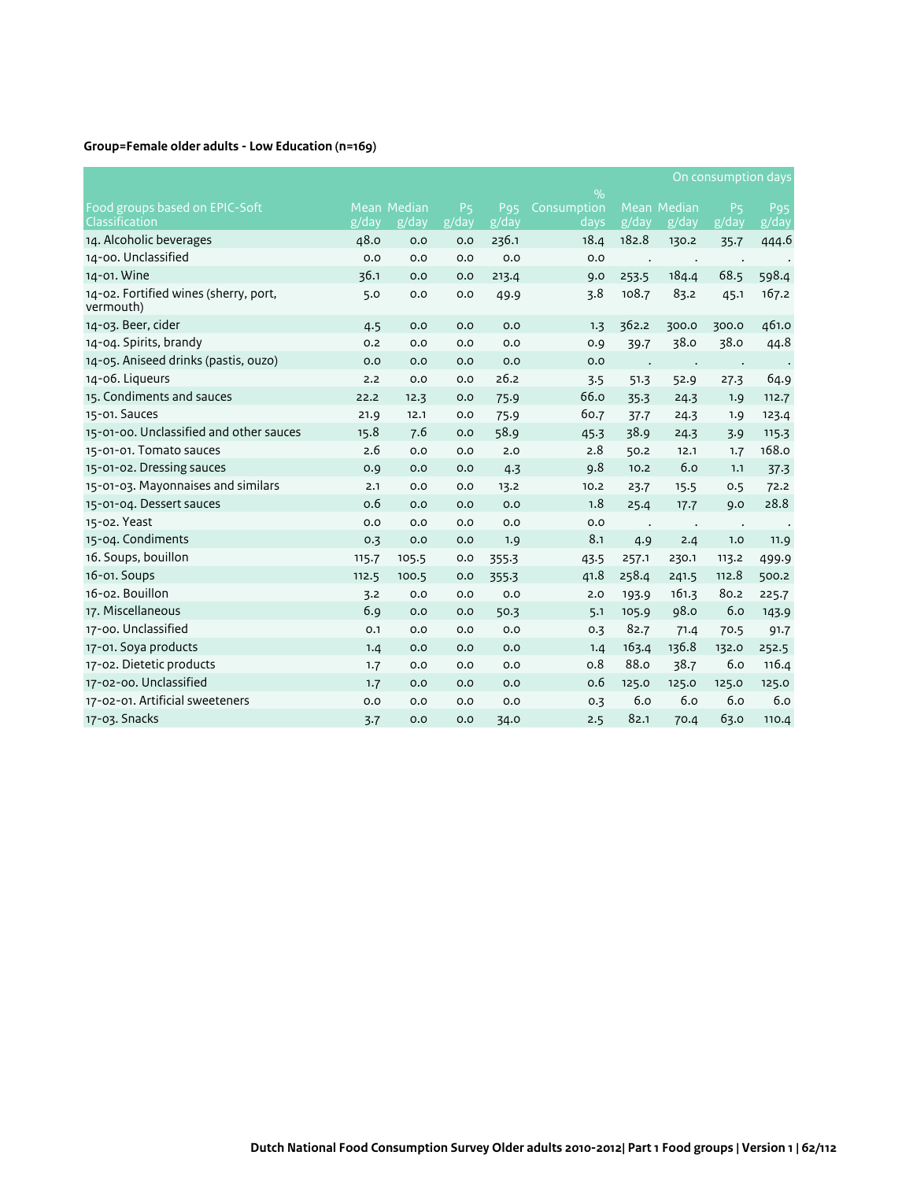**Group=Female older adults - Low Education (n=169)**

| Food groups based on EPIC-Soft Classification | Mean g/day | Median g/day | P5 g/day | P95 g/day | % Consumption days | On consumption days Mean g/day | On consumption days Median g/day | On consumption days P5 g/day | On consumption days P95 g/day |
|---|---|---|---|---|---|---|---|---|---|
| 14. Alcoholic beverages | 48.0 | 0.0 | 0.0 | 236.1 | 18.4 | 182.8 | 130.2 | 35.7 | 444.6 |
| 14-00. Unclassified | 0.0 | 0.0 | 0.0 | 0.0 | 0.0 | . | . | . | . |
| 14-01. Wine | 36.1 | 0.0 | 0.0 | 213.4 | 9.0 | 253.5 | 184.4 | 68.5 | 598.4 |
| 14-02. Fortified wines (sherry, port, vermouth) | 5.0 | 0.0 | 0.0 | 49.9 | 3.8 | 108.7 | 83.2 | 45.1 | 167.2 |
| 14-03. Beer, cider | 4.5 | 0.0 | 0.0 | 0.0 | 1.3 | 362.2 | 300.0 | 300.0 | 461.0 |
| 14-04. Spirits, brandy | 0.2 | 0.0 | 0.0 | 0.0 | 0.9 | 39.7 | 38.0 | 38.0 | 44.8 |
| 14-05. Aniseed drinks (pastis, ouzo) | 0.0 | 0.0 | 0.0 | 0.0 | 0.0 | . | . | . | . |
| 14-06. Liqueurs | 2.2 | 0.0 | 0.0 | 26.2 | 3.5 | 51.3 | 52.9 | 27.3 | 64.9 |
| 15. Condiments and sauces | 22.2 | 12.3 | 0.0 | 75.9 | 66.0 | 35.3 | 24.3 | 1.9 | 112.7 |
| 15-01. Sauces | 21.9 | 12.1 | 0.0 | 75.9 | 60.7 | 37.7 | 24.3 | 1.9 | 123.4 |
| 15-01-00. Unclassified and other sauces | 15.8 | 7.6 | 0.0 | 58.9 | 45.3 | 38.9 | 24.3 | 3.9 | 115.3 |
| 15-01-01. Tomato sauces | 2.6 | 0.0 | 0.0 | 2.0 | 2.8 | 50.2 | 12.1 | 1.7 | 168.0 |
| 15-01-02. Dressing sauces | 0.9 | 0.0 | 0.0 | 4.3 | 9.8 | 10.2 | 6.0 | 1.1 | 37.3 |
| 15-01-03. Mayonnaises and similars | 2.1 | 0.0 | 0.0 | 13.2 | 10.2 | 23.7 | 15.5 | 0.5 | 72.2 |
| 15-01-04. Dessert sauces | 0.6 | 0.0 | 0.0 | 0.0 | 1.8 | 25.4 | 17.7 | 9.0 | 28.8 |
| 15-02. Yeast | 0.0 | 0.0 | 0.0 | 0.0 | 0.0 | . | . | . | . |
| 15-04. Condiments | 0.3 | 0.0 | 0.0 | 1.9 | 8.1 | 4.9 | 2.4 | 1.0 | 11.9 |
| 16. Soups, bouillon | 115.7 | 105.5 | 0.0 | 355.3 | 43.5 | 257.1 | 230.1 | 113.2 | 499.9 |
| 16-01. Soups | 112.5 | 100.5 | 0.0 | 355.3 | 41.8 | 258.4 | 241.5 | 112.8 | 500.2 |
| 16-02. Bouillon | 3.2 | 0.0 | 0.0 | 0.0 | 2.0 | 193.9 | 161.3 | 80.2 | 225.7 |
| 17. Miscellaneous | 6.9 | 0.0 | 0.0 | 50.3 | 5.1 | 105.9 | 98.0 | 6.0 | 143.9 |
| 17-00. Unclassified | 0.1 | 0.0 | 0.0 | 0.0 | 0.3 | 82.7 | 71.4 | 70.5 | 91.7 |
| 17-01. Soya products | 1.4 | 0.0 | 0.0 | 0.0 | 1.4 | 163.4 | 136.8 | 132.0 | 252.5 |
| 17-02. Dietetic products | 1.7 | 0.0 | 0.0 | 0.0 | 0.8 | 88.0 | 38.7 | 6.0 | 116.4 |
| 17-02-00. Unclassified | 1.7 | 0.0 | 0.0 | 0.0 | 0.6 | 125.0 | 125.0 | 125.0 | 125.0 |
| 17-02-01. Artificial sweeteners | 0.0 | 0.0 | 0.0 | 0.0 | 0.3 | 6.0 | 6.0 | 6.0 | 6.0 |
| 17-03. Snacks | 3.7 | 0.0 | 0.0 | 34.0 | 2.5 | 82.1 | 70.4 | 63.0 | 110.4 |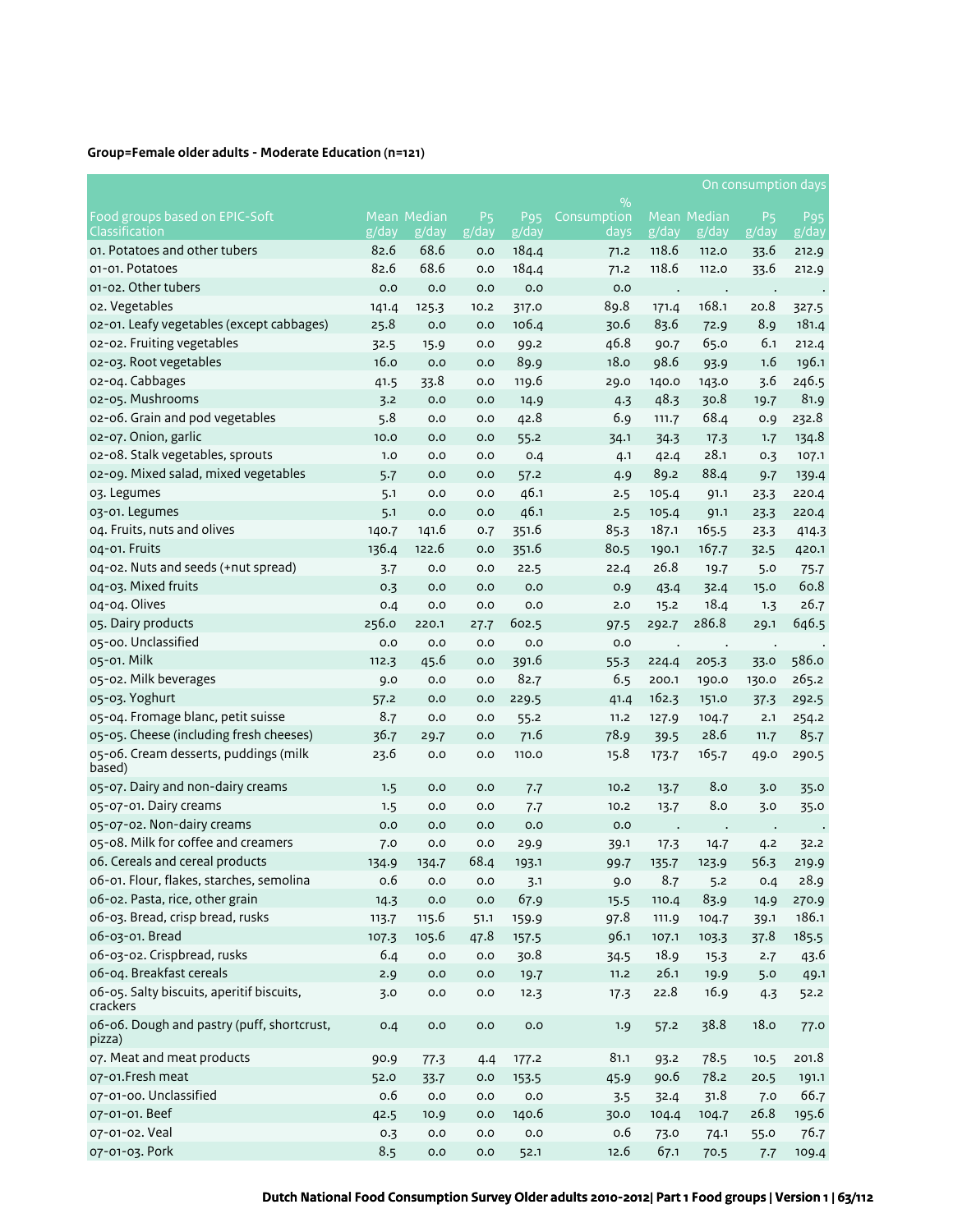**Group=Female older adults - Moderate Education (n=121)**

| Food groups based on EPIC-Soft Classification | Mean g/day | Median g/day | P5 g/day | P95 g/day | % Consumption days | On consumption days Mean g/day | Median g/day | P5 g/day | P95 g/day |
|---|---|---|---|---|---|---|---|---|---|
| 01. Potatoes and other tubers | 82.6 | 68.6 | 0.0 | 184.4 | 71.2 | 118.6 | 112.0 | 33.6 | 212.9 |
| 01-01. Potatoes | 82.6 | 68.6 | 0.0 | 184.4 | 71.2 | 118.6 | 112.0 | 33.6 | 212.9 |
| 01-02. Other tubers | 0.0 | 0.0 | 0.0 | 0.0 | 0.0 | . | . | . | . |
| 02. Vegetables | 141.4 | 125.3 | 10.2 | 317.0 | 89.8 | 171.4 | 168.1 | 20.8 | 327.5 |
| 02-01. Leafy vegetables (except cabbages) | 25.8 | 0.0 | 0.0 | 106.4 | 30.6 | 83.6 | 72.9 | 8.9 | 181.4 |
| 02-02. Fruiting vegetables | 32.5 | 15.9 | 0.0 | 99.2 | 46.8 | 90.7 | 65.0 | 6.1 | 212.4 |
| 02-03. Root vegetables | 16.0 | 0.0 | 0.0 | 89.9 | 18.0 | 98.6 | 93.9 | 1.6 | 196.1 |
| 02-04. Cabbages | 41.5 | 33.8 | 0.0 | 119.6 | 29.0 | 140.0 | 143.0 | 3.6 | 246.5 |
| 02-05. Mushrooms | 3.2 | 0.0 | 0.0 | 14.9 | 4.3 | 48.3 | 30.8 | 19.7 | 81.9 |
| 02-06. Grain and pod vegetables | 5.8 | 0.0 | 0.0 | 42.8 | 6.9 | 111.7 | 68.4 | 0.9 | 232.8 |
| 02-07. Onion, garlic | 10.0 | 0.0 | 0.0 | 55.2 | 34.1 | 34.3 | 17.3 | 1.7 | 134.8 |
| 02-08. Stalk vegetables, sprouts | 1.0 | 0.0 | 0.0 | 0.4 | 4.1 | 42.4 | 28.1 | 0.3 | 107.1 |
| 02-09. Mixed salad, mixed vegetables | 5.7 | 0.0 | 0.0 | 57.2 | 4.9 | 89.2 | 88.4 | 9.7 | 139.4 |
| 03. Legumes | 5.1 | 0.0 | 0.0 | 46.1 | 2.5 | 105.4 | 91.1 | 23.3 | 220.4 |
| 03-01. Legumes | 5.1 | 0.0 | 0.0 | 46.1 | 2.5 | 105.4 | 91.1 | 23.3 | 220.4 |
| 04. Fruits, nuts and olives | 140.7 | 141.6 | 0.7 | 351.6 | 85.3 | 187.1 | 165.5 | 23.3 | 414.3 |
| 04-01. Fruits | 136.4 | 122.6 | 0.0 | 351.6 | 80.5 | 190.1 | 167.7 | 32.5 | 420.1 |
| 04-02. Nuts and seeds (+nut spread) | 3.7 | 0.0 | 0.0 | 22.5 | 22.4 | 26.8 | 19.7 | 5.0 | 75.7 |
| 04-03. Mixed fruits | 0.3 | 0.0 | 0.0 | 0.0 | 0.9 | 43.4 | 32.4 | 15.0 | 60.8 |
| 04-04. Olives | 0.4 | 0.0 | 0.0 | 0.0 | 2.0 | 15.2 | 18.4 | 1.3 | 26.7 |
| 05. Dairy products | 256.0 | 220.1 | 27.7 | 602.5 | 97.5 | 292.7 | 286.8 | 29.1 | 646.5 |
| 05-00. Unclassified | 0.0 | 0.0 | 0.0 | 0.0 | 0.0 | . | . | . | . |
| 05-01. Milk | 112.3 | 45.6 | 0.0 | 391.6 | 55.3 | 224.4 | 205.3 | 33.0 | 586.0 |
| 05-02. Milk beverages | 9.0 | 0.0 | 0.0 | 82.7 | 6.5 | 200.1 | 190.0 | 130.0 | 265.2 |
| 05-03. Yoghurt | 57.2 | 0.0 | 0.0 | 229.5 | 41.4 | 162.3 | 151.0 | 37.3 | 292.5 |
| 05-04. Fromage blanc, petit suisse | 8.7 | 0.0 | 0.0 | 55.2 | 11.2 | 127.9 | 104.7 | 2.1 | 254.2 |
| 05-05. Cheese (including fresh cheeses) | 36.7 | 29.7 | 0.0 | 71.6 | 78.9 | 39.5 | 28.6 | 11.7 | 85.7 |
| 05-06. Cream desserts, puddings (milk based) | 23.6 | 0.0 | 0.0 | 110.0 | 15.8 | 173.7 | 165.7 | 49.0 | 290.5 |
| 05-07. Dairy and non-dairy creams | 1.5 | 0.0 | 0.0 | 7.7 | 10.2 | 13.7 | 8.0 | 3.0 | 35.0 |
| 05-07-01. Dairy creams | 1.5 | 0.0 | 0.0 | 7.7 | 10.2 | 13.7 | 8.0 | 3.0 | 35.0 |
| 05-07-02. Non-dairy creams | 0.0 | 0.0 | 0.0 | 0.0 | 0.0 | . | . | . | . |
| 05-08. Milk for coffee and creamers | 7.0 | 0.0 | 0.0 | 29.9 | 39.1 | 17.3 | 14.7 | 4.2 | 32.2 |
| 06. Cereals and cereal products | 134.9 | 134.7 | 68.4 | 193.1 | 99.7 | 135.7 | 123.9 | 56.3 | 219.9 |
| 06-01. Flour, flakes, starches, semolina | 0.6 | 0.0 | 0.0 | 3.1 | 9.0 | 8.7 | 5.2 | 0.4 | 28.9 |
| 06-02. Pasta, rice, other grain | 14.3 | 0.0 | 0.0 | 67.9 | 15.5 | 110.4 | 83.9 | 14.9 | 270.9 |
| 06-03. Bread, crisp bread, rusks | 113.7 | 115.6 | 51.1 | 159.9 | 97.8 | 111.9 | 104.7 | 39.1 | 186.1 |
| 06-03-01. Bread | 107.3 | 105.6 | 47.8 | 157.5 | 96.1 | 107.1 | 103.3 | 37.8 | 185.5 |
| 06-03-02. Crispbread, rusks | 6.4 | 0.0 | 0.0 | 30.8 | 34.5 | 18.9 | 15.3 | 2.7 | 43.6 |
| 06-04. Breakfast cereals | 2.9 | 0.0 | 0.0 | 19.7 | 11.2 | 26.1 | 19.9 | 5.0 | 49.1 |
| 06-05. Salty biscuits, aperitif biscuits, crackers | 3.0 | 0.0 | 0.0 | 12.3 | 17.3 | 22.8 | 16.9 | 4.3 | 52.2 |
| 06-06. Dough and pastry (puff, shortcrust, pizza) | 0.4 | 0.0 | 0.0 | 0.0 | 1.9 | 57.2 | 38.8 | 18.0 | 77.0 |
| 07. Meat and meat products | 90.9 | 77.3 | 4.4 | 177.2 | 81.1 | 93.2 | 78.5 | 10.5 | 201.8 |
| 07-01.Fresh meat | 52.0 | 33.7 | 0.0 | 153.5 | 45.9 | 90.6 | 78.2 | 20.5 | 191.1 |
| 07-01-00. Unclassified | 0.6 | 0.0 | 0.0 | 0.0 | 3.5 | 32.4 | 31.8 | 7.0 | 66.7 |
| 07-01-01. Beef | 42.5 | 10.9 | 0.0 | 140.6 | 30.0 | 104.4 | 104.7 | 26.8 | 195.6 |
| 07-01-02. Veal | 0.3 | 0.0 | 0.0 | 0.0 | 0.6 | 73.0 | 74.1 | 55.0 | 76.7 |
| 07-01-03. Pork | 8.5 | 0.0 | 0.0 | 52.1 | 12.6 | 67.1 | 70.5 | 7.7 | 109.4 |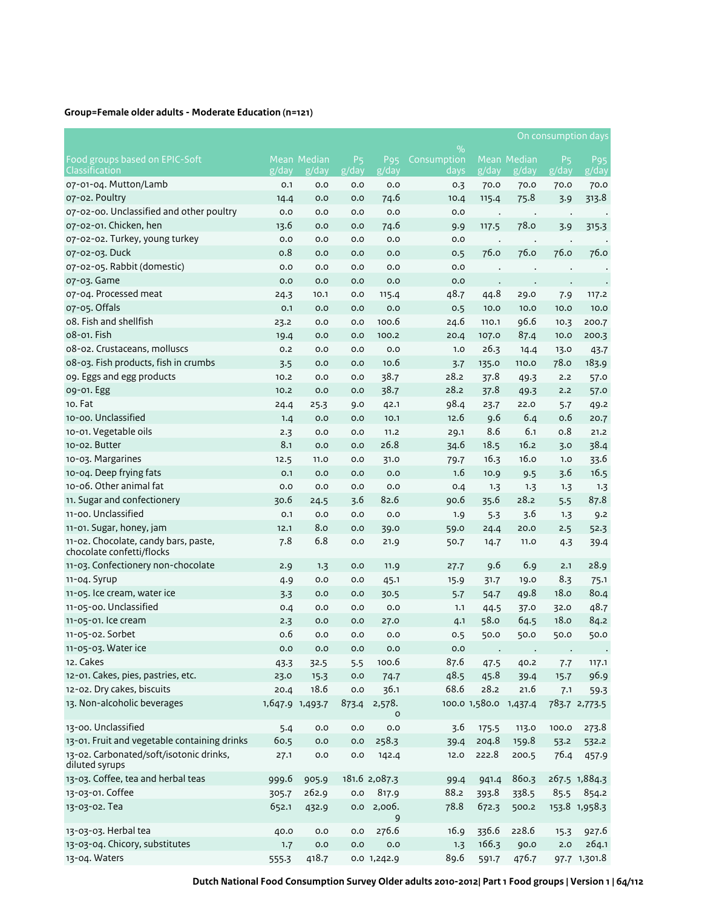**Group=Female older adults - Moderate Education (n=121)**

| | | | | | | On consumption days | | | |
|---|---|---|---|---|---|---|---|---|---|
| Food groups based on EPIC-Soft Classification | Mean g/day | Median g/day | P5 g/day | P95 g/day | % Consumption days | Mean g/day | Median g/day | P5 g/day | P95 g/day |
| 07-01-04. Mutton/Lamb | 0.1 | 0.0 | 0.0 | 0.0 | 0.3 | 70.0 | 70.0 | 70.0 | 70.0 |
| 07-02. Poultry | 14.4 | 0.0 | 0.0 | 74.6 | 10.4 | 115.4 | 75.8 | 3.9 | 313.8 |
| 07-02-00. Unclassified and other poultry | 0.0 | 0.0 | 0.0 | 0.0 | 0.0 | . | . | . | . |
| 07-02-01. Chicken, hen | 13.6 | 0.0 | 0.0 | 74.6 | 9.9 | 117.5 | 78.0 | 3.9 | 315.3 |
| 07-02-02. Turkey, young turkey | 0.0 | 0.0 | 0.0 | 0.0 | 0.0 | . | . | . | . |
| 07-02-03. Duck | 0.8 | 0.0 | 0.0 | 0.0 | 0.5 | 76.0 | 76.0 | 76.0 | 76.0 |
| 07-02-05. Rabbit (domestic) | 0.0 | 0.0 | 0.0 | 0.0 | 0.0 | . | . | . | . |
| 07-03. Game | 0.0 | 0.0 | 0.0 | 0.0 | 0.0 | . | . | . | . |
| 07-04. Processed meat | 24.3 | 10.1 | 0.0 | 115.4 | 48.7 | 44.8 | 29.0 | 7.9 | 117.2 |
| 07-05. Offals | 0.1 | 0.0 | 0.0 | 0.0 | 0.5 | 10.0 | 10.0 | 10.0 | 10.0 |
| 08. Fish and shellfish | 23.2 | 0.0 | 0.0 | 100.6 | 24.6 | 110.1 | 96.6 | 10.3 | 200.7 |
| 08-01. Fish | 19.4 | 0.0 | 0.0 | 100.2 | 20.4 | 107.0 | 87.4 | 10.0 | 200.3 |
| 08-02. Crustaceans, molluscs | 0.2 | 0.0 | 0.0 | 0.0 | 1.0 | 26.3 | 14.4 | 13.0 | 43.7 |
| 08-03. Fish products, fish in crumbs | 3.5 | 0.0 | 0.0 | 10.6 | 3.7 | 135.0 | 110.0 | 78.0 | 183.9 |
| 09. Eggs and egg products | 10.2 | 0.0 | 0.0 | 38.7 | 28.2 | 37.8 | 49.3 | 2.2 | 57.0 |
| 09-01. Egg | 10.2 | 0.0 | 0.0 | 38.7 | 28.2 | 37.8 | 49.3 | 2.2 | 57.0 |
| 10. Fat | 24.4 | 25.3 | 9.0 | 42.1 | 98.4 | 23.7 | 22.0 | 5.7 | 49.2 |
| 10-00. Unclassified | 1.4 | 0.0 | 0.0 | 10.1 | 12.6 | 9.6 | 6.4 | 0.6 | 20.7 |
| 10-01. Vegetable oils | 2.3 | 0.0 | 0.0 | 11.2 | 29.1 | 8.6 | 6.1 | 0.8 | 21.2 |
| 10-02. Butter | 8.1 | 0.0 | 0.0 | 26.8 | 34.6 | 18.5 | 16.2 | 3.0 | 38.4 |
| 10-03. Margarines | 12.5 | 11.0 | 0.0 | 31.0 | 79.7 | 16.3 | 16.0 | 1.0 | 33.6 |
| 10-04. Deep frying fats | 0.1 | 0.0 | 0.0 | 0.0 | 1.6 | 10.9 | 9.5 | 3.6 | 16.5 |
| 10-06. Other animal fat | 0.0 | 0.0 | 0.0 | 0.0 | 0.4 | 1.3 | 1.3 | 1.3 | 1.3 |
| 11. Sugar and confectionery | 30.6 | 24.5 | 3.6 | 82.6 | 90.6 | 35.6 | 28.2 | 5.5 | 87.8 |
| 11-00. Unclassified | 0.1 | 0.0 | 0.0 | 0.0 | 1.9 | 5.3 | 3.6 | 1.3 | 9.2 |
| 11-01. Sugar, honey, jam | 12.1 | 8.0 | 0.0 | 39.0 | 59.0 | 24.4 | 20.0 | 2.5 | 52.3 |
| 11-02. Chocolate, candy bars, paste, chocolate confetti/flocks | 7.8 | 6.8 | 0.0 | 21.9 | 50.7 | 14.7 | 11.0 | 4.3 | 39.4 |
| 11-03. Confectionery non-chocolate | 2.9 | 1.3 | 0.0 | 11.9 | 27.7 | 9.6 | 6.9 | 2.1 | 28.9 |
| 11-04. Syrup | 4.9 | 0.0 | 0.0 | 45.1 | 15.9 | 31.7 | 19.0 | 8.3 | 75.1 |
| 11-05. Ice cream, water ice | 3.3 | 0.0 | 0.0 | 30.5 | 5.7 | 54.7 | 49.8 | 18.0 | 80.4 |
| 11-05-00. Unclassified | 0.4 | 0.0 | 0.0 | 0.0 | 1.1 | 44.5 | 37.0 | 32.0 | 48.7 |
| 11-05-01. Ice cream | 2.3 | 0.0 | 0.0 | 27.0 | 4.1 | 58.0 | 64.5 | 18.0 | 84.2 |
| 11-05-02. Sorbet | 0.6 | 0.0 | 0.0 | 0.0 | 0.5 | 50.0 | 50.0 | 50.0 | 50.0 |
| 11-05-03. Water ice | 0.0 | 0.0 | 0.0 | 0.0 | 0.0 | . | . | . | . |
| 12. Cakes | 43.3 | 32.5 | 5.5 | 100.6 | 87.6 | 47.5 | 40.2 | 7.7 | 117.1 |
| 12-01. Cakes, pies, pastries, etc. | 23.0 | 15.3 | 0.0 | 74.7 | 48.5 | 45.8 | 39.4 | 15.7 | 96.9 |
| 12-02. Dry cakes, biscuits | 20.4 | 18.6 | 0.0 | 36.1 | 68.6 | 28.2 | 21.6 | 7.1 | 59.3 |
| 13. Non-alcoholic beverages | 1,647.9 | 1,493.7 | 873.4 | 2,578.0 | 100.0 | 1,580.0 | 1,437.4 | 783.7 | 2,773.5 |
| 13-00. Unclassified | 5.4 | 0.0 | 0.0 | 0.0 | 3.6 | 175.5 | 113.0 | 100.0 | 273.8 |
| 13-01. Fruit and vegetable containing drinks | 60.5 | 0.0 | 0.0 | 258.3 | 39.4 | 204.8 | 159.8 | 53.2 | 532.2 |
| 13-02. Carbonated/soft/isotonic drinks, diluted syrups | 27.1 | 0.0 | 0.0 | 142.4 | 12.0 | 222.8 | 200.5 | 76.4 | 457.9 |
| 13-03. Coffee, tea and herbal teas | 999.6 | 905.9 | 181.6 | 2,087.3 | 99.4 | 941.4 | 860.3 | 267.5 | 1,884.3 |
| 13-03-01. Coffee | 305.7 | 262.9 | 0.0 | 817.9 | 88.2 | 393.8 | 338.5 | 85.5 | 854.2 |
| 13-03-02. Tea | 652.1 | 432.9 | 0.0 | 2,006.9 | 78.8 | 672.3 | 500.2 | 153.8 | 1,958.3 |
| 13-03-03. Herbal tea | 40.0 | 0.0 | 0.0 | 276.6 | 16.9 | 336.6 | 228.6 | 15.3 | 927.6 |
| 13-03-04. Chicory, substitutes | 1.7 | 0.0 | 0.0 | 0.0 | 1.3 | 166.3 | 90.0 | 2.0 | 264.1 |
| 13-04. Waters | 555.3 | 418.7 | 0.0 | 1,242.9 | 89.6 | 591.7 | 476.7 | 97.7 | 1,301.8 |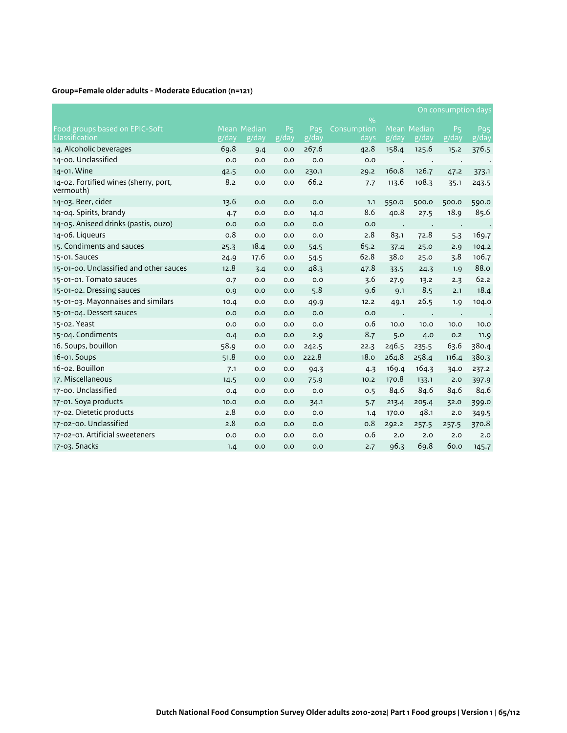**Group=Female older adults - Moderate Education (n=121)**

| Food groups based on EPIC-Soft Classification | Mean g/day | Median g/day | P5 g/day | P95 g/day | % Consumption days | On consumption days Mean g/day | Median g/day | P5 g/day | P95 g/day |
|---|---|---|---|---|---|---|---|---|---|
| 14. Alcoholic beverages | 69.8 | 9.4 | 0.0 | 267.6 | 42.8 | 158.4 | 125.6 | 15.2 | 376.5 |
| 14-00. Unclassified | 0.0 | 0.0 | 0.0 | 0.0 | 0.0 | . | . | . | . |
| 14-01. Wine | 42.5 | 0.0 | 0.0 | 230.1 | 29.2 | 160.8 | 126.7 | 47.2 | 373.1 |
| 14-02. Fortified wines (sherry, port, vermouth) | 8.2 | 0.0 | 0.0 | 66.2 | 7.7 | 113.6 | 108.3 | 35.1 | 243.5 |
| 14-03. Beer, cider | 13.6 | 0.0 | 0.0 | 0.0 | 1.1 | 550.0 | 500.0 | 500.0 | 590.0 |
| 14-04. Spirits, brandy | 4.7 | 0.0 | 0.0 | 14.0 | 8.6 | 40.8 | 27.5 | 18.9 | 85.6 |
| 14-05. Aniseed drinks (pastis, ouzo) | 0.0 | 0.0 | 0.0 | 0.0 | 0.0 | . | . | . | . |
| 14-06. Liqueurs | 0.8 | 0.0 | 0.0 | 0.0 | 2.8 | 83.1 | 72.8 | 5.3 | 169.7 |
| 15. Condiments and sauces | 25.3 | 18.4 | 0.0 | 54.5 | 65.2 | 37.4 | 25.0 | 2.9 | 104.2 |
| 15-01. Sauces | 24.9 | 17.6 | 0.0 | 54.5 | 62.8 | 38.0 | 25.0 | 3.8 | 106.7 |
| 15-01-00. Unclassified and other sauces | 12.8 | 3.4 | 0.0 | 48.3 | 47.8 | 33.5 | 24.3 | 1.9 | 88.0 |
| 15-01-01. Tomato sauces | 0.7 | 0.0 | 0.0 | 0.0 | 3.6 | 27.9 | 13.2 | 2.3 | 62.2 |
| 15-01-02. Dressing sauces | 0.9 | 0.0 | 0.0 | 5.8 | 9.6 | 9.1 | 8.5 | 2.1 | 18.4 |
| 15-01-03. Mayonnaises and similars | 10.4 | 0.0 | 0.0 | 49.9 | 12.2 | 49.1 | 26.5 | 1.9 | 104.0 |
| 15-01-04. Dessert sauces | 0.0 | 0.0 | 0.0 | 0.0 | 0.0 | . | . | . | . |
| 15-02. Yeast | 0.0 | 0.0 | 0.0 | 0.0 | 0.6 | 10.0 | 10.0 | 10.0 | 10.0 |
| 15-04. Condiments | 0.4 | 0.0 | 0.0 | 2.9 | 8.7 | 5.0 | 4.0 | 0.2 | 11.9 |
| 16. Soups, bouillon | 58.9 | 0.0 | 0.0 | 242.5 | 22.3 | 246.5 | 235.5 | 63.6 | 380.4 |
| 16-01. Soups | 51.8 | 0.0 | 0.0 | 222.8 | 18.0 | 264.8 | 258.4 | 116.4 | 380.3 |
| 16-02. Bouillon | 7.1 | 0.0 | 0.0 | 94.3 | 4.3 | 169.4 | 164.3 | 34.0 | 237.2 |
| 17. Miscellaneous | 14.5 | 0.0 | 0.0 | 75.9 | 10.2 | 170.8 | 133.1 | 2.0 | 397.9 |
| 17-00. Unclassified | 0.4 | 0.0 | 0.0 | 0.0 | 0.5 | 84.6 | 84.6 | 84.6 | 84.6 |
| 17-01. Soya products | 10.0 | 0.0 | 0.0 | 34.1 | 5.7 | 213.4 | 205.4 | 32.0 | 399.0 |
| 17-02. Dietetic products | 2.8 | 0.0 | 0.0 | 0.0 | 1.4 | 170.0 | 48.1 | 2.0 | 349.5 |
| 17-02-00. Unclassified | 2.8 | 0.0 | 0.0 | 0.0 | 0.8 | 292.2 | 257.5 | 257.5 | 370.8 |
| 17-02-01. Artificial sweeteners | 0.0 | 0.0 | 0.0 | 0.0 | 0.6 | 2.0 | 2.0 | 2.0 | 2.0 |
| 17-03. Snacks | 1.4 | 0.0 | 0.0 | 0.0 | 2.7 | 96.3 | 69.8 | 60.0 | 145.7 |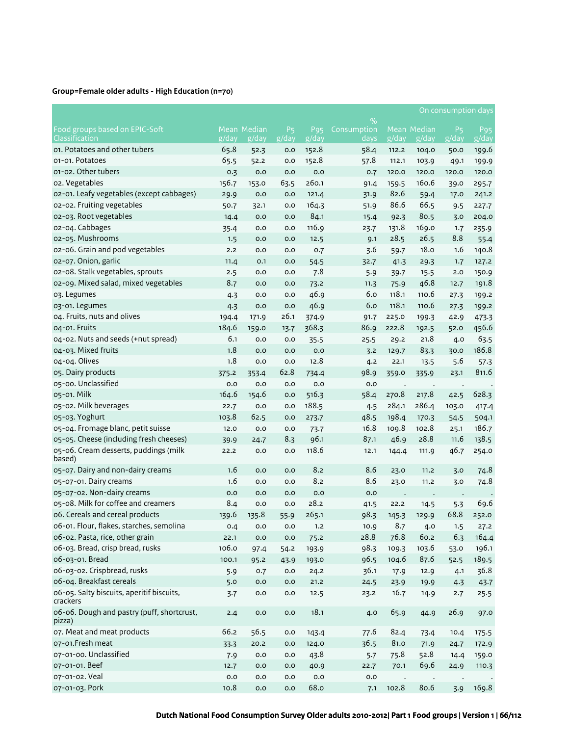**Group=Female older adults - High Education (n=70)**

| Food groups based on EPIC-Soft Classification | Mean g/day | Median g/day | P5 g/day | P95 g/day | % Consumption days | On consumption days Mean g/day | Median g/day | P5 g/day | P95 g/day |
|---|---|---|---|---|---|---|---|---|---|
| 01. Potatoes and other tubers | 65.8 | 52.3 | 0.0 | 152.8 | 58.4 | 112.2 | 104.0 | 50.0 | 199.6 |
| 01-01. Potatoes | 65.5 | 52.2 | 0.0 | 152.8 | 57.8 | 112.1 | 103.9 | 49.1 | 199.9 |
| 01-02. Other tubers | 0.3 | 0.0 | 0.0 | 0.0 | 0.7 | 120.0 | 120.0 | 120.0 | 120.0 |
| 02. Vegetables | 156.7 | 153.0 | 63.5 | 260.1 | 91.4 | 159.5 | 160.6 | 39.0 | 295.7 |
| 02-01. Leafy vegetables (except cabbages) | 29.9 | 0.0 | 0.0 | 121.4 | 31.9 | 82.6 | 59.4 | 17.0 | 241.2 |
| 02-02. Fruiting vegetables | 50.7 | 32.1 | 0.0 | 164.3 | 51.9 | 86.6 | 66.5 | 9.5 | 227.7 |
| 02-03. Root vegetables | 14.4 | 0.0 | 0.0 | 84.1 | 15.4 | 92.3 | 80.5 | 3.0 | 204.0 |
| 02-04. Cabbages | 35.4 | 0.0 | 0.0 | 116.9 | 23.7 | 131.8 | 169.0 | 1.7 | 235.9 |
| 02-05. Mushrooms | 1.5 | 0.0 | 0.0 | 12.5 | 9.1 | 28.5 | 26.5 | 8.8 | 55.4 |
| 02-06. Grain and pod vegetables | 2.2 | 0.0 | 0.0 | 0.7 | 3.6 | 59.7 | 18.0 | 1.6 | 140.8 |
| 02-07. Onion, garlic | 11.4 | 0.1 | 0.0 | 54.5 | 32.7 | 41.3 | 29.3 | 1.7 | 127.2 |
| 02-08. Stalk vegetables, sprouts | 2.5 | 0.0 | 0.0 | 7.8 | 5.9 | 39.7 | 15.5 | 2.0 | 150.9 |
| 02-09. Mixed salad, mixed vegetables | 8.7 | 0.0 | 0.0 | 73.2 | 11.3 | 75.9 | 46.8 | 12.7 | 191.8 |
| 03. Legumes | 4.3 | 0.0 | 0.0 | 46.9 | 6.0 | 118.1 | 110.6 | 27.3 | 199.2 |
| 03-01. Legumes | 4.3 | 0.0 | 0.0 | 46.9 | 6.0 | 118.1 | 110.6 | 27.3 | 199.2 |
| 04. Fruits, nuts and olives | 194.4 | 171.9 | 26.1 | 374.9 | 91.7 | 225.0 | 199.3 | 42.9 | 473.3 |
| 04-01. Fruits | 184.6 | 159.0 | 13.7 | 368.3 | 86.9 | 222.8 | 192.5 | 52.0 | 456.6 |
| 04-02. Nuts and seeds (+nut spread) | 6.1 | 0.0 | 0.0 | 35.5 | 25.5 | 29.2 | 21.8 | 4.0 | 63.5 |
| 04-03. Mixed fruits | 1.8 | 0.0 | 0.0 | 0.0 | 3.2 | 129.7 | 83.3 | 30.0 | 186.8 |
| 04-04. Olives | 1.8 | 0.0 | 0.0 | 12.8 | 4.2 | 22.1 | 13.5 | 5.6 | 57.3 |
| 05. Dairy products | 375.2 | 353.4 | 62.8 | 734.4 | 98.9 | 359.0 | 335.9 | 23.1 | 811.6 |
| 05-00. Unclassified | 0.0 | 0.0 | 0.0 | 0.0 | 0.0 | . | . | . | . |
| 05-01. Milk | 164.6 | 154.6 | 0.0 | 516.3 | 58.4 | 270.8 | 217.8 | 42.5 | 628.3 |
| 05-02. Milk beverages | 22.7 | 0.0 | 0.0 | 188.5 | 4.5 | 284.1 | 286.4 | 103.0 | 417.4 |
| 05-03. Yoghurt | 103.8 | 62.5 | 0.0 | 273.7 | 48.5 | 198.4 | 170.3 | 54.5 | 504.1 |
| 05-04. Fromage blanc, petit suisse | 12.0 | 0.0 | 0.0 | 73.7 | 16.8 | 109.8 | 102.8 | 25.1 | 186.7 |
| 05-05. Cheese (including fresh cheeses) | 39.9 | 24.7 | 8.3 | 96.1 | 87.1 | 46.9 | 28.8 | 11.6 | 138.5 |
| 05-06. Cream desserts, puddings (milk based) | 22.2 | 0.0 | 0.0 | 118.6 | 12.1 | 144.4 | 111.9 | 46.7 | 254.0 |
| 05-07. Dairy and non-dairy creams | 1.6 | 0.0 | 0.0 | 8.2 | 8.6 | 23.0 | 11.2 | 3.0 | 74.8 |
| 05-07-01. Dairy creams | 1.6 | 0.0 | 0.0 | 8.2 | 8.6 | 23.0 | 11.2 | 3.0 | 74.8 |
| 05-07-02. Non-dairy creams | 0.0 | 0.0 | 0.0 | 0.0 | 0.0 | . | . | . | . |
| 05-08. Milk for coffee and creamers | 8.4 | 0.0 | 0.0 | 28.2 | 41.5 | 22.2 | 14.5 | 5.3 | 69.6 |
| 06. Cereals and cereal products | 139.6 | 135.8 | 55.9 | 265.1 | 98.3 | 145.3 | 129.9 | 68.8 | 252.0 |
| 06-01. Flour, flakes, starches, semolina | 0.4 | 0.0 | 0.0 | 1.2 | 10.9 | 8.7 | 4.0 | 1.5 | 27.2 |
| 06-02. Pasta, rice, other grain | 22.1 | 0.0 | 0.0 | 75.2 | 28.8 | 76.8 | 60.2 | 6.3 | 164.4 |
| 06-03. Bread, crisp bread, rusks | 106.0 | 97.4 | 54.2 | 193.9 | 98.3 | 109.3 | 103.6 | 53.0 | 196.1 |
| 06-03-01. Bread | 100.1 | 95.2 | 43.9 | 193.0 | 96.5 | 104.6 | 87.6 | 52.5 | 189.5 |
| 06-03-02. Crispbread, rusks | 5.9 | 0.7 | 0.0 | 24.2 | 36.1 | 17.9 | 12.9 | 4.1 | 36.8 |
| 06-04. Breakfast cereals | 5.0 | 0.0 | 0.0 | 21.2 | 24.5 | 23.9 | 19.9 | 4.3 | 43.7 |
| 06-05. Salty biscuits, aperitif biscuits, crackers | 3.7 | 0.0 | 0.0 | 12.5 | 23.2 | 16.7 | 14.9 | 2.7 | 25.5 |
| 06-06. Dough and pastry (puff, shortcrust, pizza) | 2.4 | 0.0 | 0.0 | 18.1 | 4.0 | 65.9 | 44.9 | 26.9 | 97.0 |
| 07. Meat and meat products | 66.2 | 56.5 | 0.0 | 143.4 | 77.6 | 82.4 | 73.4 | 10.4 | 175.5 |
| 07-01.Fresh meat | 33.3 | 20.2 | 0.0 | 124.0 | 36.5 | 81.0 | 71.9 | 24.7 | 172.9 |
| 07-01-00. Unclassified | 7.9 | 0.0 | 0.0 | 43.8 | 5.7 | 75.8 | 52.8 | 14.4 | 159.0 |
| 07-01-01. Beef | 12.7 | 0.0 | 0.0 | 40.9 | 22.7 | 70.1 | 69.6 | 24.9 | 110.3 |
| 07-01-02. Veal | 0.0 | 0.0 | 0.0 | 0.0 | 0.0 | . | . | . | . |
| 07-01-03. Pork | 10.8 | 0.0 | 0.0 | 68.0 | 7.1 | 102.8 | 80.6 | 3.9 | 169.8 |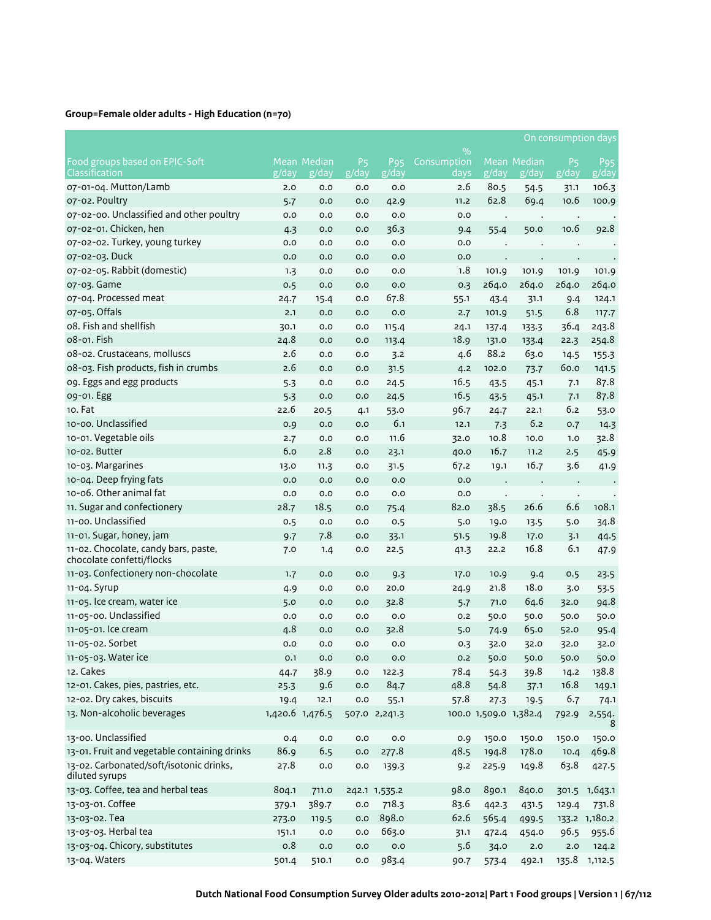**Group=Female older adults - High Education (n=70)**

| | | | | | | On consumption days | | | |
|---|---|---|---|---|---|---|---|---|---|
| Food groups based on EPIC-Soft Classification | Mean g/day | Median g/day | P5 g/day | P95 g/day | % Consumption days | Mean g/day | Median g/day | P5 g/day | P95 g/day |
| 07-01-04. Mutton/Lamb | 2.0 | 0.0 | 0.0 | 0.0 | 2.6 | 80.5 | 54.5 | 31.1 | 106.3 |
| 07-02. Poultry | 5.7 | 0.0 | 0.0 | 42.9 | 11.2 | 62.8 | 69.4 | 10.6 | 100.9 |
| 07-02-00. Unclassified and other poultry | 0.0 | 0.0 | 0.0 | 0.0 | 0.0 | . | . | . | . |
| 07-02-01. Chicken, hen | 4.3 | 0.0 | 0.0 | 36.3 | 9.4 | 55.4 | 50.0 | 10.6 | 92.8 |
| 07-02-02. Turkey, young turkey | 0.0 | 0.0 | 0.0 | 0.0 | 0.0 | . | . | . | . |
| 07-02-03. Duck | 0.0 | 0.0 | 0.0 | 0.0 | 0.0 | . | . | . | . |
| 07-02-05. Rabbit (domestic) | 1.3 | 0.0 | 0.0 | 0.0 | 1.8 | 101.9 | 101.9 | 101.9 | 101.9 |
| 07-03. Game | 0.5 | 0.0 | 0.0 | 0.0 | 0.3 | 264.0 | 264.0 | 264.0 | 264.0 |
| 07-04. Processed meat | 24.7 | 15.4 | 0.0 | 67.8 | 55.1 | 43.4 | 31.1 | 9.4 | 124.1 |
| 07-05. Offals | 2.1 | 0.0 | 0.0 | 0.0 | 2.7 | 101.9 | 51.5 | 6.8 | 117.7 |
| 08. Fish and shellfish | 30.1 | 0.0 | 0.0 | 115.4 | 24.1 | 137.4 | 133.3 | 36.4 | 243.8 |
| 08-01. Fish | 24.8 | 0.0 | 0.0 | 113.4 | 18.9 | 131.0 | 133.4 | 22.3 | 254.8 |
| 08-02. Crustaceans, molluscs | 2.6 | 0.0 | 0.0 | 3.2 | 4.6 | 88.2 | 63.0 | 14.5 | 155.3 |
| 08-03. Fish products, fish in crumbs | 2.6 | 0.0 | 0.0 | 31.5 | 4.2 | 102.0 | 73.7 | 60.0 | 141.5 |
| 09. Eggs and egg products | 5.3 | 0.0 | 0.0 | 24.5 | 16.5 | 43.5 | 45.1 | 7.1 | 87.8 |
| 09-01. Egg | 5.3 | 0.0 | 0.0 | 24.5 | 16.5 | 43.5 | 45.1 | 7.1 | 87.8 |
| 10. Fat | 22.6 | 20.5 | 4.1 | 53.0 | 96.7 | 24.7 | 22.1 | 6.2 | 53.0 |
| 10-00. Unclassified | 0.9 | 0.0 | 0.0 | 6.1 | 12.1 | 7.3 | 6.2 | 0.7 | 14.3 |
| 10-01. Vegetable oils | 2.7 | 0.0 | 0.0 | 11.6 | 32.0 | 10.8 | 10.0 | 1.0 | 32.8 |
| 10-02. Butter | 6.0 | 2.8 | 0.0 | 23.1 | 40.0 | 16.7 | 11.2 | 2.5 | 45.9 |
| 10-03. Margarines | 13.0 | 11.3 | 0.0 | 31.5 | 67.2 | 19.1 | 16.7 | 3.6 | 41.9 |
| 10-04. Deep frying fats | 0.0 | 0.0 | 0.0 | 0.0 | 0.0 | . | . | . | . |
| 10-06. Other animal fat | 0.0 | 0.0 | 0.0 | 0.0 | 0.0 | . | . | . | . |
| 11. Sugar and confectionery | 28.7 | 18.5 | 0.0 | 75.4 | 82.0 | 38.5 | 26.6 | 6.6 | 108.1 |
| 11-00. Unclassified | 0.5 | 0.0 | 0.0 | 0.5 | 5.0 | 19.0 | 13.5 | 5.0 | 34.8 |
| 11-01. Sugar, honey, jam | 9.7 | 7.8 | 0.0 | 33.1 | 51.5 | 19.8 | 17.0 | 3.1 | 44.5 |
| 11-02. Chocolate, candy bars, paste, chocolate confetti/flocks | 7.0 | 1.4 | 0.0 | 22.5 | 41.3 | 22.2 | 16.8 | 6.1 | 47.9 |
| 11-03. Confectionery non-chocolate | 1.7 | 0.0 | 0.0 | 9.3 | 17.0 | 10.9 | 9.4 | 0.5 | 23.5 |
| 11-04. Syrup | 4.9 | 0.0 | 0.0 | 20.0 | 24.9 | 21.8 | 18.0 | 3.0 | 53.5 |
| 11-05. Ice cream, water ice | 5.0 | 0.0 | 0.0 | 32.8 | 5.7 | 71.0 | 64.6 | 32.0 | 94.8 |
| 11-05-00. Unclassified | 0.0 | 0.0 | 0.0 | 0.0 | 0.2 | 50.0 | 50.0 | 50.0 | 50.0 |
| 11-05-01. Ice cream | 4.8 | 0.0 | 0.0 | 32.8 | 5.0 | 74.9 | 65.0 | 52.0 | 95.4 |
| 11-05-02. Sorbet | 0.0 | 0.0 | 0.0 | 0.0 | 0.3 | 32.0 | 32.0 | 32.0 | 32.0 |
| 11-05-03. Water ice | 0.1 | 0.0 | 0.0 | 0.0 | 0.2 | 50.0 | 50.0 | 50.0 | 50.0 |
| 12. Cakes | 44.7 | 38.9 | 0.0 | 122.3 | 78.4 | 54.3 | 39.8 | 14.2 | 138.8 |
| 12-01. Cakes, pies, pastries, etc. | 25.3 | 9.6 | 0.0 | 84.7 | 48.8 | 54.8 | 37.1 | 16.8 | 149.1 |
| 12-02. Dry cakes, biscuits | 19.4 | 12.1 | 0.0 | 55.1 | 57.8 | 27.3 | 19.5 | 6.7 | 74.1 |
| 13. Non-alcoholic beverages | 1,420.6 | 1,476.5 | 507.0 | 2,241.3 | 100.0 | 1,509.0 | 1,382.4 | 792.9 | 2,554.8 |
| 13-00. Unclassified | 0.4 | 0.0 | 0.0 | 0.0 | 0.9 | 150.0 | 150.0 | 150.0 | 150.0 |
| 13-01. Fruit and vegetable containing drinks | 86.9 | 6.5 | 0.0 | 277.8 | 48.5 | 194.8 | 178.0 | 10.4 | 469.8 |
| 13-02. Carbonated/soft/isotonic drinks, diluted syrups | 27.8 | 0.0 | 0.0 | 139.3 | 9.2 | 225.9 | 149.8 | 63.8 | 427.5 |
| 13-03. Coffee, tea and herbal teas | 804.1 | 711.0 | 242.1 | 1,535.2 | 98.0 | 890.1 | 840.0 | 301.5 | 1,643.1 |
| 13-03-01. Coffee | 379.1 | 389.7 | 0.0 | 718.3 | 83.6 | 442.3 | 431.5 | 129.4 | 731.8 |
| 13-03-02. Tea | 273.0 | 119.5 | 0.0 | 898.0 | 62.6 | 565.4 | 499.5 | 133.2 | 1,180.2 |
| 13-03-03. Herbal tea | 151.1 | 0.0 | 0.0 | 663.0 | 31.1 | 472.4 | 454.0 | 96.5 | 955.6 |
| 13-03-04. Chicory, substitutes | 0.8 | 0.0 | 0.0 | 0.0 | 5.6 | 34.0 | 2.0 | 2.0 | 124.2 |
| 13-04. Waters | 501.4 | 510.1 | 0.0 | 983.4 | 90.7 | 573.4 | 492.1 | 135.8 | 1,112.5 |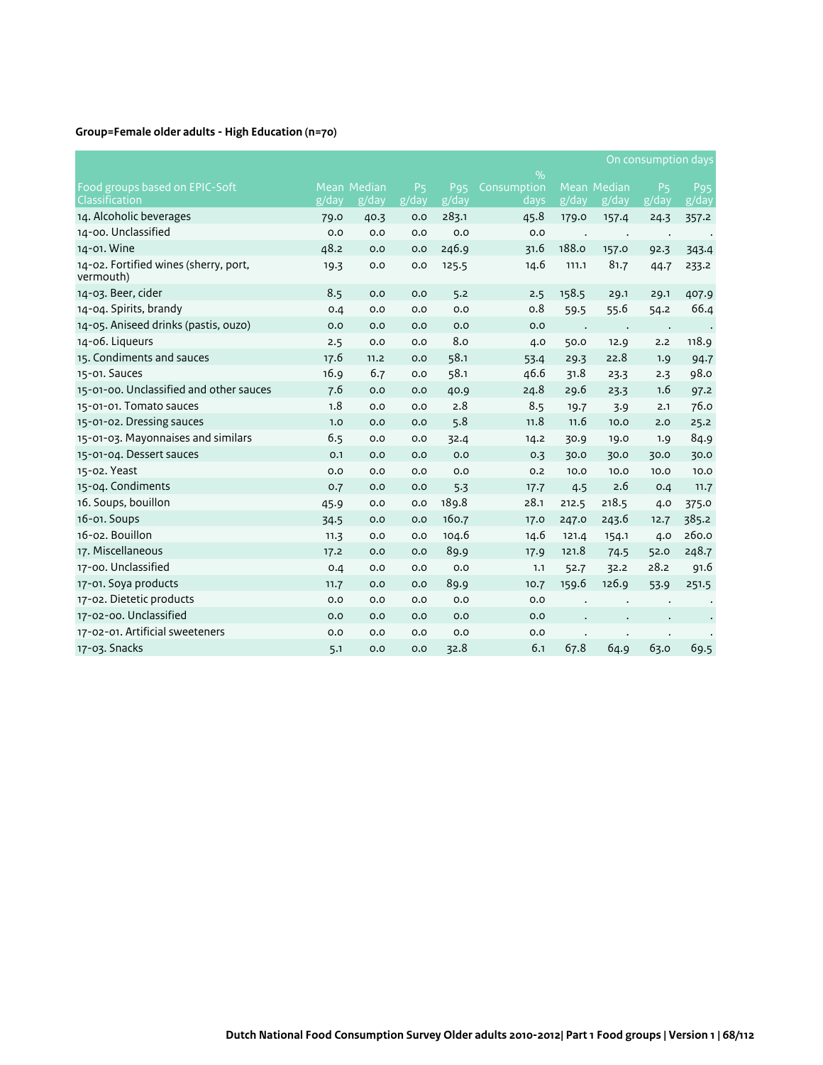**Group=Female older adults - High Education (n=70)**

| Food groups based on EPIC-Soft Classification | Mean g/day | Median g/day | P5 g/day | P95 g/day | % Consumption days | On consumption days Mean g/day | On consumption days Median g/day | On consumption days P5 g/day | On consumption days P95 g/day |
|---|---|---|---|---|---|---|---|---|---|
| 14. Alcoholic beverages | 79.0 | 40.3 | 0.0 | 283.1 | 45.8 | 179.0 | 157.4 | 24.3 | 357.2 |
| 14-00. Unclassified | 0.0 | 0.0 | 0.0 | 0.0 | 0.0 | . | . | . | . |
| 14-01. Wine | 48.2 | 0.0 | 0.0 | 246.9 | 31.6 | 188.0 | 157.0 | 92.3 | 343.4 |
| 14-02. Fortified wines (sherry, port, vermouth) | 19.3 | 0.0 | 0.0 | 125.5 | 14.6 | 111.1 | 81.7 | 44.7 | 233.2 |
| 14-03. Beer, cider | 8.5 | 0.0 | 0.0 | 5.2 | 2.5 | 158.5 | 29.1 | 29.1 | 407.9 |
| 14-04. Spirits, brandy | 0.4 | 0.0 | 0.0 | 0.0 | 0.8 | 59.5 | 55.6 | 54.2 | 66.4 |
| 14-05. Aniseed drinks (pastis, ouzo) | 0.0 | 0.0 | 0.0 | 0.0 | 0.0 | . | . | . | . |
| 14-06. Liqueurs | 2.5 | 0.0 | 0.0 | 8.0 | 4.0 | 50.0 | 12.9 | 2.2 | 118.9 |
| 15. Condiments and sauces | 17.6 | 11.2 | 0.0 | 58.1 | 53.4 | 29.3 | 22.8 | 1.9 | 94.7 |
| 15-01. Sauces | 16.9 | 6.7 | 0.0 | 58.1 | 46.6 | 31.8 | 23.3 | 2.3 | 98.0 |
| 15-01-00. Unclassified and other sauces | 7.6 | 0.0 | 0.0 | 40.9 | 24.8 | 29.6 | 23.3 | 1.6 | 97.2 |
| 15-01-01. Tomato sauces | 1.8 | 0.0 | 0.0 | 2.8 | 8.5 | 19.7 | 3.9 | 2.1 | 76.0 |
| 15-01-02. Dressing sauces | 1.0 | 0.0 | 0.0 | 5.8 | 11.8 | 11.6 | 10.0 | 2.0 | 25.2 |
| 15-01-03. Mayonnaises and similars | 6.5 | 0.0 | 0.0 | 32.4 | 14.2 | 30.9 | 19.0 | 1.9 | 84.9 |
| 15-01-04. Dessert sauces | 0.1 | 0.0 | 0.0 | 0.0 | 0.3 | 30.0 | 30.0 | 30.0 | 30.0 |
| 15-02. Yeast | 0.0 | 0.0 | 0.0 | 0.0 | 0.2 | 10.0 | 10.0 | 10.0 | 10.0 |
| 15-04. Condiments | 0.7 | 0.0 | 0.0 | 5.3 | 17.7 | 4.5 | 2.6 | 0.4 | 11.7 |
| 16. Soups, bouillon | 45.9 | 0.0 | 0.0 | 189.8 | 28.1 | 212.5 | 218.5 | 4.0 | 375.0 |
| 16-01. Soups | 34.5 | 0.0 | 0.0 | 160.7 | 17.0 | 247.0 | 243.6 | 12.7 | 385.2 |
| 16-02. Bouillon | 11.3 | 0.0 | 0.0 | 104.6 | 14.6 | 121.4 | 154.1 | 4.0 | 260.0 |
| 17. Miscellaneous | 17.2 | 0.0 | 0.0 | 89.9 | 17.9 | 121.8 | 74.5 | 52.0 | 248.7 |
| 17-00. Unclassified | 0.4 | 0.0 | 0.0 | 0.0 | 1.1 | 52.7 | 32.2 | 28.2 | 91.6 |
| 17-01. Soya products | 11.7 | 0.0 | 0.0 | 89.9 | 10.7 | 159.6 | 126.9 | 53.9 | 251.5 |
| 17-02. Dietetic products | 0.0 | 0.0 | 0.0 | 0.0 | 0.0 | . | . | . | . |
| 17-02-00. Unclassified | 0.0 | 0.0 | 0.0 | 0.0 | 0.0 | . | . | . | . |
| 17-02-01. Artificial sweeteners | 0.0 | 0.0 | 0.0 | 0.0 | 0.0 | . | . | . | . |
| 17-03. Snacks | 5.1 | 0.0 | 0.0 | 32.8 | 6.1 | 67.8 | 64.9 | 63.0 | 69.5 |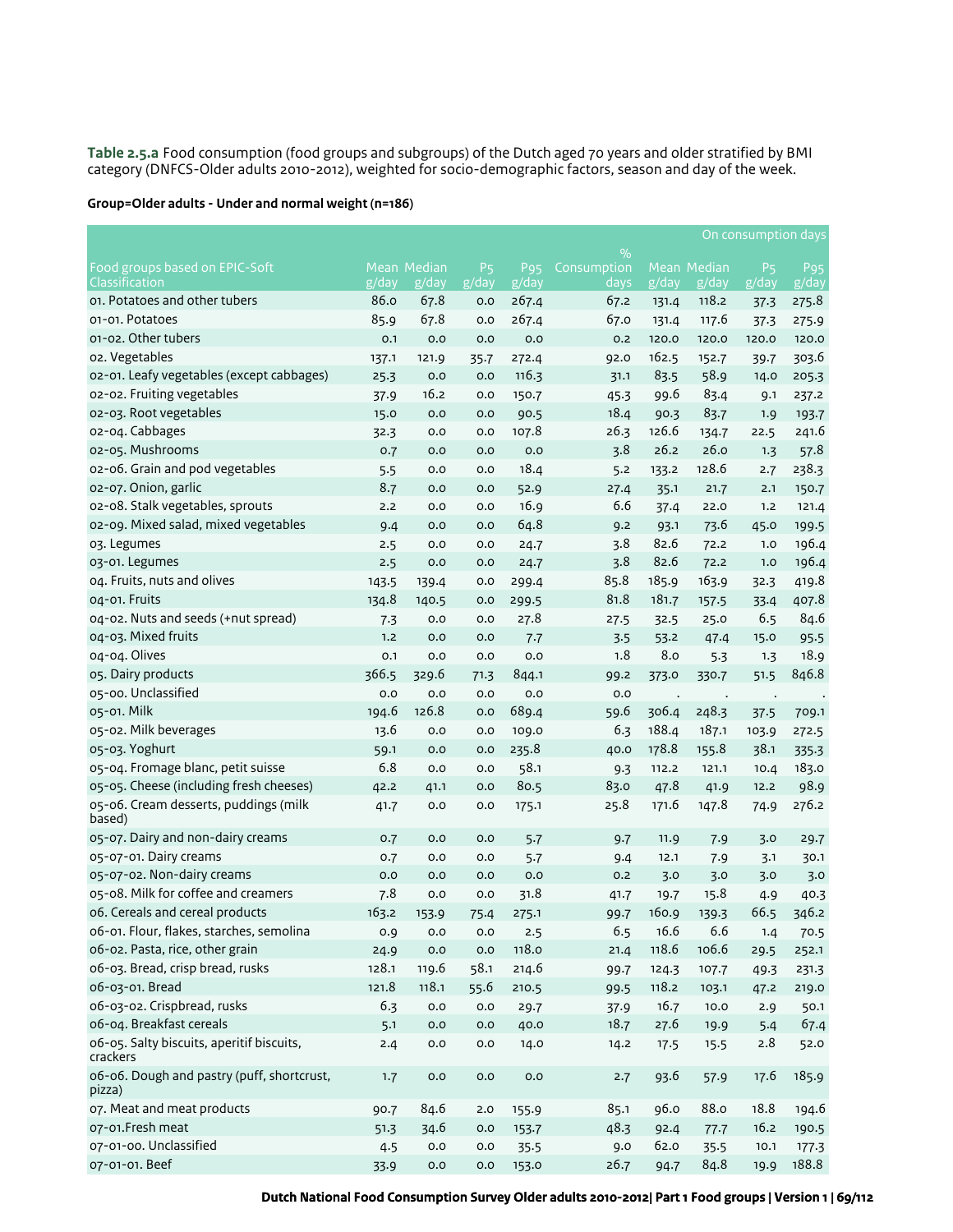**Table 2.5.a** Food consumption (food groups and subgroups) of the Dutch aged 70 years and older stratified by BMI category (DNFCS-Older adults 2010-2012), weighted for socio-demographic factors, season and day of the week.

**Group=Older adults - Under and normal weight (n=186)**

| | | | | | | On consumption days | | | |
|---|---|---|---|---|---|---|---|---|---|
| Food groups based on EPIC-Soft Classification | Mean g/day | Median g/day | P5 g/day | P95 g/day | % Consumption days | Mean g/day | Median g/day | P5 g/day | P95 g/day |
| 01. Potatoes and other tubers | 86.0 | 67.8 | 0.0 | 267.4 | 67.2 | 131.4 | 118.2 | 37.3 | 275.8 |
| 01-01. Potatoes | 85.9 | 67.8 | 0.0 | 267.4 | 67.0 | 131.4 | 117.6 | 37.3 | 275.9 |
| 01-02. Other tubers | 0.1 | 0.0 | 0.0 | 0.0 | 0.2 | 120.0 | 120.0 | 120.0 | 120.0 |
| 02. Vegetables | 137.1 | 121.9 | 35.7 | 272.4 | 92.0 | 162.5 | 152.7 | 39.7 | 303.6 |
| 02-01. Leafy vegetables (except cabbages) | 25.3 | 0.0 | 0.0 | 116.3 | 31.1 | 83.5 | 58.9 | 14.0 | 205.3 |
| 02-02. Fruiting vegetables | 37.9 | 16.2 | 0.0 | 150.7 | 45.3 | 99.6 | 83.4 | 9.1 | 237.2 |
| 02-03. Root vegetables | 15.0 | 0.0 | 0.0 | 90.5 | 18.4 | 90.3 | 83.7 | 1.9 | 193.7 |
| 02-04. Cabbages | 32.3 | 0.0 | 0.0 | 107.8 | 26.3 | 126.6 | 134.7 | 22.5 | 241.6 |
| 02-05. Mushrooms | 0.7 | 0.0 | 0.0 | 0.0 | 3.8 | 26.2 | 26.0 | 1.3 | 57.8 |
| 02-06. Grain and pod vegetables | 5.5 | 0.0 | 0.0 | 18.4 | 5.2 | 133.2 | 128.6 | 2.7 | 238.3 |
| 02-07. Onion, garlic | 8.7 | 0.0 | 0.0 | 52.9 | 27.4 | 35.1 | 21.7 | 2.1 | 150.7 |
| 02-08. Stalk vegetables, sprouts | 2.2 | 0.0 | 0.0 | 16.9 | 6.6 | 37.4 | 22.0 | 1.2 | 121.4 |
| 02-09. Mixed salad, mixed vegetables | 9.4 | 0.0 | 0.0 | 64.8 | 9.2 | 93.1 | 73.6 | 45.0 | 199.5 |
| 03. Legumes | 2.5 | 0.0 | 0.0 | 24.7 | 3.8 | 82.6 | 72.2 | 1.0 | 196.4 |
| 03-01. Legumes | 2.5 | 0.0 | 0.0 | 24.7 | 3.8 | 82.6 | 72.2 | 1.0 | 196.4 |
| 04. Fruits, nuts and olives | 143.5 | 139.4 | 0.0 | 299.4 | 85.8 | 185.9 | 163.9 | 32.3 | 419.8 |
| 04-01. Fruits | 134.8 | 140.5 | 0.0 | 299.5 | 81.8 | 181.7 | 157.5 | 33.4 | 407.8 |
| 04-02. Nuts and seeds (+nut spread) | 7.3 | 0.0 | 0.0 | 27.8 | 27.5 | 32.5 | 25.0 | 6.5 | 84.6 |
| 04-03. Mixed fruits | 1.2 | 0.0 | 0.0 | 7.7 | 3.5 | 53.2 | 47.4 | 15.0 | 95.5 |
| 04-04. Olives | 0.1 | 0.0 | 0.0 | 0.0 | 1.8 | 8.0 | 5.3 | 1.3 | 18.9 |
| 05. Dairy products | 366.5 | 329.6 | 71.3 | 844.1 | 99.2 | 373.0 | 330.7 | 51.5 | 846.8 |
| 05-00. Unclassified | 0.0 | 0.0 | 0.0 | 0.0 | 0.0 | . | . | . | . |
| 05-01. Milk | 194.6 | 126.8 | 0.0 | 689.4 | 59.6 | 306.4 | 248.3 | 37.5 | 709.1 |
| 05-02. Milk beverages | 13.6 | 0.0 | 0.0 | 109.0 | 6.3 | 188.4 | 187.1 | 103.9 | 272.5 |
| 05-03. Yoghurt | 59.1 | 0.0 | 0.0 | 235.8 | 40.0 | 178.8 | 155.8 | 38.1 | 335.3 |
| 05-04. Fromage blanc, petit suisse | 6.8 | 0.0 | 0.0 | 58.1 | 9.3 | 112.2 | 121.1 | 10.4 | 183.0 |
| 05-05. Cheese (including fresh cheeses) | 42.2 | 41.1 | 0.0 | 80.5 | 83.0 | 47.8 | 41.9 | 12.2 | 98.9 |
| 05-06. Cream desserts, puddings (milk based) | 41.7 | 0.0 | 0.0 | 175.1 | 25.8 | 171.6 | 147.8 | 74.9 | 276.2 |
| 05-07. Dairy and non-dairy creams | 0.7 | 0.0 | 0.0 | 5.7 | 9.7 | 11.9 | 7.9 | 3.0 | 29.7 |
| 05-07-01. Dairy creams | 0.7 | 0.0 | 0.0 | 5.7 | 9.4 | 12.1 | 7.9 | 3.1 | 30.1 |
| 05-07-02. Non-dairy creams | 0.0 | 0.0 | 0.0 | 0.0 | 0.2 | 3.0 | 3.0 | 3.0 | 3.0 |
| 05-08. Milk for coffee and creamers | 7.8 | 0.0 | 0.0 | 31.8 | 41.7 | 19.7 | 15.8 | 4.9 | 40.3 |
| 06. Cereals and cereal products | 163.2 | 153.9 | 75.4 | 275.1 | 99.7 | 160.9 | 139.3 | 66.5 | 346.2 |
| 06-01. Flour, flakes, starches, semolina | 0.9 | 0.0 | 0.0 | 2.5 | 6.5 | 16.6 | 6.6 | 1.4 | 70.5 |
| 06-02. Pasta, rice, other grain | 24.9 | 0.0 | 0.0 | 118.0 | 21.4 | 118.6 | 106.6 | 29.5 | 252.1 |
| 06-03. Bread, crisp bread, rusks | 128.1 | 119.6 | 58.1 | 214.6 | 99.7 | 124.3 | 107.7 | 49.3 | 231.3 |
| 06-03-01. Bread | 121.8 | 118.1 | 55.6 | 210.5 | 99.5 | 118.2 | 103.1 | 47.2 | 219.0 |
| 06-03-02. Crispbread, rusks | 6.3 | 0.0 | 0.0 | 29.7 | 37.9 | 16.7 | 10.0 | 2.9 | 50.1 |
| 06-04. Breakfast cereals | 5.1 | 0.0 | 0.0 | 40.0 | 18.7 | 27.6 | 19.9 | 5.4 | 67.4 |
| 06-05. Salty biscuits, aperitif biscuits, crackers | 2.4 | 0.0 | 0.0 | 14.0 | 14.2 | 17.5 | 15.5 | 2.8 | 52.0 |
| 06-06. Dough and pastry (puff, shortcrust, pizza) | 1.7 | 0.0 | 0.0 | 0.0 | 2.7 | 93.6 | 57.9 | 17.6 | 185.9 |
| 07. Meat and meat products | 90.7 | 84.6 | 2.0 | 155.9 | 85.1 | 96.0 | 88.0 | 18.8 | 194.6 |
| 07-01.Fresh meat | 51.3 | 34.6 | 0.0 | 153.7 | 48.3 | 92.4 | 77.7 | 16.2 | 190.5 |
| 07-01-00. Unclassified | 4.5 | 0.0 | 0.0 | 35.5 | 9.0 | 62.0 | 35.5 | 10.1 | 177.3 |
| 07-01-01. Beef | 33.9 | 0.0 | 0.0 | 153.0 | 26.7 | 94.7 | 84.8 | 19.9 | 188.8 |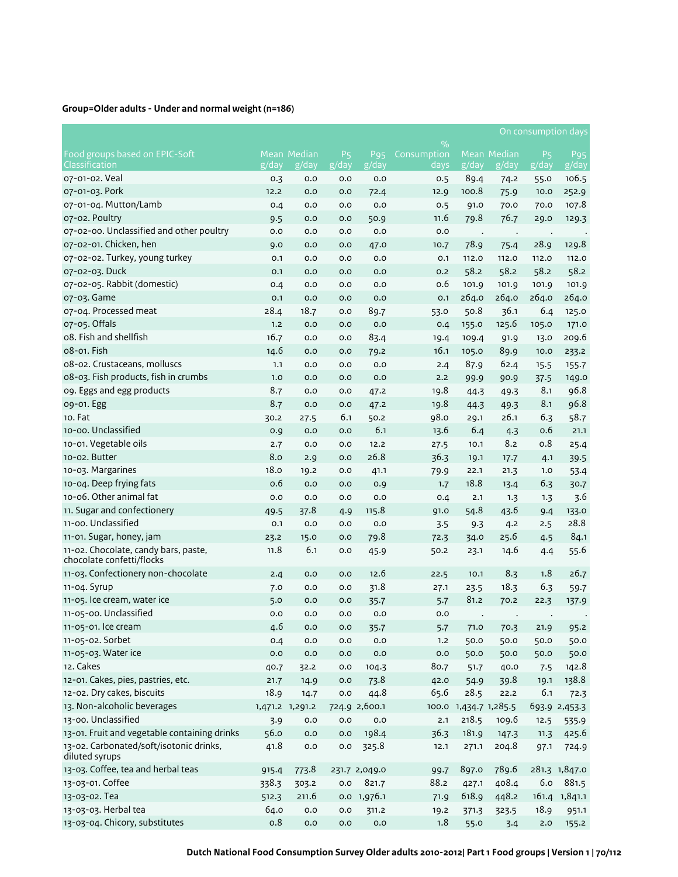**Group=Older adults - Under and normal weight (n=186)**

| Food groups based on EPIC-Soft Classification | Mean g/day | Median g/day | P5 g/day | P95 g/day | % Consumption days | On consumption days Mean g/day | Median g/day | P5 g/day | P95 g/day |
|---|---|---|---|---|---|---|---|---|---|
| 07-01-02. Veal | 0.3 | 0.0 | 0.0 | 0.0 | 0.5 | 89.4 | 74.2 | 55.0 | 106.5 |
| 07-01-03. Pork | 12.2 | 0.0 | 0.0 | 72.4 | 12.9 | 100.8 | 75.9 | 10.0 | 252.9 |
| 07-01-04. Mutton/Lamb | 0.4 | 0.0 | 0.0 | 0.0 | 0.5 | 91.0 | 70.0 | 70.0 | 107.8 |
| 07-02. Poultry | 9.5 | 0.0 | 0.0 | 50.9 | 11.6 | 79.8 | 76.7 | 29.0 | 129.3 |
| 07-02-00. Unclassified and other poultry | 0.0 | 0.0 | 0.0 | 0.0 | 0.0 | . | . | . | . |
| 07-02-01. Chicken, hen | 9.0 | 0.0 | 0.0 | 47.0 | 10.7 | 78.9 | 75.4 | 28.9 | 129.8 |
| 07-02-02. Turkey, young turkey | 0.1 | 0.0 | 0.0 | 0.0 | 0.1 | 112.0 | 112.0 | 112.0 | 112.0 |
| 07-02-03. Duck | 0.1 | 0.0 | 0.0 | 0.0 | 0.2 | 58.2 | 58.2 | 58.2 | 58.2 |
| 07-02-05. Rabbit (domestic) | 0.4 | 0.0 | 0.0 | 0.0 | 0.6 | 101.9 | 101.9 | 101.9 | 101.9 |
| 07-03. Game | 0.1 | 0.0 | 0.0 | 0.0 | 0.1 | 264.0 | 264.0 | 264.0 | 264.0 |
| 07-04. Processed meat | 28.4 | 18.7 | 0.0 | 89.7 | 53.0 | 50.8 | 36.1 | 6.4 | 125.0 |
| 07-05. Offals | 1.2 | 0.0 | 0.0 | 0.0 | 0.4 | 155.0 | 125.6 | 105.0 | 171.0 |
| 08. Fish and shellfish | 16.7 | 0.0 | 0.0 | 83.4 | 19.4 | 109.4 | 91.9 | 13.0 | 209.6 |
| 08-01. Fish | 14.6 | 0.0 | 0.0 | 79.2 | 16.1 | 105.0 | 89.9 | 10.0 | 233.2 |
| 08-02. Crustaceans, molluscs | 1.1 | 0.0 | 0.0 | 0.0 | 2.4 | 87.9 | 62.4 | 15.5 | 155.7 |
| 08-03. Fish products, fish in crumbs | 1.0 | 0.0 | 0.0 | 0.0 | 2.2 | 99.9 | 90.9 | 37.5 | 149.0 |
| 09. Eggs and egg products | 8.7 | 0.0 | 0.0 | 47.2 | 19.8 | 44.3 | 49.3 | 8.1 | 96.8 |
| 09-01. Egg | 8.7 | 0.0 | 0.0 | 47.2 | 19.8 | 44.3 | 49.3 | 8.1 | 96.8 |
| 10. Fat | 30.2 | 27.5 | 6.1 | 50.2 | 98.0 | 29.1 | 26.1 | 6.3 | 58.7 |
| 10-00. Unclassified | 0.9 | 0.0 | 0.0 | 6.1 | 13.6 | 6.4 | 4.3 | 0.6 | 21.1 |
| 10-01. Vegetable oils | 2.7 | 0.0 | 0.0 | 12.2 | 27.5 | 10.1 | 8.2 | 0.8 | 25.4 |
| 10-02. Butter | 8.0 | 2.9 | 0.0 | 26.8 | 36.3 | 19.1 | 17.7 | 4.1 | 39.5 |
| 10-03. Margarines | 18.0 | 19.2 | 0.0 | 41.1 | 79.9 | 22.1 | 21.3 | 1.0 | 53.4 |
| 10-04. Deep frying fats | 0.6 | 0.0 | 0.0 | 0.9 | 1.7 | 18.8 | 13.4 | 6.3 | 30.7 |
| 10-06. Other animal fat | 0.0 | 0.0 | 0.0 | 0.0 | 0.4 | 2.1 | 1.3 | 1.3 | 3.6 |
| 11. Sugar and confectionery | 49.5 | 37.8 | 4.9 | 115.8 | 91.0 | 54.8 | 43.6 | 9.4 | 133.0 |
| 11-00. Unclassified | 0.1 | 0.0 | 0.0 | 0.0 | 3.5 | 9.3 | 4.2 | 2.5 | 28.8 |
| 11-01. Sugar, honey, jam | 23.2 | 15.0 | 0.0 | 79.8 | 72.3 | 34.0 | 25.6 | 4.5 | 84.1 |
| 11-02. Chocolate, candy bars, paste, chocolate confetti/flocks | 11.8 | 6.1 | 0.0 | 45.9 | 50.2 | 23.1 | 14.6 | 4.4 | 55.6 |
| 11-03. Confectionery non-chocolate | 2.4 | 0.0 | 0.0 | 12.6 | 22.5 | 10.1 | 8.3 | 1.8 | 26.7 |
| 11-04. Syrup | 7.0 | 0.0 | 0.0 | 31.8 | 27.1 | 23.5 | 18.3 | 6.3 | 59.7 |
| 11-05. Ice cream, water ice | 5.0 | 0.0 | 0.0 | 35.7 | 5.7 | 81.2 | 70.2 | 22.3 | 137.9 |
| 11-05-00. Unclassified | 0.0 | 0.0 | 0.0 | 0.0 | 0.0 | . | . | . | . |
| 11-05-01. Ice cream | 4.6 | 0.0 | 0.0 | 35.7 | 5.7 | 71.0 | 70.3 | 21.9 | 95.2 |
| 11-05-02. Sorbet | 0.4 | 0.0 | 0.0 | 0.0 | 1.2 | 50.0 | 50.0 | 50.0 | 50.0 |
| 11-05-03. Water ice | 0.0 | 0.0 | 0.0 | 0.0 | 0.0 | 50.0 | 50.0 | 50.0 | 50.0 |
| 12. Cakes | 40.7 | 32.2 | 0.0 | 104.3 | 80.7 | 51.7 | 40.0 | 7.5 | 142.8 |
| 12-01. Cakes, pies, pastries, etc. | 21.7 | 14.9 | 0.0 | 73.8 | 42.0 | 54.9 | 39.8 | 19.1 | 138.8 |
| 12-02. Dry cakes, biscuits | 18.9 | 14.7 | 0.0 | 44.8 | 65.6 | 28.5 | 22.2 | 6.1 | 72.3 |
| 13. Non-alcoholic beverages | 1,471.2 | 1,291.2 | 724.9 | 2,600.1 | 100.0 | 1,434.7 | 1,285.5 | 693.9 | 2,453.3 |
| 13-00. Unclassified | 3.9 | 0.0 | 0.0 | 0.0 | 2.1 | 218.5 | 109.6 | 12.5 | 535.9 |
| 13-01. Fruit and vegetable containing drinks | 56.0 | 0.0 | 0.0 | 198.4 | 36.3 | 181.9 | 147.3 | 11.3 | 425.6 |
| 13-02. Carbonated/soft/isotonic drinks, diluted syrups | 41.8 | 0.0 | 0.0 | 325.8 | 12.1 | 271.1 | 204.8 | 97.1 | 724.9 |
| 13-03. Coffee, tea and herbal teas | 915.4 | 773.8 | 231.7 | 2,049.0 | 99.7 | 897.0 | 789.6 | 281.3 | 1,847.0 |
| 13-03-01. Coffee | 338.3 | 303.2 | 0.0 | 821.7 | 88.2 | 427.1 | 408.4 | 6.0 | 881.5 |
| 13-03-02. Tea | 512.3 | 211.6 | 0.0 | 1,976.1 | 71.9 | 618.9 | 448.2 | 161.4 | 1,841.1 |
| 13-03-03. Herbal tea | 64.0 | 0.0 | 0.0 | 311.2 | 19.2 | 371.3 | 323.5 | 18.9 | 951.1 |
| 13-03-04. Chicory, substitutes | 0.8 | 0.0 | 0.0 | 0.0 | 1.8 | 55.0 | 3.4 | 2.0 | 155.2 |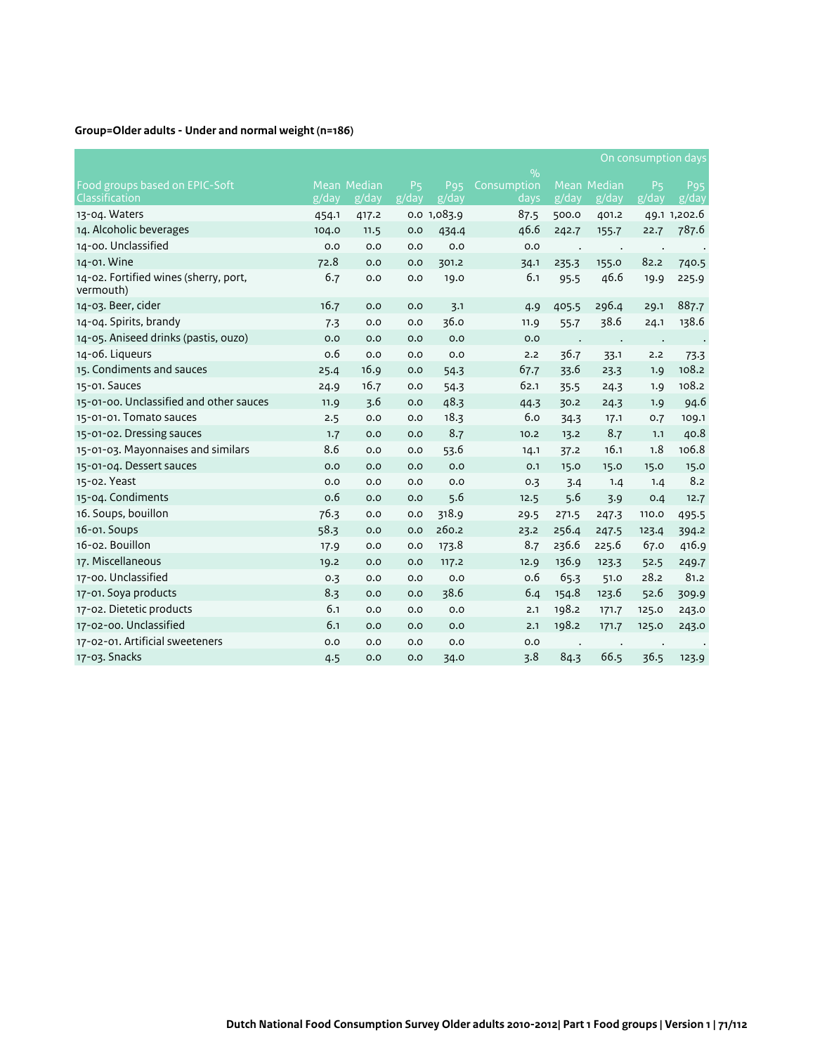**Group=Older adults - Under and normal weight (n=186)**

| | | | | | | On consumption days | | | |
|---|---|---|---|---|---|---|---|---|---|
| Food groups based on EPIC-Soft Classification | Mean g/day | Median g/day | P5 g/day | P95 g/day | % Consumption days | Mean g/day | Median g/day | P5 g/day | P95 g/day |
| 13-04. Waters | 454.1 | 417.2 | 0.0 | 1,083.9 | 87.5 | 500.0 | 401.2 | 49.1 | 1,202.6 |
| 14. Alcoholic beverages | 104.0 | 11.5 | 0.0 | 434.4 | 46.6 | 242.7 | 155.7 | 22.7 | 787.6 |
| 14-00. Unclassified | 0.0 | 0.0 | 0.0 | 0.0 | 0.0 | . | . | . | . |
| 14-01. Wine | 72.8 | 0.0 | 0.0 | 301.2 | 34.1 | 235.3 | 155.0 | 82.2 | 740.5 |
| 14-02. Fortified wines (sherry, port, vermouth) | 6.7 | 0.0 | 0.0 | 19.0 | 6.1 | 95.5 | 46.6 | 19.9 | 225.9 |
| 14-03. Beer, cider | 16.7 | 0.0 | 0.0 | 3.1 | 4.9 | 405.5 | 296.4 | 29.1 | 887.7 |
| 14-04. Spirits, brandy | 7.3 | 0.0 | 0.0 | 36.0 | 11.9 | 55.7 | 38.6 | 24.1 | 138.6 |
| 14-05. Aniseed drinks (pastis, ouzo) | 0.0 | 0.0 | 0.0 | 0.0 | 0.0 | . | . | . | . |
| 14-06. Liqueurs | 0.6 | 0.0 | 0.0 | 0.0 | 2.2 | 36.7 | 33.1 | 2.2 | 73.3 |
| 15. Condiments and sauces | 25.4 | 16.9 | 0.0 | 54.3 | 67.7 | 33.6 | 23.3 | 1.9 | 108.2 |
| 15-01. Sauces | 24.9 | 16.7 | 0.0 | 54.3 | 62.1 | 35.5 | 24.3 | 1.9 | 108.2 |
| 15-01-00. Unclassified and other sauces | 11.9 | 3.6 | 0.0 | 48.3 | 44.3 | 30.2 | 24.3 | 1.9 | 94.6 |
| 15-01-01. Tomato sauces | 2.5 | 0.0 | 0.0 | 18.3 | 6.0 | 34.3 | 17.1 | 0.7 | 109.1 |
| 15-01-02. Dressing sauces | 1.7 | 0.0 | 0.0 | 8.7 | 10.2 | 13.2 | 8.7 | 1.1 | 40.8 |
| 15-01-03. Mayonnaises and similars | 8.6 | 0.0 | 0.0 | 53.6 | 14.1 | 37.2 | 16.1 | 1.8 | 106.8 |
| 15-01-04. Dessert sauces | 0.0 | 0.0 | 0.0 | 0.0 | 0.1 | 15.0 | 15.0 | 15.0 | 15.0 |
| 15-02. Yeast | 0.0 | 0.0 | 0.0 | 0.0 | 0.3 | 3.4 | 1.4 | 1.4 | 8.2 |
| 15-04. Condiments | 0.6 | 0.0 | 0.0 | 5.6 | 12.5 | 5.6 | 3.9 | 0.4 | 12.7 |
| 16. Soups, bouillon | 76.3 | 0.0 | 0.0 | 318.9 | 29.5 | 271.5 | 247.3 | 110.0 | 495.5 |
| 16-01. Soups | 58.3 | 0.0 | 0.0 | 260.2 | 23.2 | 256.4 | 247.5 | 123.4 | 394.2 |
| 16-02. Bouillon | 17.9 | 0.0 | 0.0 | 173.8 | 8.7 | 236.6 | 225.6 | 67.0 | 416.9 |
| 17. Miscellaneous | 19.2 | 0.0 | 0.0 | 117.2 | 12.9 | 136.9 | 123.3 | 52.5 | 249.7 |
| 17-00. Unclassified | 0.3 | 0.0 | 0.0 | 0.0 | 0.6 | 65.3 | 51.0 | 28.2 | 81.2 |
| 17-01. Soya products | 8.3 | 0.0 | 0.0 | 38.6 | 6.4 | 154.8 | 123.6 | 52.6 | 309.9 |
| 17-02. Dietetic products | 6.1 | 0.0 | 0.0 | 0.0 | 2.1 | 198.2 | 171.7 | 125.0 | 243.0 |
| 17-02-00. Unclassified | 6.1 | 0.0 | 0.0 | 0.0 | 2.1 | 198.2 | 171.7 | 125.0 | 243.0 |
| 17-02-01. Artificial sweeteners | 0.0 | 0.0 | 0.0 | 0.0 | 0.0 | . | . | . | . |
| 17-03. Snacks | 4.5 | 0.0 | 0.0 | 34.0 | 3.8 | 84.3 | 66.5 | 36.5 | 123.9 |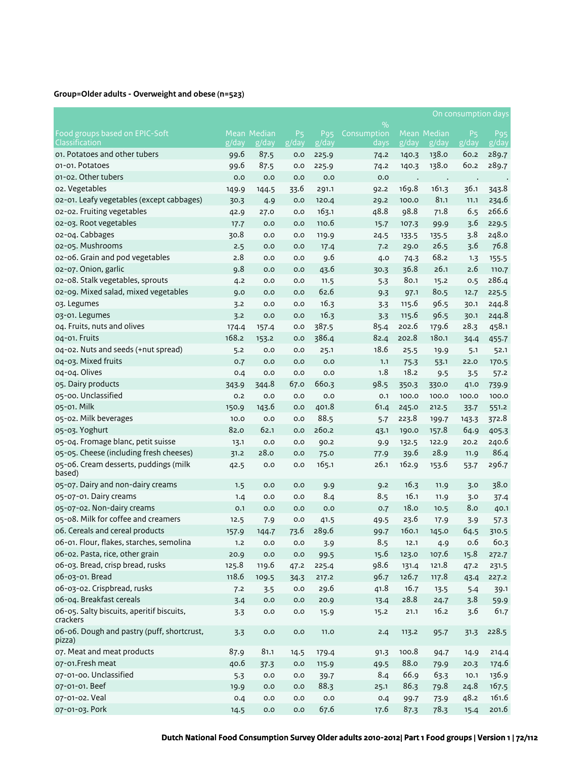**Group=Older adults - Overweight and obese (n=523)**

| Food groups based on EPIC-Soft Classification | Mean g/day | Median g/day | P5 g/day | P95 g/day | % Consumption days | On consumption days Mean g/day | Median g/day | P5 g/day | P95 g/day |
|---|---|---|---|---|---|---|---|---|---|
| 01. Potatoes and other tubers | 99.6 | 87.5 | 0.0 | 225.9 | 74.2 | 140.3 | 138.0 | 60.2 | 289.7 |
| 01-01. Potatoes | 99.6 | 87.5 | 0.0 | 225.9 | 74.2 | 140.3 | 138.0 | 60.2 | 289.7 |
| 01-02. Other tubers | 0.0 | 0.0 | 0.0 | 0.0 | 0.0 | . | . | . | . |
| 02. Vegetables | 149.9 | 144.5 | 33.6 | 291.1 | 92.2 | 169.8 | 161.3 | 36.1 | 343.8 |
| 02-01. Leafy vegetables (except cabbages) | 30.3 | 4.9 | 0.0 | 120.4 | 29.2 | 100.0 | 81.1 | 11.1 | 234.6 |
| 02-02. Fruiting vegetables | 42.9 | 27.0 | 0.0 | 163.1 | 48.8 | 98.8 | 71.8 | 6.5 | 266.6 |
| 02-03. Root vegetables | 17.7 | 0.0 | 0.0 | 110.6 | 15.7 | 107.3 | 99.9 | 3.6 | 229.5 |
| 02-04. Cabbages | 30.8 | 0.0 | 0.0 | 119.9 | 24.5 | 133.5 | 135.5 | 3.8 | 248.0 |
| 02-05. Mushrooms | 2.5 | 0.0 | 0.0 | 17.4 | 7.2 | 29.0 | 26.5 | 3.6 | 76.8 |
| 02-06. Grain and pod vegetables | 2.8 | 0.0 | 0.0 | 9.6 | 4.0 | 74.3 | 68.2 | 1.3 | 155.5 |
| 02-07. Onion, garlic | 9.8 | 0.0 | 0.0 | 43.6 | 30.3 | 36.8 | 26.1 | 2.6 | 110.7 |
| 02-08. Stalk vegetables, sprouts | 4.2 | 0.0 | 0.0 | 11.5 | 5.3 | 80.1 | 15.2 | 0.5 | 286.4 |
| 02-09. Mixed salad, mixed vegetables | 9.0 | 0.0 | 0.0 | 62.6 | 9.3 | 97.1 | 80.5 | 12.7 | 225.5 |
| 03. Legumes | 3.2 | 0.0 | 0.0 | 16.3 | 3.3 | 115.6 | 96.5 | 30.1 | 244.8 |
| 03-01. Legumes | 3.2 | 0.0 | 0.0 | 16.3 | 3.3 | 115.6 | 96.5 | 30.1 | 244.8 |
| 04. Fruits, nuts and olives | 174.4 | 157.4 | 0.0 | 387.5 | 85.4 | 202.6 | 179.6 | 28.3 | 458.1 |
| 04-01. Fruits | 168.2 | 153.2 | 0.0 | 386.4 | 82.4 | 202.8 | 180.1 | 34.4 | 455.7 |
| 04-02. Nuts and seeds (+nut spread) | 5.2 | 0.0 | 0.0 | 25.1 | 18.6 | 25.5 | 19.9 | 5.1 | 52.1 |
| 04-03. Mixed fruits | 0.7 | 0.0 | 0.0 | 0.0 | 1.1 | 75.3 | 53.1 | 22.0 | 170.5 |
| 04-04. Olives | 0.4 | 0.0 | 0.0 | 0.0 | 1.8 | 18.2 | 9.5 | 3.5 | 57.2 |
| 05. Dairy products | 343.9 | 344.8 | 67.0 | 660.3 | 98.5 | 350.3 | 330.0 | 41.0 | 739.9 |
| 05-00. Unclassified | 0.2 | 0.0 | 0.0 | 0.0 | 0.1 | 100.0 | 100.0 | 100.0 | 100.0 |
| 05-01. Milk | 150.9 | 143.6 | 0.0 | 401.8 | 61.4 | 245.0 | 212.5 | 33.7 | 551.2 |
| 05-02. Milk beverages | 10.0 | 0.0 | 0.0 | 88.5 | 5.7 | 223.8 | 199.7 | 143.3 | 372.8 |
| 05-03. Yoghurt | 82.0 | 62.1 | 0.0 | 260.2 | 43.1 | 190.0 | 157.8 | 64.9 | 405.3 |
| 05-04. Fromage blanc, petit suisse | 13.1 | 0.0 | 0.0 | 90.2 | 9.9 | 132.5 | 122.9 | 20.2 | 240.6 |
| 05-05. Cheese (including fresh cheeses) | 31.2 | 28.0 | 0.0 | 75.0 | 77.9 | 39.6 | 28.9 | 11.9 | 86.4 |
| 05-06. Cream desserts, puddings (milk based) | 42.5 | 0.0 | 0.0 | 165.1 | 26.1 | 162.9 | 153.6 | 53.7 | 296.7 |
| 05-07. Dairy and non-dairy creams | 1.5 | 0.0 | 0.0 | 9.9 | 9.2 | 16.3 | 11.9 | 3.0 | 38.0 |
| 05-07-01. Dairy creams | 1.4 | 0.0 | 0.0 | 8.4 | 8.5 | 16.1 | 11.9 | 3.0 | 37.4 |
| 05-07-02. Non-dairy creams | 0.1 | 0.0 | 0.0 | 0.0 | 0.7 | 18.0 | 10.5 | 8.0 | 40.1 |
| 05-08. Milk for coffee and creamers | 12.5 | 7.9 | 0.0 | 41.5 | 49.5 | 23.6 | 17.9 | 3.9 | 57.3 |
| 06. Cereals and cereal products | 157.9 | 144.7 | 73.6 | 289.6 | 99.7 | 160.1 | 145.0 | 64.5 | 310.5 |
| 06-01. Flour, flakes, starches, semolina | 1.2 | 0.0 | 0.0 | 3.9 | 8.5 | 12.1 | 4.9 | 0.6 | 60.3 |
| 06-02. Pasta, rice, other grain | 20.9 | 0.0 | 0.0 | 99.5 | 15.6 | 123.0 | 107.6 | 15.8 | 272.7 |
| 06-03. Bread, crisp bread, rusks | 125.8 | 119.6 | 47.2 | 225.4 | 98.6 | 131.4 | 121.8 | 47.2 | 231.5 |
| 06-03-01. Bread | 118.6 | 109.5 | 34.3 | 217.2 | 96.7 | 126.7 | 117.8 | 43.4 | 227.2 |
| 06-03-02. Crispbread, rusks | 7.2 | 3.5 | 0.0 | 29.6 | 41.8 | 16.7 | 13.5 | 5.4 | 39.1 |
| 06-04. Breakfast cereals | 3.4 | 0.0 | 0.0 | 20.9 | 13.4 | 28.8 | 24.7 | 3.8 | 59.9 |
| 06-05. Salty biscuits, aperitif biscuits, crackers | 3.3 | 0.0 | 0.0 | 15.9 | 15.2 | 21.1 | 16.2 | 3.6 | 61.7 |
| 06-06. Dough and pastry (puff, shortcrust, pizza) | 3.3 | 0.0 | 0.0 | 11.0 | 2.4 | 113.2 | 95.7 | 31.3 | 228.5 |
| 07. Meat and meat products | 87.9 | 81.1 | 14.5 | 179.4 | 91.3 | 100.8 | 94.7 | 14.9 | 214.4 |
| 07-01.Fresh meat | 40.6 | 37.3 | 0.0 | 115.9 | 49.5 | 88.0 | 79.9 | 20.3 | 174.6 |
| 07-01-00. Unclassified | 5.3 | 0.0 | 0.0 | 39.7 | 8.4 | 66.9 | 63.3 | 10.1 | 136.9 |
| 07-01-01. Beef | 19.9 | 0.0 | 0.0 | 88.3 | 25.1 | 86.3 | 79.8 | 24.8 | 167.5 |
| 07-01-02. Veal | 0.4 | 0.0 | 0.0 | 0.0 | 0.4 | 99.7 | 73.9 | 48.2 | 161.6 |
| 07-01-03. Pork | 14.5 | 0.0 | 0.0 | 67.6 | 17.6 | 87.3 | 78.3 | 15.4 | 201.6 |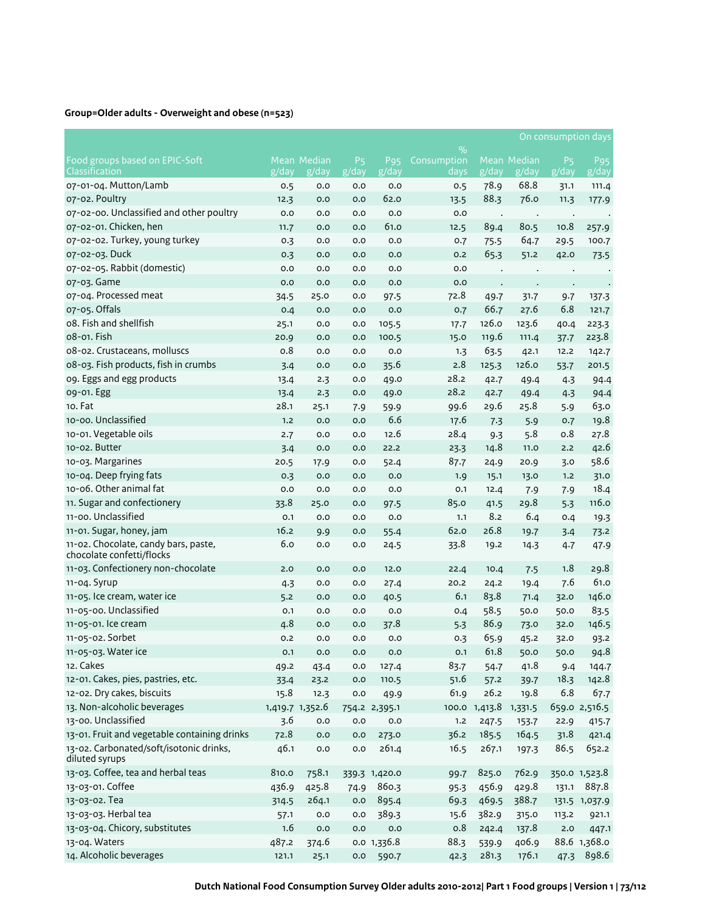**Group=Older adults - Overweight and obese (n=523)**

| Food groups based on EPIC-Soft Classification | Mean g/day | Median g/day | P5 g/day | P95 g/day | % Consumption days | On consumption days Mean g/day | Median g/day | P5 g/day | P95 g/day |
|---|---|---|---|---|---|---|---|---|---|
| 07-01-04. Mutton/Lamb | 0.5 | 0.0 | 0.0 | 0.0 | 0.5 | 78.9 | 68.8 | 31.1 | 111.4 |
| 07-02. Poultry | 12.3 | 0.0 | 0.0 | 62.0 | 13.5 | 88.3 | 76.0 | 11.3 | 177.9 |
| 07-02-00. Unclassified and other poultry | 0.0 | 0.0 | 0.0 | 0.0 | 0.0 | . | . | . | . |
| 07-02-01. Chicken, hen | 11.7 | 0.0 | 0.0 | 61.0 | 12.5 | 89.4 | 80.5 | 10.8 | 257.9 |
| 07-02-02. Turkey, young turkey | 0.3 | 0.0 | 0.0 | 0.0 | 0.7 | 75.5 | 64.7 | 29.5 | 100.7 |
| 07-02-03. Duck | 0.3 | 0.0 | 0.0 | 0.0 | 0.2 | 65.3 | 51.2 | 42.0 | 73.5 |
| 07-02-05. Rabbit (domestic) | 0.0 | 0.0 | 0.0 | 0.0 | 0.0 | . | . | . | . |
| 07-03. Game | 0.0 | 0.0 | 0.0 | 0.0 | 0.0 | . | . | . | . |
| 07-04. Processed meat | 34.5 | 25.0 | 0.0 | 97.5 | 72.8 | 49.7 | 31.7 | 9.7 | 137.3 |
| 07-05. Offals | 0.4 | 0.0 | 0.0 | 0.0 | 0.7 | 66.7 | 27.6 | 6.8 | 121.7 |
| 08. Fish and shellfish | 25.1 | 0.0 | 0.0 | 105.5 | 17.7 | 126.0 | 123.6 | 40.4 | 223.3 |
| 08-01. Fish | 20.9 | 0.0 | 0.0 | 100.5 | 15.0 | 119.6 | 111.4 | 37.7 | 223.8 |
| 08-02. Crustaceans, molluscs | 0.8 | 0.0 | 0.0 | 0.0 | 1.3 | 63.5 | 42.1 | 12.2 | 142.7 |
| 08-03. Fish products, fish in crumbs | 3.4 | 0.0 | 0.0 | 35.6 | 2.8 | 125.3 | 126.0 | 53.7 | 201.5 |
| 09. Eggs and egg products | 13.4 | 2.3 | 0.0 | 49.0 | 28.2 | 42.7 | 49.4 | 4.3 | 94.4 |
| 09-01. Egg | 13.4 | 2.3 | 0.0 | 49.0 | 28.2 | 42.7 | 49.4 | 4.3 | 94.4 |
| 10. Fat | 28.1 | 25.1 | 7.9 | 59.9 | 99.6 | 29.6 | 25.8 | 5.9 | 63.0 |
| 10-00. Unclassified | 1.2 | 0.0 | 0.0 | 6.6 | 17.6 | 7.3 | 5.9 | 0.7 | 19.8 |
| 10-01. Vegetable oils | 2.7 | 0.0 | 0.0 | 12.6 | 28.4 | 9.3 | 5.8 | 0.8 | 27.8 |
| 10-02. Butter | 3.4 | 0.0 | 0.0 | 22.2 | 23.3 | 14.8 | 11.0 | 2.2 | 42.6 |
| 10-03. Margarines | 20.5 | 17.9 | 0.0 | 52.4 | 87.7 | 24.9 | 20.9 | 3.0 | 58.6 |
| 10-04. Deep frying fats | 0.3 | 0.0 | 0.0 | 0.0 | 1.9 | 15.1 | 13.0 | 1.2 | 31.0 |
| 10-06. Other animal fat | 0.0 | 0.0 | 0.0 | 0.0 | 0.1 | 12.4 | 7.9 | 7.9 | 18.4 |
| 11. Sugar and confectionery | 33.8 | 25.0 | 0.0 | 97.5 | 85.0 | 41.5 | 29.8 | 5.3 | 116.0 |
| 11-00. Unclassified | 0.1 | 0.0 | 0.0 | 0.0 | 1.1 | 8.2 | 6.4 | 0.4 | 19.3 |
| 11-01. Sugar, honey, jam | 16.2 | 9.9 | 0.0 | 55.4 | 62.0 | 26.8 | 19.7 | 3.4 | 73.2 |
| 11-02. Chocolate, candy bars, paste, chocolate confetti/flocks | 6.0 | 0.0 | 0.0 | 24.5 | 33.8 | 19.2 | 14.3 | 4.7 | 47.9 |
| 11-03. Confectionery non-chocolate | 2.0 | 0.0 | 0.0 | 12.0 | 22.4 | 10.4 | 7.5 | 1.8 | 29.8 |
| 11-04. Syrup | 4.3 | 0.0 | 0.0 | 27.4 | 20.2 | 24.2 | 19.4 | 7.6 | 61.0 |
| 11-05. Ice cream, water ice | 5.2 | 0.0 | 0.0 | 40.5 | 6.1 | 83.8 | 71.4 | 32.0 | 146.0 |
| 11-05-00. Unclassified | 0.1 | 0.0 | 0.0 | 0.0 | 0.4 | 58.5 | 50.0 | 50.0 | 83.5 |
| 11-05-01. Ice cream | 4.8 | 0.0 | 0.0 | 37.8 | 5.3 | 86.9 | 73.0 | 32.0 | 146.5 |
| 11-05-02. Sorbet | 0.2 | 0.0 | 0.0 | 0.0 | 0.3 | 65.9 | 45.2 | 32.0 | 93.2 |
| 11-05-03. Water ice | 0.1 | 0.0 | 0.0 | 0.0 | 0.1 | 61.8 | 50.0 | 50.0 | 94.8 |
| 12. Cakes | 49.2 | 43.4 | 0.0 | 127.4 | 83.7 | 54.7 | 41.8 | 9.4 | 144.7 |
| 12-01. Cakes, pies, pastries, etc. | 33.4 | 23.2 | 0.0 | 110.5 | 51.6 | 57.2 | 39.7 | 18.3 | 142.8 |
| 12-02. Dry cakes, biscuits | 15.8 | 12.3 | 0.0 | 49.9 | 61.9 | 26.2 | 19.8 | 6.8 | 67.7 |
| 13. Non-alcoholic beverages | 1,419.7 | 1,352.6 | 754.2 | 2,395.1 | 100.0 | 1,413.8 | 1,331.5 | 659.0 | 2,516.5 |
| 13-00. Unclassified | 3.6 | 0.0 | 0.0 | 0.0 | 1.2 | 247.5 | 153.7 | 22.9 | 415.7 |
| 13-01. Fruit and vegetable containing drinks | 72.8 | 0.0 | 0.0 | 273.0 | 36.2 | 185.5 | 164.5 | 31.8 | 421.4 |
| 13-02. Carbonated/soft/isotonic drinks, diluted syrups | 46.1 | 0.0 | 0.0 | 261.4 | 16.5 | 267.1 | 197.3 | 86.5 | 652.2 |
| 13-03. Coffee, tea and herbal teas | 810.0 | 758.1 | 339.3 | 1,420.0 | 99.7 | 825.0 | 762.9 | 350.0 | 1,523.8 |
| 13-03-01. Coffee | 436.9 | 425.8 | 74.9 | 860.3 | 95.3 | 456.9 | 429.8 | 131.1 | 887.8 |
| 13-03-02. Tea | 314.5 | 264.1 | 0.0 | 895.4 | 69.3 | 469.5 | 388.7 | 131.5 | 1,037.9 |
| 13-03-03. Herbal tea | 57.1 | 0.0 | 0.0 | 389.3 | 15.6 | 382.9 | 315.0 | 113.2 | 921.1 |
| 13-03-04. Chicory, substitutes | 1.6 | 0.0 | 0.0 | 0.0 | 0.8 | 242.4 | 137.8 | 2.0 | 447.1 |
| 13-04. Waters | 487.2 | 374.6 | 0.0 | 1,336.8 | 88.3 | 539.9 | 406.9 | 88.6 | 1,368.0 |
| 14. Alcoholic beverages | 121.1 | 25.1 | 0.0 | 590.7 | 42.3 | 281.3 | 176.1 | 47.3 | 898.6 |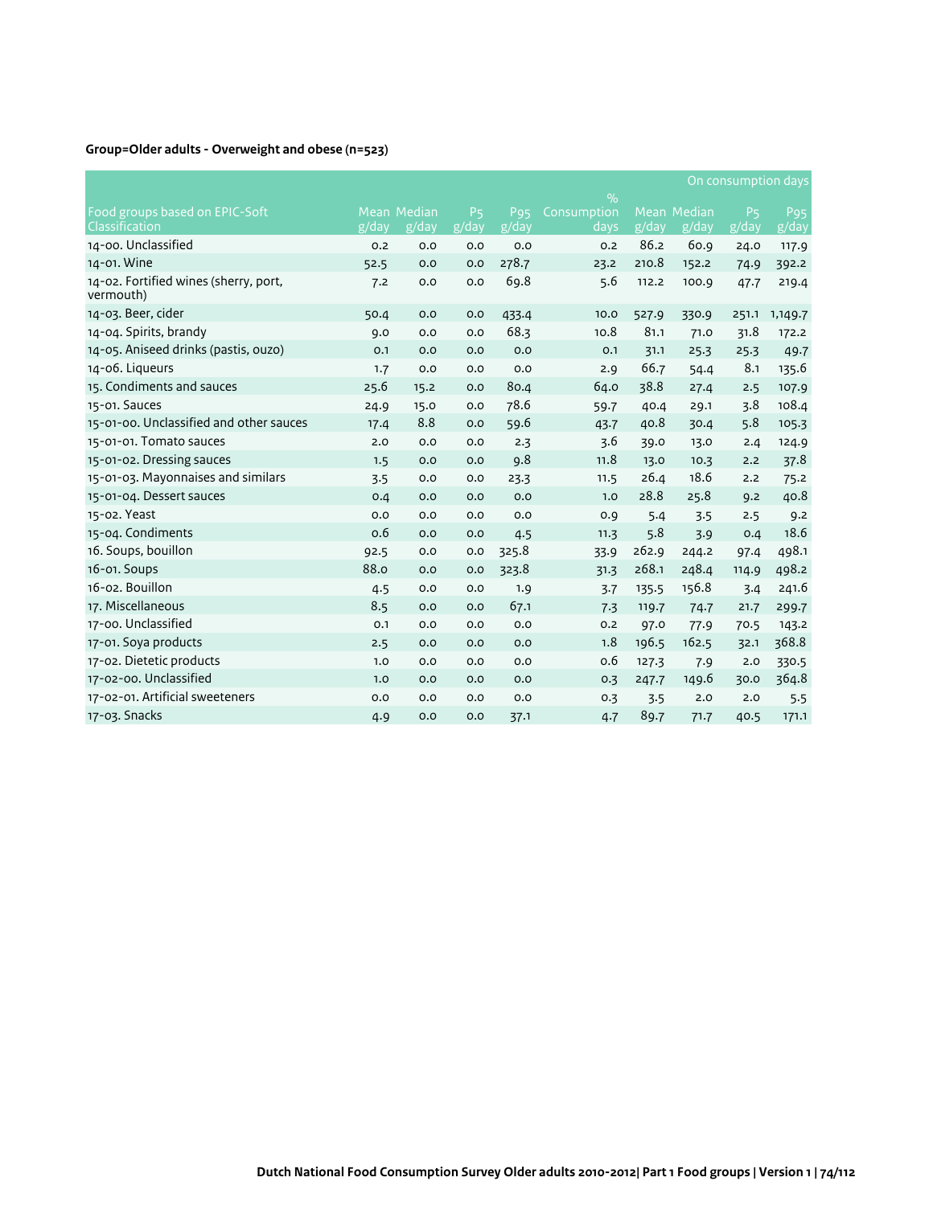**Group=Older adults - Overweight and obese (n=523)**

| Food groups based on EPIC-Soft Classification | Mean g/day | Median g/day | P5 g/day | P95 g/day | % Consumption days | On consumption days Mean g/day | On consumption days Median g/day | On consumption days P5 g/day | On consumption days P95 g/day |
|---|---|---|---|---|---|---|---|---|---|
| 14-00. Unclassified | 0.2 | 0.0 | 0.0 | 0.0 | 0.2 | 86.2 | 60.9 | 24.0 | 117.9 |
| 14-01. Wine | 52.5 | 0.0 | 0.0 | 278.7 | 23.2 | 210.8 | 152.2 | 74.9 | 392.2 |
| 14-02. Fortified wines (sherry, port, vermouth) | 7.2 | 0.0 | 0.0 | 69.8 | 5.6 | 112.2 | 100.9 | 47.7 | 219.4 |
| 14-03. Beer, cider | 50.4 | 0.0 | 0.0 | 433.4 | 10.0 | 527.9 | 330.9 | 251.1 | 1,149.7 |
| 14-04. Spirits, brandy | 9.0 | 0.0 | 0.0 | 68.3 | 10.8 | 81.1 | 71.0 | 31.8 | 172.2 |
| 14-05. Aniseed drinks (pastis, ouzo) | 0.1 | 0.0 | 0.0 | 0.0 | 0.1 | 31.1 | 25.3 | 25.3 | 49.7 |
| 14-06. Liqueurs | 1.7 | 0.0 | 0.0 | 0.0 | 2.9 | 66.7 | 54.4 | 8.1 | 135.6 |
| 15. Condiments and sauces | 25.6 | 15.2 | 0.0 | 80.4 | 64.0 | 38.8 | 27.4 | 2.5 | 107.9 |
| 15-01. Sauces | 24.9 | 15.0 | 0.0 | 78.6 | 59.7 | 40.4 | 29.1 | 3.8 | 108.4 |
| 15-01-00. Unclassified and other sauces | 17.4 | 8.8 | 0.0 | 59.6 | 43.7 | 40.8 | 30.4 | 5.8 | 105.3 |
| 15-01-01. Tomato sauces | 2.0 | 0.0 | 0.0 | 2.3 | 3.6 | 39.0 | 13.0 | 2.4 | 124.9 |
| 15-01-02. Dressing sauces | 1.5 | 0.0 | 0.0 | 9.8 | 11.8 | 13.0 | 10.3 | 2.2 | 37.8 |
| 15-01-03. Mayonnaises and similars | 3.5 | 0.0 | 0.0 | 23.3 | 11.5 | 26.4 | 18.6 | 2.2 | 75.2 |
| 15-01-04. Dessert sauces | 0.4 | 0.0 | 0.0 | 0.0 | 1.0 | 28.8 | 25.8 | 9.2 | 40.8 |
| 15-02. Yeast | 0.0 | 0.0 | 0.0 | 0.0 | 0.9 | 5.4 | 3.5 | 2.5 | 9.2 |
| 15-04. Condiments | 0.6 | 0.0 | 0.0 | 4.5 | 11.3 | 5.8 | 3.9 | 0.4 | 18.6 |
| 16. Soups, bouillon | 92.5 | 0.0 | 0.0 | 325.8 | 33.9 | 262.9 | 244.2 | 97.4 | 498.1 |
| 16-01. Soups | 88.0 | 0.0 | 0.0 | 323.8 | 31.3 | 268.1 | 248.4 | 114.9 | 498.2 |
| 16-02. Bouillon | 4.5 | 0.0 | 0.0 | 1.9 | 3.7 | 135.5 | 156.8 | 3.4 | 241.6 |
| 17. Miscellaneous | 8.5 | 0.0 | 0.0 | 67.1 | 7.3 | 119.7 | 74.7 | 21.7 | 299.7 |
| 17-00. Unclassified | 0.1 | 0.0 | 0.0 | 0.0 | 0.2 | 97.0 | 77.9 | 70.5 | 143.2 |
| 17-01. Soya products | 2.5 | 0.0 | 0.0 | 0.0 | 1.8 | 196.5 | 162.5 | 32.1 | 368.8 |
| 17-02. Dietetic products | 1.0 | 0.0 | 0.0 | 0.0 | 0.6 | 127.3 | 7.9 | 2.0 | 330.5 |
| 17-02-00. Unclassified | 1.0 | 0.0 | 0.0 | 0.0 | 0.3 | 247.7 | 149.6 | 30.0 | 364.8 |
| 17-02-01. Artificial sweeteners | 0.0 | 0.0 | 0.0 | 0.0 | 0.3 | 3.5 | 2.0 | 2.0 | 5.5 |
| 17-03. Snacks | 4.9 | 0.0 | 0.0 | 37.1 | 4.7 | 89.7 | 71.7 | 40.5 | 171.1 |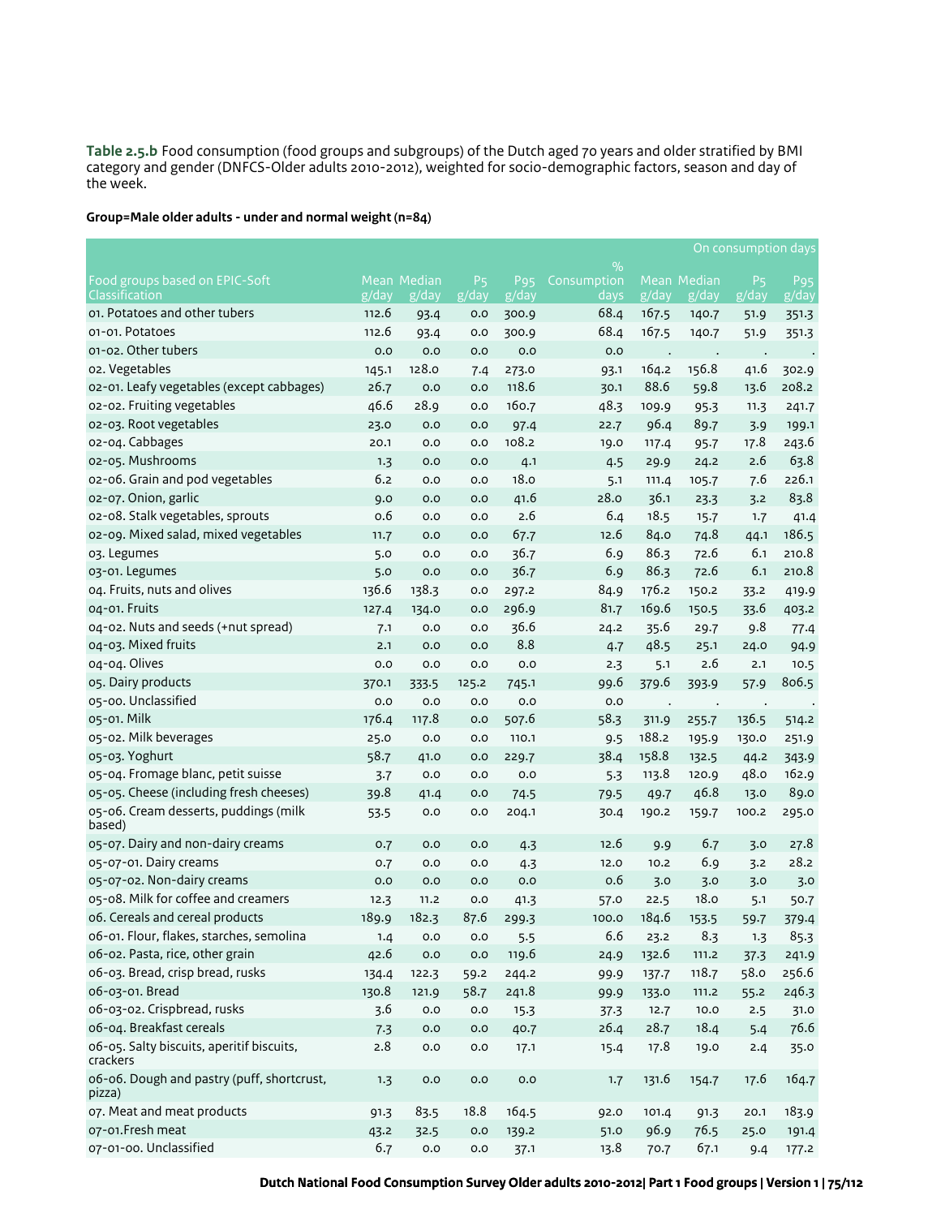**Table 2.5.b** Food consumption (food groups and subgroups) of the Dutch aged 70 years and older stratified by BMI category and gender (DNFCS-Older adults 2010-2012), weighted for socio-demographic factors, season and day of the week.

**Group=Male older adults - under and normal weight (n=84)**

| | | | | | | On consumption days | | | |
|---|---|---|---|---|---|---|---|---|---|
| Food groups based on EPIC-Soft Classification | Mean g/day | Median g/day | P5 g/day | P95 g/day | % Consumption days | Mean g/day | Median g/day | P5 g/day | P95 g/day |
| 01. Potatoes and other tubers | 112.6 | 93.4 | 0.0 | 300.9 | 68.4 | 167.5 | 140.7 | 51.9 | 351.3 |
| 01-01. Potatoes | 112.6 | 93.4 | 0.0 | 300.9 | 68.4 | 167.5 | 140.7 | 51.9 | 351.3 |
| 01-02. Other tubers | 0.0 | 0.0 | 0.0 | 0.0 | 0.0 | . | . | . | . |
| 02. Vegetables | 145.1 | 128.0 | 7.4 | 273.0 | 93.1 | 164.2 | 156.8 | 41.6 | 302.9 |
| 02-01. Leafy vegetables (except cabbages) | 26.7 | 0.0 | 0.0 | 118.6 | 30.1 | 88.6 | 59.8 | 13.6 | 208.2 |
| 02-02. Fruiting vegetables | 46.6 | 28.9 | 0.0 | 160.7 | 48.3 | 109.9 | 95.3 | 11.3 | 241.7 |
| 02-03. Root vegetables | 23.0 | 0.0 | 0.0 | 97.4 | 22.7 | 96.4 | 89.7 | 3.9 | 199.1 |
| 02-04. Cabbages | 20.1 | 0.0 | 0.0 | 108.2 | 19.0 | 117.4 | 95.7 | 17.8 | 243.6 |
| 02-05. Mushrooms | 1.3 | 0.0 | 0.0 | 4.1 | 4.5 | 29.9 | 24.2 | 2.6 | 63.8 |
| 02-06. Grain and pod vegetables | 6.2 | 0.0 | 0.0 | 18.0 | 5.1 | 111.4 | 105.7 | 7.6 | 226.1 |
| 02-07. Onion, garlic | 9.0 | 0.0 | 0.0 | 41.6 | 28.0 | 36.1 | 23.3 | 3.2 | 83.8 |
| 02-08. Stalk vegetables, sprouts | 0.6 | 0.0 | 0.0 | 2.6 | 6.4 | 18.5 | 15.7 | 1.7 | 41.4 |
| 02-09. Mixed salad, mixed vegetables | 11.7 | 0.0 | 0.0 | 67.7 | 12.6 | 84.0 | 74.8 | 44.1 | 186.5 |
| 03. Legumes | 5.0 | 0.0 | 0.0 | 36.7 | 6.9 | 86.3 | 72.6 | 6.1 | 210.8 |
| 03-01. Legumes | 5.0 | 0.0 | 0.0 | 36.7 | 6.9 | 86.3 | 72.6 | 6.1 | 210.8 |
| 04. Fruits, nuts and olives | 136.6 | 138.3 | 0.0 | 297.2 | 84.9 | 176.2 | 150.2 | 33.2 | 419.9 |
| 04-01. Fruits | 127.4 | 134.0 | 0.0 | 296.9 | 81.7 | 169.6 | 150.5 | 33.6 | 403.2 |
| 04-02. Nuts and seeds (+nut spread) | 7.1 | 0.0 | 0.0 | 36.6 | 24.2 | 35.6 | 29.7 | 9.8 | 77.4 |
| 04-03. Mixed fruits | 2.1 | 0.0 | 0.0 | 8.8 | 4.7 | 48.5 | 25.1 | 24.0 | 94.9 |
| 04-04. Olives | 0.0 | 0.0 | 0.0 | 0.0 | 2.3 | 5.1 | 2.6 | 2.1 | 10.5 |
| 05. Dairy products | 370.1 | 333.5 | 125.2 | 745.1 | 99.6 | 379.6 | 393.9 | 57.9 | 806.5 |
| 05-00. Unclassified | 0.0 | 0.0 | 0.0 | 0.0 | 0.0 | . | . | . | . |
| 05-01. Milk | 176.4 | 117.8 | 0.0 | 507.6 | 58.3 | 311.9 | 255.7 | 136.5 | 514.2 |
| 05-02. Milk beverages | 25.0 | 0.0 | 0.0 | 110.1 | 9.5 | 188.2 | 195.9 | 130.0 | 251.9 |
| 05-03. Yoghurt | 58.7 | 41.0 | 0.0 | 229.7 | 38.4 | 158.8 | 132.5 | 44.2 | 343.9 |
| 05-04. Fromage blanc, petit suisse | 3.7 | 0.0 | 0.0 | 0.0 | 5.3 | 113.8 | 120.9 | 48.0 | 162.9 |
| 05-05. Cheese (including fresh cheeses) | 39.8 | 41.4 | 0.0 | 74.5 | 79.5 | 49.7 | 46.8 | 13.0 | 89.0 |
| 05-06. Cream desserts, puddings (milk based) | 53.5 | 0.0 | 0.0 | 204.1 | 30.4 | 190.2 | 159.7 | 100.2 | 295.0 |
| 05-07. Dairy and non-dairy creams | 0.7 | 0.0 | 0.0 | 4.3 | 12.6 | 9.9 | 6.7 | 3.0 | 27.8 |
| 05-07-01. Dairy creams | 0.7 | 0.0 | 0.0 | 4.3 | 12.0 | 10.2 | 6.9 | 3.2 | 28.2 |
| 05-07-02. Non-dairy creams | 0.0 | 0.0 | 0.0 | 0.0 | 0.6 | 3.0 | 3.0 | 3.0 | 3.0 |
| 05-08. Milk for coffee and creamers | 12.3 | 11.2 | 0.0 | 41.3 | 57.0 | 22.5 | 18.0 | 5.1 | 50.7 |
| 06. Cereals and cereal products | 189.9 | 182.3 | 87.6 | 299.3 | 100.0 | 184.6 | 153.5 | 59.7 | 379.4 |
| 06-01. Flour, flakes, starches, semolina | 1.4 | 0.0 | 0.0 | 5.5 | 6.6 | 23.2 | 8.3 | 1.3 | 85.3 |
| 06-02. Pasta, rice, other grain | 42.6 | 0.0 | 0.0 | 119.6 | 24.9 | 132.6 | 111.2 | 37.3 | 241.9 |
| 06-03. Bread, crisp bread, rusks | 134.4 | 122.3 | 59.2 | 244.2 | 99.9 | 137.7 | 118.7 | 58.0 | 256.6 |
| 06-03-01. Bread | 130.8 | 121.9 | 58.7 | 241.8 | 99.9 | 133.0 | 111.2 | 55.2 | 246.3 |
| 06-03-02. Crispbread, rusks | 3.6 | 0.0 | 0.0 | 15.3 | 37.3 | 12.7 | 10.0 | 2.5 | 31.0 |
| 06-04. Breakfast cereals | 7.3 | 0.0 | 0.0 | 40.7 | 26.4 | 28.7 | 18.4 | 5.4 | 76.6 |
| 06-05. Salty biscuits, aperitif biscuits, crackers | 2.8 | 0.0 | 0.0 | 17.1 | 15.4 | 17.8 | 19.0 | 2.4 | 35.0 |
| 06-06. Dough and pastry (puff, shortcrust, pizza) | 1.3 | 0.0 | 0.0 | 0.0 | 1.7 | 131.6 | 154.7 | 17.6 | 164.7 |
| 07. Meat and meat products | 91.3 | 83.5 | 18.8 | 164.5 | 92.0 | 101.4 | 91.3 | 20.1 | 183.9 |
| 07-01.Fresh meat | 43.2 | 32.5 | 0.0 | 139.2 | 51.0 | 96.9 | 76.5 | 25.0 | 191.4 |
| 07-01-00. Unclassified | 6.7 | 0.0 | 0.0 | 37.1 | 13.8 | 70.7 | 67.1 | 9.4 | 177.2 |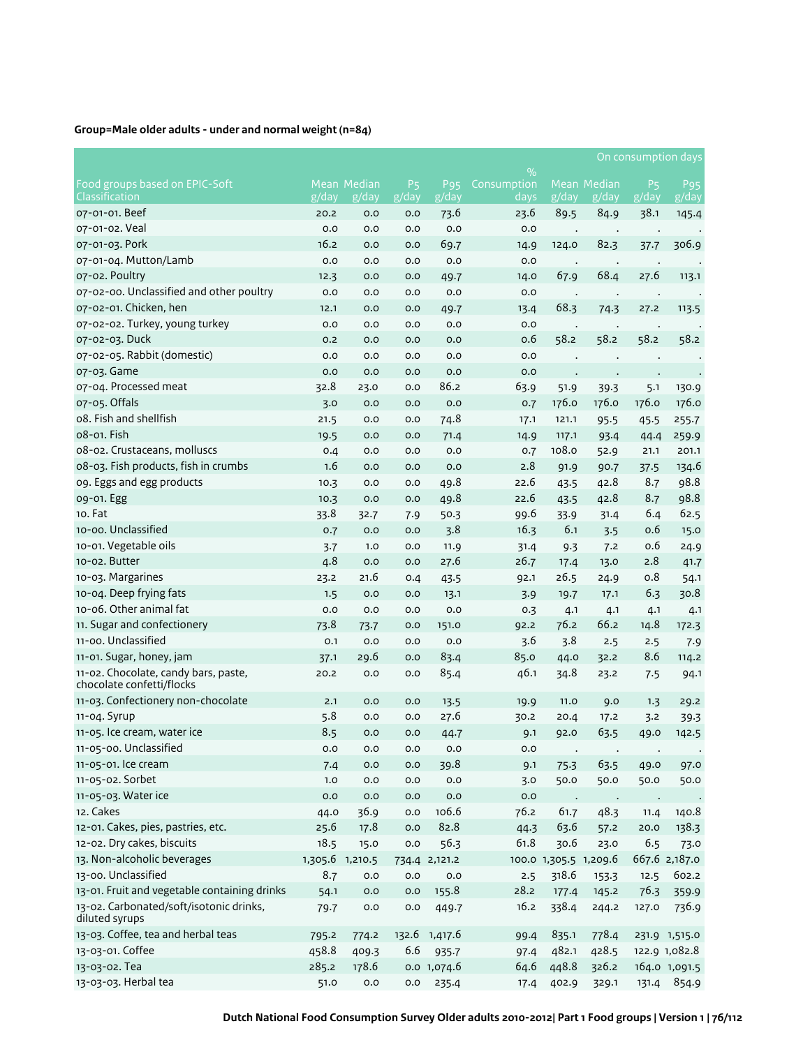**Group=Male older adults - under and normal weight (n=84)**

| | | | | | | On consumption days | | | |
|---|---|---|---|---|---|---|---|---|---|
| Food groups based on EPIC-Soft Classification | Mean g/day | Median g/day | P5 g/day | P95 g/day | % Consumption days | Mean g/day | Median g/day | P5 g/day | P95 g/day |
| 07-01-01. Beef | 20.2 | 0.0 | 0.0 | 73.6 | 23.6 | 89.5 | 84.9 | 38.1 | 145.4 |
| 07-01-02. Veal | 0.0 | 0.0 | 0.0 | 0.0 | 0.0 | . | . | . | . |
| 07-01-03. Pork | 16.2 | 0.0 | 0.0 | 69.7 | 14.9 | 124.0 | 82.3 | 37.7 | 306.9 |
| 07-01-04. Mutton/Lamb | 0.0 | 0.0 | 0.0 | 0.0 | 0.0 | . | . | . | . |
| 07-02. Poultry | 12.3 | 0.0 | 0.0 | 49.7 | 14.0 | 67.9 | 68.4 | 27.6 | 113.1 |
| 07-02-00. Unclassified and other poultry | 0.0 | 0.0 | 0.0 | 0.0 | 0.0 | . | . | . | . |
| 07-02-01. Chicken, hen | 12.1 | 0.0 | 0.0 | 49.7 | 13.4 | 68.3 | 74.3 | 27.2 | 113.5 |
| 07-02-02. Turkey, young turkey | 0.0 | 0.0 | 0.0 | 0.0 | 0.0 | . | . | . | . |
| 07-02-03. Duck | 0.2 | 0.0 | 0.0 | 0.0 | 0.6 | 58.2 | 58.2 | 58.2 | 58.2 |
| 07-02-05. Rabbit (domestic) | 0.0 | 0.0 | 0.0 | 0.0 | 0.0 | . | . | . | . |
| 07-03. Game | 0.0 | 0.0 | 0.0 | 0.0 | 0.0 | . | . | . | . |
| 07-04. Processed meat | 32.8 | 23.0 | 0.0 | 86.2 | 63.9 | 51.9 | 39.3 | 5.1 | 130.9 |
| 07-05. Offals | 3.0 | 0.0 | 0.0 | 0.0 | 0.7 | 176.0 | 176.0 | 176.0 | 176.0 |
| 08. Fish and shellfish | 21.5 | 0.0 | 0.0 | 74.8 | 17.1 | 121.1 | 95.5 | 45.5 | 255.7 |
| 08-01. Fish | 19.5 | 0.0 | 0.0 | 71.4 | 14.9 | 117.1 | 93.4 | 44.4 | 259.9 |
| 08-02. Crustaceans, molluscs | 0.4 | 0.0 | 0.0 | 0.0 | 0.7 | 108.0 | 52.9 | 21.1 | 201.1 |
| 08-03. Fish products, fish in crumbs | 1.6 | 0.0 | 0.0 | 0.0 | 2.8 | 91.9 | 90.7 | 37.5 | 134.6 |
| 09. Eggs and egg products | 10.3 | 0.0 | 0.0 | 49.8 | 22.6 | 43.5 | 42.8 | 8.7 | 98.8 |
| 09-01. Egg | 10.3 | 0.0 | 0.0 | 49.8 | 22.6 | 43.5 | 42.8 | 8.7 | 98.8 |
| 10. Fat | 33.8 | 32.7 | 7.9 | 50.3 | 99.6 | 33.9 | 31.4 | 6.4 | 62.5 |
| 10-00. Unclassified | 0.7 | 0.0 | 0.0 | 3.8 | 16.3 | 6.1 | 3.5 | 0.6 | 15.0 |
| 10-01. Vegetable oils | 3.7 | 1.0 | 0.0 | 11.9 | 31.4 | 9.3 | 7.2 | 0.6 | 24.9 |
| 10-02. Butter | 4.8 | 0.0 | 0.0 | 27.6 | 26.7 | 17.4 | 13.0 | 2.8 | 41.7 |
| 10-03. Margarines | 23.2 | 21.6 | 0.4 | 43.5 | 92.1 | 26.5 | 24.9 | 0.8 | 54.1 |
| 10-04. Deep frying fats | 1.5 | 0.0 | 0.0 | 13.1 | 3.9 | 19.7 | 17.1 | 6.3 | 30.8 |
| 10-06. Other animal fat | 0.0 | 0.0 | 0.0 | 0.0 | 0.3 | 4.1 | 4.1 | 4.1 | 4.1 |
| 11. Sugar and confectionery | 73.8 | 73.7 | 0.0 | 151.0 | 92.2 | 76.2 | 66.2 | 14.8 | 172.3 |
| 11-00. Unclassified | 0.1 | 0.0 | 0.0 | 0.0 | 3.6 | 3.8 | 2.5 | 2.5 | 7.9 |
| 11-01. Sugar, honey, jam | 37.1 | 29.6 | 0.0 | 83.4 | 85.0 | 44.0 | 32.2 | 8.6 | 114.2 |
| 11-02. Chocolate, candy bars, paste, chocolate confetti/flocks | 20.2 | 0.0 | 0.0 | 85.4 | 46.1 | 34.8 | 23.2 | 7.5 | 94.1 |
| 11-03. Confectionery non-chocolate | 2.1 | 0.0 | 0.0 | 13.5 | 19.9 | 11.0 | 9.0 | 1.3 | 29.2 |
| 11-04. Syrup | 5.8 | 0.0 | 0.0 | 27.6 | 30.2 | 20.4 | 17.2 | 3.2 | 39.3 |
| 11-05. Ice cream, water ice | 8.5 | 0.0 | 0.0 | 44.7 | 9.1 | 92.0 | 63.5 | 49.0 | 142.5 |
| 11-05-00. Unclassified | 0.0 | 0.0 | 0.0 | 0.0 | 0.0 | . | . | . | . |
| 11-05-01. Ice cream | 7.4 | 0.0 | 0.0 | 39.8 | 9.1 | 75.3 | 63.5 | 49.0 | 97.0 |
| 11-05-02. Sorbet | 1.0 | 0.0 | 0.0 | 0.0 | 3.0 | 50.0 | 50.0 | 50.0 | 50.0 |
| 11-05-03. Water ice | 0.0 | 0.0 | 0.0 | 0.0 | 0.0 | . | . | . | . |
| 12. Cakes | 44.0 | 36.9 | 0.0 | 106.6 | 76.2 | 61.7 | 48.3 | 11.4 | 140.8 |
| 12-01. Cakes, pies, pastries, etc. | 25.6 | 17.8 | 0.0 | 82.8 | 44.3 | 63.6 | 57.2 | 20.0 | 138.3 |
| 12-02. Dry cakes, biscuits | 18.5 | 15.0 | 0.0 | 56.3 | 61.8 | 30.6 | 23.0 | 6.5 | 73.0 |
| 13. Non-alcoholic beverages | 1,305.6 | 1,210.5 | 734.4 | 2,121.2 | 100.0 | 1,305.5 | 1,209.6 | 667.6 | 2,187.0 |
| 13-00. Unclassified | 8.7 | 0.0 | 0.0 | 0.0 | 2.5 | 318.6 | 153.3 | 12.5 | 602.2 |
| 13-01. Fruit and vegetable containing drinks | 54.1 | 0.0 | 0.0 | 155.8 | 28.2 | 177.4 | 145.2 | 76.3 | 359.9 |
| 13-02. Carbonated/soft/isotonic drinks, diluted syrups | 79.7 | 0.0 | 0.0 | 449.7 | 16.2 | 338.4 | 244.2 | 127.0 | 736.9 |
| 13-03. Coffee, tea and herbal teas | 795.2 | 774.2 | 132.6 | 1,417.6 | 99.4 | 835.1 | 778.4 | 231.9 | 1,515.0 |
| 13-03-01. Coffee | 458.8 | 409.3 | 6.6 | 935.7 | 97.4 | 482.1 | 428.5 | 122.9 | 1,082.8 |
| 13-03-02. Tea | 285.2 | 178.6 | 0.0 | 1,074.6 | 64.6 | 448.8 | 326.2 | 164.0 | 1,091.5 |
| 13-03-03. Herbal tea | 51.0 | 0.0 | 0.0 | 235.4 | 17.4 | 402.9 | 329.1 | 131.4 | 854.9 |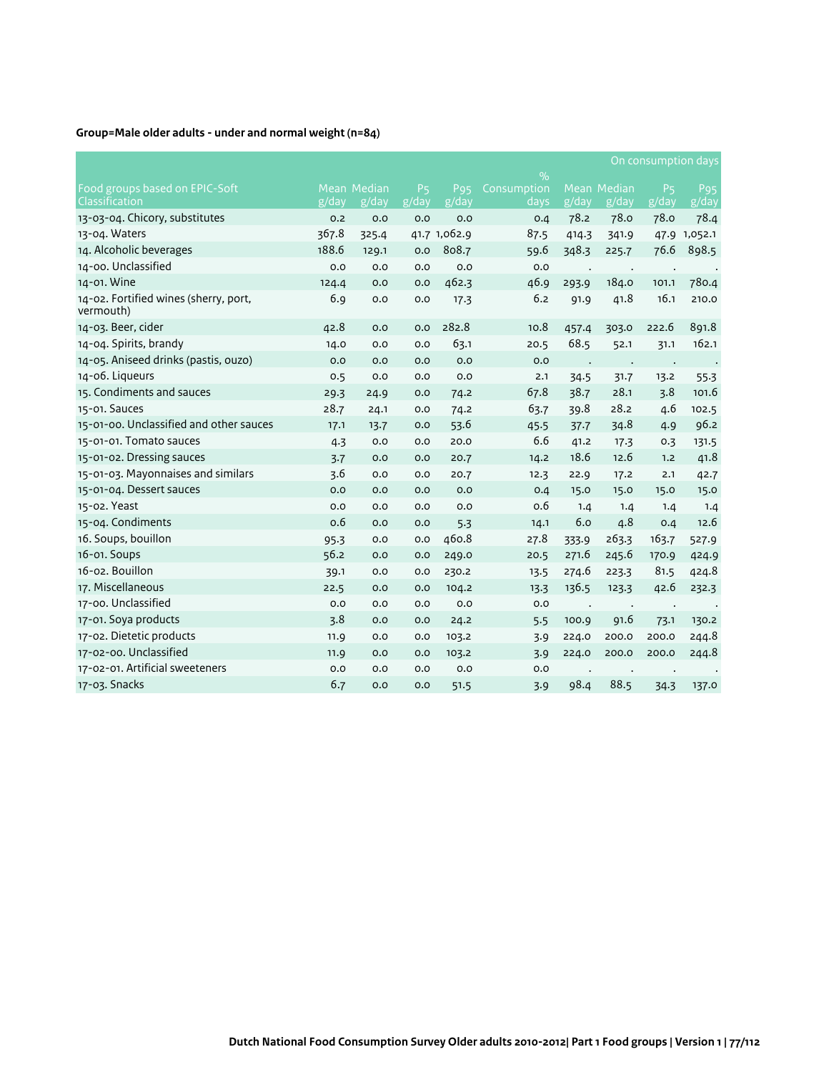**Group=Male older adults - under and normal weight (n=84)**

| | | | | | | On consumption days | | | |
|---|---|---|---|---|---|---|---|---|---|
| Food groups based on EPIC-Soft Classification | Mean g/day | Median g/day | P5 g/day | P95 g/day | % Consumption days | Mean g/day | Median g/day | P5 g/day | P95 g/day |
| 13-03-04. Chicory, substitutes | 0.2 | 0.0 | 0.0 | 0.0 | 0.4 | 78.2 | 78.0 | 78.0 | 78.4 |
| 13-04. Waters | 367.8 | 325.4 | 41.7 | 1,062.9 | 87.5 | 414.3 | 341.9 | 47.9 | 1,052.1 |
| 14. Alcoholic beverages | 188.6 | 129.1 | 0.0 | 808.7 | 59.6 | 348.3 | 225.7 | 76.6 | 898.5 |
| 14-00. Unclassified | 0.0 | 0.0 | 0.0 | 0.0 | 0.0 | . | . | . | . |
| 14-01. Wine | 124.4 | 0.0 | 0.0 | 462.3 | 46.9 | 293.9 | 184.0 | 101.1 | 780.4 |
| 14-02. Fortified wines (sherry, port, vermouth) | 6.9 | 0.0 | 0.0 | 17.3 | 6.2 | 91.9 | 41.8 | 16.1 | 210.0 |
| 14-03. Beer, cider | 42.8 | 0.0 | 0.0 | 282.8 | 10.8 | 457.4 | 303.0 | 222.6 | 891.8 |
| 14-04. Spirits, brandy | 14.0 | 0.0 | 0.0 | 63.1 | 20.5 | 68.5 | 52.1 | 31.1 | 162.1 |
| 14-05. Aniseed drinks (pastis, ouzo) | 0.0 | 0.0 | 0.0 | 0.0 | 0.0 | . | . | . | . |
| 14-06. Liqueurs | 0.5 | 0.0 | 0.0 | 0.0 | 2.1 | 34.5 | 31.7 | 13.2 | 55.3 |
| 15. Condiments and sauces | 29.3 | 24.9 | 0.0 | 74.2 | 67.8 | 38.7 | 28.1 | 3.8 | 101.6 |
| 15-01. Sauces | 28.7 | 24.1 | 0.0 | 74.2 | 63.7 | 39.8 | 28.2 | 4.6 | 102.5 |
| 15-01-00. Unclassified and other sauces | 17.1 | 13.7 | 0.0 | 53.6 | 45.5 | 37.7 | 34.8 | 4.9 | 96.2 |
| 15-01-01. Tomato sauces | 4.3 | 0.0 | 0.0 | 20.0 | 6.6 | 41.2 | 17.3 | 0.3 | 131.5 |
| 15-01-02. Dressing sauces | 3.7 | 0.0 | 0.0 | 20.7 | 14.2 | 18.6 | 12.6 | 1.2 | 41.8 |
| 15-01-03. Mayonnaises and similars | 3.6 | 0.0 | 0.0 | 20.7 | 12.3 | 22.9 | 17.2 | 2.1 | 42.7 |
| 15-01-04. Dessert sauces | 0.0 | 0.0 | 0.0 | 0.0 | 0.4 | 15.0 | 15.0 | 15.0 | 15.0 |
| 15-02. Yeast | 0.0 | 0.0 | 0.0 | 0.0 | 0.6 | 1.4 | 1.4 | 1.4 | 1.4 |
| 15-04. Condiments | 0.6 | 0.0 | 0.0 | 5.3 | 14.1 | 6.0 | 4.8 | 0.4 | 12.6 |
| 16. Soups, bouillon | 95.3 | 0.0 | 0.0 | 460.8 | 27.8 | 333.9 | 263.3 | 163.7 | 527.9 |
| 16-01. Soups | 56.2 | 0.0 | 0.0 | 249.0 | 20.5 | 271.6 | 245.6 | 170.9 | 424.9 |
| 16-02. Bouillon | 39.1 | 0.0 | 0.0 | 230.2 | 13.5 | 274.6 | 223.3 | 81.5 | 424.8 |
| 17. Miscellaneous | 22.5 | 0.0 | 0.0 | 104.2 | 13.3 | 136.5 | 123.3 | 42.6 | 232.3 |
| 17-00. Unclassified | 0.0 | 0.0 | 0.0 | 0.0 | 0.0 | . | . | . | . |
| 17-01. Soya products | 3.8 | 0.0 | 0.0 | 24.2 | 5.5 | 100.9 | 91.6 | 73.1 | 130.2 |
| 17-02. Dietetic products | 11.9 | 0.0 | 0.0 | 103.2 | 3.9 | 224.0 | 200.0 | 200.0 | 244.8 |
| 17-02-00. Unclassified | 11.9 | 0.0 | 0.0 | 103.2 | 3.9 | 224.0 | 200.0 | 200.0 | 244.8 |
| 17-02-01. Artificial sweeteners | 0.0 | 0.0 | 0.0 | 0.0 | 0.0 | . | . | . | . |
| 17-03. Snacks | 6.7 | 0.0 | 0.0 | 51.5 | 3.9 | 98.4 | 88.5 | 34.3 | 137.0 |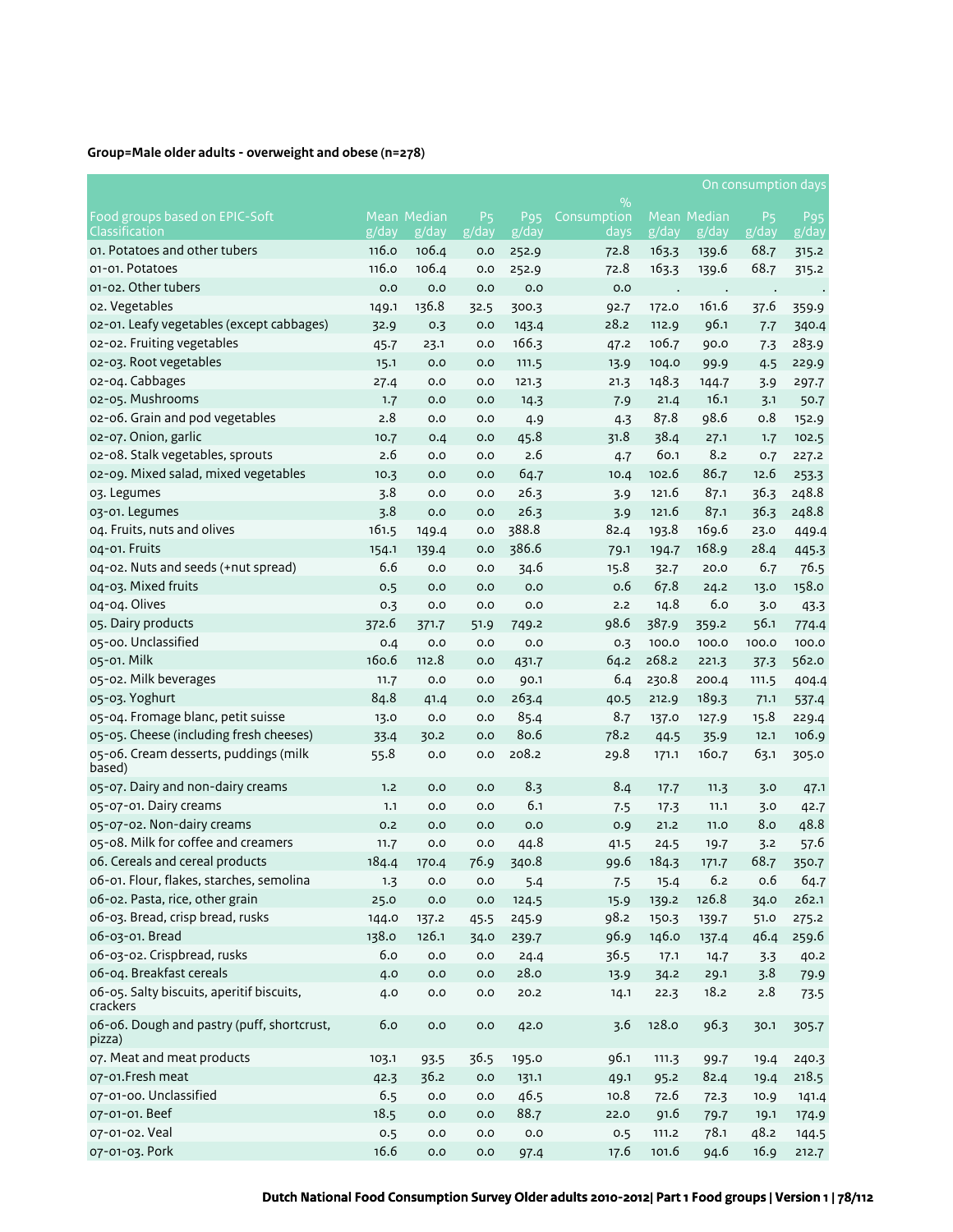**Group=Male older adults - overweight and obese (n=278)**

| Food groups based on EPIC-Soft Classification | Mean g/day | Median g/day | P5 g/day | P95 g/day | % Consumption days | On consumption days Mean g/day | On consumption days Median g/day | On consumption days P5 g/day | On consumption days P95 g/day |
|---|---|---|---|---|---|---|---|---|---|
| 01. Potatoes and other tubers | 116.0 | 106.4 | 0.0 | 252.9 | 72.8 | 163.3 | 139.6 | 68.7 | 315.2 |
| 01-01. Potatoes | 116.0 | 106.4 | 0.0 | 252.9 | 72.8 | 163.3 | 139.6 | 68.7 | 315.2 |
| 01-02. Other tubers | 0.0 | 0.0 | 0.0 | 0.0 | 0.0 | . | . | . | . |
| 02. Vegetables | 149.1 | 136.8 | 32.5 | 300.3 | 92.7 | 172.0 | 161.6 | 37.6 | 359.9 |
| 02-01. Leafy vegetables (except cabbages) | 32.9 | 0.3 | 0.0 | 143.4 | 28.2 | 112.9 | 96.1 | 7.7 | 340.4 |
| 02-02. Fruiting vegetables | 45.7 | 23.1 | 0.0 | 166.3 | 47.2 | 106.7 | 90.0 | 7.3 | 283.9 |
| 02-03. Root vegetables | 15.1 | 0.0 | 0.0 | 111.5 | 13.9 | 104.0 | 99.9 | 4.5 | 229.9 |
| 02-04. Cabbages | 27.4 | 0.0 | 0.0 | 121.3 | 21.3 | 148.3 | 144.7 | 3.9 | 297.7 |
| 02-05. Mushrooms | 1.7 | 0.0 | 0.0 | 14.3 | 7.9 | 21.4 | 16.1 | 3.1 | 50.7 |
| 02-06. Grain and pod vegetables | 2.8 | 0.0 | 0.0 | 4.9 | 4.3 | 87.8 | 98.6 | 0.8 | 152.9 |
| 02-07. Onion, garlic | 10.7 | 0.4 | 0.0 | 45.8 | 31.8 | 38.4 | 27.1 | 1.7 | 102.5 |
| 02-08. Stalk vegetables, sprouts | 2.6 | 0.0 | 0.0 | 2.6 | 4.7 | 60.1 | 8.2 | 0.7 | 227.2 |
| 02-09. Mixed salad, mixed vegetables | 10.3 | 0.0 | 0.0 | 64.7 | 10.4 | 102.6 | 86.7 | 12.6 | 253.3 |
| 03. Legumes | 3.8 | 0.0 | 0.0 | 26.3 | 3.9 | 121.6 | 87.1 | 36.3 | 248.8 |
| 03-01. Legumes | 3.8 | 0.0 | 0.0 | 26.3 | 3.9 | 121.6 | 87.1 | 36.3 | 248.8 |
| 04. Fruits, nuts and olives | 161.5 | 149.4 | 0.0 | 388.8 | 82.4 | 193.8 | 169.6 | 23.0 | 449.4 |
| 04-01. Fruits | 154.1 | 139.4 | 0.0 | 386.6 | 79.1 | 194.7 | 168.9 | 28.4 | 445.3 |
| 04-02. Nuts and seeds (+nut spread) | 6.6 | 0.0 | 0.0 | 34.6 | 15.8 | 32.7 | 20.0 | 6.7 | 76.5 |
| 04-03. Mixed fruits | 0.5 | 0.0 | 0.0 | 0.0 | 0.6 | 67.8 | 24.2 | 13.0 | 158.0 |
| 04-04. Olives | 0.3 | 0.0 | 0.0 | 0.0 | 2.2 | 14.8 | 6.0 | 3.0 | 43.3 |
| 05. Dairy products | 372.6 | 371.7 | 51.9 | 749.2 | 98.6 | 387.9 | 359.2 | 56.1 | 774.4 |
| 05-00. Unclassified | 0.4 | 0.0 | 0.0 | 0.0 | 0.3 | 100.0 | 100.0 | 100.0 | 100.0 |
| 05-01. Milk | 160.6 | 112.8 | 0.0 | 431.7 | 64.2 | 268.2 | 221.3 | 37.3 | 562.0 |
| 05-02. Milk beverages | 11.7 | 0.0 | 0.0 | 90.1 | 6.4 | 230.8 | 200.4 | 111.5 | 404.4 |
| 05-03. Yoghurt | 84.8 | 41.4 | 0.0 | 263.4 | 40.5 | 212.9 | 189.3 | 71.1 | 537.4 |
| 05-04. Fromage blanc, petit suisse | 13.0 | 0.0 | 0.0 | 85.4 | 8.7 | 137.0 | 127.9 | 15.8 | 229.4 |
| 05-05. Cheese (including fresh cheeses) | 33.4 | 30.2 | 0.0 | 80.6 | 78.2 | 44.5 | 35.9 | 12.1 | 106.9 |
| 05-06. Cream desserts, puddings (milk based) | 55.8 | 0.0 | 0.0 | 208.2 | 29.8 | 171.1 | 160.7 | 63.1 | 305.0 |
| 05-07. Dairy and non-dairy creams | 1.2 | 0.0 | 0.0 | 8.3 | 8.4 | 17.7 | 11.3 | 3.0 | 47.1 |
| 05-07-01. Dairy creams | 1.1 | 0.0 | 0.0 | 6.1 | 7.5 | 17.3 | 11.1 | 3.0 | 42.7 |
| 05-07-02. Non-dairy creams | 0.2 | 0.0 | 0.0 | 0.0 | 0.9 | 21.2 | 11.0 | 8.0 | 48.8 |
| 05-08. Milk for coffee and creamers | 11.7 | 0.0 | 0.0 | 44.8 | 41.5 | 24.5 | 19.7 | 3.2 | 57.6 |
| 06. Cereals and cereal products | 184.4 | 170.4 | 76.9 | 340.8 | 99.6 | 184.3 | 171.7 | 68.7 | 350.7 |
| 06-01. Flour, flakes, starches, semolina | 1.3 | 0.0 | 0.0 | 5.4 | 7.5 | 15.4 | 6.2 | 0.6 | 64.7 |
| 06-02. Pasta, rice, other grain | 25.0 | 0.0 | 0.0 | 124.5 | 15.9 | 139.2 | 126.8 | 34.0 | 262.1 |
| 06-03. Bread, crisp bread, rusks | 144.0 | 137.2 | 45.5 | 245.9 | 98.2 | 150.3 | 139.7 | 51.0 | 275.2 |
| 06-03-01. Bread | 138.0 | 126.1 | 34.0 | 239.7 | 96.9 | 146.0 | 137.4 | 46.4 | 259.6 |
| 06-03-02. Crispbread, rusks | 6.0 | 0.0 | 0.0 | 24.4 | 36.5 | 17.1 | 14.7 | 3.3 | 40.2 |
| 06-04. Breakfast cereals | 4.0 | 0.0 | 0.0 | 28.0 | 13.9 | 34.2 | 29.1 | 3.8 | 79.9 |
| 06-05. Salty biscuits, aperitif biscuits, crackers | 4.0 | 0.0 | 0.0 | 20.2 | 14.1 | 22.3 | 18.2 | 2.8 | 73.5 |
| 06-06. Dough and pastry (puff, shortcrust, pizza) | 6.0 | 0.0 | 0.0 | 42.0 | 3.6 | 128.0 | 96.3 | 30.1 | 305.7 |
| 07. Meat and meat products | 103.1 | 93.5 | 36.5 | 195.0 | 96.1 | 111.3 | 99.7 | 19.4 | 240.3 |
| 07-01.Fresh meat | 42.3 | 36.2 | 0.0 | 131.1 | 49.1 | 95.2 | 82.4 | 19.4 | 218.5 |
| 07-01-00. Unclassified | 6.5 | 0.0 | 0.0 | 46.5 | 10.8 | 72.6 | 72.3 | 10.9 | 141.4 |
| 07-01-01. Beef | 18.5 | 0.0 | 0.0 | 88.7 | 22.0 | 91.6 | 79.7 | 19.1 | 174.9 |
| 07-01-02. Veal | 0.5 | 0.0 | 0.0 | 0.0 | 0.5 | 111.2 | 78.1 | 48.2 | 144.5 |
| 07-01-03. Pork | 16.6 | 0.0 | 0.0 | 97.4 | 17.6 | 101.6 | 94.6 | 16.9 | 212.7 |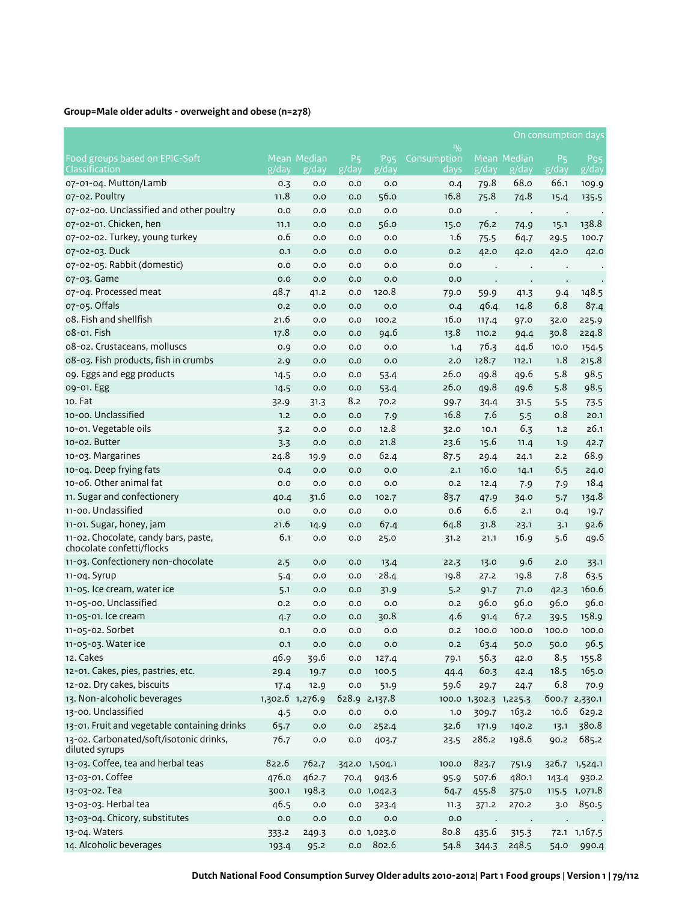**Group=Male older adults - overweight and obese (n=278)**

| Food groups based on EPIC-Soft Classification | Mean g/day | Median g/day | P5 g/day | P95 g/day | % Consumption days | On consumption days Mean g/day | Median g/day | P5 g/day | P95 g/day |
|---|---|---|---|---|---|---|---|---|---|
| 07-01-04. Mutton/Lamb | 0.3 | 0.0 | 0.0 | 0.0 | 0.4 | 79.8 | 68.0 | 66.1 | 109.9 |
| 07-02. Poultry | 11.8 | 0.0 | 0.0 | 56.0 | 16.8 | 75.8 | 74.8 | 15.4 | 135.5 |
| 07-02-00. Unclassified and other poultry | 0.0 | 0.0 | 0.0 | 0.0 | 0.0 | . | . | . | . |
| 07-02-01. Chicken, hen | 11.1 | 0.0 | 0.0 | 56.0 | 15.0 | 76.2 | 74.9 | 15.1 | 138.8 |
| 07-02-02. Turkey, young turkey | 0.6 | 0.0 | 0.0 | 0.0 | 1.6 | 75.5 | 64.7 | 29.5 | 100.7 |
| 07-02-03. Duck | 0.1 | 0.0 | 0.0 | 0.0 | 0.2 | 42.0 | 42.0 | 42.0 | 42.0 |
| 07-02-05. Rabbit (domestic) | 0.0 | 0.0 | 0.0 | 0.0 | 0.0 | . | . | . | . |
| 07-03. Game | 0.0 | 0.0 | 0.0 | 0.0 | 0.0 | . | . | . | . |
| 07-04. Processed meat | 48.7 | 41.2 | 0.0 | 120.8 | 79.0 | 59.9 | 41.3 | 9.4 | 148.5 |
| 07-05. Offals | 0.2 | 0.0 | 0.0 | 0.0 | 0.4 | 46.4 | 14.8 | 6.8 | 87.4 |
| 08. Fish and shellfish | 21.6 | 0.0 | 0.0 | 100.2 | 16.0 | 117.4 | 97.0 | 32.0 | 225.9 |
| 08-01. Fish | 17.8 | 0.0 | 0.0 | 94.6 | 13.8 | 110.2 | 94.4 | 30.8 | 224.8 |
| 08-02. Crustaceans, molluscs | 0.9 | 0.0 | 0.0 | 0.0 | 1.4 | 76.3 | 44.6 | 10.0 | 154.5 |
| 08-03. Fish products, fish in crumbs | 2.9 | 0.0 | 0.0 | 0.0 | 2.0 | 128.7 | 112.1 | 1.8 | 215.8 |
| 09. Eggs and egg products | 14.5 | 0.0 | 0.0 | 53.4 | 26.0 | 49.8 | 49.6 | 5.8 | 98.5 |
| 09-01. Egg | 14.5 | 0.0 | 0.0 | 53.4 | 26.0 | 49.8 | 49.6 | 5.8 | 98.5 |
| 10. Fat | 32.9 | 31.3 | 8.2 | 70.2 | 99.7 | 34.4 | 31.5 | 5.5 | 73.5 |
| 10-00. Unclassified | 1.2 | 0.0 | 0.0 | 7.9 | 16.8 | 7.6 | 5.5 | 0.8 | 20.1 |
| 10-01. Vegetable oils | 3.2 | 0.0 | 0.0 | 12.8 | 32.0 | 10.1 | 6.3 | 1.2 | 26.1 |
| 10-02. Butter | 3.3 | 0.0 | 0.0 | 21.8 | 23.6 | 15.6 | 11.4 | 1.9 | 42.7 |
| 10-03. Margarines | 24.8 | 19.9 | 0.0 | 62.4 | 87.5 | 29.4 | 24.1 | 2.2 | 68.9 |
| 10-04. Deep frying fats | 0.4 | 0.0 | 0.0 | 0.0 | 2.1 | 16.0 | 14.1 | 6.5 | 24.0 |
| 10-06. Other animal fat | 0.0 | 0.0 | 0.0 | 0.0 | 0.2 | 12.4 | 7.9 | 7.9 | 18.4 |
| 11. Sugar and confectionery | 40.4 | 31.6 | 0.0 | 102.7 | 83.7 | 47.9 | 34.0 | 5.7 | 134.8 |
| 11-00. Unclassified | 0.0 | 0.0 | 0.0 | 0.0 | 0.6 | 6.6 | 2.1 | 0.4 | 19.7 |
| 11-01. Sugar, honey, jam | 21.6 | 14.9 | 0.0 | 67.4 | 64.8 | 31.8 | 23.1 | 3.1 | 92.6 |
| 11-02. Chocolate, candy bars, paste, chocolate confetti/flocks | 6.1 | 0.0 | 0.0 | 25.0 | 31.2 | 21.1 | 16.9 | 5.6 | 49.6 |
| 11-03. Confectionery non-chocolate | 2.5 | 0.0 | 0.0 | 13.4 | 22.3 | 13.0 | 9.6 | 2.0 | 33.1 |
| 11-04. Syrup | 5.4 | 0.0 | 0.0 | 28.4 | 19.8 | 27.2 | 19.8 | 7.8 | 63.5 |
| 11-05. Ice cream, water ice | 5.1 | 0.0 | 0.0 | 31.9 | 5.2 | 91.7 | 71.0 | 42.3 | 160.6 |
| 11-05-00. Unclassified | 0.2 | 0.0 | 0.0 | 0.0 | 0.2 | 96.0 | 96.0 | 96.0 | 96.0 |
| 11-05-01. Ice cream | 4.7 | 0.0 | 0.0 | 30.8 | 4.6 | 91.4 | 67.2 | 39.5 | 158.9 |
| 11-05-02. Sorbet | 0.1 | 0.0 | 0.0 | 0.0 | 0.2 | 100.0 | 100.0 | 100.0 | 100.0 |
| 11-05-03. Water ice | 0.1 | 0.0 | 0.0 | 0.0 | 0.2 | 63.4 | 50.0 | 50.0 | 96.5 |
| 12. Cakes | 46.9 | 39.6 | 0.0 | 127.4 | 79.1 | 56.3 | 42.0 | 8.5 | 155.8 |
| 12-01. Cakes, pies, pastries, etc. | 29.4 | 19.7 | 0.0 | 100.5 | 44.4 | 60.3 | 42.4 | 18.5 | 165.0 |
| 12-02. Dry cakes, biscuits | 17.4 | 12.9 | 0.0 | 51.9 | 59.6 | 29.7 | 24.7 | 6.8 | 70.9 |
| 13. Non-alcoholic beverages | 1,302.6 | 1,276.9 | 628.9 | 2,137.8 | 100.0 | 1,302.3 | 1,225.3 | 600.7 | 2,330.1 |
| 13-00. Unclassified | 4.5 | 0.0 | 0.0 | 0.0 | 1.0 | 309.7 | 163.2 | 10.6 | 629.2 |
| 13-01. Fruit and vegetable containing drinks | 65.7 | 0.0 | 0.0 | 252.4 | 32.6 | 171.9 | 140.2 | 13.1 | 380.8 |
| 13-02. Carbonated/soft/isotonic drinks, diluted syrups | 76.7 | 0.0 | 0.0 | 403.7 | 23.5 | 286.2 | 198.6 | 90.2 | 685.2 |
| 13-03. Coffee, tea and herbal teas | 822.6 | 762.7 | 342.0 | 1,504.1 | 100.0 | 823.7 | 751.9 | 326.7 | 1,524.1 |
| 13-03-01. Coffee | 476.0 | 462.7 | 70.4 | 943.6 | 95.9 | 507.6 | 480.1 | 143.4 | 930.2 |
| 13-03-02. Tea | 300.1 | 198.3 | 0.0 | 1,042.3 | 64.7 | 455.8 | 375.0 | 115.5 | 1,071.8 |
| 13-03-03. Herbal tea | 46.5 | 0.0 | 0.0 | 323.4 | 11.3 | 371.2 | 270.2 | 3.0 | 850.5 |
| 13-03-04. Chicory, substitutes | 0.0 | 0.0 | 0.0 | 0.0 | 0.0 | . | . | . | . |
| 13-04. Waters | 333.2 | 249.3 | 0.0 | 1,023.0 | 80.8 | 435.6 | 315.3 | 72.1 | 1,167.5 |
| 14. Alcoholic beverages | 193.4 | 95.2 | 0.0 | 802.6 | 54.8 | 344.3 | 248.5 | 54.0 | 990.4 |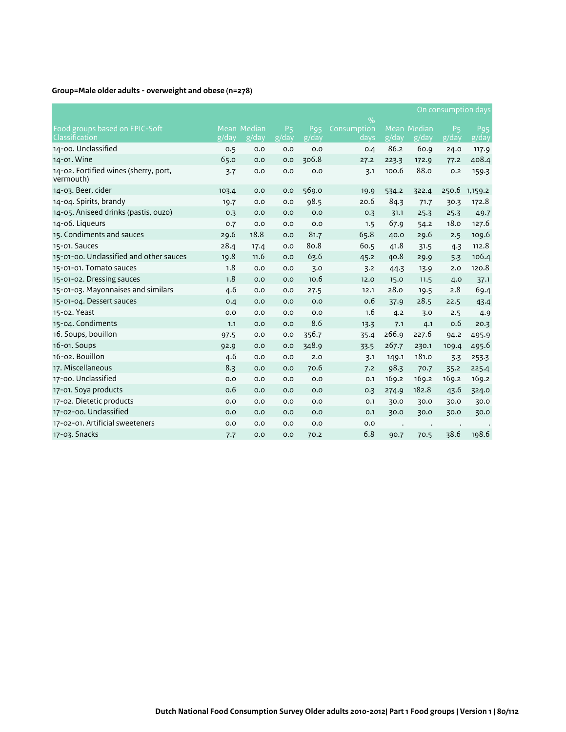**Group=Male older adults - overweight and obese (n=278)**

| Food groups based on EPIC-Soft Classification | Mean g/day | Median g/day | P5 g/day | P95 g/day | % Consumption days | On consumption days Mean g/day | Median g/day | P5 g/day | P95 g/day |
|---|---|---|---|---|---|---|---|---|---|
| 14-00. Unclassified | 0.5 | 0.0 | 0.0 | 0.0 | 0.4 | 86.2 | 60.9 | 24.0 | 117.9 |
| 14-01. Wine | 65.0 | 0.0 | 0.0 | 306.8 | 27.2 | 223.3 | 172.9 | 77.2 | 408.4 |
| 14-02. Fortified wines (sherry, port, vermouth) | 3.7 | 0.0 | 0.0 | 0.0 | 3.1 | 100.6 | 88.0 | 0.2 | 159.3 |
| 14-03. Beer, cider | 103.4 | 0.0 | 0.0 | 569.0 | 19.9 | 534.2 | 322.4 | 250.6 | 1,159.2 |
| 14-04. Spirits, brandy | 19.7 | 0.0 | 0.0 | 98.5 | 20.6 | 84.3 | 71.7 | 30.3 | 172.8 |
| 14-05. Aniseed drinks (pastis, ouzo) | 0.3 | 0.0 | 0.0 | 0.0 | 0.3 | 31.1 | 25.3 | 25.3 | 49.7 |
| 14-06. Liqueurs | 0.7 | 0.0 | 0.0 | 0.0 | 1.5 | 67.9 | 54.2 | 18.0 | 127.6 |
| 15. Condiments and sauces | 29.6 | 18.8 | 0.0 | 81.7 | 65.8 | 40.0 | 29.6 | 2.5 | 109.6 |
| 15-01. Sauces | 28.4 | 17.4 | 0.0 | 80.8 | 60.5 | 41.8 | 31.5 | 4.3 | 112.8 |
| 15-01-00. Unclassified and other sauces | 19.8 | 11.6 | 0.0 | 63.6 | 45.2 | 40.8 | 29.9 | 5.3 | 106.4 |
| 15-01-01. Tomato sauces | 1.8 | 0.0 | 0.0 | 3.0 | 3.2 | 44.3 | 13.9 | 2.0 | 120.8 |
| 15-01-02. Dressing sauces | 1.8 | 0.0 | 0.0 | 10.6 | 12.0 | 15.0 | 11.5 | 4.0 | 37.1 |
| 15-01-03. Mayonnaises and similars | 4.6 | 0.0 | 0.0 | 27.5 | 12.1 | 28.0 | 19.5 | 2.8 | 69.4 |
| 15-01-04. Dessert sauces | 0.4 | 0.0 | 0.0 | 0.0 | 0.6 | 37.9 | 28.5 | 22.5 | 43.4 |
| 15-02. Yeast | 0.0 | 0.0 | 0.0 | 0.0 | 1.6 | 4.2 | 3.0 | 2.5 | 4.9 |
| 15-04. Condiments | 1.1 | 0.0 | 0.0 | 8.6 | 13.3 | 7.1 | 4.1 | 0.6 | 20.3 |
| 16. Soups, bouillon | 97.5 | 0.0 | 0.0 | 356.7 | 35.4 | 266.9 | 227.6 | 94.2 | 495.9 |
| 16-01. Soups | 92.9 | 0.0 | 0.0 | 348.9 | 33.5 | 267.7 | 230.1 | 109.4 | 495.6 |
| 16-02. Bouillon | 4.6 | 0.0 | 0.0 | 2.0 | 3.1 | 149.1 | 181.0 | 3.3 | 253.3 |
| 17. Miscellaneous | 8.3 | 0.0 | 0.0 | 70.6 | 7.2 | 98.3 | 70.7 | 35.2 | 225.4 |
| 17-00. Unclassified | 0.0 | 0.0 | 0.0 | 0.0 | 0.1 | 169.2 | 169.2 | 169.2 | 169.2 |
| 17-01. Soya products | 0.6 | 0.0 | 0.0 | 0.0 | 0.3 | 274.9 | 182.8 | 43.6 | 324.0 |
| 17-02. Dietetic products | 0.0 | 0.0 | 0.0 | 0.0 | 0.1 | 30.0 | 30.0 | 30.0 | 30.0 |
| 17-02-00. Unclassified | 0.0 | 0.0 | 0.0 | 0.0 | 0.1 | 30.0 | 30.0 | 30.0 | 30.0 |
| 17-02-01. Artificial sweeteners | 0.0 | 0.0 | 0.0 | 0.0 | 0.0 | . | . | . | . |
| 17-03. Snacks | 7.7 | 0.0 | 0.0 | 70.2 | 6.8 | 90.7 | 70.5 | 38.6 | 198.6 |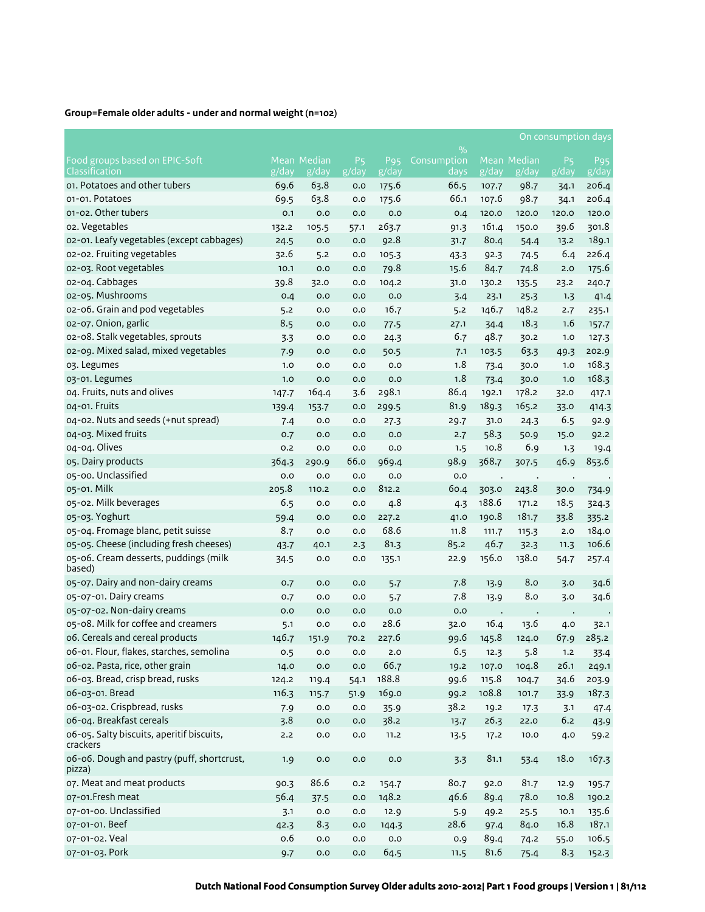**Group=Female older adults - under and normal weight (n=102)**

| Food groups based on EPIC-Soft Classification | Mean g/day | Median g/day | P5 g/day | P95 g/day | % Consumption days | On consumption days Mean g/day | Median g/day | P5 g/day | P95 g/day |
|---|---|---|---|---|---|---|---|---|---|
| 01. Potatoes and other tubers | 69.6 | 63.8 | 0.0 | 175.6 | 66.5 | 107.7 | 98.7 | 34.1 | 206.4 |
| 01-01. Potatoes | 69.5 | 63.8 | 0.0 | 175.6 | 66.1 | 107.6 | 98.7 | 34.1 | 206.4 |
| 01-02. Other tubers | 0.1 | 0.0 | 0.0 | 0.0 | 0.4 | 120.0 | 120.0 | 120.0 | 120.0 |
| 02. Vegetables | 132.2 | 105.5 | 57.1 | 263.7 | 91.3 | 161.4 | 150.0 | 39.6 | 301.8 |
| 02-01. Leafy vegetables (except cabbages) | 24.5 | 0.0 | 0.0 | 92.8 | 31.7 | 80.4 | 54.4 | 13.2 | 189.1 |
| 02-02. Fruiting vegetables | 32.6 | 5.2 | 0.0 | 105.3 | 43.3 | 92.3 | 74.5 | 6.4 | 226.4 |
| 02-03. Root vegetables | 10.1 | 0.0 | 0.0 | 79.8 | 15.6 | 84.7 | 74.8 | 2.0 | 175.6 |
| 02-04. Cabbages | 39.8 | 32.0 | 0.0 | 104.2 | 31.0 | 130.2 | 135.5 | 23.2 | 240.7 |
| 02-05. Mushrooms | 0.4 | 0.0 | 0.0 | 0.0 | 3.4 | 23.1 | 25.3 | 1.3 | 41.4 |
| 02-06. Grain and pod vegetables | 5.2 | 0.0 | 0.0 | 16.7 | 5.2 | 146.7 | 148.2 | 2.7 | 235.1 |
| 02-07. Onion, garlic | 8.5 | 0.0 | 0.0 | 77.5 | 27.1 | 34.4 | 18.3 | 1.6 | 157.7 |
| 02-08. Stalk vegetables, sprouts | 3.3 | 0.0 | 0.0 | 24.3 | 6.7 | 48.7 | 30.2 | 1.0 | 127.3 |
| 02-09. Mixed salad, mixed vegetables | 7.9 | 0.0 | 0.0 | 50.5 | 7.1 | 103.5 | 63.3 | 49.3 | 202.9 |
| 03. Legumes | 1.0 | 0.0 | 0.0 | 0.0 | 1.8 | 73.4 | 30.0 | 1.0 | 168.3 |
| 03-01. Legumes | 1.0 | 0.0 | 0.0 | 0.0 | 1.8 | 73.4 | 30.0 | 1.0 | 168.3 |
| 04. Fruits, nuts and olives | 147.7 | 164.4 | 3.6 | 298.1 | 86.4 | 192.1 | 178.2 | 32.0 | 417.1 |
| 04-01. Fruits | 139.4 | 153.7 | 0.0 | 299.5 | 81.9 | 189.3 | 165.2 | 33.0 | 414.3 |
| 04-02. Nuts and seeds (+nut spread) | 7.4 | 0.0 | 0.0 | 27.3 | 29.7 | 31.0 | 24.3 | 6.5 | 92.9 |
| 04-03. Mixed fruits | 0.7 | 0.0 | 0.0 | 0.0 | 2.7 | 58.3 | 50.9 | 15.0 | 92.2 |
| 04-04. Olives | 0.2 | 0.0 | 0.0 | 0.0 | 1.5 | 10.8 | 6.9 | 1.3 | 19.4 |
| 05. Dairy products | 364.3 | 290.9 | 66.0 | 969.4 | 98.9 | 368.7 | 307.5 | 46.9 | 853.6 |
| 05-00. Unclassified | 0.0 | 0.0 | 0.0 | 0.0 | 0.0 | . | . | . | . |
| 05-01. Milk | 205.8 | 110.2 | 0.0 | 812.2 | 60.4 | 303.0 | 243.8 | 30.0 | 734.9 |
| 05-02. Milk beverages | 6.5 | 0.0 | 0.0 | 4.8 | 4.3 | 188.6 | 171.2 | 18.5 | 324.3 |
| 05-03. Yoghurt | 59.4 | 0.0 | 0.0 | 227.2 | 41.0 | 190.8 | 181.7 | 33.8 | 335.2 |
| 05-04. Fromage blanc, petit suisse | 8.7 | 0.0 | 0.0 | 68.6 | 11.8 | 111.7 | 115.3 | 2.0 | 184.0 |
| 05-05. Cheese (including fresh cheeses) | 43.7 | 40.1 | 2.3 | 81.3 | 85.2 | 46.7 | 32.3 | 11.3 | 106.6 |
| 05-06. Cream desserts, puddings (milk based) | 34.5 | 0.0 | 0.0 | 135.1 | 22.9 | 156.0 | 138.0 | 54.7 | 257.4 |
| 05-07. Dairy and non-dairy creams | 0.7 | 0.0 | 0.0 | 5.7 | 7.8 | 13.9 | 8.0 | 3.0 | 34.6 |
| 05-07-01. Dairy creams | 0.7 | 0.0 | 0.0 | 5.7 | 7.8 | 13.9 | 8.0 | 3.0 | 34.6 |
| 05-07-02. Non-dairy creams | 0.0 | 0.0 | 0.0 | 0.0 | 0.0 | . | . | . | . |
| 05-08. Milk for coffee and creamers | 5.1 | 0.0 | 0.0 | 28.6 | 32.0 | 16.4 | 13.6 | 4.0 | 32.1 |
| 06. Cereals and cereal products | 146.7 | 151.9 | 70.2 | 227.6 | 99.6 | 145.8 | 124.0 | 67.9 | 285.2 |
| 06-01. Flour, flakes, starches, semolina | 0.5 | 0.0 | 0.0 | 2.0 | 6.5 | 12.3 | 5.8 | 1.2 | 33.4 |
| 06-02. Pasta, rice, other grain | 14.0 | 0.0 | 0.0 | 66.7 | 19.2 | 107.0 | 104.8 | 26.1 | 249.1 |
| 06-03. Bread, crisp bread, rusks | 124.2 | 119.4 | 54.1 | 188.8 | 99.6 | 115.8 | 104.7 | 34.6 | 203.9 |
| 06-03-01. Bread | 116.3 | 115.7 | 51.9 | 169.0 | 99.2 | 108.8 | 101.7 | 33.9 | 187.3 |
| 06-03-02. Crispbread, rusks | 7.9 | 0.0 | 0.0 | 35.9 | 38.2 | 19.2 | 17.3 | 3.1 | 47.4 |
| 06-04. Breakfast cereals | 3.8 | 0.0 | 0.0 | 38.2 | 13.7 | 26.3 | 22.0 | 6.2 | 43.9 |
| 06-05. Salty biscuits, aperitif biscuits, crackers | 2.2 | 0.0 | 0.0 | 11.2 | 13.5 | 17.2 | 10.0 | 4.0 | 59.2 |
| 06-06. Dough and pastry (puff, shortcrust, pizza) | 1.9 | 0.0 | 0.0 | 0.0 | 3.3 | 81.1 | 53.4 | 18.0 | 167.3 |
| 07. Meat and meat products | 90.3 | 86.6 | 0.2 | 154.7 | 80.7 | 92.0 | 81.7 | 12.9 | 195.7 |
| 07-01.Fresh meat | 56.4 | 37.5 | 0.0 | 148.2 | 46.6 | 89.4 | 78.0 | 10.8 | 190.2 |
| 07-01-00. Unclassified | 3.1 | 0.0 | 0.0 | 12.9 | 5.9 | 49.2 | 25.5 | 10.1 | 135.6 |
| 07-01-01. Beef | 42.3 | 8.3 | 0.0 | 144.3 | 28.6 | 97.4 | 84.0 | 16.8 | 187.1 |
| 07-01-02. Veal | 0.6 | 0.0 | 0.0 | 0.0 | 0.9 | 89.4 | 74.2 | 55.0 | 106.5 |
| 07-01-03. Pork | 9.7 | 0.0 | 0.0 | 64.5 | 11.5 | 81.6 | 75.4 | 8.3 | 152.3 |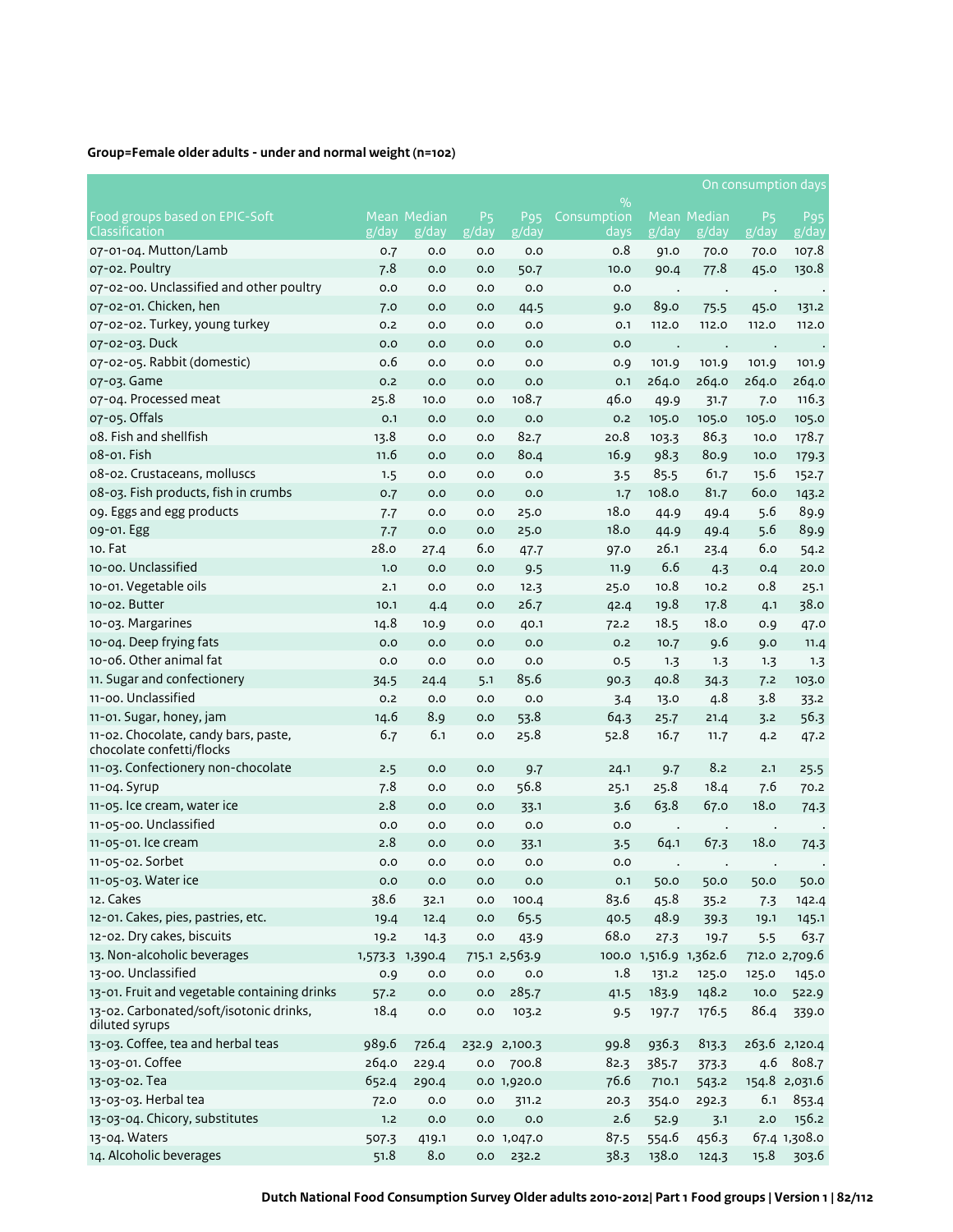**Group=Female older adults - under and normal weight (n=102)**

| Food groups based on EPIC-Soft Classification | Mean g/day | Median g/day | P5 g/day | P95 g/day | % Consumption days | On consumption days Mean g/day | Median g/day | P5 g/day | P95 g/day |
|---|---|---|---|---|---|---|---|---|---|
| 07-01-04. Mutton/Lamb | 0.7 | 0.0 | 0.0 | 0.0 | 0.8 | 91.0 | 70.0 | 70.0 | 107.8 |
| 07-02. Poultry | 7.8 | 0.0 | 0.0 | 50.7 | 10.0 | 90.4 | 77.8 | 45.0 | 130.8 |
| 07-02-00. Unclassified and other poultry | 0.0 | 0.0 | 0.0 | 0.0 | 0.0 | . | . | . | . |
| 07-02-01. Chicken, hen | 7.0 | 0.0 | 0.0 | 44.5 | 9.0 | 89.0 | 75.5 | 45.0 | 131.2 |
| 07-02-02. Turkey, young turkey | 0.2 | 0.0 | 0.0 | 0.0 | 0.1 | 112.0 | 112.0 | 112.0 | 112.0 |
| 07-02-03. Duck | 0.0 | 0.0 | 0.0 | 0.0 | 0.0 | . | . | . | . |
| 07-02-05. Rabbit (domestic) | 0.6 | 0.0 | 0.0 | 0.0 | 0.9 | 101.9 | 101.9 | 101.9 | 101.9 |
| 07-03. Game | 0.2 | 0.0 | 0.0 | 0.0 | 0.1 | 264.0 | 264.0 | 264.0 | 264.0 |
| 07-04. Processed meat | 25.8 | 10.0 | 0.0 | 108.7 | 46.0 | 49.9 | 31.7 | 7.0 | 116.3 |
| 07-05. Offals | 0.1 | 0.0 | 0.0 | 0.0 | 0.2 | 105.0 | 105.0 | 105.0 | 105.0 |
| 08. Fish and shellfish | 13.8 | 0.0 | 0.0 | 82.7 | 20.8 | 103.3 | 86.3 | 10.0 | 178.7 |
| 08-01. Fish | 11.6 | 0.0 | 0.0 | 80.4 | 16.9 | 98.3 | 80.9 | 10.0 | 179.3 |
| 08-02. Crustaceans, molluscs | 1.5 | 0.0 | 0.0 | 0.0 | 3.5 | 85.5 | 61.7 | 15.6 | 152.7 |
| 08-03. Fish products, fish in crumbs | 0.7 | 0.0 | 0.0 | 0.0 | 1.7 | 108.0 | 81.7 | 60.0 | 143.2 |
| 09. Eggs and egg products | 7.7 | 0.0 | 0.0 | 25.0 | 18.0 | 44.9 | 49.4 | 5.6 | 89.9 |
| 09-01. Egg | 7.7 | 0.0 | 0.0 | 25.0 | 18.0 | 44.9 | 49.4 | 5.6 | 89.9 |
| 10. Fat | 28.0 | 27.4 | 6.0 | 47.7 | 97.0 | 26.1 | 23.4 | 6.0 | 54.2 |
| 10-00. Unclassified | 1.0 | 0.0 | 0.0 | 9.5 | 11.9 | 6.6 | 4.3 | 0.4 | 20.0 |
| 10-01. Vegetable oils | 2.1 | 0.0 | 0.0 | 12.3 | 25.0 | 10.8 | 10.2 | 0.8 | 25.1 |
| 10-02. Butter | 10.1 | 4.4 | 0.0 | 26.7 | 42.4 | 19.8 | 17.8 | 4.1 | 38.0 |
| 10-03. Margarines | 14.8 | 10.9 | 0.0 | 40.1 | 72.2 | 18.5 | 18.0 | 0.9 | 47.0 |
| 10-04. Deep frying fats | 0.0 | 0.0 | 0.0 | 0.0 | 0.2 | 10.7 | 9.6 | 9.0 | 11.4 |
| 10-06. Other animal fat | 0.0 | 0.0 | 0.0 | 0.0 | 0.5 | 1.3 | 1.3 | 1.3 | 1.3 |
| 11. Sugar and confectionery | 34.5 | 24.4 | 5.1 | 85.6 | 90.3 | 40.8 | 34.3 | 7.2 | 103.0 |
| 11-00. Unclassified | 0.2 | 0.0 | 0.0 | 0.0 | 3.4 | 13.0 | 4.8 | 3.8 | 33.2 |
| 11-01. Sugar, honey, jam | 14.6 | 8.9 | 0.0 | 53.8 | 64.3 | 25.7 | 21.4 | 3.2 | 56.3 |
| 11-02. Chocolate, candy bars, paste, chocolate confetti/flocks | 6.7 | 6.1 | 0.0 | 25.8 | 52.8 | 16.7 | 11.7 | 4.2 | 47.2 |
| 11-03. Confectionery non-chocolate | 2.5 | 0.0 | 0.0 | 9.7 | 24.1 | 9.7 | 8.2 | 2.1 | 25.5 |
| 11-04. Syrup | 7.8 | 0.0 | 0.0 | 56.8 | 25.1 | 25.8 | 18.4 | 7.6 | 70.2 |
| 11-05. Ice cream, water ice | 2.8 | 0.0 | 0.0 | 33.1 | 3.6 | 63.8 | 67.0 | 18.0 | 74.3 |
| 11-05-00. Unclassified | 0.0 | 0.0 | 0.0 | 0.0 | 0.0 | . | . | . | . |
| 11-05-01. Ice cream | 2.8 | 0.0 | 0.0 | 33.1 | 3.5 | 64.1 | 67.3 | 18.0 | 74.3 |
| 11-05-02. Sorbet | 0.0 | 0.0 | 0.0 | 0.0 | 0.0 | . | . | . | . |
| 11-05-03. Water ice | 0.0 | 0.0 | 0.0 | 0.0 | 0.1 | 50.0 | 50.0 | 50.0 | 50.0 |
| 12. Cakes | 38.6 | 32.1 | 0.0 | 100.4 | 83.6 | 45.8 | 35.2 | 7.3 | 142.4 |
| 12-01. Cakes, pies, pastries, etc. | 19.4 | 12.4 | 0.0 | 65.5 | 40.5 | 48.9 | 39.3 | 19.1 | 145.1 |
| 12-02. Dry cakes, biscuits | 19.2 | 14.3 | 0.0 | 43.9 | 68.0 | 27.3 | 19.7 | 5.5 | 63.7 |
| 13. Non-alcoholic beverages | 1,573.3 | 1,390.4 | 715.1 | 2,563.9 | 100.0 | 1,516.9 | 1,362.6 | 712.0 | 2,709.6 |
| 13-00. Unclassified | 0.9 | 0.0 | 0.0 | 0.0 | 1.8 | 131.2 | 125.0 | 125.0 | 145.0 |
| 13-01. Fruit and vegetable containing drinks | 57.2 | 0.0 | 0.0 | 285.7 | 41.5 | 183.9 | 148.2 | 10.0 | 522.9 |
| 13-02. Carbonated/soft/isotonic drinks, diluted syrups | 18.4 | 0.0 | 0.0 | 103.2 | 9.5 | 197.7 | 176.5 | 86.4 | 339.0 |
| 13-03. Coffee, tea and herbal teas | 989.6 | 726.4 | 232.9 | 2,100.3 | 99.8 | 936.3 | 813.3 | 263.6 | 2,120.4 |
| 13-03-01. Coffee | 264.0 | 229.4 | 0.0 | 700.8 | 82.3 | 385.7 | 373.3 | 4.6 | 808.7 |
| 13-03-02. Tea | 652.4 | 290.4 | 0.0 | 1,920.0 | 76.6 | 710.1 | 543.2 | 154.8 | 2,031.6 |
| 13-03-03. Herbal tea | 72.0 | 0.0 | 0.0 | 311.2 | 20.3 | 354.0 | 292.3 | 6.1 | 853.4 |
| 13-03-04. Chicory, substitutes | 1.2 | 0.0 | 0.0 | 0.0 | 2.6 | 52.9 | 3.1 | 2.0 | 156.2 |
| 13-04. Waters | 507.3 | 419.1 | 0.0 | 1,047.0 | 87.5 | 554.6 | 456.3 | 67.4 | 1,308.0 |
| 14. Alcoholic beverages | 51.8 | 8.0 | 0.0 | 232.2 | 38.3 | 138.0 | 124.3 | 15.8 | 303.6 |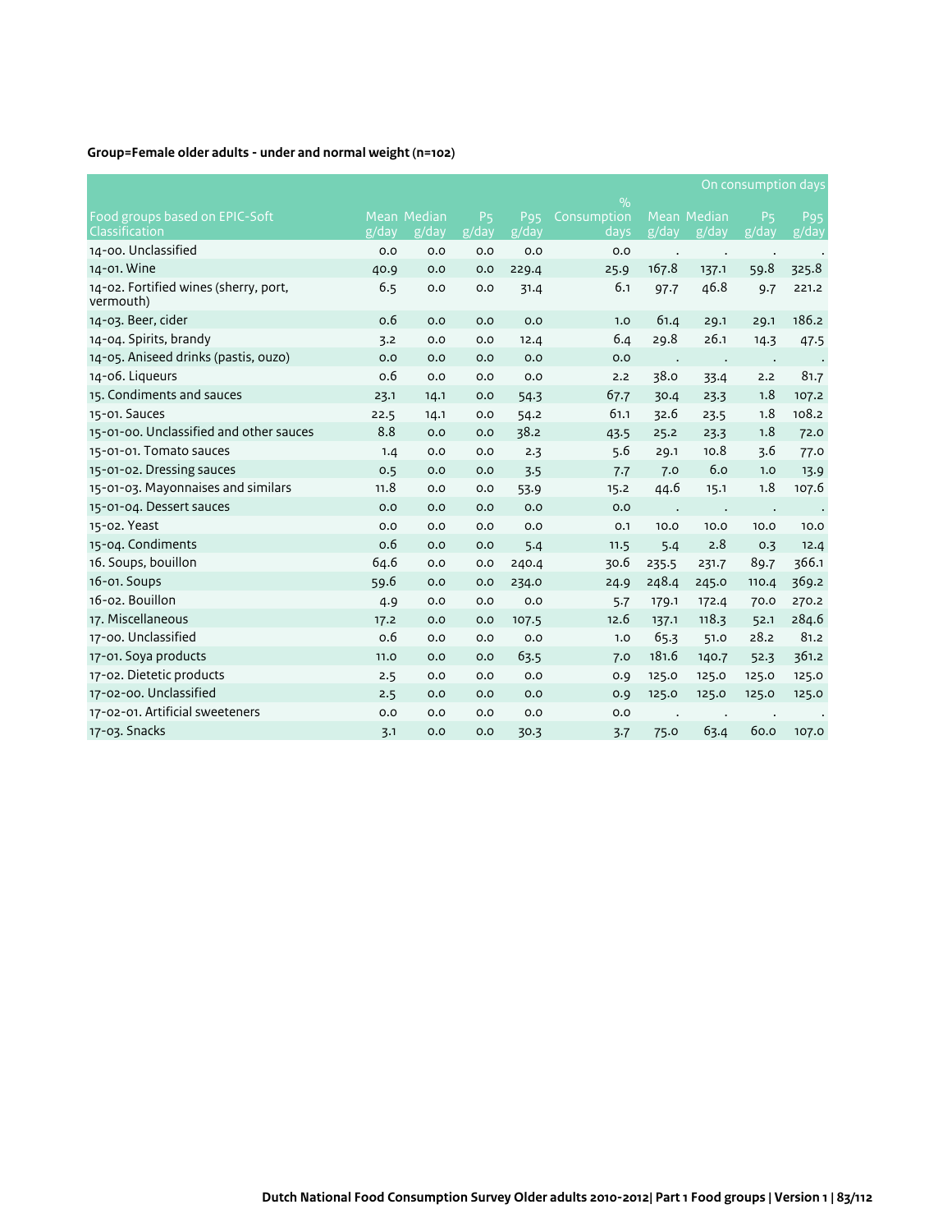**Group=Female older adults - under and normal weight (n=102)**

| Food groups based on EPIC-Soft Classification | Mean g/day | Median g/day | P5 g/day | P95 g/day | % Consumption days | On consumption days Mean g/day | Median g/day | P5 g/day | P95 g/day |
|---|---|---|---|---|---|---|---|---|---|
| 14-00. Unclassified | 0.0 | 0.0 | 0.0 | 0.0 | 0.0 | . | . | . | . |
| 14-01. Wine | 40.9 | 0.0 | 0.0 | 229.4 | 25.9 | 167.8 | 137.1 | 59.8 | 325.8 |
| 14-02. Fortified wines (sherry, port, vermouth) | 6.5 | 0.0 | 0.0 | 31.4 | 6.1 | 97.7 | 46.8 | 9.7 | 221.2 |
| 14-03. Beer, cider | 0.6 | 0.0 | 0.0 | 0.0 | 1.0 | 61.4 | 29.1 | 29.1 | 186.2 |
| 14-04. Spirits, brandy | 3.2 | 0.0 | 0.0 | 12.4 | 6.4 | 29.8 | 26.1 | 14.3 | 47.5 |
| 14-05. Aniseed drinks (pastis, ouzo) | 0.0 | 0.0 | 0.0 | 0.0 | 0.0 | . | . | . | . |
| 14-06. Liqueurs | 0.6 | 0.0 | 0.0 | 0.0 | 2.2 | 38.0 | 33.4 | 2.2 | 81.7 |
| 15. Condiments and sauces | 23.1 | 14.1 | 0.0 | 54.3 | 67.7 | 30.4 | 23.3 | 1.8 | 107.2 |
| 15-01. Sauces | 22.5 | 14.1 | 0.0 | 54.2 | 61.1 | 32.6 | 23.5 | 1.8 | 108.2 |
| 15-01-00. Unclassified and other sauces | 8.8 | 0.0 | 0.0 | 38.2 | 43.5 | 25.2 | 23.3 | 1.8 | 72.0 |
| 15-01-01. Tomato sauces | 1.4 | 0.0 | 0.0 | 2.3 | 5.6 | 29.1 | 10.8 | 3.6 | 77.0 |
| 15-01-02. Dressing sauces | 0.5 | 0.0 | 0.0 | 3.5 | 7.7 | 7.0 | 6.0 | 1.0 | 13.9 |
| 15-01-03. Mayonnaises and similars | 11.8 | 0.0 | 0.0 | 53.9 | 15.2 | 44.6 | 15.1 | 1.8 | 107.6 |
| 15-01-04. Dessert sauces | 0.0 | 0.0 | 0.0 | 0.0 | 0.0 | . | . | . | . |
| 15-02. Yeast | 0.0 | 0.0 | 0.0 | 0.0 | 0.1 | 10.0 | 10.0 | 10.0 | 10.0 |
| 15-04. Condiments | 0.6 | 0.0 | 0.0 | 5.4 | 11.5 | 5.4 | 2.8 | 0.3 | 12.4 |
| 16. Soups, bouillon | 64.6 | 0.0 | 0.0 | 240.4 | 30.6 | 235.5 | 231.7 | 89.7 | 366.1 |
| 16-01. Soups | 59.6 | 0.0 | 0.0 | 234.0 | 24.9 | 248.4 | 245.0 | 110.4 | 369.2 |
| 16-02. Bouillon | 4.9 | 0.0 | 0.0 | 0.0 | 5.7 | 179.1 | 172.4 | 70.0 | 270.2 |
| 17. Miscellaneous | 17.2 | 0.0 | 0.0 | 107.5 | 12.6 | 137.1 | 118.3 | 52.1 | 284.6 |
| 17-00. Unclassified | 0.6 | 0.0 | 0.0 | 0.0 | 1.0 | 65.3 | 51.0 | 28.2 | 81.2 |
| 17-01. Soya products | 11.0 | 0.0 | 0.0 | 63.5 | 7.0 | 181.6 | 140.7 | 52.3 | 361.2 |
| 17-02. Dietetic products | 2.5 | 0.0 | 0.0 | 0.0 | 0.9 | 125.0 | 125.0 | 125.0 | 125.0 |
| 17-02-00. Unclassified | 2.5 | 0.0 | 0.0 | 0.0 | 0.9 | 125.0 | 125.0 | 125.0 | 125.0 |
| 17-02-01. Artificial sweeteners | 0.0 | 0.0 | 0.0 | 0.0 | 0.0 | . | . | . | . |
| 17-03. Snacks | 3.1 | 0.0 | 0.0 | 30.3 | 3.7 | 75.0 | 63.4 | 60.0 | 107.0 |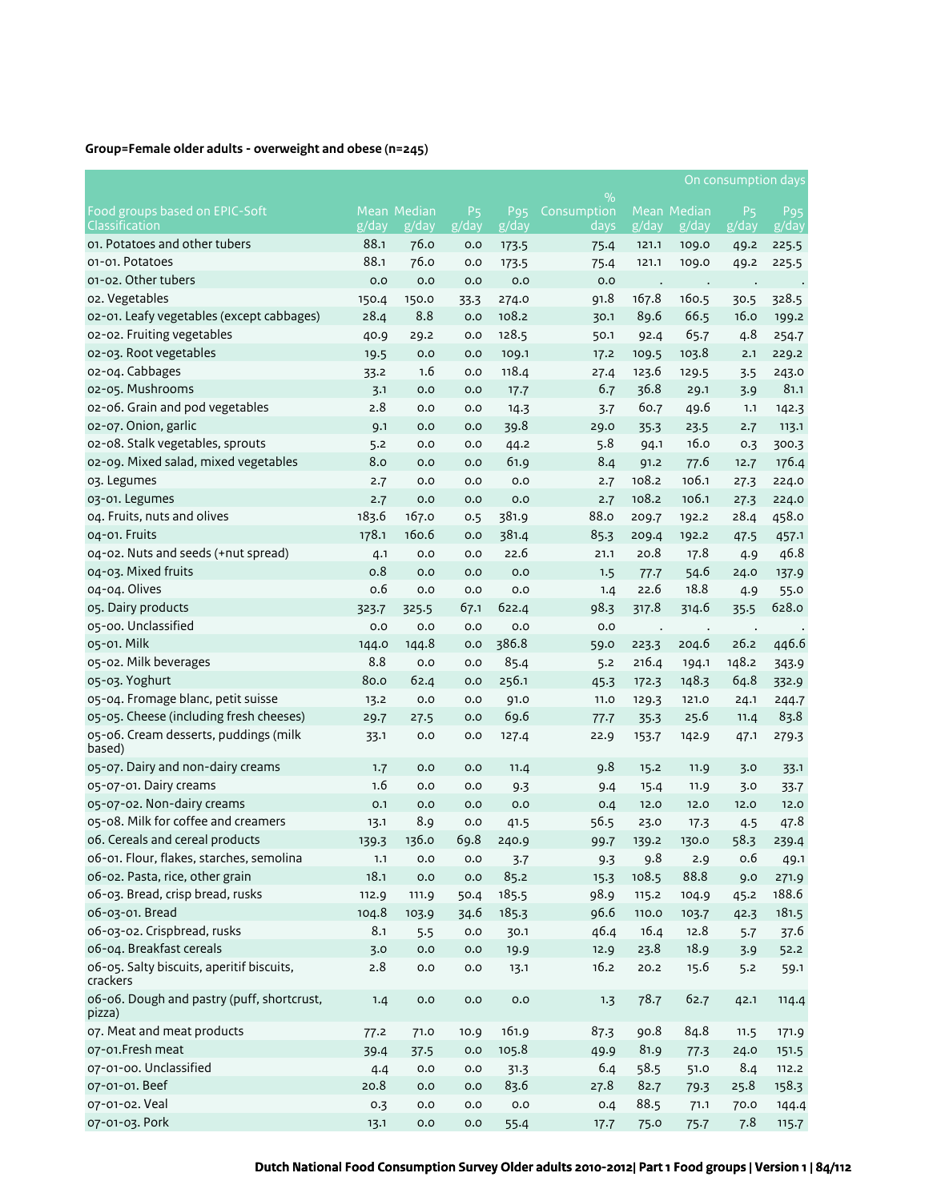**Group=Female older adults - overweight and obese (n=245)**

| | | | | | | On consumption days | | | |
|---|---|---|---|---|---|---|---|---|---|
| Food groups based on EPIC-Soft Classification | Mean g/day | Median g/day | P5 g/day | P95 g/day | % Consumption days | Mean g/day | Median g/day | P5 g/day | P95 g/day |
| 01. Potatoes and other tubers | 88.1 | 76.0 | 0.0 | 173.5 | 75.4 | 121.1 | 109.0 | 49.2 | 225.5 |
| 01-01. Potatoes | 88.1 | 76.0 | 0.0 | 173.5 | 75.4 | 121.1 | 109.0 | 49.2 | 225.5 |
| 01-02. Other tubers | 0.0 | 0.0 | 0.0 | 0.0 | 0.0 | . | . | . | . |
| 02. Vegetables | 150.4 | 150.0 | 33.3 | 274.0 | 91.8 | 167.8 | 160.5 | 30.5 | 328.5 |
| 02-01. Leafy vegetables (except cabbages) | 28.4 | 8.8 | 0.0 | 108.2 | 30.1 | 89.6 | 66.5 | 16.0 | 199.2 |
| 02-02. Fruiting vegetables | 40.9 | 29.2 | 0.0 | 128.5 | 50.1 | 92.4 | 65.7 | 4.8 | 254.7 |
| 02-03. Root vegetables | 19.5 | 0.0 | 0.0 | 109.1 | 17.2 | 109.5 | 103.8 | 2.1 | 229.2 |
| 02-04. Cabbages | 33.2 | 1.6 | 0.0 | 118.4 | 27.4 | 123.6 | 129.5 | 3.5 | 243.0 |
| 02-05. Mushrooms | 3.1 | 0.0 | 0.0 | 17.7 | 6.7 | 36.8 | 29.1 | 3.9 | 81.1 |
| 02-06. Grain and pod vegetables | 2.8 | 0.0 | 0.0 | 14.3 | 3.7 | 60.7 | 49.6 | 1.1 | 142.3 |
| 02-07. Onion, garlic | 9.1 | 0.0 | 0.0 | 39.8 | 29.0 | 35.3 | 23.5 | 2.7 | 113.1 |
| 02-08. Stalk vegetables, sprouts | 5.2 | 0.0 | 0.0 | 44.2 | 5.8 | 94.1 | 16.0 | 0.3 | 300.3 |
| 02-09. Mixed salad, mixed vegetables | 8.0 | 0.0 | 0.0 | 61.9 | 8.4 | 91.2 | 77.6 | 12.7 | 176.4 |
| 03. Legumes | 2.7 | 0.0 | 0.0 | 0.0 | 2.7 | 108.2 | 106.1 | 27.3 | 224.0 |
| 03-01. Legumes | 2.7 | 0.0 | 0.0 | 0.0 | 2.7 | 108.2 | 106.1 | 27.3 | 224.0 |
| 04. Fruits, nuts and olives | 183.6 | 167.0 | 0.5 | 381.9 | 88.0 | 209.7 | 192.2 | 28.4 | 458.0 |
| 04-01. Fruits | 178.1 | 160.6 | 0.0 | 381.4 | 85.3 | 209.4 | 192.2 | 47.5 | 457.1 |
| 04-02. Nuts and seeds (+nut spread) | 4.1 | 0.0 | 0.0 | 22.6 | 21.1 | 20.8 | 17.8 | 4.9 | 46.8 |
| 04-03. Mixed fruits | 0.8 | 0.0 | 0.0 | 0.0 | 1.5 | 77.7 | 54.6 | 24.0 | 137.9 |
| 04-04. Olives | 0.6 | 0.0 | 0.0 | 0.0 | 1.4 | 22.6 | 18.8 | 4.9 | 55.0 |
| 05. Dairy products | 323.7 | 325.5 | 67.1 | 622.4 | 98.3 | 317.8 | 314.6 | 35.5 | 628.0 |
| 05-00. Unclassified | 0.0 | 0.0 | 0.0 | 0.0 | 0.0 | . | . | . | . |
| 05-01. Milk | 144.0 | 144.8 | 0.0 | 386.8 | 59.0 | 223.3 | 204.6 | 26.2 | 446.6 |
| 05-02. Milk beverages | 8.8 | 0.0 | 0.0 | 85.4 | 5.2 | 216.4 | 194.1 | 148.2 | 343.9 |
| 05-03. Yoghurt | 80.0 | 62.4 | 0.0 | 256.1 | 45.3 | 172.3 | 148.3 | 64.8 | 332.9 |
| 05-04. Fromage blanc, petit suisse | 13.2 | 0.0 | 0.0 | 91.0 | 11.0 | 129.3 | 121.0 | 24.1 | 244.7 |
| 05-05. Cheese (including fresh cheeses) | 29.7 | 27.5 | 0.0 | 69.6 | 77.7 | 35.3 | 25.6 | 11.4 | 83.8 |
| 05-06. Cream desserts, puddings (milk based) | 33.1 | 0.0 | 0.0 | 127.4 | 22.9 | 153.7 | 142.9 | 47.1 | 279.3 |
| 05-07. Dairy and non-dairy creams | 1.7 | 0.0 | 0.0 | 11.4 | 9.8 | 15.2 | 11.9 | 3.0 | 33.1 |
| 05-07-01. Dairy creams | 1.6 | 0.0 | 0.0 | 9.3 | 9.4 | 15.4 | 11.9 | 3.0 | 33.7 |
| 05-07-02. Non-dairy creams | 0.1 | 0.0 | 0.0 | 0.0 | 0.4 | 12.0 | 12.0 | 12.0 | 12.0 |
| 05-08. Milk for coffee and creamers | 13.1 | 8.9 | 0.0 | 41.5 | 56.5 | 23.0 | 17.3 | 4.5 | 47.8 |
| 06. Cereals and cereal products | 139.3 | 136.0 | 69.8 | 240.9 | 99.7 | 139.2 | 130.0 | 58.3 | 239.4 |
| 06-01. Flour, flakes, starches, semolina | 1.1 | 0.0 | 0.0 | 3.7 | 9.3 | 9.8 | 2.9 | 0.6 | 49.1 |
| 06-02. Pasta, rice, other grain | 18.1 | 0.0 | 0.0 | 85.2 | 15.3 | 108.5 | 88.8 | 9.0 | 271.9 |
| 06-03. Bread, crisp bread, rusks | 112.9 | 111.9 | 50.4 | 185.5 | 98.9 | 115.2 | 104.9 | 45.2 | 188.6 |
| 06-03-01. Bread | 104.8 | 103.9 | 34.6 | 185.3 | 96.6 | 110.0 | 103.7 | 42.3 | 181.5 |
| 06-03-02. Crispbread, rusks | 8.1 | 5.5 | 0.0 | 30.1 | 46.4 | 16.4 | 12.8 | 5.7 | 37.6 |
| 06-04. Breakfast cereals | 3.0 | 0.0 | 0.0 | 19.9 | 12.9 | 23.8 | 18.9 | 3.9 | 52.2 |
| 06-05. Salty biscuits, aperitif biscuits, crackers | 2.8 | 0.0 | 0.0 | 13.1 | 16.2 | 20.2 | 15.6 | 5.2 | 59.1 |
| 06-06. Dough and pastry (puff, shortcrust, pizza) | 1.4 | 0.0 | 0.0 | 0.0 | 1.3 | 78.7 | 62.7 | 42.1 | 114.4 |
| 07. Meat and meat products | 77.2 | 71.0 | 10.9 | 161.9 | 87.3 | 90.8 | 84.8 | 11.5 | 171.9 |
| 07-01.Fresh meat | 39.4 | 37.5 | 0.0 | 105.8 | 49.9 | 81.9 | 77.3 | 24.0 | 151.5 |
| 07-01-00. Unclassified | 4.4 | 0.0 | 0.0 | 31.3 | 6.4 | 58.5 | 51.0 | 8.4 | 112.2 |
| 07-01-01. Beef | 20.8 | 0.0 | 0.0 | 83.6 | 27.8 | 82.7 | 79.3 | 25.8 | 158.3 |
| 07-01-02. Veal | 0.3 | 0.0 | 0.0 | 0.0 | 0.4 | 88.5 | 71.1 | 70.0 | 144.4 |
| 07-01-03. Pork | 13.1 | 0.0 | 0.0 | 55.4 | 17.7 | 75.0 | 75.7 | 7.8 | 115.7 |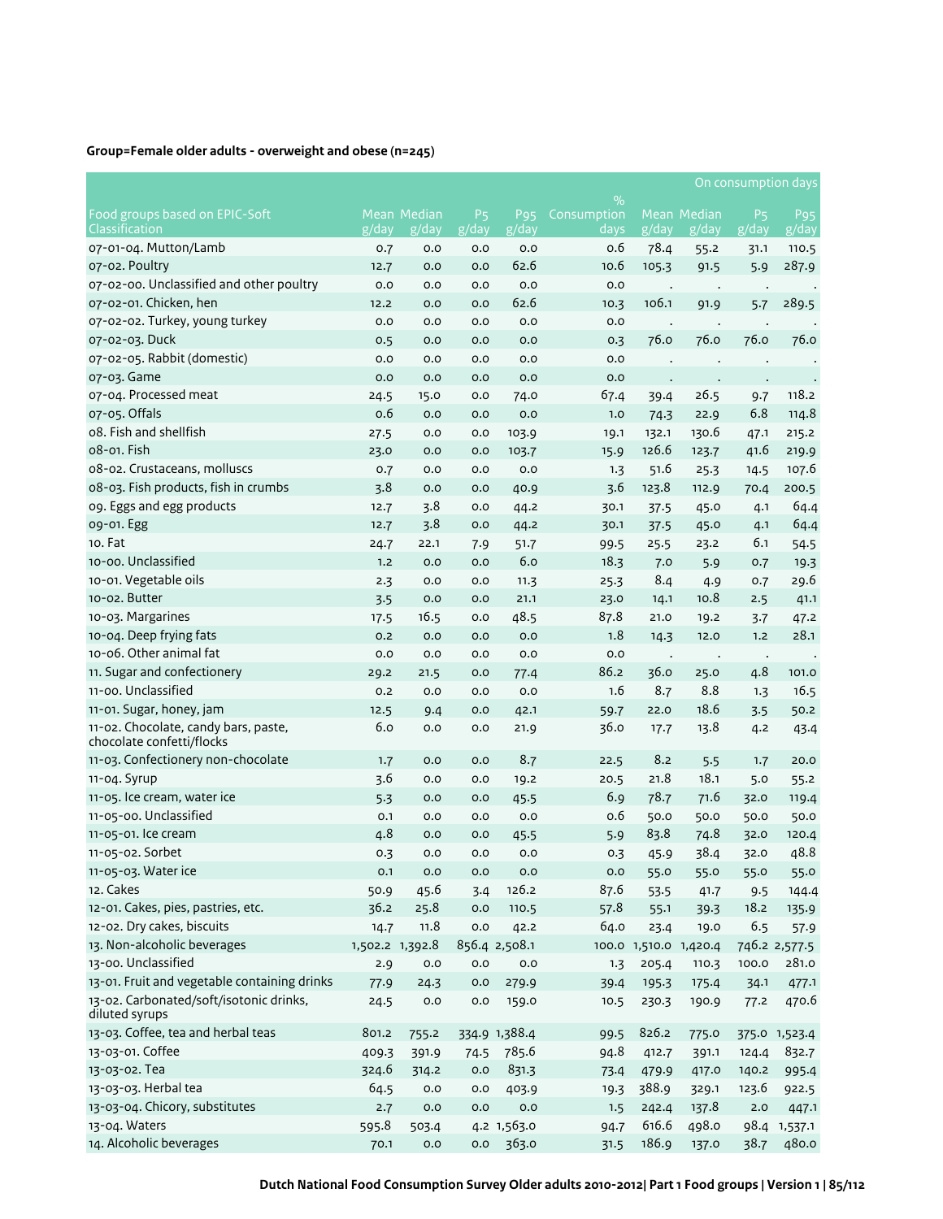**Group=Female older adults - overweight and obese (n=245)**

| Food groups based on EPIC-Soft Classification | Mean g/day | Median g/day | P5 g/day | P95 g/day | % Consumption days | On consumption days Mean g/day | On consumption days Median g/day | On consumption days P5 g/day | On consumption days P95 g/day |
|---|---|---|---|---|---|---|---|---|---|
| 07-01-04. Mutton/Lamb | 0.7 | 0.0 | 0.0 | 0.0 | 0.6 | 78.4 | 55.2 | 31.1 | 110.5 |
| 07-02. Poultry | 12.7 | 0.0 | 0.0 | 62.6 | 10.6 | 105.3 | 91.5 | 5.9 | 287.9 |
| 07-02-00. Unclassified and other poultry | 0.0 | 0.0 | 0.0 | 0.0 | 0.0 | . | . | . | . |
| 07-02-01. Chicken, hen | 12.2 | 0.0 | 0.0 | 62.6 | 10.3 | 106.1 | 91.9 | 5.7 | 289.5 |
| 07-02-02. Turkey, young turkey | 0.0 | 0.0 | 0.0 | 0.0 | 0.0 | . | . | . | . |
| 07-02-03. Duck | 0.5 | 0.0 | 0.0 | 0.0 | 0.3 | 76.0 | 76.0 | 76.0 | 76.0 |
| 07-02-05. Rabbit (domestic) | 0.0 | 0.0 | 0.0 | 0.0 | 0.0 | . | . | . | . |
| 07-03. Game | 0.0 | 0.0 | 0.0 | 0.0 | 0.0 | . | . | . | . |
| 07-04. Processed meat | 24.5 | 15.0 | 0.0 | 74.0 | 67.4 | 39.4 | 26.5 | 9.7 | 118.2 |
| 07-05. Offals | 0.6 | 0.0 | 0.0 | 0.0 | 1.0 | 74.3 | 22.9 | 6.8 | 114.8 |
| 08. Fish and shellfish | 27.5 | 0.0 | 0.0 | 103.9 | 19.1 | 132.1 | 130.6 | 47.1 | 215.2 |
| 08-01. Fish | 23.0 | 0.0 | 0.0 | 103.7 | 15.9 | 126.6 | 123.7 | 41.6 | 219.9 |
| 08-02. Crustaceans, molluscs | 0.7 | 0.0 | 0.0 | 0.0 | 1.3 | 51.6 | 25.3 | 14.5 | 107.6 |
| 08-03. Fish products, fish in crumbs | 3.8 | 0.0 | 0.0 | 40.9 | 3.6 | 123.8 | 112.9 | 70.4 | 200.5 |
| 09. Eggs and egg products | 12.7 | 3.8 | 0.0 | 44.2 | 30.1 | 37.5 | 45.0 | 4.1 | 64.4 |
| 09-01. Egg | 12.7 | 3.8 | 0.0 | 44.2 | 30.1 | 37.5 | 45.0 | 4.1 | 64.4 |
| 10. Fat | 24.7 | 22.1 | 7.9 | 51.7 | 99.5 | 25.5 | 23.2 | 6.1 | 54.5 |
| 10-00. Unclassified | 1.2 | 0.0 | 0.0 | 6.0 | 18.3 | 7.0 | 5.9 | 0.7 | 19.3 |
| 10-01. Vegetable oils | 2.3 | 0.0 | 0.0 | 11.3 | 25.3 | 8.4 | 4.9 | 0.7 | 29.6 |
| 10-02. Butter | 3.5 | 0.0 | 0.0 | 21.1 | 23.0 | 14.1 | 10.8 | 2.5 | 41.1 |
| 10-03. Margarines | 17.5 | 16.5 | 0.0 | 48.5 | 87.8 | 21.0 | 19.2 | 3.7 | 47.2 |
| 10-04. Deep frying fats | 0.2 | 0.0 | 0.0 | 0.0 | 1.8 | 14.3 | 12.0 | 1.2 | 28.1 |
| 10-06. Other animal fat | 0.0 | 0.0 | 0.0 | 0.0 | 0.0 | . | . | . | . |
| 11. Sugar and confectionery | 29.2 | 21.5 | 0.0 | 77.4 | 86.2 | 36.0 | 25.0 | 4.8 | 101.0 |
| 11-00. Unclassified | 0.2 | 0.0 | 0.0 | 0.0 | 1.6 | 8.7 | 8.8 | 1.3 | 16.5 |
| 11-01. Sugar, honey, jam | 12.5 | 9.4 | 0.0 | 42.1 | 59.7 | 22.0 | 18.6 | 3.5 | 50.2 |
| 11-02. Chocolate, candy bars, paste, chocolate confetti/flocks | 6.0 | 0.0 | 0.0 | 21.9 | 36.0 | 17.7 | 13.8 | 4.2 | 43.4 |
| 11-03. Confectionery non-chocolate | 1.7 | 0.0 | 0.0 | 8.7 | 22.5 | 8.2 | 5.5 | 1.7 | 20.0 |
| 11-04. Syrup | 3.6 | 0.0 | 0.0 | 19.2 | 20.5 | 21.8 | 18.1 | 5.0 | 55.2 |
| 11-05. Ice cream, water ice | 5.3 | 0.0 | 0.0 | 45.5 | 6.9 | 78.7 | 71.6 | 32.0 | 119.4 |
| 11-05-00. Unclassified | 0.1 | 0.0 | 0.0 | 0.0 | 0.6 | 50.0 | 50.0 | 50.0 | 50.0 |
| 11-05-01. Ice cream | 4.8 | 0.0 | 0.0 | 45.5 | 5.9 | 83.8 | 74.8 | 32.0 | 120.4 |
| 11-05-02. Sorbet | 0.3 | 0.0 | 0.0 | 0.0 | 0.3 | 45.9 | 38.4 | 32.0 | 48.8 |
| 11-05-03. Water ice | 0.1 | 0.0 | 0.0 | 0.0 | 0.0 | 55.0 | 55.0 | 55.0 | 55.0 |
| 12. Cakes | 50.9 | 45.6 | 3.4 | 126.2 | 87.6 | 53.5 | 41.7 | 9.5 | 144.4 |
| 12-01. Cakes, pies, pastries, etc. | 36.2 | 25.8 | 0.0 | 110.5 | 57.8 | 55.1 | 39.3 | 18.2 | 135.9 |
| 12-02. Dry cakes, biscuits | 14.7 | 11.8 | 0.0 | 42.2 | 64.0 | 23.4 | 19.0 | 6.5 | 57.9 |
| 13. Non-alcoholic beverages | 1,502.2 | 1,392.8 | 856.4 | 2,508.1 | 100.0 | 1,510.0 | 1,420.4 | 746.2 | 2,577.5 |
| 13-00. Unclassified | 2.9 | 0.0 | 0.0 | 0.0 | 1.3 | 205.4 | 110.3 | 100.0 | 281.0 |
| 13-01. Fruit and vegetable containing drinks | 77.9 | 24.3 | 0.0 | 279.9 | 39.4 | 195.3 | 175.4 | 34.1 | 477.1 |
| 13-02. Carbonated/soft/isotonic drinks, diluted syrups | 24.5 | 0.0 | 0.0 | 159.0 | 10.5 | 230.3 | 190.9 | 77.2 | 470.6 |
| 13-03. Coffee, tea and herbal teas | 801.2 | 755.2 | 334.9 | 1,388.4 | 99.5 | 826.2 | 775.0 | 375.0 | 1,523.4 |
| 13-03-01. Coffee | 409.3 | 391.9 | 74.5 | 785.6 | 94.8 | 412.7 | 391.1 | 124.4 | 832.7 |
| 13-03-02. Tea | 324.6 | 314.2 | 0.0 | 831.3 | 73.4 | 479.9 | 417.0 | 140.2 | 995.4 |
| 13-03-03. Herbal tea | 64.5 | 0.0 | 0.0 | 403.9 | 19.3 | 388.9 | 329.1 | 123.6 | 922.5 |
| 13-03-04. Chicory, substitutes | 2.7 | 0.0 | 0.0 | 0.0 | 1.5 | 242.4 | 137.8 | 2.0 | 447.1 |
| 13-04. Waters | 595.8 | 503.4 | 4.2 | 1,563.0 | 94.7 | 616.6 | 498.0 | 98.4 | 1,537.1 |
| 14. Alcoholic beverages | 70.1 | 0.0 | 0.0 | 363.0 | 31.5 | 186.9 | 137.0 | 38.7 | 480.0 |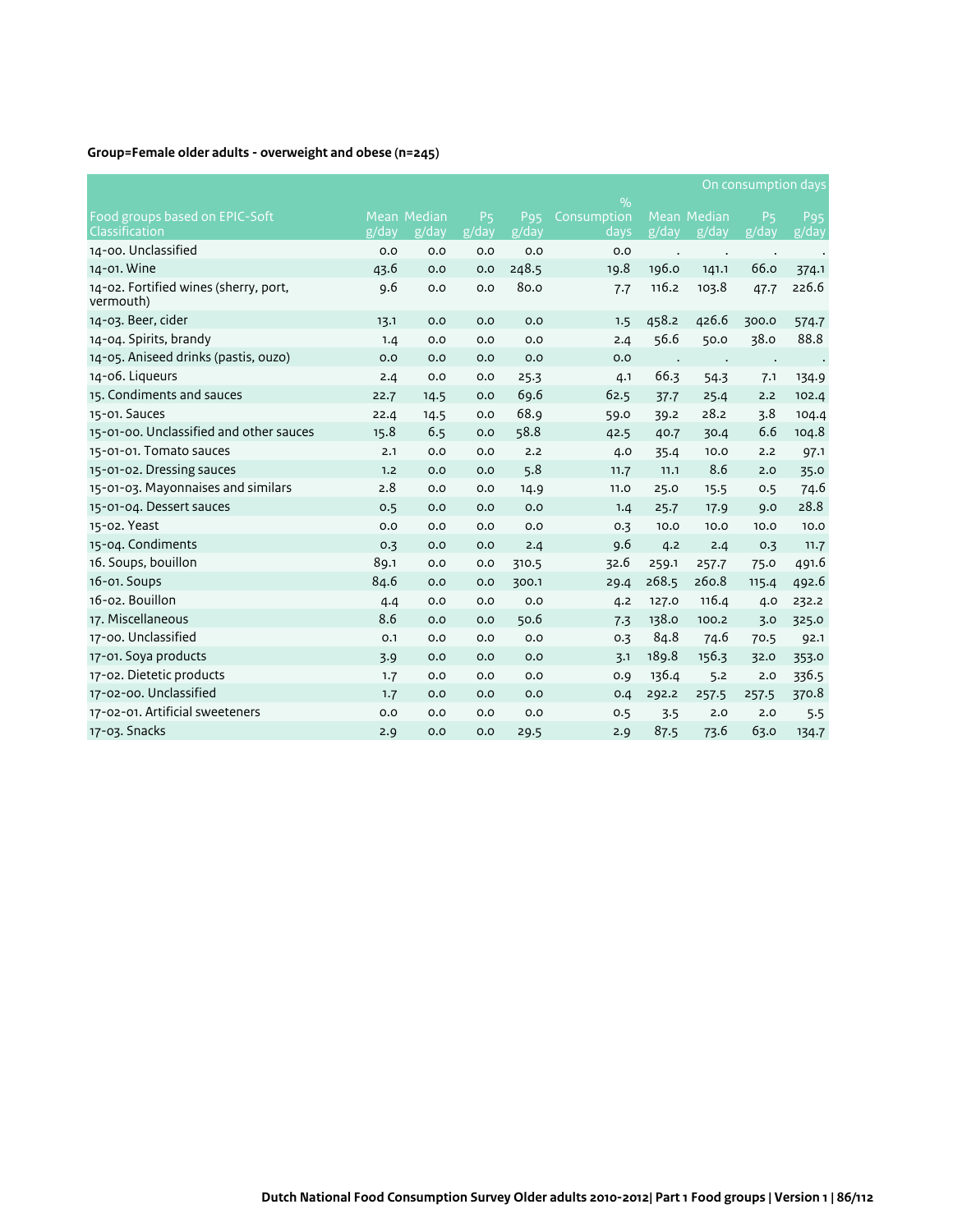**Group=Female older adults - overweight and obese (n=245)**

| Food groups based on EPIC-Soft Classification | Mean g/day | Median g/day | P5 g/day | P95 g/day | % Consumption days | On consumption days Mean g/day | Median g/day | P5 g/day | P95 g/day |
|---|---|---|---|---|---|---|---|---|---|
| 14-00. Unclassified | 0.0 | 0.0 | 0.0 | 0.0 | 0.0 | . | . | . | . |
| 14-01. Wine | 43.6 | 0.0 | 0.0 | 248.5 | 19.8 | 196.0 | 141.1 | 66.0 | 374.1 |
| 14-02. Fortified wines (sherry, port, vermouth) | 9.6 | 0.0 | 0.0 | 80.0 | 7.7 | 116.2 | 103.8 | 47.7 | 226.6 |
| 14-03. Beer, cider | 13.1 | 0.0 | 0.0 | 0.0 | 1.5 | 458.2 | 426.6 | 300.0 | 574.7 |
| 14-04. Spirits, brandy | 1.4 | 0.0 | 0.0 | 0.0 | 2.4 | 56.6 | 50.0 | 38.0 | 88.8 |
| 14-05. Aniseed drinks (pastis, ouzo) | 0.0 | 0.0 | 0.0 | 0.0 | 0.0 | . | . | . | . |
| 14-06. Liqueurs | 2.4 | 0.0 | 0.0 | 25.3 | 4.1 | 66.3 | 54.3 | 7.1 | 134.9 |
| 15. Condiments and sauces | 22.7 | 14.5 | 0.0 | 69.6 | 62.5 | 37.7 | 25.4 | 2.2 | 102.4 |
| 15-01. Sauces | 22.4 | 14.5 | 0.0 | 68.9 | 59.0 | 39.2 | 28.2 | 3.8 | 104.4 |
| 15-01-00. Unclassified and other sauces | 15.8 | 6.5 | 0.0 | 58.8 | 42.5 | 40.7 | 30.4 | 6.6 | 104.8 |
| 15-01-01. Tomato sauces | 2.1 | 0.0 | 0.0 | 2.2 | 4.0 | 35.4 | 10.0 | 2.2 | 97.1 |
| 15-01-02. Dressing sauces | 1.2 | 0.0 | 0.0 | 5.8 | 11.7 | 11.1 | 8.6 | 2.0 | 35.0 |
| 15-01-03. Mayonnaises and similars | 2.8 | 0.0 | 0.0 | 14.9 | 11.0 | 25.0 | 15.5 | 0.5 | 74.6 |
| 15-01-04. Dessert sauces | 0.5 | 0.0 | 0.0 | 0.0 | 1.4 | 25.7 | 17.9 | 9.0 | 28.8 |
| 15-02. Yeast | 0.0 | 0.0 | 0.0 | 0.0 | 0.3 | 10.0 | 10.0 | 10.0 | 10.0 |
| 15-04. Condiments | 0.3 | 0.0 | 0.0 | 2.4 | 9.6 | 4.2 | 2.4 | 0.3 | 11.7 |
| 16. Soups, bouillon | 89.1 | 0.0 | 0.0 | 310.5 | 32.6 | 259.1 | 257.7 | 75.0 | 491.6 |
| 16-01. Soups | 84.6 | 0.0 | 0.0 | 300.1 | 29.4 | 268.5 | 260.8 | 115.4 | 492.6 |
| 16-02. Bouillon | 4.4 | 0.0 | 0.0 | 0.0 | 4.2 | 127.0 | 116.4 | 4.0 | 232.2 |
| 17. Miscellaneous | 8.6 | 0.0 | 0.0 | 50.6 | 7.3 | 138.0 | 100.2 | 3.0 | 325.0 |
| 17-00. Unclassified | 0.1 | 0.0 | 0.0 | 0.0 | 0.3 | 84.8 | 74.6 | 70.5 | 92.1 |
| 17-01. Soya products | 3.9 | 0.0 | 0.0 | 0.0 | 3.1 | 189.8 | 156.3 | 32.0 | 353.0 |
| 17-02. Dietetic products | 1.7 | 0.0 | 0.0 | 0.0 | 0.9 | 136.4 | 5.2 | 2.0 | 336.5 |
| 17-02-00. Unclassified | 1.7 | 0.0 | 0.0 | 0.0 | 0.4 | 292.2 | 257.5 | 257.5 | 370.8 |
| 17-02-01. Artificial sweeteners | 0.0 | 0.0 | 0.0 | 0.0 | 0.5 | 3.5 | 2.0 | 2.0 | 5.5 |
| 17-03. Snacks | 2.9 | 0.0 | 0.0 | 29.5 | 2.9 | 87.5 | 73.6 | 63.0 | 134.7 |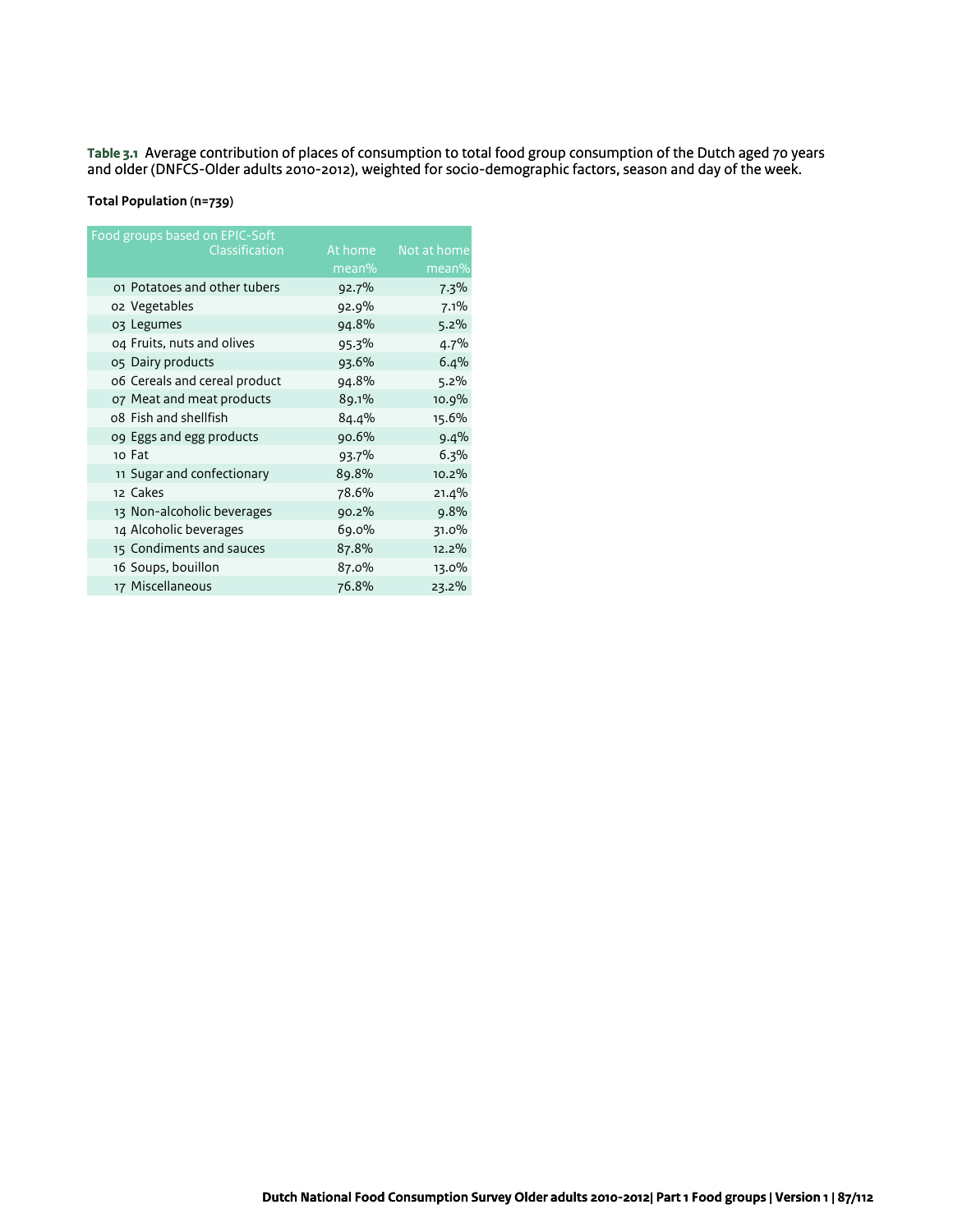**Table 3.1** Average contribution of places of consumption to total food group consumption of the Dutch aged 70 years and older (DNFCS-Older adults 2010-2012), weighted for socio-demographic factors, season and day of the week.

**Total Population (n=739)**

| Food groups based on EPIC-Soft Classification | At home mean% | Not at home mean% |
|---|---|---|
| 01 Potatoes and other tubers | 92.7% | 7.3% |
| 02 Vegetables | 92.9% | 7.1% |
| 03 Legumes | 94.8% | 5.2% |
| 04 Fruits, nuts and olives | 95.3% | 4.7% |
| 05 Dairy products | 93.6% | 6.4% |
| 06 Cereals and cereal product | 94.8% | 5.2% |
| 07 Meat and meat products | 89.1% | 10.9% |
| 08 Fish and shellfish | 84.4% | 15.6% |
| 09 Eggs and egg products | 90.6% | 9.4% |
| 10 Fat | 93.7% | 6.3% |
| 11 Sugar and confectionary | 89.8% | 10.2% |
| 12 Cakes | 78.6% | 21.4% |
| 13 Non-alcoholic beverages | 90.2% | 9.8% |
| 14 Alcoholic beverages | 69.0% | 31.0% |
| 15 Condiments and sauces | 87.8% | 12.2% |
| 16 Soups, bouillon | 87.0% | 13.0% |
| 17 Miscellaneous | 76.8% | 23.2% |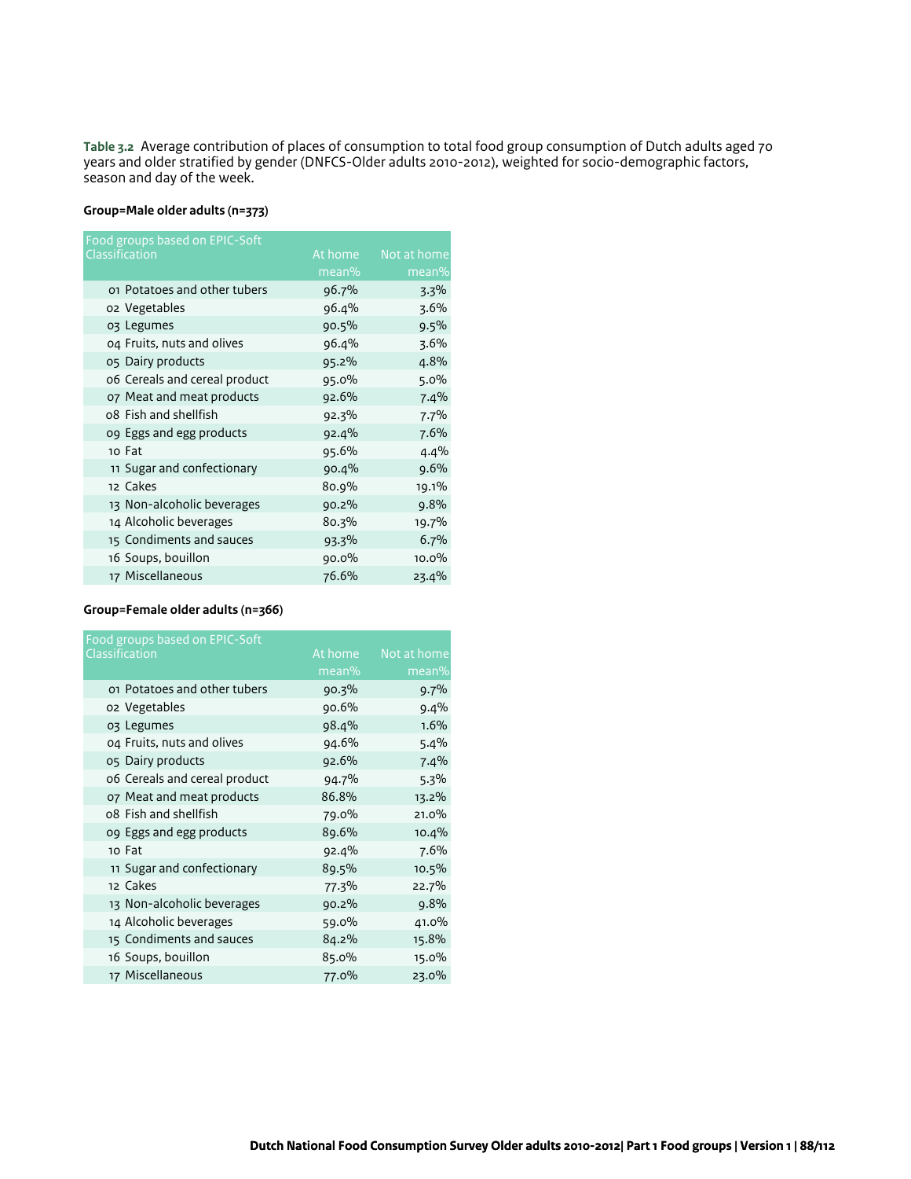**Table 3.2** Average contribution of places of consumption to total food group consumption of Dutch adults aged 70 years and older stratified by gender (DNFCS-Older adults 2010-2012), weighted for socio-demographic factors, season and day of the week.

**Group=Male older adults (n=373)**

| Food groups based on EPIC-Soft Classification | At home mean% | Not at home mean% |
|---|---|---|
| 01 Potatoes and other tubers | 96.7% | 3.3% |
| 02 Vegetables | 96.4% | 3.6% |
| 03 Legumes | 90.5% | 9.5% |
| 04 Fruits, nuts and olives | 96.4% | 3.6% |
| 05 Dairy products | 95.2% | 4.8% |
| 06 Cereals and cereal product | 95.0% | 5.0% |
| 07 Meat and meat products | 92.6% | 7.4% |
| 08 Fish and shellfish | 92.3% | 7.7% |
| 09 Eggs and egg products | 92.4% | 7.6% |
| 10 Fat | 95.6% | 4.4% |
| 11 Sugar and confectionary | 90.4% | 9.6% |
| 12 Cakes | 80.9% | 19.1% |
| 13 Non-alcoholic beverages | 90.2% | 9.8% |
| 14 Alcoholic beverages | 80.3% | 19.7% |
| 15 Condiments and sauces | 93.3% | 6.7% |
| 16 Soups, bouillon | 90.0% | 10.0% |
| 17 Miscellaneous | 76.6% | 23.4% |

**Group=Female older adults (n=366)**

| Food groups based on EPIC-Soft Classification | At home mean% | Not at home mean% |
|---|---|---|
| 01 Potatoes and other tubers | 90.3% | 9.7% |
| 02 Vegetables | 90.6% | 9.4% |
| 03 Legumes | 98.4% | 1.6% |
| 04 Fruits, nuts and olives | 94.6% | 5.4% |
| 05 Dairy products | 92.6% | 7.4% |
| 06 Cereals and cereal product | 94.7% | 5.3% |
| 07 Meat and meat products | 86.8% | 13.2% |
| 08 Fish and shellfish | 79.0% | 21.0% |
| 09 Eggs and egg products | 89.6% | 10.4% |
| 10 Fat | 92.4% | 7.6% |
| 11 Sugar and confectionary | 89.5% | 10.5% |
| 12 Cakes | 77.3% | 22.7% |
| 13 Non-alcoholic beverages | 90.2% | 9.8% |
| 14 Alcoholic beverages | 59.0% | 41.0% |
| 15 Condiments and sauces | 84.2% | 15.8% |
| 16 Soups, bouillon | 85.0% | 15.0% |
| 17 Miscellaneous | 77.0% | 23.0% |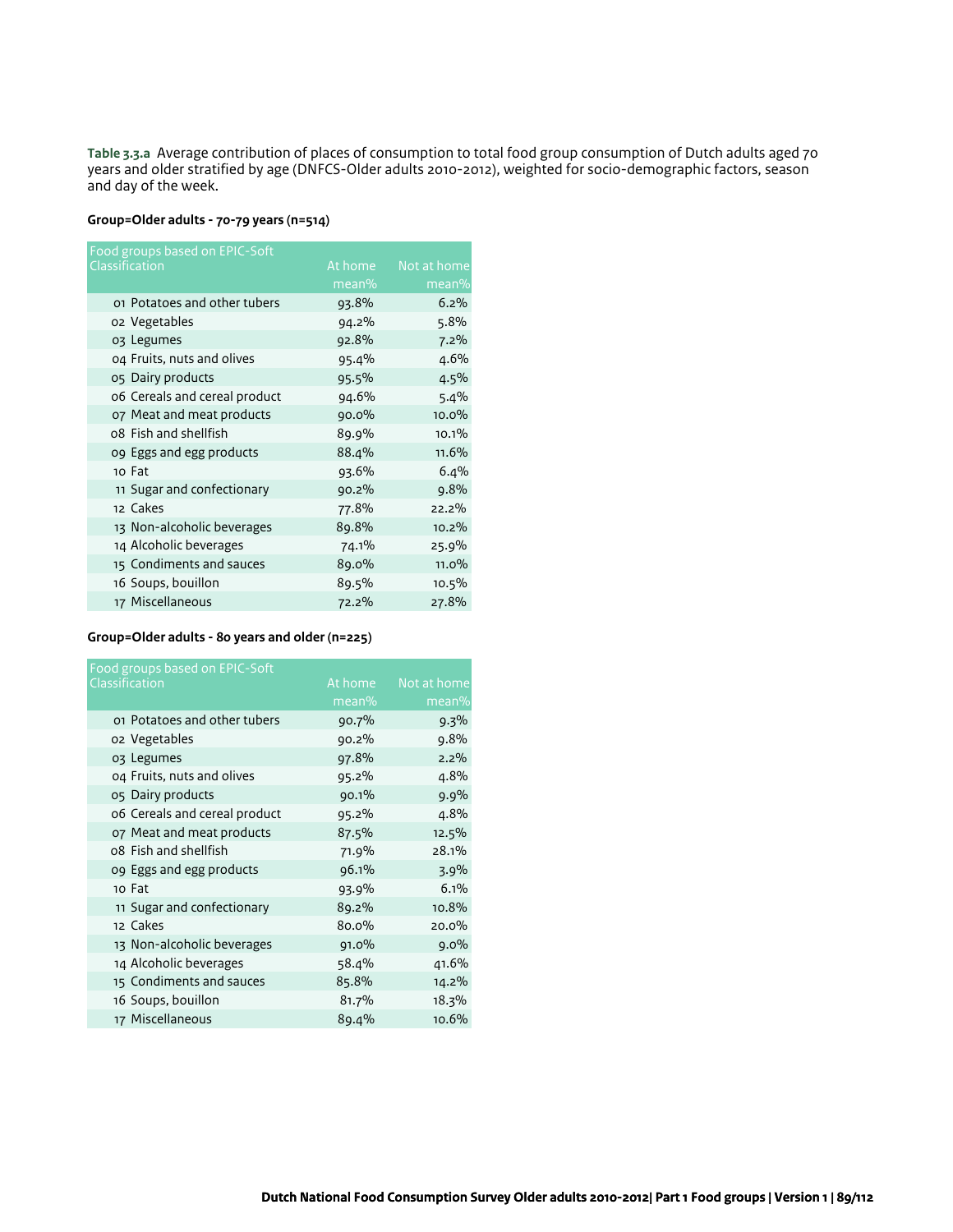**Table 3.3.a** Average contribution of places of consumption to total food group consumption of Dutch adults aged 70 years and older stratified by age (DNFCS-Older adults 2010-2012), weighted for socio-demographic factors, season and day of the week.

**Group=Older adults - 70-79 years (n=514)**

| Food groups based on EPIC-Soft Classification | At home mean% | Not at home mean% |
|---|---|---|
| 01 Potatoes and other tubers | 93.8% | 6.2% |
| 02 Vegetables | 94.2% | 5.8% |
| 03 Legumes | 92.8% | 7.2% |
| 04 Fruits, nuts and olives | 95.4% | 4.6% |
| 05 Dairy products | 95.5% | 4.5% |
| 06 Cereals and cereal product | 94.6% | 5.4% |
| 07 Meat and meat products | 90.0% | 10.0% |
| 08 Fish and shellfish | 89.9% | 10.1% |
| 09 Eggs and egg products | 88.4% | 11.6% |
| 10 Fat | 93.6% | 6.4% |
| 11 Sugar and confectionary | 90.2% | 9.8% |
| 12 Cakes | 77.8% | 22.2% |
| 13 Non-alcoholic beverages | 89.8% | 10.2% |
| 14 Alcoholic beverages | 74.1% | 25.9% |
| 15 Condiments and sauces | 89.0% | 11.0% |
| 16 Soups, bouillon | 89.5% | 10.5% |
| 17 Miscellaneous | 72.2% | 27.8% |

**Group=Older adults - 80 years and older (n=225)**

| Food groups based on EPIC-Soft Classification | At home mean% | Not at home mean% |
|---|---|---|
| 01 Potatoes and other tubers | 90.7% | 9.3% |
| 02 Vegetables | 90.2% | 9.8% |
| 03 Legumes | 97.8% | 2.2% |
| 04 Fruits, nuts and olives | 95.2% | 4.8% |
| 05 Dairy products | 90.1% | 9.9% |
| 06 Cereals and cereal product | 95.2% | 4.8% |
| 07 Meat and meat products | 87.5% | 12.5% |
| 08 Fish and shellfish | 71.9% | 28.1% |
| 09 Eggs and egg products | 96.1% | 3.9% |
| 10 Fat | 93.9% | 6.1% |
| 11 Sugar and confectionary | 89.2% | 10.8% |
| 12 Cakes | 80.0% | 20.0% |
| 13 Non-alcoholic beverages | 91.0% | 9.0% |
| 14 Alcoholic beverages | 58.4% | 41.6% |
| 15 Condiments and sauces | 85.8% | 14.2% |
| 16 Soups, bouillon | 81.7% | 18.3% |
| 17 Miscellaneous | 89.4% | 10.6% |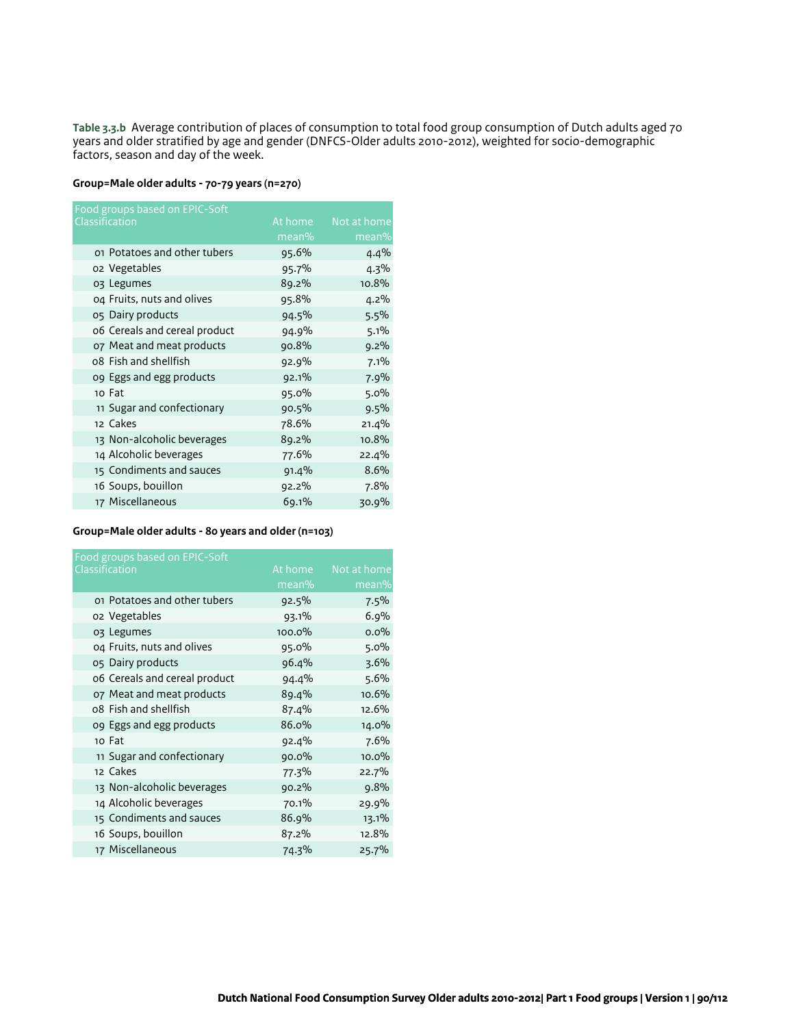**Table 3.3.b** Average contribution of places of consumption to total food group consumption of Dutch adults aged 70 years and older stratified by age and gender (DNFCS-Older adults 2010-2012), weighted for socio-demographic factors, season and day of the week.

**Group=Male older adults - 70-79 years (n=270)**

| Food groups based on EPIC-Soft Classification | At home mean% | Not at home mean% |
|---|---|---|
| 01 Potatoes and other tubers | 95.6% | 4.4% |
| 02 Vegetables | 95.7% | 4.3% |
| 03 Legumes | 89.2% | 10.8% |
| 04 Fruits, nuts and olives | 95.8% | 4.2% |
| 05 Dairy products | 94.5% | 5.5% |
| 06 Cereals and cereal product | 94.9% | 5.1% |
| 07 Meat and meat products | 90.8% | 9.2% |
| 08 Fish and shellfish | 92.9% | 7.1% |
| 09 Eggs and egg products | 92.1% | 7.9% |
| 10 Fat | 95.0% | 5.0% |
| 11 Sugar and confectionary | 90.5% | 9.5% |
| 12 Cakes | 78.6% | 21.4% |
| 13 Non-alcoholic beverages | 89.2% | 10.8% |
| 14 Alcoholic beverages | 77.6% | 22.4% |
| 15 Condiments and sauces | 91.4% | 8.6% |
| 16 Soups, bouillon | 92.2% | 7.8% |
| 17 Miscellaneous | 69.1% | 30.9% |

**Group=Male older adults - 80 years and older (n=103)**

| Food groups based on EPIC-Soft Classification | At home mean% | Not at home mean% |
|---|---|---|
| 01 Potatoes and other tubers | 92.5% | 7.5% |
| 02 Vegetables | 93.1% | 6.9% |
| 03 Legumes | 100.0% | 0.0% |
| 04 Fruits, nuts and olives | 95.0% | 5.0% |
| 05 Dairy products | 96.4% | 3.6% |
| 06 Cereals and cereal product | 94.4% | 5.6% |
| 07 Meat and meat products | 89.4% | 10.6% |
| 08 Fish and shellfish | 87.4% | 12.6% |
| 09 Eggs and egg products | 86.0% | 14.0% |
| 10 Fat | 92.4% | 7.6% |
| 11 Sugar and confectionary | 90.0% | 10.0% |
| 12 Cakes | 77.3% | 22.7% |
| 13 Non-alcoholic beverages | 90.2% | 9.8% |
| 14 Alcoholic beverages | 70.1% | 29.9% |
| 15 Condiments and sauces | 86.9% | 13.1% |
| 16 Soups, bouillon | 87.2% | 12.8% |
| 17 Miscellaneous | 74.3% | 25.7% |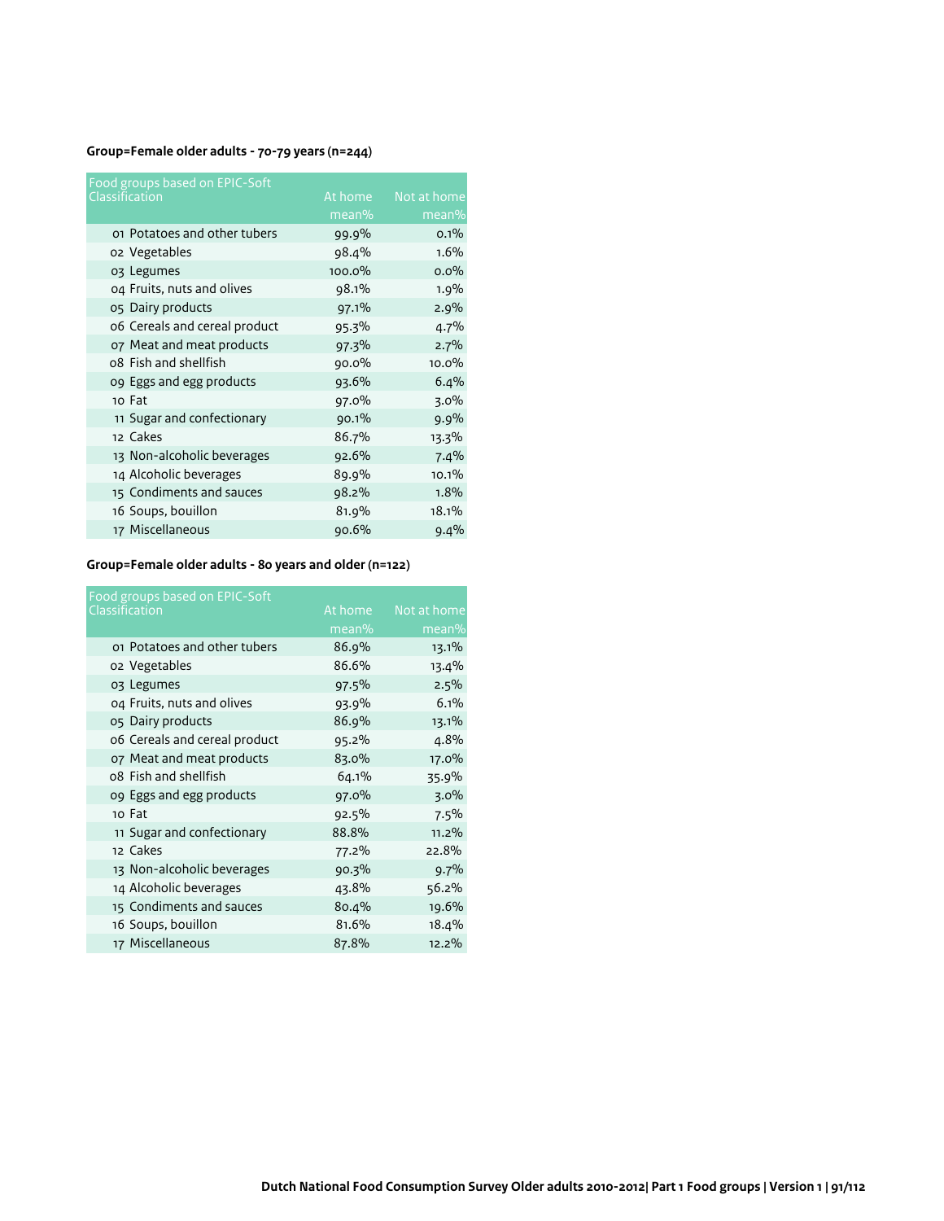**Group=Female older adults - 70-79 years (n=244)**

| Food groups based on EPIC-Soft Classification | At home mean% | Not at home mean% |
|---|---|---|
| 01 Potatoes and other tubers | 99.9% | 0.1% |
| 02 Vegetables | 98.4% | 1.6% |
| 03 Legumes | 100.0% | 0.0% |
| 04 Fruits, nuts and olives | 98.1% | 1.9% |
| 05 Dairy products | 97.1% | 2.9% |
| 06 Cereals and cereal product | 95.3% | 4.7% |
| 07 Meat and meat products | 97.3% | 2.7% |
| 08 Fish and shellfish | 90.0% | 10.0% |
| 09 Eggs and egg products | 93.6% | 6.4% |
| 10 Fat | 97.0% | 3.0% |
| 11 Sugar and confectionary | 90.1% | 9.9% |
| 12 Cakes | 86.7% | 13.3% |
| 13 Non-alcoholic beverages | 92.6% | 7.4% |
| 14 Alcoholic beverages | 89.9% | 10.1% |
| 15 Condiments and sauces | 98.2% | 1.8% |
| 16 Soups, bouillon | 81.9% | 18.1% |
| 17 Miscellaneous | 90.6% | 9.4% |

**Group=Female older adults - 80 years and older (n=122)**

| Food groups based on EPIC-Soft Classification | At home mean% | Not at home mean% |
|---|---|---|
| 01 Potatoes and other tubers | 86.9% | 13.1% |
| 02 Vegetables | 86.6% | 13.4% |
| 03 Legumes | 97.5% | 2.5% |
| 04 Fruits, nuts and olives | 93.9% | 6.1% |
| 05 Dairy products | 86.9% | 13.1% |
| 06 Cereals and cereal product | 95.2% | 4.8% |
| 07 Meat and meat products | 83.0% | 17.0% |
| 08 Fish and shellfish | 64.1% | 35.9% |
| 09 Eggs and egg products | 97.0% | 3.0% |
| 10 Fat | 92.5% | 7.5% |
| 11 Sugar and confectionary | 88.8% | 11.2% |
| 12 Cakes | 77.2% | 22.8% |
| 13 Non-alcoholic beverages | 90.3% | 9.7% |
| 14 Alcoholic beverages | 43.8% | 56.2% |
| 15 Condiments and sauces | 80.4% | 19.6% |
| 16 Soups, bouillon | 81.6% | 18.4% |
| 17 Miscellaneous | 87.8% | 12.2% |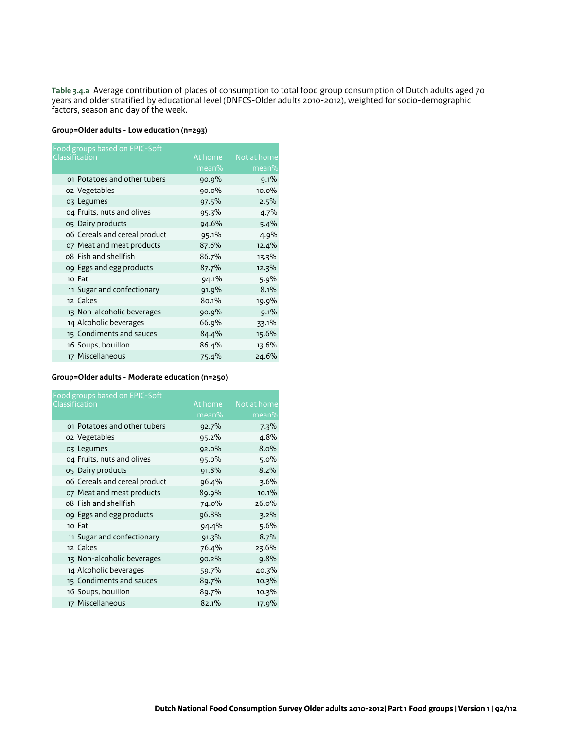**Table 3.4.a** Average contribution of places of consumption to total food group consumption of Dutch adults aged 70 years and older stratified by educational level (DNFCS-Older adults 2010-2012), weighted for socio-demographic factors, season and day of the week.

**Group=Older adults - Low education (n=293)**

| Food groups based on EPIC-Soft Classification | At home mean% | Not at home mean% |
|---|---|---|
| 01 Potatoes and other tubers | 90.9% | 9.1% |
| 02 Vegetables | 90.0% | 10.0% |
| 03 Legumes | 97.5% | 2.5% |
| 04 Fruits, nuts and olives | 95.3% | 4.7% |
| 05 Dairy products | 94.6% | 5.4% |
| 06 Cereals and cereal product | 95.1% | 4.9% |
| 07 Meat and meat products | 87.6% | 12.4% |
| 08 Fish and shellfish | 86.7% | 13.3% |
| 09 Eggs and egg products | 87.7% | 12.3% |
| 10 Fat | 94.1% | 5.9% |
| 11 Sugar and confectionary | 91.9% | 8.1% |
| 12 Cakes | 80.1% | 19.9% |
| 13 Non-alcoholic beverages | 90.9% | 9.1% |
| 14 Alcoholic beverages | 66.9% | 33.1% |
| 15 Condiments and sauces | 84.4% | 15.6% |
| 16 Soups, bouillon | 86.4% | 13.6% |
| 17 Miscellaneous | 75.4% | 24.6% |

**Group=Older adults - Moderate education (n=250)**

| Food groups based on EPIC-Soft Classification | At home mean% | Not at home mean% |
|---|---|---|
| 01 Potatoes and other tubers | 92.7% | 7.3% |
| 02 Vegetables | 95.2% | 4.8% |
| 03 Legumes | 92.0% | 8.0% |
| 04 Fruits, nuts and olives | 95.0% | 5.0% |
| 05 Dairy products | 91.8% | 8.2% |
| 06 Cereals and cereal product | 96.4% | 3.6% |
| 07 Meat and meat products | 89.9% | 10.1% |
| 08 Fish and shellfish | 74.0% | 26.0% |
| 09 Eggs and egg products | 96.8% | 3.2% |
| 10 Fat | 94.4% | 5.6% |
| 11 Sugar and confectionary | 91.3% | 8.7% |
| 12 Cakes | 76.4% | 23.6% |
| 13 Non-alcoholic beverages | 90.2% | 9.8% |
| 14 Alcoholic beverages | 59.7% | 40.3% |
| 15 Condiments and sauces | 89.7% | 10.3% |
| 16 Soups, bouillon | 89.7% | 10.3% |
| 17 Miscellaneous | 82.1% | 17.9% |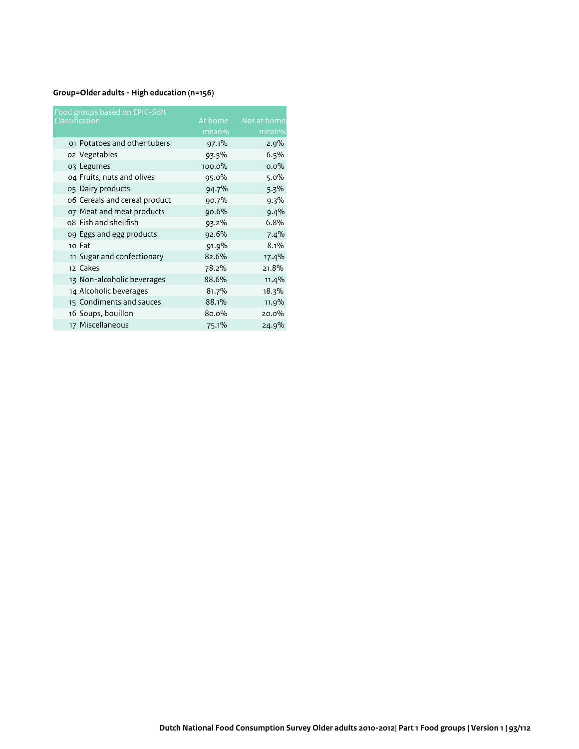**Group=Older adults - High education (n=156)**

| Food groups based on EPIC-Soft Classification | At home mean% | Not at home mean% |
|---|---|---|
| 01 Potatoes and other tubers | 97.1% | 2.9% |
| 02 Vegetables | 93.5% | 6.5% |
| 03 Legumes | 100.0% | 0.0% |
| 04 Fruits, nuts and olives | 95.0% | 5.0% |
| 05 Dairy products | 94.7% | 5.3% |
| 06 Cereals and cereal product | 90.7% | 9.3% |
| 07 Meat and meat products | 90.6% | 9.4% |
| 08 Fish and shellfish | 93.2% | 6.8% |
| 09 Eggs and egg products | 92.6% | 7.4% |
| 10 Fat | 91.9% | 8.1% |
| 11 Sugar and confectionary | 82.6% | 17.4% |
| 12 Cakes | 78.2% | 21.8% |
| 13 Non-alcoholic beverages | 88.6% | 11.4% |
| 14 Alcoholic beverages | 81.7% | 18.3% |
| 15 Condiments and sauces | 88.1% | 11.9% |
| 16 Soups, bouillon | 80.0% | 20.0% |
| 17 Miscellaneous | 75.1% | 24.9% |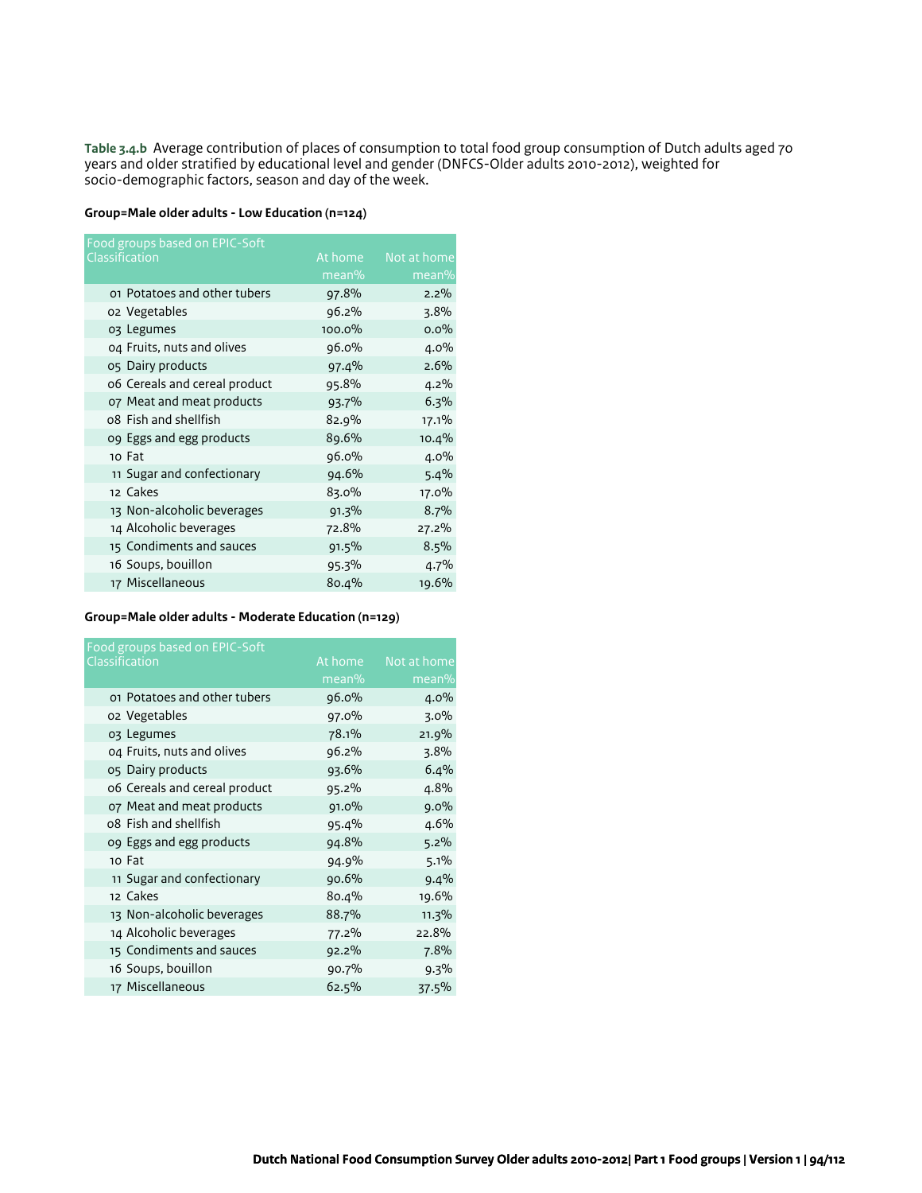**Table 3.4.b** Average contribution of places of consumption to total food group consumption of Dutch adults aged 70 years and older stratified by educational level and gender (DNFCS-Older adults 2010-2012), weighted for socio-demographic factors, season and day of the week.

**Group=Male older adults - Low Education (n=124)**

| Food groups based on EPIC-Soft Classification | At home mean% | Not at home mean% |
|---|---|---|
| 01 Potatoes and other tubers | 97.8% | 2.2% |
| 02 Vegetables | 96.2% | 3.8% |
| 03 Legumes | 100.0% | 0.0% |
| 04 Fruits, nuts and olives | 96.0% | 4.0% |
| 05 Dairy products | 97.4% | 2.6% |
| 06 Cereals and cereal product | 95.8% | 4.2% |
| 07 Meat and meat products | 93.7% | 6.3% |
| 08 Fish and shellfish | 82.9% | 17.1% |
| 09 Eggs and egg products | 89.6% | 10.4% |
| 10 Fat | 96.0% | 4.0% |
| 11 Sugar and confectionary | 94.6% | 5.4% |
| 12 Cakes | 83.0% | 17.0% |
| 13 Non-alcoholic beverages | 91.3% | 8.7% |
| 14 Alcoholic beverages | 72.8% | 27.2% |
| 15 Condiments and sauces | 91.5% | 8.5% |
| 16 Soups, bouillon | 95.3% | 4.7% |
| 17 Miscellaneous | 80.4% | 19.6% |

**Group=Male older adults - Moderate Education (n=129)**

| Food groups based on EPIC-Soft Classification | At home mean% | Not at home mean% |
|---|---|---|
| 01 Potatoes and other tubers | 96.0% | 4.0% |
| 02 Vegetables | 97.0% | 3.0% |
| 03 Legumes | 78.1% | 21.9% |
| 04 Fruits, nuts and olives | 96.2% | 3.8% |
| 05 Dairy products | 93.6% | 6.4% |
| 06 Cereals and cereal product | 95.2% | 4.8% |
| 07 Meat and meat products | 91.0% | 9.0% |
| 08 Fish and shellfish | 95.4% | 4.6% |
| 09 Eggs and egg products | 94.8% | 5.2% |
| 10 Fat | 94.9% | 5.1% |
| 11 Sugar and confectionary | 90.6% | 9.4% |
| 12 Cakes | 80.4% | 19.6% |
| 13 Non-alcoholic beverages | 88.7% | 11.3% |
| 14 Alcoholic beverages | 77.2% | 22.8% |
| 15 Condiments and sauces | 92.2% | 7.8% |
| 16 Soups, bouillon | 90.7% | 9.3% |
| 17 Miscellaneous | 62.5% | 37.5% |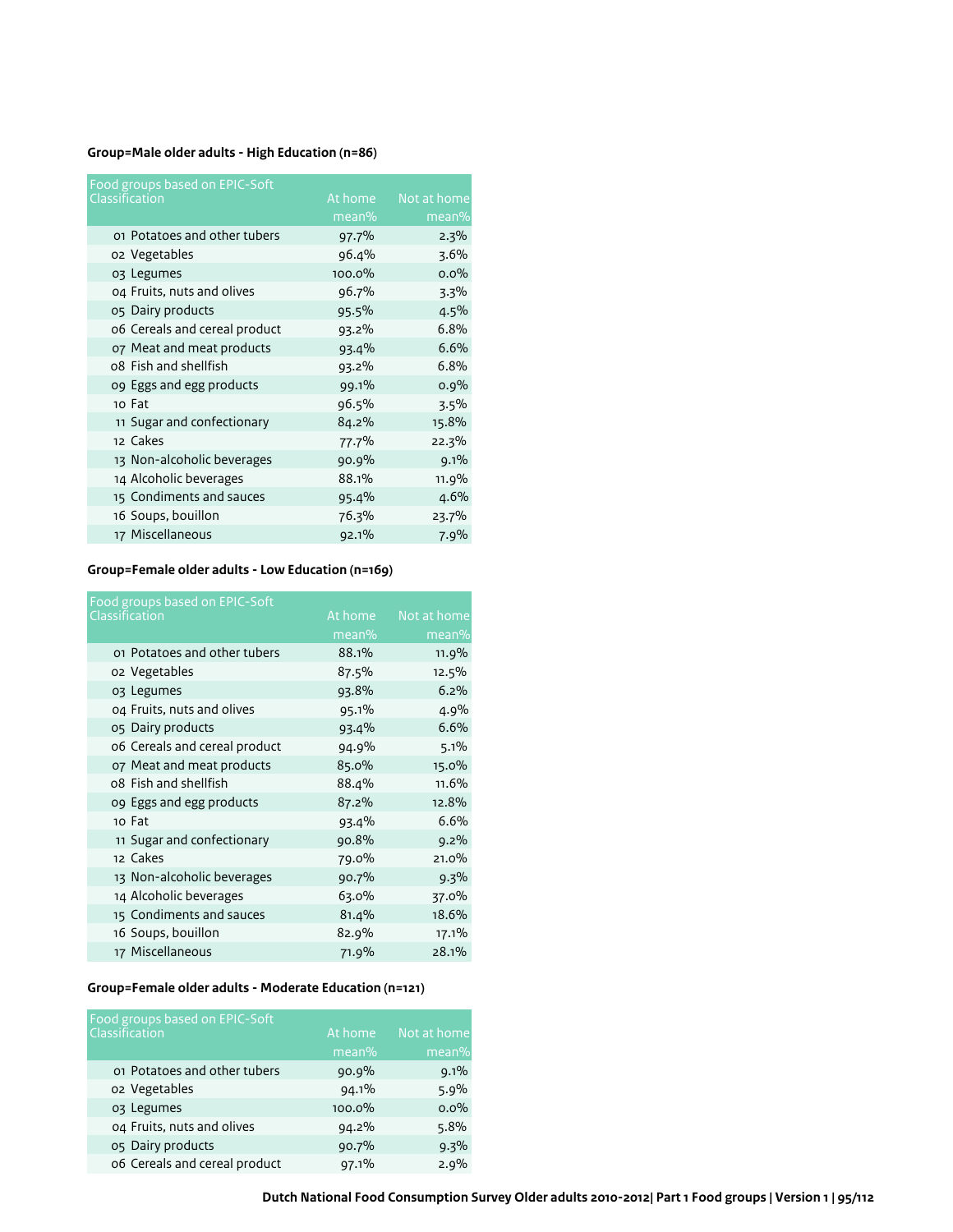**Group=Male older adults - High Education (n=86)**

| Food groups based on EPIC-Soft Classification | At home mean% | Not at home mean% |
|---|---|---|
| 01 Potatoes and other tubers | 97.7% | 2.3% |
| 02 Vegetables | 96.4% | 3.6% |
| 03 Legumes | 100.0% | 0.0% |
| 04 Fruits, nuts and olives | 96.7% | 3.3% |
| 05 Dairy products | 95.5% | 4.5% |
| 06 Cereals and cereal product | 93.2% | 6.8% |
| 07 Meat and meat products | 93.4% | 6.6% |
| 08 Fish and shellfish | 93.2% | 6.8% |
| 09 Eggs and egg products | 99.1% | 0.9% |
| 10 Fat | 96.5% | 3.5% |
| 11 Sugar and confectionary | 84.2% | 15.8% |
| 12 Cakes | 77.7% | 22.3% |
| 13 Non-alcoholic beverages | 90.9% | 9.1% |
| 14 Alcoholic beverages | 88.1% | 11.9% |
| 15 Condiments and sauces | 95.4% | 4.6% |
| 16 Soups, bouillon | 76.3% | 23.7% |
| 17 Miscellaneous | 92.1% | 7.9% |

**Group=Female older adults - Low Education (n=169)**

| Food groups based on EPIC-Soft Classification | At home mean% | Not at home mean% |
|---|---|---|
| 01 Potatoes and other tubers | 88.1% | 11.9% |
| 02 Vegetables | 87.5% | 12.5% |
| 03 Legumes | 93.8% | 6.2% |
| 04 Fruits, nuts and olives | 95.1% | 4.9% |
| 05 Dairy products | 93.4% | 6.6% |
| 06 Cereals and cereal product | 94.9% | 5.1% |
| 07 Meat and meat products | 85.0% | 15.0% |
| 08 Fish and shellfish | 88.4% | 11.6% |
| 09 Eggs and egg products | 87.2% | 12.8% |
| 10 Fat | 93.4% | 6.6% |
| 11 Sugar and confectionary | 90.8% | 9.2% |
| 12 Cakes | 79.0% | 21.0% |
| 13 Non-alcoholic beverages | 90.7% | 9.3% |
| 14 Alcoholic beverages | 63.0% | 37.0% |
| 15 Condiments and sauces | 81.4% | 18.6% |
| 16 Soups, bouillon | 82.9% | 17.1% |
| 17 Miscellaneous | 71.9% | 28.1% |

**Group=Female older adults - Moderate Education (n=121)**

| Food groups based on EPIC-Soft Classification | At home mean% | Not at home mean% |
|---|---|---|
| 01 Potatoes and other tubers | 90.9% | 9.1% |
| 02 Vegetables | 94.1% | 5.9% |
| 03 Legumes | 100.0% | 0.0% |
| 04 Fruits, nuts and olives | 94.2% | 5.8% |
| 05 Dairy products | 90.7% | 9.3% |
| 06 Cereals and cereal product | 97.1% | 2.9% |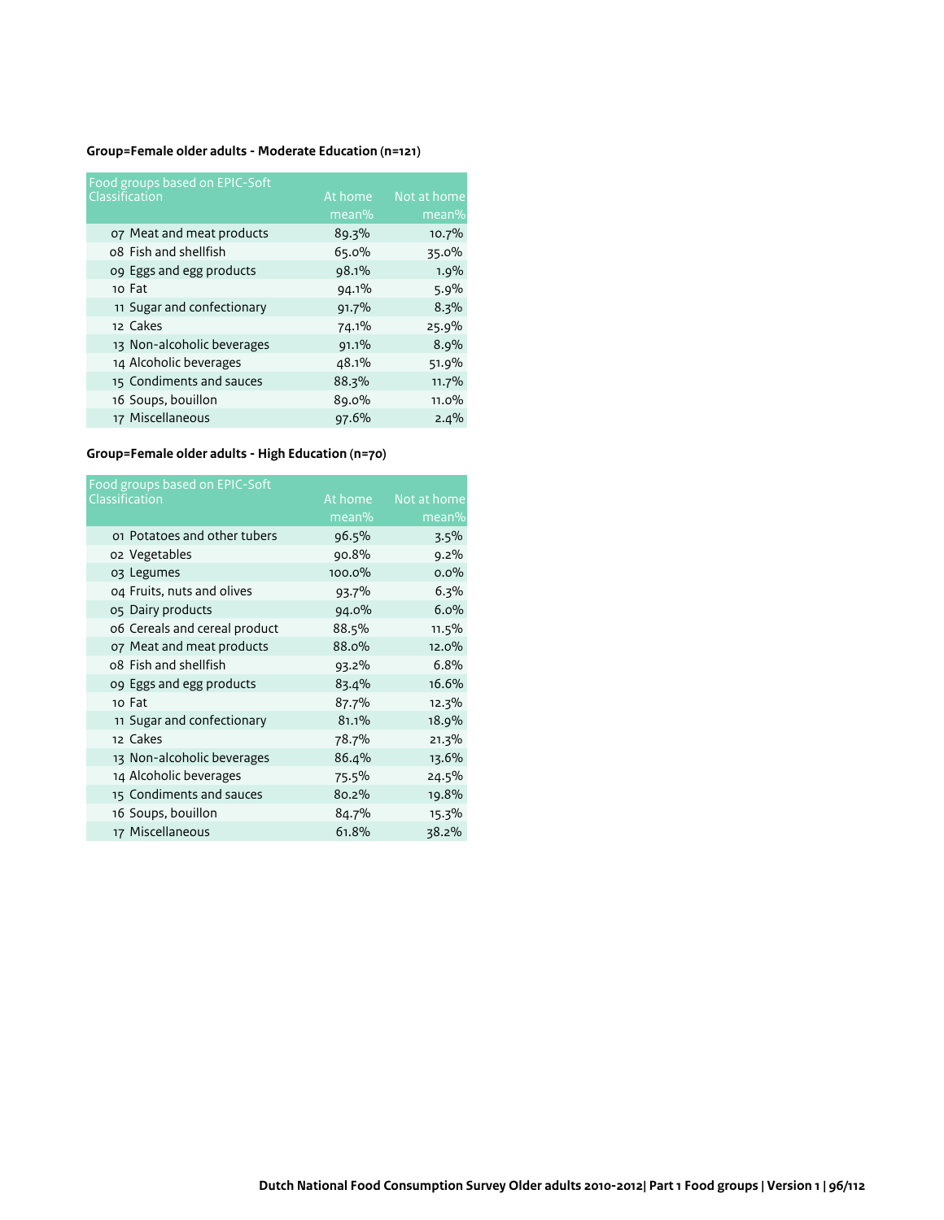**Group=Female older adults - Moderate Education (n=121)**

| Food groups based on EPIC-Soft Classification | At home mean% | Not at home mean% |
|---|---|---|
| 07 Meat and meat products | 89.3% | 10.7% |
| 08 Fish and shellfish | 65.0% | 35.0% |
| 09 Eggs and egg products | 98.1% | 1.9% |
| 10 Fat | 94.1% | 5.9% |
| 11 Sugar and confectionary | 91.7% | 8.3% |
| 12 Cakes | 74.1% | 25.9% |
| 13 Non-alcoholic beverages | 91.1% | 8.9% |
| 14 Alcoholic beverages | 48.1% | 51.9% |
| 15 Condiments and sauces | 88.3% | 11.7% |
| 16 Soups, bouillon | 89.0% | 11.0% |
| 17 Miscellaneous | 97.6% | 2.4% |

**Group=Female older adults - High Education (n=70)**

| Food groups based on EPIC-Soft Classification | At home mean% | Not at home mean% |
|---|---|---|
| 01 Potatoes and other tubers | 96.5% | 3.5% |
| 02 Vegetables | 90.8% | 9.2% |
| 03 Legumes | 100.0% | 0.0% |
| 04 Fruits, nuts and olives | 93.7% | 6.3% |
| 05 Dairy products | 94.0% | 6.0% |
| 06 Cereals and cereal product | 88.5% | 11.5% |
| 07 Meat and meat products | 88.0% | 12.0% |
| 08 Fish and shellfish | 93.2% | 6.8% |
| 09 Eggs and egg products | 83.4% | 16.6% |
| 10 Fat | 87.7% | 12.3% |
| 11 Sugar and confectionary | 81.1% | 18.9% |
| 12 Cakes | 78.7% | 21.3% |
| 13 Non-alcoholic beverages | 86.4% | 13.6% |
| 14 Alcoholic beverages | 75.5% | 24.5% |
| 15 Condiments and sauces | 80.2% | 19.8% |
| 16 Soups, bouillon | 84.7% | 15.3% |
| 17 Miscellaneous | 61.8% | 38.2% |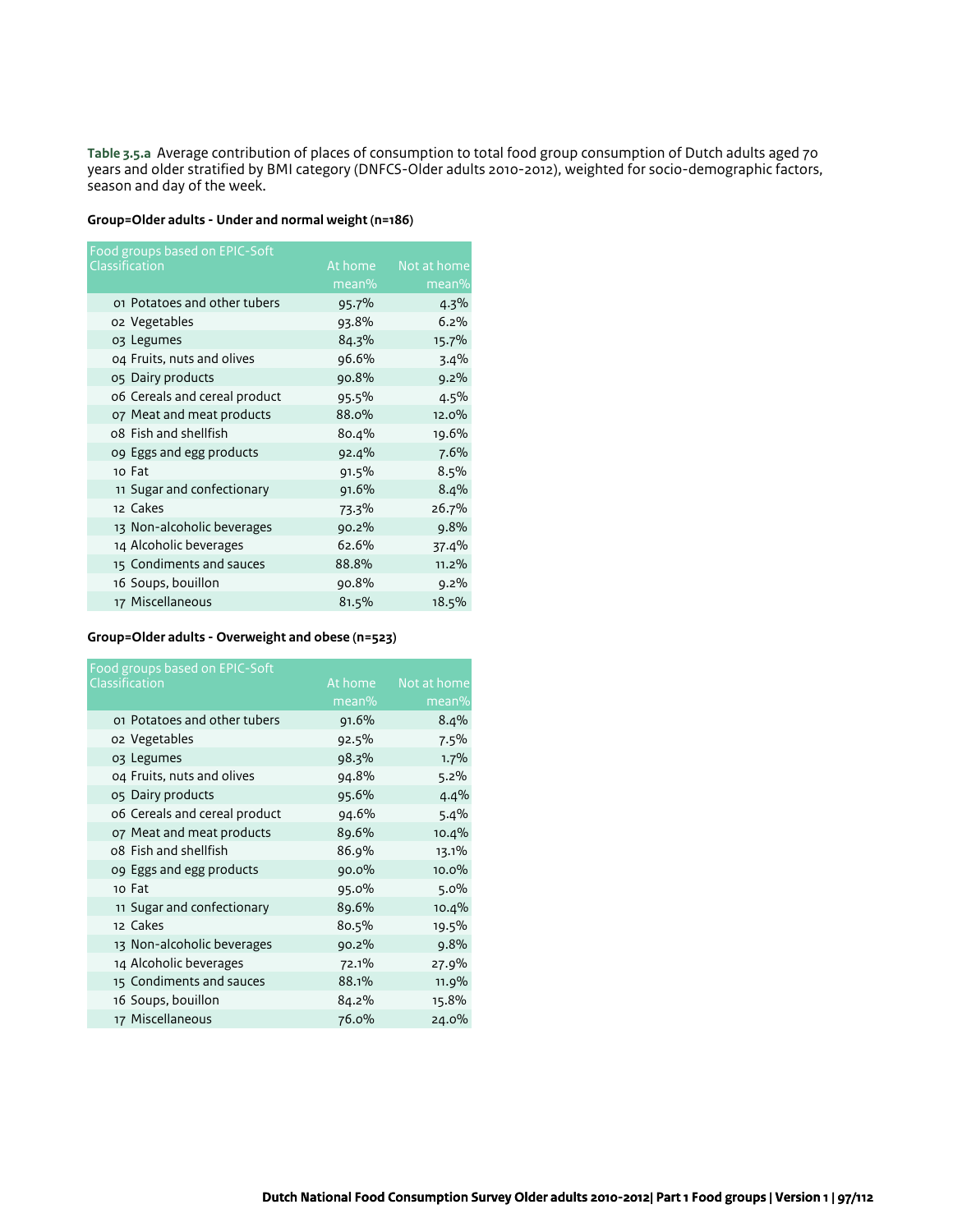**Table 3.5.a** Average contribution of places of consumption to total food group consumption of Dutch adults aged 70 years and older stratified by BMI category (DNFCS-Older adults 2010-2012), weighted for socio-demographic factors, season and day of the week.

**Group=Older adults - Under and normal weight (n=186)**

| Food groups based on EPIC-Soft Classification | At home mean% | Not at home mean% |
|---|---|---|
| 01 Potatoes and other tubers | 95.7% | 4.3% |
| 02 Vegetables | 93.8% | 6.2% |
| 03 Legumes | 84.3% | 15.7% |
| 04 Fruits, nuts and olives | 96.6% | 3.4% |
| 05 Dairy products | 90.8% | 9.2% |
| 06 Cereals and cereal product | 95.5% | 4.5% |
| 07 Meat and meat products | 88.0% | 12.0% |
| 08 Fish and shellfish | 80.4% | 19.6% |
| 09 Eggs and egg products | 92.4% | 7.6% |
| 10 Fat | 91.5% | 8.5% |
| 11 Sugar and confectionary | 91.6% | 8.4% |
| 12 Cakes | 73.3% | 26.7% |
| 13 Non-alcoholic beverages | 90.2% | 9.8% |
| 14 Alcoholic beverages | 62.6% | 37.4% |
| 15 Condiments and sauces | 88.8% | 11.2% |
| 16 Soups, bouillon | 90.8% | 9.2% |
| 17 Miscellaneous | 81.5% | 18.5% |

**Group=Older adults - Overweight and obese (n=523)**

| Food groups based on EPIC-Soft Classification | At home mean% | Not at home mean% |
|---|---|---|
| 01 Potatoes and other tubers | 91.6% | 8.4% |
| 02 Vegetables | 92.5% | 7.5% |
| 03 Legumes | 98.3% | 1.7% |
| 04 Fruits, nuts and olives | 94.8% | 5.2% |
| 05 Dairy products | 95.6% | 4.4% |
| 06 Cereals and cereal product | 94.6% | 5.4% |
| 07 Meat and meat products | 89.6% | 10.4% |
| 08 Fish and shellfish | 86.9% | 13.1% |
| 09 Eggs and egg products | 90.0% | 10.0% |
| 10 Fat | 95.0% | 5.0% |
| 11 Sugar and confectionary | 89.6% | 10.4% |
| 12 Cakes | 80.5% | 19.5% |
| 13 Non-alcoholic beverages | 90.2% | 9.8% |
| 14 Alcoholic beverages | 72.1% | 27.9% |
| 15 Condiments and sauces | 88.1% | 11.9% |
| 16 Soups, bouillon | 84.2% | 15.8% |
| 17 Miscellaneous | 76.0% | 24.0% |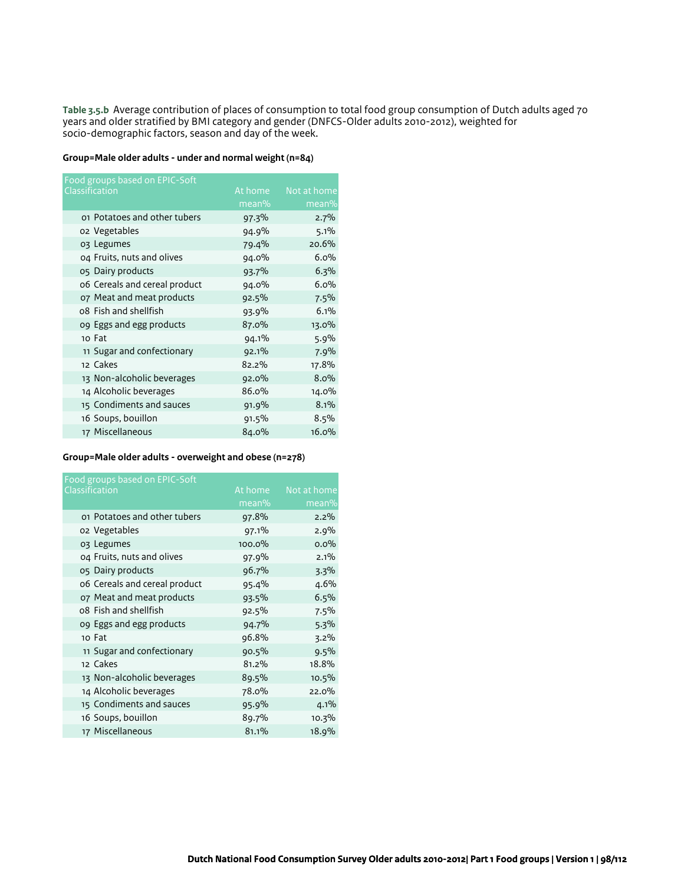**Table 3.5.b** Average contribution of places of consumption to total food group consumption of Dutch adults aged 70 years and older stratified by BMI category and gender (DNFCS-Older adults 2010-2012), weighted for socio-demographic factors, season and day of the week.

**Group=Male older adults - under and normal weight (n=84)**

| Food groups based on EPIC-Soft Classification | At home mean% | Not at home mean% |
|---|---|---|
| 01 Potatoes and other tubers | 97.3% | 2.7% |
| 02 Vegetables | 94.9% | 5.1% |
| 03 Legumes | 79.4% | 20.6% |
| 04 Fruits, nuts and olives | 94.0% | 6.0% |
| 05 Dairy products | 93.7% | 6.3% |
| 06 Cereals and cereal product | 94.0% | 6.0% |
| 07 Meat and meat products | 92.5% | 7.5% |
| 08 Fish and shellfish | 93.9% | 6.1% |
| 09 Eggs and egg products | 87.0% | 13.0% |
| 10 Fat | 94.1% | 5.9% |
| 11 Sugar and confectionary | 92.1% | 7.9% |
| 12 Cakes | 82.2% | 17.8% |
| 13 Non-alcoholic beverages | 92.0% | 8.0% |
| 14 Alcoholic beverages | 86.0% | 14.0% |
| 15 Condiments and sauces | 91.9% | 8.1% |
| 16 Soups, bouillon | 91.5% | 8.5% |
| 17 Miscellaneous | 84.0% | 16.0% |

**Group=Male older adults - overweight and obese (n=278)**

| Food groups based on EPIC-Soft Classification | At home mean% | Not at home mean% |
|---|---|---|
| 01 Potatoes and other tubers | 97.8% | 2.2% |
| 02 Vegetables | 97.1% | 2.9% |
| 03 Legumes | 100.0% | 0.0% |
| 04 Fruits, nuts and olives | 97.9% | 2.1% |
| 05 Dairy products | 96.7% | 3.3% |
| 06 Cereals and cereal product | 95.4% | 4.6% |
| 07 Meat and meat products | 93.5% | 6.5% |
| 08 Fish and shellfish | 92.5% | 7.5% |
| 09 Eggs and egg products | 94.7% | 5.3% |
| 10 Fat | 96.8% | 3.2% |
| 11 Sugar and confectionary | 90.5% | 9.5% |
| 12 Cakes | 81.2% | 18.8% |
| 13 Non-alcoholic beverages | 89.5% | 10.5% |
| 14 Alcoholic beverages | 78.0% | 22.0% |
| 15 Condiments and sauces | 95.9% | 4.1% |
| 16 Soups, bouillon | 89.7% | 10.3% |
| 17 Miscellaneous | 81.1% | 18.9% |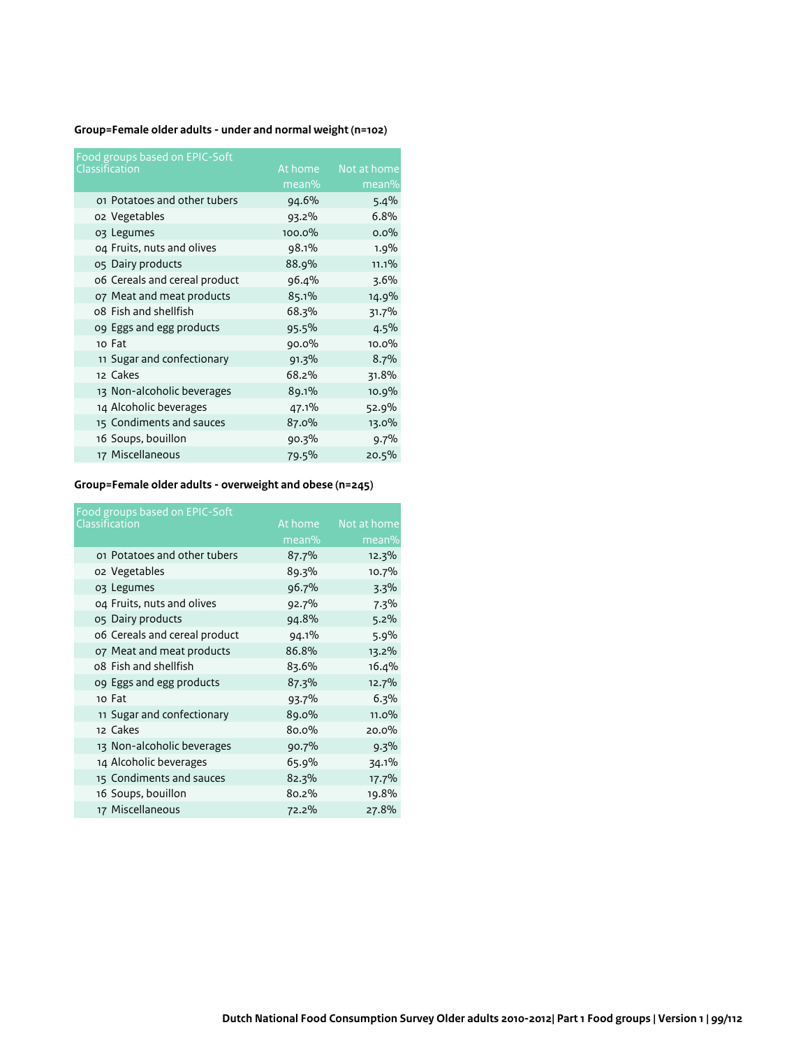**Group=Female older adults - under and normal weight (n=102)**

| Food groups based on EPIC-Soft Classification | At home | Not at home |
|---|---|---|
| | mean% | mean% |
| 01 Potatoes and other tubers | 94.6% | 5.4% |
| 02 Vegetables | 93.2% | 6.8% |
| 03 Legumes | 100.0% | 0.0% |
| 04 Fruits, nuts and olives | 98.1% | 1.9% |
| 05 Dairy products | 88.9% | 11.1% |
| 06 Cereals and cereal product | 96.4% | 3.6% |
| 07 Meat and meat products | 85.1% | 14.9% |
| 08 Fish and shellfish | 68.3% | 31.7% |
| 09 Eggs and egg products | 95.5% | 4.5% |
| 10 Fat | 90.0% | 10.0% |
| 11 Sugar and confectionary | 91.3% | 8.7% |
| 12 Cakes | 68.2% | 31.8% |
| 13 Non-alcoholic beverages | 89.1% | 10.9% |
| 14 Alcoholic beverages | 47.1% | 52.9% |
| 15 Condiments and sauces | 87.0% | 13.0% |
| 16 Soups, bouillon | 90.3% | 9.7% |
| 17 Miscellaneous | 79.5% | 20.5% |

**Group=Female older adults - overweight and obese (n=245)**

| Food groups based on EPIC-Soft Classification | At home | Not at home |
|---|---|---|
| | mean% | mean% |
| 01 Potatoes and other tubers | 87.7% | 12.3% |
| 02 Vegetables | 89.3% | 10.7% |
| 03 Legumes | 96.7% | 3.3% |
| 04 Fruits, nuts and olives | 92.7% | 7.3% |
| 05 Dairy products | 94.8% | 5.2% |
| 06 Cereals and cereal product | 94.1% | 5.9% |
| 07 Meat and meat products | 86.8% | 13.2% |
| 08 Fish and shellfish | 83.6% | 16.4% |
| 09 Eggs and egg products | 87.3% | 12.7% |
| 10 Fat | 93.7% | 6.3% |
| 11 Sugar and confectionary | 89.0% | 11.0% |
| 12 Cakes | 80.0% | 20.0% |
| 13 Non-alcoholic beverages | 90.7% | 9.3% |
| 14 Alcoholic beverages | 65.9% | 34.1% |
| 15 Condiments and sauces | 82.3% | 17.7% |
| 16 Soups, bouillon | 80.2% | 19.8% |
| 17 Miscellaneous | 72.2% | 27.8% |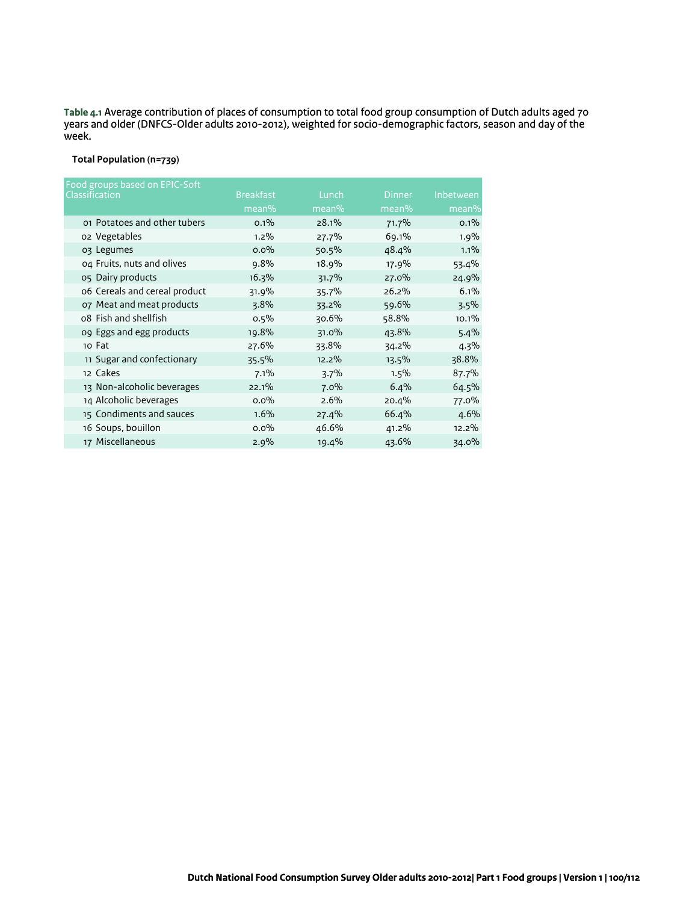**Table 4.1** Average contribution of places of consumption to total food group consumption of Dutch adults aged 70 years and older (DNFCS-Older adults 2010-2012), weighted for socio-demographic factors, season and day of the week.

**Total Population (n=739)**

| Food groups based on EPIC-Soft Classification | Breakfast | Lunch | Dinner | Inbetween |
|---|---|---|---|---|
| | mean% | mean% | mean% | mean% |
| 01 Potatoes and other tubers | 0.1% | 28.1% | 71.7% | 0.1% |
| 02 Vegetables | 1.2% | 27.7% | 69.1% | 1.9% |
| 03 Legumes | 0.0% | 50.5% | 48.4% | 1.1% |
| 04 Fruits, nuts and olives | 9.8% | 18.9% | 17.9% | 53.4% |
| 05 Dairy products | 16.3% | 31.7% | 27.0% | 24.9% |
| 06 Cereals and cereal product | 31.9% | 35.7% | 26.2% | 6.1% |
| 07 Meat and meat products | 3.8% | 33.2% | 59.6% | 3.5% |
| 08 Fish and shellfish | 0.5% | 30.6% | 58.8% | 10.1% |
| 09 Eggs and egg products | 19.8% | 31.0% | 43.8% | 5.4% |
| 10 Fat | 27.6% | 33.8% | 34.2% | 4.3% |
| 11 Sugar and confectionary | 35.5% | 12.2% | 13.5% | 38.8% |
| 12 Cakes | 7.1% | 3.7% | 1.5% | 87.7% |
| 13 Non-alcoholic beverages | 22.1% | 7.0% | 6.4% | 64.5% |
| 14 Alcoholic beverages | 0.0% | 2.6% | 20.4% | 77.0% |
| 15 Condiments and sauces | 1.6% | 27.4% | 66.4% | 4.6% |
| 16 Soups, bouillon | 0.0% | 46.6% | 41.2% | 12.2% |
| 17 Miscellaneous | 2.9% | 19.4% | 43.6% | 34.0% |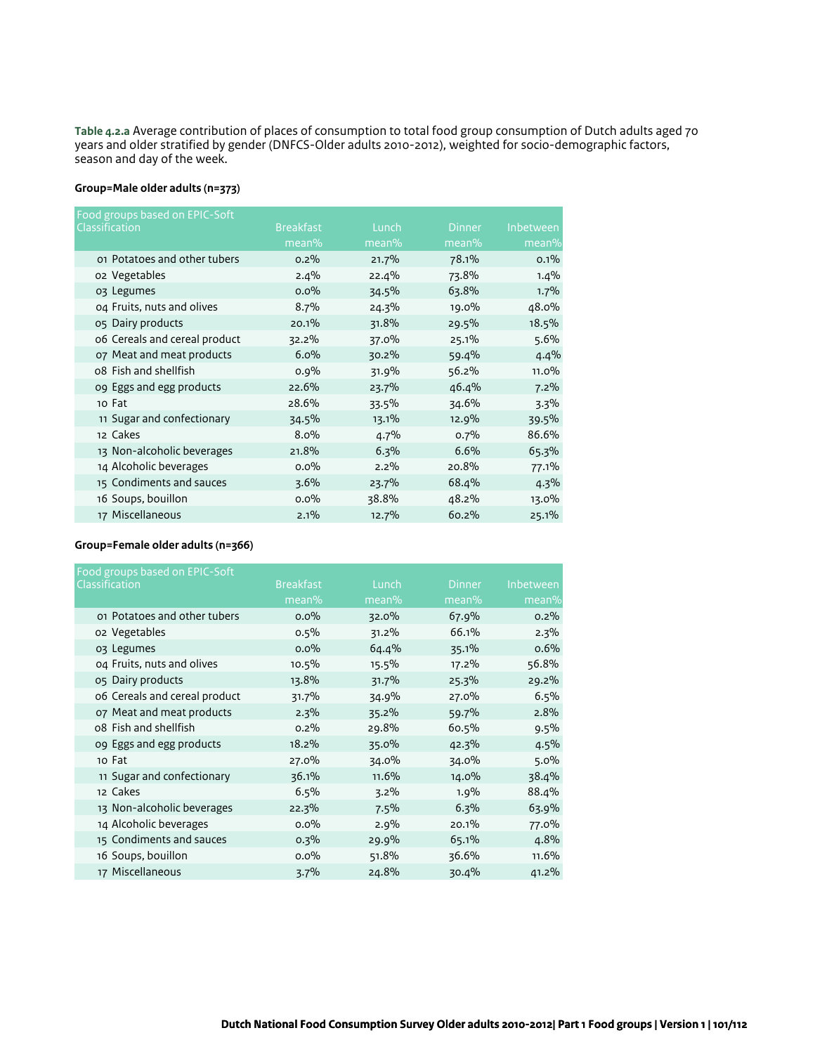**Table 4.2.a** Average contribution of places of consumption to total food group consumption of Dutch adults aged 70 years and older stratified by gender (DNFCS-Older adults 2010-2012), weighted for socio-demographic factors, season and day of the week.

**Group=Male older adults (n=373)**

| Food groups based on EPIC-Soft Classification | Breakfast mean% | Lunch mean% | Dinner mean% | Inbetween mean% |
|---|---|---|---|---|
| 01 Potatoes and other tubers | 0.2% | 21.7% | 78.1% | 0.1% |
| 02 Vegetables | 2.4% | 22.4% | 73.8% | 1.4% |
| 03 Legumes | 0.0% | 34.5% | 63.8% | 1.7% |
| 04 Fruits, nuts and olives | 8.7% | 24.3% | 19.0% | 48.0% |
| 05 Dairy products | 20.1% | 31.8% | 29.5% | 18.5% |
| 06 Cereals and cereal product | 32.2% | 37.0% | 25.1% | 5.6% |
| 07 Meat and meat products | 6.0% | 30.2% | 59.4% | 4.4% |
| 08 Fish and shellfish | 0.9% | 31.9% | 56.2% | 11.0% |
| 09 Eggs and egg products | 22.6% | 23.7% | 46.4% | 7.2% |
| 10 Fat | 28.6% | 33.5% | 34.6% | 3.3% |
| 11 Sugar and confectionary | 34.5% | 13.1% | 12.9% | 39.5% |
| 12 Cakes | 8.0% | 4.7% | 0.7% | 86.6% |
| 13 Non-alcoholic beverages | 21.8% | 6.3% | 6.6% | 65.3% |
| 14 Alcoholic beverages | 0.0% | 2.2% | 20.8% | 77.1% |
| 15 Condiments and sauces | 3.6% | 23.7% | 68.4% | 4.3% |
| 16 Soups, bouillon | 0.0% | 38.8% | 48.2% | 13.0% |
| 17 Miscellaneous | 2.1% | 12.7% | 60.2% | 25.1% |

**Group=Female older adults (n=366)**

| Food groups based on EPIC-Soft Classification | Breakfast mean% | Lunch mean% | Dinner mean% | Inbetween mean% |
|---|---|---|---|---|
| 01 Potatoes and other tubers | 0.0% | 32.0% | 67.9% | 0.2% |
| 02 Vegetables | 0.5% | 31.2% | 66.1% | 2.3% |
| 03 Legumes | 0.0% | 64.4% | 35.1% | 0.6% |
| 04 Fruits, nuts and olives | 10.5% | 15.5% | 17.2% | 56.8% |
| 05 Dairy products | 13.8% | 31.7% | 25.3% | 29.2% |
| 06 Cereals and cereal product | 31.7% | 34.9% | 27.0% | 6.5% |
| 07 Meat and meat products | 2.3% | 35.2% | 59.7% | 2.8% |
| 08 Fish and shellfish | 0.2% | 29.8% | 60.5% | 9.5% |
| 09 Eggs and egg products | 18.2% | 35.0% | 42.3% | 4.5% |
| 10 Fat | 27.0% | 34.0% | 34.0% | 5.0% |
| 11 Sugar and confectionary | 36.1% | 11.6% | 14.0% | 38.4% |
| 12 Cakes | 6.5% | 3.2% | 1.9% | 88.4% |
| 13 Non-alcoholic beverages | 22.3% | 7.5% | 6.3% | 63.9% |
| 14 Alcoholic beverages | 0.0% | 2.9% | 20.1% | 77.0% |
| 15 Condiments and sauces | 0.3% | 29.9% | 65.1% | 4.8% |
| 16 Soups, bouillon | 0.0% | 51.8% | 36.6% | 11.6% |
| 17 Miscellaneous | 3.7% | 24.8% | 30.4% | 41.2% |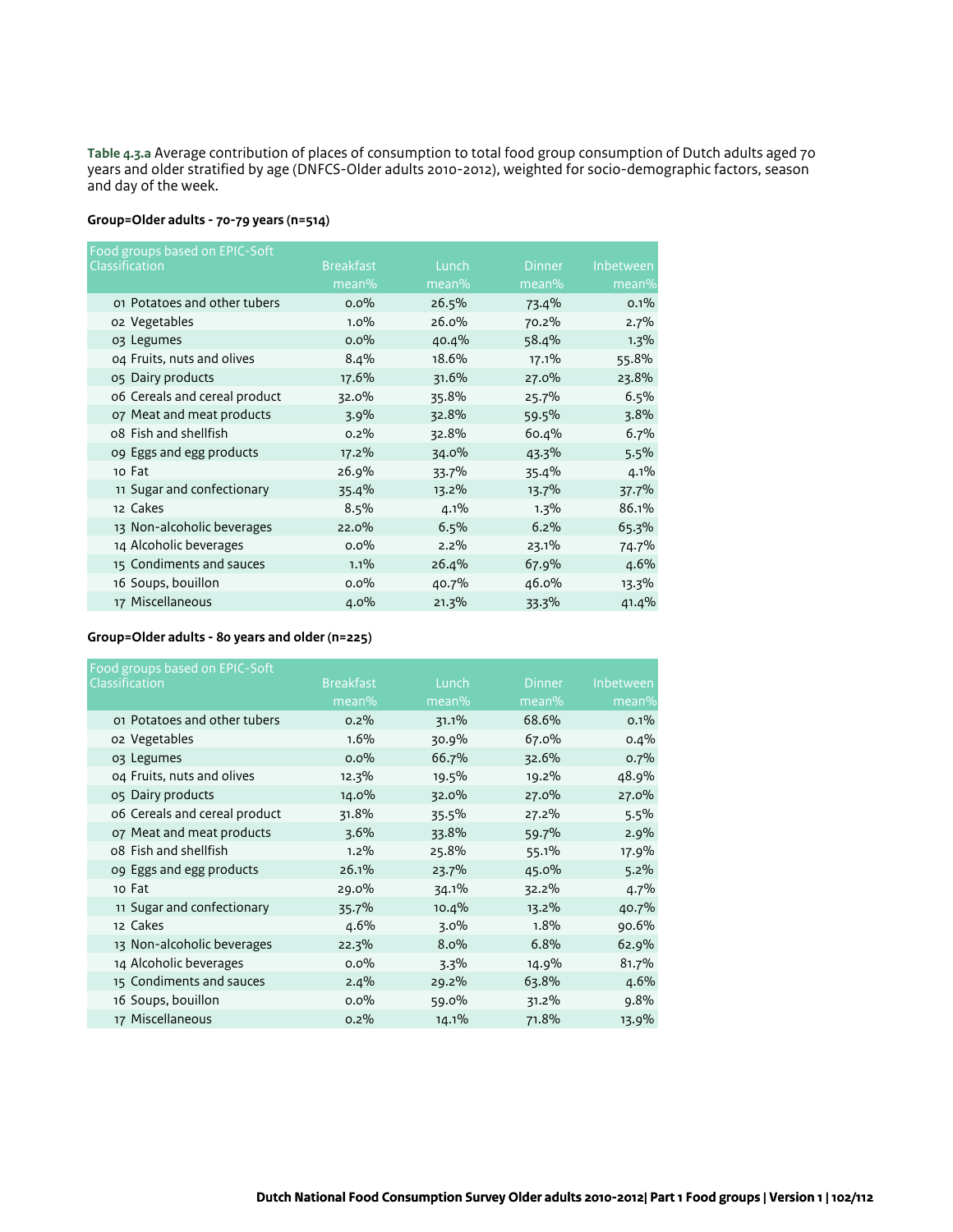**Table 4.3.a** Average contribution of places of consumption to total food group consumption of Dutch adults aged 70 years and older stratified by age (DNFCS-Older adults 2010-2012), weighted for socio-demographic factors, season and day of the week.

**Group=Older adults - 70-79 years (n=514)**

| Food groups based on EPIC-Soft Classification | Breakfast mean% | Lunch mean% | Dinner mean% | Inbetween mean% |
|---|---|---|---|---|
| 01 Potatoes and other tubers | 0.0% | 26.5% | 73.4% | 0.1% |
| 02 Vegetables | 1.0% | 26.0% | 70.2% | 2.7% |
| 03 Legumes | 0.0% | 40.4% | 58.4% | 1.3% |
| 04 Fruits, nuts and olives | 8.4% | 18.6% | 17.1% | 55.8% |
| 05 Dairy products | 17.6% | 31.6% | 27.0% | 23.8% |
| 06 Cereals and cereal product | 32.0% | 35.8% | 25.7% | 6.5% |
| 07 Meat and meat products | 3.9% | 32.8% | 59.5% | 3.8% |
| 08 Fish and shellfish | 0.2% | 32.8% | 60.4% | 6.7% |
| 09 Eggs and egg products | 17.2% | 34.0% | 43.3% | 5.5% |
| 10 Fat | 26.9% | 33.7% | 35.4% | 4.1% |
| 11 Sugar and confectionary | 35.4% | 13.2% | 13.7% | 37.7% |
| 12 Cakes | 8.5% | 4.1% | 1.3% | 86.1% |
| 13 Non-alcoholic beverages | 22.0% | 6.5% | 6.2% | 65.3% |
| 14 Alcoholic beverages | 0.0% | 2.2% | 23.1% | 74.7% |
| 15 Condiments and sauces | 1.1% | 26.4% | 67.9% | 4.6% |
| 16 Soups, bouillon | 0.0% | 40.7% | 46.0% | 13.3% |
| 17 Miscellaneous | 4.0% | 21.3% | 33.3% | 41.4% |

**Group=Older adults - 80 years and older (n=225)**

| Food groups based on EPIC-Soft Classification | Breakfast mean% | Lunch mean% | Dinner mean% | Inbetween mean% |
|---|---|---|---|---|
| 01 Potatoes and other tubers | 0.2% | 31.1% | 68.6% | 0.1% |
| 02 Vegetables | 1.6% | 30.9% | 67.0% | 0.4% |
| 03 Legumes | 0.0% | 66.7% | 32.6% | 0.7% |
| 04 Fruits, nuts and olives | 12.3% | 19.5% | 19.2% | 48.9% |
| 05 Dairy products | 14.0% | 32.0% | 27.0% | 27.0% |
| 06 Cereals and cereal product | 31.8% | 35.5% | 27.2% | 5.5% |
| 07 Meat and meat products | 3.6% | 33.8% | 59.7% | 2.9% |
| 08 Fish and shellfish | 1.2% | 25.8% | 55.1% | 17.9% |
| 09 Eggs and egg products | 26.1% | 23.7% | 45.0% | 5.2% |
| 10 Fat | 29.0% | 34.1% | 32.2% | 4.7% |
| 11 Sugar and confectionary | 35.7% | 10.4% | 13.2% | 40.7% |
| 12 Cakes | 4.6% | 3.0% | 1.8% | 90.6% |
| 13 Non-alcoholic beverages | 22.3% | 8.0% | 6.8% | 62.9% |
| 14 Alcoholic beverages | 0.0% | 3.3% | 14.9% | 81.7% |
| 15 Condiments and sauces | 2.4% | 29.2% | 63.8% | 4.6% |
| 16 Soups, bouillon | 0.0% | 59.0% | 31.2% | 9.8% |
| 17 Miscellaneous | 0.2% | 14.1% | 71.8% | 13.9% |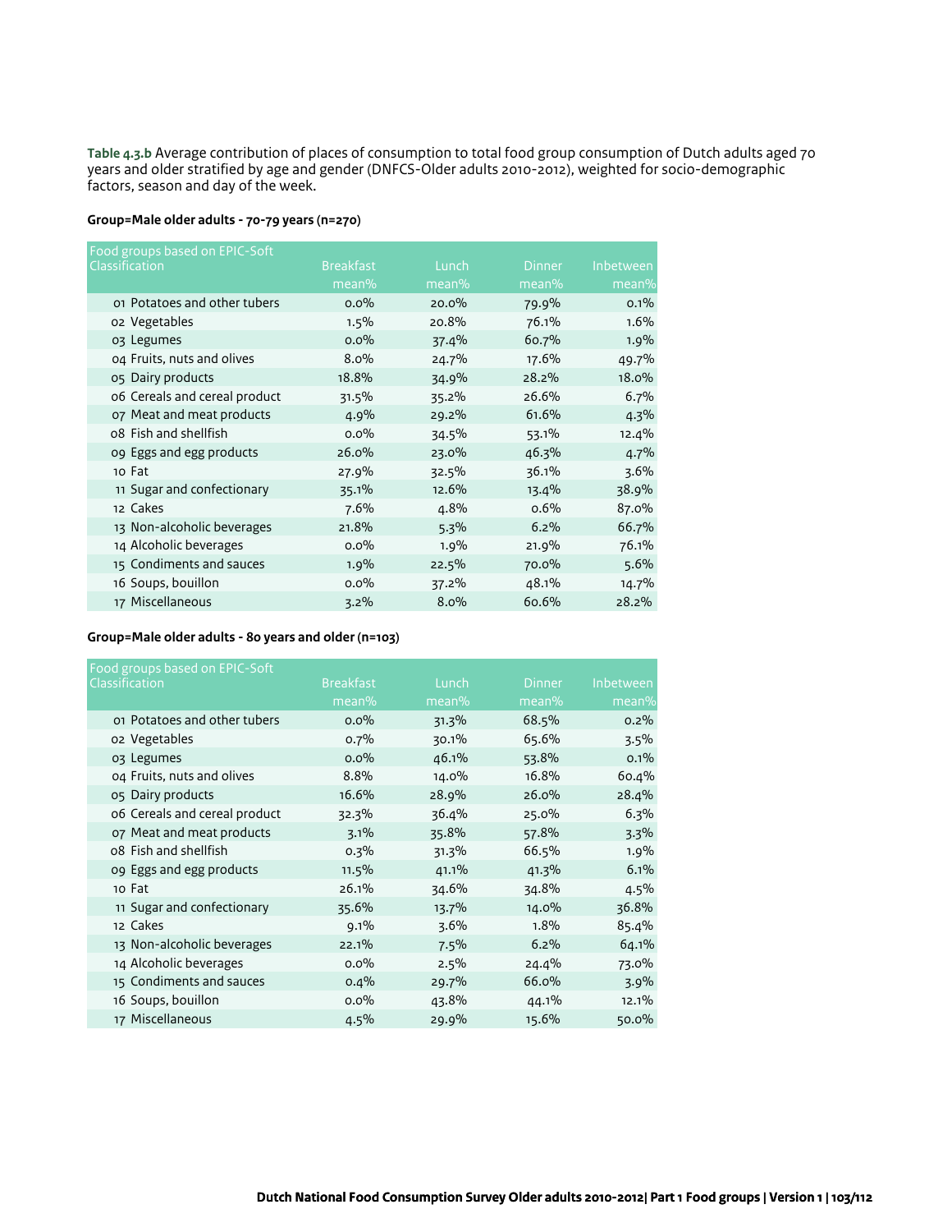**Table 4.3.b** Average contribution of places of consumption to total food group consumption of Dutch adults aged 70 years and older stratified by age and gender (DNFCS-Older adults 2010-2012), weighted for socio-demographic factors, season and day of the week.

**Group=Male older adults - 70-79 years (n=270)**

| Food groups based on EPIC-Soft Classification | Breakfast mean% | Lunch mean% | Dinner mean% | Inbetween mean% |
|---|---|---|---|---|
| 01 Potatoes and other tubers | 0.0% | 20.0% | 79.9% | 0.1% |
| 02 Vegetables | 1.5% | 20.8% | 76.1% | 1.6% |
| 03 Legumes | 0.0% | 37.4% | 60.7% | 1.9% |
| 04 Fruits, nuts and olives | 8.0% | 24.7% | 17.6% | 49.7% |
| 05 Dairy products | 18.8% | 34.9% | 28.2% | 18.0% |
| 06 Cereals and cereal product | 31.5% | 35.2% | 26.6% | 6.7% |
| 07 Meat and meat products | 4.9% | 29.2% | 61.6% | 4.3% |
| 08 Fish and shellfish | 0.0% | 34.5% | 53.1% | 12.4% |
| 09 Eggs and egg products | 26.0% | 23.0% | 46.3% | 4.7% |
| 10 Fat | 27.9% | 32.5% | 36.1% | 3.6% |
| 11 Sugar and confectionary | 35.1% | 12.6% | 13.4% | 38.9% |
| 12 Cakes | 7.6% | 4.8% | 0.6% | 87.0% |
| 13 Non-alcoholic beverages | 21.8% | 5.3% | 6.2% | 66.7% |
| 14 Alcoholic beverages | 0.0% | 1.9% | 21.9% | 76.1% |
| 15 Condiments and sauces | 1.9% | 22.5% | 70.0% | 5.6% |
| 16 Soups, bouillon | 0.0% | 37.2% | 48.1% | 14.7% |
| 17 Miscellaneous | 3.2% | 8.0% | 60.6% | 28.2% |

**Group=Male older adults - 80 years and older (n=103)**

| Food groups based on EPIC-Soft Classification | Breakfast mean% | Lunch mean% | Dinner mean% | Inbetween mean% |
|---|---|---|---|---|
| 01 Potatoes and other tubers | 0.0% | 31.3% | 68.5% | 0.2% |
| 02 Vegetables | 0.7% | 30.1% | 65.6% | 3.5% |
| 03 Legumes | 0.0% | 46.1% | 53.8% | 0.1% |
| 04 Fruits, nuts and olives | 8.8% | 14.0% | 16.8% | 60.4% |
| 05 Dairy products | 16.6% | 28.9% | 26.0% | 28.4% |
| 06 Cereals and cereal product | 32.3% | 36.4% | 25.0% | 6.3% |
| 07 Meat and meat products | 3.1% | 35.8% | 57.8% | 3.3% |
| 08 Fish and shellfish | 0.3% | 31.3% | 66.5% | 1.9% |
| 09 Eggs and egg products | 11.5% | 41.1% | 41.3% | 6.1% |
| 10 Fat | 26.1% | 34.6% | 34.8% | 4.5% |
| 11 Sugar and confectionary | 35.6% | 13.7% | 14.0% | 36.8% |
| 12 Cakes | 9.1% | 3.6% | 1.8% | 85.4% |
| 13 Non-alcoholic beverages | 22.1% | 7.5% | 6.2% | 64.1% |
| 14 Alcoholic beverages | 0.0% | 2.5% | 24.4% | 73.0% |
| 15 Condiments and sauces | 0.4% | 29.7% | 66.0% | 3.9% |
| 16 Soups, bouillon | 0.0% | 43.8% | 44.1% | 12.1% |
| 17 Miscellaneous | 4.5% | 29.9% | 15.6% | 50.0% |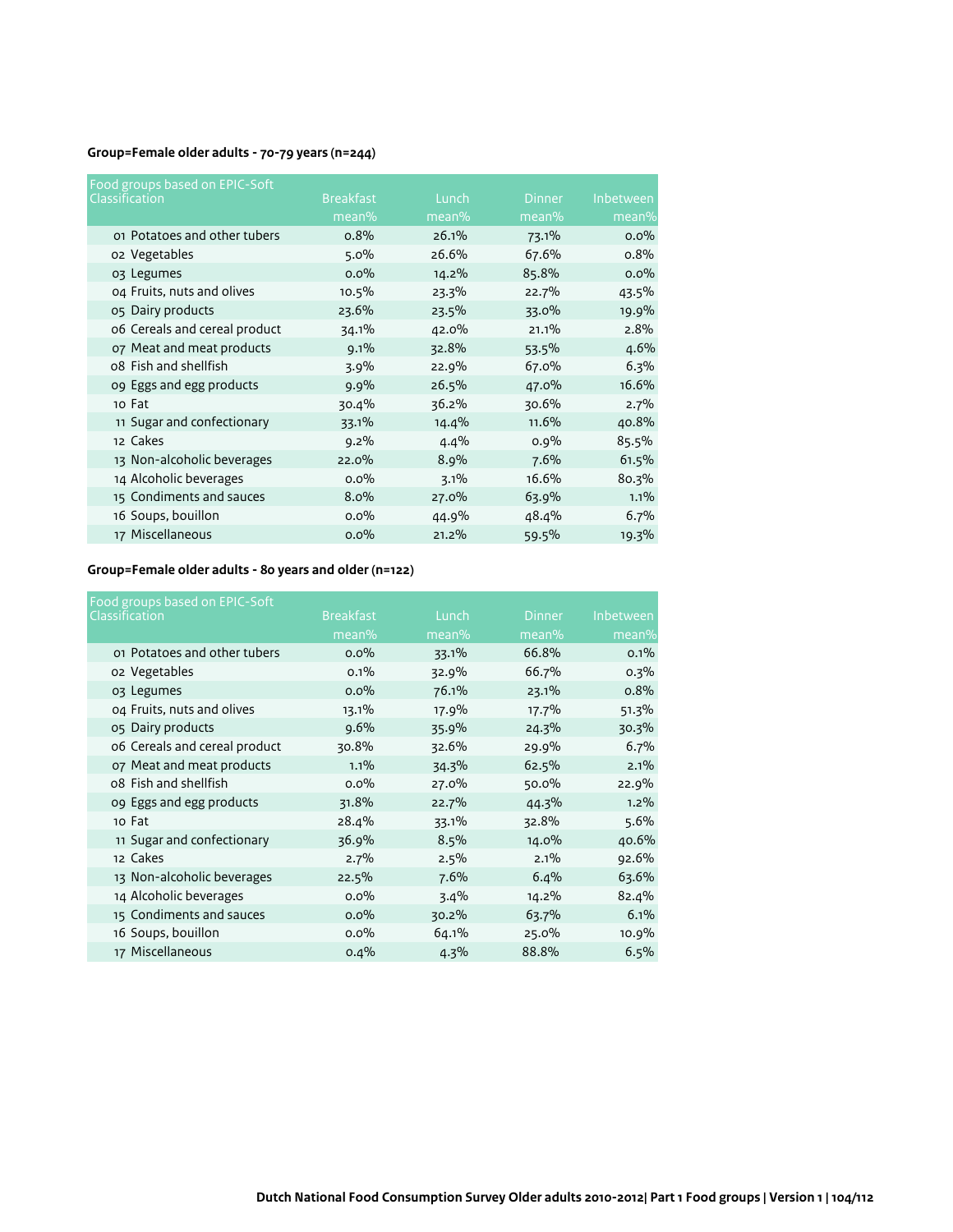**Group=Female older adults - 70-79 years (n=244)**

| Food groups based on EPIC-Soft Classification | Breakfast mean% | Lunch mean% | Dinner mean% | Inbetween mean% |
|---|---|---|---|---|
| 01 Potatoes and other tubers | 0.8% | 26.1% | 73.1% | 0.0% |
| 02 Vegetables | 5.0% | 26.6% | 67.6% | 0.8% |
| 03 Legumes | 0.0% | 14.2% | 85.8% | 0.0% |
| 04 Fruits, nuts and olives | 10.5% | 23.3% | 22.7% | 43.5% |
| 05 Dairy products | 23.6% | 23.5% | 33.0% | 19.9% |
| 06 Cereals and cereal product | 34.1% | 42.0% | 21.1% | 2.8% |
| 07 Meat and meat products | 9.1% | 32.8% | 53.5% | 4.6% |
| 08 Fish and shellfish | 3.9% | 22.9% | 67.0% | 6.3% |
| 09 Eggs and egg products | 9.9% | 26.5% | 47.0% | 16.6% |
| 10 Fat | 30.4% | 36.2% | 30.6% | 2.7% |
| 11 Sugar and confectionary | 33.1% | 14.4% | 11.6% | 40.8% |
| 12 Cakes | 9.2% | 4.4% | 0.9% | 85.5% |
| 13 Non-alcoholic beverages | 22.0% | 8.9% | 7.6% | 61.5% |
| 14 Alcoholic beverages | 0.0% | 3.1% | 16.6% | 80.3% |
| 15 Condiments and sauces | 8.0% | 27.0% | 63.9% | 1.1% |
| 16 Soups, bouillon | 0.0% | 44.9% | 48.4% | 6.7% |
| 17 Miscellaneous | 0.0% | 21.2% | 59.5% | 19.3% |

**Group=Female older adults - 80 years and older (n=122)**

| Food groups based on EPIC-Soft Classification | Breakfast mean% | Lunch mean% | Dinner mean% | Inbetween mean% |
|---|---|---|---|---|
| 01 Potatoes and other tubers | 0.0% | 33.1% | 66.8% | 0.1% |
| 02 Vegetables | 0.1% | 32.9% | 66.7% | 0.3% |
| 03 Legumes | 0.0% | 76.1% | 23.1% | 0.8% |
| 04 Fruits, nuts and olives | 13.1% | 17.9% | 17.7% | 51.3% |
| 05 Dairy products | 9.6% | 35.9% | 24.3% | 30.3% |
| 06 Cereals and cereal product | 30.8% | 32.6% | 29.9% | 6.7% |
| 07 Meat and meat products | 1.1% | 34.3% | 62.5% | 2.1% |
| 08 Fish and shellfish | 0.0% | 27.0% | 50.0% | 22.9% |
| 09 Eggs and egg products | 31.8% | 22.7% | 44.3% | 1.2% |
| 10 Fat | 28.4% | 33.1% | 32.8% | 5.6% |
| 11 Sugar and confectionary | 36.9% | 8.5% | 14.0% | 40.6% |
| 12 Cakes | 2.7% | 2.5% | 2.1% | 92.6% |
| 13 Non-alcoholic beverages | 22.5% | 7.6% | 6.4% | 63.6% |
| 14 Alcoholic beverages | 0.0% | 3.4% | 14.2% | 82.4% |
| 15 Condiments and sauces | 0.0% | 30.2% | 63.7% | 6.1% |
| 16 Soups, bouillon | 0.0% | 64.1% | 25.0% | 10.9% |
| 17 Miscellaneous | 0.4% | 4.3% | 88.8% | 6.5% |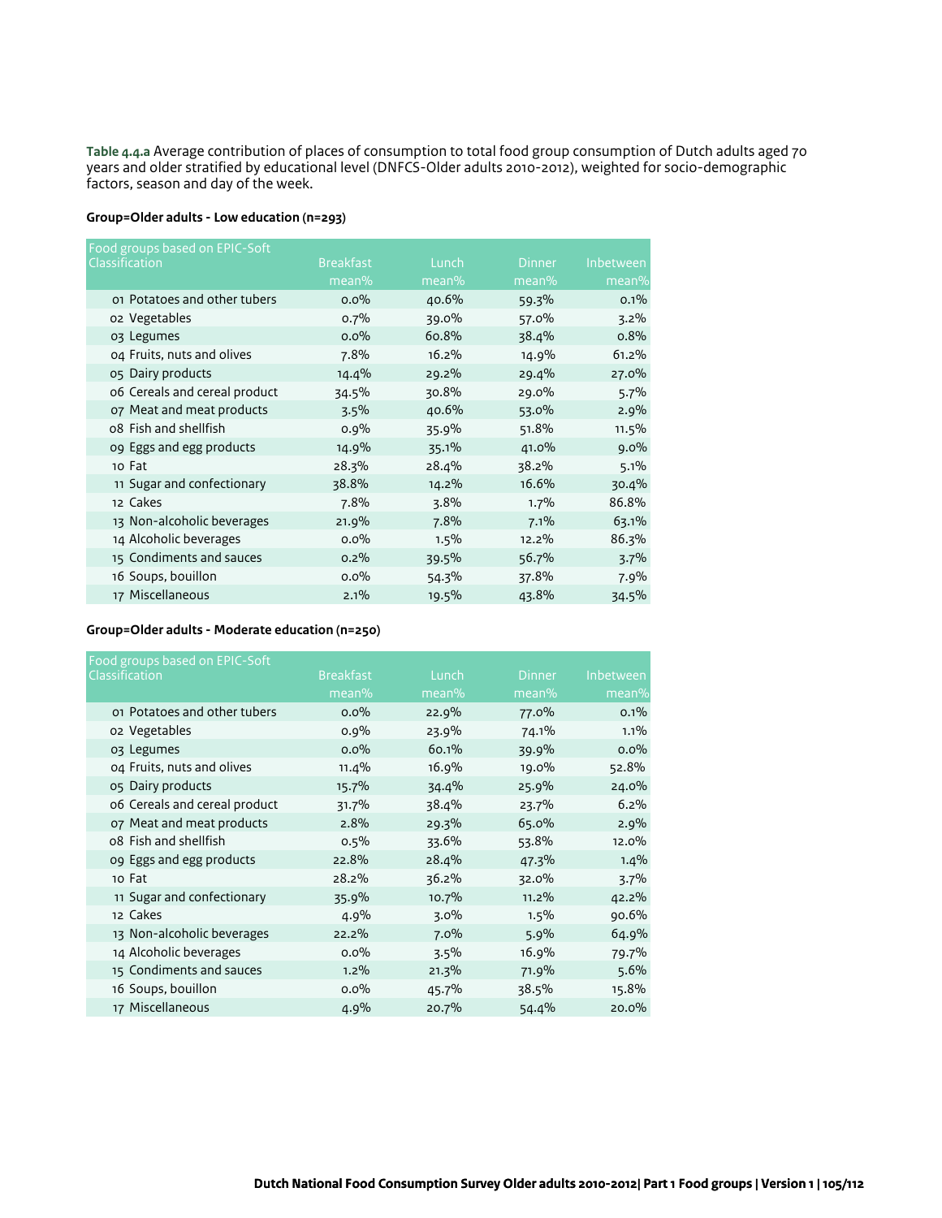**Table 4.4.a** Average contribution of places of consumption to total food group consumption of Dutch adults aged 70 years and older stratified by educational level (DNFCS-Older adults 2010-2012), weighted for socio-demographic factors, season and day of the week.

**Group=Older adults - Low education (n=293)**

| Food groups based on EPIC-Soft Classification | Breakfast mean% | Lunch mean% | Dinner mean% | Inbetween mean% |
|---|---|---|---|---|
| 01 Potatoes and other tubers | 0.0% | 40.6% | 59.3% | 0.1% |
| 02 Vegetables | 0.7% | 39.0% | 57.0% | 3.2% |
| 03 Legumes | 0.0% | 60.8% | 38.4% | 0.8% |
| 04 Fruits, nuts and olives | 7.8% | 16.2% | 14.9% | 61.2% |
| 05 Dairy products | 14.4% | 29.2% | 29.4% | 27.0% |
| 06 Cereals and cereal product | 34.5% | 30.8% | 29.0% | 5.7% |
| 07 Meat and meat products | 3.5% | 40.6% | 53.0% | 2.9% |
| 08 Fish and shellfish | 0.9% | 35.9% | 51.8% | 11.5% |
| 09 Eggs and egg products | 14.9% | 35.1% | 41.0% | 9.0% |
| 10 Fat | 28.3% | 28.4% | 38.2% | 5.1% |
| 11 Sugar and confectionary | 38.8% | 14.2% | 16.6% | 30.4% |
| 12 Cakes | 7.8% | 3.8% | 1.7% | 86.8% |
| 13 Non-alcoholic beverages | 21.9% | 7.8% | 7.1% | 63.1% |
| 14 Alcoholic beverages | 0.0% | 1.5% | 12.2% | 86.3% |
| 15 Condiments and sauces | 0.2% | 39.5% | 56.7% | 3.7% |
| 16 Soups, bouillon | 0.0% | 54.3% | 37.8% | 7.9% |
| 17 Miscellaneous | 2.1% | 19.5% | 43.8% | 34.5% |

**Group=Older adults - Moderate education (n=250)**

| Food groups based on EPIC-Soft Classification | Breakfast mean% | Lunch mean% | Dinner mean% | Inbetween mean% |
|---|---|---|---|---|
| 01 Potatoes and other tubers | 0.0% | 22.9% | 77.0% | 0.1% |
| 02 Vegetables | 0.9% | 23.9% | 74.1% | 1.1% |
| 03 Legumes | 0.0% | 60.1% | 39.9% | 0.0% |
| 04 Fruits, nuts and olives | 11.4% | 16.9% | 19.0% | 52.8% |
| 05 Dairy products | 15.7% | 34.4% | 25.9% | 24.0% |
| 06 Cereals and cereal product | 31.7% | 38.4% | 23.7% | 6.2% |
| 07 Meat and meat products | 2.8% | 29.3% | 65.0% | 2.9% |
| 08 Fish and shellfish | 0.5% | 33.6% | 53.8% | 12.0% |
| 09 Eggs and egg products | 22.8% | 28.4% | 47.3% | 1.4% |
| 10 Fat | 28.2% | 36.2% | 32.0% | 3.7% |
| 11 Sugar and confectionary | 35.9% | 10.7% | 11.2% | 42.2% |
| 12 Cakes | 4.9% | 3.0% | 1.5% | 90.6% |
| 13 Non-alcoholic beverages | 22.2% | 7.0% | 5.9% | 64.9% |
| 14 Alcoholic beverages | 0.0% | 3.5% | 16.9% | 79.7% |
| 15 Condiments and sauces | 1.2% | 21.3% | 71.9% | 5.6% |
| 16 Soups, bouillon | 0.0% | 45.7% | 38.5% | 15.8% |
| 17 Miscellaneous | 4.9% | 20.7% | 54.4% | 20.0% |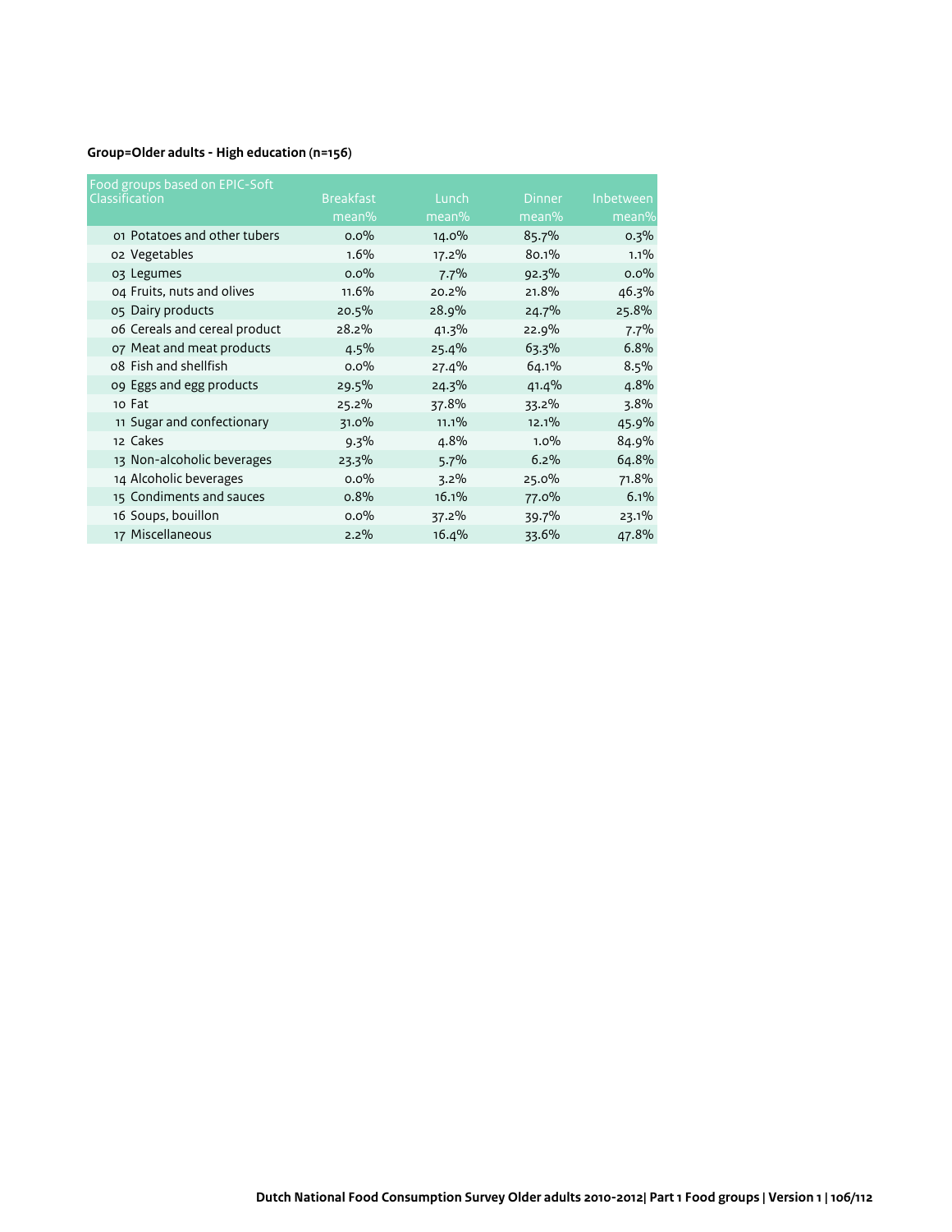**Group=Older adults - High education (n=156)**

| Food groups based on EPIC-Soft Classification | Breakfast mean% | Lunch mean% | Dinner mean% | Inbetween mean% |
|---|---|---|---|---|
| 01 Potatoes and other tubers | 0.0% | 14.0% | 85.7% | 0.3% |
| 02 Vegetables | 1.6% | 17.2% | 80.1% | 1.1% |
| 03 Legumes | 0.0% | 7.7% | 92.3% | 0.0% |
| 04 Fruits, nuts and olives | 11.6% | 20.2% | 21.8% | 46.3% |
| 05 Dairy products | 20.5% | 28.9% | 24.7% | 25.8% |
| 06 Cereals and cereal product | 28.2% | 41.3% | 22.9% | 7.7% |
| 07 Meat and meat products | 4.5% | 25.4% | 63.3% | 6.8% |
| 08 Fish and shellfish | 0.0% | 27.4% | 64.1% | 8.5% |
| 09 Eggs and egg products | 29.5% | 24.3% | 41.4% | 4.8% |
| 10 Fat | 25.2% | 37.8% | 33.2% | 3.8% |
| 11 Sugar and confectionary | 31.0% | 11.1% | 12.1% | 45.9% |
| 12 Cakes | 9.3% | 4.8% | 1.0% | 84.9% |
| 13 Non-alcoholic beverages | 23.3% | 5.7% | 6.2% | 64.8% |
| 14 Alcoholic beverages | 0.0% | 3.2% | 25.0% | 71.8% |
| 15 Condiments and sauces | 0.8% | 16.1% | 77.0% | 6.1% |
| 16 Soups, bouillon | 0.0% | 37.2% | 39.7% | 23.1% |
| 17 Miscellaneous | 2.2% | 16.4% | 33.6% | 47.8% |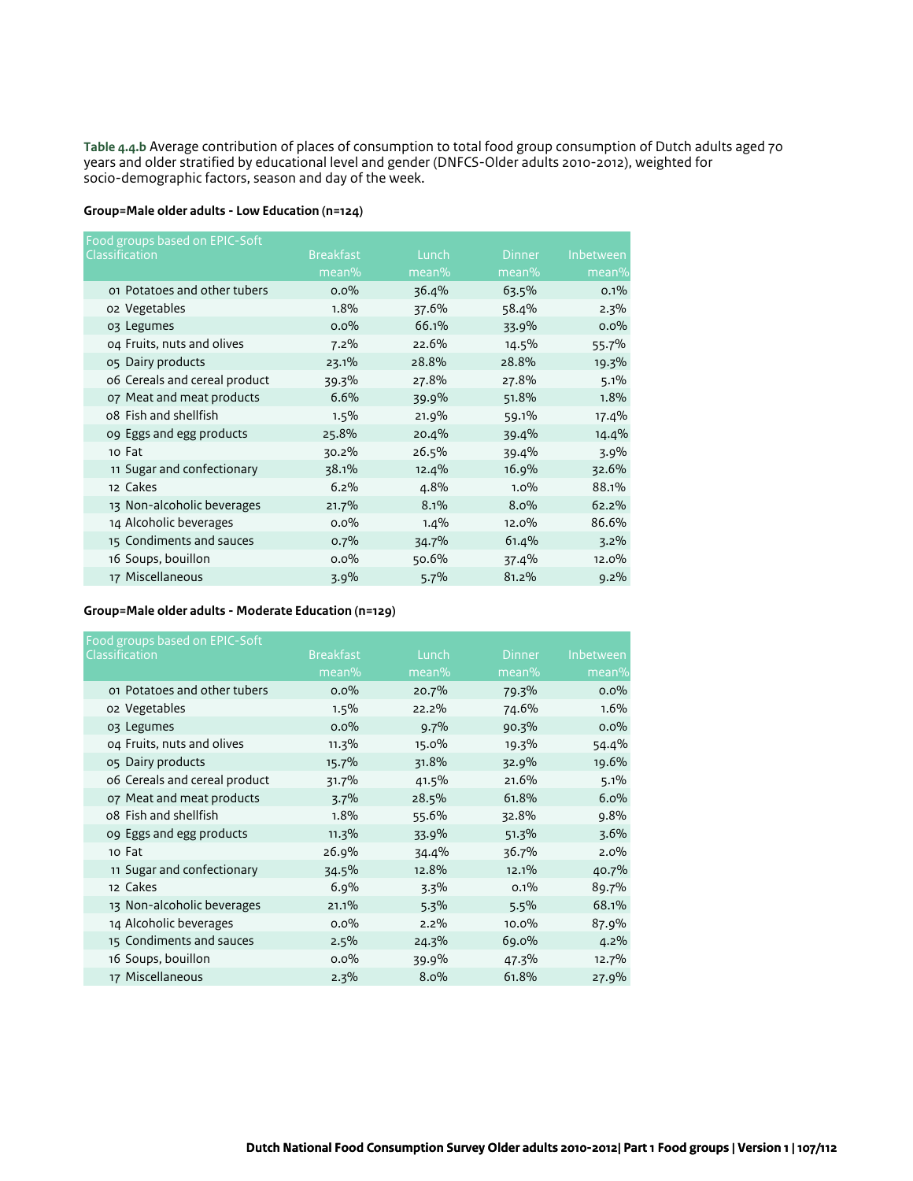**Table 4.4.b** Average contribution of places of consumption to total food group consumption of Dutch adults aged 70 years and older stratified by educational level and gender (DNFCS-Older adults 2010-2012), weighted for socio-demographic factors, season and day of the week.

**Group=Male older adults - Low Education (n=124)**

| Food groups based on EPIC-Soft Classification | Breakfast mean% | Lunch mean% | Dinner mean% | Inbetween mean% |
|---|---|---|---|---|
| 01 Potatoes and other tubers | 0.0% | 36.4% | 63.5% | 0.1% |
| 02 Vegetables | 1.8% | 37.6% | 58.4% | 2.3% |
| 03 Legumes | 0.0% | 66.1% | 33.9% | 0.0% |
| 04 Fruits, nuts and olives | 7.2% | 22.6% | 14.5% | 55.7% |
| 05 Dairy products | 23.1% | 28.8% | 28.8% | 19.3% |
| 06 Cereals and cereal product | 39.3% | 27.8% | 27.8% | 5.1% |
| 07 Meat and meat products | 6.6% | 39.9% | 51.8% | 1.8% |
| 08 Fish and shellfish | 1.5% | 21.9% | 59.1% | 17.4% |
| 09 Eggs and egg products | 25.8% | 20.4% | 39.4% | 14.4% |
| 10 Fat | 30.2% | 26.5% | 39.4% | 3.9% |
| 11 Sugar and confectionary | 38.1% | 12.4% | 16.9% | 32.6% |
| 12 Cakes | 6.2% | 4.8% | 1.0% | 88.1% |
| 13 Non-alcoholic beverages | 21.7% | 8.1% | 8.0% | 62.2% |
| 14 Alcoholic beverages | 0.0% | 1.4% | 12.0% | 86.6% |
| 15 Condiments and sauces | 0.7% | 34.7% | 61.4% | 3.2% |
| 16 Soups, bouillon | 0.0% | 50.6% | 37.4% | 12.0% |
| 17 Miscellaneous | 3.9% | 5.7% | 81.2% | 9.2% |

**Group=Male older adults - Moderate Education (n=129)**

| Food groups based on EPIC-Soft Classification | Breakfast mean% | Lunch mean% | Dinner mean% | Inbetween mean% |
|---|---|---|---|---|
| 01 Potatoes and other tubers | 0.0% | 20.7% | 79.3% | 0.0% |
| 02 Vegetables | 1.5% | 22.2% | 74.6% | 1.6% |
| 03 Legumes | 0.0% | 9.7% | 90.3% | 0.0% |
| 04 Fruits, nuts and olives | 11.3% | 15.0% | 19.3% | 54.4% |
| 05 Dairy products | 15.7% | 31.8% | 32.9% | 19.6% |
| 06 Cereals and cereal product | 31.7% | 41.5% | 21.6% | 5.1% |
| 07 Meat and meat products | 3.7% | 28.5% | 61.8% | 6.0% |
| 08 Fish and shellfish | 1.8% | 55.6% | 32.8% | 9.8% |
| 09 Eggs and egg products | 11.3% | 33.9% | 51.3% | 3.6% |
| 10 Fat | 26.9% | 34.4% | 36.7% | 2.0% |
| 11 Sugar and confectionary | 34.5% | 12.8% | 12.1% | 40.7% |
| 12 Cakes | 6.9% | 3.3% | 0.1% | 89.7% |
| 13 Non-alcoholic beverages | 21.1% | 5.3% | 5.5% | 68.1% |
| 14 Alcoholic beverages | 0.0% | 2.2% | 10.0% | 87.9% |
| 15 Condiments and sauces | 2.5% | 24.3% | 69.0% | 4.2% |
| 16 Soups, bouillon | 0.0% | 39.9% | 47.3% | 12.7% |
| 17 Miscellaneous | 2.3% | 8.0% | 61.8% | 27.9% |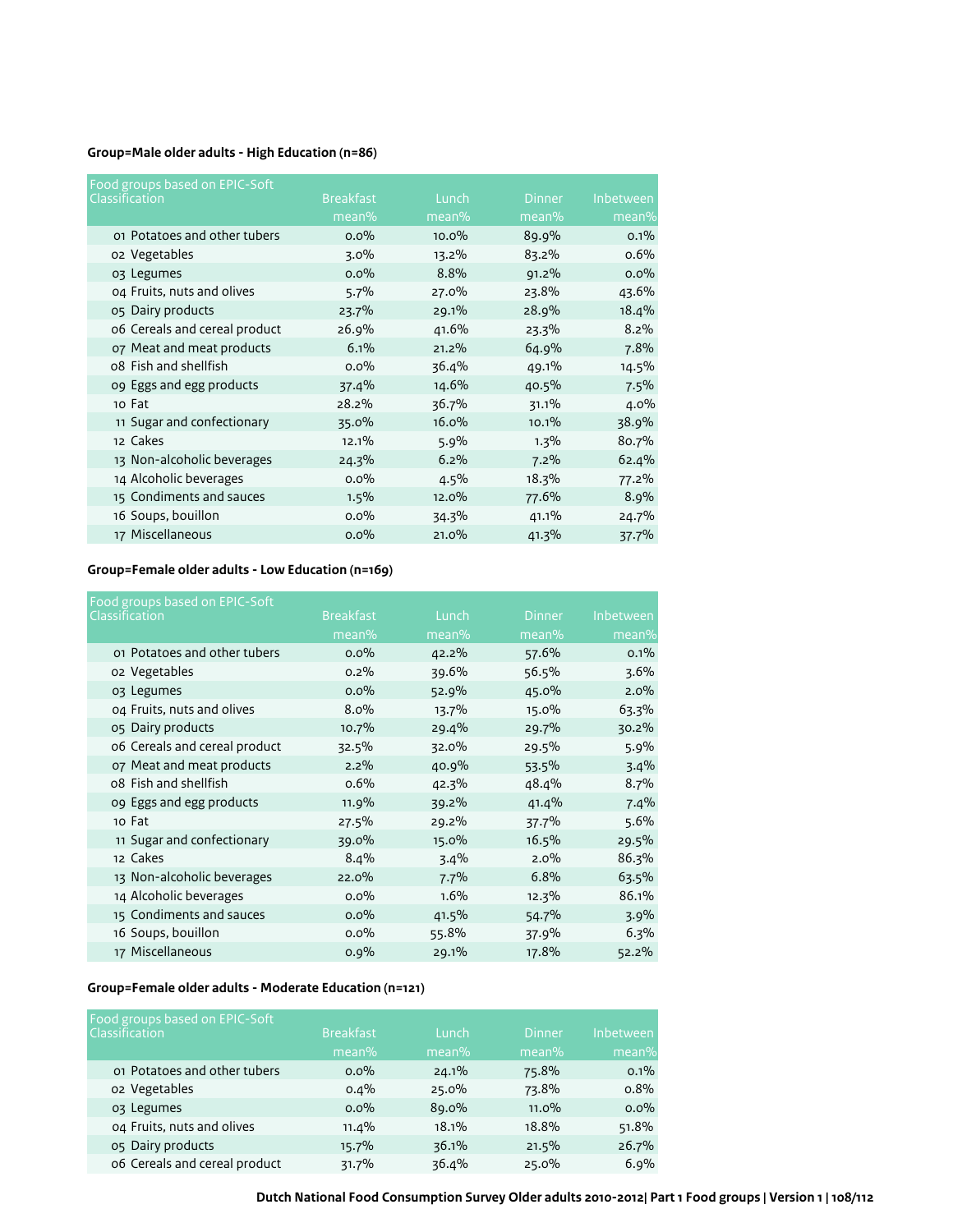**Group=Male older adults - High Education (n=86)**

| Food groups based on EPIC-Soft Classification | Breakfast mean% | Lunch mean% | Dinner mean% | Inbetween mean% |
|---|---|---|---|---|
| 01 Potatoes and other tubers | 0.0% | 10.0% | 89.9% | 0.1% |
| 02 Vegetables | 3.0% | 13.2% | 83.2% | 0.6% |
| 03 Legumes | 0.0% | 8.8% | 91.2% | 0.0% |
| 04 Fruits, nuts and olives | 5.7% | 27.0% | 23.8% | 43.6% |
| 05 Dairy products | 23.7% | 29.1% | 28.9% | 18.4% |
| 06 Cereals and cereal product | 26.9% | 41.6% | 23.3% | 8.2% |
| 07 Meat and meat products | 6.1% | 21.2% | 64.9% | 7.8% |
| 08 Fish and shellfish | 0.0% | 36.4% | 49.1% | 14.5% |
| 09 Eggs and egg products | 37.4% | 14.6% | 40.5% | 7.5% |
| 10 Fat | 28.2% | 36.7% | 31.1% | 4.0% |
| 11 Sugar and confectionary | 35.0% | 16.0% | 10.1% | 38.9% |
| 12 Cakes | 12.1% | 5.9% | 1.3% | 80.7% |
| 13 Non-alcoholic beverages | 24.3% | 6.2% | 7.2% | 62.4% |
| 14 Alcoholic beverages | 0.0% | 4.5% | 18.3% | 77.2% |
| 15 Condiments and sauces | 1.5% | 12.0% | 77.6% | 8.9% |
| 16 Soups, bouillon | 0.0% | 34.3% | 41.1% | 24.7% |
| 17 Miscellaneous | 0.0% | 21.0% | 41.3% | 37.7% |

**Group=Female older adults - Low Education (n=169)**

| Food groups based on EPIC-Soft Classification | Breakfast mean% | Lunch mean% | Dinner mean% | Inbetween mean% |
|---|---|---|---|---|
| 01 Potatoes and other tubers | 0.0% | 42.2% | 57.6% | 0.1% |
| 02 Vegetables | 0.2% | 39.6% | 56.5% | 3.6% |
| 03 Legumes | 0.0% | 52.9% | 45.0% | 2.0% |
| 04 Fruits, nuts and olives | 8.0% | 13.7% | 15.0% | 63.3% |
| 05 Dairy products | 10.7% | 29.4% | 29.7% | 30.2% |
| 06 Cereals and cereal product | 32.5% | 32.0% | 29.5% | 5.9% |
| 07 Meat and meat products | 2.2% | 40.9% | 53.5% | 3.4% |
| 08 Fish and shellfish | 0.6% | 42.3% | 48.4% | 8.7% |
| 09 Eggs and egg products | 11.9% | 39.2% | 41.4% | 7.4% |
| 10 Fat | 27.5% | 29.2% | 37.7% | 5.6% |
| 11 Sugar and confectionary | 39.0% | 15.0% | 16.5% | 29.5% |
| 12 Cakes | 8.4% | 3.4% | 2.0% | 86.3% |
| 13 Non-alcoholic beverages | 22.0% | 7.7% | 6.8% | 63.5% |
| 14 Alcoholic beverages | 0.0% | 1.6% | 12.3% | 86.1% |
| 15 Condiments and sauces | 0.0% | 41.5% | 54.7% | 3.9% |
| 16 Soups, bouillon | 0.0% | 55.8% | 37.9% | 6.3% |
| 17 Miscellaneous | 0.9% | 29.1% | 17.8% | 52.2% |

**Group=Female older adults - Moderate Education (n=121)**

| Food groups based on EPIC-Soft Classification | Breakfast mean% | Lunch mean% | Dinner mean% | Inbetween mean% |
|---|---|---|---|---|
| 01 Potatoes and other tubers | 0.0% | 24.1% | 75.8% | 0.1% |
| 02 Vegetables | 0.4% | 25.0% | 73.8% | 0.8% |
| 03 Legumes | 0.0% | 89.0% | 11.0% | 0.0% |
| 04 Fruits, nuts and olives | 11.4% | 18.1% | 18.8% | 51.8% |
| 05 Dairy products | 15.7% | 36.1% | 21.5% | 26.7% |
| 06 Cereals and cereal product | 31.7% | 36.4% | 25.0% | 6.9% |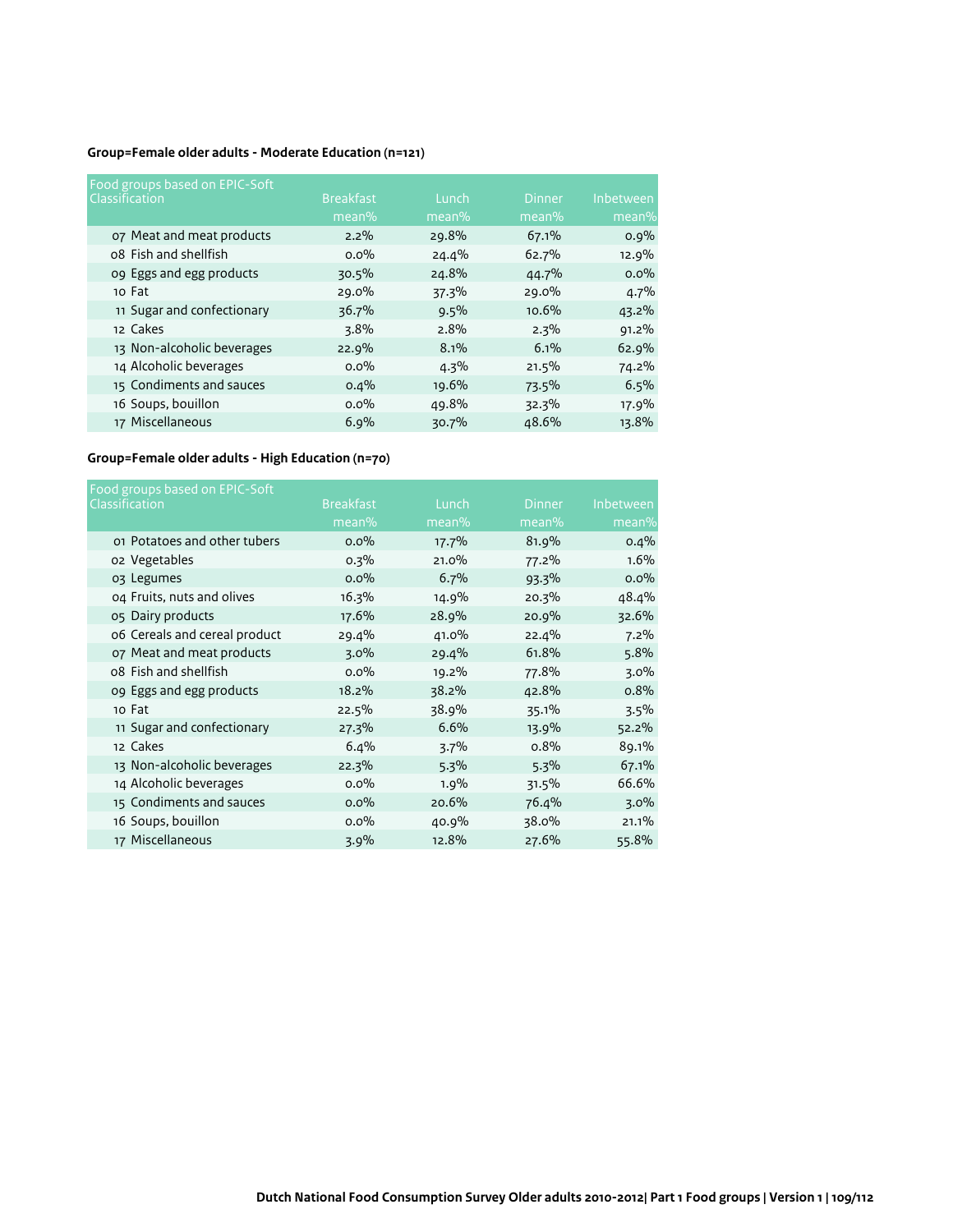**Group=Female older adults - Moderate Education (n=121)**

| Food groups based on EPIC-Soft Classification | Breakfast mean% | Lunch mean% | Dinner mean% | Inbetween mean% |
|---|---|---|---|---|
| 07 Meat and meat products | 2.2% | 29.8% | 67.1% | 0.9% |
| 08 Fish and shellfish | 0.0% | 24.4% | 62.7% | 12.9% |
| 09 Eggs and egg products | 30.5% | 24.8% | 44.7% | 0.0% |
| 10 Fat | 29.0% | 37.3% | 29.0% | 4.7% |
| 11 Sugar and confectionary | 36.7% | 9.5% | 10.6% | 43.2% |
| 12 Cakes | 3.8% | 2.8% | 2.3% | 91.2% |
| 13 Non-alcoholic beverages | 22.9% | 8.1% | 6.1% | 62.9% |
| 14 Alcoholic beverages | 0.0% | 4.3% | 21.5% | 74.2% |
| 15 Condiments and sauces | 0.4% | 19.6% | 73.5% | 6.5% |
| 16 Soups, bouillon | 0.0% | 49.8% | 32.3% | 17.9% |
| 17 Miscellaneous | 6.9% | 30.7% | 48.6% | 13.8% |

**Group=Female older adults - High Education (n=70)**

| Food groups based on EPIC-Soft Classification | Breakfast mean% | Lunch mean% | Dinner mean% | Inbetween mean% |
|---|---|---|---|---|
| 01 Potatoes and other tubers | 0.0% | 17.7% | 81.9% | 0.4% |
| 02 Vegetables | 0.3% | 21.0% | 77.2% | 1.6% |
| 03 Legumes | 0.0% | 6.7% | 93.3% | 0.0% |
| 04 Fruits, nuts and olives | 16.3% | 14.9% | 20.3% | 48.4% |
| 05 Dairy products | 17.6% | 28.9% | 20.9% | 32.6% |
| 06 Cereals and cereal product | 29.4% | 41.0% | 22.4% | 7.2% |
| 07 Meat and meat products | 3.0% | 29.4% | 61.8% | 5.8% |
| 08 Fish and shellfish | 0.0% | 19.2% | 77.8% | 3.0% |
| 09 Eggs and egg products | 18.2% | 38.2% | 42.8% | 0.8% |
| 10 Fat | 22.5% | 38.9% | 35.1% | 3.5% |
| 11 Sugar and confectionary | 27.3% | 6.6% | 13.9% | 52.2% |
| 12 Cakes | 6.4% | 3.7% | 0.8% | 89.1% |
| 13 Non-alcoholic beverages | 22.3% | 5.3% | 5.3% | 67.1% |
| 14 Alcoholic beverages | 0.0% | 1.9% | 31.5% | 66.6% |
| 15 Condiments and sauces | 0.0% | 20.6% | 76.4% | 3.0% |
| 16 Soups, bouillon | 0.0% | 40.9% | 38.0% | 21.1% |
| 17 Miscellaneous | 3.9% | 12.8% | 27.6% | 55.8% |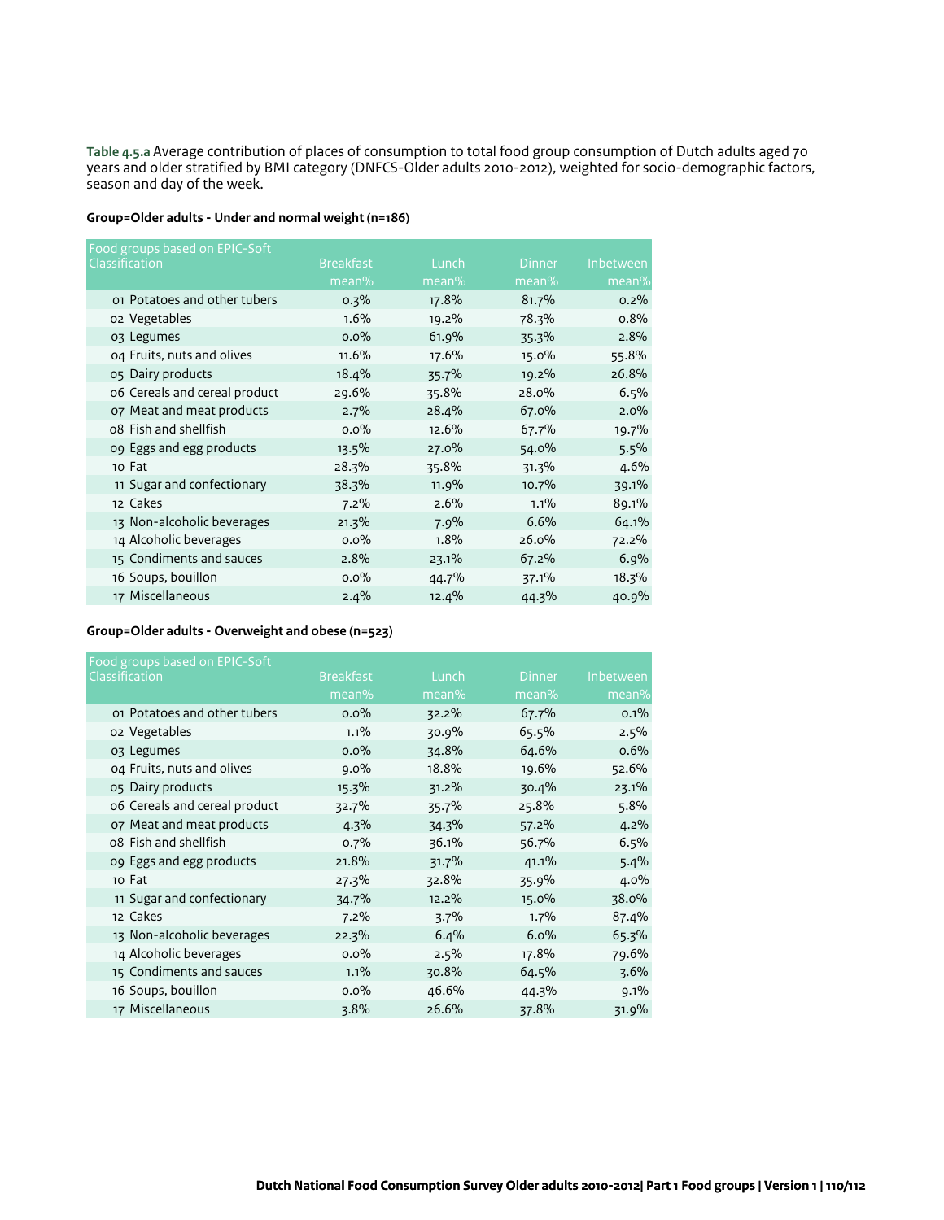**Table 4.5.a** Average contribution of places of consumption to total food group consumption of Dutch adults aged 70 years and older stratified by BMI category (DNFCS-Older adults 2010-2012), weighted for socio-demographic factors, season and day of the week.

**Group=Older adults - Under and normal weight (n=186)**

| Food groups based on EPIC-Soft Classification | Breakfast mean% | Lunch mean% | Dinner mean% | Inbetween mean% |
|---|---|---|---|---|
| 01 Potatoes and other tubers | 0.3% | 17.8% | 81.7% | 0.2% |
| 02 Vegetables | 1.6% | 19.2% | 78.3% | 0.8% |
| 03 Legumes | 0.0% | 61.9% | 35.3% | 2.8% |
| 04 Fruits, nuts and olives | 11.6% | 17.6% | 15.0% | 55.8% |
| 05 Dairy products | 18.4% | 35.7% | 19.2% | 26.8% |
| 06 Cereals and cereal product | 29.6% | 35.8% | 28.0% | 6.5% |
| 07 Meat and meat products | 2.7% | 28.4% | 67.0% | 2.0% |
| 08 Fish and shellfish | 0.0% | 12.6% | 67.7% | 19.7% |
| 09 Eggs and egg products | 13.5% | 27.0% | 54.0% | 5.5% |
| 10 Fat | 28.3% | 35.8% | 31.3% | 4.6% |
| 11 Sugar and confectionary | 38.3% | 11.9% | 10.7% | 39.1% |
| 12 Cakes | 7.2% | 2.6% | 1.1% | 89.1% |
| 13 Non-alcoholic beverages | 21.3% | 7.9% | 6.6% | 64.1% |
| 14 Alcoholic beverages | 0.0% | 1.8% | 26.0% | 72.2% |
| 15 Condiments and sauces | 2.8% | 23.1% | 67.2% | 6.9% |
| 16 Soups, bouillon | 0.0% | 44.7% | 37.1% | 18.3% |
| 17 Miscellaneous | 2.4% | 12.4% | 44.3% | 40.9% |

**Group=Older adults - Overweight and obese (n=523)**

| Food groups based on EPIC-Soft Classification | Breakfast mean% | Lunch mean% | Dinner mean% | Inbetween mean% |
|---|---|---|---|---|
| 01 Potatoes and other tubers | 0.0% | 32.2% | 67.7% | 0.1% |
| 02 Vegetables | 1.1% | 30.9% | 65.5% | 2.5% |
| 03 Legumes | 0.0% | 34.8% | 64.6% | 0.6% |
| 04 Fruits, nuts and olives | 9.0% | 18.8% | 19.6% | 52.6% |
| 05 Dairy products | 15.3% | 31.2% | 30.4% | 23.1% |
| 06 Cereals and cereal product | 32.7% | 35.7% | 25.8% | 5.8% |
| 07 Meat and meat products | 4.3% | 34.3% | 57.2% | 4.2% |
| 08 Fish and shellfish | 0.7% | 36.1% | 56.7% | 6.5% |
| 09 Eggs and egg products | 21.8% | 31.7% | 41.1% | 5.4% |
| 10 Fat | 27.3% | 32.8% | 35.9% | 4.0% |
| 11 Sugar and confectionary | 34.7% | 12.2% | 15.0% | 38.0% |
| 12 Cakes | 7.2% | 3.7% | 1.7% | 87.4% |
| 13 Non-alcoholic beverages | 22.3% | 6.4% | 6.0% | 65.3% |
| 14 Alcoholic beverages | 0.0% | 2.5% | 17.8% | 79.6% |
| 15 Condiments and sauces | 1.1% | 30.8% | 64.5% | 3.6% |
| 16 Soups, bouillon | 0.0% | 46.6% | 44.3% | 9.1% |
| 17 Miscellaneous | 3.8% | 26.6% | 37.8% | 31.9% |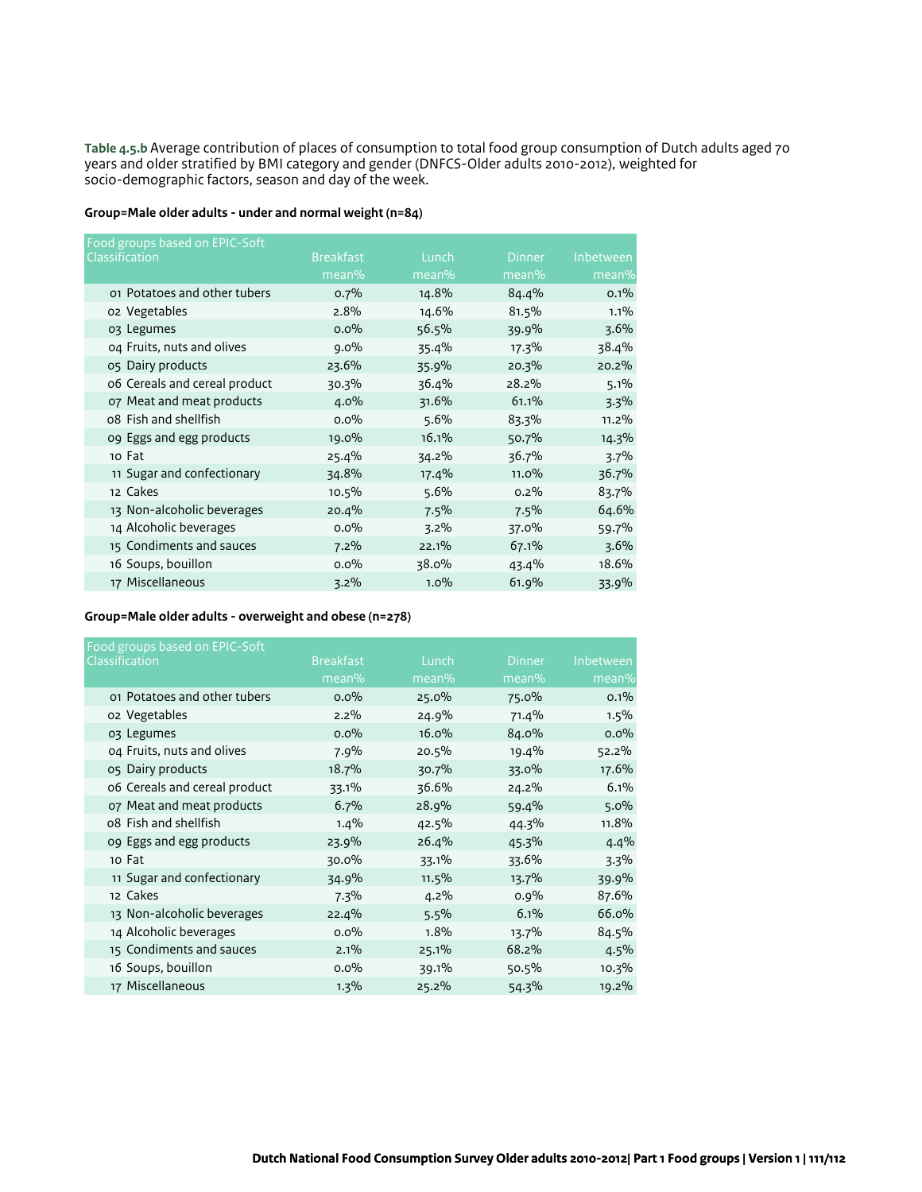**Table 4.5.b** Average contribution of places of consumption to total food group consumption of Dutch adults aged 70 years and older stratified by BMI category and gender (DNFCS-Older adults 2010-2012), weighted for socio-demographic factors, season and day of the week.

**Group=Male older adults - under and normal weight (n=84)**

| Food groups based on EPIC-Soft Classification | Breakfast mean% | Lunch mean% | Dinner mean% | Inbetween mean% |
|---|---|---|---|---|
| 01 Potatoes and other tubers | 0.7% | 14.8% | 84.4% | 0.1% |
| 02 Vegetables | 2.8% | 14.6% | 81.5% | 1.1% |
| 03 Legumes | 0.0% | 56.5% | 39.9% | 3.6% |
| 04 Fruits, nuts and olives | 9.0% | 35.4% | 17.3% | 38.4% |
| 05 Dairy products | 23.6% | 35.9% | 20.3% | 20.2% |
| 06 Cereals and cereal product | 30.3% | 36.4% | 28.2% | 5.1% |
| 07 Meat and meat products | 4.0% | 31.6% | 61.1% | 3.3% |
| 08 Fish and shellfish | 0.0% | 5.6% | 83.3% | 11.2% |
| 09 Eggs and egg products | 19.0% | 16.1% | 50.7% | 14.3% |
| 10 Fat | 25.4% | 34.2% | 36.7% | 3.7% |
| 11 Sugar and confectionary | 34.8% | 17.4% | 11.0% | 36.7% |
| 12 Cakes | 10.5% | 5.6% | 0.2% | 83.7% |
| 13 Non-alcoholic beverages | 20.4% | 7.5% | 7.5% | 64.6% |
| 14 Alcoholic beverages | 0.0% | 3.2% | 37.0% | 59.7% |
| 15 Condiments and sauces | 7.2% | 22.1% | 67.1% | 3.6% |
| 16 Soups, bouillon | 0.0% | 38.0% | 43.4% | 18.6% |
| 17 Miscellaneous | 3.2% | 1.0% | 61.9% | 33.9% |

**Group=Male older adults - overweight and obese (n=278)**

| Food groups based on EPIC-Soft Classification | Breakfast mean% | Lunch mean% | Dinner mean% | Inbetween mean% |
|---|---|---|---|---|
| 01 Potatoes and other tubers | 0.0% | 25.0% | 75.0% | 0.1% |
| 02 Vegetables | 2.2% | 24.9% | 71.4% | 1.5% |
| 03 Legumes | 0.0% | 16.0% | 84.0% | 0.0% |
| 04 Fruits, nuts and olives | 7.9% | 20.5% | 19.4% | 52.2% |
| 05 Dairy products | 18.7% | 30.7% | 33.0% | 17.6% |
| 06 Cereals and cereal product | 33.1% | 36.6% | 24.2% | 6.1% |
| 07 Meat and meat products | 6.7% | 28.9% | 59.4% | 5.0% |
| 08 Fish and shellfish | 1.4% | 42.5% | 44.3% | 11.8% |
| 09 Eggs and egg products | 23.9% | 26.4% | 45.3% | 4.4% |
| 10 Fat | 30.0% | 33.1% | 33.6% | 3.3% |
| 11 Sugar and confectionary | 34.9% | 11.5% | 13.7% | 39.9% |
| 12 Cakes | 7.3% | 4.2% | 0.9% | 87.6% |
| 13 Non-alcoholic beverages | 22.4% | 5.5% | 6.1% | 66.0% |
| 14 Alcoholic beverages | 0.0% | 1.8% | 13.7% | 84.5% |
| 15 Condiments and sauces | 2.1% | 25.1% | 68.2% | 4.5% |
| 16 Soups, bouillon | 0.0% | 39.1% | 50.5% | 10.3% |
| 17 Miscellaneous | 1.3% | 25.2% | 54.3% | 19.2% |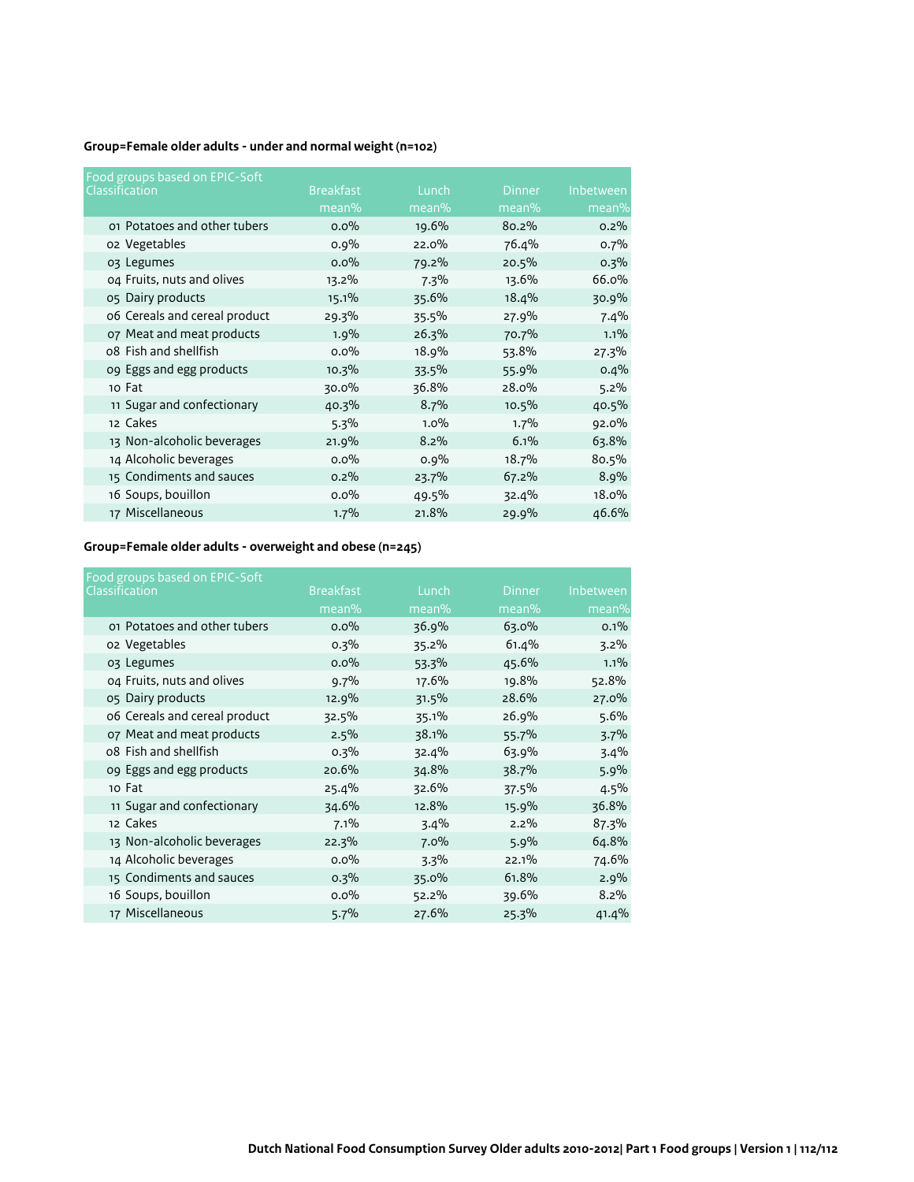**Group=Female older adults - under and normal weight (n=102)**

| Food groups based on EPIC-Soft Classification | Breakfast mean% | Lunch mean% | Dinner mean% | Inbetween mean% |
|---|---|---|---|---|
| 01 Potatoes and other tubers | 0.0% | 19.6% | 80.2% | 0.2% |
| 02 Vegetables | 0.9% | 22.0% | 76.4% | 0.7% |
| 03 Legumes | 0.0% | 79.2% | 20.5% | 0.3% |
| 04 Fruits, nuts and olives | 13.2% | 7.3% | 13.6% | 66.0% |
| 05 Dairy products | 15.1% | 35.6% | 18.4% | 30.9% |
| 06 Cereals and cereal product | 29.3% | 35.5% | 27.9% | 7.4% |
| 07 Meat and meat products | 1.9% | 26.3% | 70.7% | 1.1% |
| 08 Fish and shellfish | 0.0% | 18.9% | 53.8% | 27.3% |
| 09 Eggs and egg products | 10.3% | 33.5% | 55.9% | 0.4% |
| 10 Fat | 30.0% | 36.8% | 28.0% | 5.2% |
| 11 Sugar and confectionary | 40.3% | 8.7% | 10.5% | 40.5% |
| 12 Cakes | 5.3% | 1.0% | 1.7% | 92.0% |
| 13 Non-alcoholic beverages | 21.9% | 8.2% | 6.1% | 63.8% |
| 14 Alcoholic beverages | 0.0% | 0.9% | 18.7% | 80.5% |
| 15 Condiments and sauces | 0.2% | 23.7% | 67.2% | 8.9% |
| 16 Soups, bouillon | 0.0% | 49.5% | 32.4% | 18.0% |
| 17 Miscellaneous | 1.7% | 21.8% | 29.9% | 46.6% |

**Group=Female older adults - overweight and obese (n=245)**

| Food groups based on EPIC-Soft Classification | Breakfast mean% | Lunch mean% | Dinner mean% | Inbetween mean% |
|---|---|---|---|---|
| 01 Potatoes and other tubers | 0.0% | 36.9% | 63.0% | 0.1% |
| 02 Vegetables | 0.3% | 35.2% | 61.4% | 3.2% |
| 03 Legumes | 0.0% | 53.3% | 45.6% | 1.1% |
| 04 Fruits, nuts and olives | 9.7% | 17.6% | 19.8% | 52.8% |
| 05 Dairy products | 12.9% | 31.5% | 28.6% | 27.0% |
| 06 Cereals and cereal product | 32.5% | 35.1% | 26.9% | 5.6% |
| 07 Meat and meat products | 2.5% | 38.1% | 55.7% | 3.7% |
| 08 Fish and shellfish | 0.3% | 32.4% | 63.9% | 3.4% |
| 09 Eggs and egg products | 20.6% | 34.8% | 38.7% | 5.9% |
| 10 Fat | 25.4% | 32.6% | 37.5% | 4.5% |
| 11 Sugar and confectionary | 34.6% | 12.8% | 15.9% | 36.8% |
| 12 Cakes | 7.1% | 3.4% | 2.2% | 87.3% |
| 13 Non-alcoholic beverages | 22.3% | 7.0% | 5.9% | 64.8% |
| 14 Alcoholic beverages | 0.0% | 3.3% | 22.1% | 74.6% |
| 15 Condiments and sauces | 0.3% | 35.0% | 61.8% | 2.9% |
| 16 Soups, bouillon | 0.0% | 52.2% | 39.6% | 8.2% |
| 17 Miscellaneous | 5.7% | 27.6% | 25.3% | 41.4% |